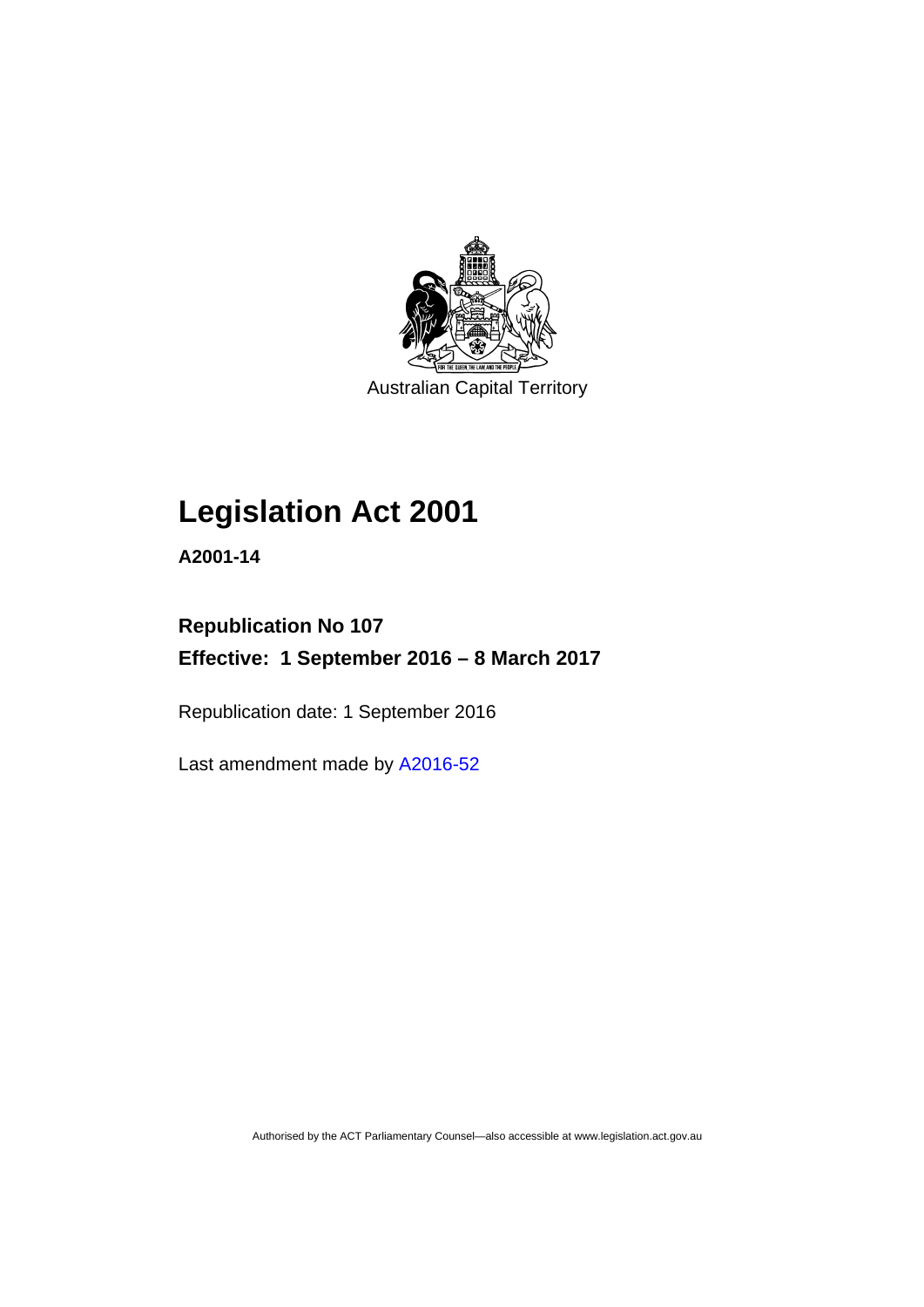Australian Capital Territory

# Legislation Act 2001

**A2001-14**

**Republication No 107**
**Effective: 1 September 2016 – 8 March 2017**

Republication date: 1 September 2016

Last amendment made by A2016-52

Authorised by the ACT Parliamentary Counsel—also accessible at www.legislation.act.gov.au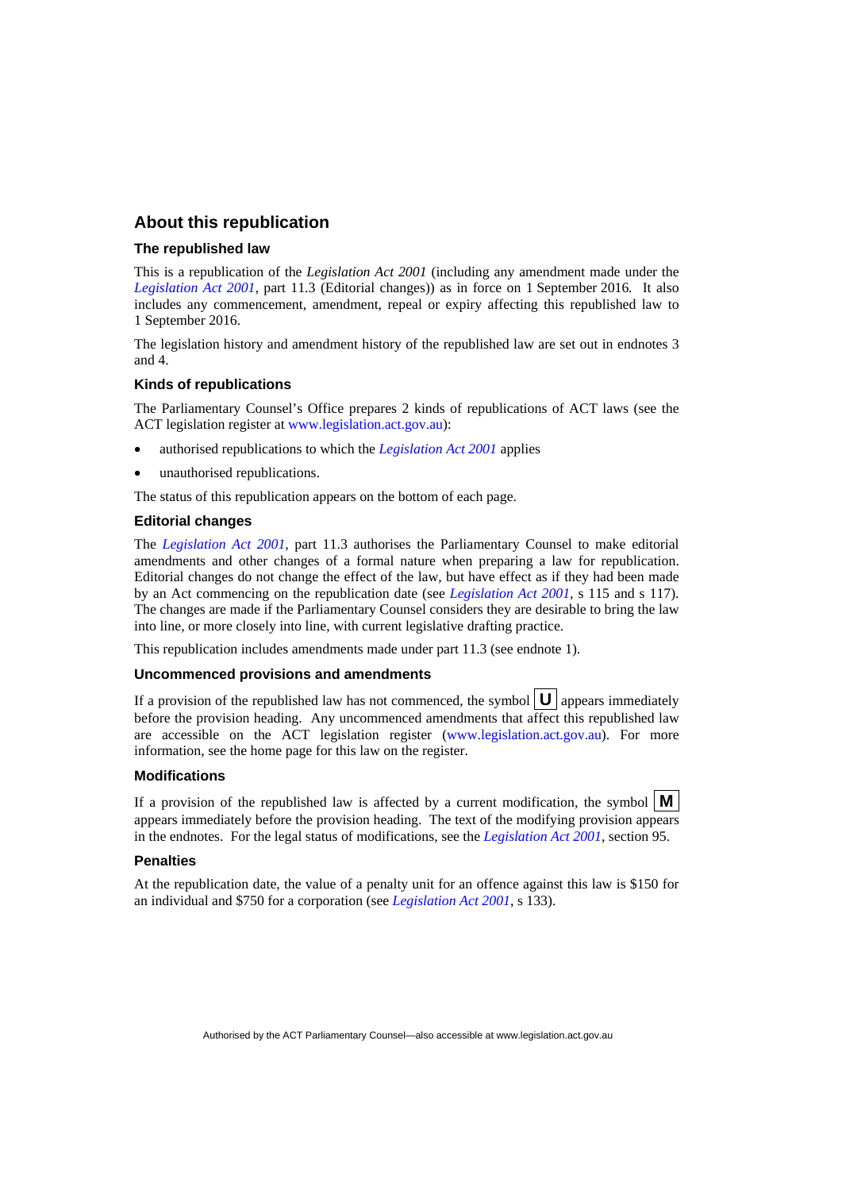## About this republication

### The republished law

This is a republication of the *Legislation Act 2001* (including any amendment made under the *Legislation Act 2001*, part 11.3 (Editorial changes)) as in force on 1 September 2016*.* It also includes any commencement, amendment, repeal or expiry affecting this republished law to 1 September 2016.

The legislation history and amendment history of the republished law are set out in endnotes 3 and 4.

### Kinds of republications

The Parliamentary Counsel's Office prepares 2 kinds of republications of ACT laws (see the ACT legislation register at www.legislation.act.gov.au):

- authorised republications to which the *Legislation Act 2001* applies
- unauthorised republications.

The status of this republication appears on the bottom of each page.

### Editorial changes

The *Legislation Act 2001*, part 11.3 authorises the Parliamentary Counsel to make editorial amendments and other changes of a formal nature when preparing a law for republication. Editorial changes do not change the effect of the law, but have effect as if they had been made by an Act commencing on the republication date (see *Legislation Act 2001*, s 115 and s 117). The changes are made if the Parliamentary Counsel considers they are desirable to bring the law into line, or more closely into line, with current legislative drafting practice.

This republication includes amendments made under part 11.3 (see endnote 1).

### Uncommenced provisions and amendments

If a provision of the republished law has not commenced, the symbol **U** appears immediately before the provision heading. Any uncommenced amendments that affect this republished law are accessible on the ACT legislation register (www.legislation.act.gov.au). For more information, see the home page for this law on the register.

### Modifications

If a provision of the republished law is affected by a current modification, the symbol **M** appears immediately before the provision heading. The text of the modifying provision appears in the endnotes. For the legal status of modifications, see the *Legislation Act 2001*, section 95.

### Penalties

At the republication date, the value of a penalty unit for an offence against this law is $150 for an individual and $750 for a corporation (see *Legislation Act 2001*, s 133).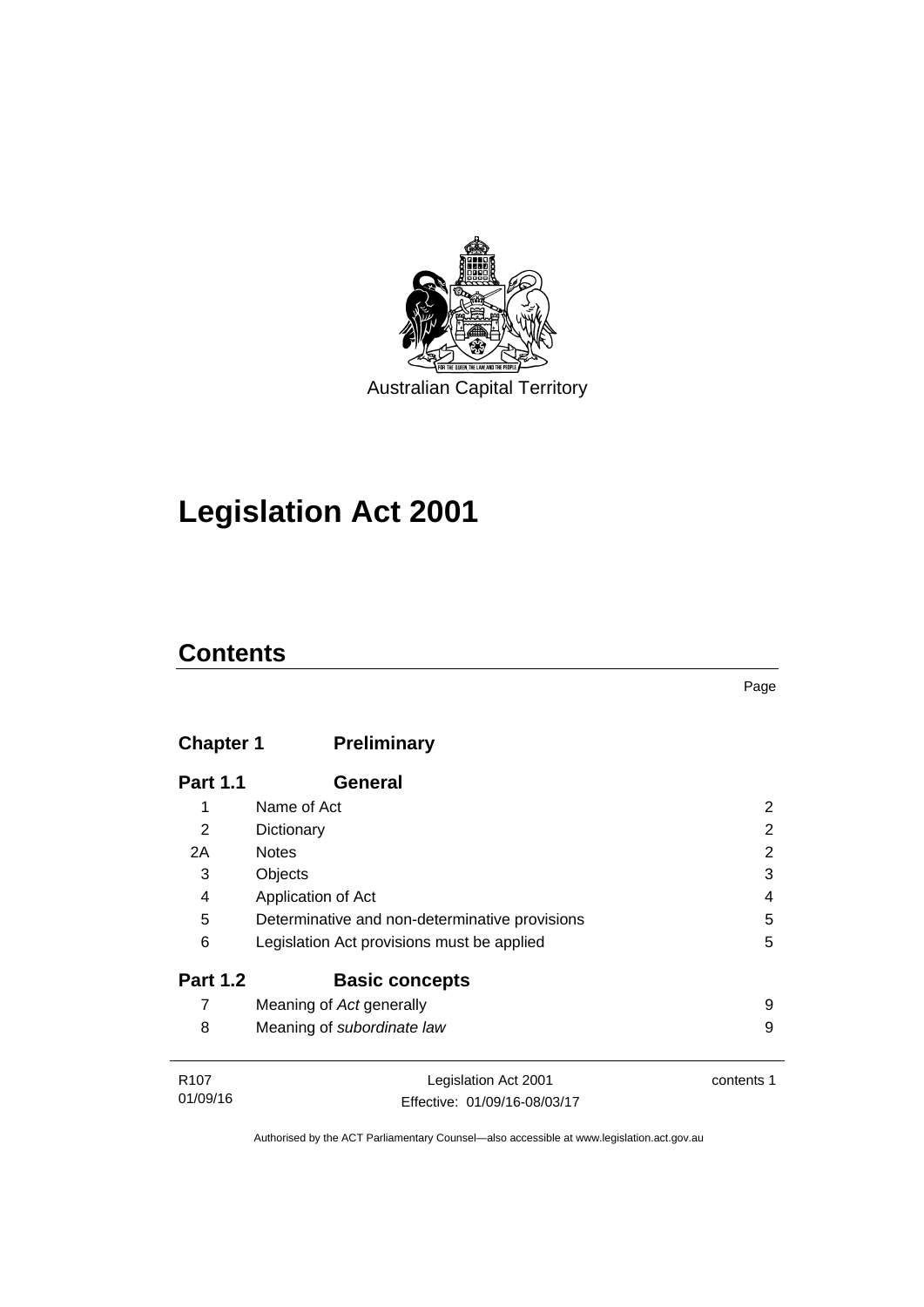Australian Capital Territory

# Legislation Act 2001

## Contents

| | | Page |
|---|---|---|
| **Chapter 1** | **Preliminary** | |
| **Part 1.1** | **General** | |
| 1 | Name of Act | 2 |
| 2 | Dictionary | 2 |
| 2A | Notes | 2 |
| 3 | Objects | 3 |
| 4 | Application of Act | 4 |
| 5 | Determinative and non-determinative provisions | 5 |
| 6 | Legislation Act provisions must be applied | 5 |
| **Part 1.2** | **Basic concepts** | |
| 7 | Meaning of *Act* generally | 9 |
| 8 | Meaning of *subordinate law* | 9 |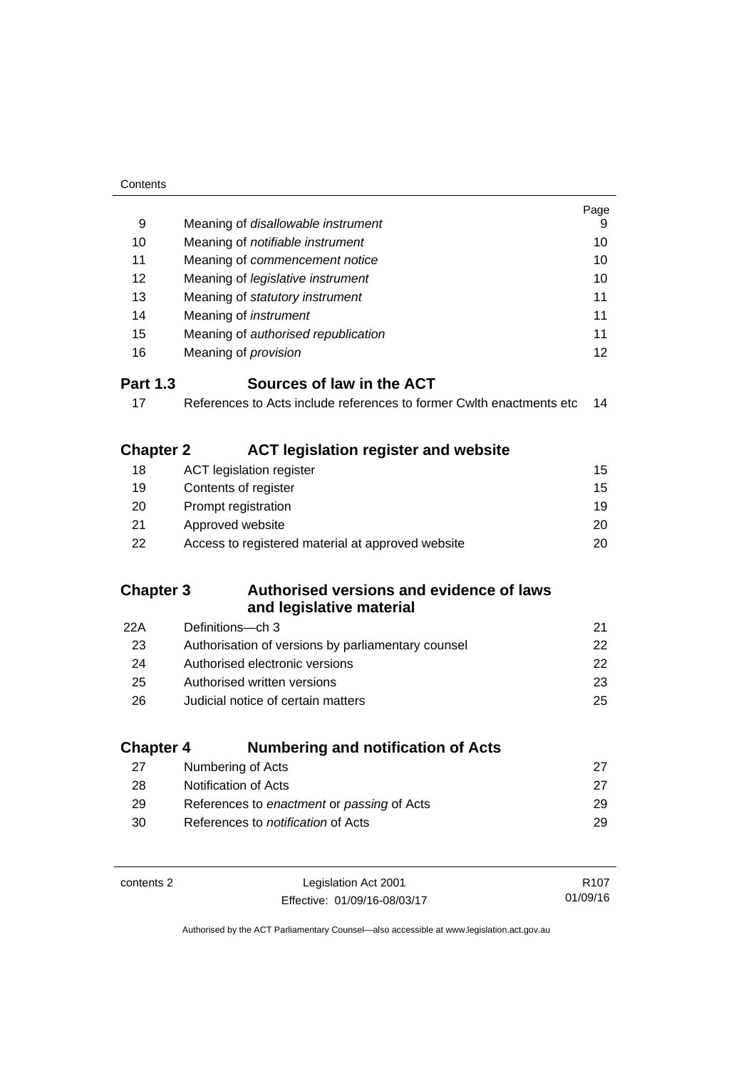| | | Page |
|---|---|---|
| 9 | Meaning of *disallowable instrument* | 9 |
| 10 | Meaning of *notifiable instrument* | 10 |
| 11 | Meaning of *commencement notice* | 10 |
| 12 | Meaning of *legislative instrument* | 10 |
| 13 | Meaning of *statutory instrument* | 11 |
| 14 | Meaning of *instrument* | 11 |
| 15 | Meaning of *authorised republication* | 11 |
| 16 | Meaning of *provision* | 12 |

## Part 1.3 Sources of law in the ACT

| | | |
|---|---|---|
| 17 | References to Acts include references to former Cwlth enactments etc | 14 |

## Chapter 2 ACT legislation register and website

| | | |
|---|---|---|
| 18 | ACT legislation register | 15 |
| 19 | Contents of register | 15 |
| 20 | Prompt registration | 19 |
| 21 | Approved website | 20 |
| 22 | Access to registered material at approved website | 20 |

## Chapter 3 Authorised versions and evidence of laws and legislative material

| | | |
|---|---|---|
| 22A | Definitions—ch 3 | 21 |
| 23 | Authorisation of versions by parliamentary counsel | 22 |
| 24 | Authorised electronic versions | 22 |
| 25 | Authorised written versions | 23 |
| 26 | Judicial notice of certain matters | 25 |

## Chapter 4 Numbering and notification of Acts

| | | |
|---|---|---|
| 27 | Numbering of Acts | 27 |
| 28 | Notification of Acts | 27 |
| 29 | References to *enactment* or *passing* of Acts | 29 |
| 30 | References to *notification* of Acts | 29 |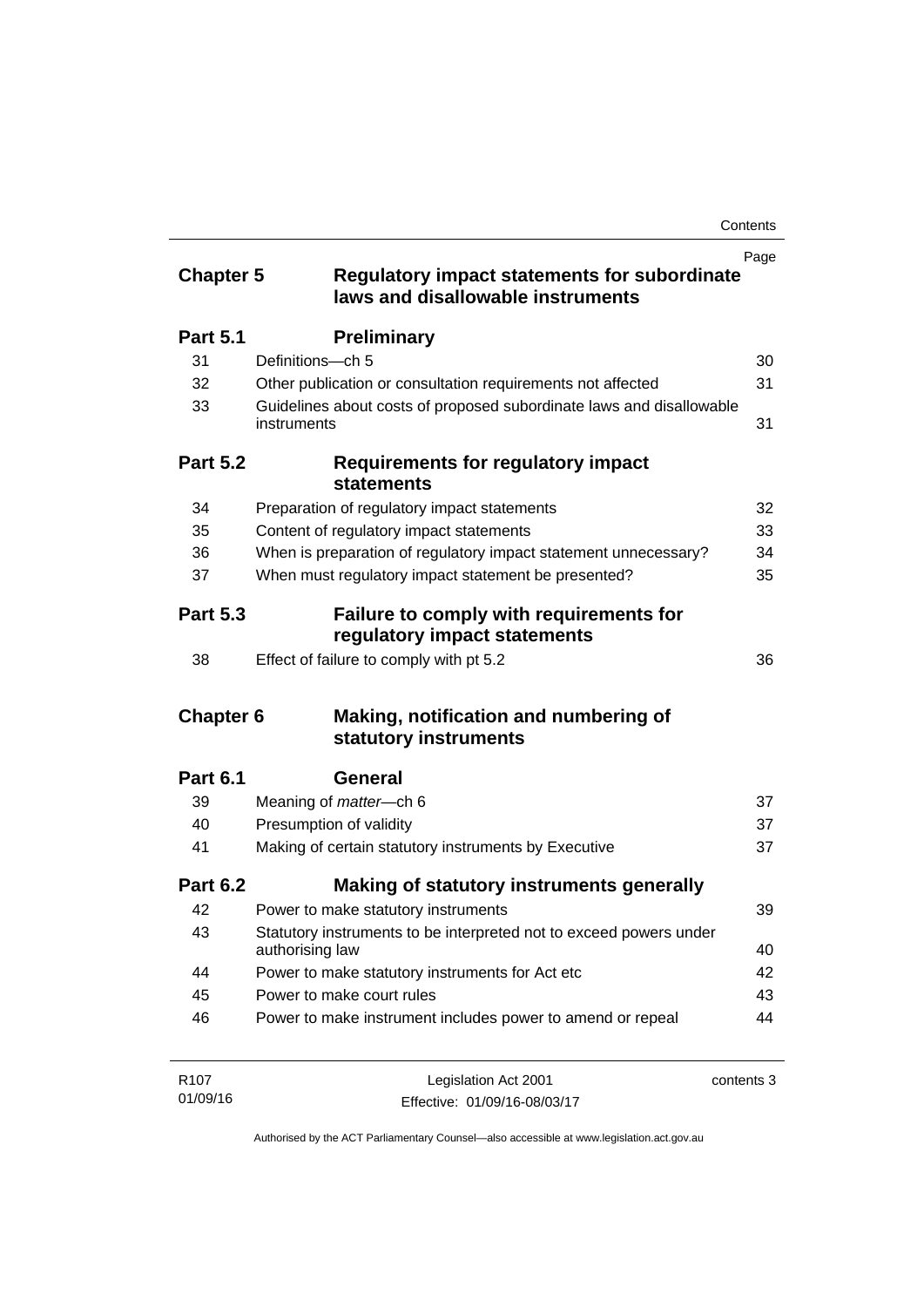| | | Page |
|---|---|---|
| **Chapter 5** | **Regulatory impact statements for subordinate laws and disallowable instruments** | |
| **Part 5.1** | **Preliminary** | |
| 31 | Definitions—ch 5 | 30 |
| 32 | Other publication or consultation requirements not affected | 31 |
| 33 | Guidelines about costs of proposed subordinate laws and disallowable instruments | 31 |
| **Part 5.2** | **Requirements for regulatory impact statements** | |
| 34 | Preparation of regulatory impact statements | 32 |
| 35 | Content of regulatory impact statements | 33 |
| 36 | When is preparation of regulatory impact statement unnecessary? | 34 |
| 37 | When must regulatory impact statement be presented? | 35 |
| **Part 5.3** | **Failure to comply with requirements for regulatory impact statements** | |
| 38 | Effect of failure to comply with pt 5.2 | 36 |
| **Chapter 6** | **Making, notification and numbering of statutory instruments** | |
| **Part 6.1** | **General** | |
| 39 | Meaning of *matter*—ch 6 | 37 |
| 40 | Presumption of validity | 37 |
| 41 | Making of certain statutory instruments by Executive | 37 |
| **Part 6.2** | **Making of statutory instruments generally** | |
| 42 | Power to make statutory instruments | 39 |
| 43 | Statutory instruments to be interpreted not to exceed powers under authorising law | 40 |
| 44 | Power to make statutory instruments for Act etc | 42 |
| 45 | Power to make court rules | 43 |
| 46 | Power to make instrument includes power to amend or repeal | 44 |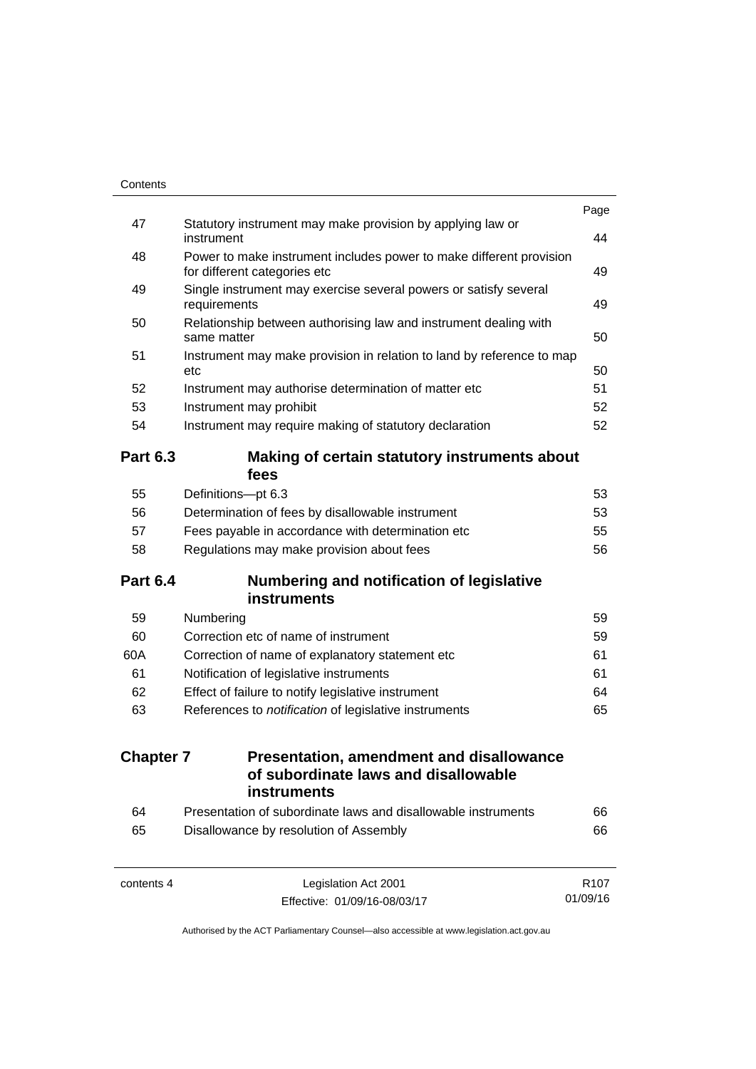| | | Page |
|---|---|---|
| 47 | Statutory instrument may make provision by applying law or instrument | 44 |
| 48 | Power to make instrument includes power to make different provision for different categories etc | 49 |
| 49 | Single instrument may exercise several powers or satisfy several requirements | 49 |
| 50 | Relationship between authorising law and instrument dealing with same matter | 50 |
| 51 | Instrument may make provision in relation to land by reference to map etc | 50 |
| 52 | Instrument may authorise determination of matter etc | 51 |
| 53 | Instrument may prohibit | 52 |
| 54 | Instrument may require making of statutory declaration | 52 |

## Part 6.3 Making of certain statutory instruments about fees

| | | |
|---|---|---|
| 55 | Definitions—pt 6.3 | 53 |
| 56 | Determination of fees by disallowable instrument | 53 |
| 57 | Fees payable in accordance with determination etc | 55 |
| 58 | Regulations may make provision about fees | 56 |

## Part 6.4 Numbering and notification of legislative instruments

| | | |
|---|---|---|
| 59 | Numbering | 59 |
| 60 | Correction etc of name of instrument | 59 |
| 60A | Correction of name of explanatory statement etc | 61 |
| 61 | Notification of legislative instruments | 61 |
| 62 | Effect of failure to notify legislative instrument | 64 |
| 63 | References to *notification* of legislative instruments | 65 |

# Chapter 7 Presentation, amendment and disallowance of subordinate laws and disallowable instruments

| | | |
|---|---|---|
| 64 | Presentation of subordinate laws and disallowable instruments | 66 |
| 65 | Disallowance by resolution of Assembly | 66 |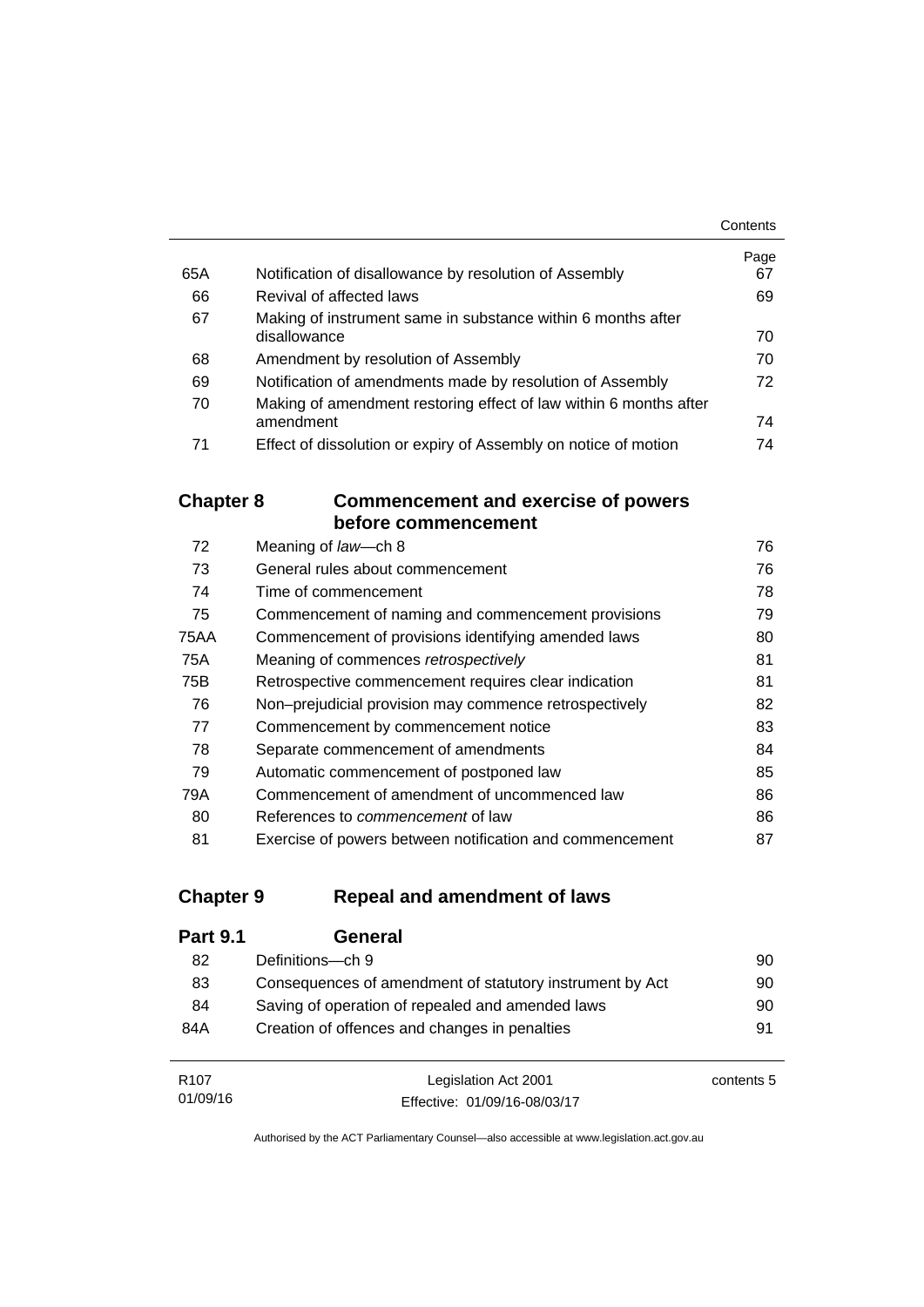| | | Page |
|---|---|---|
| 65A | Notification of disallowance by resolution of Assembly | 67 |
| 66 | Revival of affected laws | 69 |
| 67 | Making of instrument same in substance within 6 months after disallowance | 70 |
| 68 | Amendment by resolution of Assembly | 70 |
| 69 | Notification of amendments made by resolution of Assembly | 72 |
| 70 | Making of amendment restoring effect of law within 6 months after amendment | 74 |
| 71 | Effect of dissolution or expiry of Assembly on notice of motion | 74 |

## Chapter 8 Commencement and exercise of powers before commencement

| | | |
|---|---|---|
| 72 | Meaning of *law*—ch 8 | 76 |
| 73 | General rules about commencement | 76 |
| 74 | Time of commencement | 78 |
| 75 | Commencement of naming and commencement provisions | 79 |
| 75AA | Commencement of provisions identifying amended laws | 80 |
| 75A | Meaning of commences *retrospectively* | 81 |
| 75B | Retrospective commencement requires clear indication | 81 |
| 76 | Non–prejudicial provision may commence retrospectively | 82 |
| 77 | Commencement by commencement notice | 83 |
| 78 | Separate commencement of amendments | 84 |
| 79 | Automatic commencement of postponed law | 85 |
| 79A | Commencement of amendment of uncommenced law | 86 |
| 80 | References to *commencement* of law | 86 |
| 81 | Exercise of powers between notification and commencement | 87 |

## Chapter 9 Repeal and amendment of laws

### Part 9.1 General

| | | |
|---|---|---|
| 82 | Definitions—ch 9 | 90 |
| 83 | Consequences of amendment of statutory instrument by Act | 90 |
| 84 | Saving of operation of repealed and amended laws | 90 |
| 84A | Creation of offences and changes in penalties | 91 |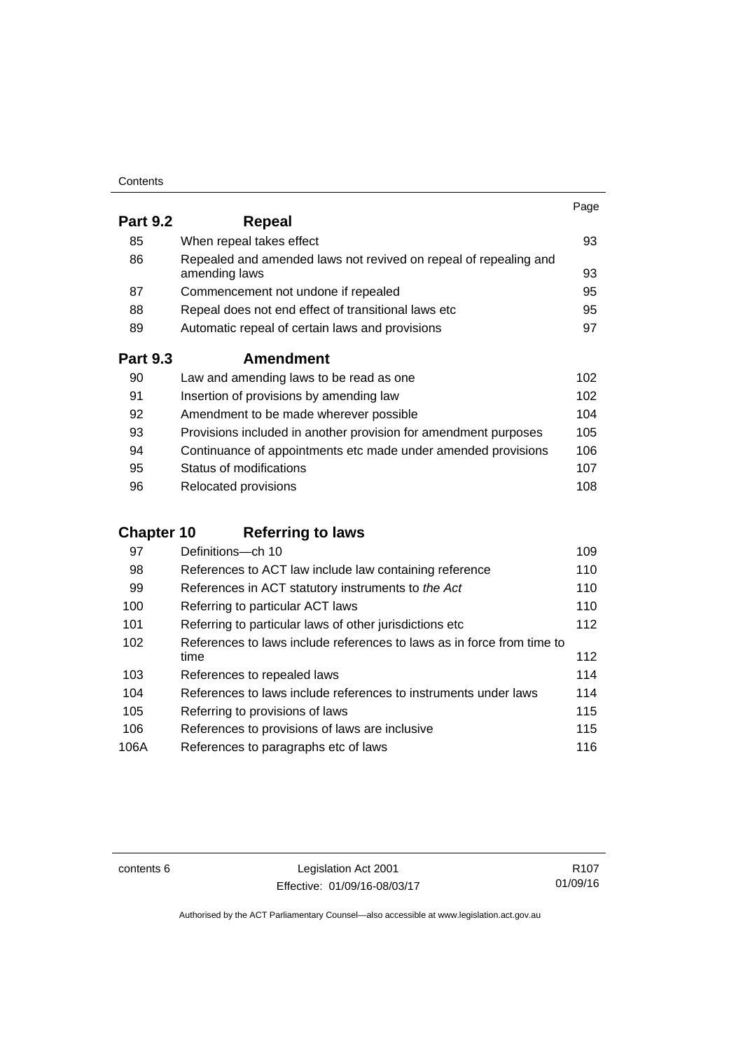| | | Page |
|---|---|---|
| **Part 9.2** | **Repeal** | |
| 85 | When repeal takes effect | 93 |
| 86 | Repealed and amended laws not revived on repeal of repealing and amending laws | 93 |
| 87 | Commencement not undone if repealed | 95 |
| 88 | Repeal does not end effect of transitional laws etc | 95 |
| 89 | Automatic repeal of certain laws and provisions | 97 |
| **Part 9.3** | **Amendment** | |
| 90 | Law and amending laws to be read as one | 102 |
| 91 | Insertion of provisions by amending law | 102 |
| 92 | Amendment to be made wherever possible | 104 |
| 93 | Provisions included in another provision for amendment purposes | 105 |
| 94 | Continuance of appointments etc made under amended provisions | 106 |
| 95 | Status of modifications | 107 |
| 96 | Relocated provisions | 108 |
| **Chapter 10** | **Referring to laws** | |
| 97 | Definitions—ch 10 | 109 |
| 98 | References to ACT law include law containing reference | 110 |
| 99 | References in ACT statutory instruments to *the Act* | 110 |
| 100 | Referring to particular ACT laws | 110 |
| 101 | Referring to particular laws of other jurisdictions etc | 112 |
| 102 | References to laws include references to laws as in force from time to time | 112 |
| 103 | References to repealed laws | 114 |
| 104 | References to laws include references to instruments under laws | 114 |
| 105 | Referring to provisions of laws | 115 |
| 106 | References to provisions of laws are inclusive | 115 |
| 106A | References to paragraphs etc of laws | 116 |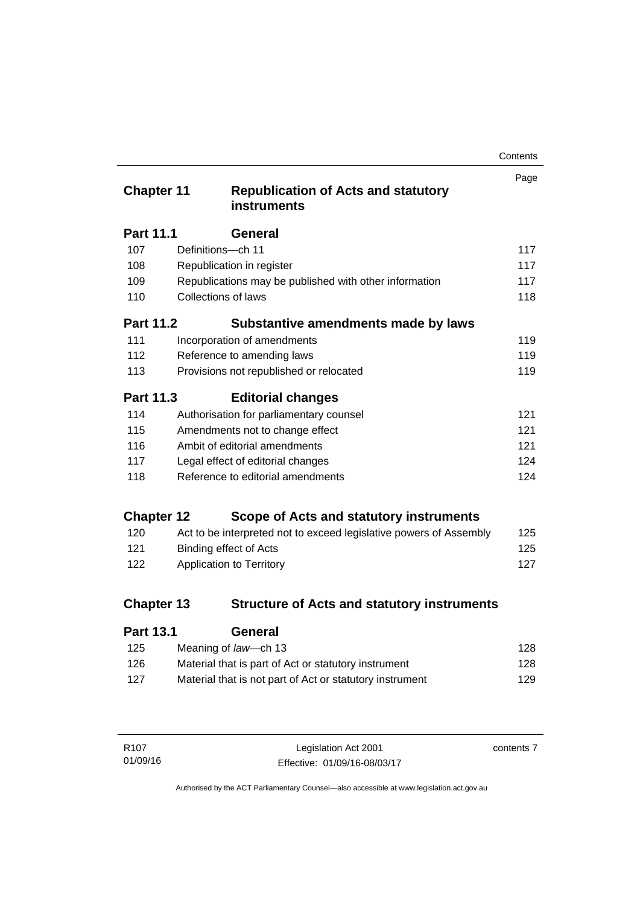| | | Page |
|---|---|---|
| **Chapter 11** | **Republication of Acts and statutory instruments** | |
| **Part 11.1** | **General** | |
| 107 | Definitions—ch 11 | 117 |
| 108 | Republication in register | 117 |
| 109 | Republications may be published with other information | 117 |
| 110 | Collections of laws | 118 |
| **Part 11.2** | **Substantive amendments made by laws** | |
| 111 | Incorporation of amendments | 119 |
| 112 | Reference to amending laws | 119 |
| 113 | Provisions not republished or relocated | 119 |
| **Part 11.3** | **Editorial changes** | |
| 114 | Authorisation for parliamentary counsel | 121 |
| 115 | Amendments not to change effect | 121 |
| 116 | Ambit of editorial amendments | 121 |
| 117 | Legal effect of editorial changes | 124 |
| 118 | Reference to editorial amendments | 124 |
| **Chapter 12** | **Scope of Acts and statutory instruments** | |
| 120 | Act to be interpreted not to exceed legislative powers of Assembly | 125 |
| 121 | Binding effect of Acts | 125 |
| 122 | Application to Territory | 127 |
| **Chapter 13** | **Structure of Acts and statutory instruments** | |
| **Part 13.1** | **General** | |
| 125 | Meaning of *law*—ch 13 | 128 |
| 126 | Material that is part of Act or statutory instrument | 128 |
| 127 | Material that is not part of Act or statutory instrument | 129 |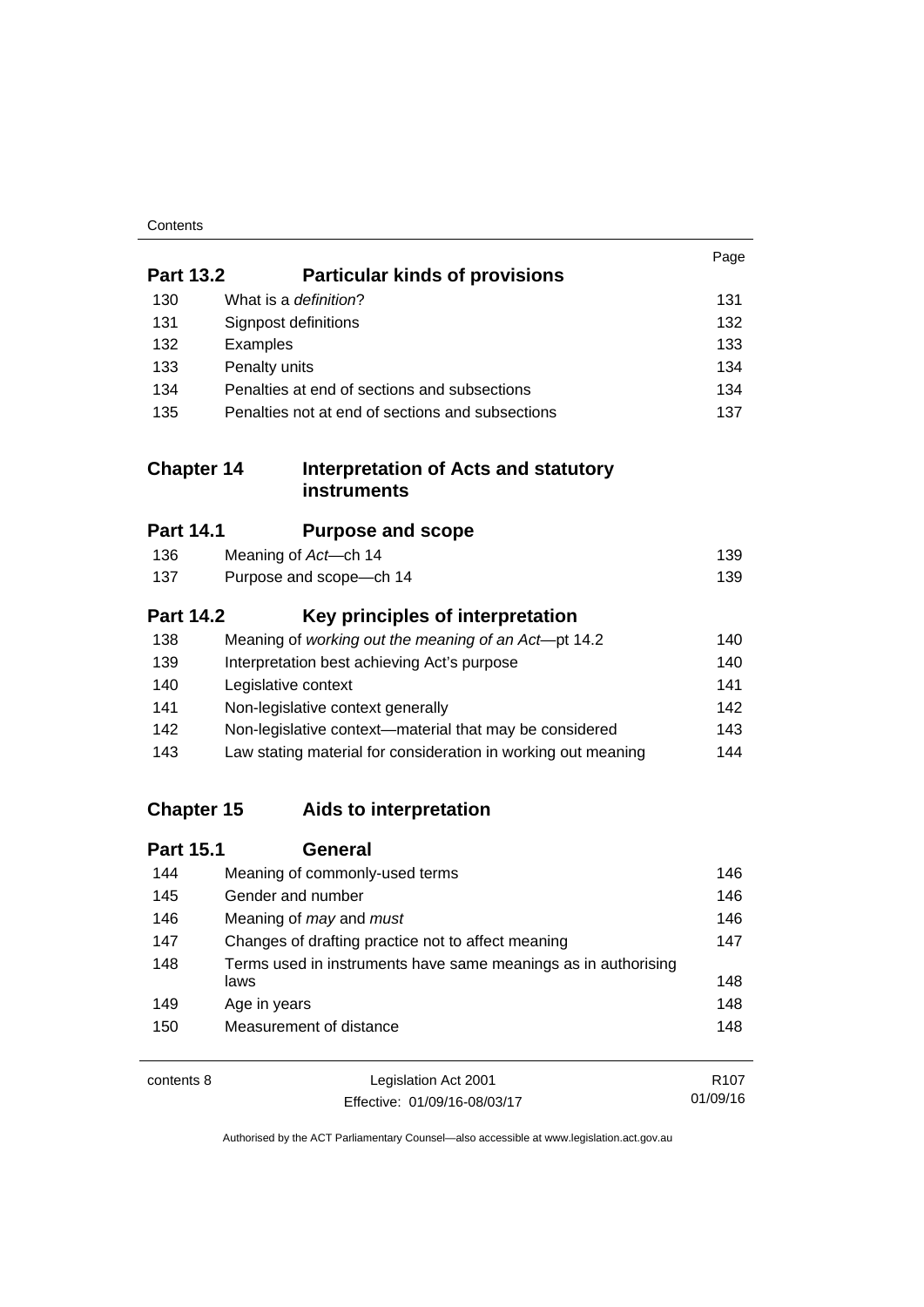| | | Page |
|---|---|---|
| **Part 13.2** | **Particular kinds of provisions** | |
| 130 | What is a *definition*? | 131 |
| 131 | Signpost definitions | 132 |
| 132 | Examples | 133 |
| 133 | Penalty units | 134 |
| 134 | Penalties at end of sections and subsections | 134 |
| 135 | Penalties not at end of sections and subsections | 137 |
| **Chapter 14** | **Interpretation of Acts and statutory instruments** | |
| **Part 14.1** | **Purpose and scope** | |
| 136 | Meaning of *Act*—ch 14 | 139 |
| 137 | Purpose and scope—ch 14 | 139 |
| **Part 14.2** | **Key principles of interpretation** | |
| 138 | Meaning of *working out the meaning of an Act*—pt 14.2 | 140 |
| 139 | Interpretation best achieving Act's purpose | 140 |
| 140 | Legislative context | 141 |
| 141 | Non-legislative context generally | 142 |
| 142 | Non-legislative context—material that may be considered | 143 |
| 143 | Law stating material for consideration in working out meaning | 144 |
| **Chapter 15** | **Aids to interpretation** | |
| **Part 15.1** | **General** | |
| 144 | Meaning of commonly-used terms | 146 |
| 145 | Gender and number | 146 |
| 146 | Meaning of *may* and *must* | 146 |
| 147 | Changes of drafting practice not to affect meaning | 147 |
| 148 | Terms used in instruments have same meanings as in authorising laws | 148 |
| 149 | Age in years | 148 |
| 150 | Measurement of distance | 148 |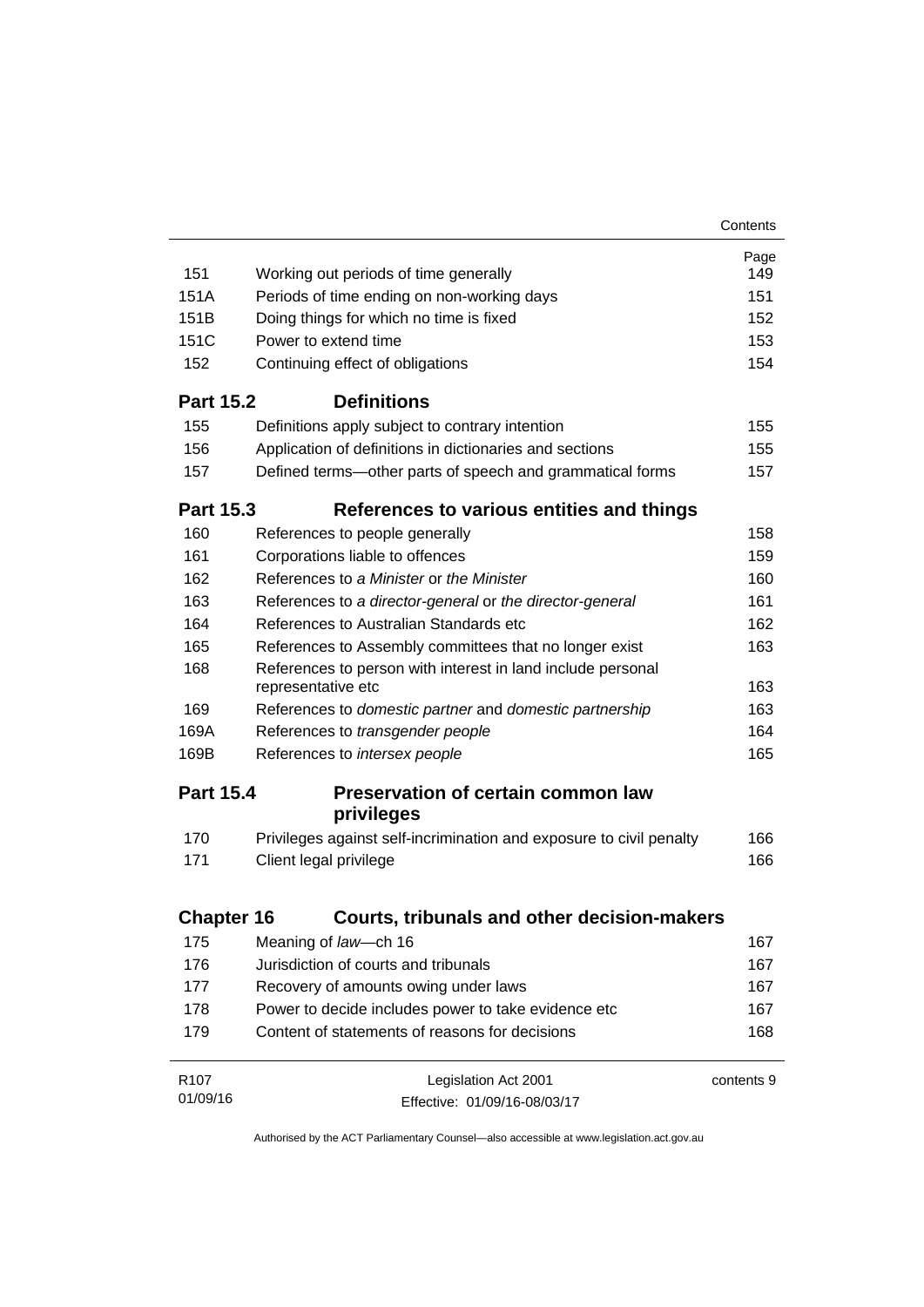| | | Page |
|---|---|---|
| 151 | Working out periods of time generally | 149 |
| 151A | Periods of time ending on non-working days | 151 |
| 151B | Doing things for which no time is fixed | 152 |
| 151C | Power to extend time | 153 |
| 152 | Continuing effect of obligations | 154 |

**Part 15.2 Definitions**

| | | |
|---|---|---|
| 155 | Definitions apply subject to contrary intention | 155 |
| 156 | Application of definitions in dictionaries and sections | 155 |
| 157 | Defined terms—other parts of speech and grammatical forms | 157 |

**Part 15.3 References to various entities and things**

| | | |
|---|---|---|
| 160 | References to people generally | 158 |
| 161 | Corporations liable to offences | 159 |
| 162 | References to *a Minister* or *the Minister* | 160 |
| 163 | References to *a director-general* or *the director-general* | 161 |
| 164 | References to Australian Standards etc | 162 |
| 165 | References to Assembly committees that no longer exist | 163 |
| 168 | References to person with interest in land include personal representative etc | 163 |
| 169 | References to *domestic partner* and *domestic partnership* | 163 |
| 169A | References to *transgender people* | 164 |
| 169B | References to *intersex people* | 165 |

**Part 15.4 Preservation of certain common law privileges**

| | | |
|---|---|---|
| 170 | Privileges against self-incrimination and exposure to civil penalty | 166 |
| 171 | Client legal privilege | 166 |

**Chapter 16 Courts, tribunals and other decision-makers**

| | | |
|---|---|---|
| 175 | Meaning of *law*—ch 16 | 167 |
| 176 | Jurisdiction of courts and tribunals | 167 |
| 177 | Recovery of amounts owing under laws | 167 |
| 178 | Power to decide includes power to take evidence etc | 167 |
| 179 | Content of statements of reasons for decisions | 168 |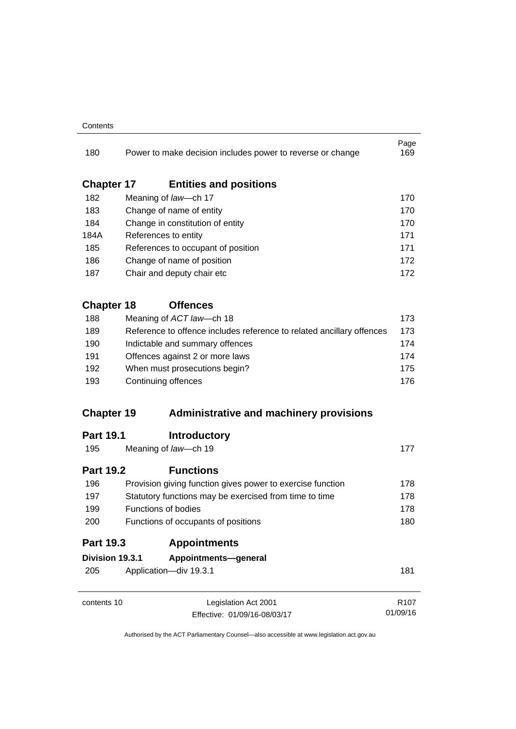| | | Page |
|---|---|---|
| 180 | Power to make decision includes power to reverse or change | 169 |

## Chapter 17 Entities and positions

| | | |
|---|---|---|
| 182 | Meaning of *law*—ch 17 | 170 |
| 183 | Change of name of entity | 170 |
| 184 | Change in constitution of entity | 170 |
| 184A | References to entity | 171 |
| 185 | References to occupant of position | 171 |
| 186 | Change of name of position | 172 |
| 187 | Chair and deputy chair etc | 172 |

## Chapter 18 Offences

| | | |
|---|---|---|
| 188 | Meaning of *ACT law*—ch 18 | 173 |
| 189 | Reference to offence includes reference to related ancillary offences | 173 |
| 190 | Indictable and summary offences | 174 |
| 191 | Offences against 2 or more laws | 174 |
| 192 | When must prosecutions begin? | 175 |
| 193 | Continuing offences | 176 |

## Chapter 19 Administrative and machinery provisions

### Part 19.1 Introductory

| | | |
|---|---|---|
| 195 | Meaning of *law*—ch 19 | 177 |

### Part 19.2 Functions

| | | |
|---|---|---|
| 196 | Provision giving function gives power to exercise function | 178 |
| 197 | Statutory functions may be exercised from time to time | 178 |
| 199 | Functions of bodies | 178 |
| 200 | Functions of occupants of positions | 180 |

### Part 19.3 Appointments

#### Division 19.3.1 Appointments—general

| | | |
|---|---|---|
| 205 | Application—div 19.3.1 | 181 |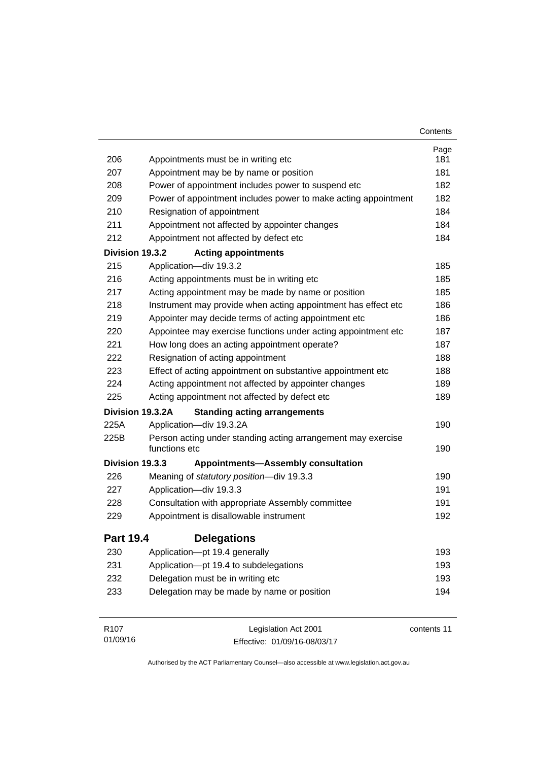| | | Page |
|---|---|---|
| 206 | Appointments must be in writing etc | 181 |
| 207 | Appointment may be by name or position | 181 |
| 208 | Power of appointment includes power to suspend etc | 182 |
| 209 | Power of appointment includes power to make acting appointment | 182 |
| 210 | Resignation of appointment | 184 |
| 211 | Appointment not affected by appointer changes | 184 |
| 212 | Appointment not affected by defect etc | 184 |
| **Division 19.3.2** | **Acting appointments** | |
| 215 | Application—div 19.3.2 | 185 |
| 216 | Acting appointments must be in writing etc | 185 |
| 217 | Acting appointment may be made by name or position | 185 |
| 218 | Instrument may provide when acting appointment has effect etc | 186 |
| 219 | Appointer may decide terms of acting appointment etc | 186 |
| 220 | Appointee may exercise functions under acting appointment etc | 187 |
| 221 | How long does an acting appointment operate? | 187 |
| 222 | Resignation of acting appointment | 188 |
| 223 | Effect of acting appointment on substantive appointment etc | 188 |
| 224 | Acting appointment not affected by appointer changes | 189 |
| 225 | Acting appointment not affected by defect etc | 189 |
| **Division 19.3.2A** | **Standing acting arrangements** | |
| 225A | Application—div 19.3.2A | 190 |
| 225B | Person acting under standing acting arrangement may exercise functions etc | 190 |
| **Division 19.3.3** | **Appointments—Assembly consultation** | |
| 226 | Meaning of *statutory position*—div 19.3.3 | 190 |
| 227 | Application—div 19.3.3 | 191 |
| 228 | Consultation with appropriate Assembly committee | 191 |
| 229 | Appointment is disallowable instrument | 192 |
| **Part 19.4** | **Delegations** | |
| 230 | Application—pt 19.4 generally | 193 |
| 231 | Application—pt 19.4 to subdelegations | 193 |
| 232 | Delegation must be in writing etc | 193 |
| 233 | Delegation may be made by name or position | 194 |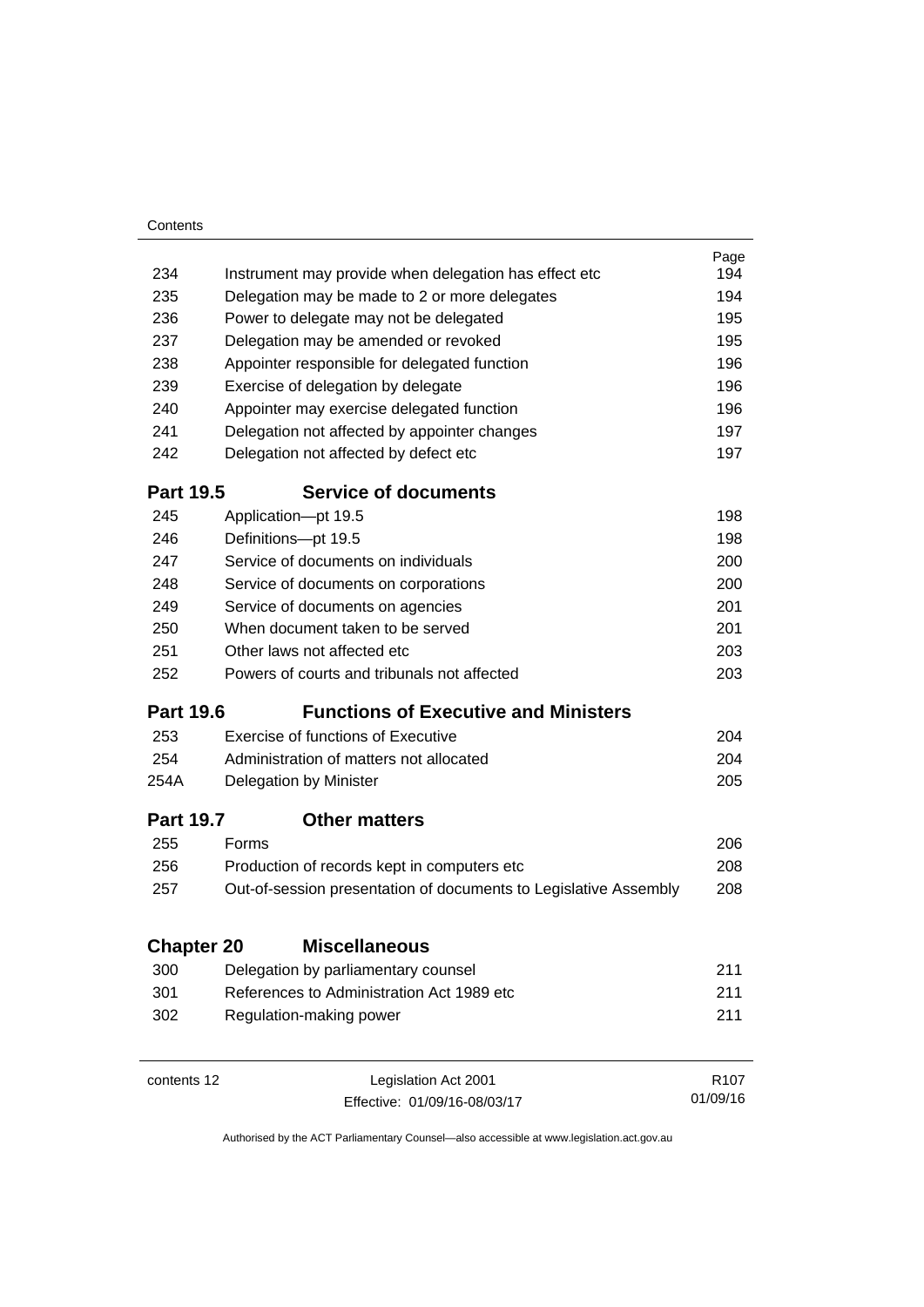| | | Page |
|---|---|---|
| 234 | Instrument may provide when delegation has effect etc | 194 |
| 235 | Delegation may be made to 2 or more delegates | 194 |
| 236 | Power to delegate may not be delegated | 195 |
| 237 | Delegation may be amended or revoked | 195 |
| 238 | Appointer responsible for delegated function | 196 |
| 239 | Exercise of delegation by delegate | 196 |
| 240 | Appointer may exercise delegated function | 196 |
| 241 | Delegation not affected by appointer changes | 197 |
| 242 | Delegation not affected by defect etc | 197 |

## Part 19.5 Service of documents

| | | |
|---|---|---|
| 245 | Application—pt 19.5 | 198 |
| 246 | Definitions—pt 19.5 | 198 |
| 247 | Service of documents on individuals | 200 |
| 248 | Service of documents on corporations | 200 |
| 249 | Service of documents on agencies | 201 |
| 250 | When document taken to be served | 201 |
| 251 | Other laws not affected etc | 203 |
| 252 | Powers of courts and tribunals not affected | 203 |

## Part 19.6 Functions of Executive and Ministers

| | | |
|---|---|---|
| 253 | Exercise of functions of Executive | 204 |
| 254 | Administration of matters not allocated | 204 |
| 254A | Delegation by Minister | 205 |

## Part 19.7 Other matters

| | | |
|---|---|---|
| 255 | Forms | 206 |
| 256 | Production of records kept in computers etc | 208 |
| 257 | Out-of-session presentation of documents to Legislative Assembly | 208 |

# Chapter 20 Miscellaneous

| | | |
|---|---|---|
| 300 | Delegation by parliamentary counsel | 211 |
| 301 | References to Administration Act 1989 etc | 211 |
| 302 | Regulation-making power | 211 |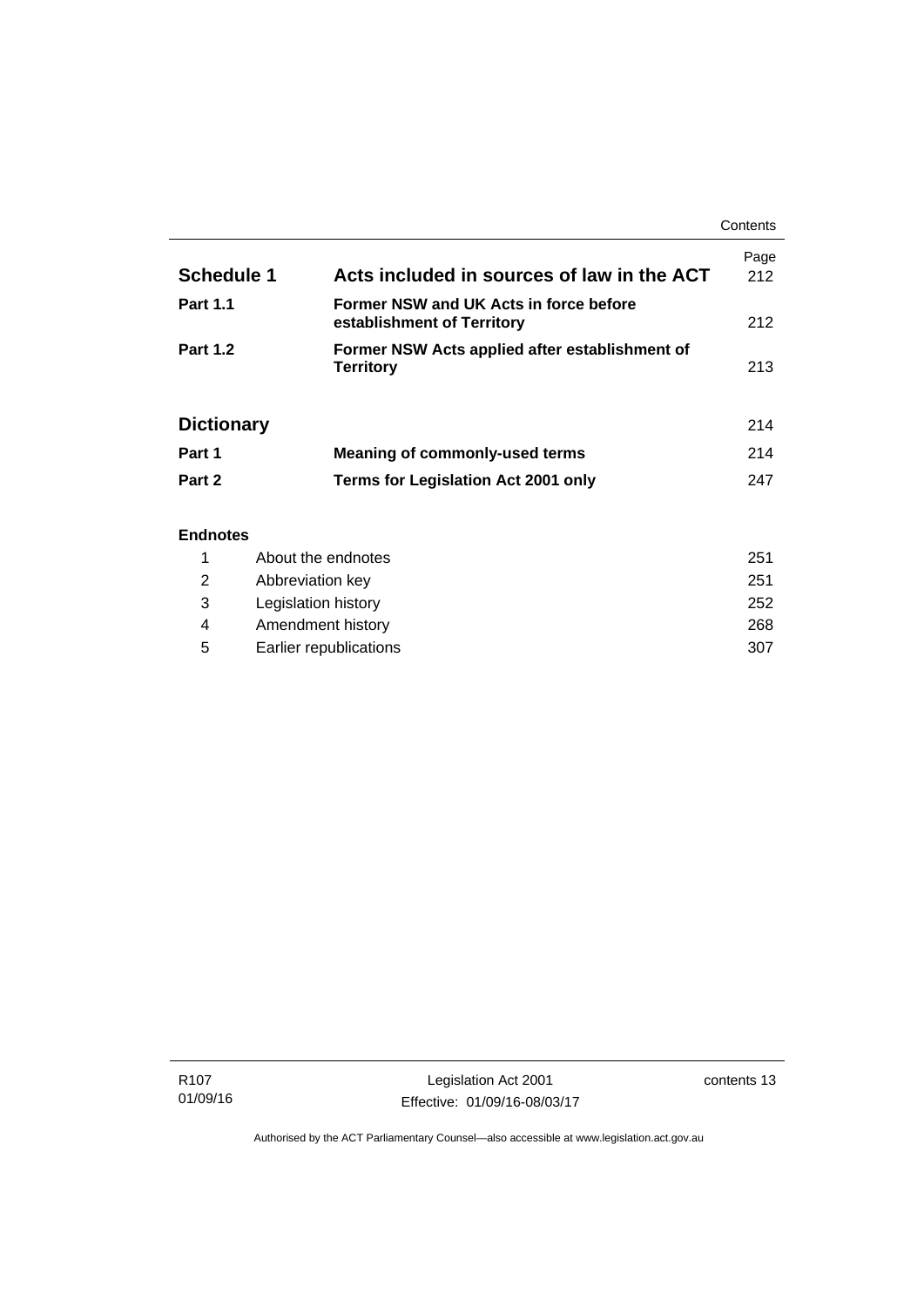| | | Page |
|---|---|---|
| **Schedule 1** | **Acts included in sources of law in the ACT** | 212 |
| **Part 1.1** | **Former NSW and UK Acts in force before establishment of Territory** | 212 |
| **Part 1.2** | **Former NSW Acts applied after establishment of Territory** | 213 |
| **Dictionary** | | 214 |
| **Part 1** | **Meaning of commonly-used terms** | 214 |
| **Part 2** | **Terms for Legislation Act 2001 only** | 247 |

**Endnotes**

| | | |
|---|---|---|
| 1 | About the endnotes | 251 |
| 2 | Abbreviation key | 251 |
| 3 | Legislation history | 252 |
| 4 | Amendment history | 268 |
| 5 | Earlier republications | 307 |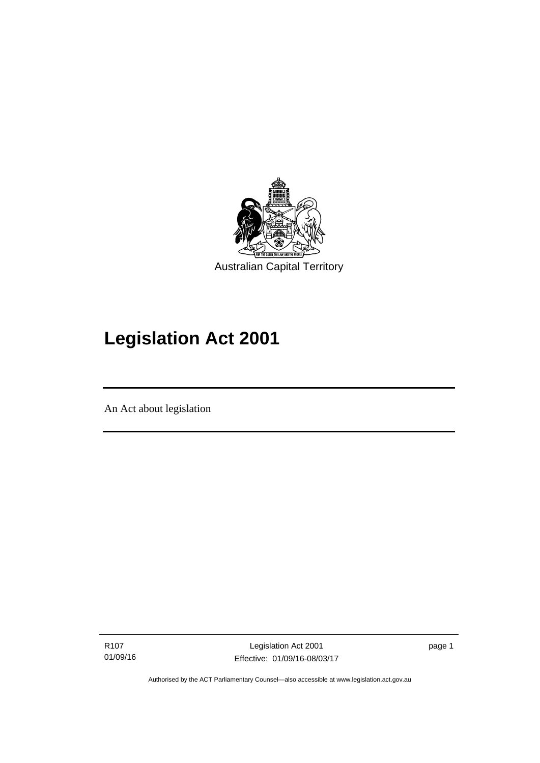Australian Capital Territory

# Legislation Act 2001

An Act about legislation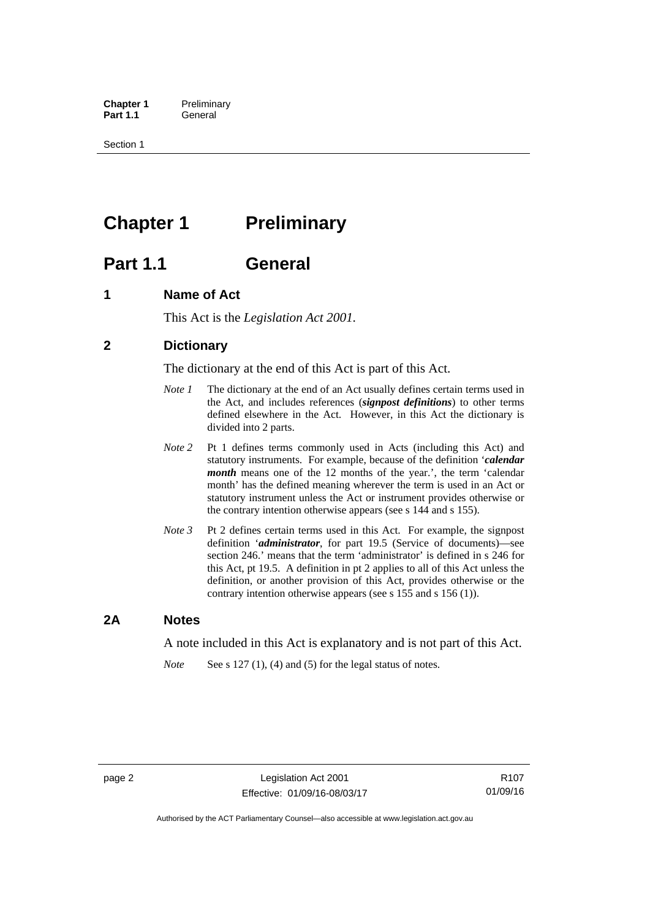# Chapter 1 Preliminary

## Part 1.1 General

### 1 Name of Act

This Act is the *Legislation Act 2001*.

### 2 Dictionary

The dictionary at the end of this Act is part of this Act.

*Note 1* The dictionary at the end of an Act usually defines certain terms used in the Act, and includes references (***signpost definitions***) to other terms defined elsewhere in the Act. However, in this Act the dictionary is divided into 2 parts.

*Note 2* Pt 1 defines terms commonly used in Acts (including this Act) and statutory instruments. For example, because of the definition '***calendar month*** means one of the 12 months of the year.', the term 'calendar month' has the defined meaning wherever the term is used in an Act or statutory instrument unless the Act or instrument provides otherwise or the contrary intention otherwise appears (see s 144 and s 155).

*Note 3* Pt 2 defines certain terms used in this Act. For example, the signpost definition '***administrator***, for part 19.5 (Service of documents)—see section 246.' means that the term 'administrator' is defined in s 246 for this Act, pt 19.5. A definition in pt 2 applies to all of this Act unless the definition, or another provision of this Act, provides otherwise or the contrary intention otherwise appears (see s 155 and s 156 (1)).

### 2A Notes

A note included in this Act is explanatory and is not part of this Act.

*Note* See s 127 (1), (4) and (5) for the legal status of notes.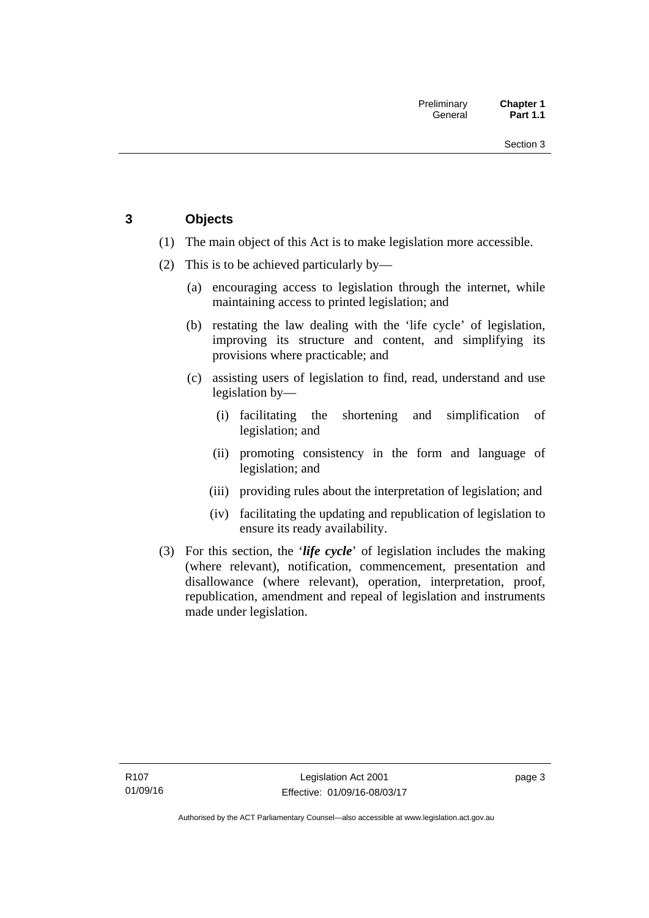## 3 Objects

(1) The main object of this Act is to make legislation more accessible.

(2) This is to be achieved particularly by—

  (a) encouraging access to legislation through the internet, while maintaining access to printed legislation; and

  (b) restating the law dealing with the 'life cycle' of legislation, improving its structure and content, and simplifying its provisions where practicable; and

  (c) assisting users of legislation to find, read, understand and use legislation by—

    (i) facilitating the shortening and simplification of legislation; and

    (ii) promoting consistency in the form and language of legislation; and

    (iii) providing rules about the interpretation of legislation; and

    (iv) facilitating the updating and republication of legislation to ensure its ready availability.

(3) For this section, the '***life cycle***' of legislation includes the making (where relevant), notification, commencement, presentation and disallowance (where relevant), operation, interpretation, proof, republication, amendment and repeal of legislation and instruments made under legislation.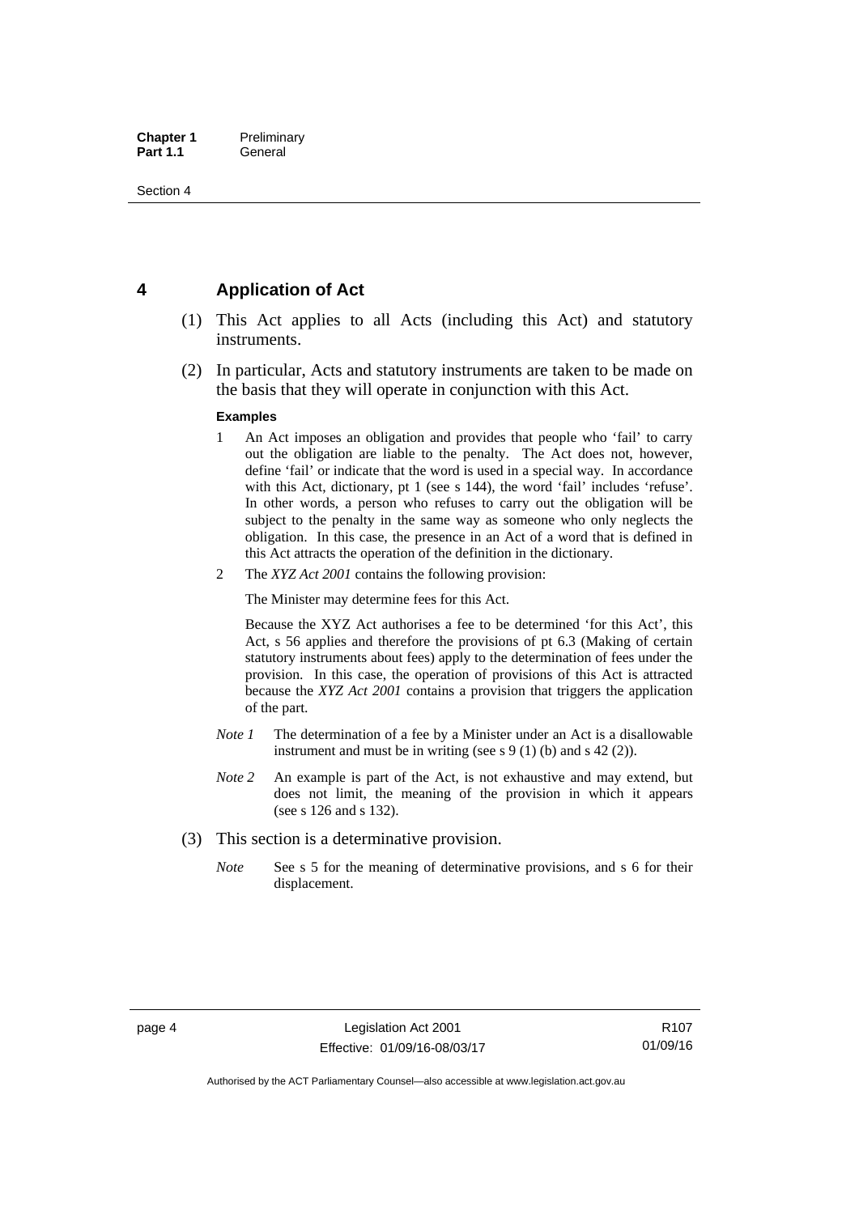## 4 Application of Act

(1) This Act applies to all Acts (including this Act) and statutory instruments.

(2) In particular, Acts and statutory instruments are taken to be made on the basis that they will operate in conjunction with this Act.

**Examples**

1. An Act imposes an obligation and provides that people who 'fail' to carry out the obligation are liable to the penalty. The Act does not, however, define 'fail' or indicate that the word is used in a special way. In accordance with this Act, dictionary, pt 1 (see s 144), the word 'fail' includes 'refuse'. In other words, a person who refuses to carry out the obligation will be subject to the penalty in the same way as someone who only neglects the obligation. In this case, the presence in an Act of a word that is defined in this Act attracts the operation of the definition in the dictionary.

2. The *XYZ Act 2001* contains the following provision:

   The Minister may determine fees for this Act.

   Because the XYZ Act authorises a fee to be determined 'for this Act', this Act, s 56 applies and therefore the provisions of pt 6.3 (Making of certain statutory instruments about fees) apply to the determination of fees under the provision. In this case, the operation of provisions of this Act is attracted because the *XYZ Act 2001* contains a provision that triggers the application of the part.

*Note 1* The determination of a fee by a Minister under an Act is a disallowable instrument and must be in writing (see s 9 (1) (b) and s 42 (2)).

*Note 2* An example is part of the Act, is not exhaustive and may extend, but does not limit, the meaning of the provision in which it appears (see s 126 and s 132).

(3) This section is a determinative provision.

*Note* See s 5 for the meaning of determinative provisions, and s 6 for their displacement.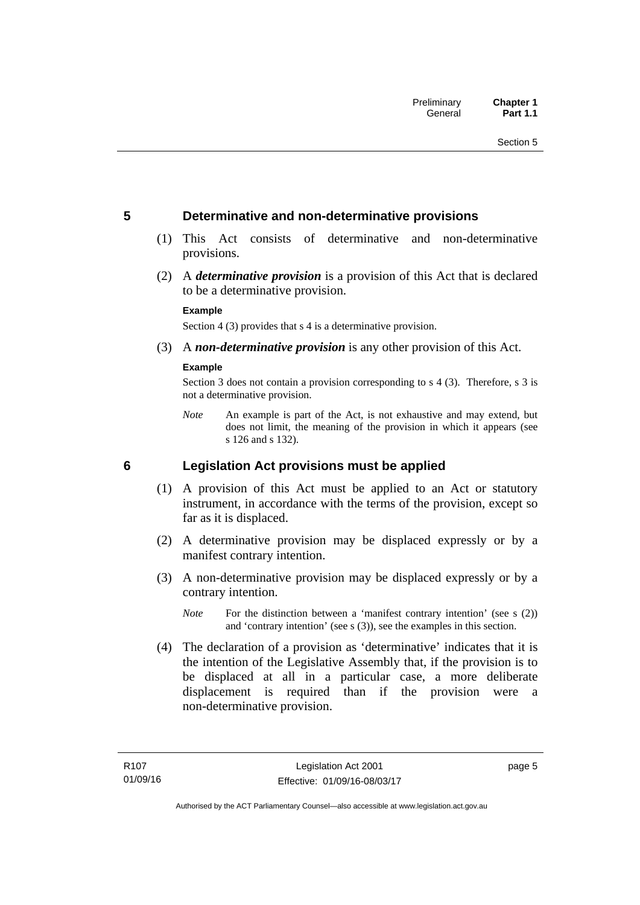## 5 Determinative and non-determinative provisions

(1) This Act consists of determinative and non-determinative provisions.

(2) A ***determinative provision*** is a provision of this Act that is declared to be a determinative provision.

**Example**

Section 4 (3) provides that s 4 is a determinative provision.

(3) A ***non-determinative provision*** is any other provision of this Act.

**Example**

Section 3 does not contain a provision corresponding to s 4 (3). Therefore, s 3 is not a determinative provision.

*Note* An example is part of the Act, is not exhaustive and may extend, but does not limit, the meaning of the provision in which it appears (see s 126 and s 132).

## 6 Legislation Act provisions must be applied

(1) A provision of this Act must be applied to an Act or statutory instrument, in accordance with the terms of the provision, except so far as it is displaced.

(2) A determinative provision may be displaced expressly or by a manifest contrary intention.

(3) A non-determinative provision may be displaced expressly or by a contrary intention.

*Note* For the distinction between a 'manifest contrary intention' (see s (2)) and 'contrary intention' (see s (3)), see the examples in this section.

(4) The declaration of a provision as 'determinative' indicates that it is the intention of the Legislative Assembly that, if the provision is to be displaced at all in a particular case, a more deliberate displacement is required than if the provision were a non-determinative provision.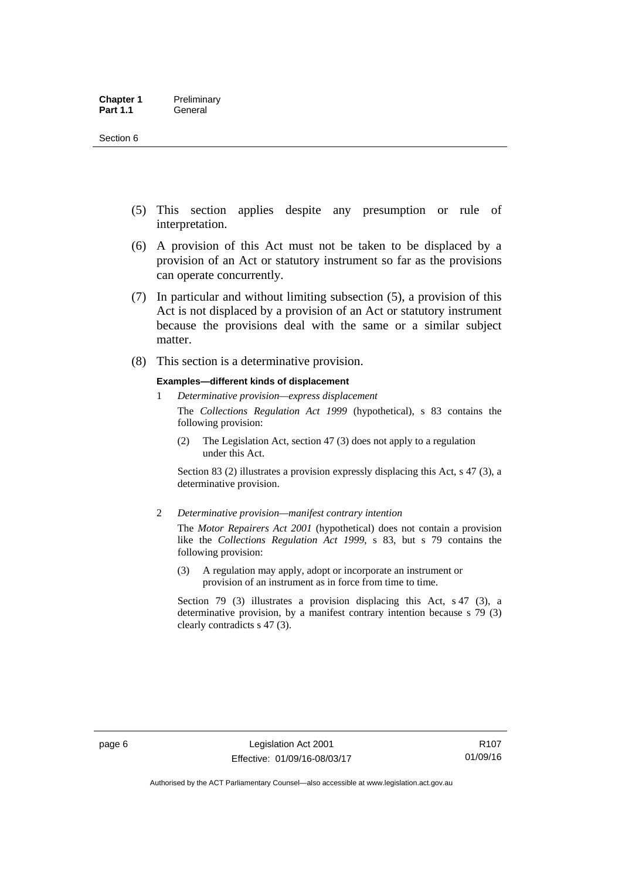(5) This section applies despite any presumption or rule of interpretation.

(6) A provision of this Act must not be taken to be displaced by a provision of an Act or statutory instrument so far as the provisions can operate concurrently.

(7) In particular and without limiting subsection (5), a provision of this Act is not displaced by a provision of an Act or statutory instrument because the provisions deal with the same or a similar subject matter.

(8) This section is a determinative provision.

**Examples—different kinds of displacement**

1 *Determinative provision—express displacement*

The *Collections Regulation Act 1999* (hypothetical), s 83 contains the following provision:

> (2) The Legislation Act, section 47 (3) does not apply to a regulation under this Act.

Section 83 (2) illustrates a provision expressly displacing this Act, s 47 (3), a determinative provision.

2 *Determinative provision—manifest contrary intention*

The *Motor Repairers Act 2001* (hypothetical) does not contain a provision like the *Collections Regulation Act 1999*, s 83, but s 79 contains the following provision:

> (3) A regulation may apply, adopt or incorporate an instrument or provision of an instrument as in force from time to time.

Section 79 (3) illustrates a provision displacing this Act, s 47 (3), a determinative provision, by a manifest contrary intention because s 79 (3) clearly contradicts s 47 (3).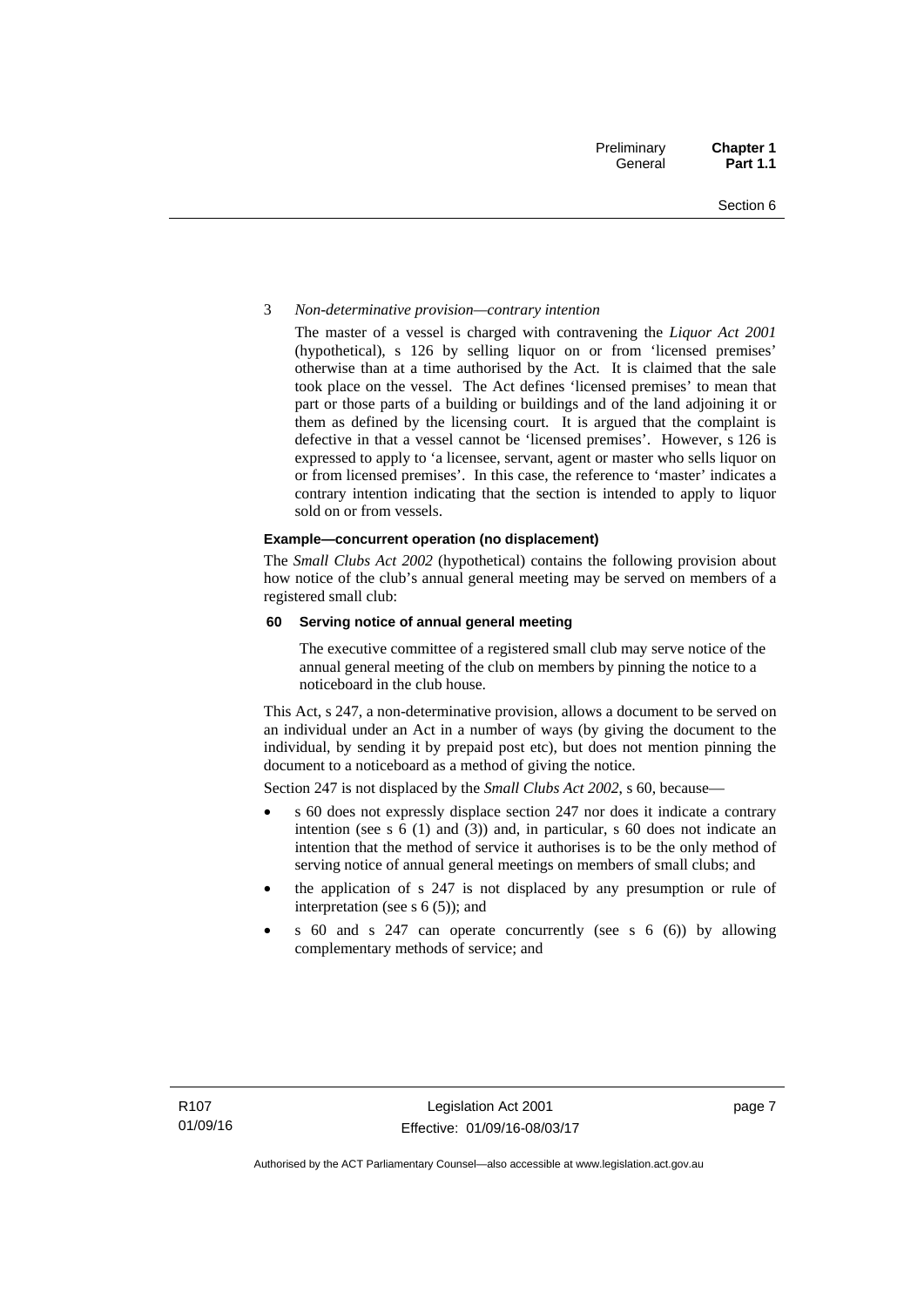3 *Non-determinative provision—contrary intention*

The master of a vessel is charged with contravening the *Liquor Act 2001* (hypothetical), s 126 by selling liquor on or from 'licensed premises' otherwise than at a time authorised by the Act. It is claimed that the sale took place on the vessel. The Act defines 'licensed premises' to mean that part or those parts of a building or buildings and of the land adjoining it or them as defined by the licensing court. It is argued that the complaint is defective in that a vessel cannot be 'licensed premises'. However, s 126 is expressed to apply to 'a licensee, servant, agent or master who sells liquor on or from licensed premises'. In this case, the reference to 'master' indicates a contrary intention indicating that the section is intended to apply to liquor sold on or from vessels.

**Example—concurrent operation (no displacement)**

The *Small Clubs Act 2002* (hypothetical) contains the following provision about how notice of the club's annual general meeting may be served on members of a registered small club:

**60 Serving notice of annual general meeting**

The executive committee of a registered small club may serve notice of the annual general meeting of the club on members by pinning the notice to a noticeboard in the club house.

This Act, s 247, a non-determinative provision, allows a document to be served on an individual under an Act in a number of ways (by giving the document to the individual, by sending it by prepaid post etc), but does not mention pinning the document to a noticeboard as a method of giving the notice.

Section 247 is not displaced by the *Small Clubs Act 2002*, s 60, because—

- s 60 does not expressly displace section 247 nor does it indicate a contrary intention (see s 6 (1) and (3)) and, in particular, s 60 does not indicate an intention that the method of service it authorises is to be the only method of serving notice of annual general meetings on members of small clubs; and
- the application of s 247 is not displaced by any presumption or rule of interpretation (see s 6 (5)); and
- s 60 and s 247 can operate concurrently (see s 6 (6)) by allowing complementary methods of service; and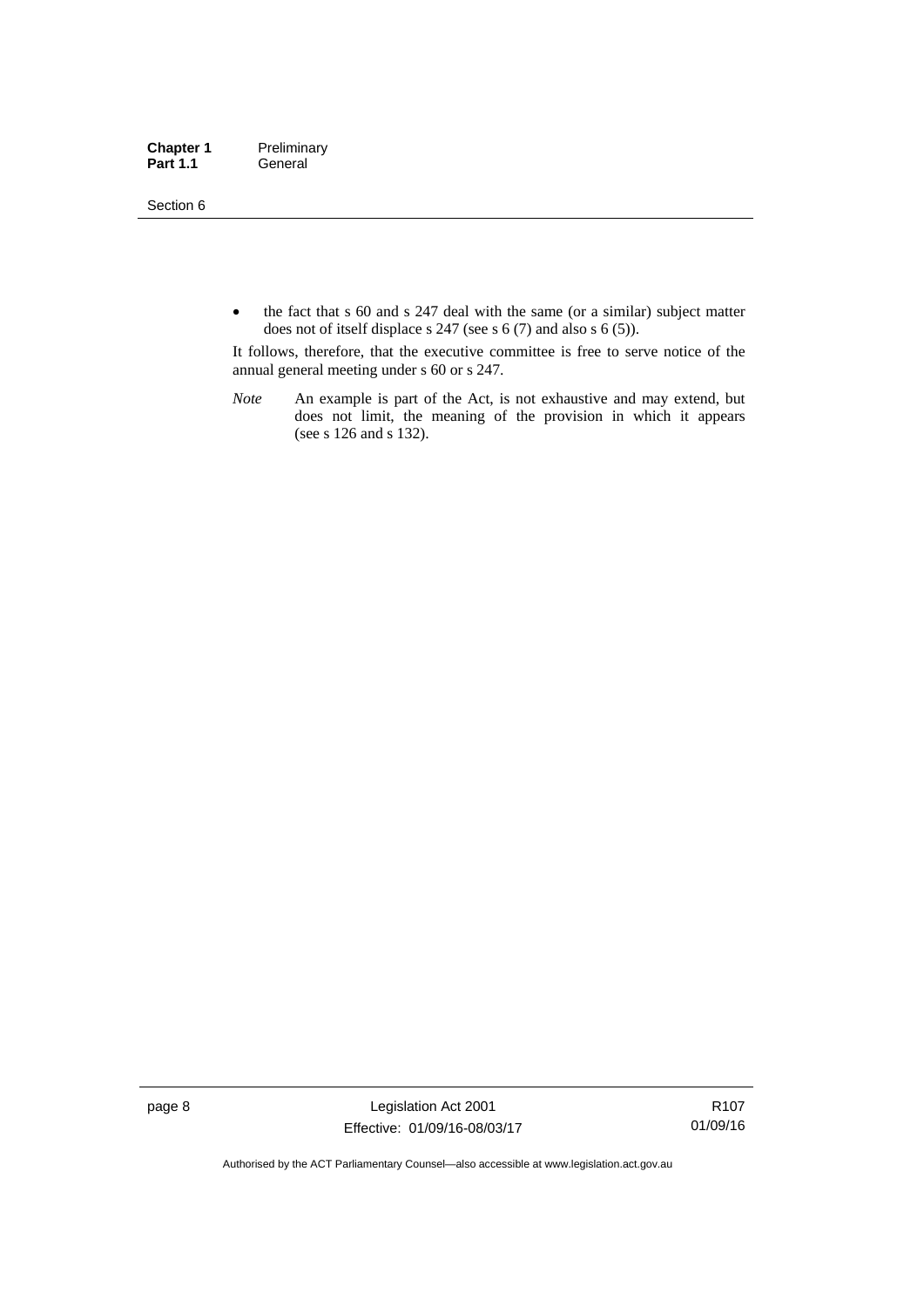- the fact that s 60 and s 247 deal with the same (or a similar) subject matter does not of itself displace s 247 (see s 6 (7) and also s 6 (5)).

It follows, therefore, that the executive committee is free to serve notice of the annual general meeting under s 60 or s 247.

*Note* An example is part of the Act, is not exhaustive and may extend, but does not limit, the meaning of the provision in which it appears (see s 126 and s 132).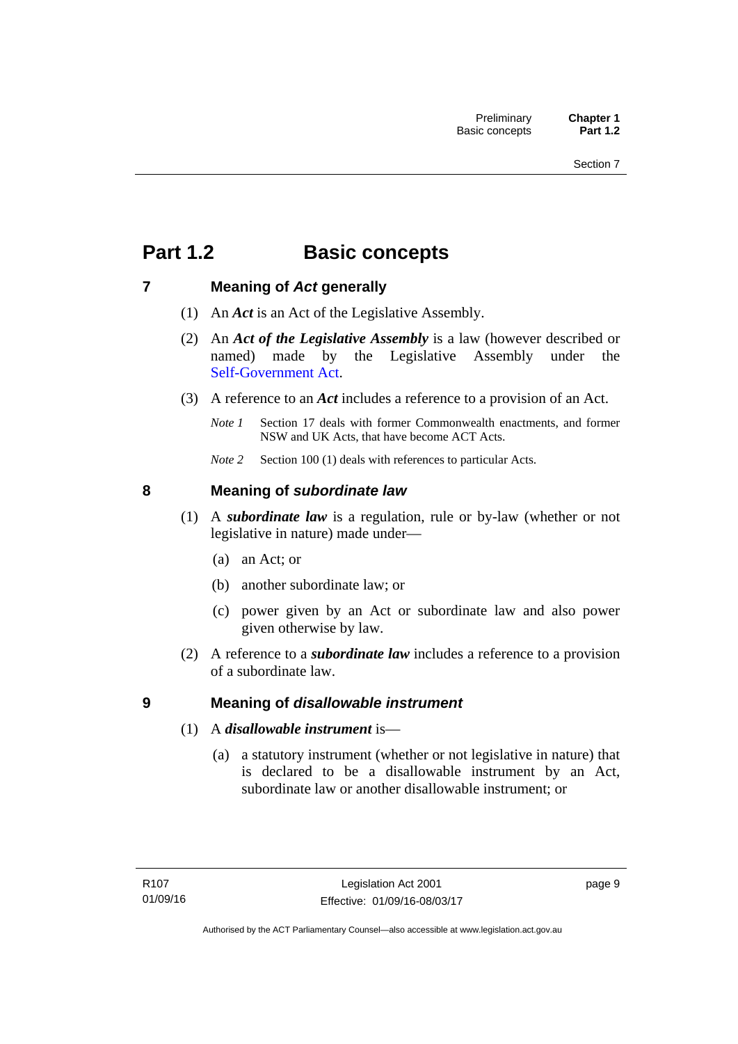# Part 1.2 Basic concepts

## 7 Meaning of *Act* generally

(1) An ***Act*** is an Act of the Legislative Assembly.

(2) An ***Act of the Legislative Assembly*** is a law (however described or named) made by the Legislative Assembly under the Self-Government Act.

(3) A reference to an ***Act*** includes a reference to a provision of an Act.

*Note 1* Section 17 deals with former Commonwealth enactments, and former NSW and UK Acts, that have become ACT Acts.

*Note 2* Section 100 (1) deals with references to particular Acts.

## 8 Meaning of *subordinate law*

(1) A ***subordinate law*** is a regulation, rule or by-law (whether or not legislative in nature) made under—

(a) an Act; or

(b) another subordinate law; or

(c) power given by an Act or subordinate law and also power given otherwise by law.

(2) A reference to a ***subordinate law*** includes a reference to a provision of a subordinate law.

## 9 Meaning of *disallowable instrument*

(1) A ***disallowable instrument*** is—

(a) a statutory instrument (whether or not legislative in nature) that is declared to be a disallowable instrument by an Act, subordinate law or another disallowable instrument; or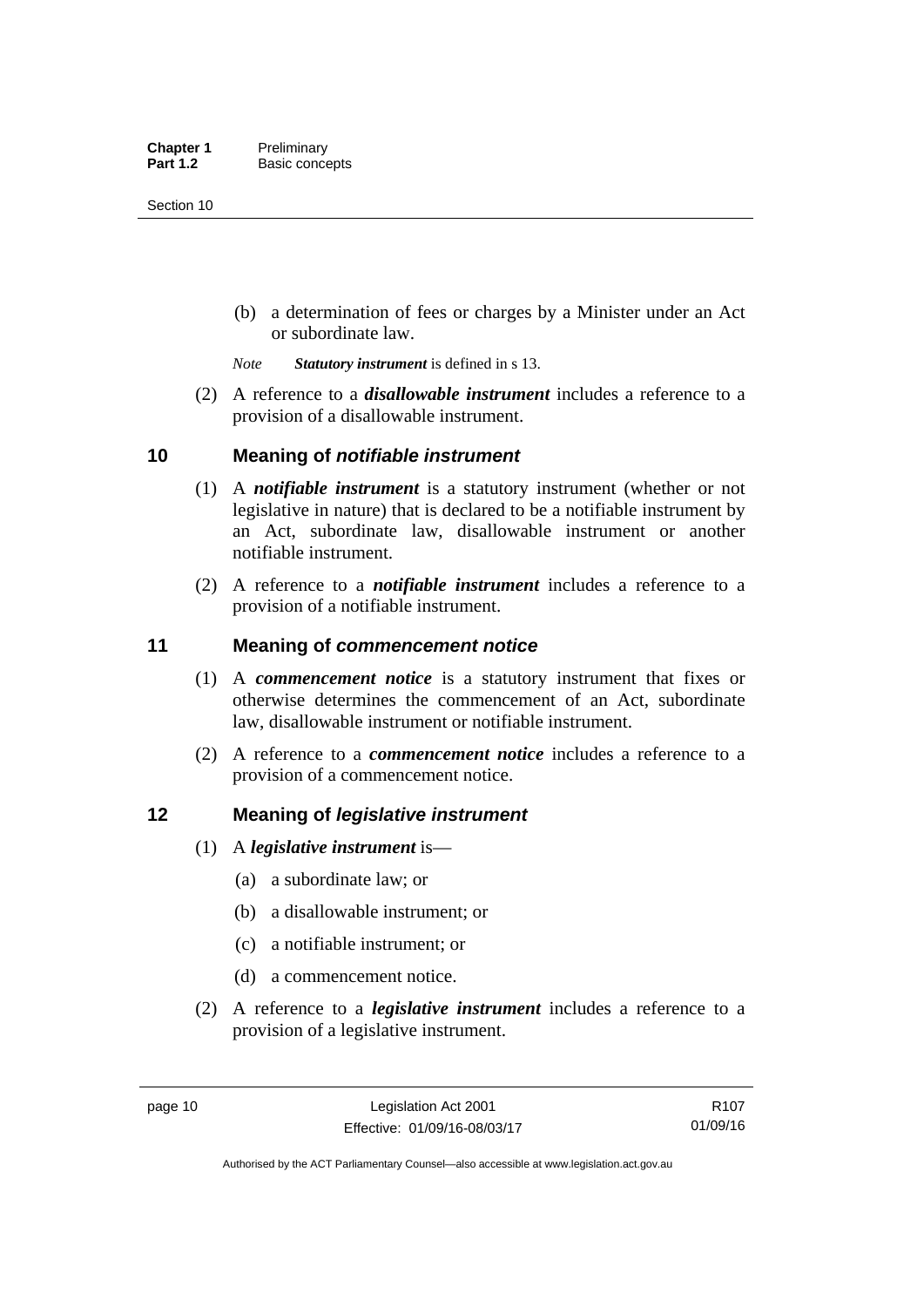(b) a determination of fees or charges by a Minister under an Act or subordinate law.

*Note* ***Statutory instrument*** is defined in s 13.

(2) A reference to a ***disallowable instrument*** includes a reference to a provision of a disallowable instrument.

## 10 Meaning of *notifiable instrument*

(1) A ***notifiable instrument*** is a statutory instrument (whether or not legislative in nature) that is declared to be a notifiable instrument by an Act, subordinate law, disallowable instrument or another notifiable instrument.

(2) A reference to a ***notifiable instrument*** includes a reference to a provision of a notifiable instrument.

## 11 Meaning of *commencement notice*

(1) A ***commencement notice*** is a statutory instrument that fixes or otherwise determines the commencement of an Act, subordinate law, disallowable instrument or notifiable instrument.

(2) A reference to a ***commencement notice*** includes a reference to a provision of a commencement notice.

## 12 Meaning of *legislative instrument*

(1) A ***legislative instrument*** is—

(a) a subordinate law; or

(b) a disallowable instrument; or

(c) a notifiable instrument; or

(d) a commencement notice.

(2) A reference to a ***legislative instrument*** includes a reference to a provision of a legislative instrument.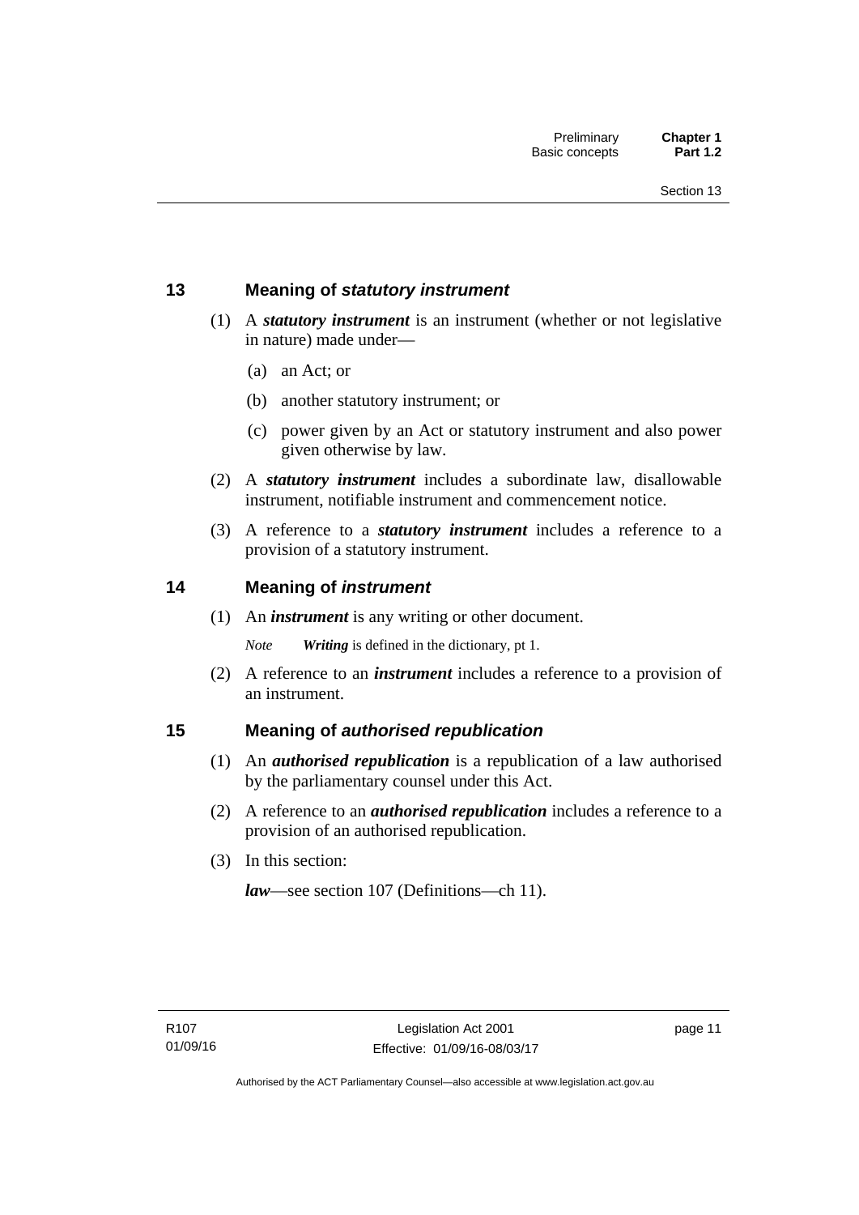## 13 Meaning of *statutory instrument*

(1) A ***statutory instrument*** is an instrument (whether or not legislative in nature) made under—

(a) an Act; or

(b) another statutory instrument; or

(c) power given by an Act or statutory instrument and also power given otherwise by law.

(2) A ***statutory instrument*** includes a subordinate law, disallowable instrument, notifiable instrument and commencement notice.

(3) A reference to a ***statutory instrument*** includes a reference to a provision of a statutory instrument.

## 14 Meaning of *instrument*

(1) An ***instrument*** is any writing or other document.

*Note* ***Writing*** is defined in the dictionary, pt 1.

(2) A reference to an ***instrument*** includes a reference to a provision of an instrument.

## 15 Meaning of *authorised republication*

(1) An ***authorised republication*** is a republication of a law authorised by the parliamentary counsel under this Act.

(2) A reference to an ***authorised republication*** includes a reference to a provision of an authorised republication.

(3) In this section:

***law***—see section 107 (Definitions—ch 11).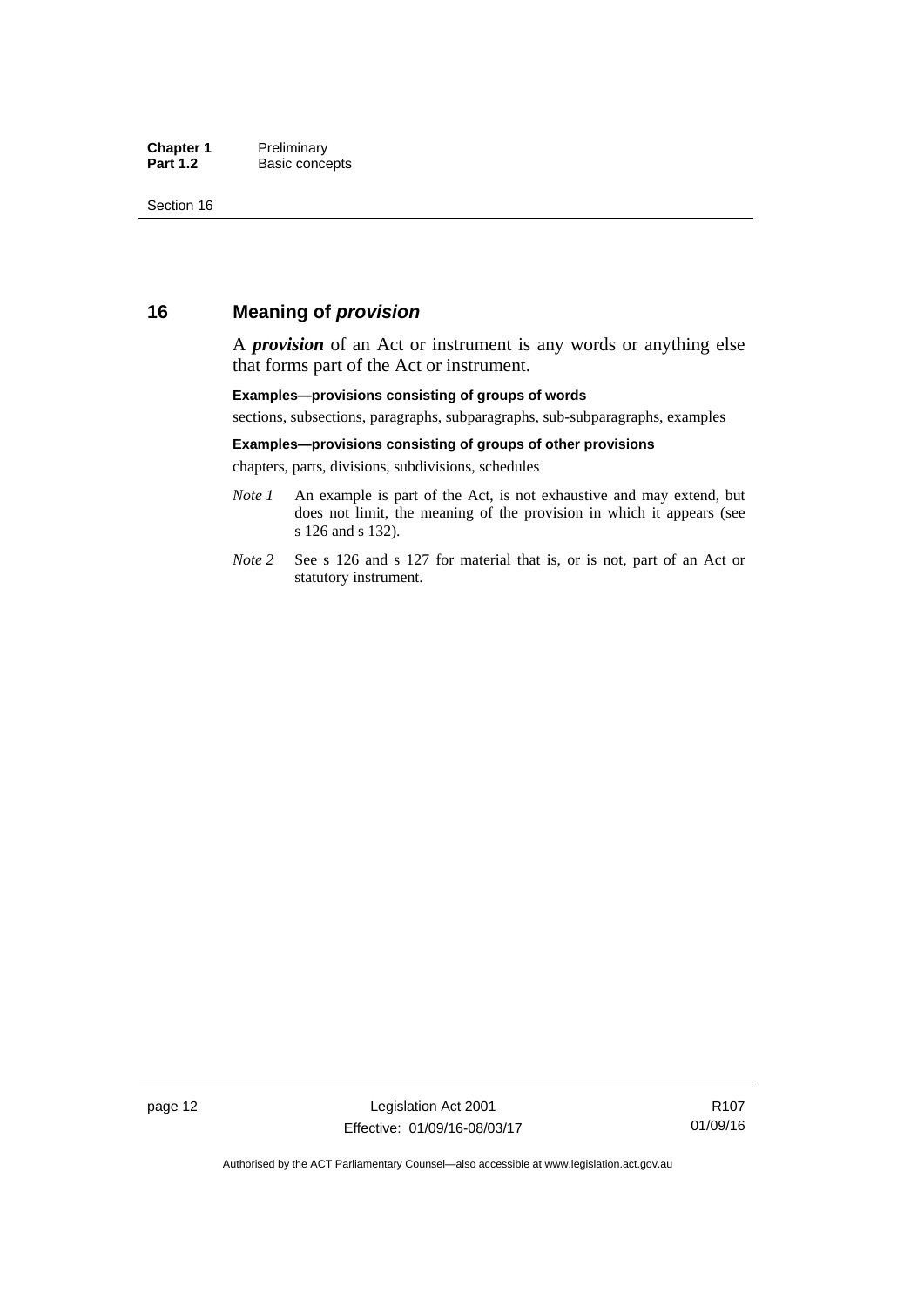## 16 Meaning of *provision*

A ***provision*** of an Act or instrument is any words or anything else that forms part of the Act or instrument.

**Examples—provisions consisting of groups of words**

sections, subsections, paragraphs, subparagraphs, sub-subparagraphs, examples

**Examples—provisions consisting of groups of other provisions**

chapters, parts, divisions, subdivisions, schedules

*Note 1* An example is part of the Act, is not exhaustive and may extend, but does not limit, the meaning of the provision in which it appears (see s 126 and s 132).

*Note 2* See s 126 and s 127 for material that is, or is not, part of an Act or statutory instrument.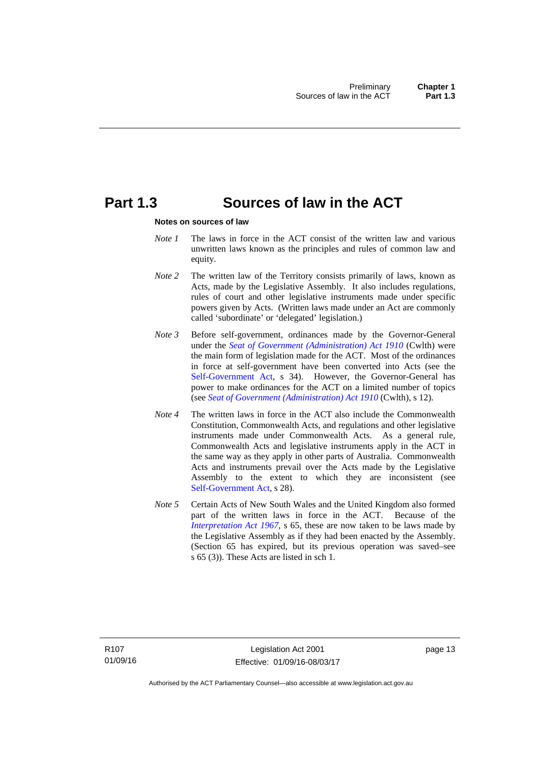# Part 1.3 Sources of law in the ACT

**Notes on sources of law**

*Note 1* The laws in force in the ACT consist of the written law and various unwritten laws known as the principles and rules of common law and equity.

*Note 2* The written law of the Territory consists primarily of laws, known as Acts, made by the Legislative Assembly. It also includes regulations, rules of court and other legislative instruments made under specific powers given by Acts. (Written laws made under an Act are commonly called 'subordinate' or 'delegated' legislation.)

*Note 3* Before self-government, ordinances made by the Governor-General under the *Seat of Government (Administration) Act 1910* (Cwlth) were the main form of legislation made for the ACT. Most of the ordinances in force at self-government have been converted into Acts (see the Self-Government Act, s 34). However, the Governor-General has power to make ordinances for the ACT on a limited number of topics (see *Seat of Government (Administration) Act 1910* (Cwlth), s 12).

*Note 4* The written laws in force in the ACT also include the Commonwealth Constitution, Commonwealth Acts, and regulations and other legislative instruments made under Commonwealth Acts. As a general rule, Commonwealth Acts and legislative instruments apply in the ACT in the same way as they apply in other parts of Australia. Commonwealth Acts and instruments prevail over the Acts made by the Legislative Assembly to the extent to which they are inconsistent (see Self-Government Act, s 28).

*Note 5* Certain Acts of New South Wales and the United Kingdom also formed part of the written laws in force in the ACT. Because of the *Interpretation Act 1967*, s 65, these are now taken to be laws made by the Legislative Assembly as if they had been enacted by the Assembly. (Section 65 has expired, but its previous operation was saved–see s 65 (3)). These Acts are listed in sch 1.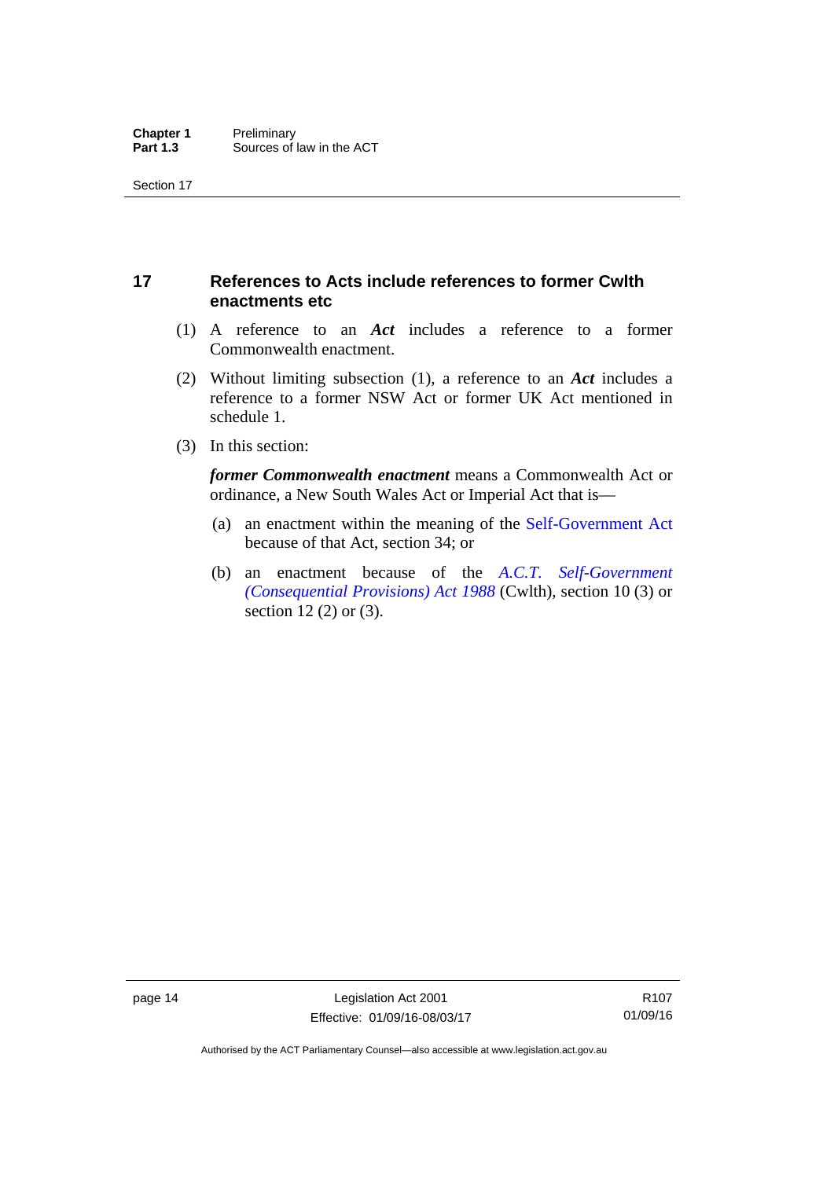## 17 References to Acts include references to former Cwlth enactments etc

(1) A reference to an ***Act*** includes a reference to a former Commonwealth enactment.

(2) Without limiting subsection (1), a reference to an ***Act*** includes a reference to a former NSW Act or former UK Act mentioned in schedule 1.

(3) In this section:

***former Commonwealth enactment*** means a Commonwealth Act or ordinance, a New South Wales Act or Imperial Act that is—

(a) an enactment within the meaning of the Self-Government Act because of that Act, section 34; or

(b) an enactment because of the *A.C.T. Self-Government (Consequential Provisions) Act 1988* (Cwlth), section 10 (3) or section 12 (2) or (3).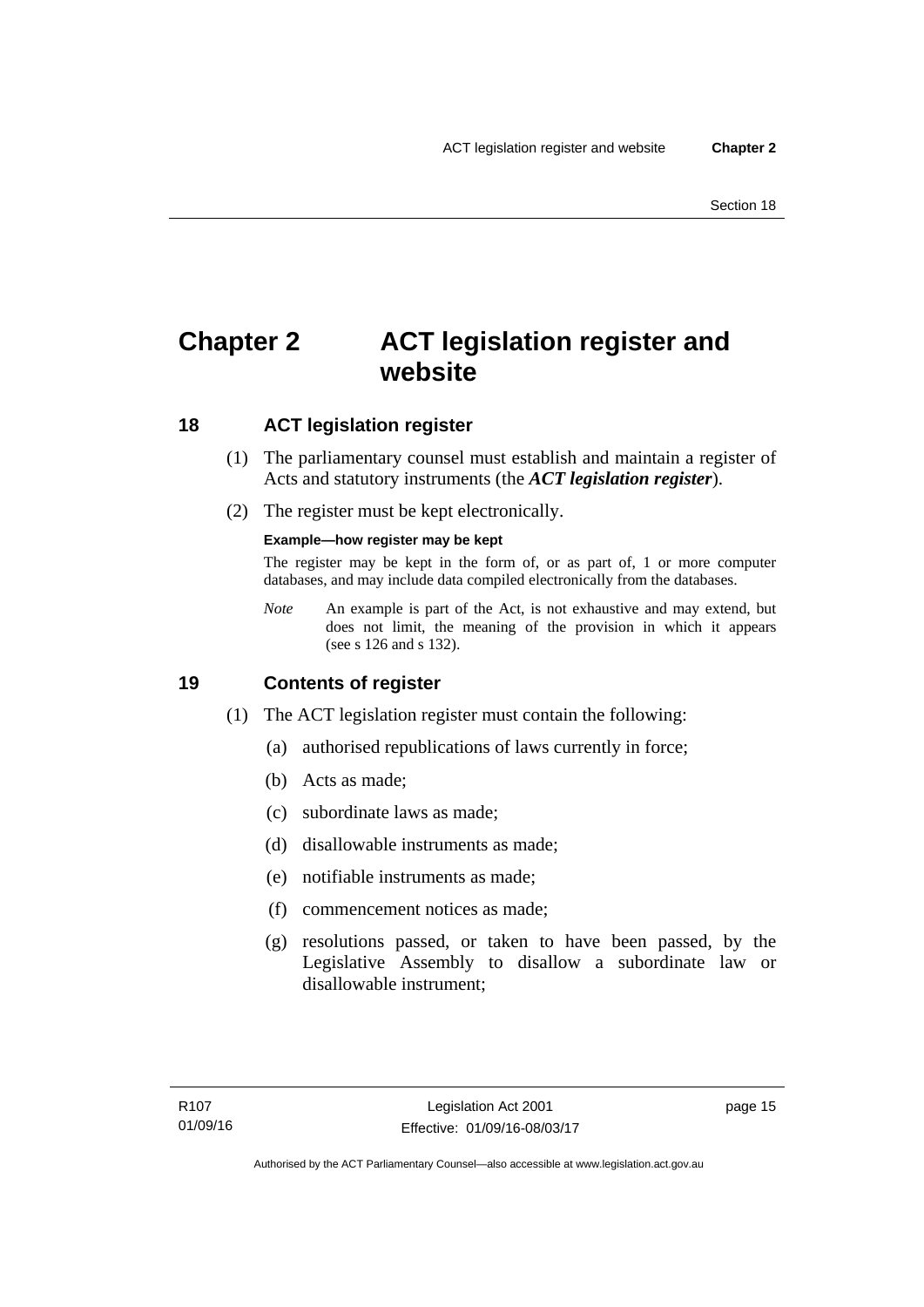# Chapter 2 ACT legislation register and website

## 18 ACT legislation register

(1) The parliamentary counsel must establish and maintain a register of Acts and statutory instruments (the ***ACT legislation register***).

(2) The register must be kept electronically.

**Example—how register may be kept**

The register may be kept in the form of, or as part of, 1 or more computer databases, and may include data compiled electronically from the databases.

*Note* An example is part of the Act, is not exhaustive and may extend, but does not limit, the meaning of the provision in which it appears (see s 126 and s 132).

## 19 Contents of register

(1) The ACT legislation register must contain the following:

(a) authorised republications of laws currently in force;

(b) Acts as made;

(c) subordinate laws as made;

(d) disallowable instruments as made;

(e) notifiable instruments as made;

(f) commencement notices as made;

(g) resolutions passed, or taken to have been passed, by the Legislative Assembly to disallow a subordinate law or disallowable instrument;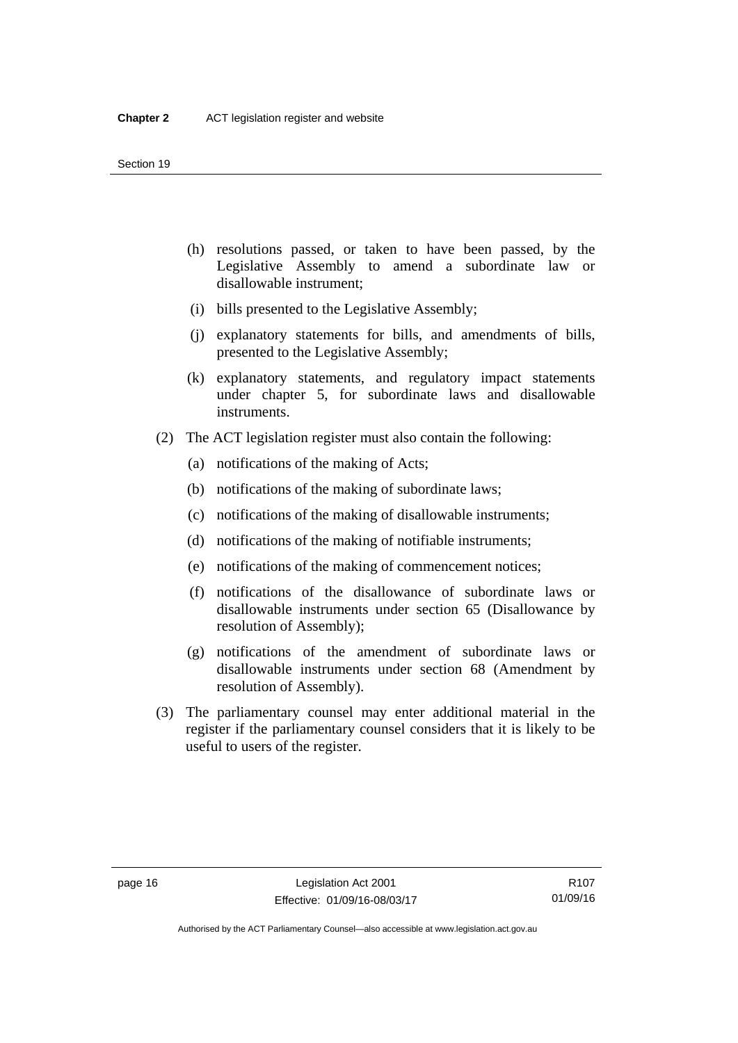(h) resolutions passed, or taken to have been passed, by the Legislative Assembly to amend a subordinate law or disallowable instrument;

(i) bills presented to the Legislative Assembly;

(j) explanatory statements for bills, and amendments of bills, presented to the Legislative Assembly;

(k) explanatory statements, and regulatory impact statements under chapter 5, for subordinate laws and disallowable instruments.

(2) The ACT legislation register must also contain the following:

(a) notifications of the making of Acts;

(b) notifications of the making of subordinate laws;

(c) notifications of the making of disallowable instruments;

(d) notifications of the making of notifiable instruments;

(e) notifications of the making of commencement notices;

(f) notifications of the disallowance of subordinate laws or disallowable instruments under section 65 (Disallowance by resolution of Assembly);

(g) notifications of the amendment of subordinate laws or disallowable instruments under section 68 (Amendment by resolution of Assembly).

(3) The parliamentary counsel may enter additional material in the register if the parliamentary counsel considers that it is likely to be useful to users of the register.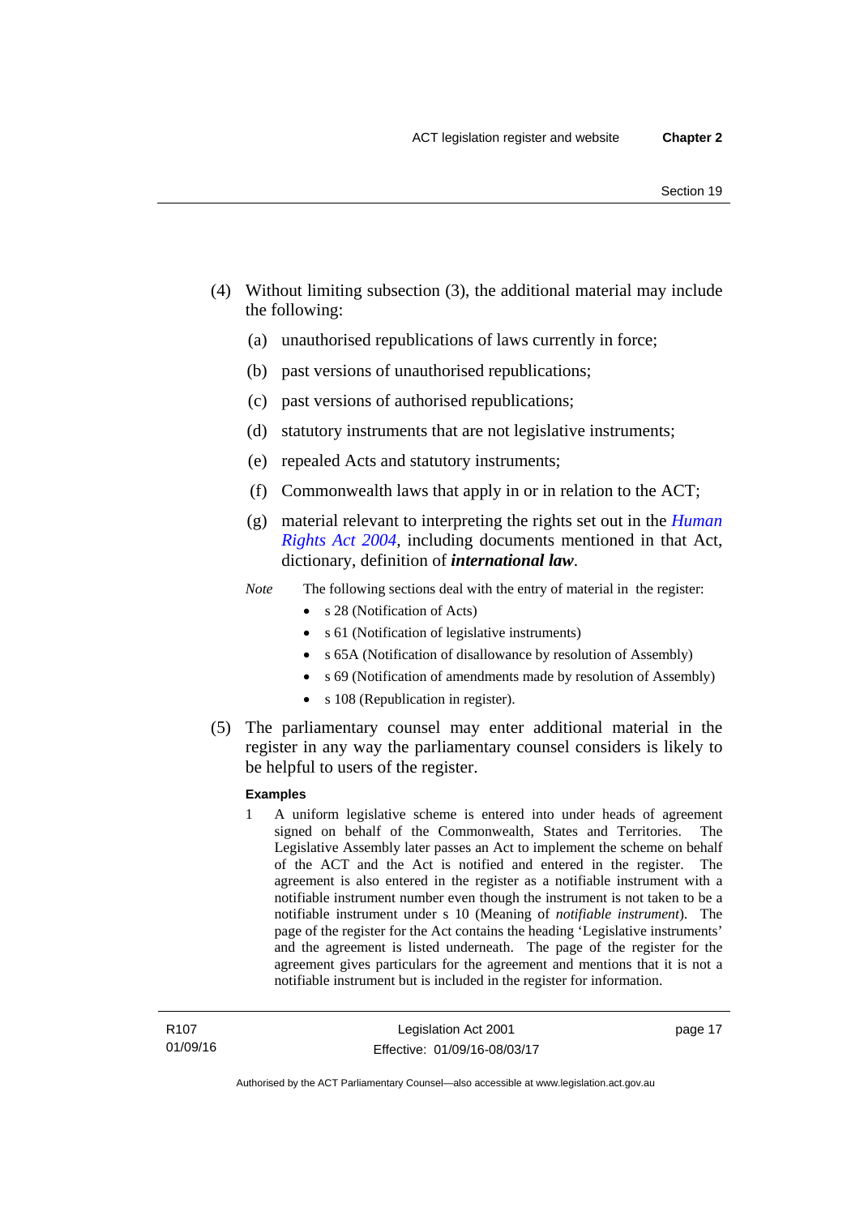(4) Without limiting subsection (3), the additional material may include the following:

(a) unauthorised republications of laws currently in force;

(b) past versions of unauthorised republications;

(c) past versions of authorised republications;

(d) statutory instruments that are not legislative instruments;

(e) repealed Acts and statutory instruments;

(f) Commonwealth laws that apply in or in relation to the ACT;

(g) material relevant to interpreting the rights set out in the *Human Rights Act 2004*, including documents mentioned in that Act, dictionary, definition of ***international law***.

*Note* The following sections deal with the entry of material in the register:

- s 28 (Notification of Acts)
- s 61 (Notification of legislative instruments)
- s 65A (Notification of disallowance by resolution of Assembly)
- s 69 (Notification of amendments made by resolution of Assembly)
- s 108 (Republication in register).

(5) The parliamentary counsel may enter additional material in the register in any way the parliamentary counsel considers is likely to be helpful to users of the register.

**Examples**

1 A uniform legislative scheme is entered into under heads of agreement signed on behalf of the Commonwealth, States and Territories. The Legislative Assembly later passes an Act to implement the scheme on behalf of the ACT and the Act is notified and entered in the register. The agreement is also entered in the register as a notifiable instrument with a notifiable instrument number even though the instrument is not taken to be a notifiable instrument under s 10 (Meaning of *notifiable instrument*). The page of the register for the Act contains the heading 'Legislative instruments' and the agreement is listed underneath. The page of the register for the agreement gives particulars for the agreement and mentions that it is not a notifiable instrument but is included in the register for information.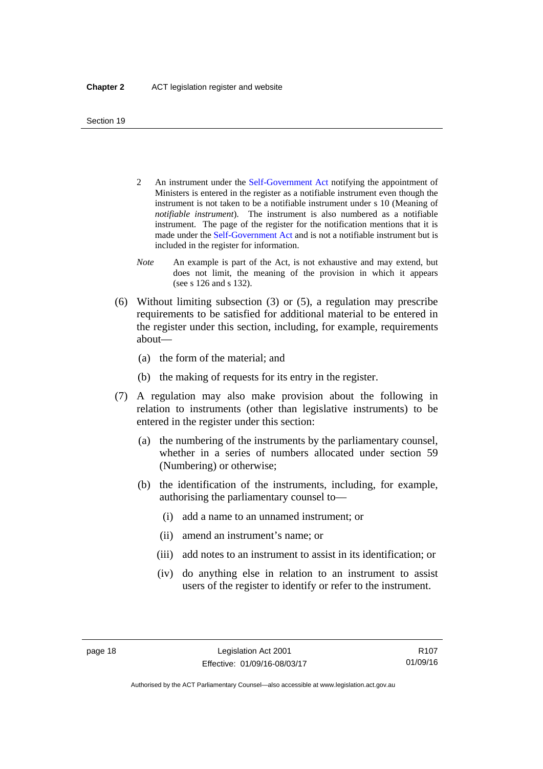2 An instrument under the Self-Government Act notifying the appointment of Ministers is entered in the register as a notifiable instrument even though the instrument is not taken to be a notifiable instrument under s 10 (Meaning of *notifiable instrument*). The instrument is also numbered as a notifiable instrument. The page of the register for the notification mentions that it is made under the Self-Government Act and is not a notifiable instrument but is included in the register for information.

*Note* An example is part of the Act, is not exhaustive and may extend, but does not limit, the meaning of the provision in which it appears (see s 126 and s 132).

(6) Without limiting subsection (3) or (5), a regulation may prescribe requirements to be satisfied for additional material to be entered in the register under this section, including, for example, requirements about—

(a) the form of the material; and

(b) the making of requests for its entry in the register.

(7) A regulation may also make provision about the following in relation to instruments (other than legislative instruments) to be entered in the register under this section:

(a) the numbering of the instruments by the parliamentary counsel, whether in a series of numbers allocated under section 59 (Numbering) or otherwise;

(b) the identification of the instruments, including, for example, authorising the parliamentary counsel to—

(i) add a name to an unnamed instrument; or

(ii) amend an instrument's name; or

(iii) add notes to an instrument to assist in its identification; or

(iv) do anything else in relation to an instrument to assist users of the register to identify or refer to the instrument.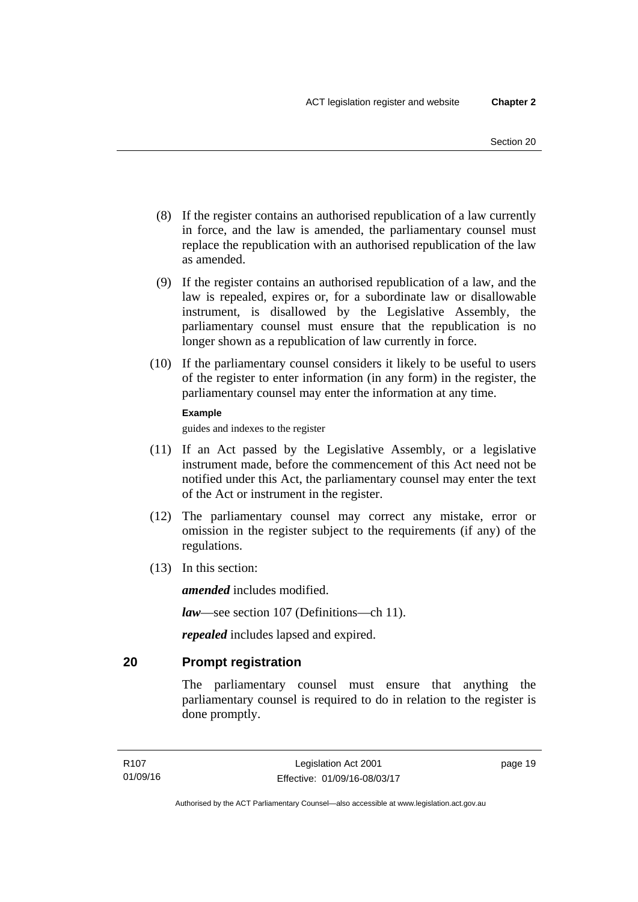(8) If the register contains an authorised republication of a law currently in force, and the law is amended, the parliamentary counsel must replace the republication with an authorised republication of the law as amended.

(9) If the register contains an authorised republication of a law, and the law is repealed, expires or, for a subordinate law or disallowable instrument, is disallowed by the Legislative Assembly, the parliamentary counsel must ensure that the republication is no longer shown as a republication of law currently in force.

(10) If the parliamentary counsel considers it likely to be useful to users of the register to enter information (in any form) in the register, the parliamentary counsel may enter the information at any time.

**Example**

guides and indexes to the register

(11) If an Act passed by the Legislative Assembly, or a legislative instrument made, before the commencement of this Act need not be notified under this Act, the parliamentary counsel may enter the text of the Act or instrument in the register.

(12) The parliamentary counsel may correct any mistake, error or omission in the register subject to the requirements (if any) of the regulations.

(13) In this section:

***amended*** includes modified.

***law***—see section 107 (Definitions—ch 11).

***repealed*** includes lapsed and expired.

## 20 Prompt registration

The parliamentary counsel must ensure that anything the parliamentary counsel is required to do in relation to the register is done promptly.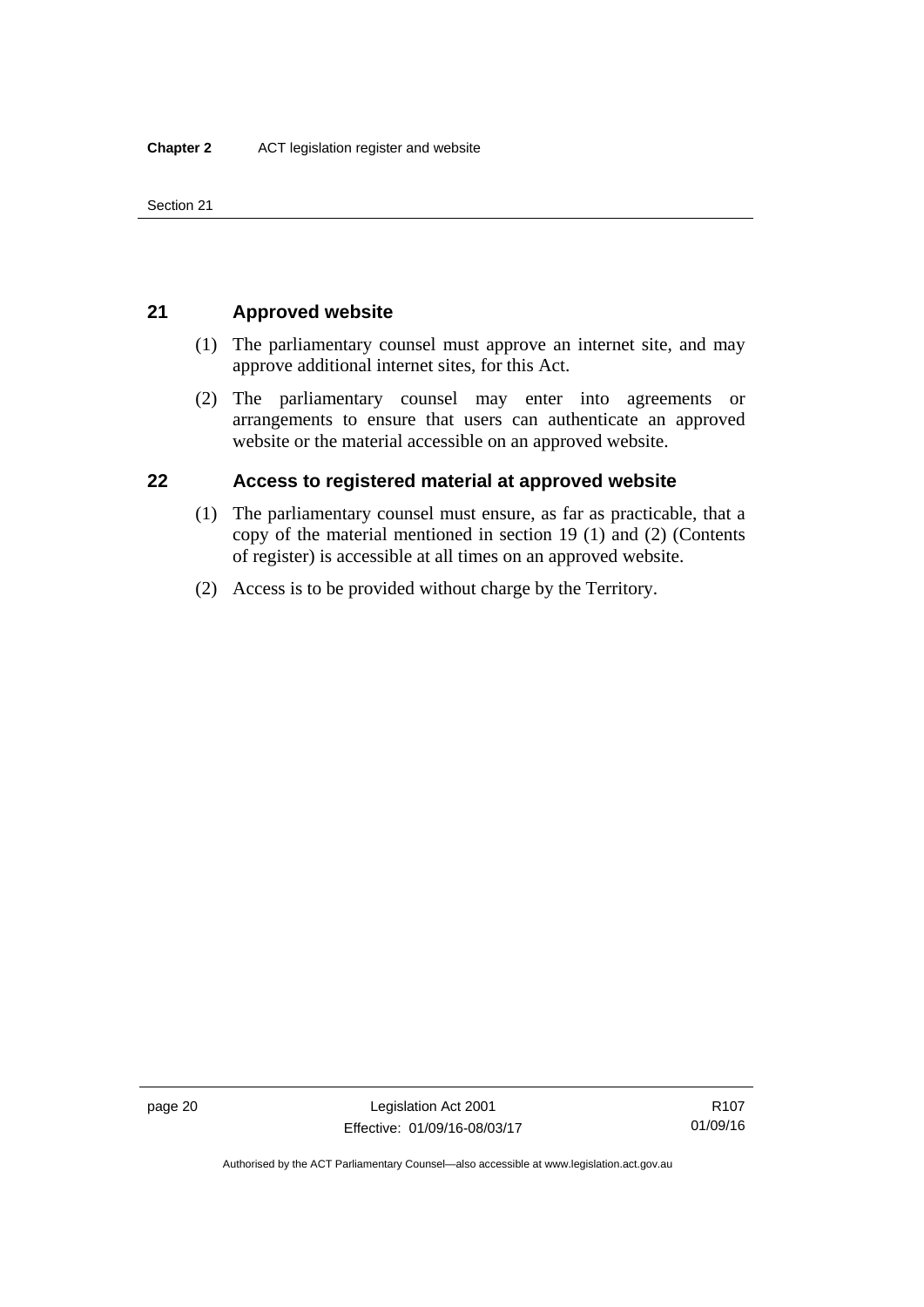## 21 Approved website

(1) The parliamentary counsel must approve an internet site, and may approve additional internet sites, for this Act.

(2) The parliamentary counsel may enter into agreements or arrangements to ensure that users can authenticate an approved website or the material accessible on an approved website.

## 22 Access to registered material at approved website

(1) The parliamentary counsel must ensure, as far as practicable, that a copy of the material mentioned in section 19 (1) and (2) (Contents of register) is accessible at all times on an approved website.

(2) Access is to be provided without charge by the Territory.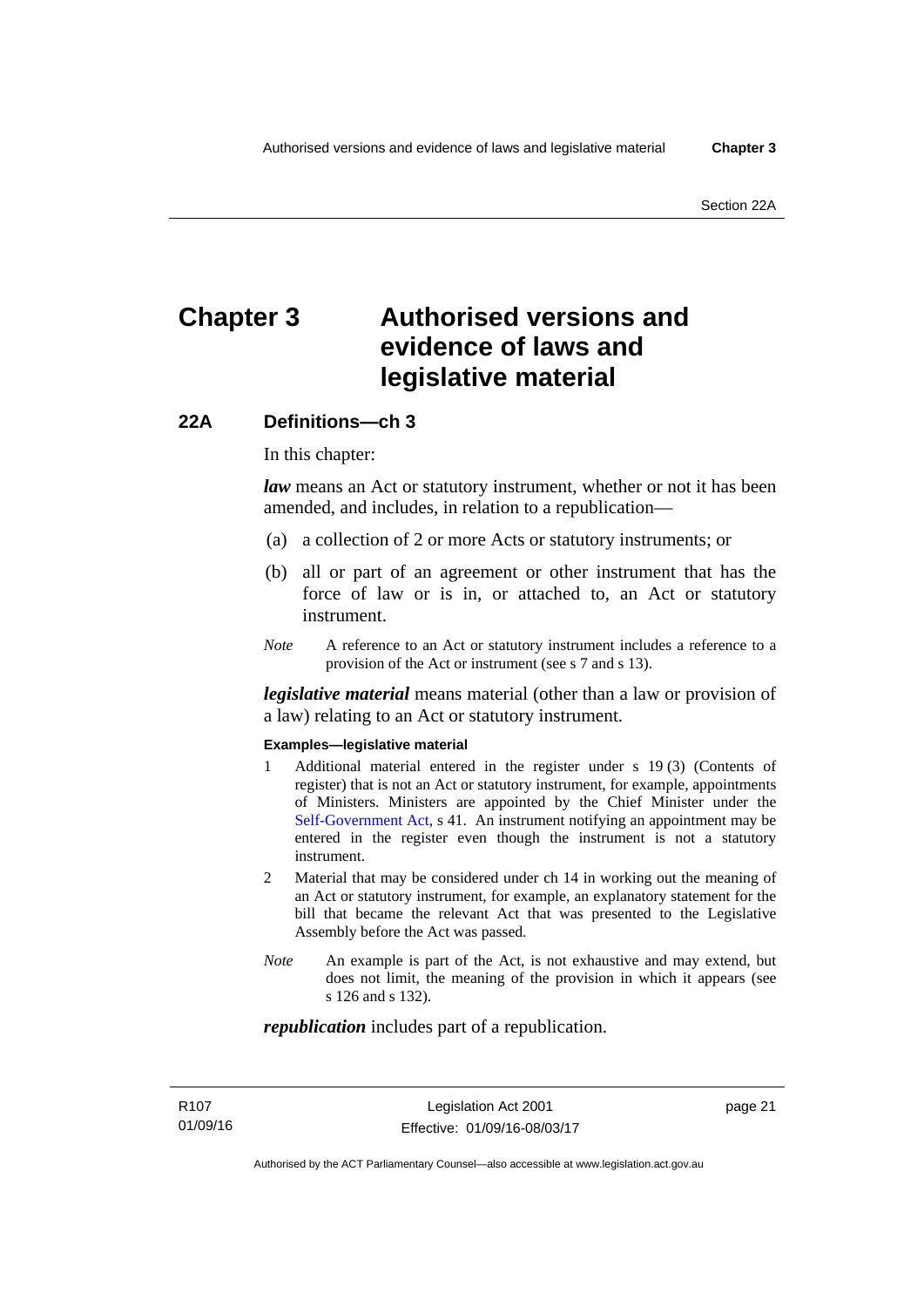# Chapter 3 Authorised versions and evidence of laws and legislative material

## 22A Definitions—ch 3

In this chapter:

***law*** means an Act or statutory instrument, whether or not it has been amended, and includes, in relation to a republication—

(a) a collection of 2 or more Acts or statutory instruments; or

(b) all or part of an agreement or other instrument that has the force of law or is in, or attached to, an Act or statutory instrument.

*Note* A reference to an Act or statutory instrument includes a reference to a provision of the Act or instrument (see s 7 and s 13).

***legislative material*** means material (other than a law or provision of a law) relating to an Act or statutory instrument.

**Examples—legislative material**

1 Additional material entered in the register under s 19 (3) (Contents of register) that is not an Act or statutory instrument, for example, appointments of Ministers. Ministers are appointed by the Chief Minister under the Self-Government Act, s 41. An instrument notifying an appointment may be entered in the register even though the instrument is not a statutory instrument.

2 Material that may be considered under ch 14 in working out the meaning of an Act or statutory instrument, for example, an explanatory statement for the bill that became the relevant Act that was presented to the Legislative Assembly before the Act was passed.

*Note* An example is part of the Act, is not exhaustive and may extend, but does not limit, the meaning of the provision in which it appears (see s 126 and s 132).

***republication*** includes part of a republication.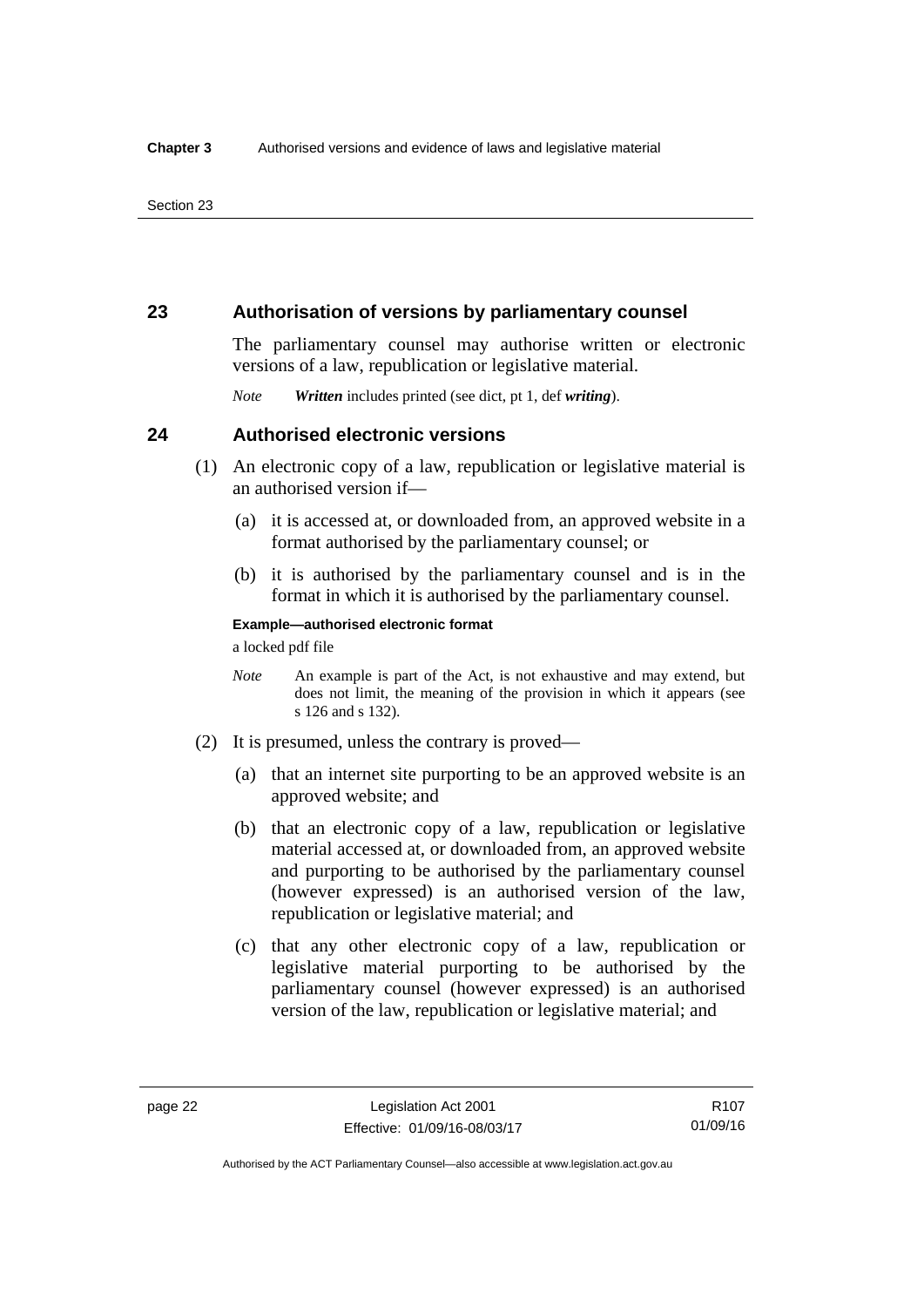## 23 Authorisation of versions by parliamentary counsel

The parliamentary counsel may authorise written or electronic versions of a law, republication or legislative material.

*Note* ***Written*** includes printed (see dict, pt 1, def ***writing***).

## 24 Authorised electronic versions

(1) An electronic copy of a law, republication or legislative material is an authorised version if—

(a) it is accessed at, or downloaded from, an approved website in a format authorised by the parliamentary counsel; or

(b) it is authorised by the parliamentary counsel and is in the format in which it is authorised by the parliamentary counsel.

**Example—authorised electronic format**

a locked pdf file

*Note* An example is part of the Act, is not exhaustive and may extend, but does not limit, the meaning of the provision in which it appears (see s 126 and s 132).

(2) It is presumed, unless the contrary is proved—

(a) that an internet site purporting to be an approved website is an approved website; and

(b) that an electronic copy of a law, republication or legislative material accessed at, or downloaded from, an approved website and purporting to be authorised by the parliamentary counsel (however expressed) is an authorised version of the law, republication or legislative material; and

(c) that any other electronic copy of a law, republication or legislative material purporting to be authorised by the parliamentary counsel (however expressed) is an authorised version of the law, republication or legislative material; and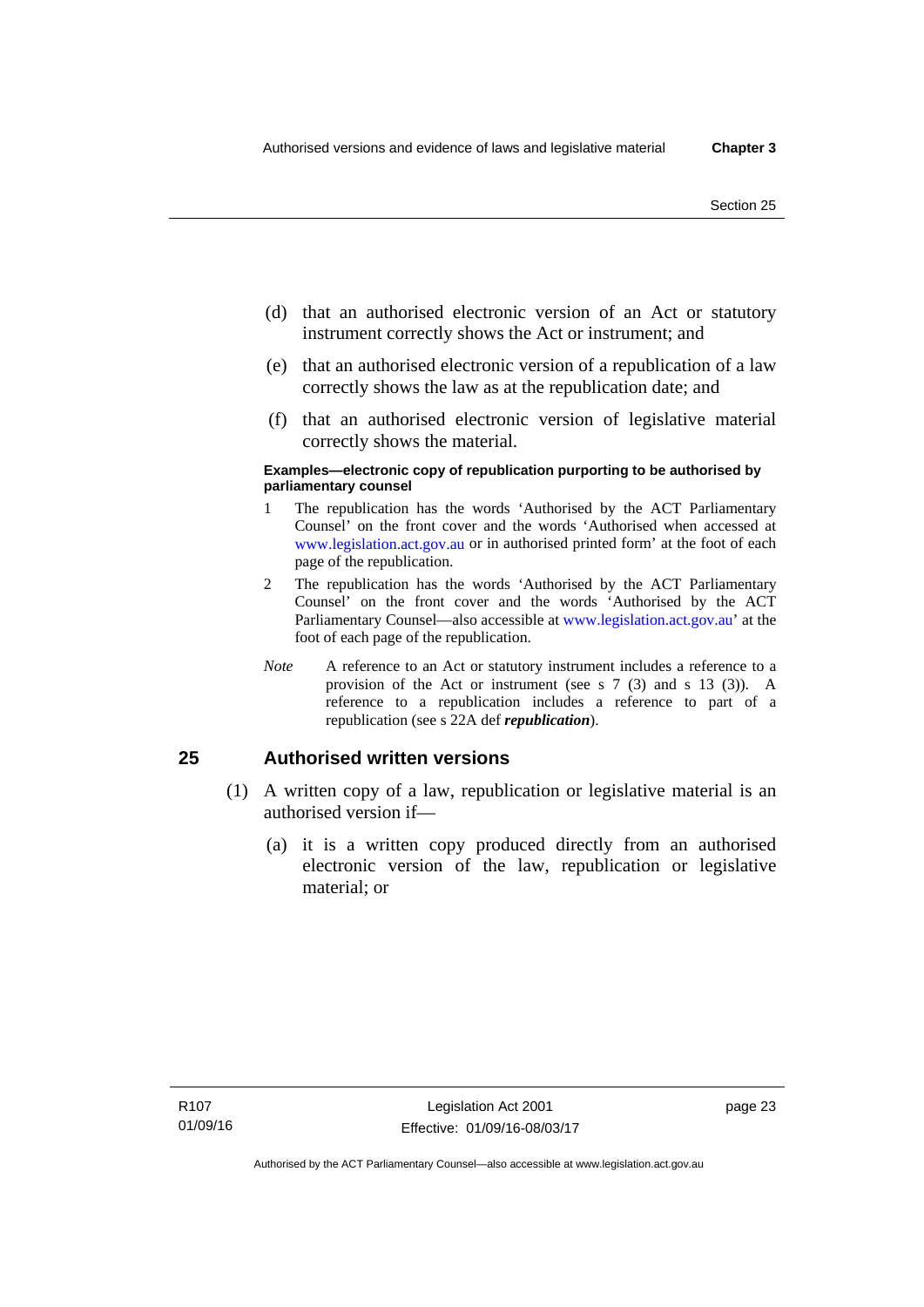(d) that an authorised electronic version of an Act or statutory instrument correctly shows the Act or instrument; and

(e) that an authorised electronic version of a republication of a law correctly shows the law as at the republication date; and

(f) that an authorised electronic version of legislative material correctly shows the material.

**Examples—electronic copy of republication purporting to be authorised by parliamentary counsel**

1 The republication has the words 'Authorised by the ACT Parliamentary Counsel' on the front cover and the words 'Authorised when accessed at www.legislation.act.gov.au or in authorised printed form' at the foot of each page of the republication.

2 The republication has the words 'Authorised by the ACT Parliamentary Counsel' on the front cover and the words 'Authorised by the ACT Parliamentary Counsel—also accessible at www.legislation.act.gov.au' at the foot of each page of the republication.

*Note* A reference to an Act or statutory instrument includes a reference to a provision of the Act or instrument (see s 7 (3) and s 13 (3)). A reference to a republication includes a reference to part of a republication (see s 22A def ***republication***).

## 25 Authorised written versions

(1) A written copy of a law, republication or legislative material is an authorised version if—

(a) it is a written copy produced directly from an authorised electronic version of the law, republication or legislative material; or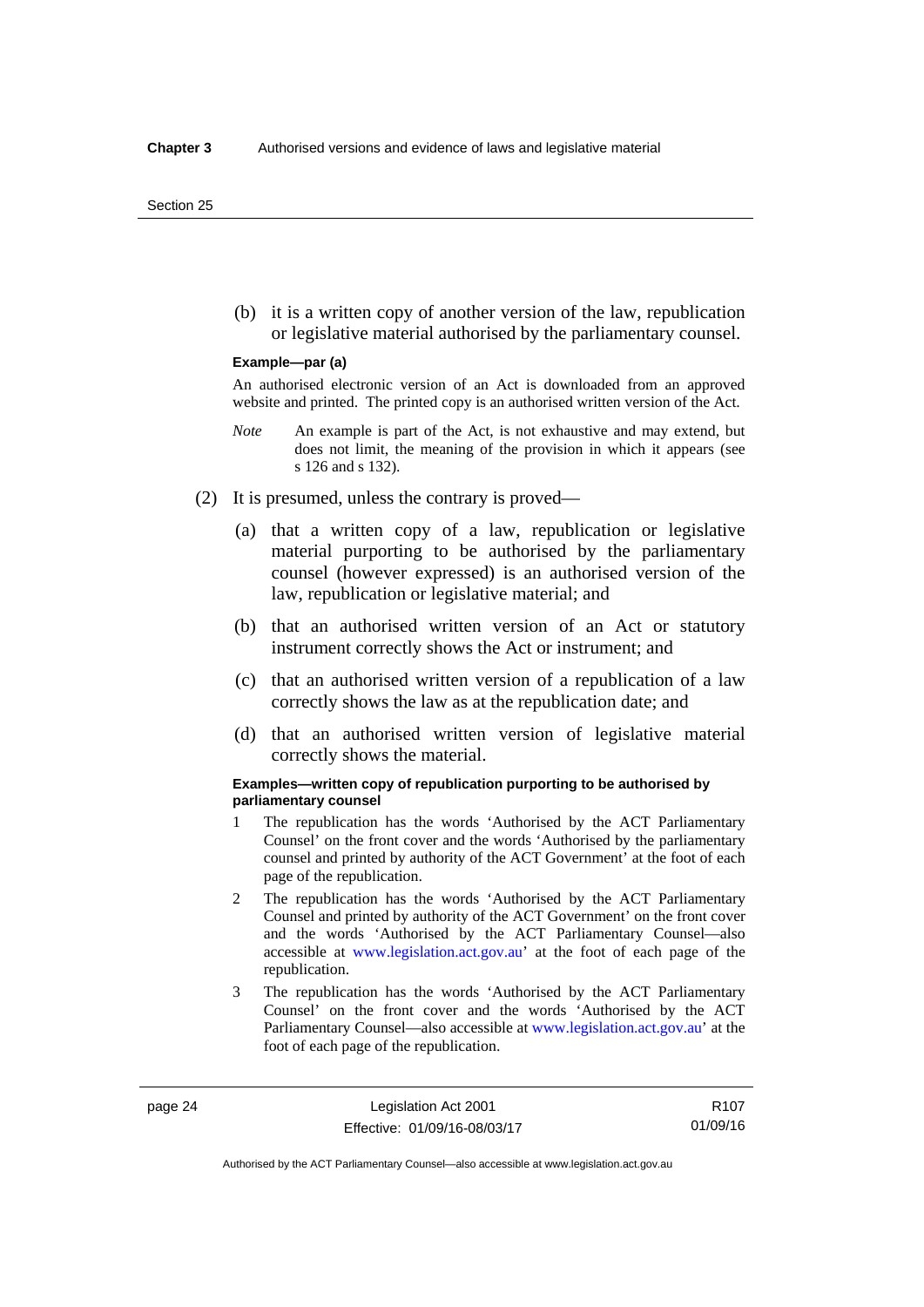(b) it is a written copy of another version of the law, republication or legislative material authorised by the parliamentary counsel.

**Example—par (a)**

An authorised electronic version of an Act is downloaded from an approved website and printed. The printed copy is an authorised written version of the Act.

*Note* An example is part of the Act, is not exhaustive and may extend, but does not limit, the meaning of the provision in which it appears (see s 126 and s 132).

(2) It is presumed, unless the contrary is proved—

(a) that a written copy of a law, republication or legislative material purporting to be authorised by the parliamentary counsel (however expressed) is an authorised version of the law, republication or legislative material; and

(b) that an authorised written version of an Act or statutory instrument correctly shows the Act or instrument; and

(c) that an authorised written version of a republication of a law correctly shows the law as at the republication date; and

(d) that an authorised written version of legislative material correctly shows the material.

**Examples—written copy of republication purporting to be authorised by parliamentary counsel**

1 The republication has the words 'Authorised by the ACT Parliamentary Counsel' on the front cover and the words 'Authorised by the parliamentary counsel and printed by authority of the ACT Government' at the foot of each page of the republication.

2 The republication has the words 'Authorised by the ACT Parliamentary Counsel and printed by authority of the ACT Government' on the front cover and the words 'Authorised by the ACT Parliamentary Counsel—also accessible at www.legislation.act.gov.au' at the foot of each page of the republication.

3 The republication has the words 'Authorised by the ACT Parliamentary Counsel' on the front cover and the words 'Authorised by the ACT Parliamentary Counsel—also accessible at www.legislation.act.gov.au' at the foot of each page of the republication.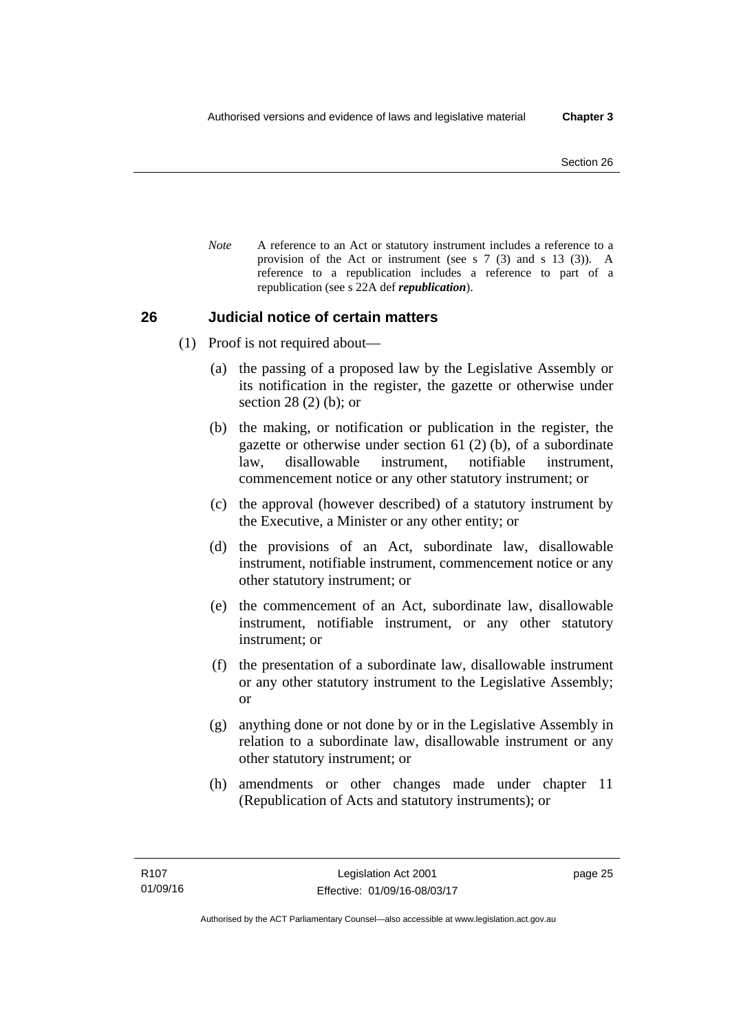*Note* A reference to an Act or statutory instrument includes a reference to a provision of the Act or instrument (see s 7 (3) and s 13 (3)). A reference to a republication includes a reference to part of a republication (see s 22A def ***republication***).

## 26 Judicial notice of certain matters

(1) Proof is not required about—

(a) the passing of a proposed law by the Legislative Assembly or its notification in the register, the gazette or otherwise under section 28 (2) (b); or

(b) the making, or notification or publication in the register, the gazette or otherwise under section 61 (2) (b), of a subordinate law, disallowable instrument, notifiable instrument, commencement notice or any other statutory instrument; or

(c) the approval (however described) of a statutory instrument by the Executive, a Minister or any other entity; or

(d) the provisions of an Act, subordinate law, disallowable instrument, notifiable instrument, commencement notice or any other statutory instrument; or

(e) the commencement of an Act, subordinate law, disallowable instrument, notifiable instrument, or any other statutory instrument; or

(f) the presentation of a subordinate law, disallowable instrument or any other statutory instrument to the Legislative Assembly; or

(g) anything done or not done by or in the Legislative Assembly in relation to a subordinate law, disallowable instrument or any other statutory instrument; or

(h) amendments or other changes made under chapter 11 (Republication of Acts and statutory instruments); or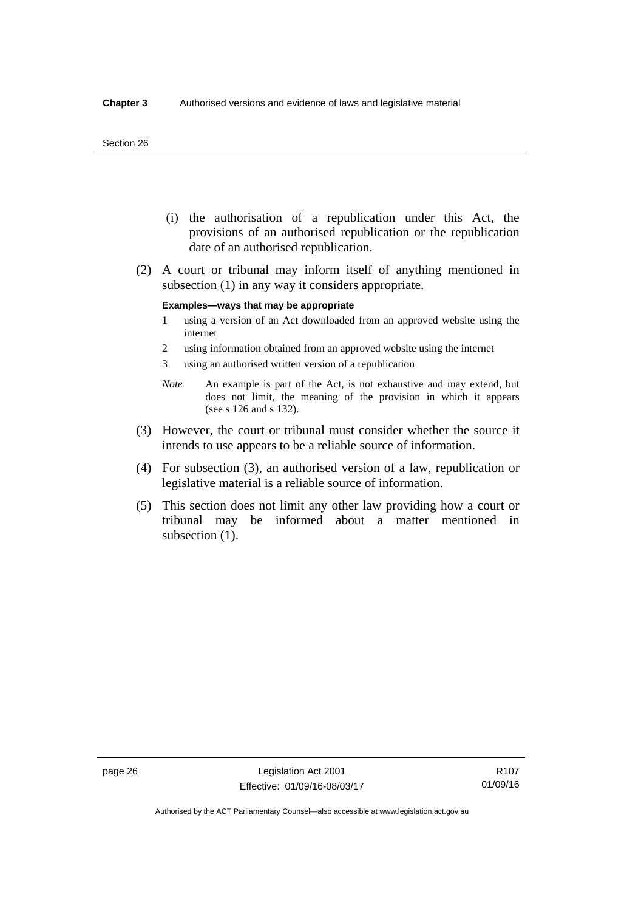(i) the authorisation of a republication under this Act, the provisions of an authorised republication or the republication date of an authorised republication.

(2) A court or tribunal may inform itself of anything mentioned in subsection (1) in any way it considers appropriate.

**Examples—ways that may be appropriate**

1 using a version of an Act downloaded from an approved website using the internet

2 using information obtained from an approved website using the internet

3 using an authorised written version of a republication

*Note* An example is part of the Act, is not exhaustive and may extend, but does not limit, the meaning of the provision in which it appears (see s 126 and s 132).

(3) However, the court or tribunal must consider whether the source it intends to use appears to be a reliable source of information.

(4) For subsection (3), an authorised version of a law, republication or legislative material is a reliable source of information.

(5) This section does not limit any other law providing how a court or tribunal may be informed about a matter mentioned in subsection (1).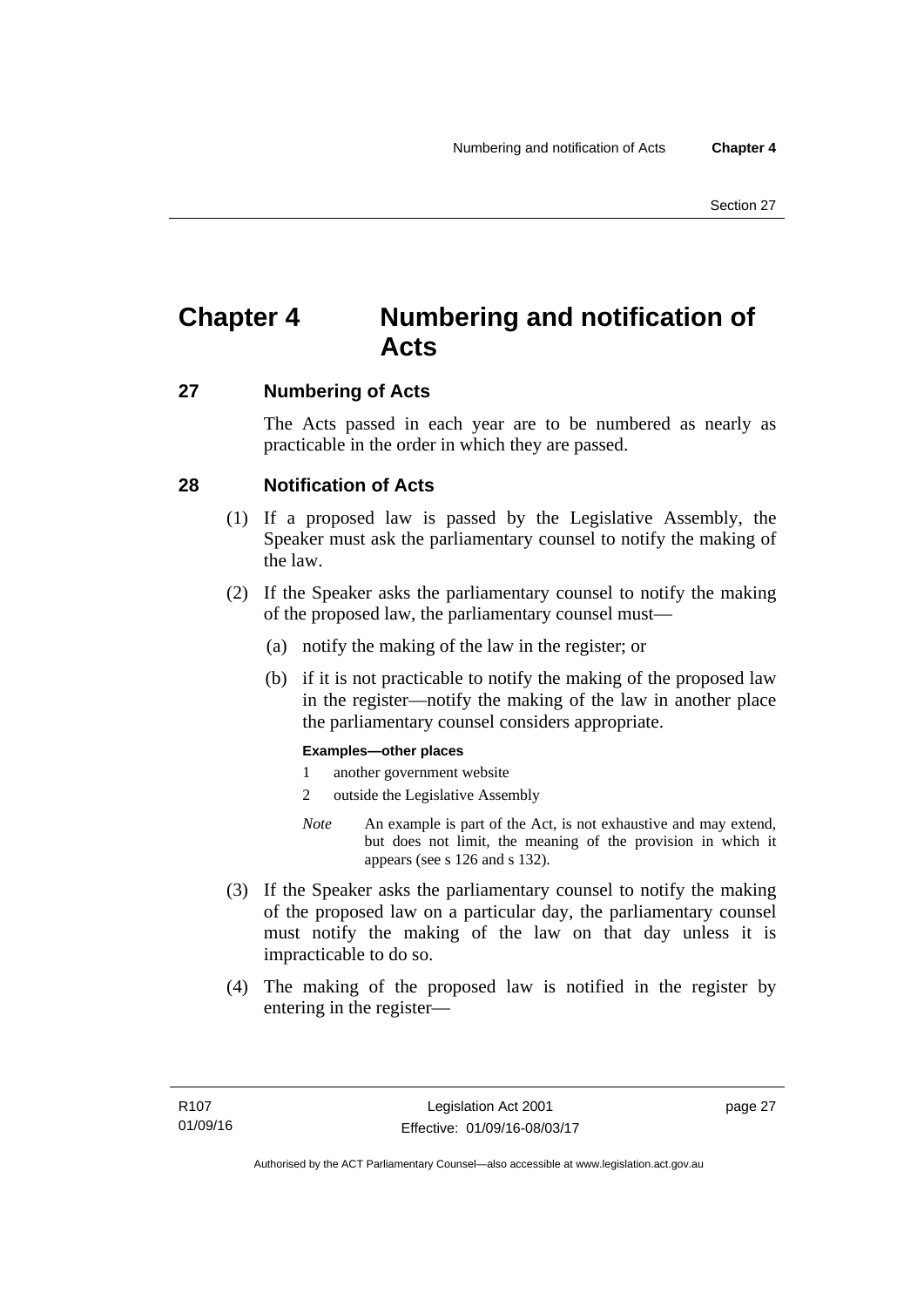# Chapter 4 Numbering and notification of Acts

## 27 Numbering of Acts

The Acts passed in each year are to be numbered as nearly as practicable in the order in which they are passed.

## 28 Notification of Acts

(1) If a proposed law is passed by the Legislative Assembly, the Speaker must ask the parliamentary counsel to notify the making of the law.

(2) If the Speaker asks the parliamentary counsel to notify the making of the proposed law, the parliamentary counsel must—

(a) notify the making of the law in the register; or

(b) if it is not practicable to notify the making of the proposed law in the register—notify the making of the law in another place the parliamentary counsel considers appropriate.

**Examples—other places**

1 another government website

2 outside the Legislative Assembly

*Note* An example is part of the Act, is not exhaustive and may extend, but does not limit, the meaning of the provision in which it appears (see s 126 and s 132).

(3) If the Speaker asks the parliamentary counsel to notify the making of the proposed law on a particular day, the parliamentary counsel must notify the making of the law on that day unless it is impracticable to do so.

(4) The making of the proposed law is notified in the register by entering in the register—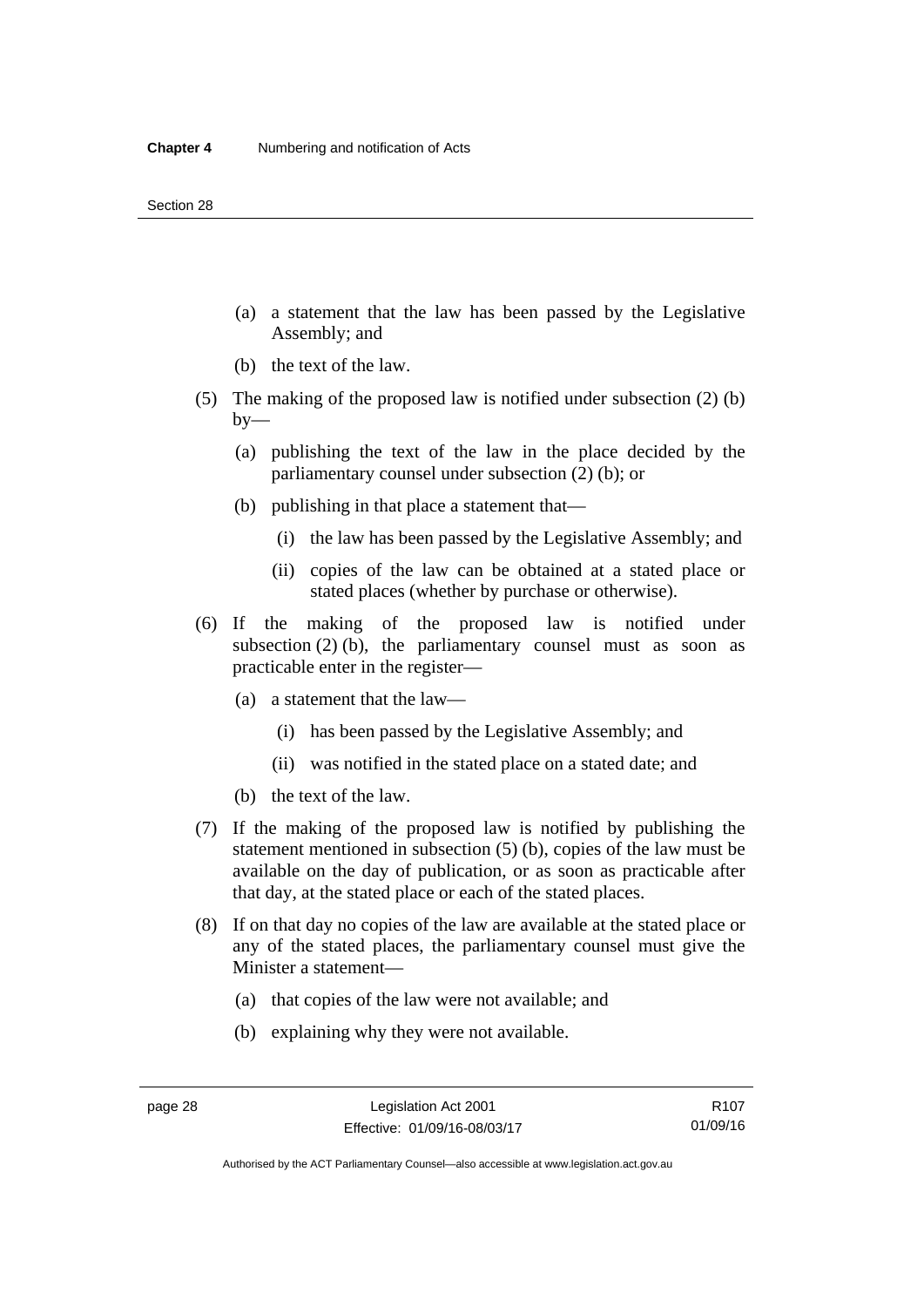(a) a statement that the law has been passed by the Legislative Assembly; and

(b) the text of the law.

(5) The making of the proposed law is notified under subsection (2) (b) by—

(a) publishing the text of the law in the place decided by the parliamentary counsel under subsection (2) (b); or

(b) publishing in that place a statement that—

(i) the law has been passed by the Legislative Assembly; and

(ii) copies of the law can be obtained at a stated place or stated places (whether by purchase or otherwise).

(6) If the making of the proposed law is notified under subsection (2) (b), the parliamentary counsel must as soon as practicable enter in the register—

(a) a statement that the law—

(i) has been passed by the Legislative Assembly; and

(ii) was notified in the stated place on a stated date; and

(b) the text of the law.

(7) If the making of the proposed law is notified by publishing the statement mentioned in subsection (5) (b), copies of the law must be available on the day of publication, or as soon as practicable after that day, at the stated place or each of the stated places.

(8) If on that day no copies of the law are available at the stated place or any of the stated places, the parliamentary counsel must give the Minister a statement—

(a) that copies of the law were not available; and

(b) explaining why they were not available.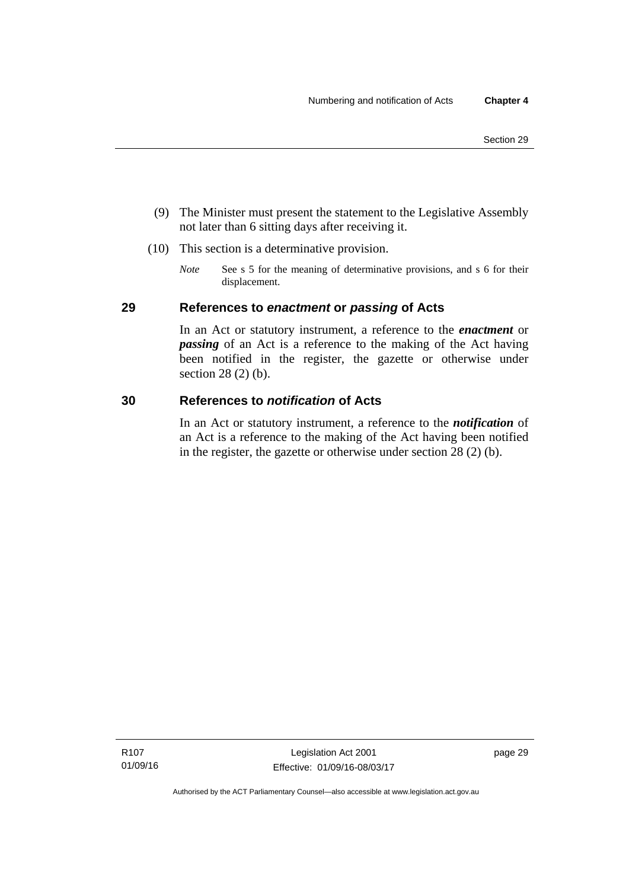(9) The Minister must present the statement to the Legislative Assembly not later than 6 sitting days after receiving it.

(10) This section is a determinative provision.

*Note* See s 5 for the meaning of determinative provisions, and s 6 for their displacement.

## 29 References to *enactment* or *passing* of Acts

In an Act or statutory instrument, a reference to the ***enactment*** or ***passing*** of an Act is a reference to the making of the Act having been notified in the register, the gazette or otherwise under section 28 (2) (b).

## 30 References to *notification* of Acts

In an Act or statutory instrument, a reference to the ***notification*** of an Act is a reference to the making of the Act having been notified in the register, the gazette or otherwise under section 28 (2) (b).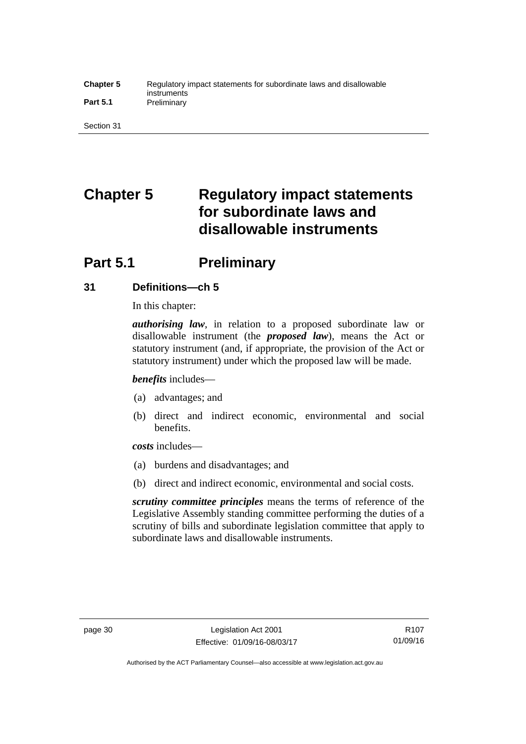# Chapter 5 Regulatory impact statements for subordinate laws and disallowable instruments

## Part 5.1 Preliminary

### 31 Definitions—ch 5

In this chapter:

***authorising law***, in relation to a proposed subordinate law or disallowable instrument (the ***proposed law***), means the Act or statutory instrument (and, if appropriate, the provision of the Act or statutory instrument) under which the proposed law will be made.

***benefits*** includes—

(a) advantages; and

(b) direct and indirect economic, environmental and social benefits.

***costs*** includes—

(a) burdens and disadvantages; and

(b) direct and indirect economic, environmental and social costs.

***scrutiny committee principles*** means the terms of reference of the Legislative Assembly standing committee performing the duties of a scrutiny of bills and subordinate legislation committee that apply to subordinate laws and disallowable instruments.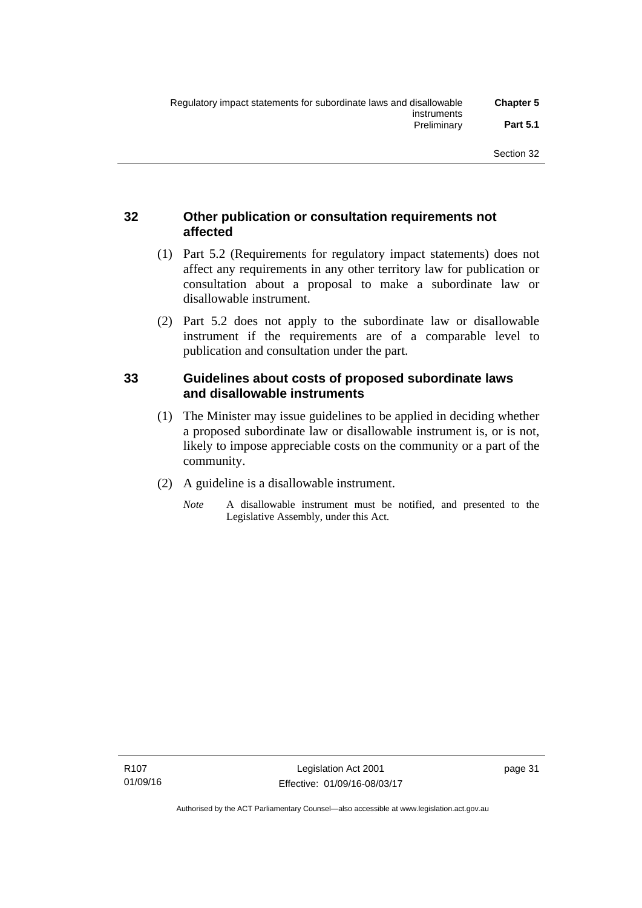### 32 Other publication or consultation requirements not affected

(1) Part 5.2 (Requirements for regulatory impact statements) does not affect any requirements in any other territory law for publication or consultation about a proposal to make a subordinate law or disallowable instrument.

(2) Part 5.2 does not apply to the subordinate law or disallowable instrument if the requirements are of a comparable level to publication and consultation under the part.

### 33 Guidelines about costs of proposed subordinate laws and disallowable instruments

(1) The Minister may issue guidelines to be applied in deciding whether a proposed subordinate law or disallowable instrument is, or is not, likely to impose appreciable costs on the community or a part of the community.

(2) A guideline is a disallowable instrument.

*Note* A disallowable instrument must be notified, and presented to the Legislative Assembly, under this Act.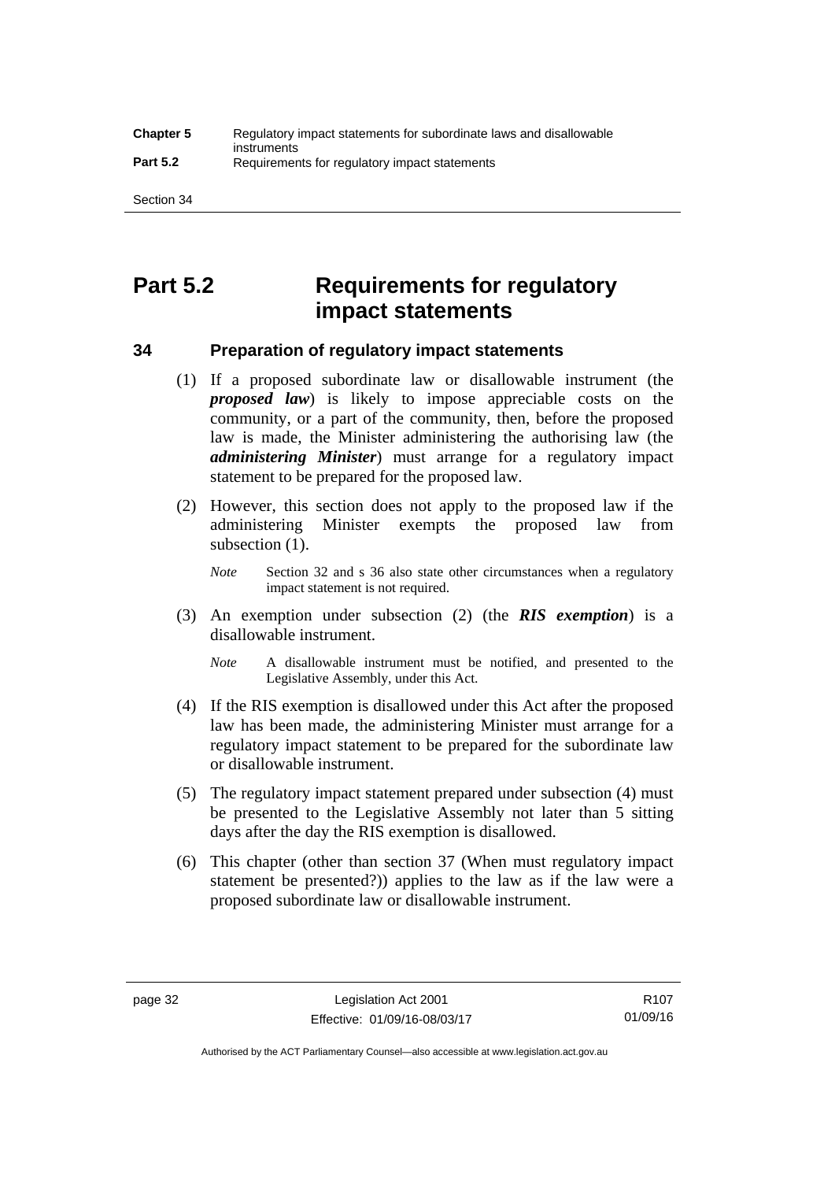# Part 5.2 Requirements for regulatory impact statements

## 34 Preparation of regulatory impact statements

(1) If a proposed subordinate law or disallowable instrument (the ***proposed law***) is likely to impose appreciable costs on the community, or a part of the community, then, before the proposed law is made, the Minister administering the authorising law (the ***administering Minister***) must arrange for a regulatory impact statement to be prepared for the proposed law.

(2) However, this section does not apply to the proposed law if the administering Minister exempts the proposed law from subsection (1).

*Note* Section 32 and s 36 also state other circumstances when a regulatory impact statement is not required.

(3) An exemption under subsection (2) (the ***RIS exemption***) is a disallowable instrument.

*Note* A disallowable instrument must be notified, and presented to the Legislative Assembly, under this Act.

(4) If the RIS exemption is disallowed under this Act after the proposed law has been made, the administering Minister must arrange for a regulatory impact statement to be prepared for the subordinate law or disallowable instrument.

(5) The regulatory impact statement prepared under subsection (4) must be presented to the Legislative Assembly not later than 5 sitting days after the day the RIS exemption is disallowed.

(6) This chapter (other than section 37 (When must regulatory impact statement be presented?)) applies to the law as if the law were a proposed subordinate law or disallowable instrument.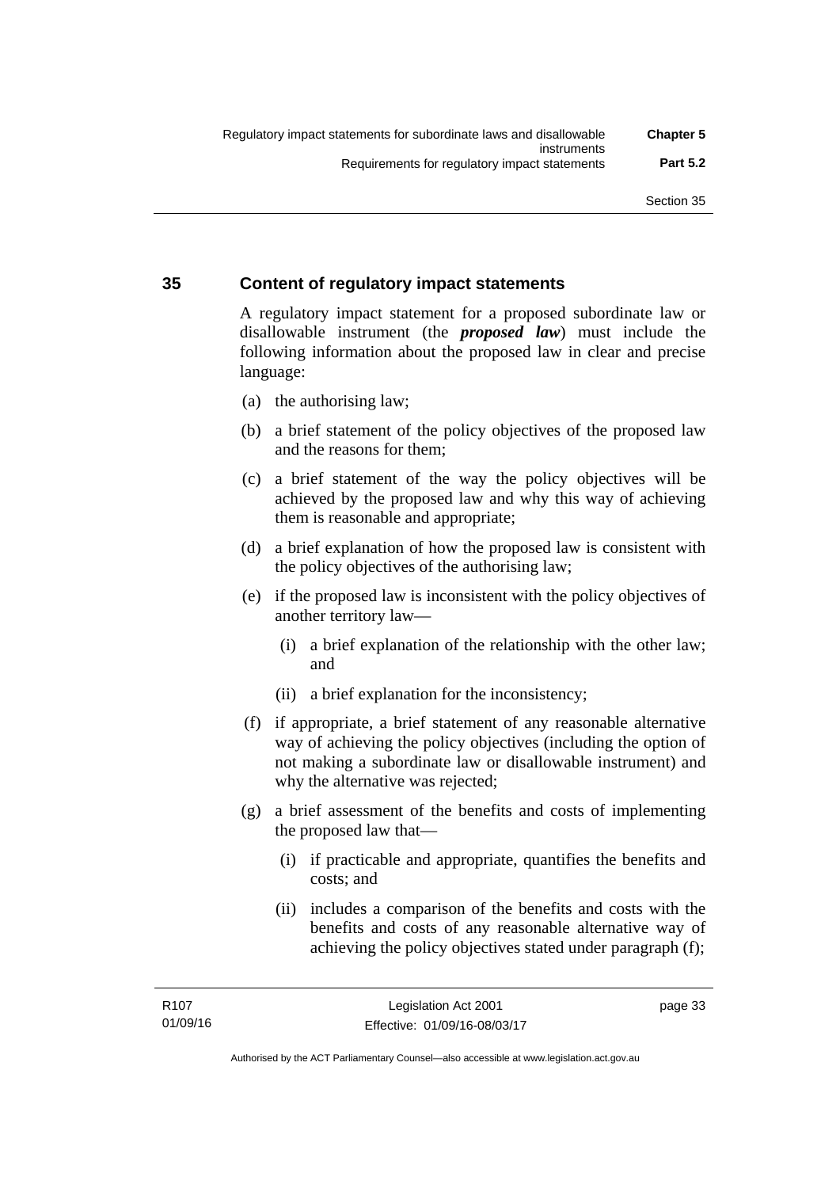### 35 Content of regulatory impact statements

A regulatory impact statement for a proposed subordinate law or disallowable instrument (the ***proposed law***) must include the following information about the proposed law in clear and precise language:

(a) the authorising law;

(b) a brief statement of the policy objectives of the proposed law and the reasons for them;

(c) a brief statement of the way the policy objectives will be achieved by the proposed law and why this way of achieving them is reasonable and appropriate;

(d) a brief explanation of how the proposed law is consistent with the policy objectives of the authorising law;

(e) if the proposed law is inconsistent with the policy objectives of another territory law—

  (i) a brief explanation of the relationship with the other law; and

  (ii) a brief explanation for the inconsistency;

(f) if appropriate, a brief statement of any reasonable alternative way of achieving the policy objectives (including the option of not making a subordinate law or disallowable instrument) and why the alternative was rejected;

(g) a brief assessment of the benefits and costs of implementing the proposed law that—

  (i) if practicable and appropriate, quantifies the benefits and costs; and

  (ii) includes a comparison of the benefits and costs with the benefits and costs of any reasonable alternative way of achieving the policy objectives stated under paragraph (f);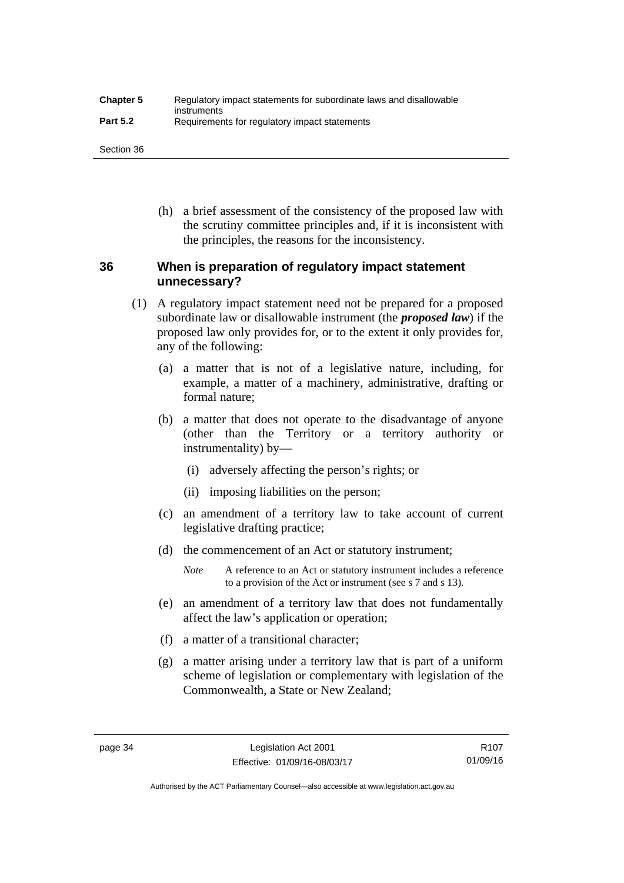(h) a brief assessment of the consistency of the proposed law with the scrutiny committee principles and, if it is inconsistent with the principles, the reasons for the inconsistency.

### 36 When is preparation of regulatory impact statement unnecessary?

(1) A regulatory impact statement need not be prepared for a proposed subordinate law or disallowable instrument (the ***proposed law***) if the proposed law only provides for, or to the extent it only provides for, any of the following:

(a) a matter that is not of a legislative nature, including, for example, a matter of a machinery, administrative, drafting or formal nature;

(b) a matter that does not operate to the disadvantage of anyone (other than the Territory or a territory authority or instrumentality) by—

(i) adversely affecting the person's rights; or

(ii) imposing liabilities on the person;

(c) an amendment of a territory law to take account of current legislative drafting practice;

(d) the commencement of an Act or statutory instrument;

*Note* A reference to an Act or statutory instrument includes a reference to a provision of the Act or instrument (see s 7 and s 13).

(e) an amendment of a territory law that does not fundamentally affect the law's application or operation;

(f) a matter of a transitional character;

(g) a matter arising under a territory law that is part of a uniform scheme of legislation or complementary with legislation of the Commonwealth, a State or New Zealand;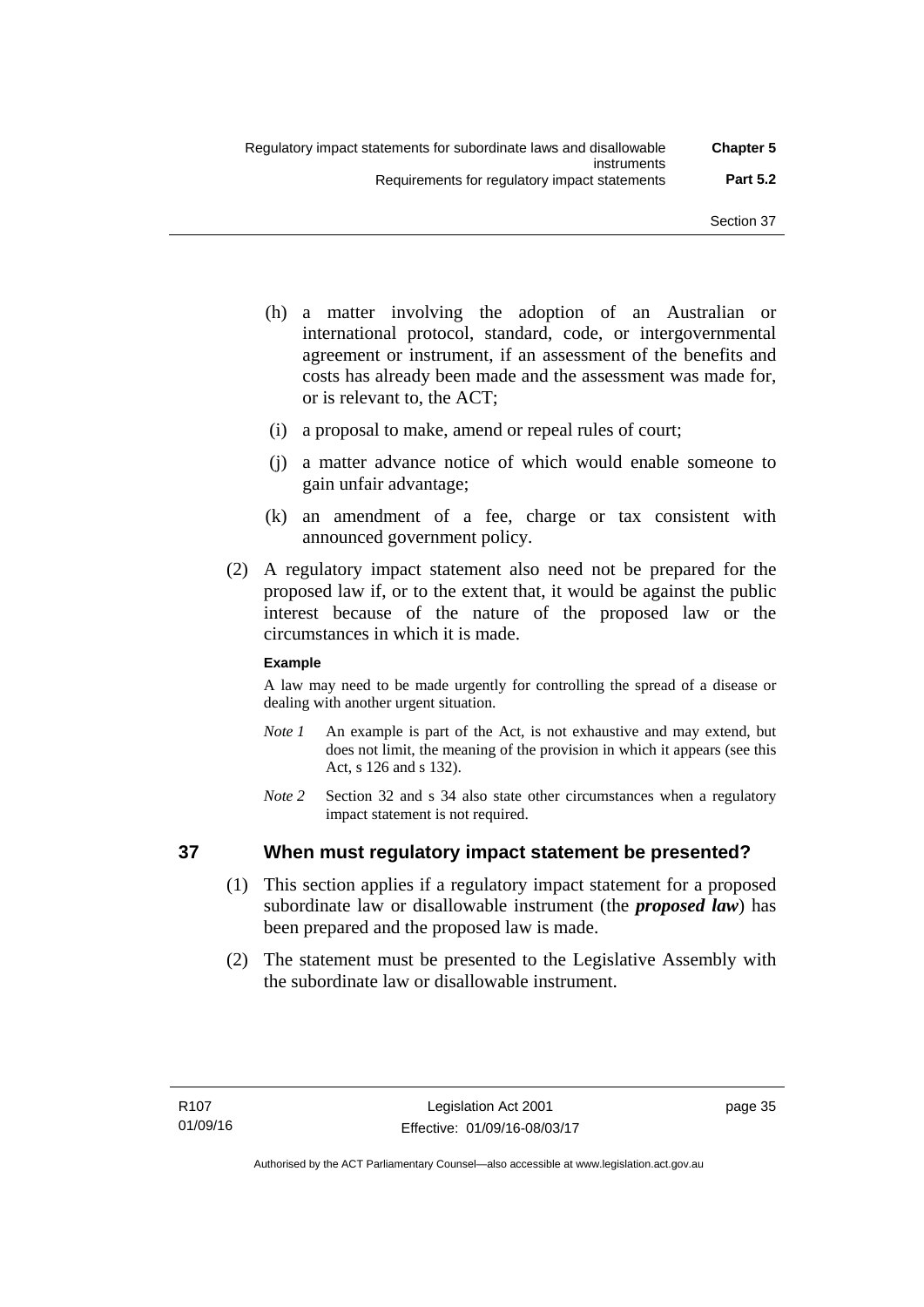(h) a matter involving the adoption of an Australian or international protocol, standard, code, or intergovernmental agreement or instrument, if an assessment of the benefits and costs has already been made and the assessment was made for, or is relevant to, the ACT;

(i) a proposal to make, amend or repeal rules of court;

(j) a matter advance notice of which would enable someone to gain unfair advantage;

(k) an amendment of a fee, charge or tax consistent with announced government policy.

(2) A regulatory impact statement also need not be prepared for the proposed law if, or to the extent that, it would be against the public interest because of the nature of the proposed law or the circumstances in which it is made.

**Example**

A law may need to be made urgently for controlling the spread of a disease or dealing with another urgent situation.

*Note 1* An example is part of the Act, is not exhaustive and may extend, but does not limit, the meaning of the provision in which it appears (see this Act, s 126 and s 132).

*Note 2* Section 32 and s 34 also state other circumstances when a regulatory impact statement is not required.

## 37 When must regulatory impact statement be presented?

(1) This section applies if a regulatory impact statement for a proposed subordinate law or disallowable instrument (the ***proposed law***) has been prepared and the proposed law is made.

(2) The statement must be presented to the Legislative Assembly with the subordinate law or disallowable instrument.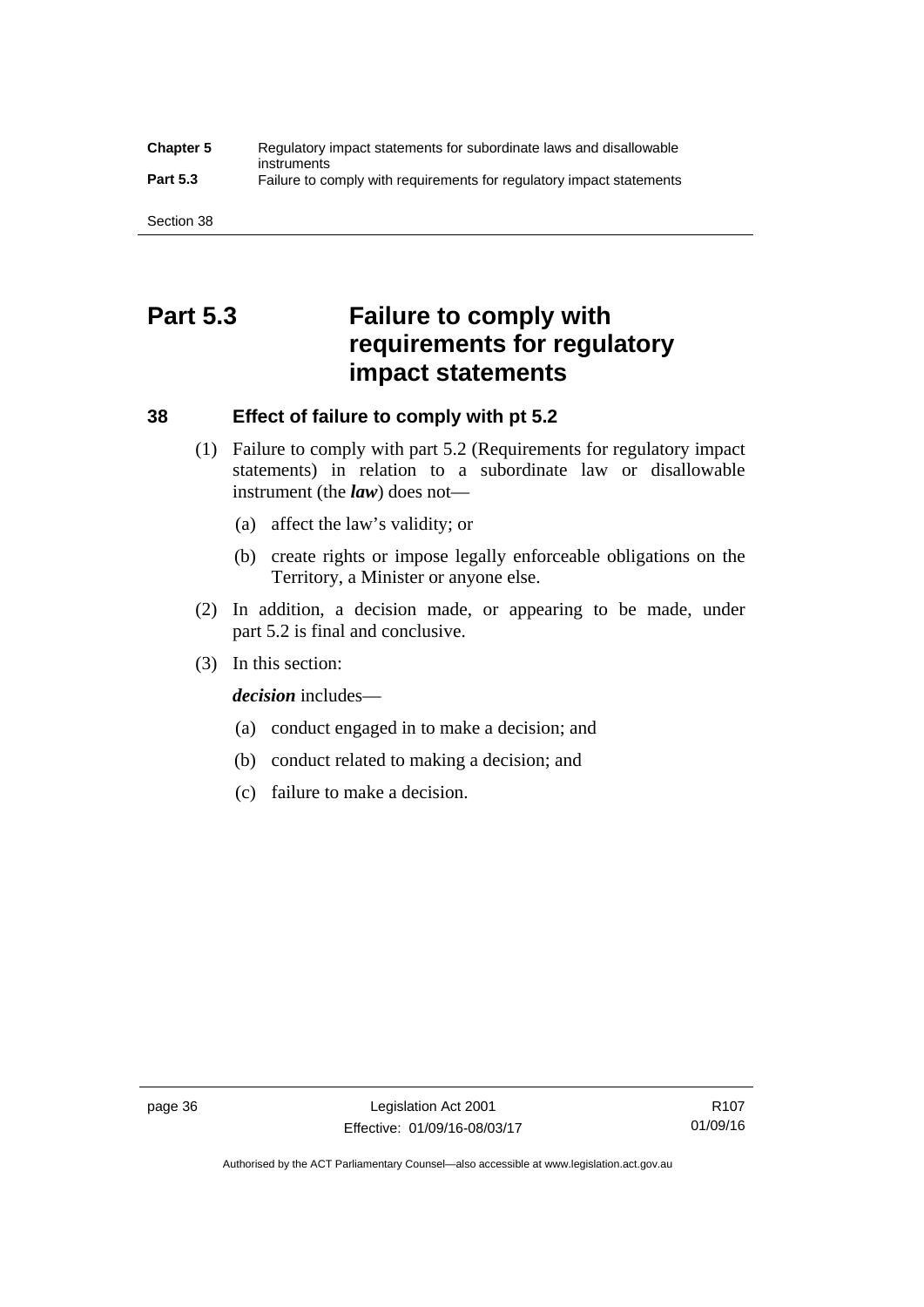# Part 5.3 Failure to comply with requirements for regulatory impact statements

## 38 Effect of failure to comply with pt 5.2

(1) Failure to comply with part 5.2 (Requirements for regulatory impact statements) in relation to a subordinate law or disallowable instrument (the ***law***) does not—

(a) affect the law's validity; or

(b) create rights or impose legally enforceable obligations on the Territory, a Minister or anyone else.

(2) In addition, a decision made, or appearing to be made, under part 5.2 is final and conclusive.

(3) In this section:

***decision*** includes—

(a) conduct engaged in to make a decision; and

(b) conduct related to making a decision; and

(c) failure to make a decision.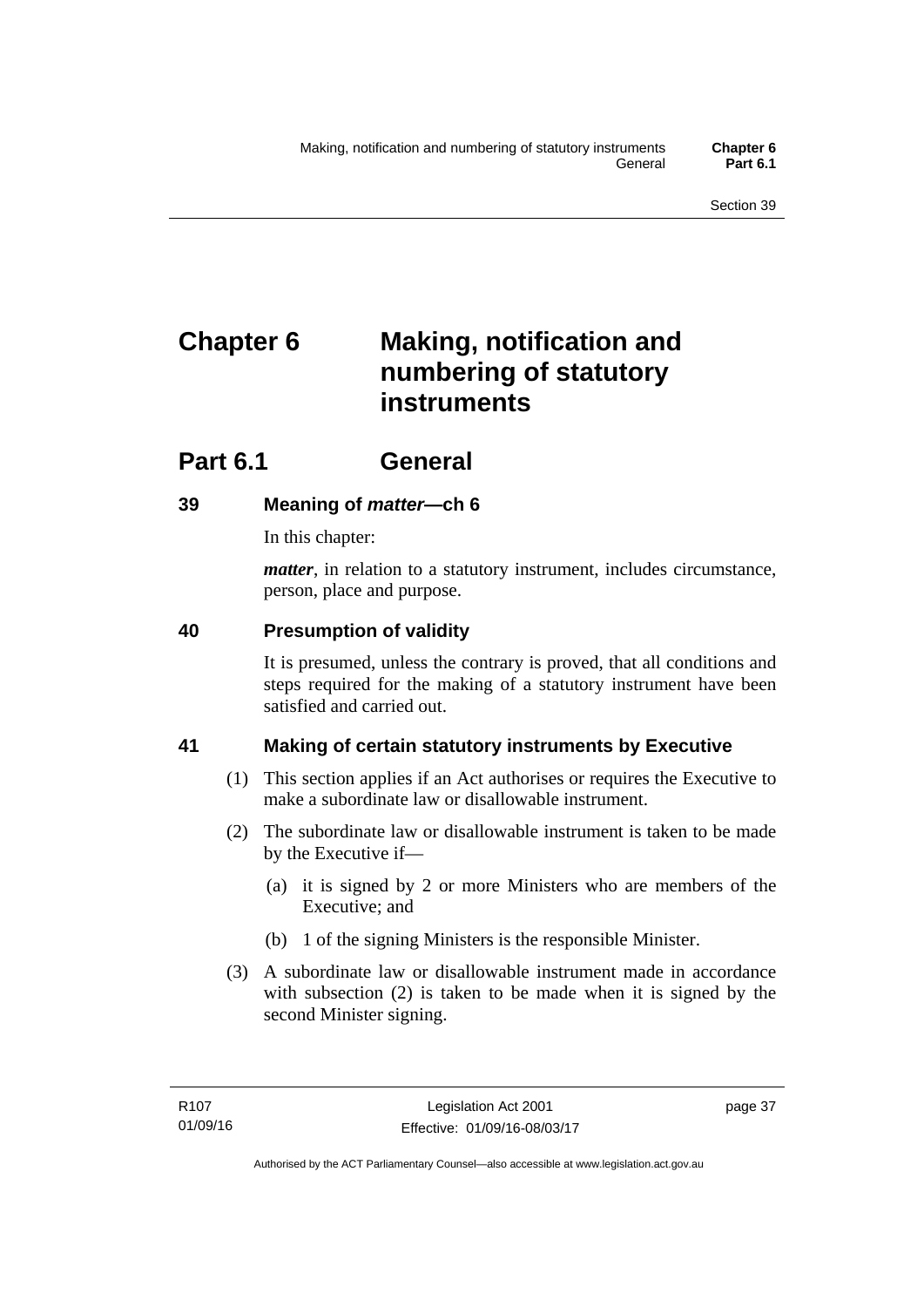# Chapter 6 Making, notification and numbering of statutory instruments

## Part 6.1 General

### 39 Meaning of *matter*—ch 6

In this chapter:

***matter***, in relation to a statutory instrument, includes circumstance, person, place and purpose.

### 40 Presumption of validity

It is presumed, unless the contrary is proved, that all conditions and steps required for the making of a statutory instrument have been satisfied and carried out.

### 41 Making of certain statutory instruments by Executive

(1) This section applies if an Act authorises or requires the Executive to make a subordinate law or disallowable instrument.

(2) The subordinate law or disallowable instrument is taken to be made by the Executive if—

(a) it is signed by 2 or more Ministers who are members of the Executive; and

(b) 1 of the signing Ministers is the responsible Minister.

(3) A subordinate law or disallowable instrument made in accordance with subsection (2) is taken to be made when it is signed by the second Minister signing.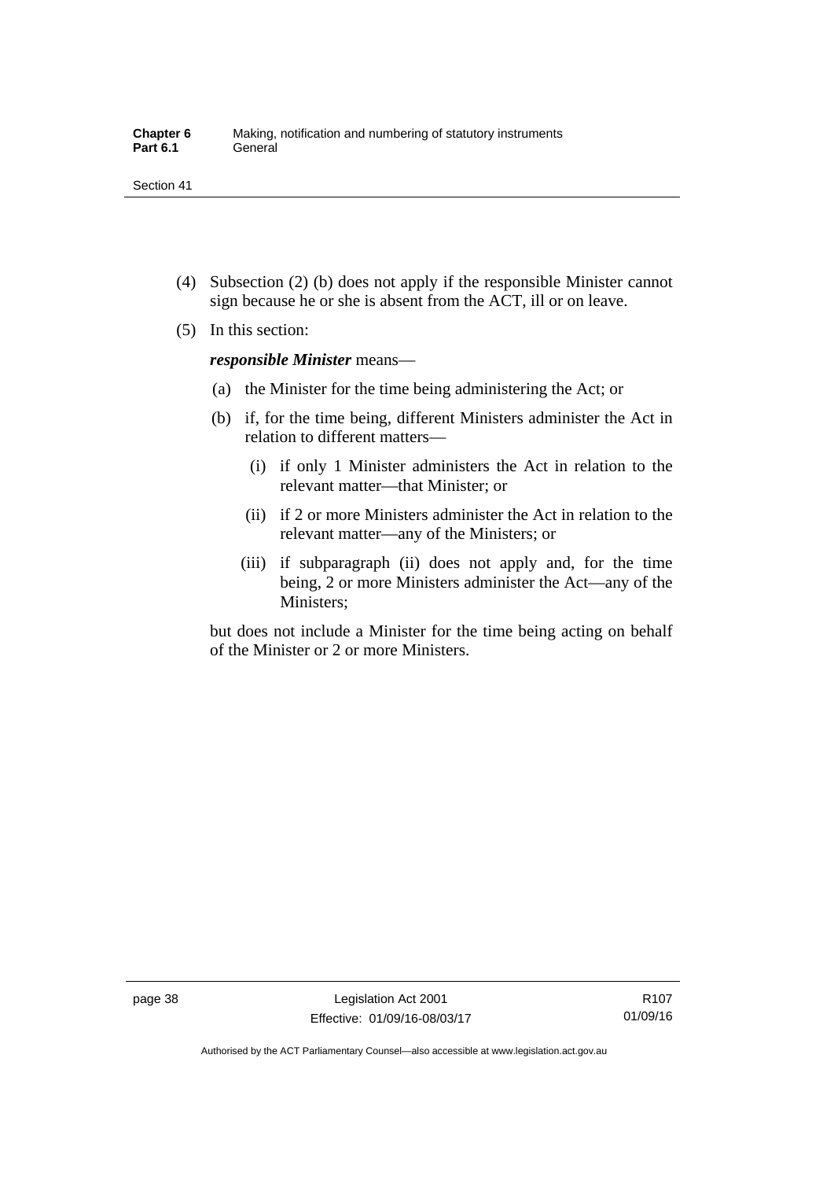(4) Subsection (2) (b) does not apply if the responsible Minister cannot sign because he or she is absent from the ACT, ill or on leave.

(5) In this section:

***responsible Minister*** means—

(a) the Minister for the time being administering the Act; or

(b) if, for the time being, different Ministers administer the Act in relation to different matters—

(i) if only 1 Minister administers the Act in relation to the relevant matter—that Minister; or

(ii) if 2 or more Ministers administer the Act in relation to the relevant matter—any of the Ministers; or

(iii) if subparagraph (ii) does not apply and, for the time being, 2 or more Ministers administer the Act—any of the Ministers;

but does not include a Minister for the time being acting on behalf of the Minister or 2 or more Ministers.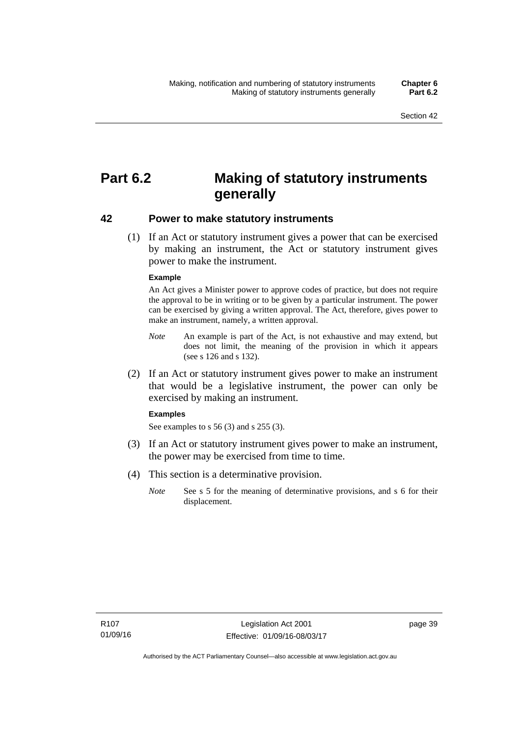# Part 6.2 Making of statutory instruments generally

## 42 Power to make statutory instruments

(1) If an Act or statutory instrument gives a power that can be exercised by making an instrument, the Act or statutory instrument gives power to make the instrument.

**Example**

An Act gives a Minister power to approve codes of practice, but does not require the approval to be in writing or to be given by a particular instrument. The power can be exercised by giving a written approval. The Act, therefore, gives power to make an instrument, namely, a written approval.

*Note* An example is part of the Act, is not exhaustive and may extend, but does not limit, the meaning of the provision in which it appears (see s 126 and s 132).

(2) If an Act or statutory instrument gives power to make an instrument that would be a legislative instrument, the power can only be exercised by making an instrument.

**Examples**

See examples to s 56 (3) and s 255 (3).

(3) If an Act or statutory instrument gives power to make an instrument, the power may be exercised from time to time.

(4) This section is a determinative provision.

*Note* See s 5 for the meaning of determinative provisions, and s 6 for their displacement.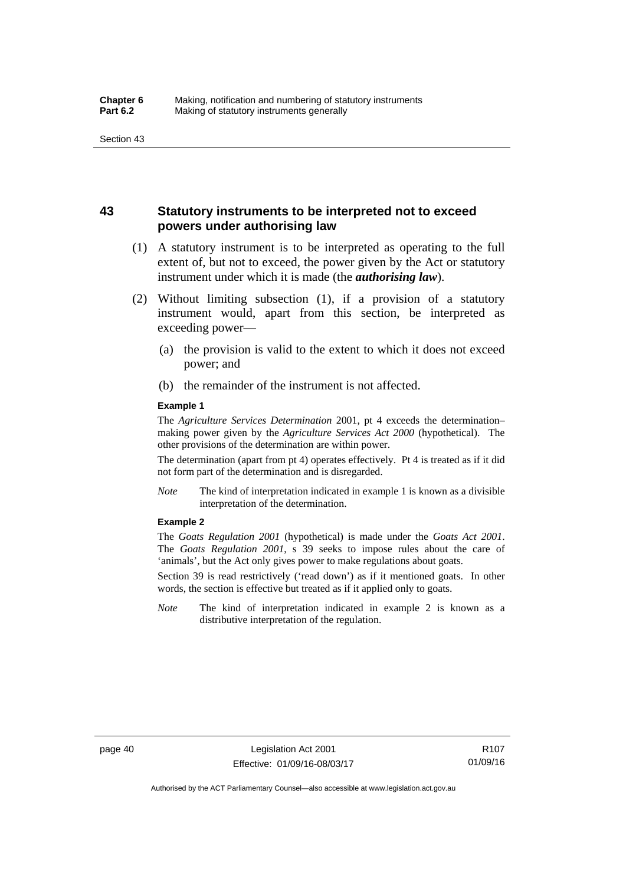## 43 Statutory instruments to be interpreted not to exceed powers under authorising law

(1) A statutory instrument is to be interpreted as operating to the full extent of, but not to exceed, the power given by the Act or statutory instrument under which it is made (the ***authorising law***).

(2) Without limiting subsection (1), if a provision of a statutory instrument would, apart from this section, be interpreted as exceeding power—

(a) the provision is valid to the extent to which it does not exceed power; and

(b) the remainder of the instrument is not affected.

**Example 1**

The *Agriculture Services Determination* 2001, pt 4 exceeds the determination–making power given by the *Agriculture Services Act 2000* (hypothetical). The other provisions of the determination are within power.

The determination (apart from pt 4) operates effectively. Pt 4 is treated as if it did not form part of the determination and is disregarded.

*Note* The kind of interpretation indicated in example 1 is known as a divisible interpretation of the determination.

**Example 2**

The *Goats Regulation 2001* (hypothetical) is made under the *Goats Act 2001*. The *Goats Regulation 2001*, s 39 seeks to impose rules about the care of 'animals', but the Act only gives power to make regulations about goats.

Section 39 is read restrictively ('read down') as if it mentioned goats. In other words, the section is effective but treated as if it applied only to goats.

*Note* The kind of interpretation indicated in example 2 is known as a distributive interpretation of the regulation.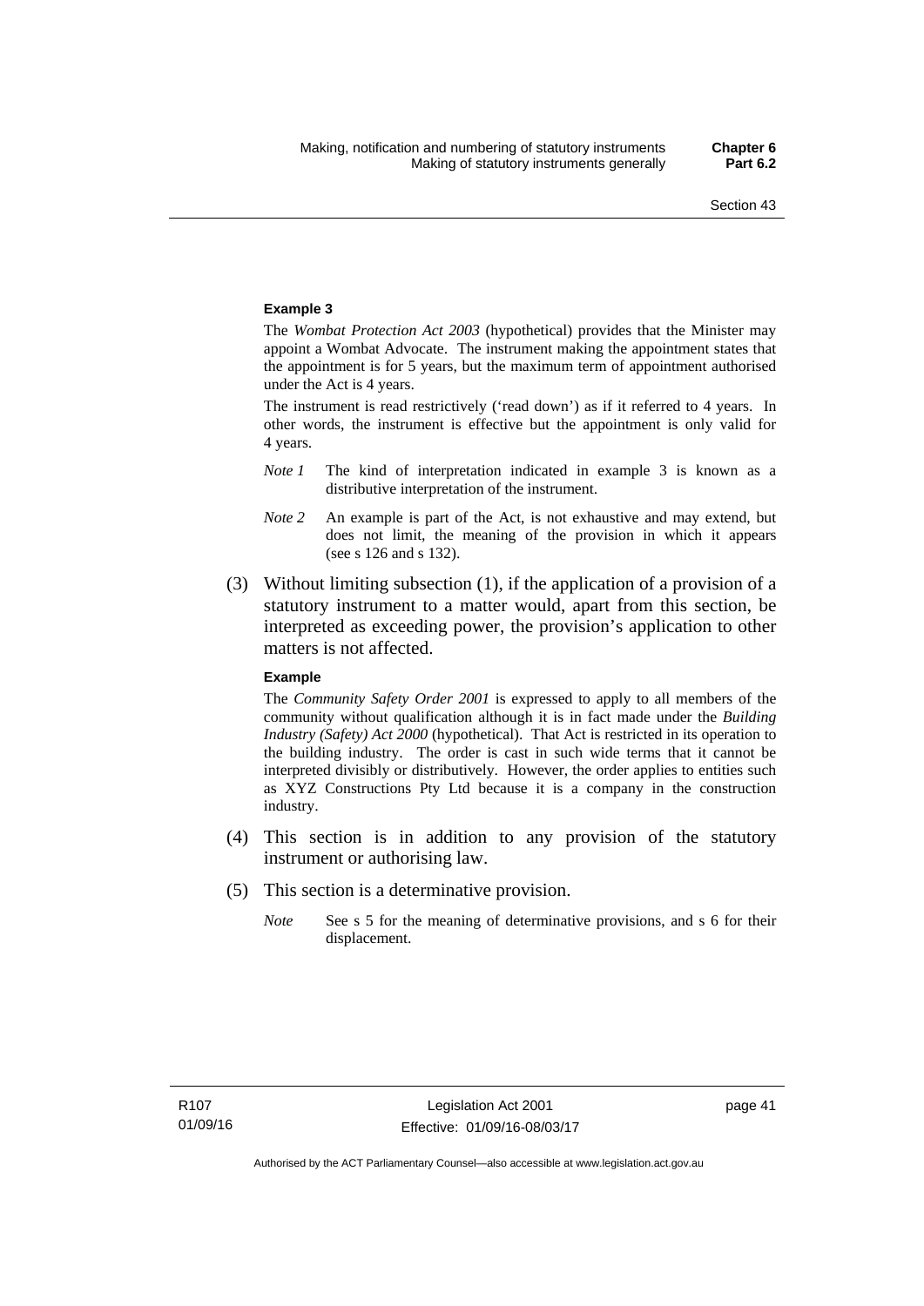#### Example 3

The *Wombat Protection Act 2003* (hypothetical) provides that the Minister may appoint a Wombat Advocate. The instrument making the appointment states that the appointment is for 5 years, but the maximum term of appointment authorised under the Act is 4 years.

The instrument is read restrictively ('read down') as if it referred to 4 years. In other words, the instrument is effective but the appointment is only valid for 4 years.

*Note 1* The kind of interpretation indicated in example 3 is known as a distributive interpretation of the instrument.

*Note 2* An example is part of the Act, is not exhaustive and may extend, but does not limit, the meaning of the provision in which it appears (see s 126 and s 132).

(3) Without limiting subsection (1), if the application of a provision of a statutory instrument to a matter would, apart from this section, be interpreted as exceeding power, the provision's application to other matters is not affected.

#### Example

The *Community Safety Order 2001* is expressed to apply to all members of the community without qualification although it is in fact made under the *Building Industry (Safety) Act 2000* (hypothetical). That Act is restricted in its operation to the building industry. The order is cast in such wide terms that it cannot be interpreted divisibly or distributively. However, the order applies to entities such as XYZ Constructions Pty Ltd because it is a company in the construction industry.

(4) This section is in addition to any provision of the statutory instrument or authorising law.

(5) This section is a determinative provision.

*Note* See s 5 for the meaning of determinative provisions, and s 6 for their displacement.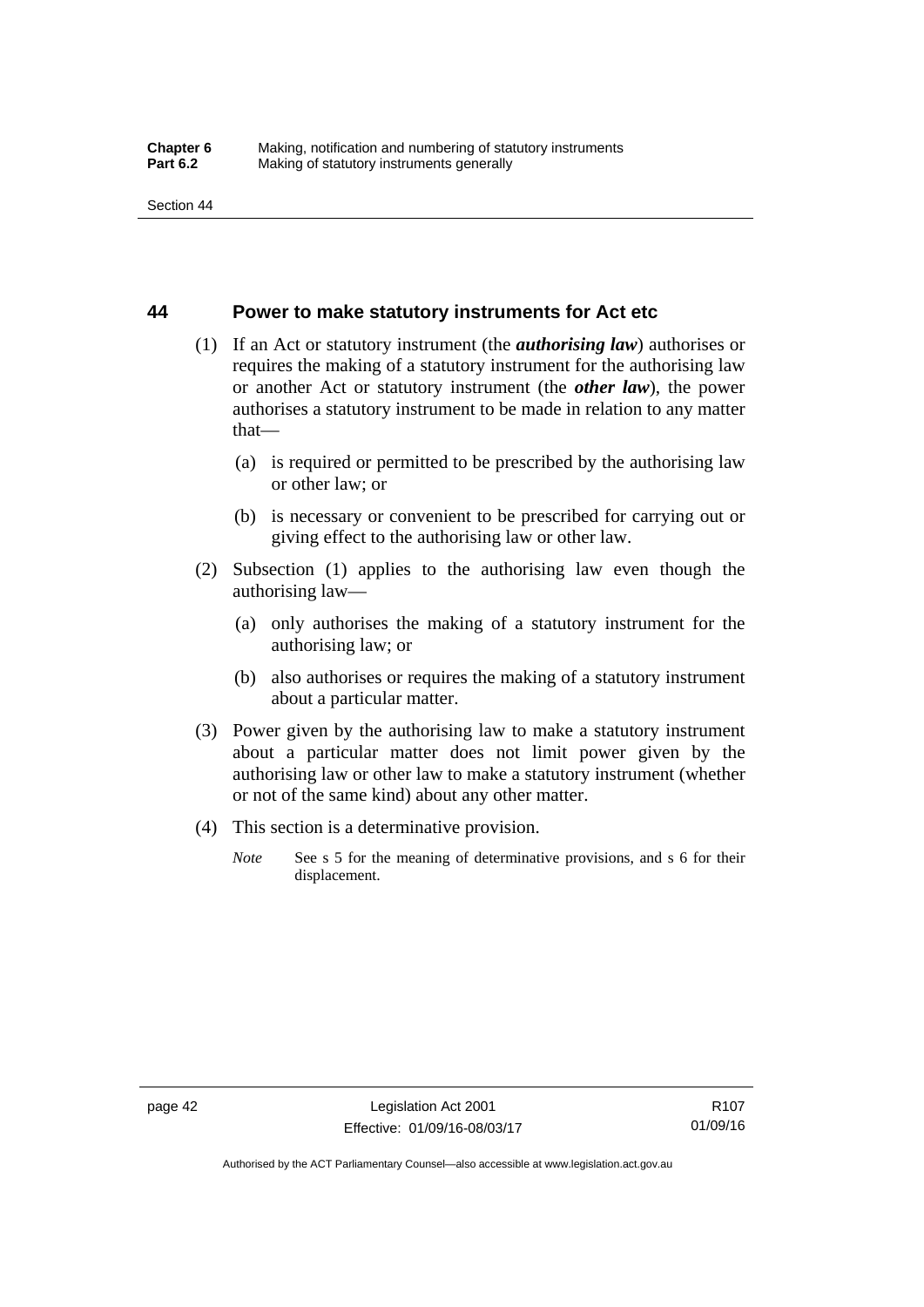## 44 Power to make statutory instruments for Act etc

(1) If an Act or statutory instrument (the ***authorising law***) authorises or requires the making of a statutory instrument for the authorising law or another Act or statutory instrument (the ***other law***), the power authorises a statutory instrument to be made in relation to any matter that—

(a) is required or permitted to be prescribed by the authorising law or other law; or

(b) is necessary or convenient to be prescribed for carrying out or giving effect to the authorising law or other law.

(2) Subsection (1) applies to the authorising law even though the authorising law—

(a) only authorises the making of a statutory instrument for the authorising law; or

(b) also authorises or requires the making of a statutory instrument about a particular matter.

(3) Power given by the authorising law to make a statutory instrument about a particular matter does not limit power given by the authorising law or other law to make a statutory instrument (whether or not of the same kind) about any other matter.

(4) This section is a determinative provision.

*Note* See s 5 for the meaning of determinative provisions, and s 6 for their displacement.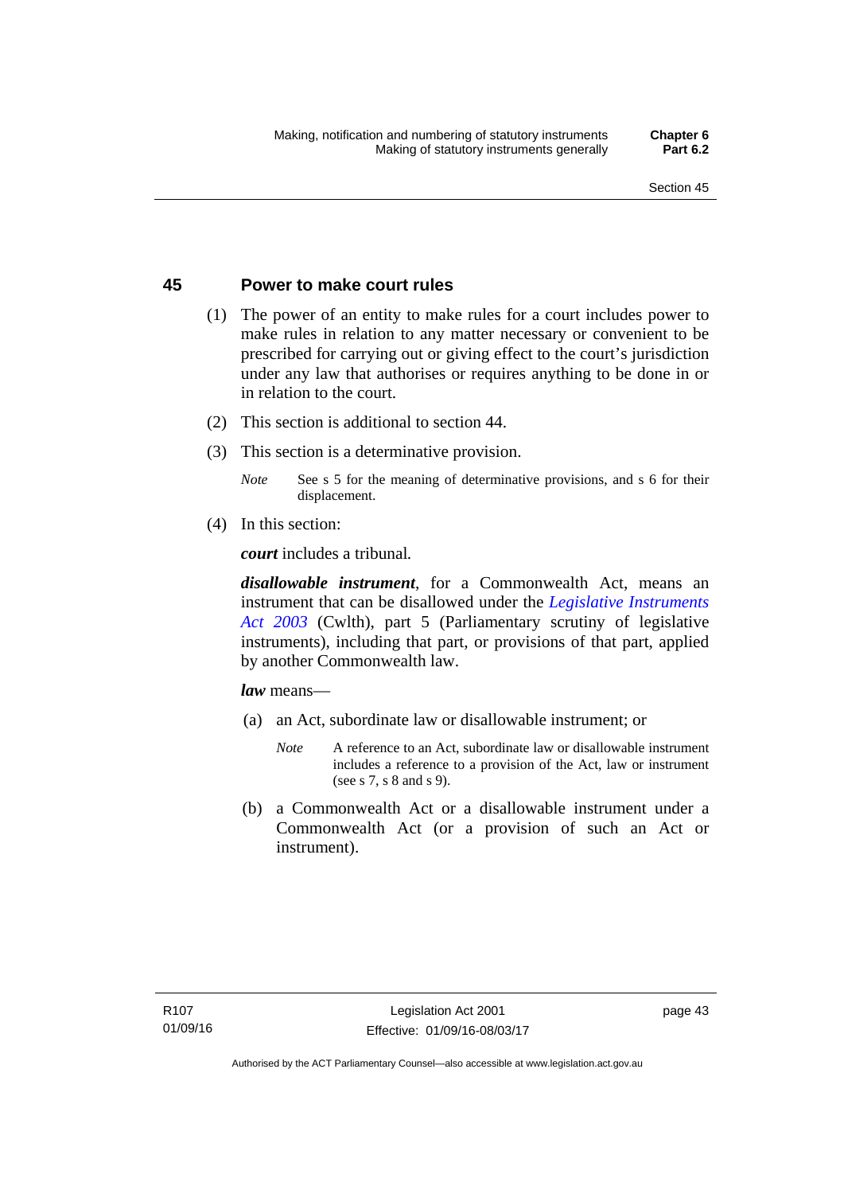## 45 Power to make court rules

(1) The power of an entity to make rules for a court includes power to make rules in relation to any matter necessary or convenient to be prescribed for carrying out or giving effect to the court's jurisdiction under any law that authorises or requires anything to be done in or in relation to the court.

(2) This section is additional to section 44.

(3) This section is a determinative provision.

*Note* See s 5 for the meaning of determinative provisions, and s 6 for their displacement.

(4) In this section:

***court*** includes a tribunal.

***disallowable instrument***, for a Commonwealth Act, means an instrument that can be disallowed under the *Legislative Instruments Act 2003* (Cwlth), part 5 (Parliamentary scrutiny of legislative instruments), including that part, or provisions of that part, applied by another Commonwealth law.

***law*** means—

(a) an Act, subordinate law or disallowable instrument; or

*Note* A reference to an Act, subordinate law or disallowable instrument includes a reference to a provision of the Act, law or instrument (see s 7, s 8 and s 9).

(b) a Commonwealth Act or a disallowable instrument under a Commonwealth Act (or a provision of such an Act or instrument).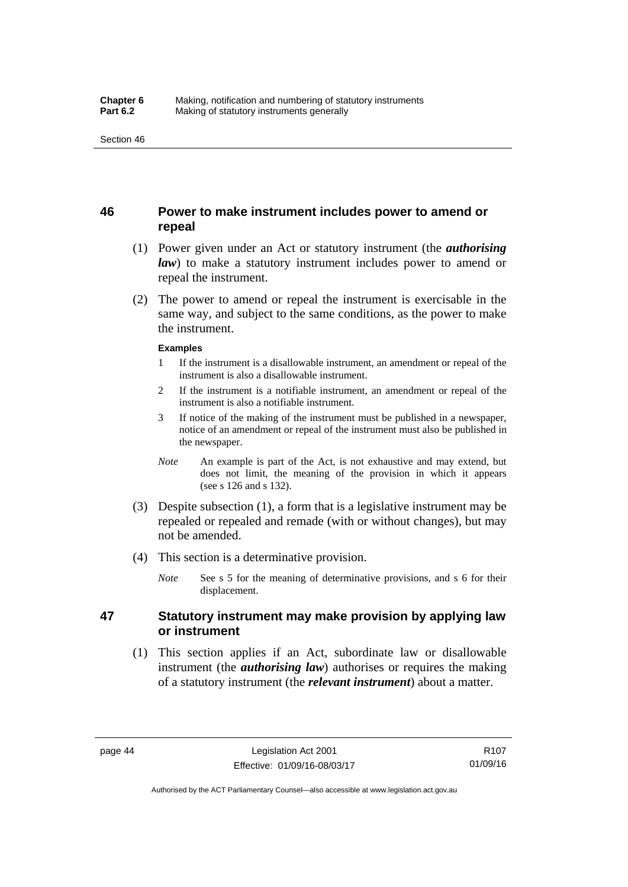## 46 Power to make instrument includes power to amend or repeal

(1) Power given under an Act or statutory instrument (the ***authorising law***) to make a statutory instrument includes power to amend or repeal the instrument.

(2) The power to amend or repeal the instrument is exercisable in the same way, and subject to the same conditions, as the power to make the instrument.

**Examples**

1 If the instrument is a disallowable instrument, an amendment or repeal of the instrument is also a disallowable instrument.

2 If the instrument is a notifiable instrument, an amendment or repeal of the instrument is also a notifiable instrument.

3 If notice of the making of the instrument must be published in a newspaper, notice of an amendment or repeal of the instrument must also be published in the newspaper.

*Note* An example is part of the Act, is not exhaustive and may extend, but does not limit, the meaning of the provision in which it appears (see s 126 and s 132).

(3) Despite subsection (1), a form that is a legislative instrument may be repealed or repealed and remade (with or without changes), but may not be amended.

(4) This section is a determinative provision.

*Note* See s 5 for the meaning of determinative provisions, and s 6 for their displacement.

## 47 Statutory instrument may make provision by applying law or instrument

(1) This section applies if an Act, subordinate law or disallowable instrument (the ***authorising law***) authorises or requires the making of a statutory instrument (the ***relevant instrument***) about a matter.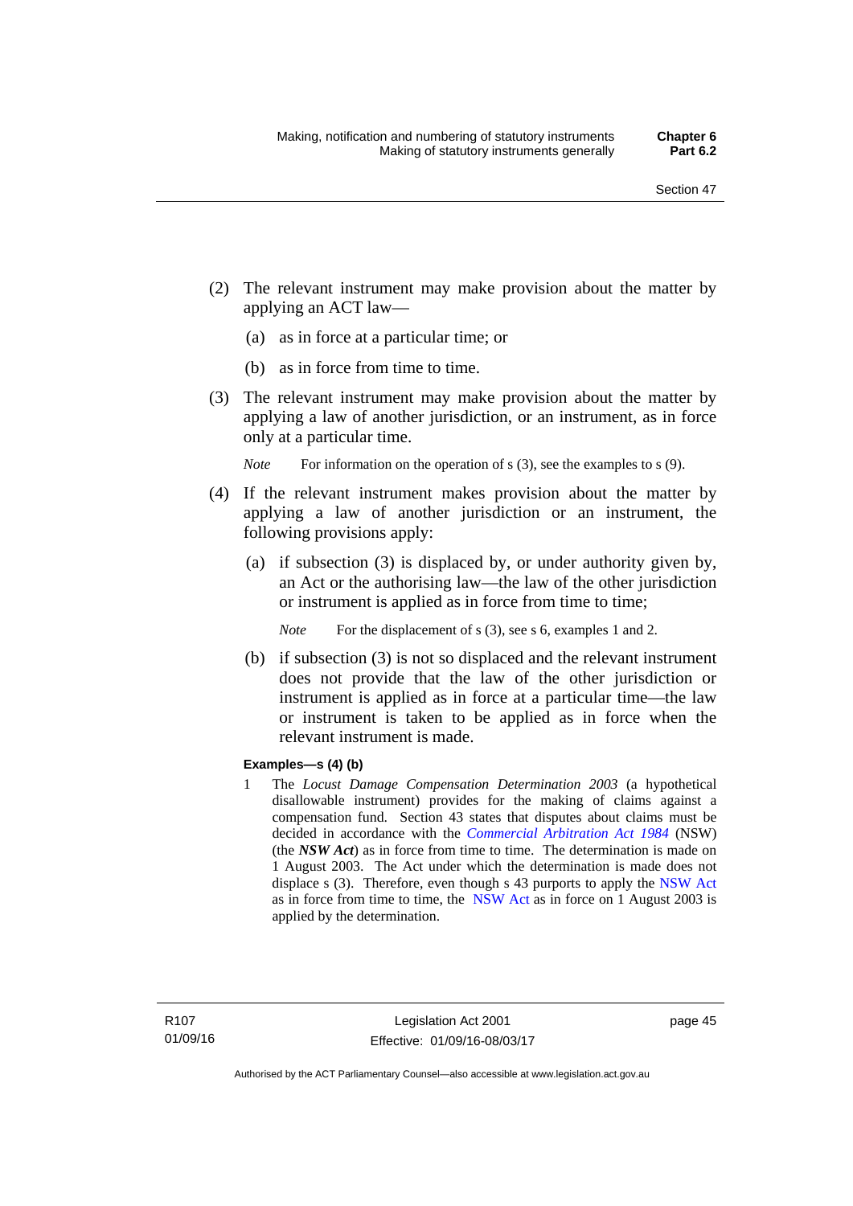(2) The relevant instrument may make provision about the matter by applying an ACT law—

   (a) as in force at a particular time; or

   (b) as in force from time to time.

(3) The relevant instrument may make provision about the matter by applying a law of another jurisdiction, or an instrument, as in force only at a particular time.

*Note* For information on the operation of s (3), see the examples to s (9).

(4) If the relevant instrument makes provision about the matter by applying a law of another jurisdiction or an instrument, the following provisions apply:

   (a) if subsection (3) is displaced by, or under authority given by, an Act or the authorising law—the law of the other jurisdiction or instrument is applied as in force from time to time;

   *Note* For the displacement of s (3), see s 6, examples 1 and 2.

   (b) if subsection (3) is not so displaced and the relevant instrument does not provide that the law of the other jurisdiction or instrument is applied as in force at a particular time—the law or instrument is taken to be applied as in force when the relevant instrument is made.

**Examples—s (4) (b)**

1 The *Locust Damage Compensation Determination 2003* (a hypothetical disallowable instrument) provides for the making of claims against a compensation fund. Section 43 states that disputes about claims must be decided in accordance with the *Commercial Arbitration Act 1984* (NSW) (the ***NSW Act***) as in force from time to time. The determination is made on 1 August 2003. The Act under which the determination is made does not displace s (3). Therefore, even though s 43 purports to apply the NSW Act as in force from time to time, the NSW Act as in force on 1 August 2003 is applied by the determination.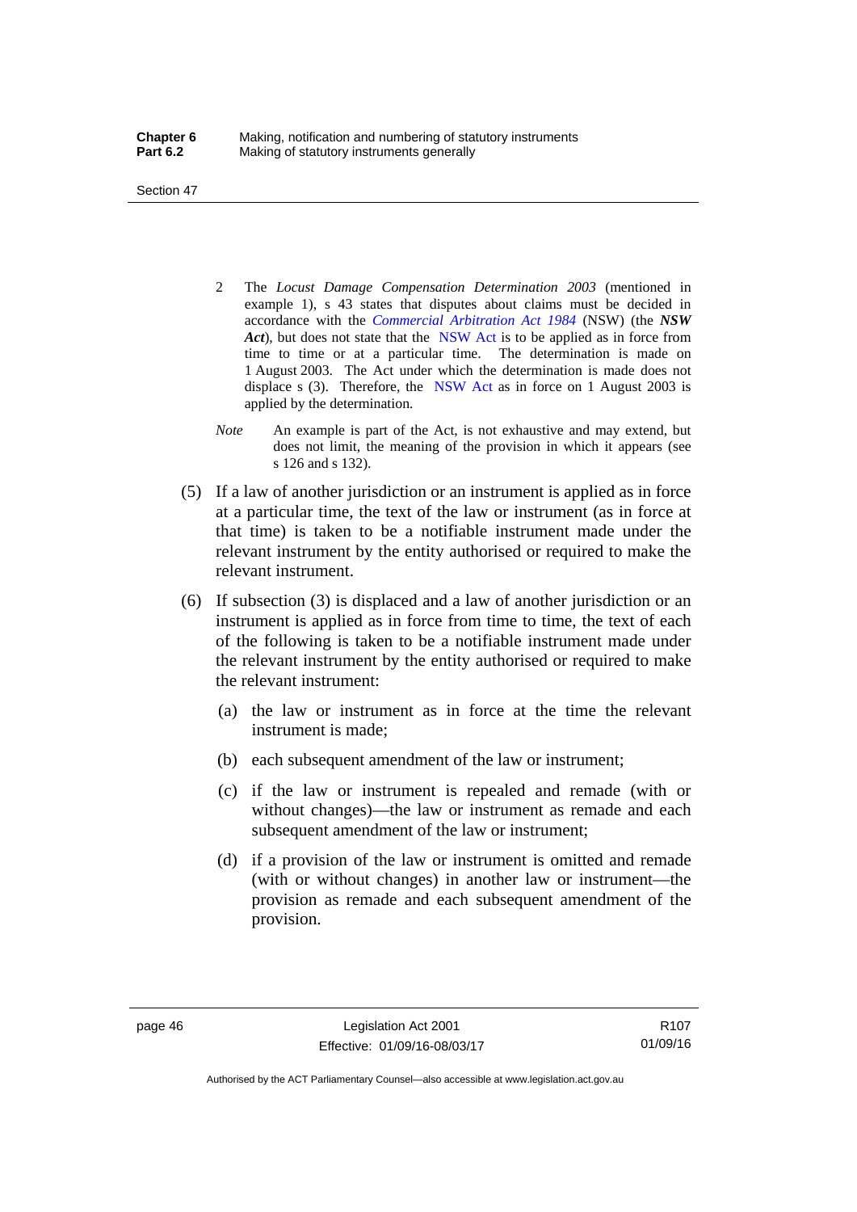2 The *Locust Damage Compensation Determination 2003* (mentioned in example 1), s 43 states that disputes about claims must be decided in accordance with the *Commercial Arbitration Act 1984* (NSW) (the ***NSW Act***), but does not state that the NSW Act is to be applied as in force from time to time or at a particular time. The determination is made on 1 August 2003. The Act under which the determination is made does not displace s (3). Therefore, the NSW Act as in force on 1 August 2003 is applied by the determination.

*Note* An example is part of the Act, is not exhaustive and may extend, but does not limit, the meaning of the provision in which it appears (see s 126 and s 132).

(5) If a law of another jurisdiction or an instrument is applied as in force at a particular time, the text of the law or instrument (as in force at that time) is taken to be a notifiable instrument made under the relevant instrument by the entity authorised or required to make the relevant instrument.

(6) If subsection (3) is displaced and a law of another jurisdiction or an instrument is applied as in force from time to time, the text of each of the following is taken to be a notifiable instrument made under the relevant instrument by the entity authorised or required to make the relevant instrument:

(a) the law or instrument as in force at the time the relevant instrument is made;

(b) each subsequent amendment of the law or instrument;

(c) if the law or instrument is repealed and remade (with or without changes)—the law or instrument as remade and each subsequent amendment of the law or instrument;

(d) if a provision of the law or instrument is omitted and remade (with or without changes) in another law or instrument—the provision as remade and each subsequent amendment of the provision.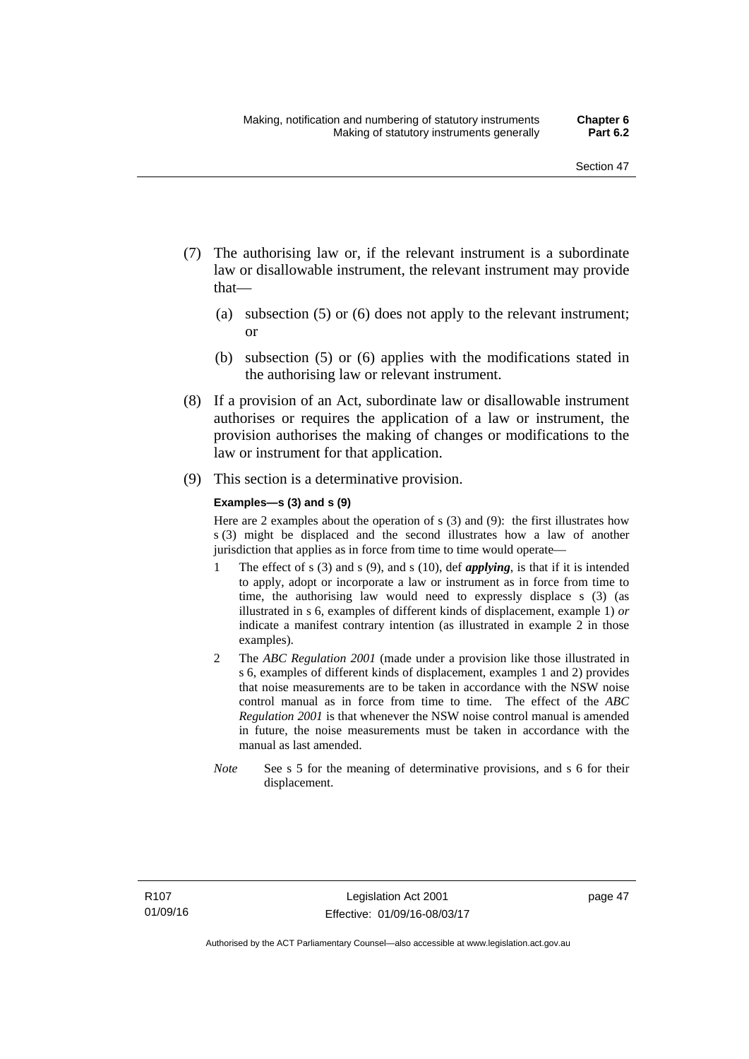(7) The authorising law or, if the relevant instrument is a subordinate law or disallowable instrument, the relevant instrument may provide that—

  (a) subsection (5) or (6) does not apply to the relevant instrument; or

  (b) subsection (5) or (6) applies with the modifications stated in the authorising law or relevant instrument.

(8) If a provision of an Act, subordinate law or disallowable instrument authorises or requires the application of a law or instrument, the provision authorises the making of changes or modifications to the law or instrument for that application.

(9) This section is a determinative provision.

**Examples—s (3) and s (9)**

Here are 2 examples about the operation of s (3) and (9): the first illustrates how s (3) might be displaced and the second illustrates how a law of another jurisdiction that applies as in force from time to time would operate—

1. The effect of s (3) and s (9), and s (10), def ***applying***, is that if it is intended to apply, adopt or incorporate a law or instrument as in force from time to time, the authorising law would need to expressly displace s (3) (as illustrated in s 6, examples of different kinds of displacement, example 1) *or* indicate a manifest contrary intention (as illustrated in example 2 in those examples).
2. The *ABC Regulation 2001* (made under a provision like those illustrated in s 6, examples of different kinds of displacement, examples 1 and 2) provides that noise measurements are to be taken in accordance with the NSW noise control manual as in force from time to time. The effect of the *ABC Regulation 2001* is that whenever the NSW noise control manual is amended in future, the noise measurements must be taken in accordance with the manual as last amended.

*Note* See s 5 for the meaning of determinative provisions, and s 6 for their displacement.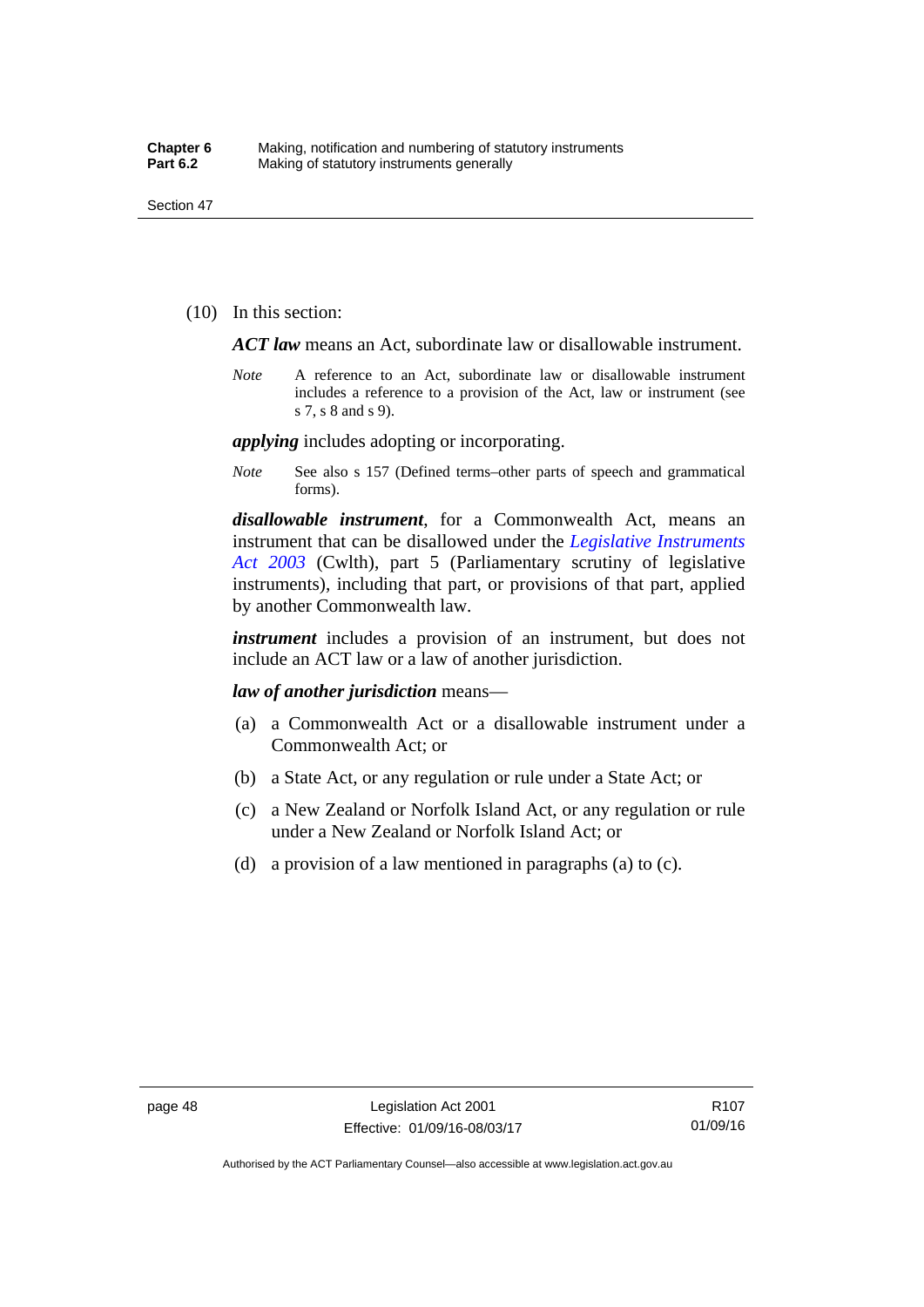(10) In this section:

***ACT law*** means an Act, subordinate law or disallowable instrument.

*Note* A reference to an Act, subordinate law or disallowable instrument includes a reference to a provision of the Act, law or instrument (see s 7, s 8 and s 9).

***applying*** includes adopting or incorporating.

*Note* See also s 157 (Defined terms–other parts of speech and grammatical forms).

***disallowable instrument***, for a Commonwealth Act, means an instrument that can be disallowed under the *Legislative Instruments Act 2003* (Cwlth), part 5 (Parliamentary scrutiny of legislative instruments), including that part, or provisions of that part, applied by another Commonwealth law.

***instrument*** includes a provision of an instrument, but does not include an ACT law or a law of another jurisdiction.

***law of another jurisdiction*** means—

(a) a Commonwealth Act or a disallowable instrument under a Commonwealth Act; or

(b) a State Act, or any regulation or rule under a State Act; or

(c) a New Zealand or Norfolk Island Act, or any regulation or rule under a New Zealand or Norfolk Island Act; or

(d) a provision of a law mentioned in paragraphs (a) to (c).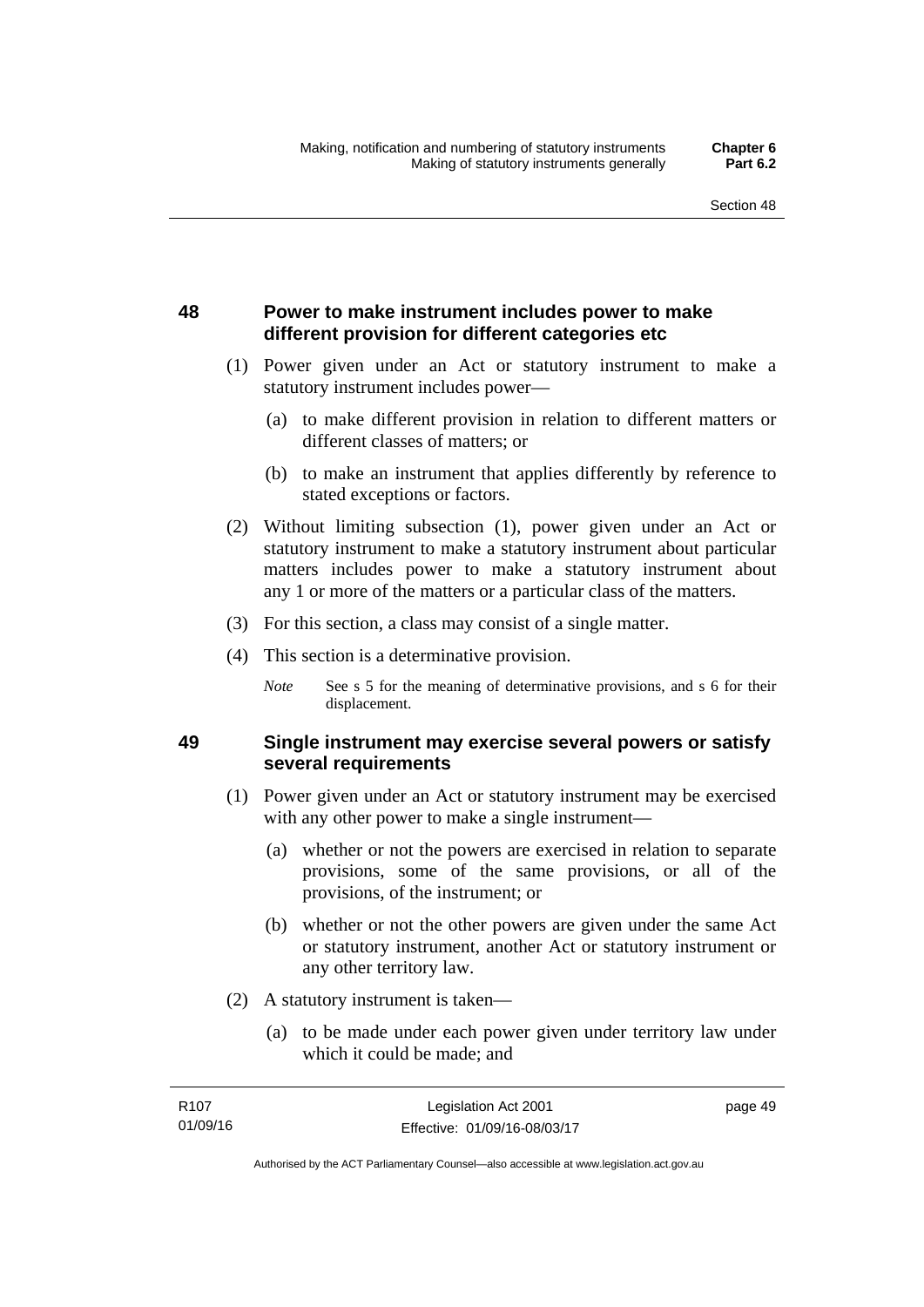## 48 Power to make instrument includes power to make different provision for different categories etc

(1) Power given under an Act or statutory instrument to make a statutory instrument includes power—

(a) to make different provision in relation to different matters or different classes of matters; or

(b) to make an instrument that applies differently by reference to stated exceptions or factors.

(2) Without limiting subsection (1), power given under an Act or statutory instrument to make a statutory instrument about particular matters includes power to make a statutory instrument about any 1 or more of the matters or a particular class of the matters.

(3) For this section, a class may consist of a single matter.

(4) This section is a determinative provision.

*Note* See s 5 for the meaning of determinative provisions, and s 6 for their displacement.

## 49 Single instrument may exercise several powers or satisfy several requirements

(1) Power given under an Act or statutory instrument may be exercised with any other power to make a single instrument—

(a) whether or not the powers are exercised in relation to separate provisions, some of the same provisions, or all of the provisions, of the instrument; or

(b) whether or not the other powers are given under the same Act or statutory instrument, another Act or statutory instrument or any other territory law.

(2) A statutory instrument is taken—

(a) to be made under each power given under territory law under which it could be made; and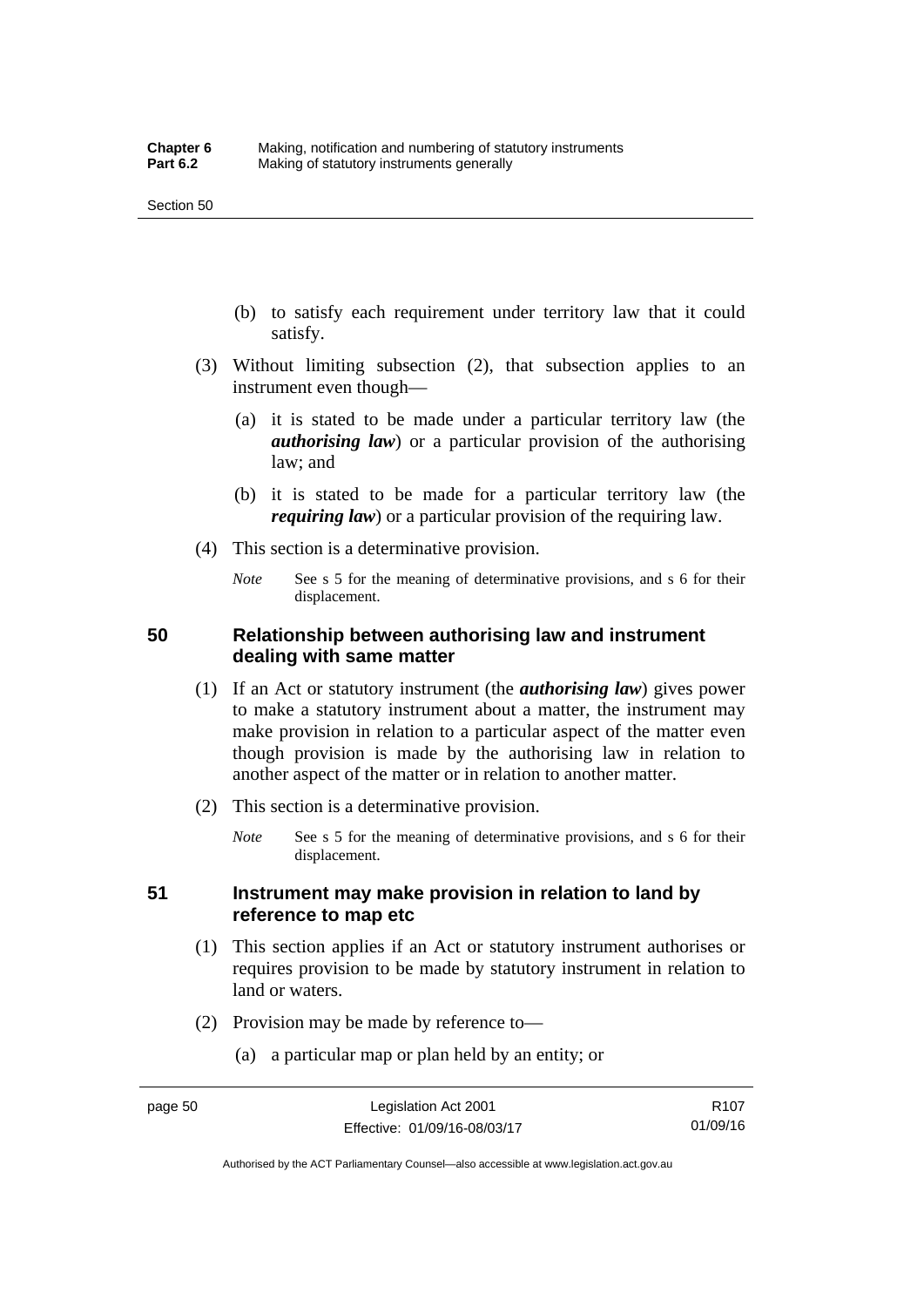(b) to satisfy each requirement under territory law that it could satisfy.

(3) Without limiting subsection (2), that subsection applies to an instrument even though—

(a) it is stated to be made under a particular territory law (the ***authorising law***) or a particular provision of the authorising law; and

(b) it is stated to be made for a particular territory law (the ***requiring law***) or a particular provision of the requiring law.

(4) This section is a determinative provision.

*Note* See s 5 for the meaning of determinative provisions, and s 6 for their displacement.

## 50 Relationship between authorising law and instrument dealing with same matter

(1) If an Act or statutory instrument (the ***authorising law***) gives power to make a statutory instrument about a matter, the instrument may make provision in relation to a particular aspect of the matter even though provision is made by the authorising law in relation to another aspect of the matter or in relation to another matter.

(2) This section is a determinative provision.

*Note* See s 5 for the meaning of determinative provisions, and s 6 for their displacement.

## 51 Instrument may make provision in relation to land by reference to map etc

(1) This section applies if an Act or statutory instrument authorises or requires provision to be made by statutory instrument in relation to land or waters.

(2) Provision may be made by reference to—

(a) a particular map or plan held by an entity; or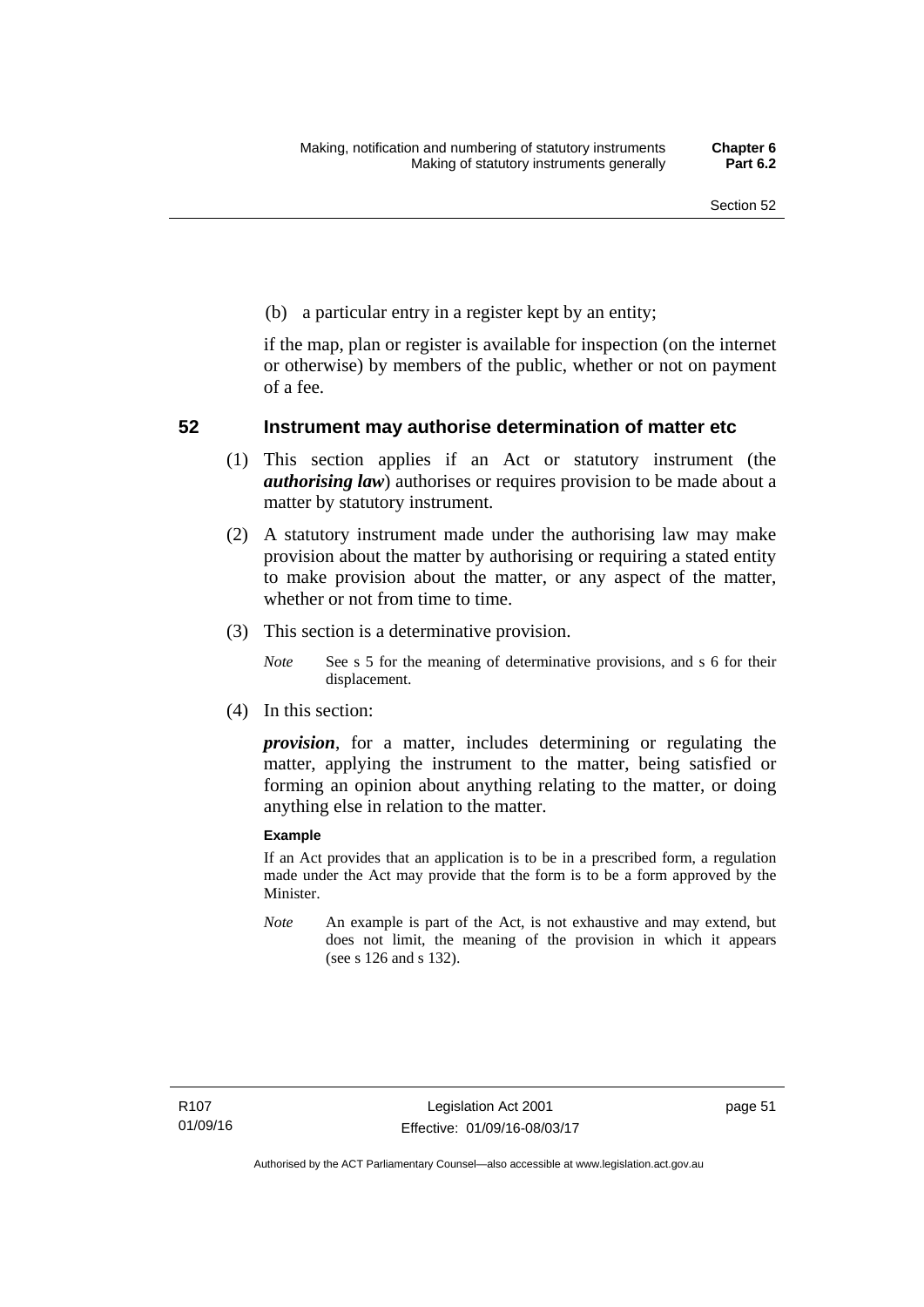(b) a particular entry in a register kept by an entity;

if the map, plan or register is available for inspection (on the internet or otherwise) by members of the public, whether or not on payment of a fee.

## 52 Instrument may authorise determination of matter etc

(1) This section applies if an Act or statutory instrument (the ***authorising law***) authorises or requires provision to be made about a matter by statutory instrument.

(2) A statutory instrument made under the authorising law may make provision about the matter by authorising or requiring a stated entity to make provision about the matter, or any aspect of the matter, whether or not from time to time.

(3) This section is a determinative provision.

*Note* See s 5 for the meaning of determinative provisions, and s 6 for their displacement.

(4) In this section:

***provision***, for a matter, includes determining or regulating the matter, applying the instrument to the matter, being satisfied or forming an opinion about anything relating to the matter, or doing anything else in relation to the matter.

**Example**

If an Act provides that an application is to be in a prescribed form, a regulation made under the Act may provide that the form is to be a form approved by the Minister.

*Note* An example is part of the Act, is not exhaustive and may extend, but does not limit, the meaning of the provision in which it appears (see s 126 and s 132).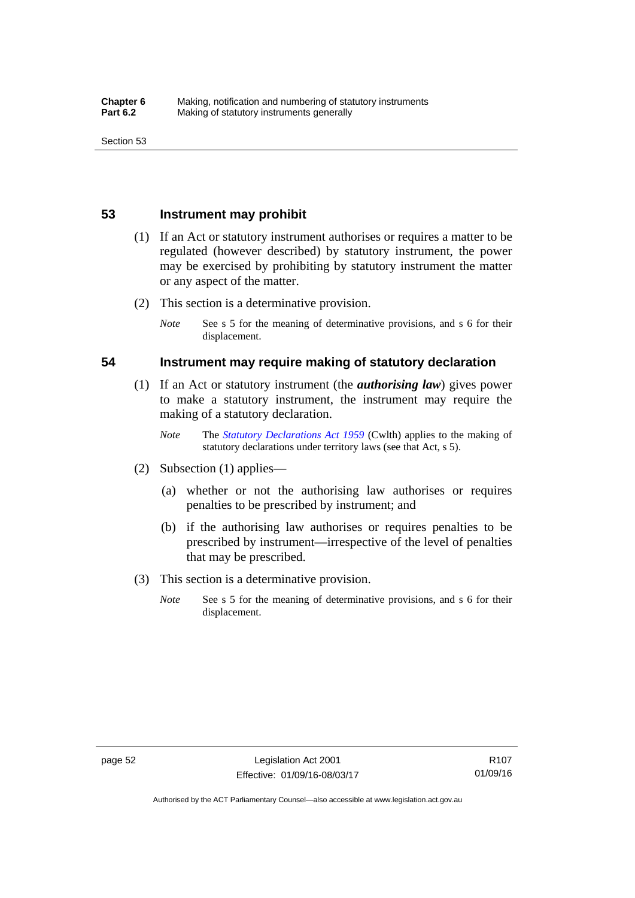## 53 Instrument may prohibit

(1) If an Act or statutory instrument authorises or requires a matter to be regulated (however described) by statutory instrument, the power may be exercised by prohibiting by statutory instrument the matter or any aspect of the matter.

(2) This section is a determinative provision.

*Note* See s 5 for the meaning of determinative provisions, and s 6 for their displacement.

## 54 Instrument may require making of statutory declaration

(1) If an Act or statutory instrument (the ***authorising law***) gives power to make a statutory instrument, the instrument may require the making of a statutory declaration.

*Note* The *Statutory Declarations Act 1959* (Cwlth) applies to the making of statutory declarations under territory laws (see that Act, s 5).

(2) Subsection (1) applies—

(a) whether or not the authorising law authorises or requires penalties to be prescribed by instrument; and

(b) if the authorising law authorises or requires penalties to be prescribed by instrument—irrespective of the level of penalties that may be prescribed.

(3) This section is a determinative provision.

*Note* See s 5 for the meaning of determinative provisions, and s 6 for their displacement.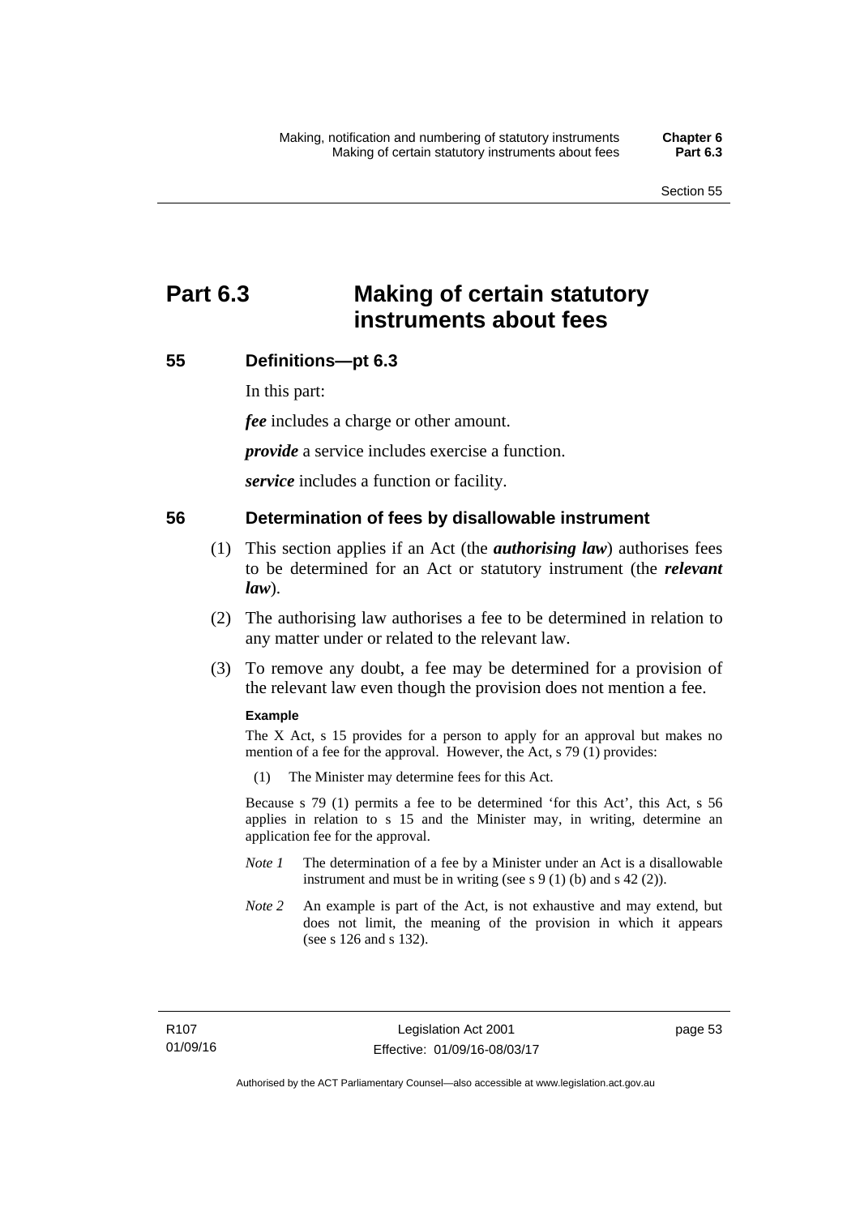# Part 6.3 Making of certain statutory instruments about fees

## 55 Definitions—pt 6.3

In this part:

***fee*** includes a charge or other amount.

***provide*** a service includes exercise a function.

***service*** includes a function or facility.

## 56 Determination of fees by disallowable instrument

(1) This section applies if an Act (the ***authorising law***) authorises fees to be determined for an Act or statutory instrument (the ***relevant law***).

(2) The authorising law authorises a fee to be determined in relation to any matter under or related to the relevant law.

(3) To remove any doubt, a fee may be determined for a provision of the relevant law even though the provision does not mention a fee.

**Example**

The X Act, s 15 provides for a person to apply for an approval but makes no mention of a fee for the approval. However, the Act, s 79 (1) provides:

(1) The Minister may determine fees for this Act.

Because s 79 (1) permits a fee to be determined 'for this Act', this Act, s 56 applies in relation to s 15 and the Minister may, in writing, determine an application fee for the approval.

*Note 1* The determination of a fee by a Minister under an Act is a disallowable instrument and must be in writing (see s 9 (1) (b) and s 42 (2)).

*Note 2* An example is part of the Act, is not exhaustive and may extend, but does not limit, the meaning of the provision in which it appears (see s 126 and s 132).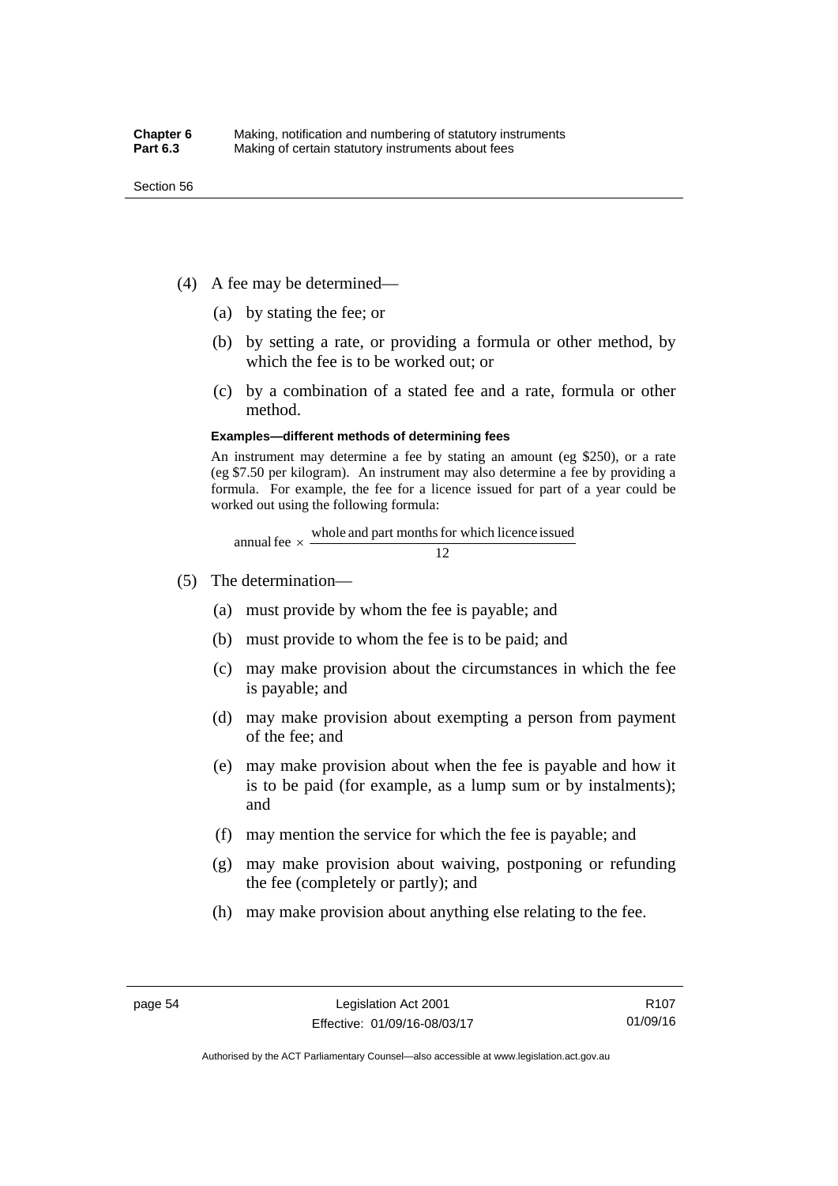(4) A fee may be determined—

(a) by stating the fee; or

(b) by setting a rate, or providing a formula or other method, by which the fee is to be worked out; or

(c) by a combination of a stated fee and a rate, formula or other method.

**Examples—different methods of determining fees**

An instrument may determine a fee by stating an amount (eg $250), or a rate (eg $7.50 per kilogram). An instrument may also determine a fee by providing a formula. For example, the fee for a licence issued for part of a year could be worked out using the following formula:

$$\text{annual fee} \times \frac{\text{whole and part months for which licence issued}}{12}$$

(5) The determination—

(a) must provide by whom the fee is payable; and

(b) must provide to whom the fee is to be paid; and

(c) may make provision about the circumstances in which the fee is payable; and

(d) may make provision about exempting a person from payment of the fee; and

(e) may make provision about when the fee is payable and how it is to be paid (for example, as a lump sum or by instalments); and

(f) may mention the service for which the fee is payable; and

(g) may make provision about waiving, postponing or refunding the fee (completely or partly); and

(h) may make provision about anything else relating to the fee.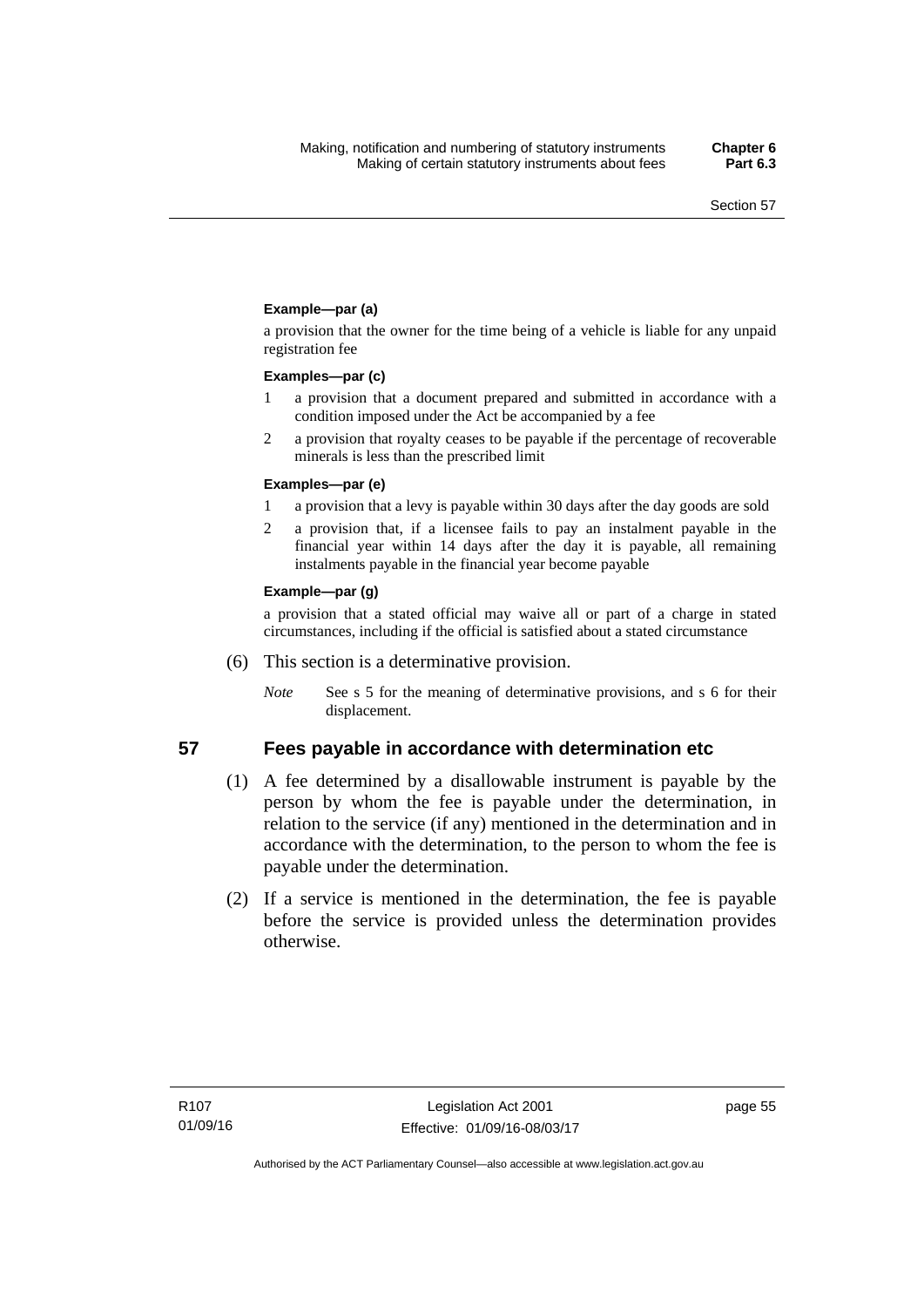**Example—par (a)**

a provision that the owner for the time being of a vehicle is liable for any unpaid registration fee

**Examples—par (c)**

1 a provision that a document prepared and submitted in accordance with a condition imposed under the Act be accompanied by a fee

2 a provision that royalty ceases to be payable if the percentage of recoverable minerals is less than the prescribed limit

**Examples—par (e)**

1 a provision that a levy is payable within 30 days after the day goods are sold

2 a provision that, if a licensee fails to pay an instalment payable in the financial year within 14 days after the day it is payable, all remaining instalments payable in the financial year become payable

**Example—par (g)**

a provision that a stated official may waive all or part of a charge in stated circumstances, including if the official is satisfied about a stated circumstance

(6) This section is a determinative provision.

*Note* See s 5 for the meaning of determinative provisions, and s 6 for their displacement.

## 57 Fees payable in accordance with determination etc

(1) A fee determined by a disallowable instrument is payable by the person by whom the fee is payable under the determination, in relation to the service (if any) mentioned in the determination and in accordance with the determination, to the person to whom the fee is payable under the determination.

(2) If a service is mentioned in the determination, the fee is payable before the service is provided unless the determination provides otherwise.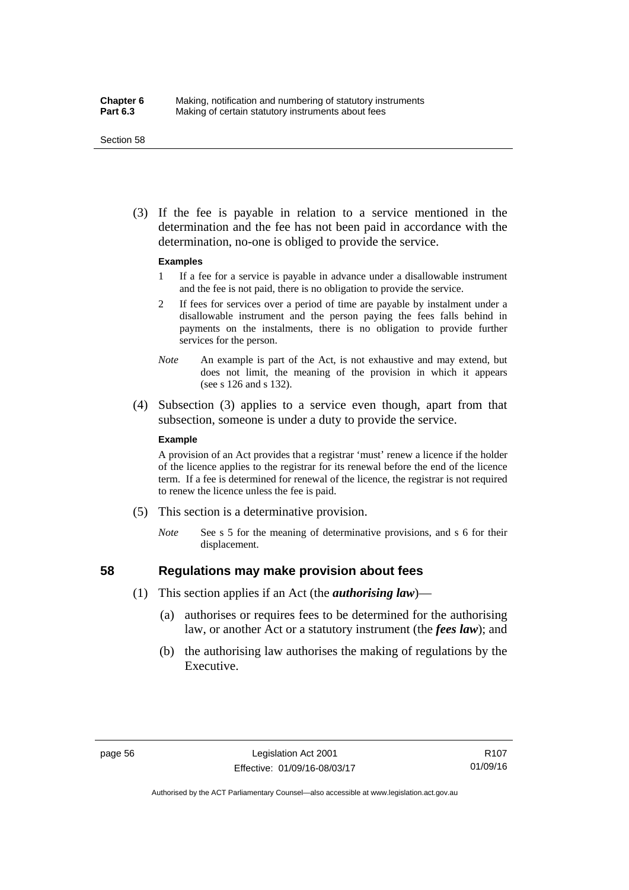(3) If the fee is payable in relation to a service mentioned in the determination and the fee has not been paid in accordance with the determination, no-one is obliged to provide the service.

**Examples**

1 If a fee for a service is payable in advance under a disallowable instrument and the fee is not paid, there is no obligation to provide the service.

2 If fees for services over a period of time are payable by instalment under a disallowable instrument and the person paying the fees falls behind in payments on the instalments, there is no obligation to provide further services for the person.

*Note* An example is part of the Act, is not exhaustive and may extend, but does not limit, the meaning of the provision in which it appears (see s 126 and s 132).

(4) Subsection (3) applies to a service even though, apart from that subsection, someone is under a duty to provide the service.

**Example**

A provision of an Act provides that a registrar 'must' renew a licence if the holder of the licence applies to the registrar for its renewal before the end of the licence term. If a fee is determined for renewal of the licence, the registrar is not required to renew the licence unless the fee is paid.

(5) This section is a determinative provision.

*Note* See s 5 for the meaning of determinative provisions, and s 6 for their displacement.

## 58 Regulations may make provision about fees

(1) This section applies if an Act (the ***authorising law***)—

(a) authorises or requires fees to be determined for the authorising law, or another Act or a statutory instrument (the ***fees law***); and

(b) the authorising law authorises the making of regulations by the Executive.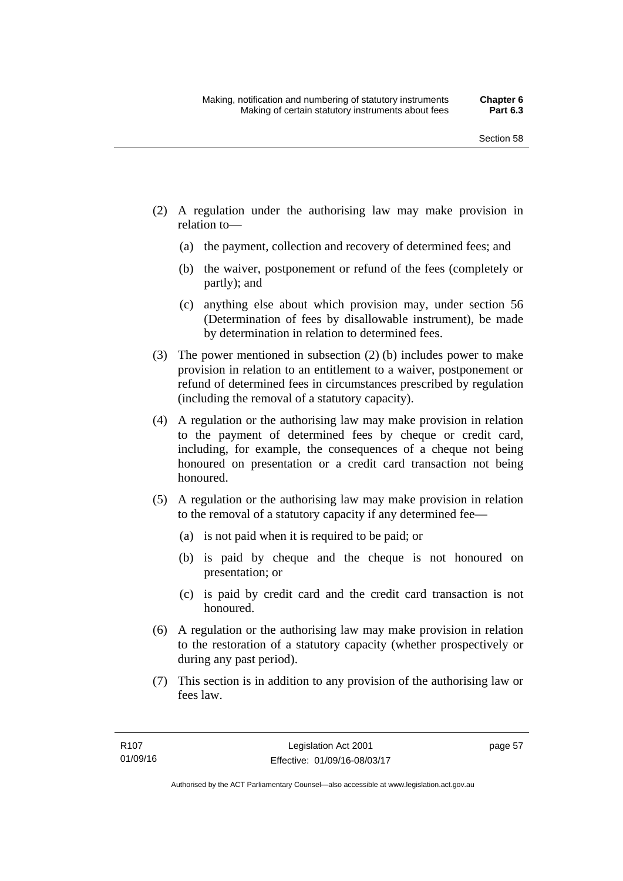(2) A regulation under the authorising law may make provision in relation to—

  (a) the payment, collection and recovery of determined fees; and

  (b) the waiver, postponement or refund of the fees (completely or partly); and

  (c) anything else about which provision may, under section 56 (Determination of fees by disallowable instrument), be made by determination in relation to determined fees.

(3) The power mentioned in subsection (2) (b) includes power to make provision in relation to an entitlement to a waiver, postponement or refund of determined fees in circumstances prescribed by regulation (including the removal of a statutory capacity).

(4) A regulation or the authorising law may make provision in relation to the payment of determined fees by cheque or credit card, including, for example, the consequences of a cheque not being honoured on presentation or a credit card transaction not being honoured.

(5) A regulation or the authorising law may make provision in relation to the removal of a statutory capacity if any determined fee—

  (a) is not paid when it is required to be paid; or

  (b) is paid by cheque and the cheque is not honoured on presentation; or

  (c) is paid by credit card and the credit card transaction is not honoured.

(6) A regulation or the authorising law may make provision in relation to the restoration of a statutory capacity (whether prospectively or during any past period).

(7) This section is in addition to any provision of the authorising law or fees law.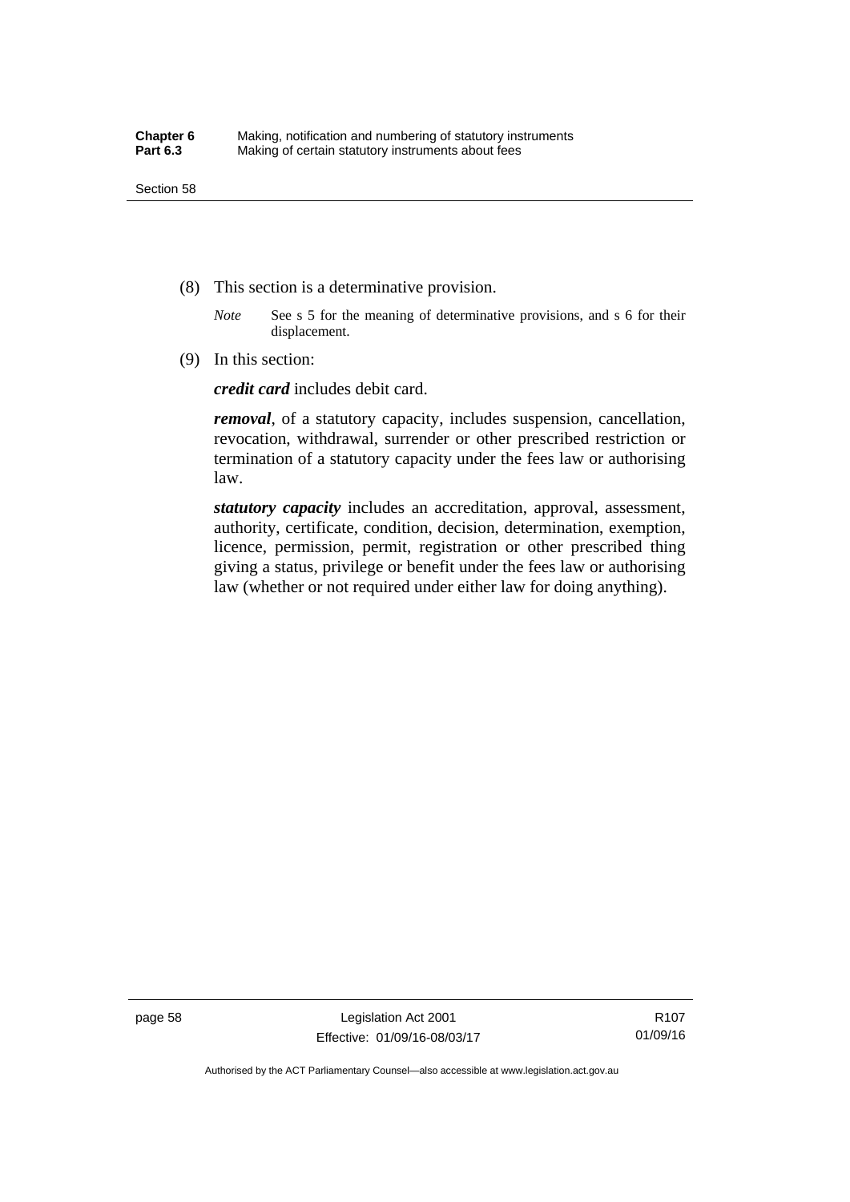(8) This section is a determinative provision.

*Note* See s 5 for the meaning of determinative provisions, and s 6 for their displacement.

(9) In this section:

***credit card*** includes debit card.

***removal***, of a statutory capacity, includes suspension, cancellation, revocation, withdrawal, surrender or other prescribed restriction or termination of a statutory capacity under the fees law or authorising law.

***statutory capacity*** includes an accreditation, approval, assessment, authority, certificate, condition, decision, determination, exemption, licence, permission, permit, registration or other prescribed thing giving a status, privilege or benefit under the fees law or authorising law (whether or not required under either law for doing anything).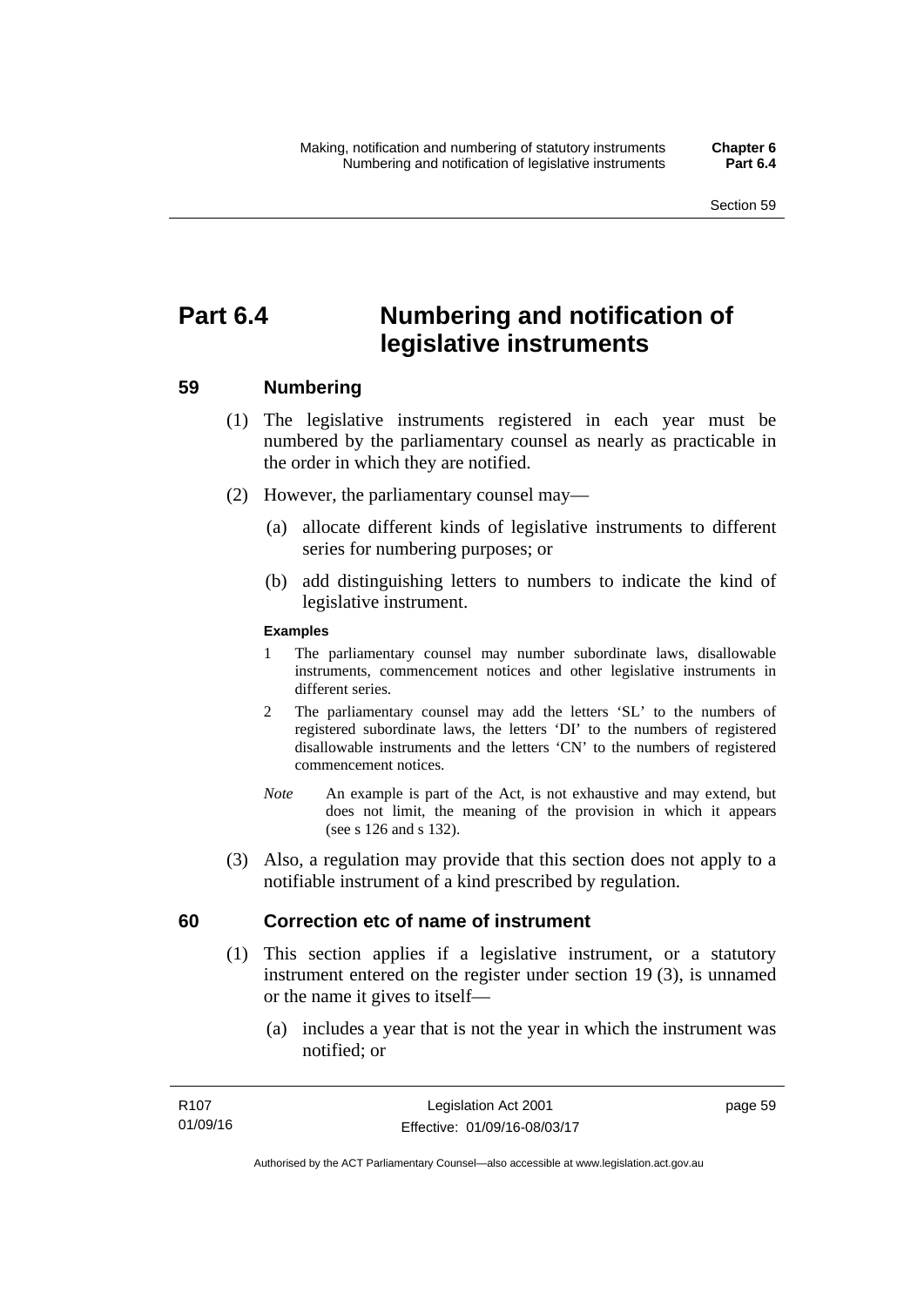# Part 6.4 Numbering and notification of legislative instruments

## 59 Numbering

(1) The legislative instruments registered in each year must be numbered by the parliamentary counsel as nearly as practicable in the order in which they are notified.

(2) However, the parliamentary counsel may—

(a) allocate different kinds of legislative instruments to different series for numbering purposes; or

(b) add distinguishing letters to numbers to indicate the kind of legislative instrument.

**Examples**

1 The parliamentary counsel may number subordinate laws, disallowable instruments, commencement notices and other legislative instruments in different series.

2 The parliamentary counsel may add the letters 'SL' to the numbers of registered subordinate laws, the letters 'DI' to the numbers of registered disallowable instruments and the letters 'CN' to the numbers of registered commencement notices.

*Note* An example is part of the Act, is not exhaustive and may extend, but does not limit, the meaning of the provision in which it appears (see s 126 and s 132).

(3) Also, a regulation may provide that this section does not apply to a notifiable instrument of a kind prescribed by regulation.

## 60 Correction etc of name of instrument

(1) This section applies if a legislative instrument, or a statutory instrument entered on the register under section 19 (3), is unnamed or the name it gives to itself—

(a) includes a year that is not the year in which the instrument was notified; or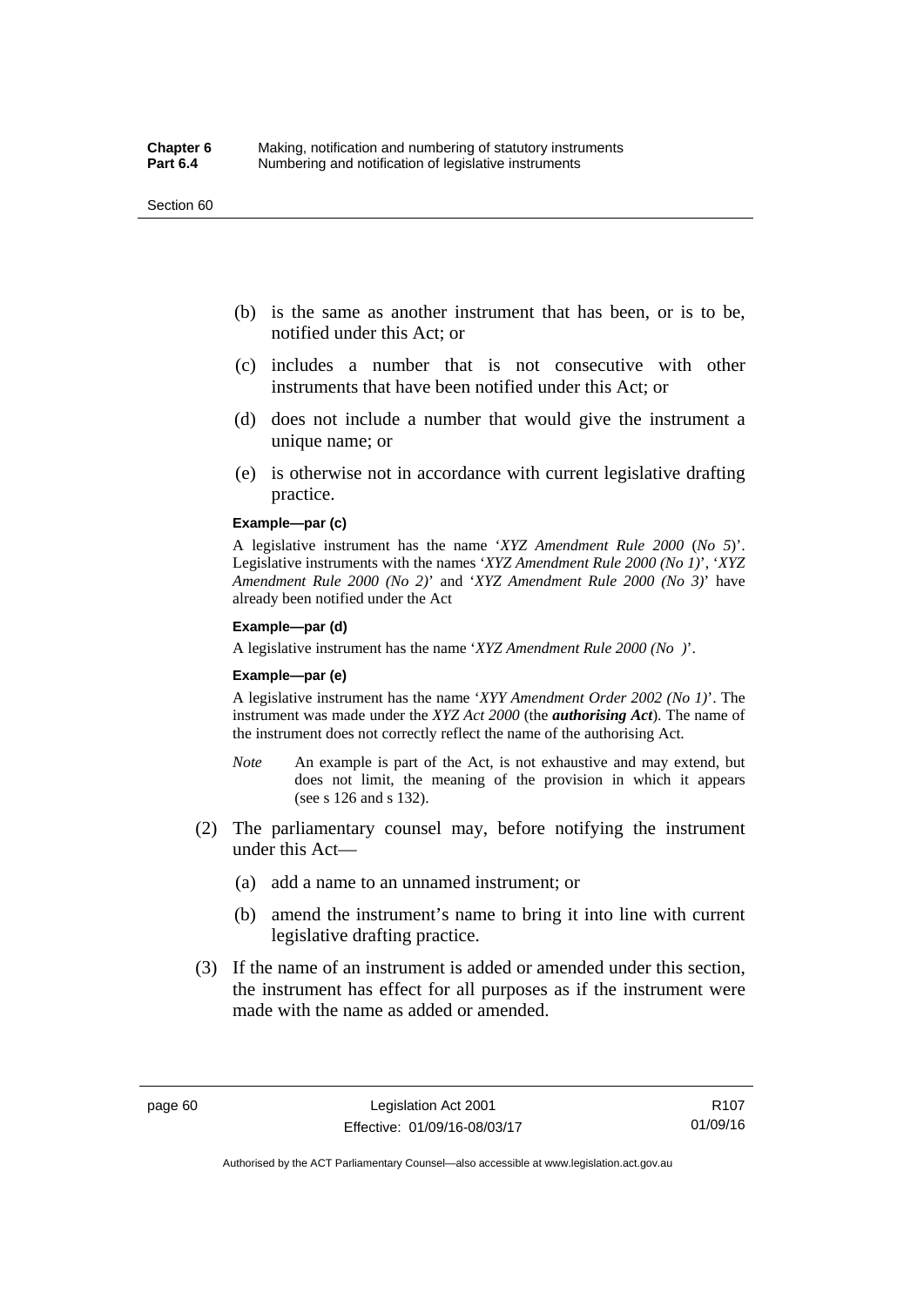(b) is the same as another instrument that has been, or is to be, notified under this Act; or

(c) includes a number that is not consecutive with other instruments that have been notified under this Act; or

(d) does not include a number that would give the instrument a unique name; or

(e) is otherwise not in accordance with current legislative drafting practice.

**Example—par (c)**

A legislative instrument has the name '*XYZ Amendment Rule 2000* (*No 5*)'. Legislative instruments with the names '*XYZ Amendment Rule 2000 (No 1)*', '*XYZ Amendment Rule 2000 (No 2)*' and '*XYZ Amendment Rule 2000 (No 3)*' have already been notified under the Act

**Example—par (d)**

A legislative instrument has the name '*XYZ Amendment Rule 2000 (No )*'.

**Example—par (e)**

A legislative instrument has the name '*XYY Amendment Order 2002 (No 1)*'. The instrument was made under the *XYZ Act 2000* (the ***authorising Act***). The name of the instrument does not correctly reflect the name of the authorising Act.

*Note* An example is part of the Act, is not exhaustive and may extend, but does not limit, the meaning of the provision in which it appears (see s 126 and s 132).

(2) The parliamentary counsel may, before notifying the instrument under this Act—

(a) add a name to an unnamed instrument; or

(b) amend the instrument's name to bring it into line with current legislative drafting practice.

(3) If the name of an instrument is added or amended under this section, the instrument has effect for all purposes as if the instrument were made with the name as added or amended.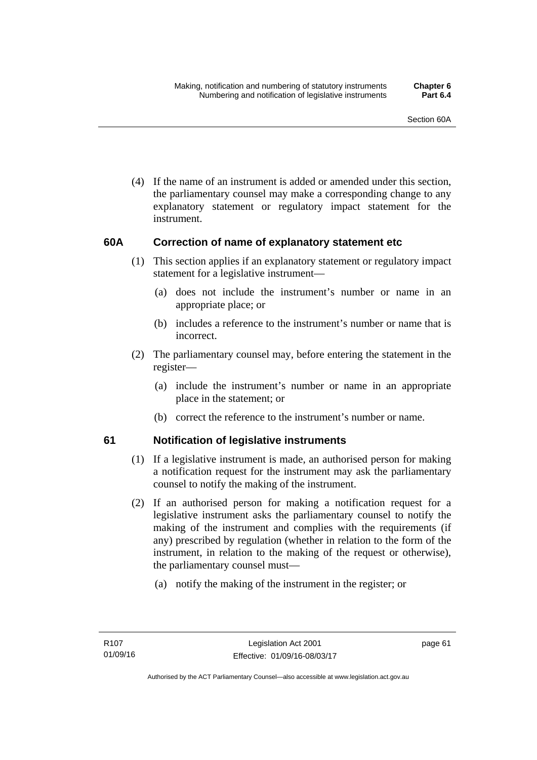(4) If the name of an instrument is added or amended under this section, the parliamentary counsel may make a corresponding change to any explanatory statement or regulatory impact statement for the instrument.

## 60A Correction of name of explanatory statement etc

(1) This section applies if an explanatory statement or regulatory impact statement for a legislative instrument—

(a) does not include the instrument's number or name in an appropriate place; or

(b) includes a reference to the instrument's number or name that is incorrect.

(2) The parliamentary counsel may, before entering the statement in the register—

(a) include the instrument's number or name in an appropriate place in the statement; or

(b) correct the reference to the instrument's number or name.

## 61 Notification of legislative instruments

(1) If a legislative instrument is made, an authorised person for making a notification request for the instrument may ask the parliamentary counsel to notify the making of the instrument.

(2) If an authorised person for making a notification request for a legislative instrument asks the parliamentary counsel to notify the making of the instrument and complies with the requirements (if any) prescribed by regulation (whether in relation to the form of the instrument, in relation to the making of the request or otherwise), the parliamentary counsel must—

(a) notify the making of the instrument in the register; or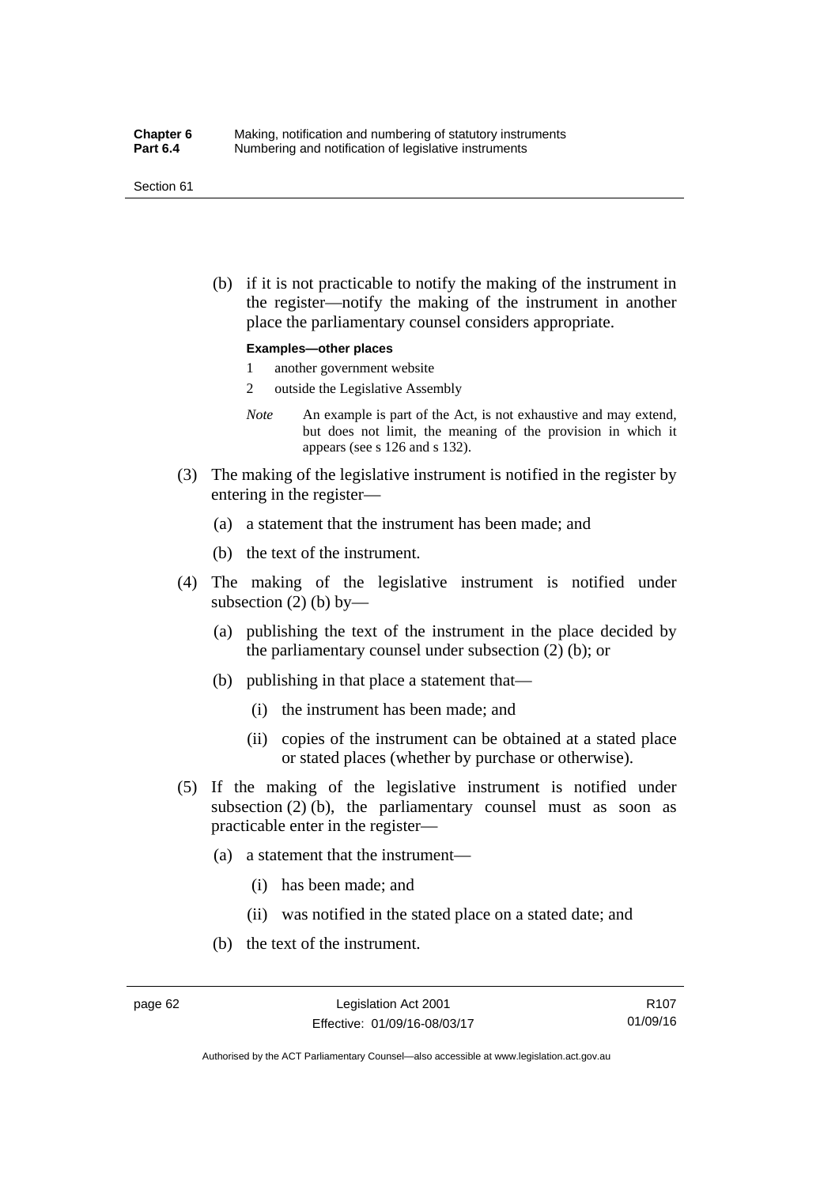(b) if it is not practicable to notify the making of the instrument in the register—notify the making of the instrument in another place the parliamentary counsel considers appropriate.

**Examples—other places**

1 another government website

2 outside the Legislative Assembly

*Note* An example is part of the Act, is not exhaustive and may extend, but does not limit, the meaning of the provision in which it appears (see s 126 and s 132).

(3) The making of the legislative instrument is notified in the register by entering in the register—

(a) a statement that the instrument has been made; and

(b) the text of the instrument.

(4) The making of the legislative instrument is notified under subsection (2) (b) by—

(a) publishing the text of the instrument in the place decided by the parliamentary counsel under subsection (2) (b); or

(b) publishing in that place a statement that—

(i) the instrument has been made; and

(ii) copies of the instrument can be obtained at a stated place or stated places (whether by purchase or otherwise).

(5) If the making of the legislative instrument is notified under subsection (2) (b), the parliamentary counsel must as soon as practicable enter in the register—

(a) a statement that the instrument—

(i) has been made; and

(ii) was notified in the stated place on a stated date; and

(b) the text of the instrument.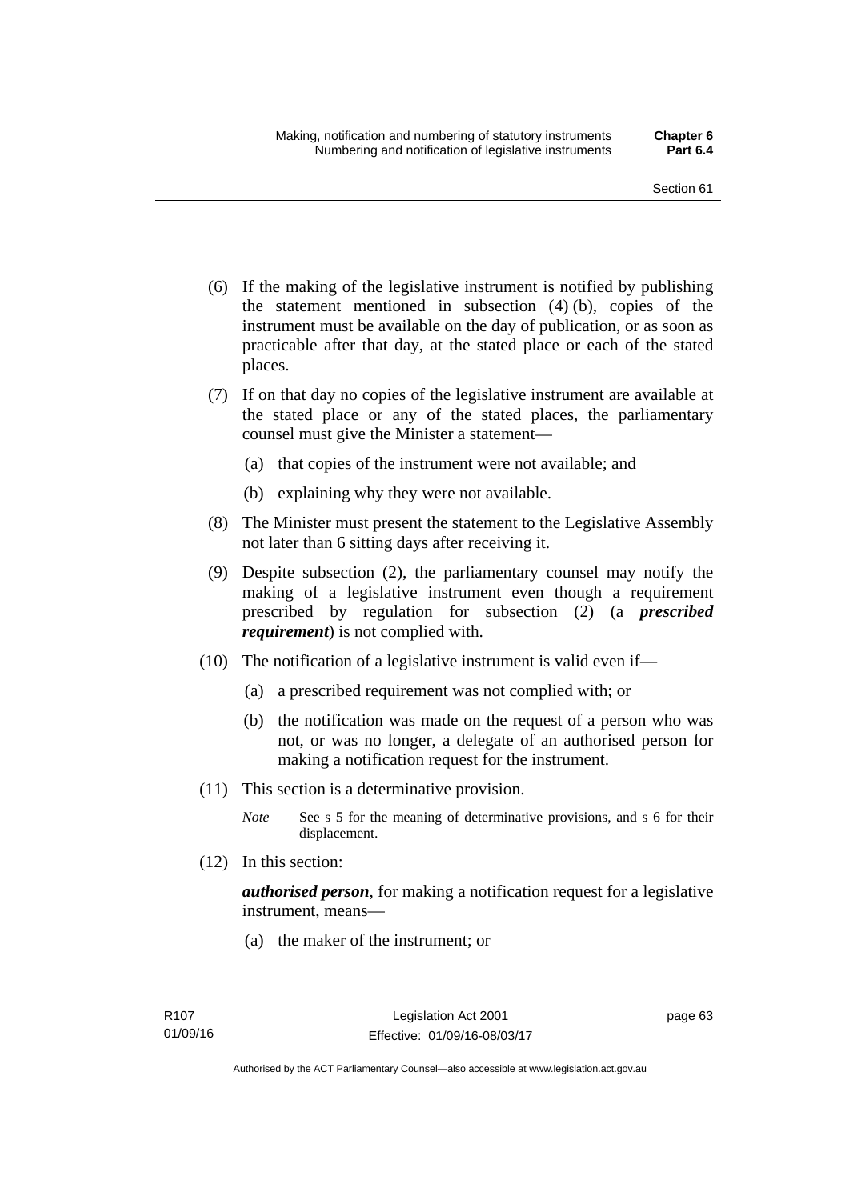(6) If the making of the legislative instrument is notified by publishing the statement mentioned in subsection (4) (b), copies of the instrument must be available on the day of publication, or as soon as practicable after that day, at the stated place or each of the stated places.

(7) If on that day no copies of the legislative instrument are available at the stated place or any of the stated places, the parliamentary counsel must give the Minister a statement—

(a) that copies of the instrument were not available; and

(b) explaining why they were not available.

(8) The Minister must present the statement to the Legislative Assembly not later than 6 sitting days after receiving it.

(9) Despite subsection (2), the parliamentary counsel may notify the making of a legislative instrument even though a requirement prescribed by regulation for subsection (2) (a ***prescribed requirement***) is not complied with.

(10) The notification of a legislative instrument is valid even if—

(a) a prescribed requirement was not complied with; or

(b) the notification was made on the request of a person who was not, or was no longer, a delegate of an authorised person for making a notification request for the instrument.

(11) This section is a determinative provision.

*Note* See s 5 for the meaning of determinative provisions, and s 6 for their displacement.

(12) In this section:

***authorised person***, for making a notification request for a legislative instrument, means—

(a) the maker of the instrument; or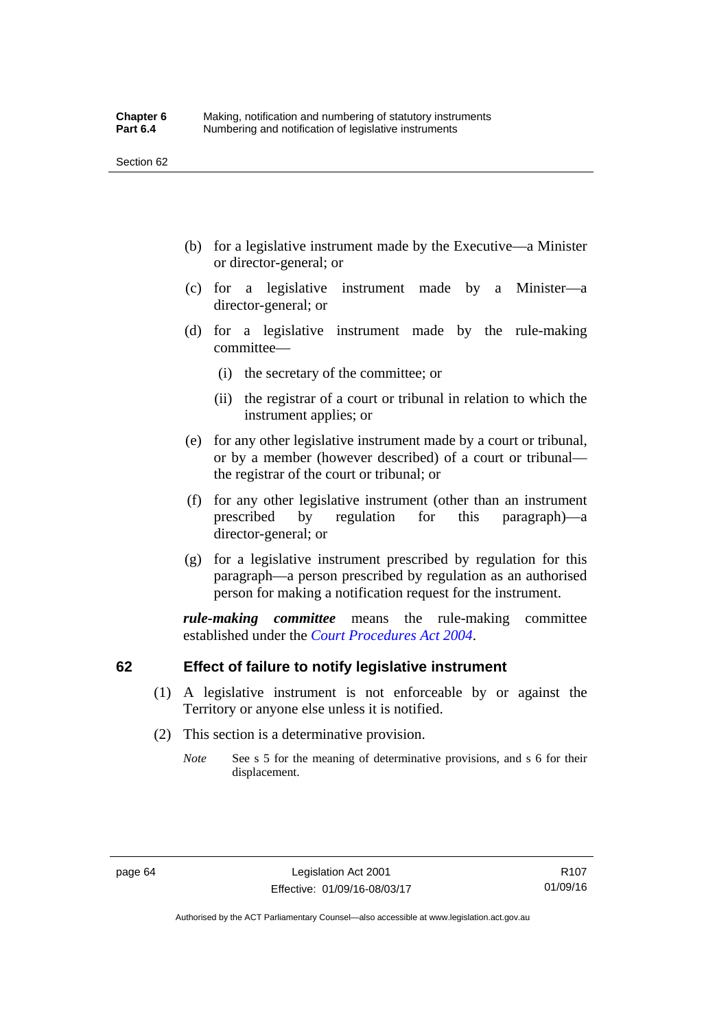(b) for a legislative instrument made by the Executive—a Minister or director-general; or

(c) for a legislative instrument made by a Minister—a director-general; or

(d) for a legislative instrument made by the rule-making committee—

  (i) the secretary of the committee; or

  (ii) the registrar of a court or tribunal in relation to which the instrument applies; or

(e) for any other legislative instrument made by a court or tribunal, or by a member (however described) of a court or tribunal—the registrar of the court or tribunal; or

(f) for any other legislative instrument (other than an instrument prescribed by regulation for this paragraph)—a director-general; or

(g) for a legislative instrument prescribed by regulation for this paragraph—a person prescribed by regulation as an authorised person for making a notification request for the instrument.

***rule-making committee*** means the rule-making committee established under the *Court Procedures Act 2004*.

## 62 Effect of failure to notify legislative instrument

(1) A legislative instrument is not enforceable by or against the Territory or anyone else unless it is notified.

(2) This section is a determinative provision.

*Note* See s 5 for the meaning of determinative provisions, and s 6 for their displacement.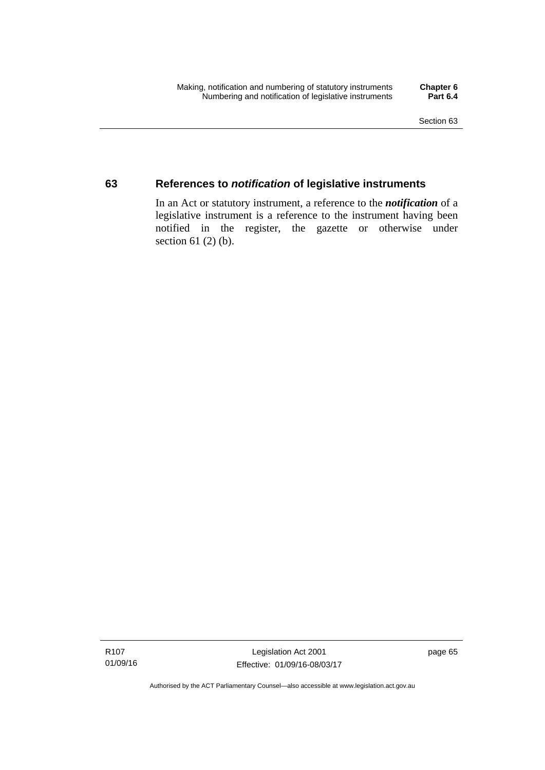## 63 References to *notification* of legislative instruments

In an Act or statutory instrument, a reference to the ***notification*** of a legislative instrument is a reference to the instrument having been notified in the register, the gazette or otherwise under section 61 (2) (b).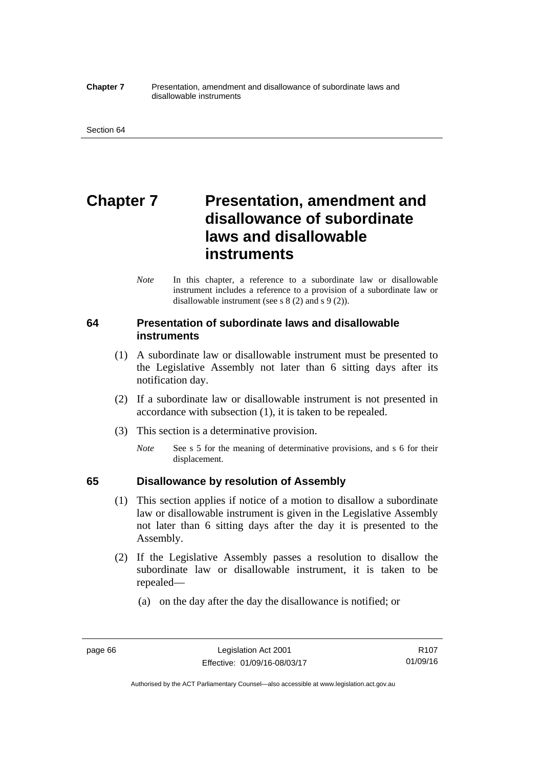# Chapter 7 Presentation, amendment and disallowance of subordinate laws and disallowable instruments

*Note* In this chapter, a reference to a subordinate law or disallowable instrument includes a reference to a provision of a subordinate law or disallowable instrument (see s 8 (2) and s 9 (2)).

## 64 Presentation of subordinate laws and disallowable instruments

(1) A subordinate law or disallowable instrument must be presented to the Legislative Assembly not later than 6 sitting days after its notification day.

(2) If a subordinate law or disallowable instrument is not presented in accordance with subsection (1), it is taken to be repealed.

(3) This section is a determinative provision.

*Note* See s 5 for the meaning of determinative provisions, and s 6 for their displacement.

## 65 Disallowance by resolution of Assembly

(1) This section applies if notice of a motion to disallow a subordinate law or disallowable instrument is given in the Legislative Assembly not later than 6 sitting days after the day it is presented to the Assembly.

(2) If the Legislative Assembly passes a resolution to disallow the subordinate law or disallowable instrument, it is taken to be repealed—

(a) on the day after the day the disallowance is notified; or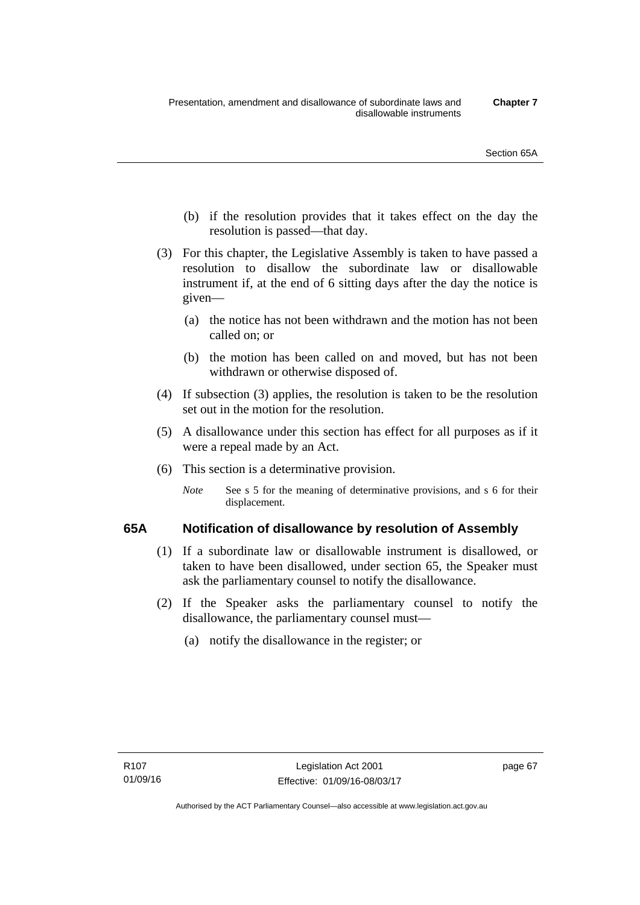(b) if the resolution provides that it takes effect on the day the resolution is passed—that day.

(3) For this chapter, the Legislative Assembly is taken to have passed a resolution to disallow the subordinate law or disallowable instrument if, at the end of 6 sitting days after the day the notice is given—

(a) the notice has not been withdrawn and the motion has not been called on; or

(b) the motion has been called on and moved, but has not been withdrawn or otherwise disposed of.

(4) If subsection (3) applies, the resolution is taken to be the resolution set out in the motion for the resolution.

(5) A disallowance under this section has effect for all purposes as if it were a repeal made by an Act.

(6) This section is a determinative provision.

*Note* See s 5 for the meaning of determinative provisions, and s 6 for their displacement.

### 65A Notification of disallowance by resolution of Assembly

(1) If a subordinate law or disallowable instrument is disallowed, or taken to have been disallowed, under section 65, the Speaker must ask the parliamentary counsel to notify the disallowance.

(2) If the Speaker asks the parliamentary counsel to notify the disallowance, the parliamentary counsel must—

(a) notify the disallowance in the register; or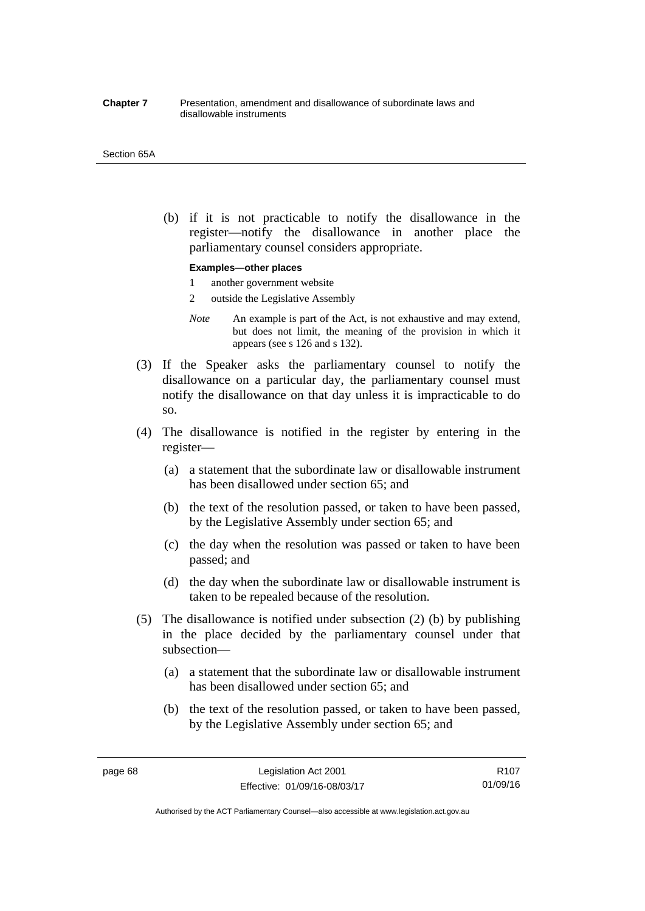(b) if it is not practicable to notify the disallowance in the register—notify the disallowance in another place the parliamentary counsel considers appropriate.

**Examples—other places**

1 another government website

2 outside the Legislative Assembly

*Note* An example is part of the Act, is not exhaustive and may extend, but does not limit, the meaning of the provision in which it appears (see s 126 and s 132).

(3) If the Speaker asks the parliamentary counsel to notify the disallowance on a particular day, the parliamentary counsel must notify the disallowance on that day unless it is impracticable to do so.

(4) The disallowance is notified in the register by entering in the register—

(a) a statement that the subordinate law or disallowable instrument has been disallowed under section 65; and

(b) the text of the resolution passed, or taken to have been passed, by the Legislative Assembly under section 65; and

(c) the day when the resolution was passed or taken to have been passed; and

(d) the day when the subordinate law or disallowable instrument is taken to be repealed because of the resolution.

(5) The disallowance is notified under subsection (2) (b) by publishing in the place decided by the parliamentary counsel under that subsection—

(a) a statement that the subordinate law or disallowable instrument has been disallowed under section 65; and

(b) the text of the resolution passed, or taken to have been passed, by the Legislative Assembly under section 65; and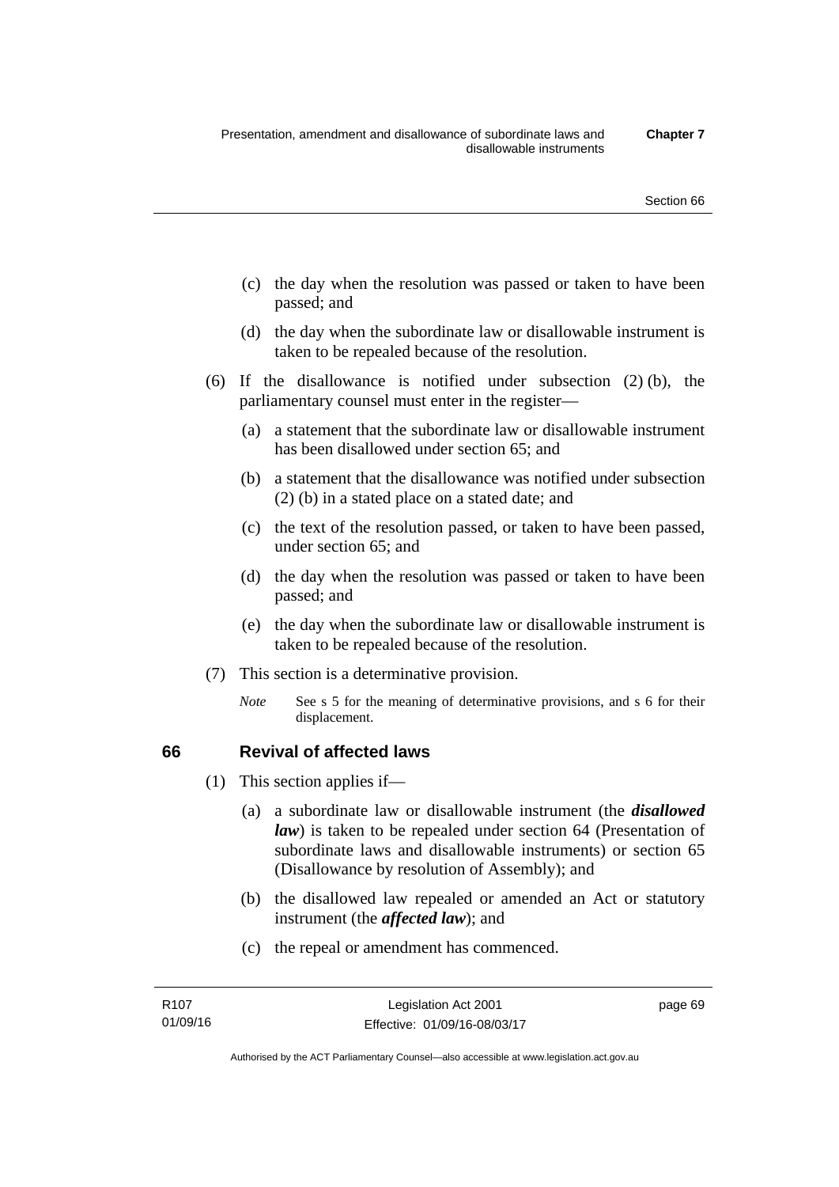(c) the day when the resolution was passed or taken to have been passed; and

(d) the day when the subordinate law or disallowable instrument is taken to be repealed because of the resolution.

(6) If the disallowance is notified under subsection (2) (b), the parliamentary counsel must enter in the register—

(a) a statement that the subordinate law or disallowable instrument has been disallowed under section 65; and

(b) a statement that the disallowance was notified under subsection (2) (b) in a stated place on a stated date; and

(c) the text of the resolution passed, or taken to have been passed, under section 65; and

(d) the day when the resolution was passed or taken to have been passed; and

(e) the day when the subordinate law or disallowable instrument is taken to be repealed because of the resolution.

(7) This section is a determinative provision.

*Note* See s 5 for the meaning of determinative provisions, and s 6 for their displacement.

## 66 Revival of affected laws

(1) This section applies if—

(a) a subordinate law or disallowable instrument (the ***disallowed law***) is taken to be repealed under section 64 (Presentation of subordinate laws and disallowable instruments) or section 65 (Disallowance by resolution of Assembly); and

(b) the disallowed law repealed or amended an Act or statutory instrument (the ***affected law***); and

(c) the repeal or amendment has commenced.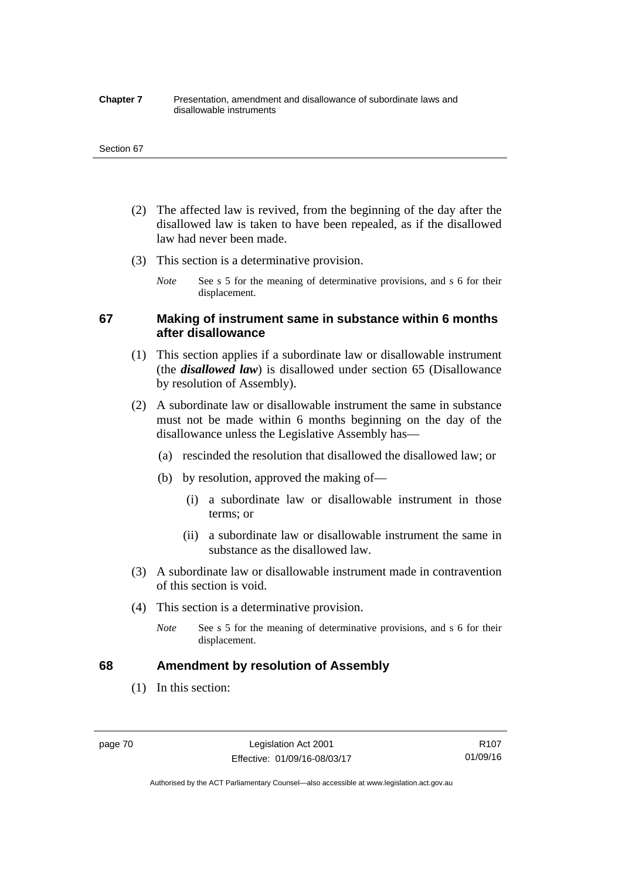(2) The affected law is revived, from the beginning of the day after the disallowed law is taken to have been repealed, as if the disallowed law had never been made.

(3) This section is a determinative provision.

*Note* See s 5 for the meaning of determinative provisions, and s 6 for their displacement.

### 67 Making of instrument same in substance within 6 months after disallowance

(1) This section applies if a subordinate law or disallowable instrument (the ***disallowed law***) is disallowed under section 65 (Disallowance by resolution of Assembly).

(2) A subordinate law or disallowable instrument the same in substance must not be made within 6 months beginning on the day of the disallowance unless the Legislative Assembly has—

(a) rescinded the resolution that disallowed the disallowed law; or

(b) by resolution, approved the making of—

(i) a subordinate law or disallowable instrument in those terms; or

(ii) a subordinate law or disallowable instrument the same in substance as the disallowed law.

(3) A subordinate law or disallowable instrument made in contravention of this section is void.

(4) This section is a determinative provision.

*Note* See s 5 for the meaning of determinative provisions, and s 6 for their displacement.

### 68 Amendment by resolution of Assembly

(1) In this section: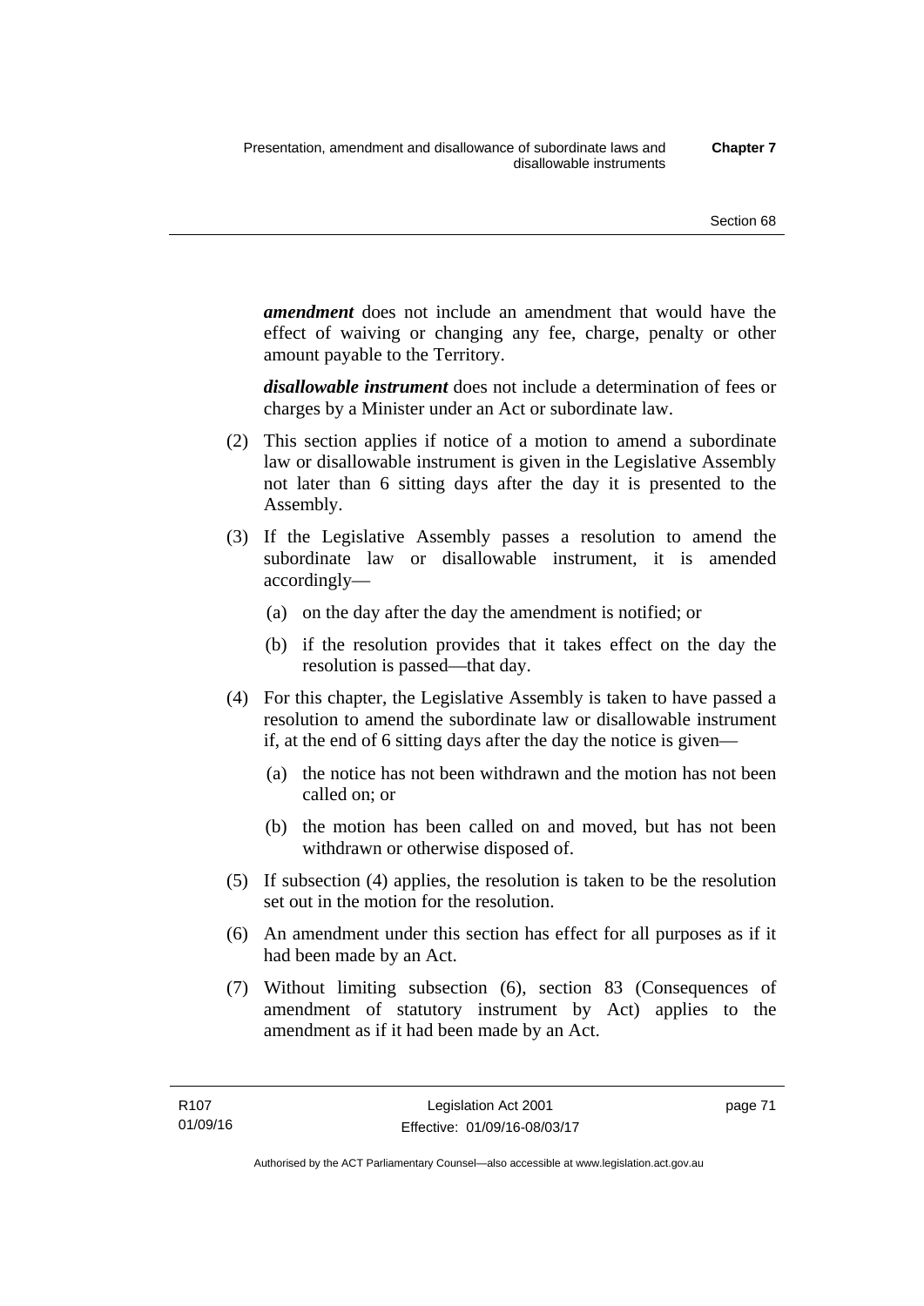***amendment*** does not include an amendment that would have the effect of waiving or changing any fee, charge, penalty or other amount payable to the Territory.

***disallowable instrument*** does not include a determination of fees or charges by a Minister under an Act or subordinate law.

(2) This section applies if notice of a motion to amend a subordinate law or disallowable instrument is given in the Legislative Assembly not later than 6 sitting days after the day it is presented to the Assembly.

(3) If the Legislative Assembly passes a resolution to amend the subordinate law or disallowable instrument, it is amended accordingly—

(a) on the day after the day the amendment is notified; or

(b) if the resolution provides that it takes effect on the day the resolution is passed—that day.

(4) For this chapter, the Legislative Assembly is taken to have passed a resolution to amend the subordinate law or disallowable instrument if, at the end of 6 sitting days after the day the notice is given—

(a) the notice has not been withdrawn and the motion has not been called on; or

(b) the motion has been called on and moved, but has not been withdrawn or otherwise disposed of.

(5) If subsection (4) applies, the resolution is taken to be the resolution set out in the motion for the resolution.

(6) An amendment under this section has effect for all purposes as if it had been made by an Act.

(7) Without limiting subsection (6), section 83 (Consequences of amendment of statutory instrument by Act) applies to the amendment as if it had been made by an Act.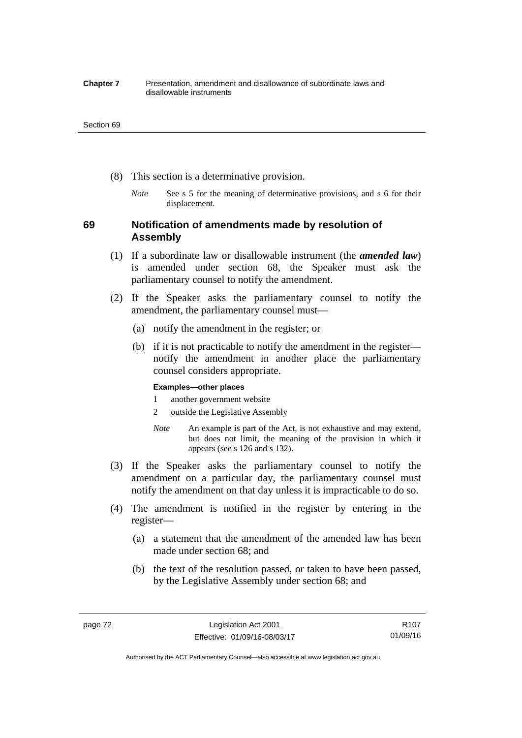(8) This section is a determinative provision.

*Note* See s 5 for the meaning of determinative provisions, and s 6 for their displacement.

### 69 Notification of amendments made by resolution of Assembly

(1) If a subordinate law or disallowable instrument (the ***amended law***) is amended under section 68, the Speaker must ask the parliamentary counsel to notify the amendment.

(2) If the Speaker asks the parliamentary counsel to notify the amendment, the parliamentary counsel must—

(a) notify the amendment in the register; or

(b) if it is not practicable to notify the amendment in the register—notify the amendment in another place the parliamentary counsel considers appropriate.

**Examples—other places**

1 another government website

2 outside the Legislative Assembly

*Note* An example is part of the Act, is not exhaustive and may extend, but does not limit, the meaning of the provision in which it appears (see s 126 and s 132).

(3) If the Speaker asks the parliamentary counsel to notify the amendment on a particular day, the parliamentary counsel must notify the amendment on that day unless it is impracticable to do so.

(4) The amendment is notified in the register by entering in the register—

(a) a statement that the amendment of the amended law has been made under section 68; and

(b) the text of the resolution passed, or taken to have been passed, by the Legislative Assembly under section 68; and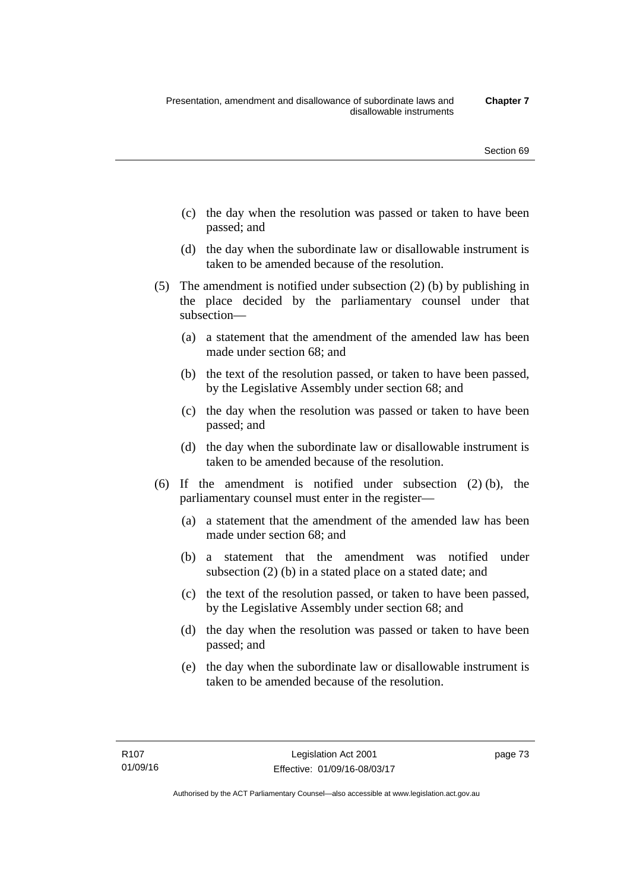(c) the day when the resolution was passed or taken to have been passed; and

(d) the day when the subordinate law or disallowable instrument is taken to be amended because of the resolution.

(5) The amendment is notified under subsection (2) (b) by publishing in the place decided by the parliamentary counsel under that subsection—

(a) a statement that the amendment of the amended law has been made under section 68; and

(b) the text of the resolution passed, or taken to have been passed, by the Legislative Assembly under section 68; and

(c) the day when the resolution was passed or taken to have been passed; and

(d) the day when the subordinate law or disallowable instrument is taken to be amended because of the resolution.

(6) If the amendment is notified under subsection (2) (b), the parliamentary counsel must enter in the register—

(a) a statement that the amendment of the amended law has been made under section 68; and

(b) a statement that the amendment was notified under subsection (2) (b) in a stated place on a stated date; and

(c) the text of the resolution passed, or taken to have been passed, by the Legislative Assembly under section 68; and

(d) the day when the resolution was passed or taken to have been passed; and

(e) the day when the subordinate law or disallowable instrument is taken to be amended because of the resolution.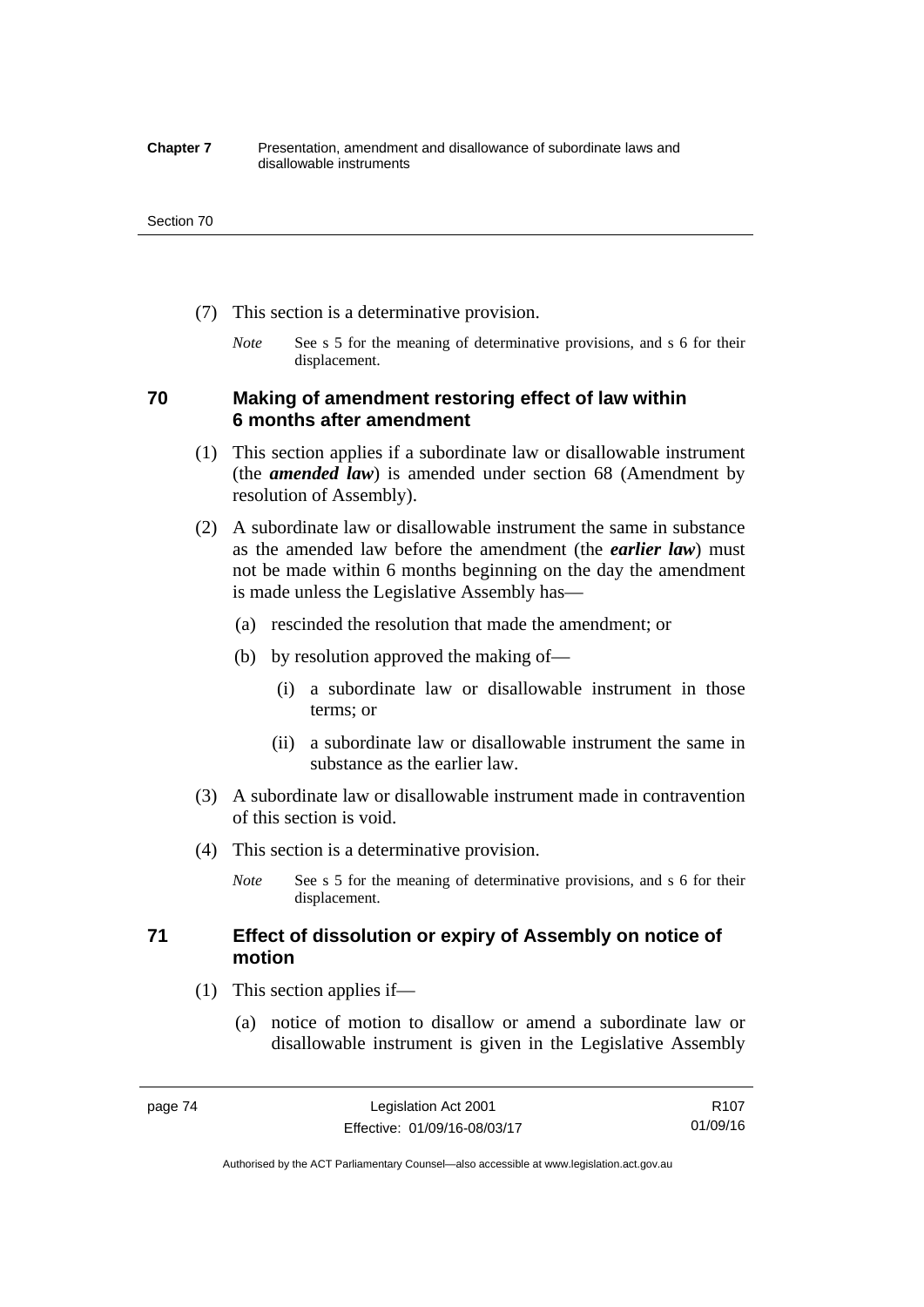(7) This section is a determinative provision.

*Note* See s 5 for the meaning of determinative provisions, and s 6 for their displacement.

## 70 Making of amendment restoring effect of law within 6 months after amendment

(1) This section applies if a subordinate law or disallowable instrument (the ***amended law***) is amended under section 68 (Amendment by resolution of Assembly).

(2) A subordinate law or disallowable instrument the same in substance as the amended law before the amendment (the ***earlier law***) must not be made within 6 months beginning on the day the amendment is made unless the Legislative Assembly has—

(a) rescinded the resolution that made the amendment; or

(b) by resolution approved the making of—

(i) a subordinate law or disallowable instrument in those terms; or

(ii) a subordinate law or disallowable instrument the same in substance as the earlier law.

(3) A subordinate law or disallowable instrument made in contravention of this section is void.

(4) This section is a determinative provision.

*Note* See s 5 for the meaning of determinative provisions, and s 6 for their displacement.

## 71 Effect of dissolution or expiry of Assembly on notice of motion

(1) This section applies if—

(a) notice of motion to disallow or amend a subordinate law or disallowable instrument is given in the Legislative Assembly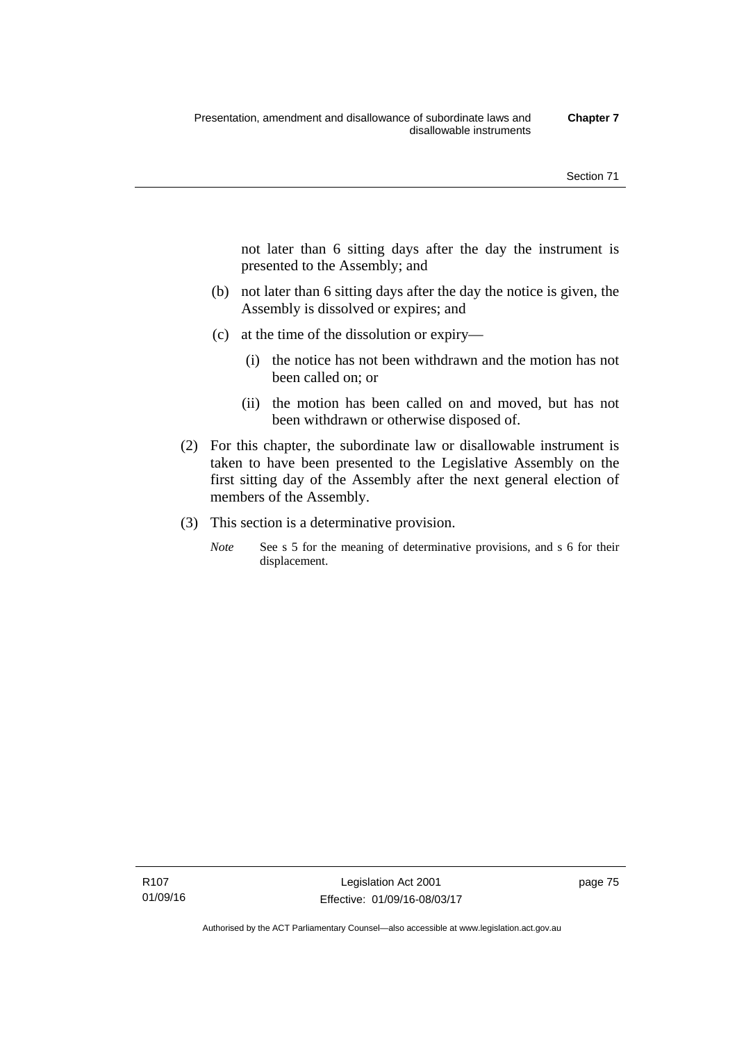not later than 6 sitting days after the day the instrument is presented to the Assembly; and

(b) not later than 6 sitting days after the day the notice is given, the Assembly is dissolved or expires; and

(c) at the time of the dissolution or expiry—

   (i) the notice has not been withdrawn and the motion has not been called on; or

   (ii) the motion has been called on and moved, but has not been withdrawn or otherwise disposed of.

(2) For this chapter, the subordinate law or disallowable instrument is taken to have been presented to the Legislative Assembly on the first sitting day of the Assembly after the next general election of members of the Assembly.

(3) This section is a determinative provision.

*Note* See s 5 for the meaning of determinative provisions, and s 6 for their displacement.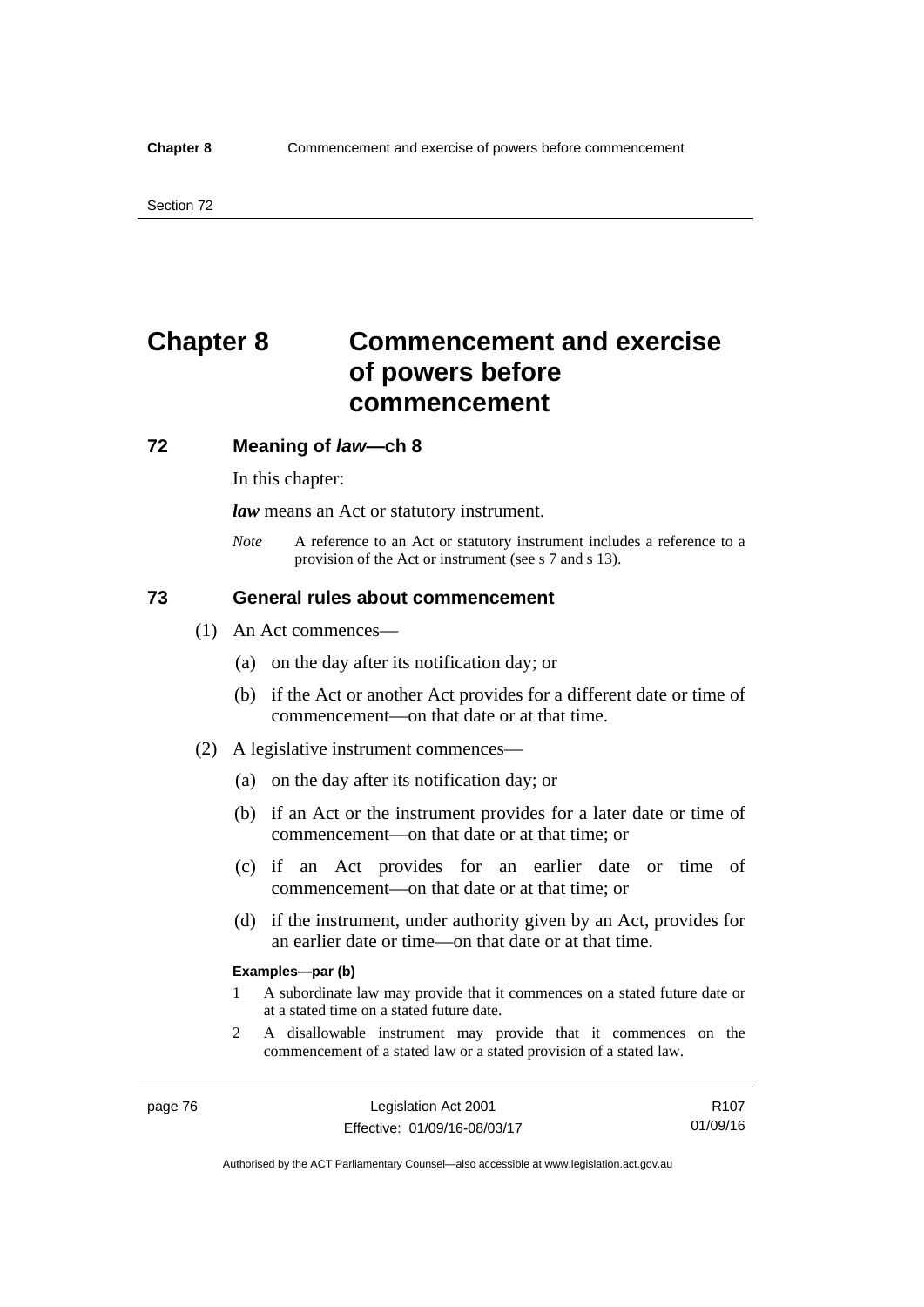# Chapter 8 Commencement and exercise of powers before commencement

## 72 Meaning of *law*—ch 8

In this chapter:

***law*** means an Act or statutory instrument.

*Note* A reference to an Act or statutory instrument includes a reference to a provision of the Act or instrument (see s 7 and s 13).

## 73 General rules about commencement

(1) An Act commences—

(a) on the day after its notification day; or

(b) if the Act or another Act provides for a different date or time of commencement—on that date or at that time.

(2) A legislative instrument commences—

(a) on the day after its notification day; or

(b) if an Act or the instrument provides for a later date or time of commencement—on that date or at that time; or

(c) if an Act provides for an earlier date or time of commencement—on that date or at that time; or

(d) if the instrument, under authority given by an Act, provides for an earlier date or time—on that date or at that time.

**Examples—par (b)**

1 A subordinate law may provide that it commences on a stated future date or at a stated time on a stated future date.

2 A disallowable instrument may provide that it commences on the commencement of a stated law or a stated provision of a stated law.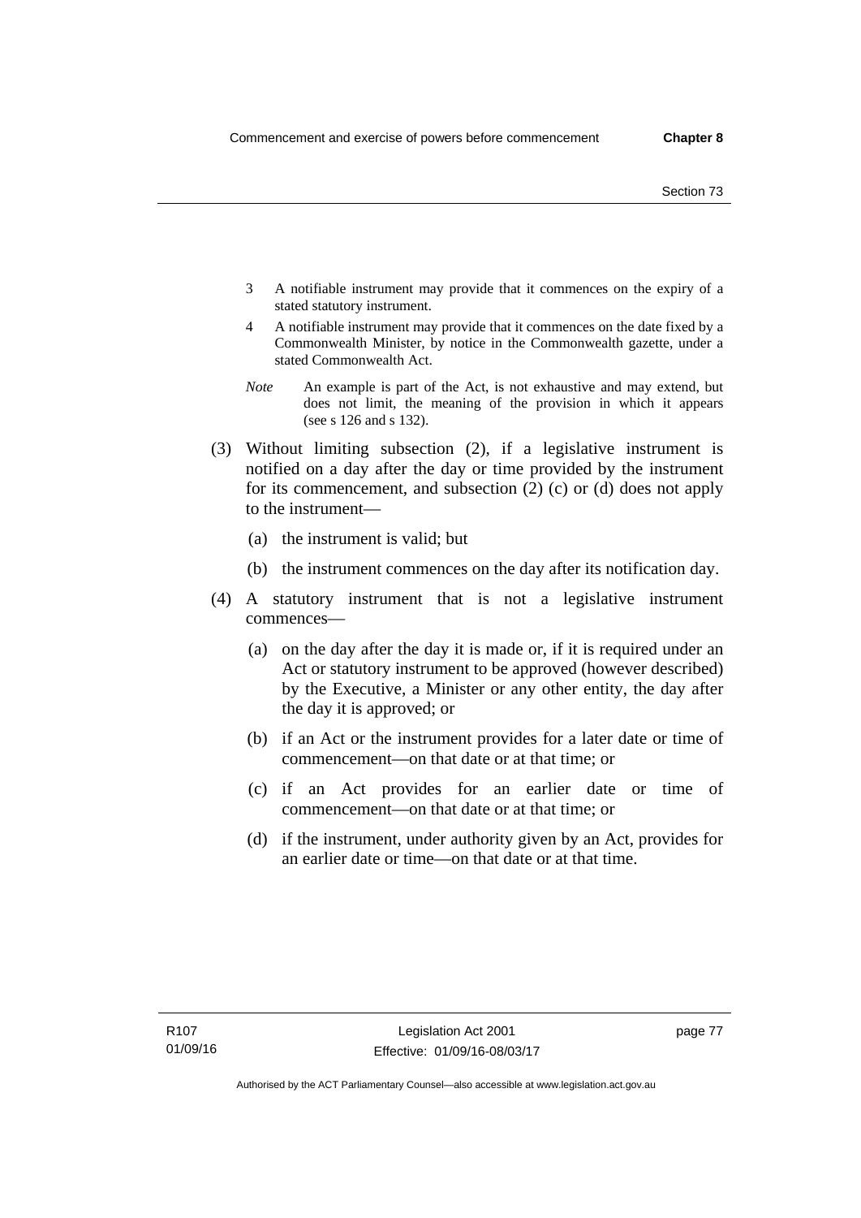3 A notifiable instrument may provide that it commences on the expiry of a stated statutory instrument.

4 A notifiable instrument may provide that it commences on the date fixed by a Commonwealth Minister, by notice in the Commonwealth gazette, under a stated Commonwealth Act.

*Note* An example is part of the Act, is not exhaustive and may extend, but does not limit, the meaning of the provision in which it appears (see s 126 and s 132).

(3) Without limiting subsection (2), if a legislative instrument is notified on a day after the day or time provided by the instrument for its commencement, and subsection (2) (c) or (d) does not apply to the instrument—

(a) the instrument is valid; but

(b) the instrument commences on the day after its notification day.

(4) A statutory instrument that is not a legislative instrument commences—

(a) on the day after the day it is made or, if it is required under an Act or statutory instrument to be approved (however described) by the Executive, a Minister or any other entity, the day after the day it is approved; or

(b) if an Act or the instrument provides for a later date or time of commencement—on that date or at that time; or

(c) if an Act provides for an earlier date or time of commencement—on that date or at that time; or

(d) if the instrument, under authority given by an Act, provides for an earlier date or time—on that date or at that time.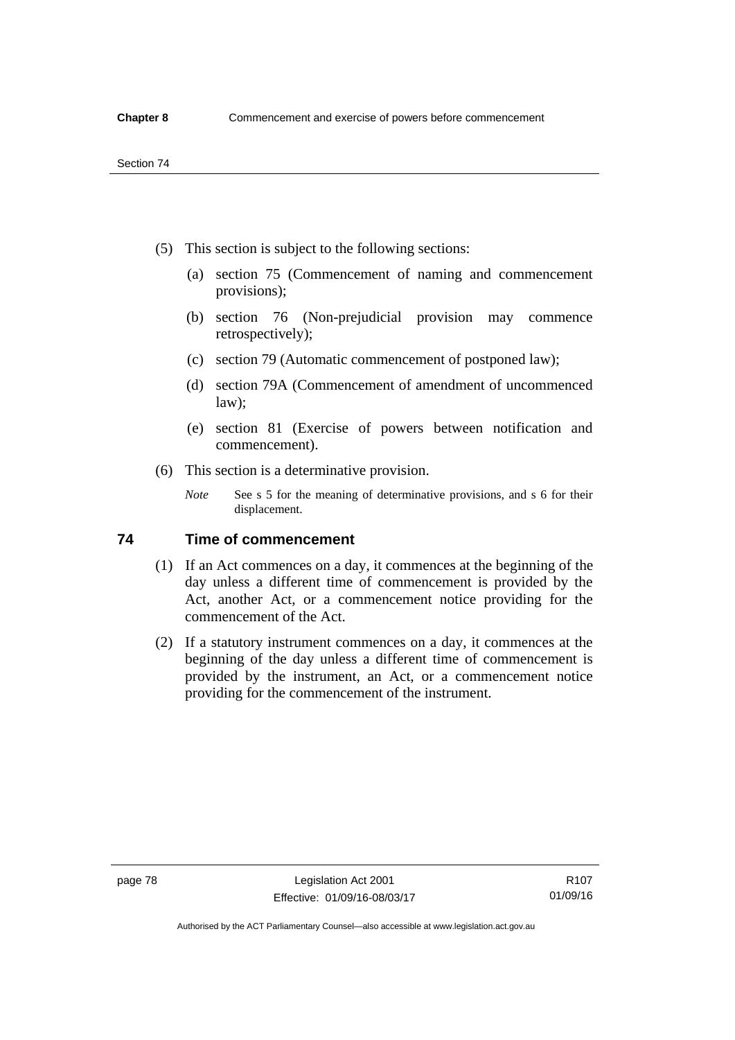(5) This section is subject to the following sections:

(a) section 75 (Commencement of naming and commencement provisions);

(b) section 76 (Non-prejudicial provision may commence retrospectively);

(c) section 79 (Automatic commencement of postponed law);

(d) section 79A (Commencement of amendment of uncommenced law);

(e) section 81 (Exercise of powers between notification and commencement).

(6) This section is a determinative provision.

*Note* See s 5 for the meaning of determinative provisions, and s 6 for their displacement.

## 74 Time of commencement

(1) If an Act commences on a day, it commences at the beginning of the day unless a different time of commencement is provided by the Act, another Act, or a commencement notice providing for the commencement of the Act.

(2) If a statutory instrument commences on a day, it commences at the beginning of the day unless a different time of commencement is provided by the instrument, an Act, or a commencement notice providing for the commencement of the instrument.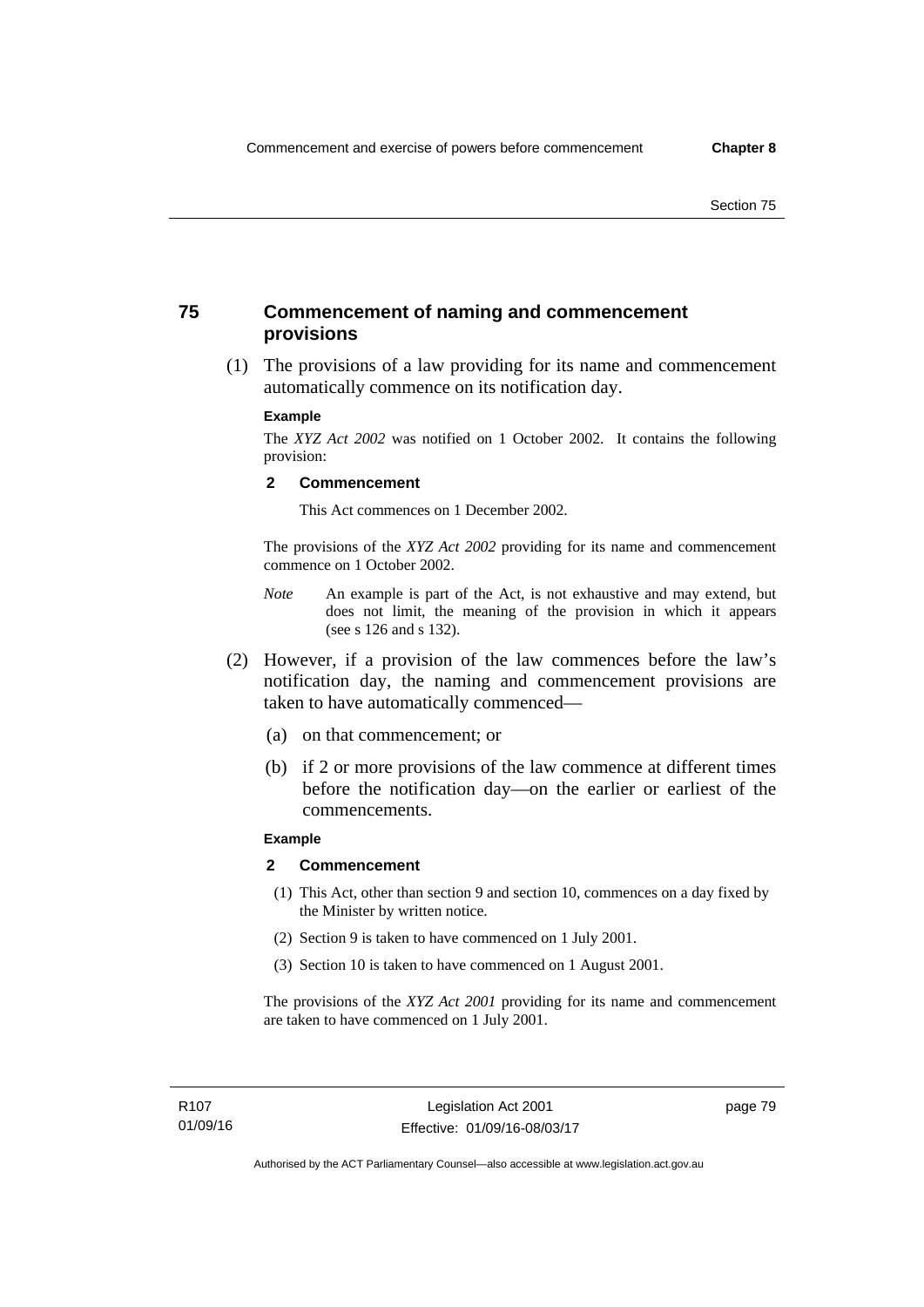## 75 Commencement of naming and commencement provisions

(1) The provisions of a law providing for its name and commencement automatically commence on its notification day.

**Example**

The *XYZ Act 2002* was notified on 1 October 2002. It contains the following provision:

**2 Commencement**

This Act commences on 1 December 2002.

The provisions of the *XYZ Act 2002* providing for its name and commencement commence on 1 October 2002.

*Note* An example is part of the Act, is not exhaustive and may extend, but does not limit, the meaning of the provision in which it appears (see s 126 and s 132).

(2) However, if a provision of the law commences before the law's notification day, the naming and commencement provisions are taken to have automatically commenced—

(a) on that commencement; or

(b) if 2 or more provisions of the law commence at different times before the notification day—on the earlier or earliest of the commencements.

**Example**

**2 Commencement**

(1) This Act, other than section 9 and section 10, commences on a day fixed by the Minister by written notice.

(2) Section 9 is taken to have commenced on 1 July 2001.

(3) Section 10 is taken to have commenced on 1 August 2001.

The provisions of the *XYZ Act 2001* providing for its name and commencement are taken to have commenced on 1 July 2001.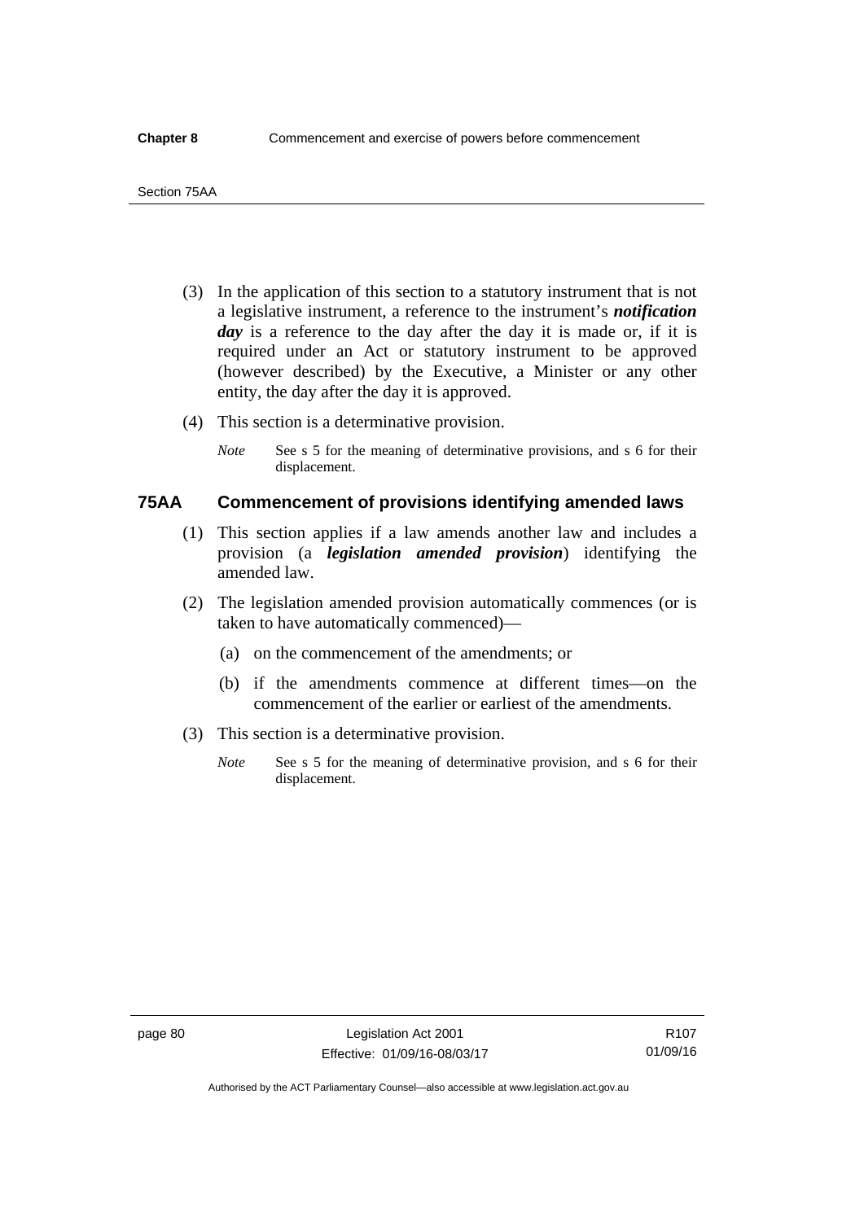(3) In the application of this section to a statutory instrument that is not a legislative instrument, a reference to the instrument's ***notification day*** is a reference to the day after the day it is made or, if it is required under an Act or statutory instrument to be approved (however described) by the Executive, a Minister or any other entity, the day after the day it is approved.

(4) This section is a determinative provision.

*Note* See s 5 for the meaning of determinative provisions, and s 6 for their displacement.

### 75AA Commencement of provisions identifying amended laws

(1) This section applies if a law amends another law and includes a provision (a ***legislation amended provision***) identifying the amended law.

(2) The legislation amended provision automatically commences (or is taken to have automatically commenced)—

(a) on the commencement of the amendments; or

(b) if the amendments commence at different times—on the commencement of the earlier or earliest of the amendments.

(3) This section is a determinative provision.

*Note* See s 5 for the meaning of determinative provision, and s 6 for their displacement.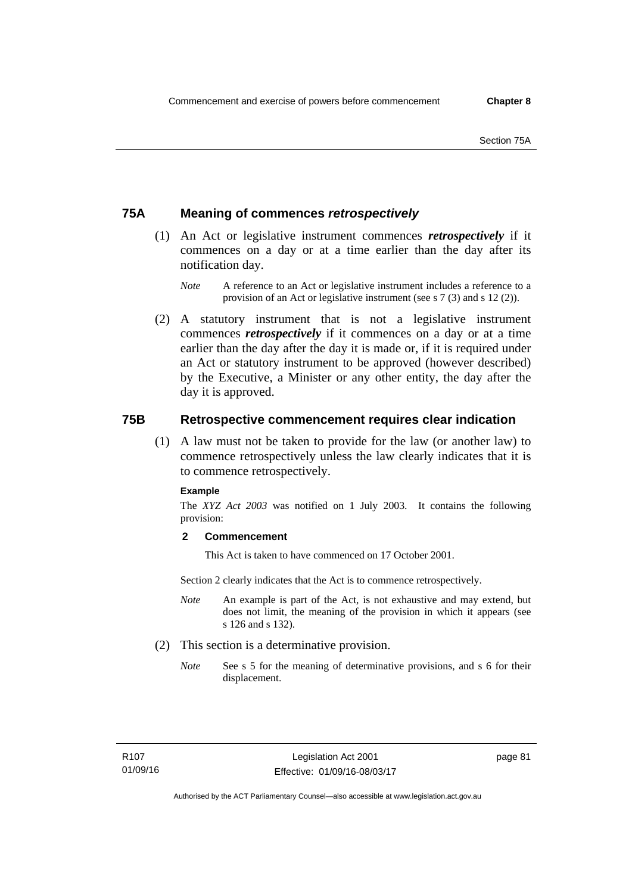## 75A Meaning of commences *retrospectively*

(1) An Act or legislative instrument commences ***retrospectively*** if it commences on a day or at a time earlier than the day after its notification day.

*Note* A reference to an Act or legislative instrument includes a reference to a provision of an Act or legislative instrument (see s 7 (3) and s 12 (2)).

(2) A statutory instrument that is not a legislative instrument commences ***retrospectively*** if it commences on a day or at a time earlier than the day after the day it is made or, if it is required under an Act or statutory instrument to be approved (however described) by the Executive, a Minister or any other entity, the day after the day it is approved.

## 75B Retrospective commencement requires clear indication

(1) A law must not be taken to provide for the law (or another law) to commence retrospectively unless the law clearly indicates that it is to commence retrospectively.

**Example**

The *XYZ Act 2003* was notified on 1 July 2003. It contains the following provision:

**2 Commencement**

This Act is taken to have commenced on 17 October 2001.

Section 2 clearly indicates that the Act is to commence retrospectively.

*Note* An example is part of the Act, is not exhaustive and may extend, but does not limit, the meaning of the provision in which it appears (see s 126 and s 132).

(2) This section is a determinative provision.

*Note* See s 5 for the meaning of determinative provisions, and s 6 for their displacement.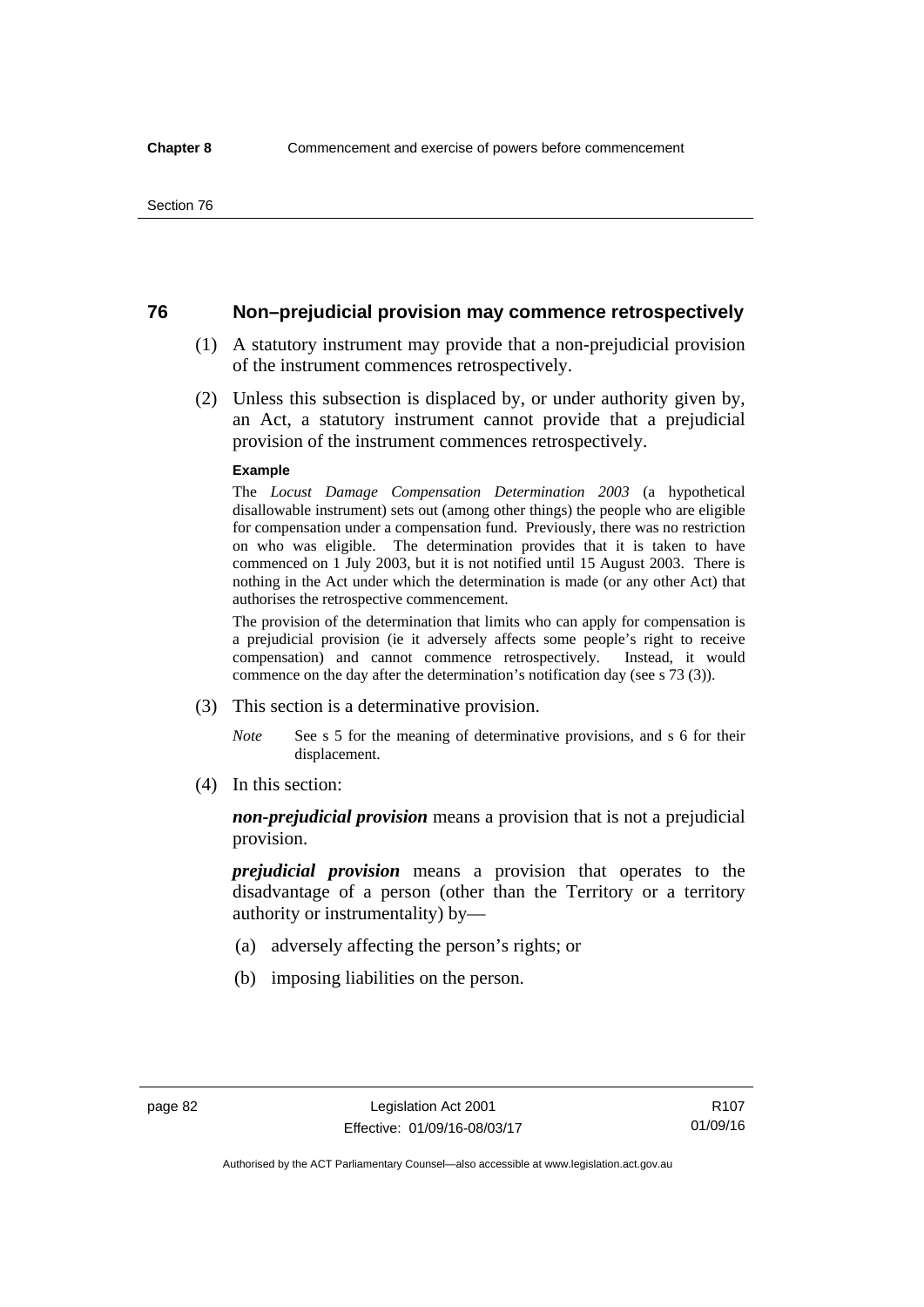## 76 Non–prejudicial provision may commence retrospectively

(1) A statutory instrument may provide that a non-prejudicial provision of the instrument commences retrospectively.

(2) Unless this subsection is displaced by, or under authority given by, an Act, a statutory instrument cannot provide that a prejudicial provision of the instrument commences retrospectively.

**Example**

The *Locust Damage Compensation Determination 2003* (a hypothetical disallowable instrument) sets out (among other things) the people who are eligible for compensation under a compensation fund. Previously, there was no restriction on who was eligible. The determination provides that it is taken to have commenced on 1 July 2003, but it is not notified until 15 August 2003. There is nothing in the Act under which the determination is made (or any other Act) that authorises the retrospective commencement.

The provision of the determination that limits who can apply for compensation is a prejudicial provision (ie it adversely affects some people's right to receive compensation) and cannot commence retrospectively. Instead, it would commence on the day after the determination's notification day (see s 73 (3)).

(3) This section is a determinative provision.

*Note* See s 5 for the meaning of determinative provisions, and s 6 for their displacement.

(4) In this section:

***non-prejudicial provision*** means a provision that is not a prejudicial provision.

***prejudicial provision*** means a provision that operates to the disadvantage of a person (other than the Territory or a territory authority or instrumentality) by—

(a) adversely affecting the person's rights; or

(b) imposing liabilities on the person.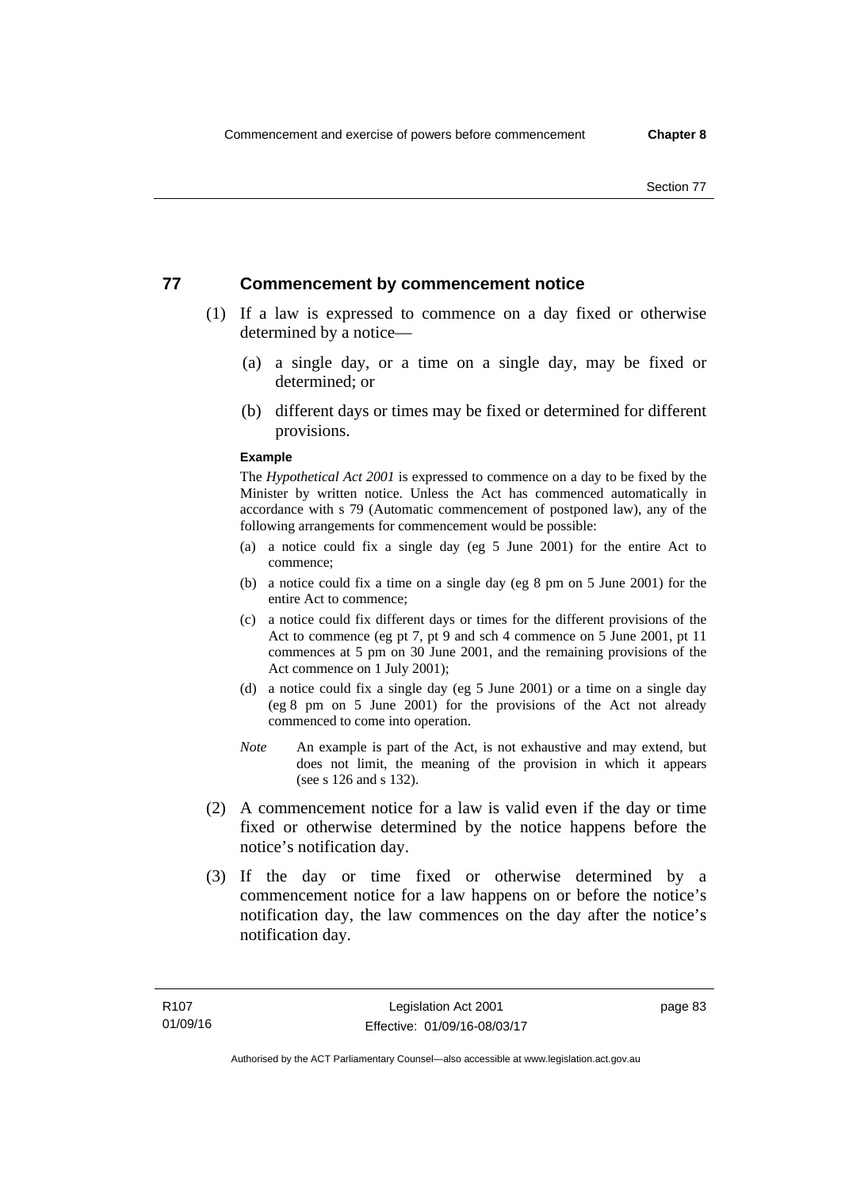## 77 Commencement by commencement notice

(1) If a law is expressed to commence on a day fixed or otherwise determined by a notice—

(a) a single day, or a time on a single day, may be fixed or determined; or

(b) different days or times may be fixed or determined for different provisions.

**Example**

The *Hypothetical Act 2001* is expressed to commence on a day to be fixed by the Minister by written notice. Unless the Act has commenced automatically in accordance with s 79 (Automatic commencement of postponed law), any of the following arrangements for commencement would be possible:

(a) a notice could fix a single day (eg 5 June 2001) for the entire Act to commence;

(b) a notice could fix a time on a single day (eg 8 pm on 5 June 2001) for the entire Act to commence;

(c) a notice could fix different days or times for the different provisions of the Act to commence (eg pt 7, pt 9 and sch 4 commence on 5 June 2001, pt 11 commences at 5 pm on 30 June 2001, and the remaining provisions of the Act commence on 1 July 2001);

(d) a notice could fix a single day (eg 5 June 2001) or a time on a single day (eg 8 pm on 5 June 2001) for the provisions of the Act not already commenced to come into operation.

*Note* An example is part of the Act, is not exhaustive and may extend, but does not limit, the meaning of the provision in which it appears (see s 126 and s 132).

(2) A commencement notice for a law is valid even if the day or time fixed or otherwise determined by the notice happens before the notice's notification day.

(3) If the day or time fixed or otherwise determined by a commencement notice for a law happens on or before the notice's notification day, the law commences on the day after the notice's notification day.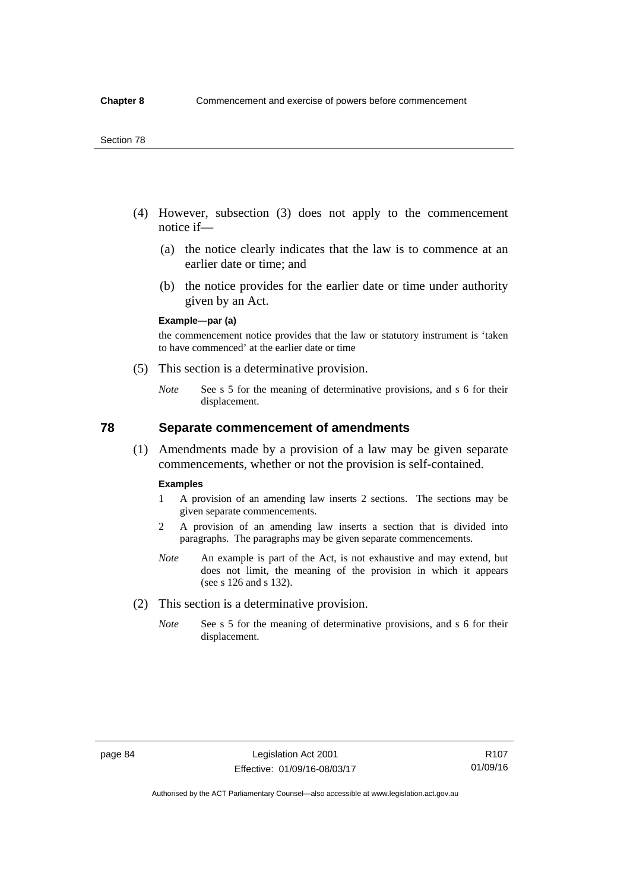(4) However, subsection (3) does not apply to the commencement notice if—

(a) the notice clearly indicates that the law is to commence at an earlier date or time; and

(b) the notice provides for the earlier date or time under authority given by an Act.

**Example—par (a)**

the commencement notice provides that the law or statutory instrument is 'taken to have commenced' at the earlier date or time

(5) This section is a determinative provision.

*Note* See s 5 for the meaning of determinative provisions, and s 6 for their displacement.

## 78 Separate commencement of amendments

(1) Amendments made by a provision of a law may be given separate commencements, whether or not the provision is self-contained.

**Examples**

1 A provision of an amending law inserts 2 sections. The sections may be given separate commencements.

2 A provision of an amending law inserts a section that is divided into paragraphs. The paragraphs may be given separate commencements.

*Note* An example is part of the Act, is not exhaustive and may extend, but does not limit, the meaning of the provision in which it appears (see s 126 and s 132).

(2) This section is a determinative provision.

*Note* See s 5 for the meaning of determinative provisions, and s 6 for their displacement.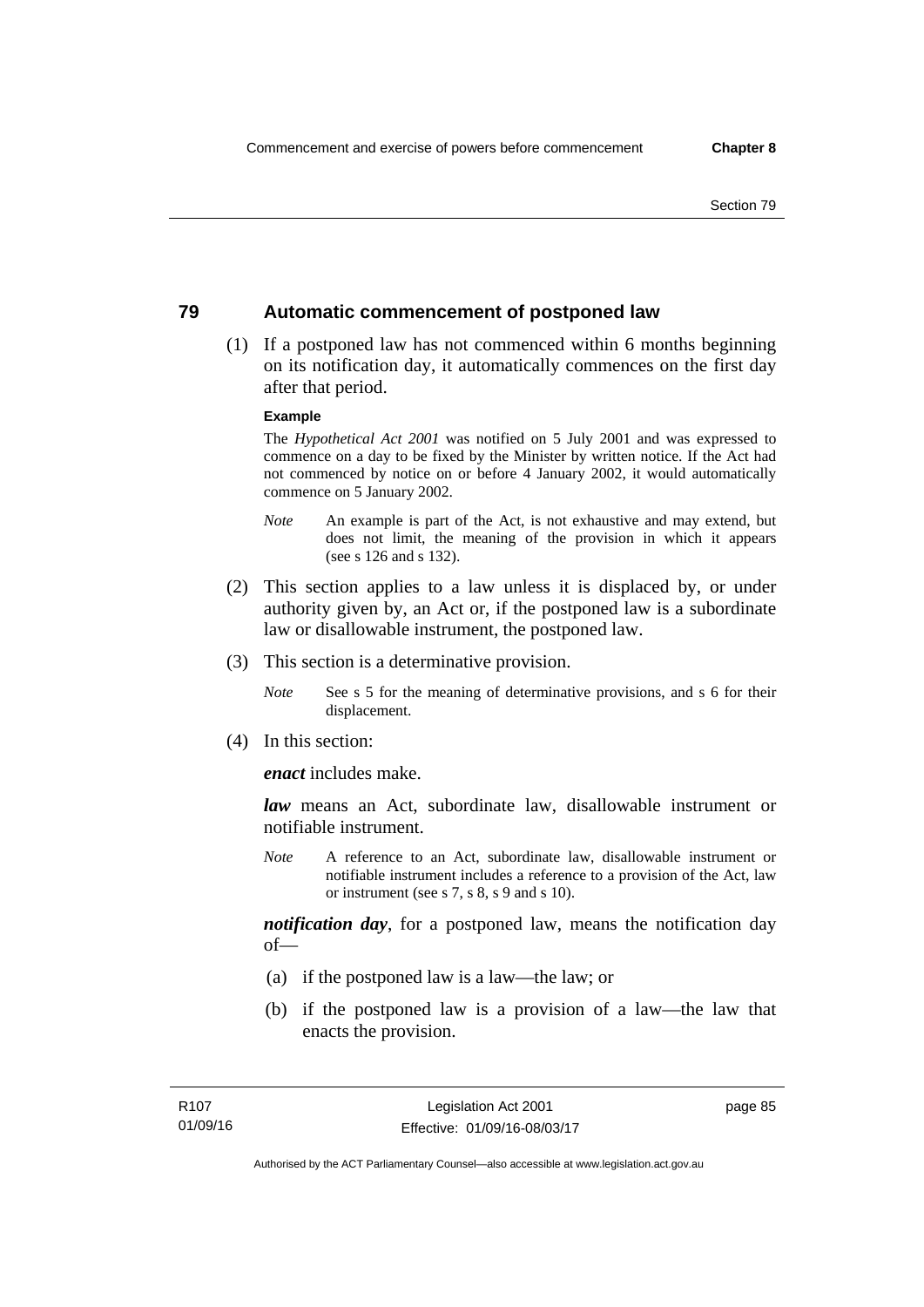## 79 Automatic commencement of postponed law

(1) If a postponed law has not commenced within 6 months beginning on its notification day, it automatically commences on the first day after that period.

**Example**

The *Hypothetical Act 2001* was notified on 5 July 2001 and was expressed to commence on a day to be fixed by the Minister by written notice. If the Act had not commenced by notice on or before 4 January 2002, it would automatically commence on 5 January 2002.

*Note* An example is part of the Act, is not exhaustive and may extend, but does not limit, the meaning of the provision in which it appears (see s 126 and s 132).

(2) This section applies to a law unless it is displaced by, or under authority given by, an Act or, if the postponed law is a subordinate law or disallowable instrument, the postponed law.

(3) This section is a determinative provision.

*Note* See s 5 for the meaning of determinative provisions, and s 6 for their displacement.

(4) In this section:

***enact*** includes make.

***law*** means an Act, subordinate law, disallowable instrument or notifiable instrument.

*Note* A reference to an Act, subordinate law, disallowable instrument or notifiable instrument includes a reference to a provision of the Act, law or instrument (see s 7, s 8, s 9 and s 10).

***notification day***, for a postponed law, means the notification day of—

(a) if the postponed law is a law—the law; or

(b) if the postponed law is a provision of a law—the law that enacts the provision.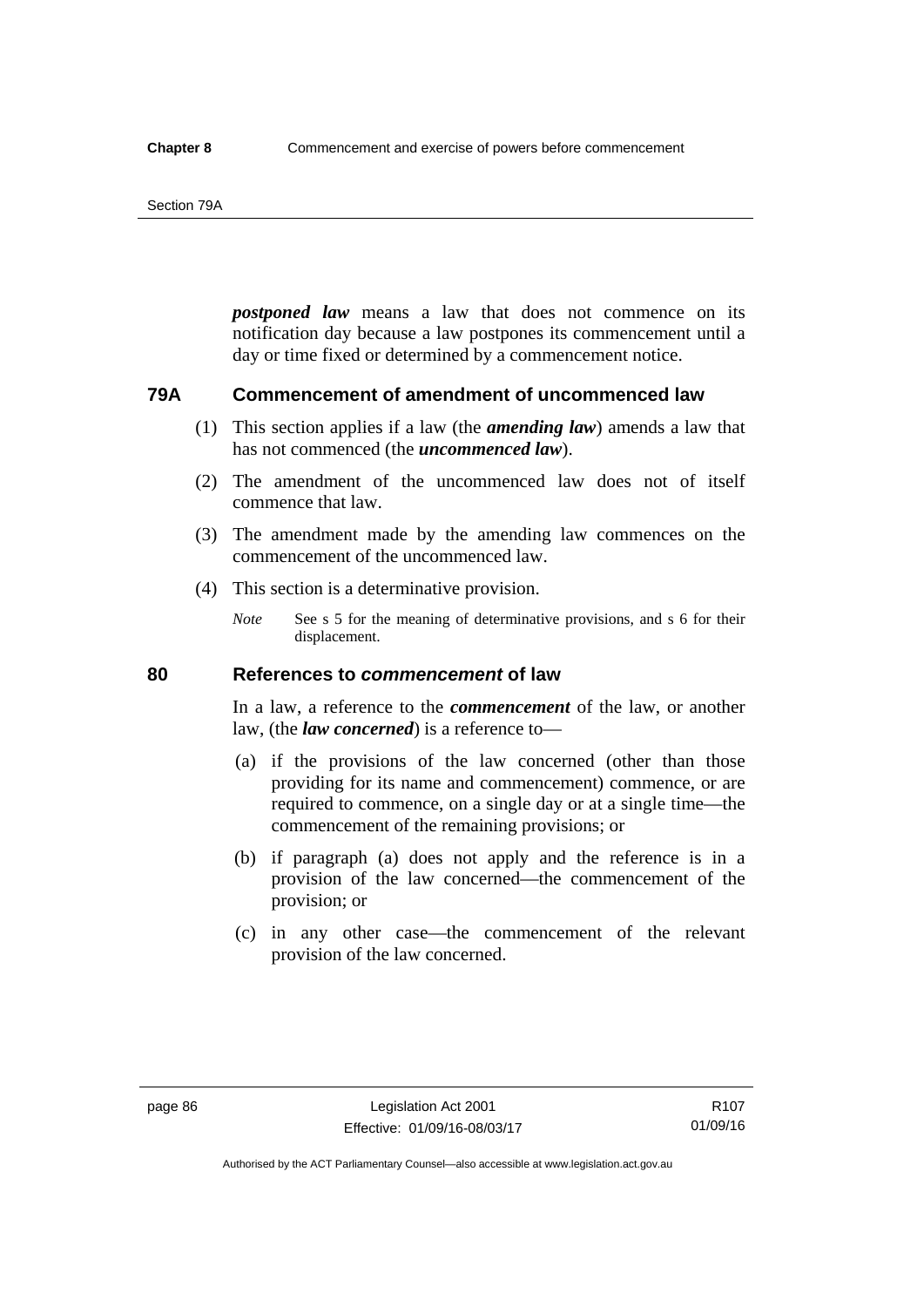***postponed law*** means a law that does not commence on its notification day because a law postpones its commencement until a day or time fixed or determined by a commencement notice.

## 79A Commencement of amendment of uncommenced law

(1) This section applies if a law (the ***amending law***) amends a law that has not commenced (the ***uncommenced law***).

(2) The amendment of the uncommenced law does not of itself commence that law.

(3) The amendment made by the amending law commences on the commencement of the uncommenced law.

(4) This section is a determinative provision.

*Note* See s 5 for the meaning of determinative provisions, and s 6 for their displacement.

## 80 References to *commencement* of law

In a law, a reference to the ***commencement*** of the law, or another law, (the ***law concerned***) is a reference to—

(a) if the provisions of the law concerned (other than those providing for its name and commencement) commence, or are required to commence, on a single day or at a single time—the commencement of the remaining provisions; or

(b) if paragraph (a) does not apply and the reference is in a provision of the law concerned—the commencement of the provision; or

(c) in any other case—the commencement of the relevant provision of the law concerned.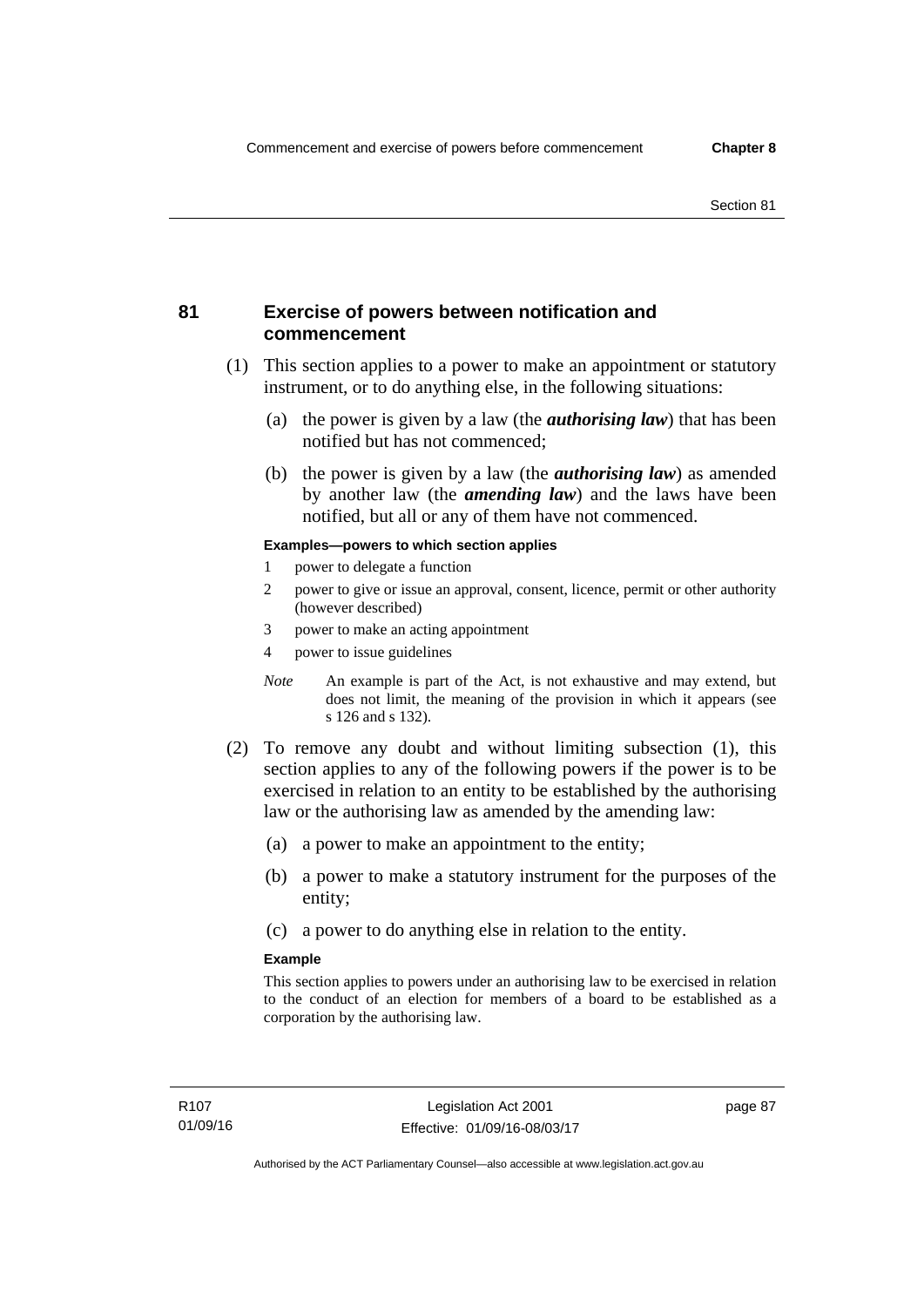## 81 Exercise of powers between notification and commencement

(1) This section applies to a power to make an appointment or statutory instrument, or to do anything else, in the following situations:

(a) the power is given by a law (the ***authorising law***) that has been notified but has not commenced;

(b) the power is given by a law (the ***authorising law***) as amended by another law (the ***amending law***) and the laws have been notified, but all or any of them have not commenced.

**Examples—powers to which section applies**

1 power to delegate a function

2 power to give or issue an approval, consent, licence, permit or other authority (however described)

3 power to make an acting appointment

4 power to issue guidelines

*Note* An example is part of the Act, is not exhaustive and may extend, but does not limit, the meaning of the provision in which it appears (see s 126 and s 132).

(2) To remove any doubt and without limiting subsection (1), this section applies to any of the following powers if the power is to be exercised in relation to an entity to be established by the authorising law or the authorising law as amended by the amending law:

(a) a power to make an appointment to the entity;

(b) a power to make a statutory instrument for the purposes of the entity;

(c) a power to do anything else in relation to the entity.

**Example**

This section applies to powers under an authorising law to be exercised in relation to the conduct of an election for members of a board to be established as a corporation by the authorising law.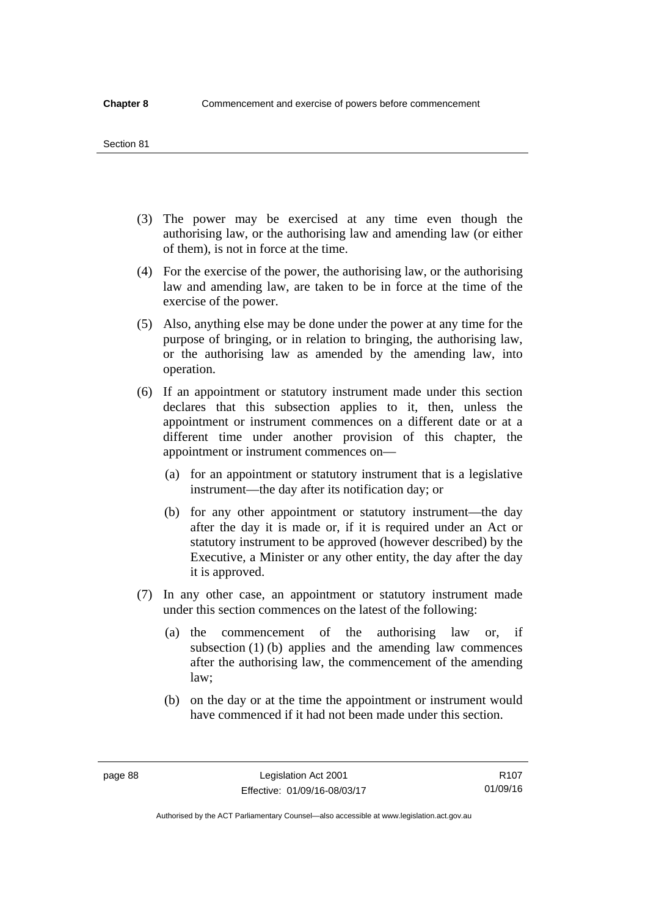(3) The power may be exercised at any time even though the authorising law, or the authorising law and amending law (or either of them), is not in force at the time.

(4) For the exercise of the power, the authorising law, or the authorising law and amending law, are taken to be in force at the time of the exercise of the power.

(5) Also, anything else may be done under the power at any time for the purpose of bringing, or in relation to bringing, the authorising law, or the authorising law as amended by the amending law, into operation.

(6) If an appointment or statutory instrument made under this section declares that this subsection applies to it, then, unless the appointment or instrument commences on a different date or at a different time under another provision of this chapter, the appointment or instrument commences on—

(a) for an appointment or statutory instrument that is a legislative instrument—the day after its notification day; or

(b) for any other appointment or statutory instrument—the day after the day it is made or, if it is required under an Act or statutory instrument to be approved (however described) by the Executive, a Minister or any other entity, the day after the day it is approved.

(7) In any other case, an appointment or statutory instrument made under this section commences on the latest of the following:

(a) the commencement of the authorising law or, if subsection (1) (b) applies and the amending law commences after the authorising law, the commencement of the amending law;

(b) on the day or at the time the appointment or instrument would have commenced if it had not been made under this section.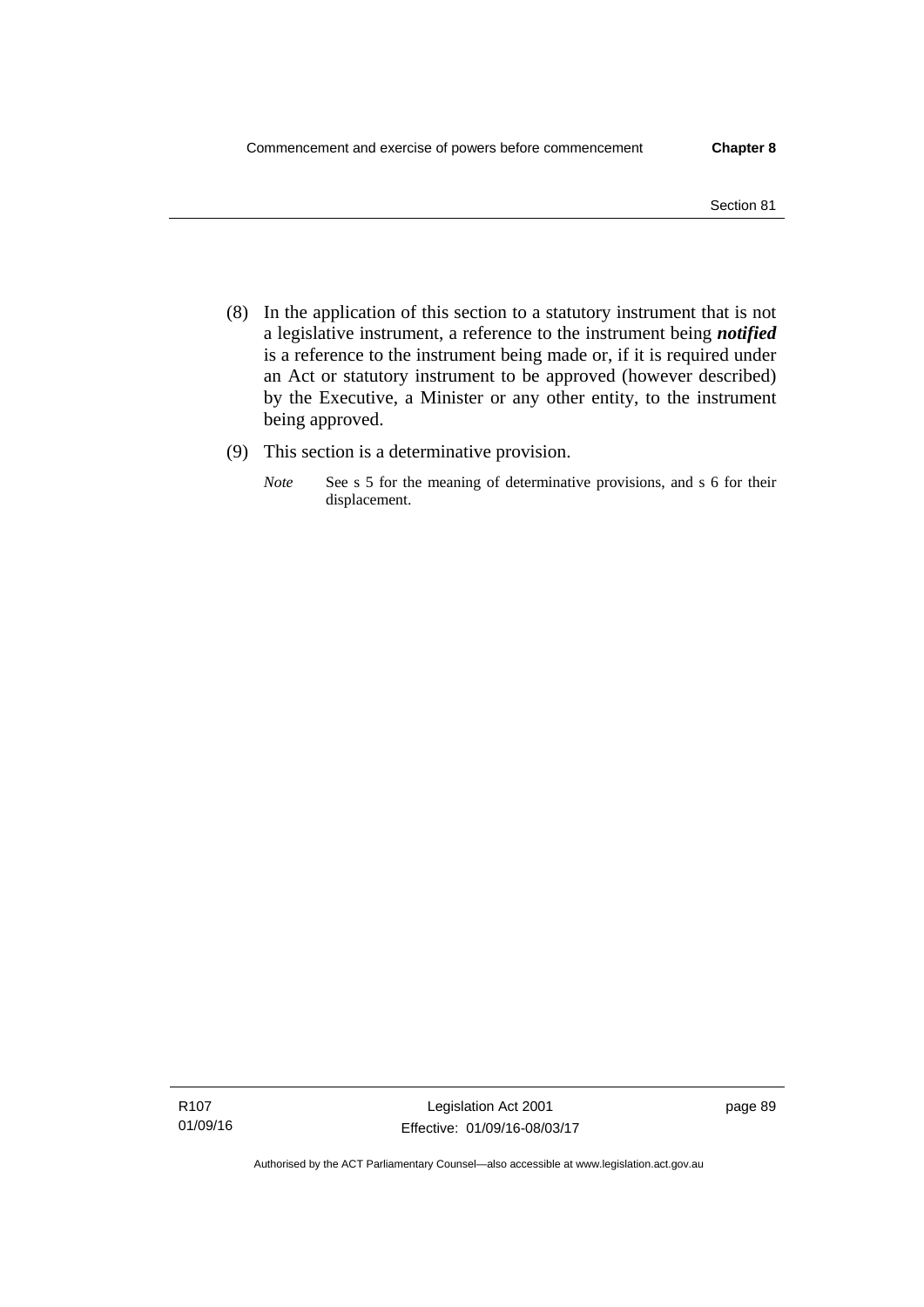(8) In the application of this section to a statutory instrument that is not a legislative instrument, a reference to the instrument being ***notified*** is a reference to the instrument being made or, if it is required under an Act or statutory instrument to be approved (however described) by the Executive, a Minister or any other entity, to the instrument being approved.

(9) This section is a determinative provision.

*Note* See s 5 for the meaning of determinative provisions, and s 6 for their displacement.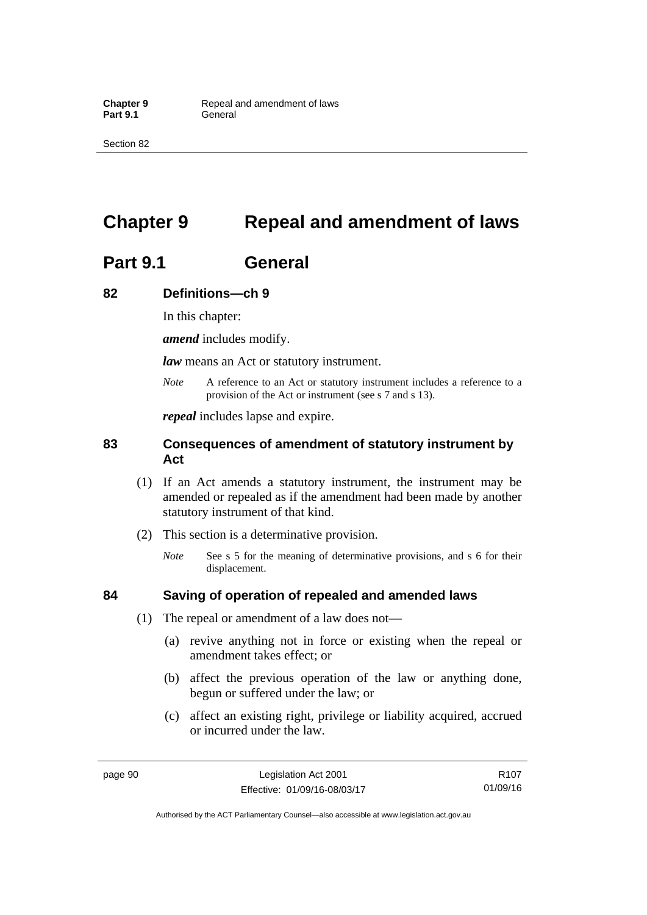# Chapter 9 Repeal and amendment of laws

## Part 9.1 General

### 82 Definitions—ch 9

In this chapter:

***amend*** includes modify.

***law*** means an Act or statutory instrument.

*Note* A reference to an Act or statutory instrument includes a reference to a provision of the Act or instrument (see s 7 and s 13).

***repeal*** includes lapse and expire.

### 83 Consequences of amendment of statutory instrument by Act

(1) If an Act amends a statutory instrument, the instrument may be amended or repealed as if the amendment had been made by another statutory instrument of that kind.

(2) This section is a determinative provision.

*Note* See s 5 for the meaning of determinative provisions, and s 6 for their displacement.

### 84 Saving of operation of repealed and amended laws

(1) The repeal or amendment of a law does not—

(a) revive anything not in force or existing when the repeal or amendment takes effect; or

(b) affect the previous operation of the law or anything done, begun or suffered under the law; or

(c) affect an existing right, privilege or liability acquired, accrued or incurred under the law.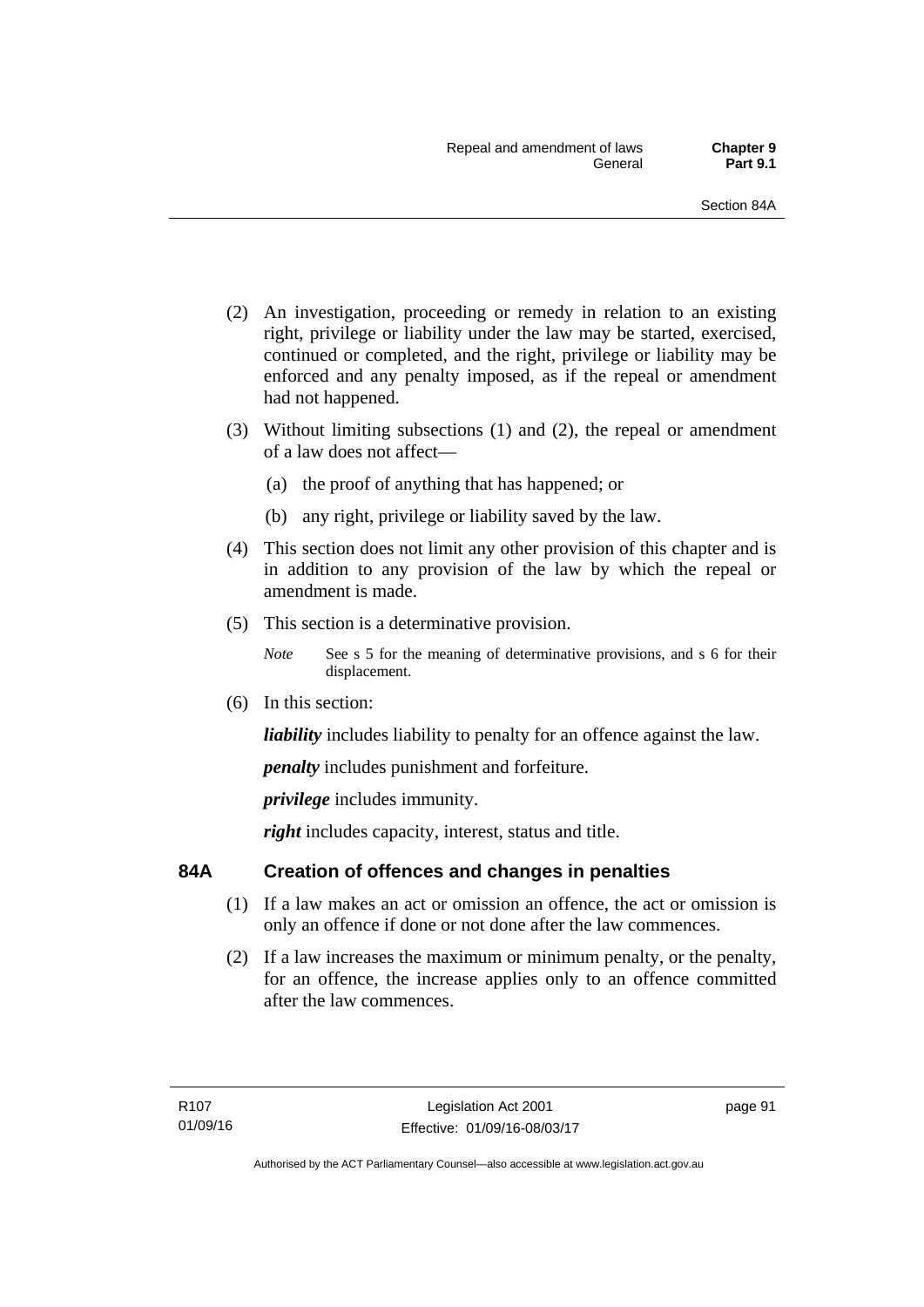(2) An investigation, proceeding or remedy in relation to an existing right, privilege or liability under the law may be started, exercised, continued or completed, and the right, privilege or liability may be enforced and any penalty imposed, as if the repeal or amendment had not happened.

(3) Without limiting subsections (1) and (2), the repeal or amendment of a law does not affect—

(a) the proof of anything that has happened; or

(b) any right, privilege or liability saved by the law.

(4) This section does not limit any other provision of this chapter and is in addition to any provision of the law by which the repeal or amendment is made.

(5) This section is a determinative provision.

*Note* See s 5 for the meaning of determinative provisions, and s 6 for their displacement.

(6) In this section:

***liability*** includes liability to penalty for an offence against the law.

***penalty*** includes punishment and forfeiture.

***privilege*** includes immunity.

***right*** includes capacity, interest, status and title.

## 84A Creation of offences and changes in penalties

(1) If a law makes an act or omission an offence, the act or omission is only an offence if done or not done after the law commences.

(2) If a law increases the maximum or minimum penalty, or the penalty, for an offence, the increase applies only to an offence committed after the law commences.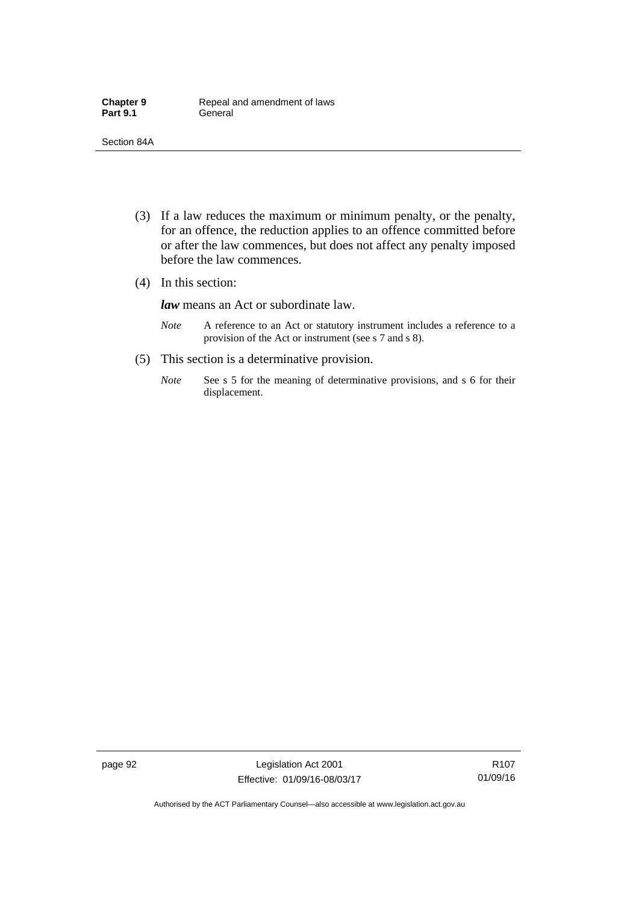(3) If a law reduces the maximum or minimum penalty, or the penalty, for an offence, the reduction applies to an offence committed before or after the law commences, but does not affect any penalty imposed before the law commences.

(4) In this section:

***law*** means an Act or subordinate law.

*Note* A reference to an Act or statutory instrument includes a reference to a provision of the Act or instrument (see s 7 and s 8).

(5) This section is a determinative provision.

*Note* See s 5 for the meaning of determinative provisions, and s 6 for their displacement.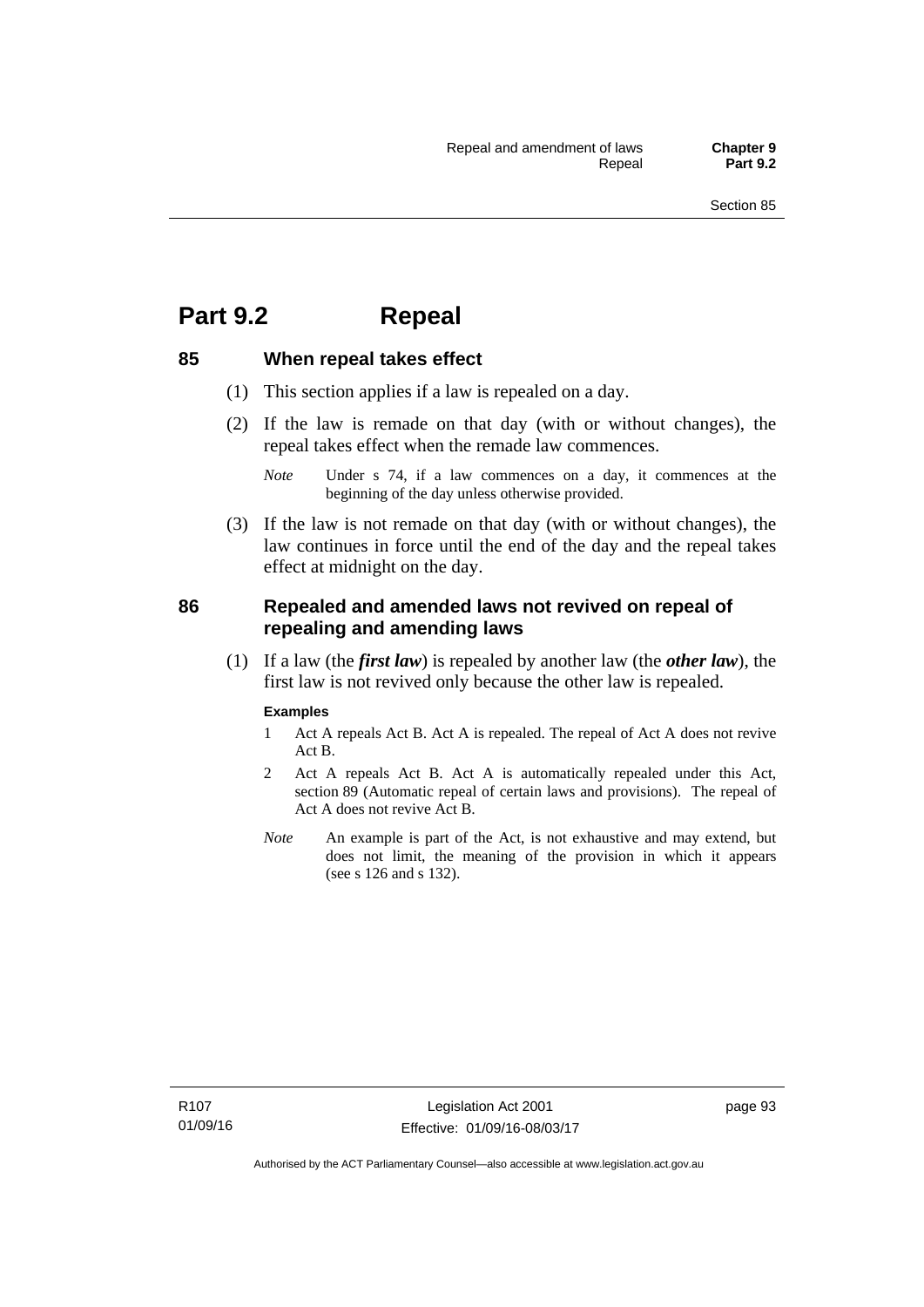# Part 9.2 Repeal

## 85 When repeal takes effect

(1) This section applies if a law is repealed on a day.

(2) If the law is remade on that day (with or without changes), the repeal takes effect when the remade law commences.

*Note* Under s 74, if a law commences on a day, it commences at the beginning of the day unless otherwise provided.

(3) If the law is not remade on that day (with or without changes), the law continues in force until the end of the day and the repeal takes effect at midnight on the day.

## 86 Repealed and amended laws not revived on repeal of repealing and amending laws

(1) If a law (the ***first law***) is repealed by another law (the ***other law***), the first law is not revived only because the other law is repealed.

**Examples**

1 Act A repeals Act B. Act A is repealed. The repeal of Act A does not revive Act B.

2 Act A repeals Act B. Act A is automatically repealed under this Act, section 89 (Automatic repeal of certain laws and provisions). The repeal of Act A does not revive Act B.

*Note* An example is part of the Act, is not exhaustive and may extend, but does not limit, the meaning of the provision in which it appears (see s 126 and s 132).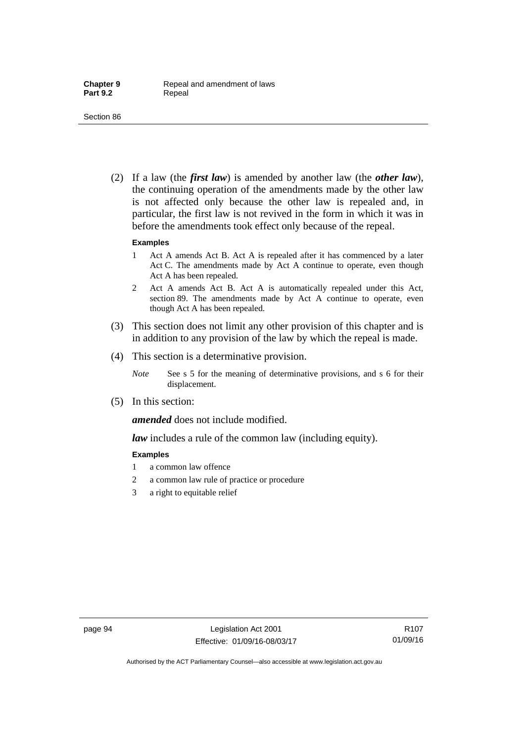(2) If a law (the ***first law***) is amended by another law (the ***other law***), the continuing operation of the amendments made by the other law is not affected only because the other law is repealed and, in particular, the first law is not revived in the form in which it was in before the amendments took effect only because of the repeal.

**Examples**

1 Act A amends Act B. Act A is repealed after it has commenced by a later Act C. The amendments made by Act A continue to operate, even though Act A has been repealed.

2 Act A amends Act B. Act A is automatically repealed under this Act, section 89. The amendments made by Act A continue to operate, even though Act A has been repealed.

(3) This section does not limit any other provision of this chapter and is in addition to any provision of the law by which the repeal is made.

(4) This section is a determinative provision.

*Note* See s 5 for the meaning of determinative provisions, and s 6 for their displacement.

(5) In this section:

***amended*** does not include modified.

***law*** includes a rule of the common law (including equity).

**Examples**

1 a common law offence

2 a common law rule of practice or procedure

3 a right to equitable relief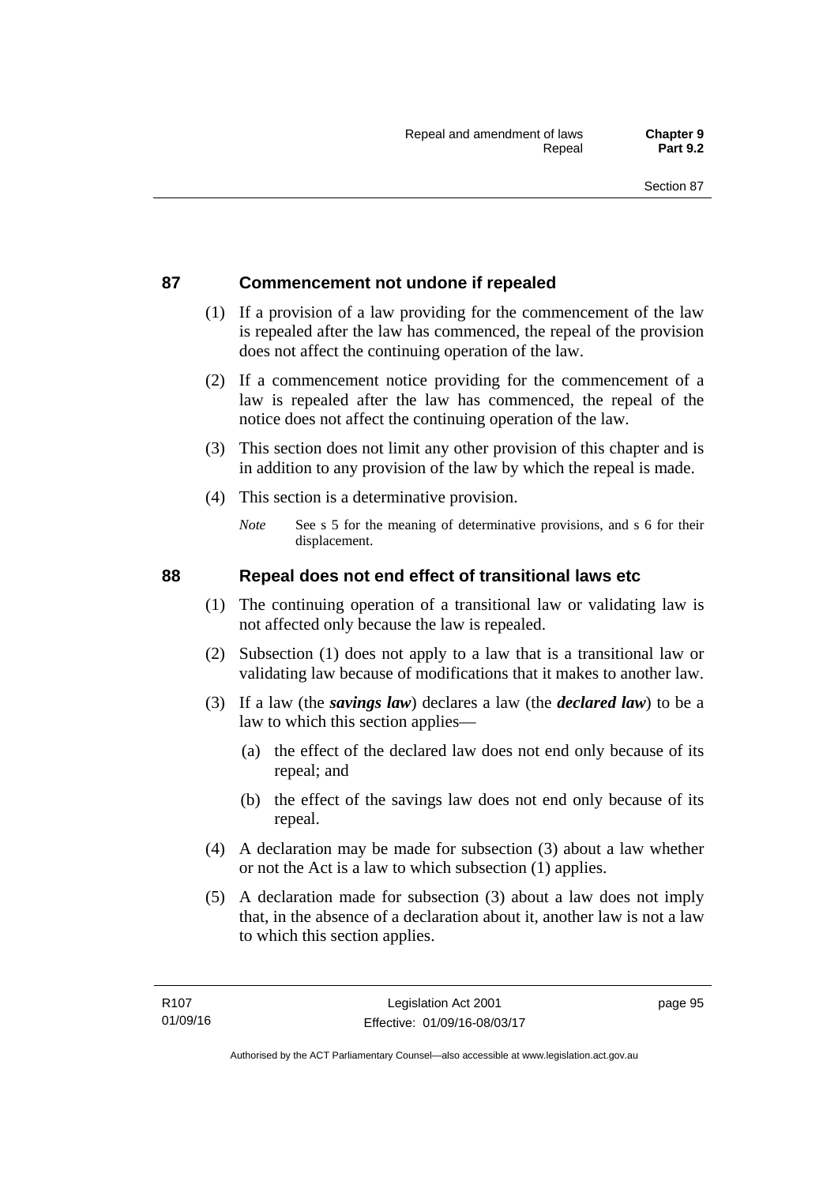## 87 Commencement not undone if repealed

(1) If a provision of a law providing for the commencement of the law is repealed after the law has commenced, the repeal of the provision does not affect the continuing operation of the law.

(2) If a commencement notice providing for the commencement of a law is repealed after the law has commenced, the repeal of the notice does not affect the continuing operation of the law.

(3) This section does not limit any other provision of this chapter and is in addition to any provision of the law by which the repeal is made.

(4) This section is a determinative provision.

*Note* See s 5 for the meaning of determinative provisions, and s 6 for their displacement.

## 88 Repeal does not end effect of transitional laws etc

(1) The continuing operation of a transitional law or validating law is not affected only because the law is repealed.

(2) Subsection (1) does not apply to a law that is a transitional law or validating law because of modifications that it makes to another law.

(3) If a law (the ***savings law***) declares a law (the ***declared law***) to be a law to which this section applies—

(a) the effect of the declared law does not end only because of its repeal; and

(b) the effect of the savings law does not end only because of its repeal.

(4) A declaration may be made for subsection (3) about a law whether or not the Act is a law to which subsection (1) applies.

(5) A declaration made for subsection (3) about a law does not imply that, in the absence of a declaration about it, another law is not a law to which this section applies.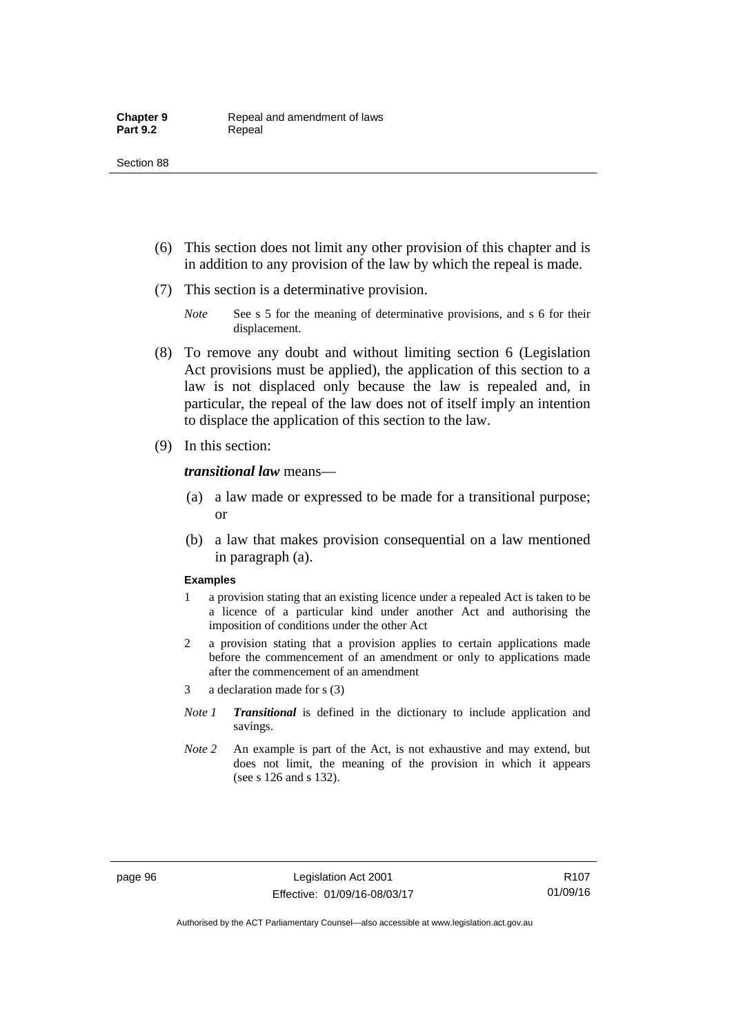(6) This section does not limit any other provision of this chapter and is in addition to any provision of the law by which the repeal is made.

(7) This section is a determinative provision.

*Note* See s 5 for the meaning of determinative provisions, and s 6 for their displacement.

(8) To remove any doubt and without limiting section 6 (Legislation Act provisions must be applied), the application of this section to a law is not displaced only because the law is repealed and, in particular, the repeal of the law does not of itself imply an intention to displace the application of this section to the law.

(9) In this section:

***transitional law*** means—

(a) a law made or expressed to be made for a transitional purpose; or

(b) a law that makes provision consequential on a law mentioned in paragraph (a).

**Examples**

1 a provision stating that an existing licence under a repealed Act is taken to be a licence of a particular kind under another Act and authorising the imposition of conditions under the other Act

2 a provision stating that a provision applies to certain applications made before the commencement of an amendment or only to applications made after the commencement of an amendment

3 a declaration made for s (3)

*Note 1* ***Transitional*** is defined in the dictionary to include application and savings.

*Note 2* An example is part of the Act, is not exhaustive and may extend, but does not limit, the meaning of the provision in which it appears (see s 126 and s 132).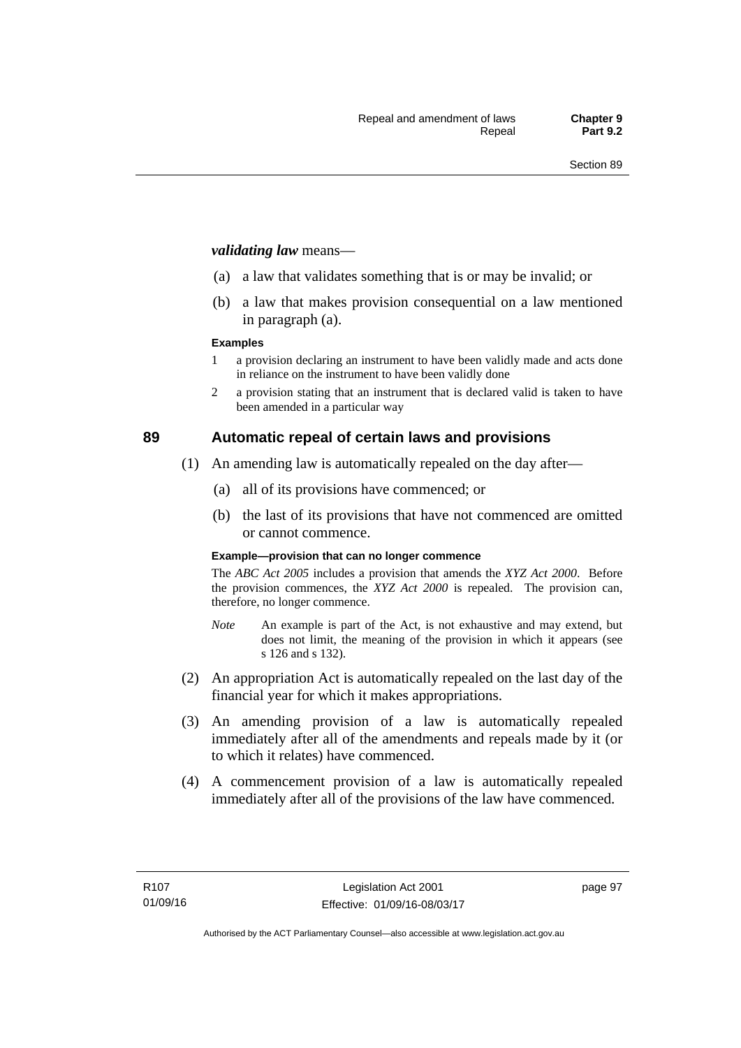***validating law*** means—

(a) a law that validates something that is or may be invalid; or

(b) a law that makes provision consequential on a law mentioned in paragraph (a).

**Examples**

1 a provision declaring an instrument to have been validly made and acts done in reliance on the instrument to have been validly done

2 a provision stating that an instrument that is declared valid is taken to have been amended in a particular way

## 89 Automatic repeal of certain laws and provisions

(1) An amending law is automatically repealed on the day after—

(a) all of its provisions have commenced; or

(b) the last of its provisions that have not commenced are omitted or cannot commence.

**Example—provision that can no longer commence**

The *ABC Act 2005* includes a provision that amends the *XYZ Act 2000*. Before the provision commences, the *XYZ Act 2000* is repealed. The provision can, therefore, no longer commence.

*Note* An example is part of the Act, is not exhaustive and may extend, but does not limit, the meaning of the provision in which it appears (see s 126 and s 132).

(2) An appropriation Act is automatically repealed on the last day of the financial year for which it makes appropriations.

(3) An amending provision of a law is automatically repealed immediately after all of the amendments and repeals made by it (or to which it relates) have commenced.

(4) A commencement provision of a law is automatically repealed immediately after all of the provisions of the law have commenced.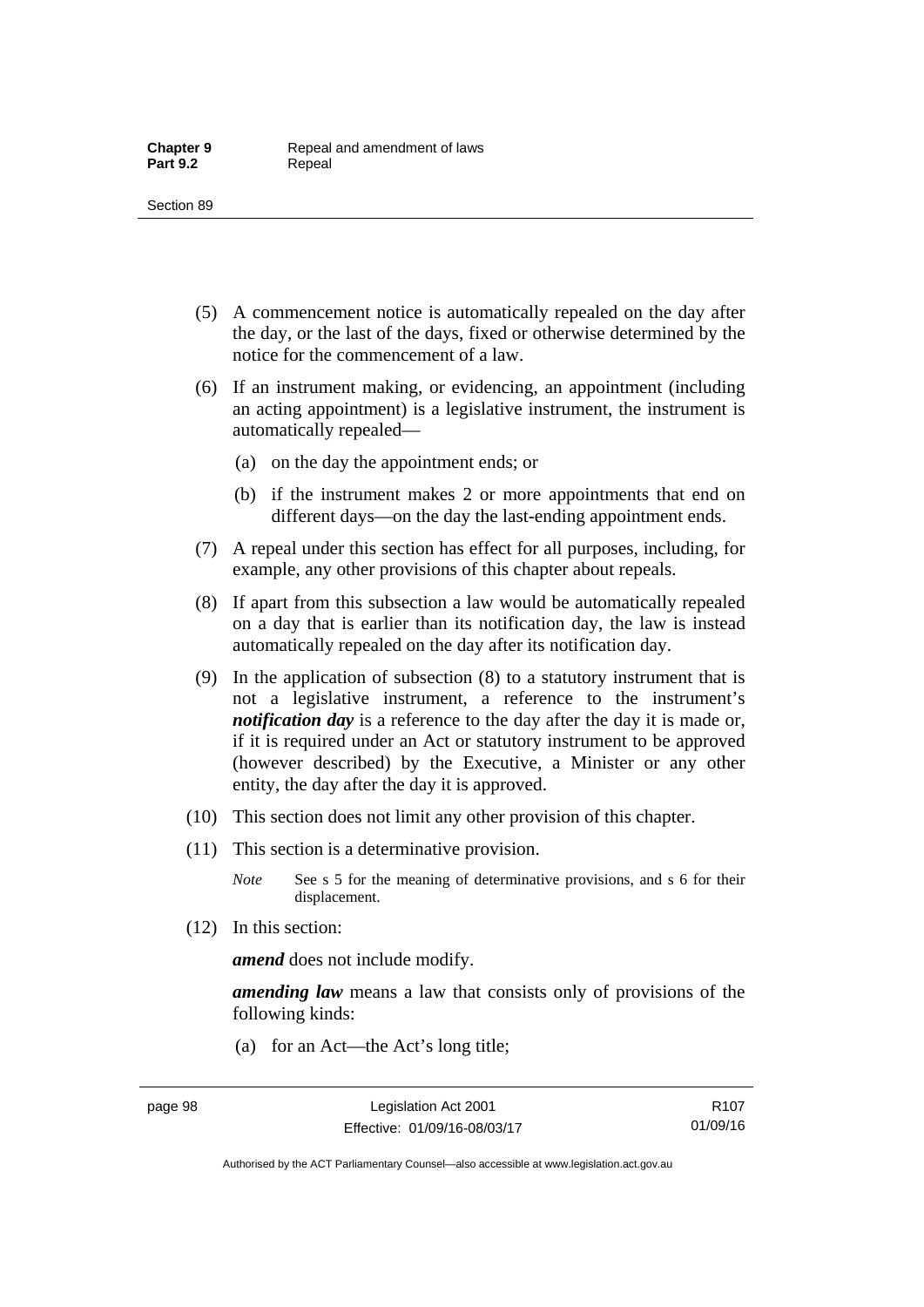(5) A commencement notice is automatically repealed on the day after the day, or the last of the days, fixed or otherwise determined by the notice for the commencement of a law.

(6) If an instrument making, or evidencing, an appointment (including an acting appointment) is a legislative instrument, the instrument is automatically repealed—

(a) on the day the appointment ends; or

(b) if the instrument makes 2 or more appointments that end on different days—on the day the last-ending appointment ends.

(7) A repeal under this section has effect for all purposes, including, for example, any other provisions of this chapter about repeals.

(8) If apart from this subsection a law would be automatically repealed on a day that is earlier than its notification day, the law is instead automatically repealed on the day after its notification day.

(9) In the application of subsection (8) to a statutory instrument that is not a legislative instrument, a reference to the instrument's ***notification day*** is a reference to the day after the day it is made or, if it is required under an Act or statutory instrument to be approved (however described) by the Executive, a Minister or any other entity, the day after the day it is approved.

(10) This section does not limit any other provision of this chapter.

(11) This section is a determinative provision.

*Note* See s 5 for the meaning of determinative provisions, and s 6 for their displacement.

(12) In this section:

***amend*** does not include modify.

***amending law*** means a law that consists only of provisions of the following kinds:

(a) for an Act—the Act's long title;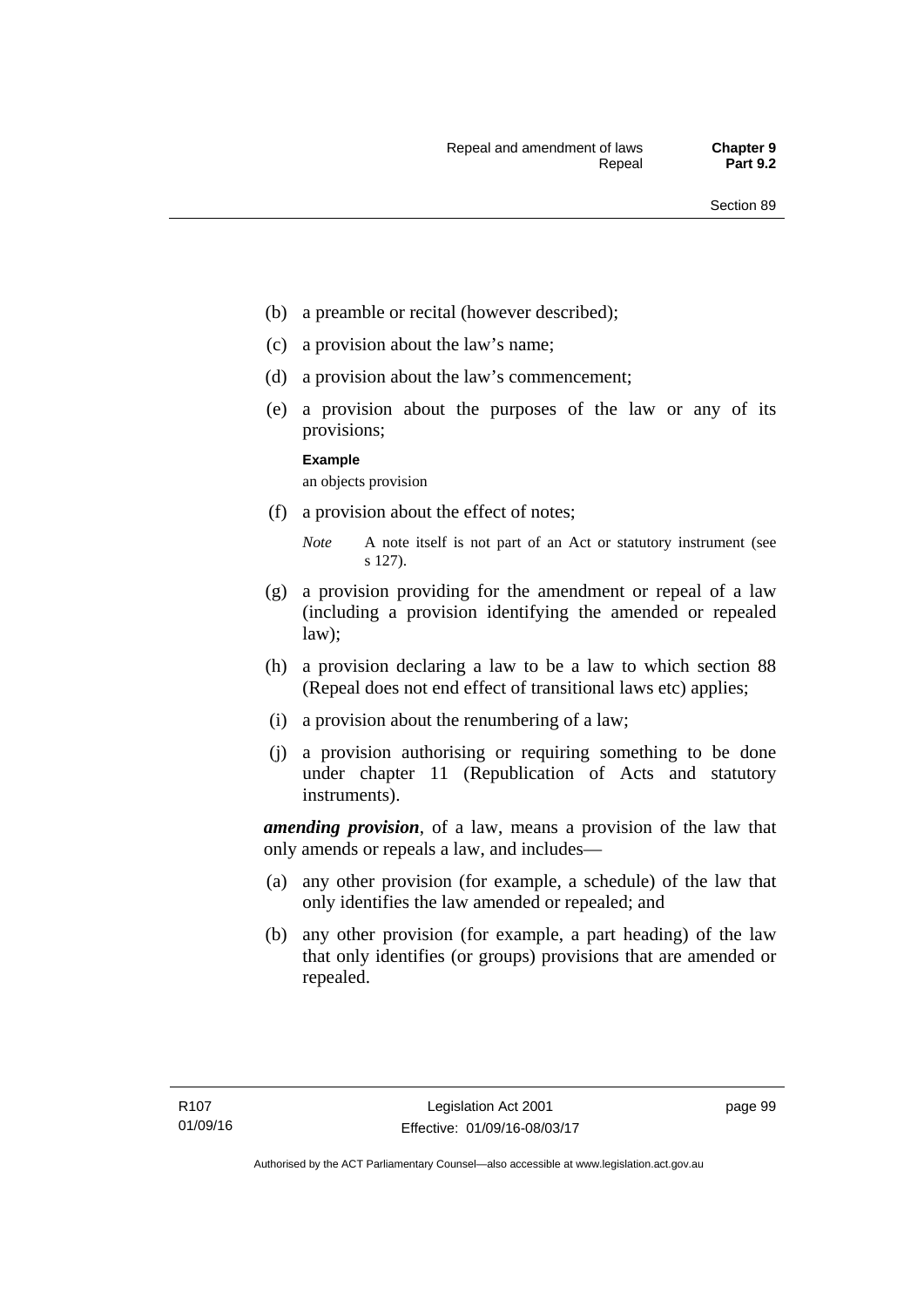(b) a preamble or recital (however described);

(c) a provision about the law's name;

(d) a provision about the law's commencement;

(e) a provision about the purposes of the law or any of its provisions;

**Example**

an objects provision

(f) a provision about the effect of notes;

*Note* A note itself is not part of an Act or statutory instrument (see s 127).

(g) a provision providing for the amendment or repeal of a law (including a provision identifying the amended or repealed law);

(h) a provision declaring a law to be a law to which section 88 (Repeal does not end effect of transitional laws etc) applies;

(i) a provision about the renumbering of a law;

(j) a provision authorising or requiring something to be done under chapter 11 (Republication of Acts and statutory instruments).

***amending provision***, of a law, means a provision of the law that only amends or repeals a law, and includes—

(a) any other provision (for example, a schedule) of the law that only identifies the law amended or repealed; and

(b) any other provision (for example, a part heading) of the law that only identifies (or groups) provisions that are amended or repealed.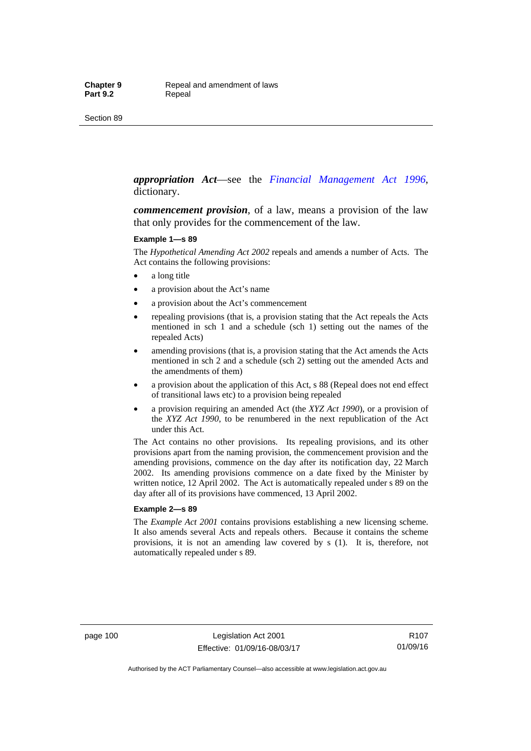***appropriation Act***—see the *Financial Management Act 1996*, dictionary.

***commencement provision***, of a law, means a provision of the law that only provides for the commencement of the law.

**Example 1—s 89**

The *Hypothetical Amending Act 2002* repeals and amends a number of Acts. The Act contains the following provisions:

- a long title
- a provision about the Act's name
- a provision about the Act's commencement
- repealing provisions (that is, a provision stating that the Act repeals the Acts mentioned in sch 1 and a schedule (sch 1) setting out the names of the repealed Acts)
- amending provisions (that is, a provision stating that the Act amends the Acts mentioned in sch 2 and a schedule (sch 2) setting out the amended Acts and the amendments of them)
- a provision about the application of this Act, s 88 (Repeal does not end effect of transitional laws etc) to a provision being repealed
- a provision requiring an amended Act (the *XYZ Act 1990*), or a provision of the *XYZ Act 1990*, to be renumbered in the next republication of the Act under this Act.

The Act contains no other provisions. Its repealing provisions, and its other provisions apart from the naming provision, the commencement provision and the amending provisions, commence on the day after its notification day, 22 March 2002. Its amending provisions commence on a date fixed by the Minister by written notice, 12 April 2002. The Act is automatically repealed under s 89 on the day after all of its provisions have commenced, 13 April 2002.

**Example 2—s 89**

The *Example Act 2001* contains provisions establishing a new licensing scheme. It also amends several Acts and repeals others. Because it contains the scheme provisions, it is not an amending law covered by s (1). It is, therefore, not automatically repealed under s 89.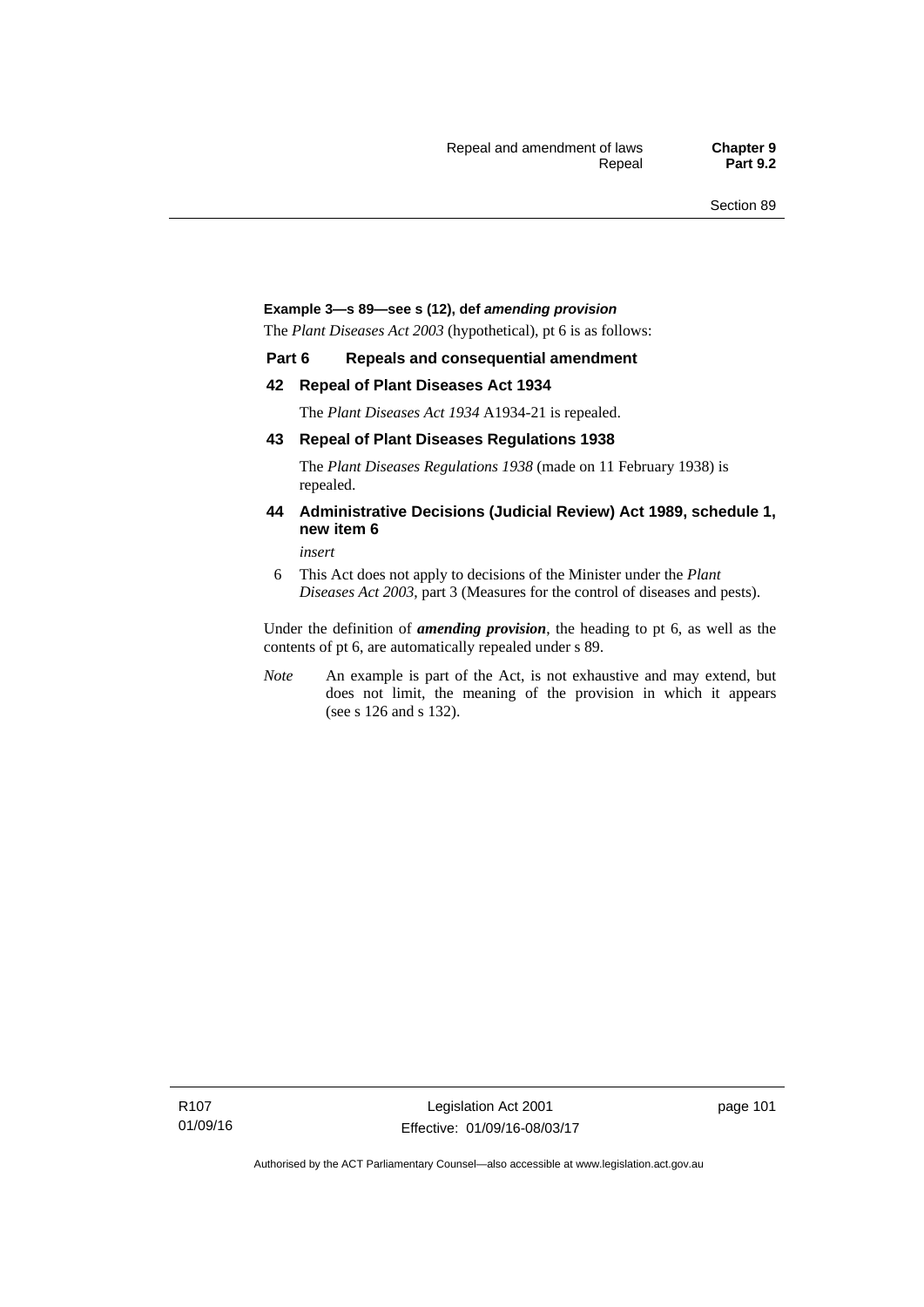**Example 3—s 89—see s (12), def *amending provision***

The *Plant Diseases Act 2003* (hypothetical), pt 6 is as follows:

**Part 6 Repeals and consequential amendment**

**42 Repeal of Plant Diseases Act 1934**

The *Plant Diseases Act 1934* A1934-21 is repealed.

**43 Repeal of Plant Diseases Regulations 1938**

The *Plant Diseases Regulations 1938* (made on 11 February 1938) is repealed.

**44 Administrative Decisions (Judicial Review) Act 1989, schedule 1, new item 6**

*insert*

6 This Act does not apply to decisions of the Minister under the *Plant Diseases Act 2003*, part 3 (Measures for the control of diseases and pests).

Under the definition of ***amending provision***, the heading to pt 6, as well as the contents of pt 6, are automatically repealed under s 89.

*Note* An example is part of the Act, is not exhaustive and may extend, but does not limit, the meaning of the provision in which it appears (see s 126 and s 132).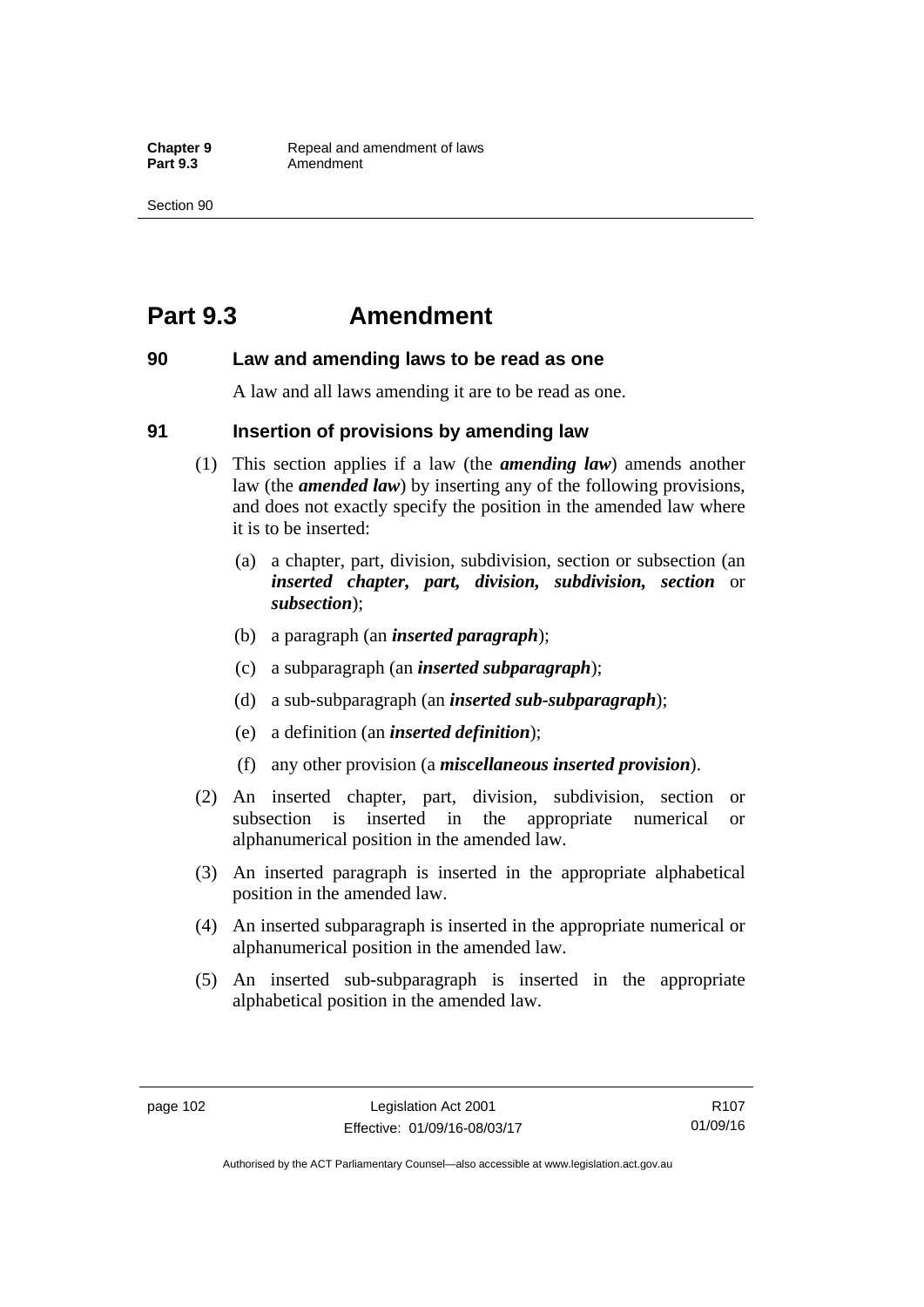# Part 9.3 Amendment

## 90 Law and amending laws to be read as one

A law and all laws amending it are to be read as one.

## 91 Insertion of provisions by amending law

(1) This section applies if a law (the ***amending law***) amends another law (the ***amended law***) by inserting any of the following provisions, and does not exactly specify the position in the amended law where it is to be inserted:

(a) a chapter, part, division, subdivision, section or subsection (an ***inserted chapter, part, division, subdivision, section*** or ***subsection***);

(b) a paragraph (an ***inserted paragraph***);

(c) a subparagraph (an ***inserted subparagraph***);

(d) a sub-subparagraph (an ***inserted sub-subparagraph***);

(e) a definition (an ***inserted definition***);

(f) any other provision (a ***miscellaneous inserted provision***).

(2) An inserted chapter, part, division, subdivision, section or subsection is inserted in the appropriate numerical or alphanumerical position in the amended law.

(3) An inserted paragraph is inserted in the appropriate alphabetical position in the amended law.

(4) An inserted subparagraph is inserted in the appropriate numerical or alphanumerical position in the amended law.

(5) An inserted sub-subparagraph is inserted in the appropriate alphabetical position in the amended law.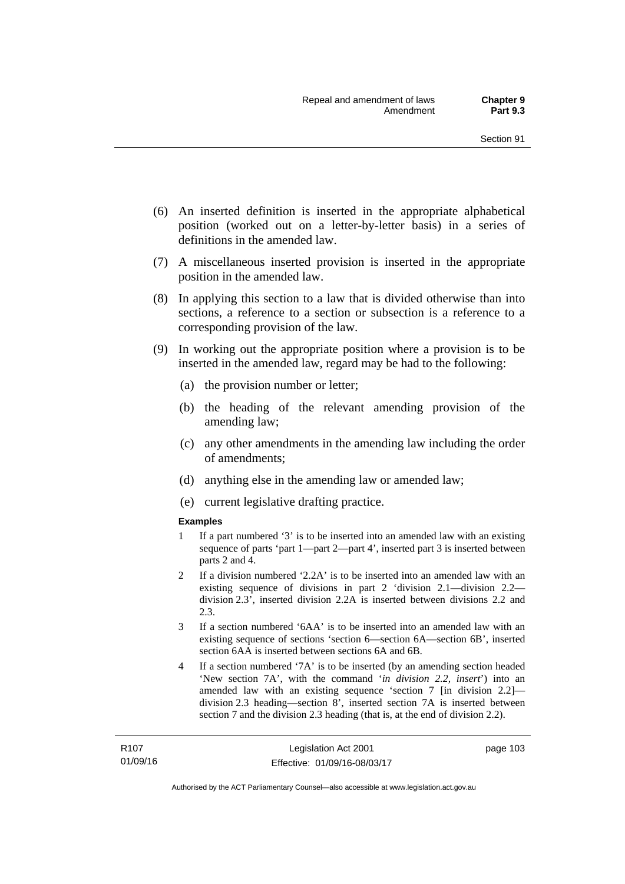(6) An inserted definition is inserted in the appropriate alphabetical position (worked out on a letter-by-letter basis) in a series of definitions in the amended law.

(7) A miscellaneous inserted provision is inserted in the appropriate position in the amended law.

(8) In applying this section to a law that is divided otherwise than into sections, a reference to a section or subsection is a reference to a corresponding provision of the law.

(9) In working out the appropriate position where a provision is to be inserted in the amended law, regard may be had to the following:

(a) the provision number or letter;

(b) the heading of the relevant amending provision of the amending law;

(c) any other amendments in the amending law including the order of amendments;

(d) anything else in the amending law or amended law;

(e) current legislative drafting practice.

**Examples**

1 If a part numbered '3' is to be inserted into an amended law with an existing sequence of parts 'part 1—part 2—part 4', inserted part 3 is inserted between parts 2 and 4.

2 If a division numbered '2.2A' is to be inserted into an amended law with an existing sequence of divisions in part 2 'division 2.1—division 2.2—division 2.3', inserted division 2.2A is inserted between divisions 2.2 and 2.3.

3 If a section numbered '6AA' is to be inserted into an amended law with an existing sequence of sections 'section 6—section 6A—section 6B', inserted section 6AA is inserted between sections 6A and 6B.

4 If a section numbered '7A' is to be inserted (by an amending section headed 'New section 7A', with the command '*in division 2.2, insert*') into an amended law with an existing sequence 'section 7 [in division 2.2]—division 2.3 heading—section 8', inserted section 7A is inserted between section 7 and the division 2.3 heading (that is, at the end of division 2.2).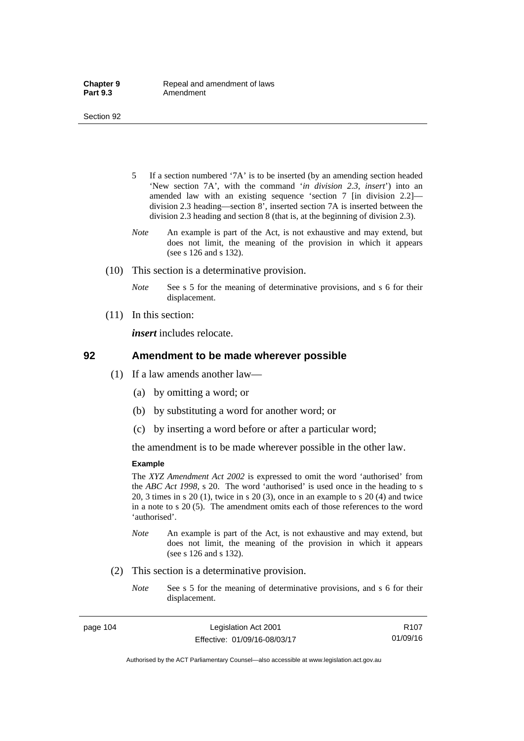5 If a section numbered '7A' is to be inserted (by an amending section headed 'New section 7A', with the command '*in division 2.3, insert*') into an amended law with an existing sequence 'section 7 [in division 2.2]—division 2.3 heading—section 8', inserted section 7A is inserted between the division 2.3 heading and section 8 (that is, at the beginning of division 2.3).

*Note* An example is part of the Act, is not exhaustive and may extend, but does not limit, the meaning of the provision in which it appears (see s 126 and s 132).

(10) This section is a determinative provision.

*Note* See s 5 for the meaning of determinative provisions, and s 6 for their displacement.

(11) In this section:

***insert*** includes relocate.

## 92 Amendment to be made wherever possible

(1) If a law amends another law—

(a) by omitting a word; or

(b) by substituting a word for another word; or

(c) by inserting a word before or after a particular word;

the amendment is to be made wherever possible in the other law.

**Example**

The *XYZ Amendment Act 2002* is expressed to omit the word 'authorised' from the *ABC Act 1998*, s 20. The word 'authorised' is used once in the heading to s 20, 3 times in s 20 (1), twice in s 20 (3), once in an example to s 20 (4) and twice in a note to s 20 (5). The amendment omits each of those references to the word 'authorised'.

*Note* An example is part of the Act, is not exhaustive and may extend, but does not limit, the meaning of the provision in which it appears (see s 126 and s 132).

(2) This section is a determinative provision.

*Note* See s 5 for the meaning of determinative provisions, and s 6 for their displacement.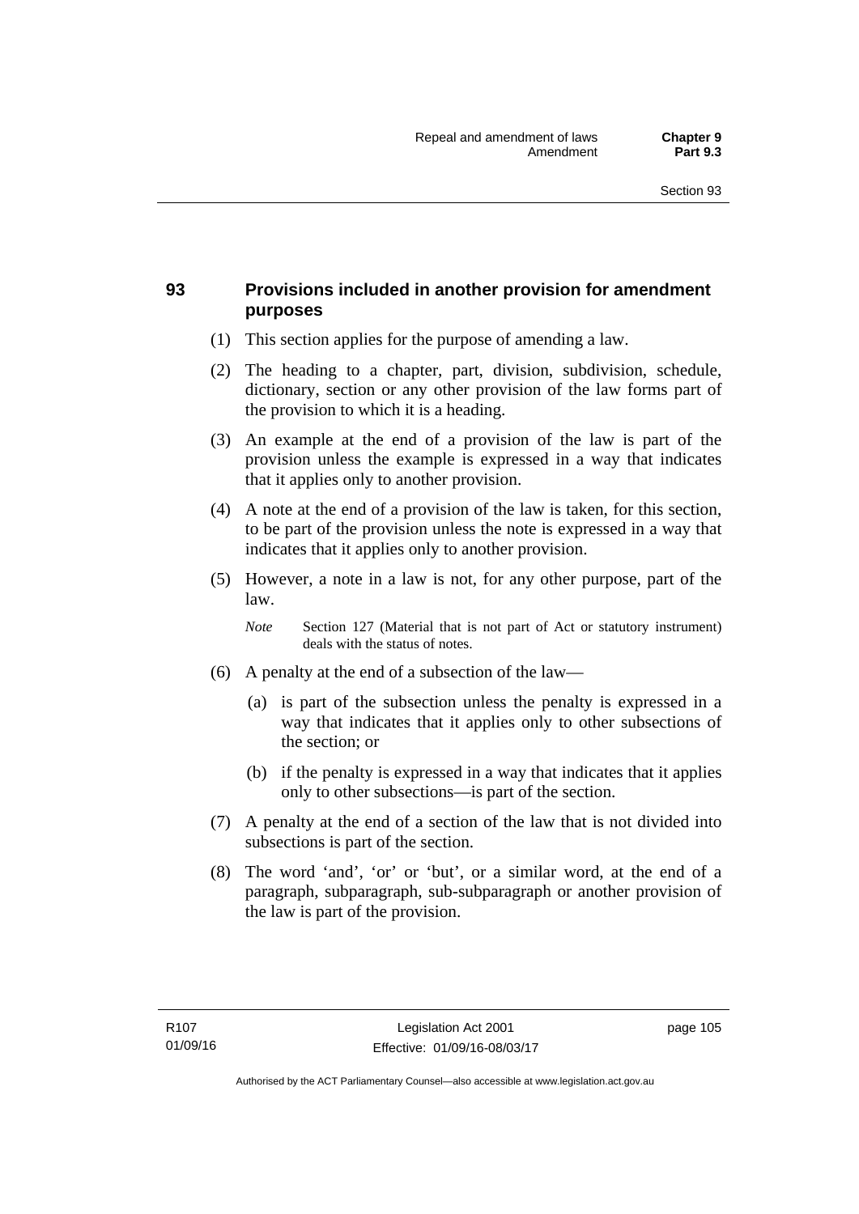## 93 Provisions included in another provision for amendment purposes

(1) This section applies for the purpose of amending a law.

(2) The heading to a chapter, part, division, subdivision, schedule, dictionary, section or any other provision of the law forms part of the provision to which it is a heading.

(3) An example at the end of a provision of the law is part of the provision unless the example is expressed in a way that indicates that it applies only to another provision.

(4) A note at the end of a provision of the law is taken, for this section, to be part of the provision unless the note is expressed in a way that indicates that it applies only to another provision.

(5) However, a note in a law is not, for any other purpose, part of the law.

*Note* Section 127 (Material that is not part of Act or statutory instrument) deals with the status of notes.

(6) A penalty at the end of a subsection of the law—

(a) is part of the subsection unless the penalty is expressed in a way that indicates that it applies only to other subsections of the section; or

(b) if the penalty is expressed in a way that indicates that it applies only to other subsections—is part of the section.

(7) A penalty at the end of a section of the law that is not divided into subsections is part of the section.

(8) The word 'and', 'or' or 'but', or a similar word, at the end of a paragraph, subparagraph, sub-subparagraph or another provision of the law is part of the provision.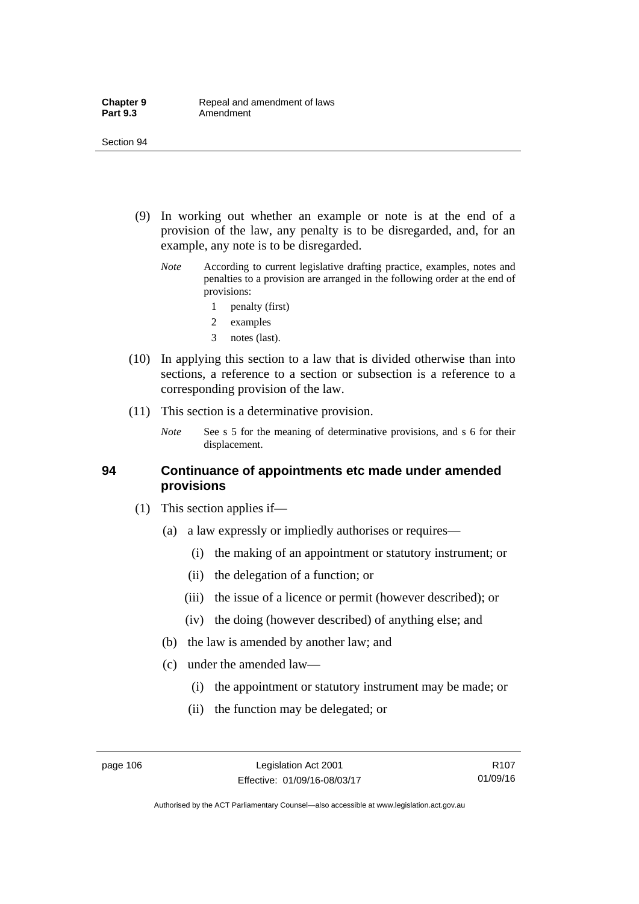(9) In working out whether an example or note is at the end of a provision of the law, any penalty is to be disregarded, and, for an example, any note is to be disregarded.

*Note* According to current legislative drafting practice, examples, notes and penalties to a provision are arranged in the following order at the end of provisions:

1 penalty (first)

2 examples

3 notes (last).

(10) In applying this section to a law that is divided otherwise than into sections, a reference to a section or subsection is a reference to a corresponding provision of the law.

(11) This section is a determinative provision.

*Note* See s 5 for the meaning of determinative provisions, and s 6 for their displacement.

## 94 Continuance of appointments etc made under amended provisions

(1) This section applies if—

(a) a law expressly or impliedly authorises or requires—

(i) the making of an appointment or statutory instrument; or

(ii) the delegation of a function; or

(iii) the issue of a licence or permit (however described); or

(iv) the doing (however described) of anything else; and

(b) the law is amended by another law; and

(c) under the amended law—

(i) the appointment or statutory instrument may be made; or

(ii) the function may be delegated; or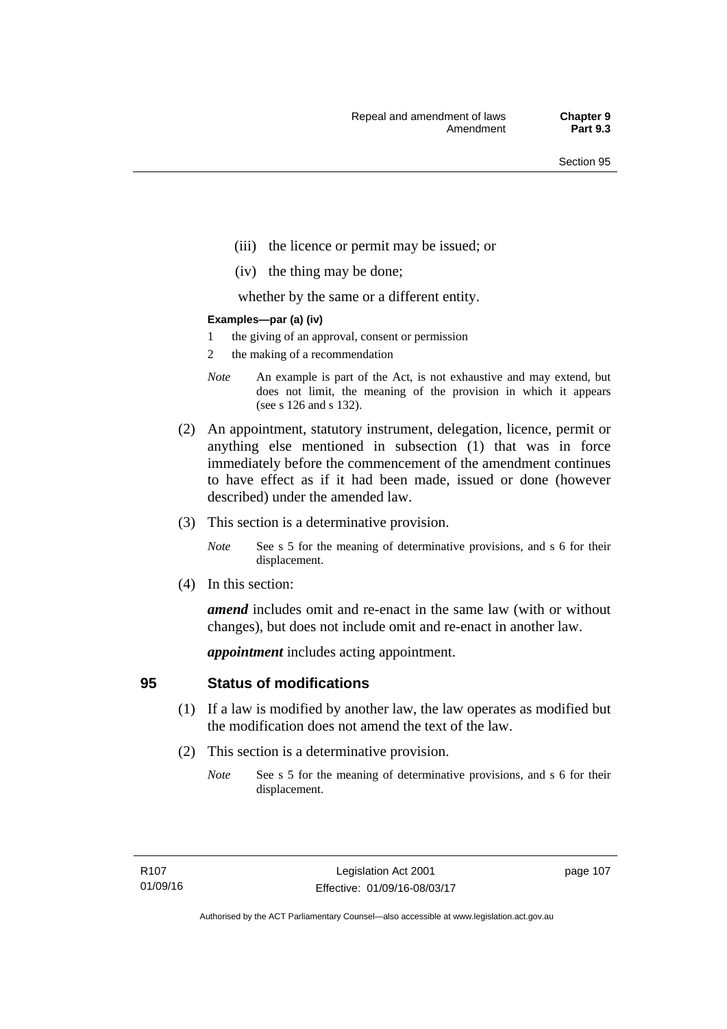(iii) the licence or permit may be issued; or

(iv) the thing may be done;

whether by the same or a different entity.

**Examples—par (a) (iv)**

1 the giving of an approval, consent or permission

2 the making of a recommendation

*Note* An example is part of the Act, is not exhaustive and may extend, but does not limit, the meaning of the provision in which it appears (see s 126 and s 132).

(2) An appointment, statutory instrument, delegation, licence, permit or anything else mentioned in subsection (1) that was in force immediately before the commencement of the amendment continues to have effect as if it had been made, issued or done (however described) under the amended law.

(3) This section is a determinative provision.

*Note* See s 5 for the meaning of determinative provisions, and s 6 for their displacement.

(4) In this section:

***amend*** includes omit and re-enact in the same law (with or without changes), but does not include omit and re-enact in another law.

***appointment*** includes acting appointment.

## 95 Status of modifications

(1) If a law is modified by another law, the law operates as modified but the modification does not amend the text of the law.

(2) This section is a determinative provision.

*Note* See s 5 for the meaning of determinative provisions, and s 6 for their displacement.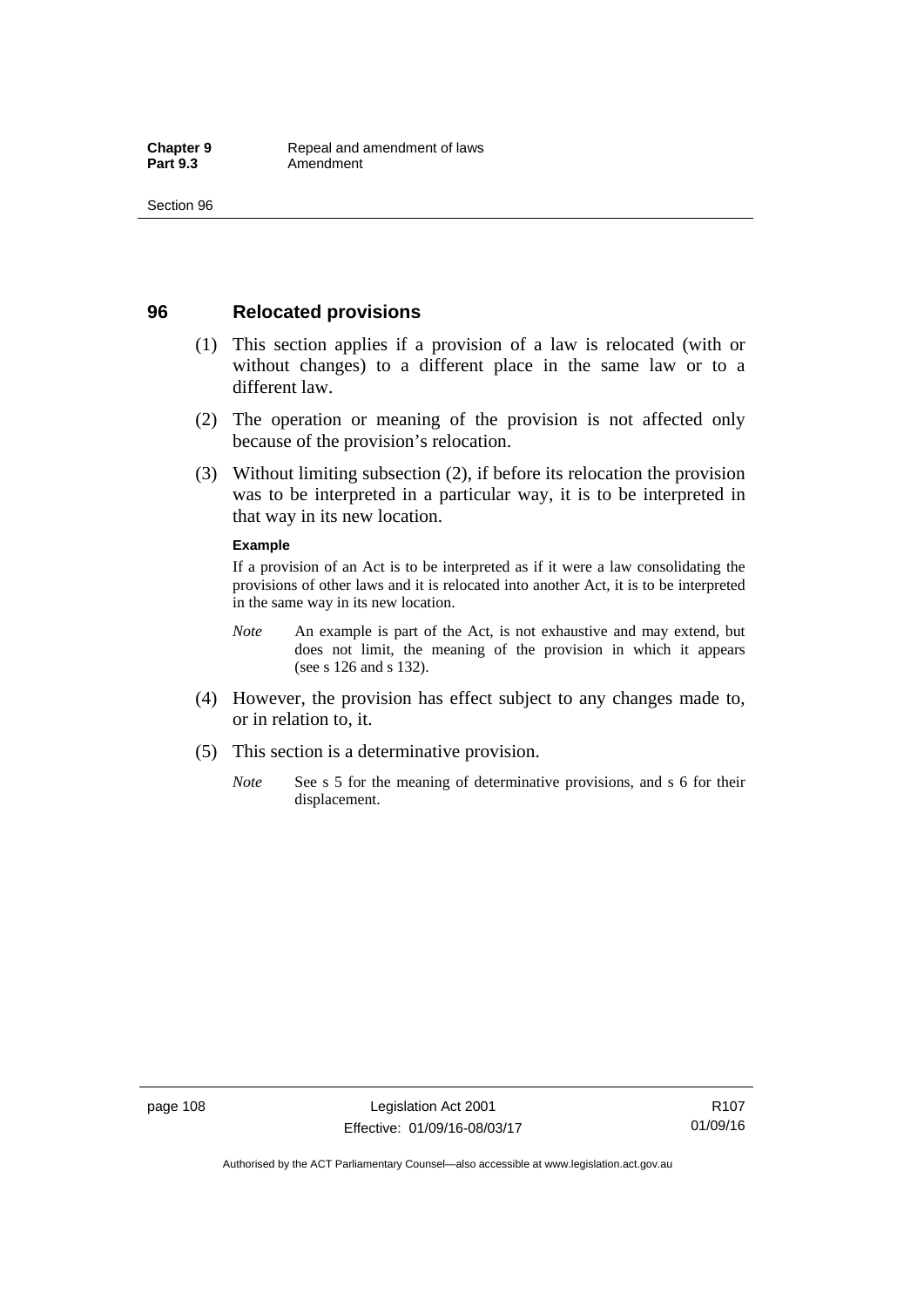## 96 Relocated provisions

(1) This section applies if a provision of a law is relocated (with or without changes) to a different place in the same law or to a different law.

(2) The operation or meaning of the provision is not affected only because of the provision's relocation.

(3) Without limiting subsection (2), if before its relocation the provision was to be interpreted in a particular way, it is to be interpreted in that way in its new location.

**Example**

If a provision of an Act is to be interpreted as if it were a law consolidating the provisions of other laws and it is relocated into another Act, it is to be interpreted in the same way in its new location.

*Note* An example is part of the Act, is not exhaustive and may extend, but does not limit, the meaning of the provision in which it appears (see s 126 and s 132).

(4) However, the provision has effect subject to any changes made to, or in relation to, it.

(5) This section is a determinative provision.

*Note* See s 5 for the meaning of determinative provisions, and s 6 for their displacement.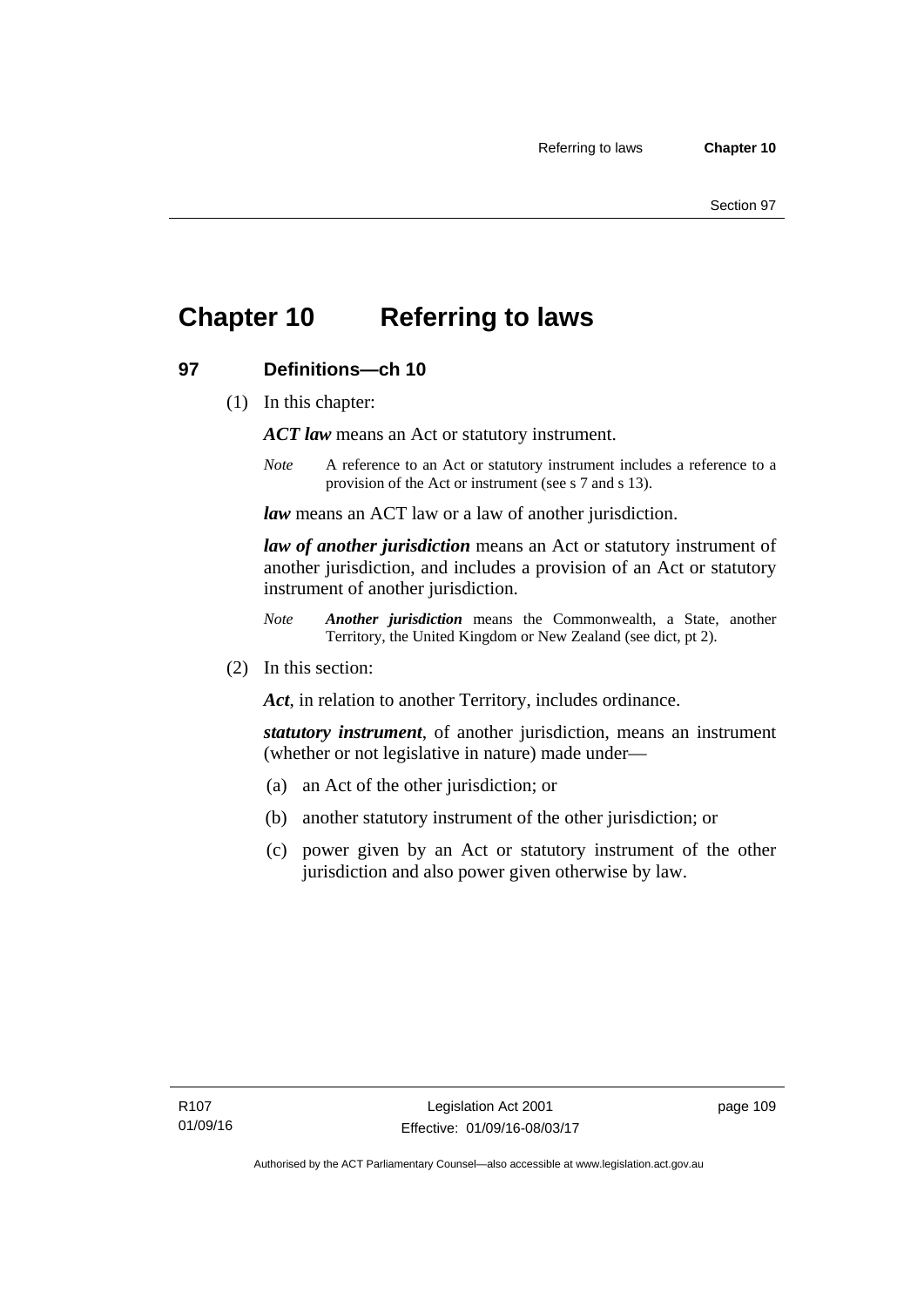# Chapter 10 Referring to laws

## 97 Definitions—ch 10

(1) In this chapter:

***ACT law*** means an Act or statutory instrument.

*Note* A reference to an Act or statutory instrument includes a reference to a provision of the Act or instrument (see s 7 and s 13).

***law*** means an ACT law or a law of another jurisdiction.

***law of another jurisdiction*** means an Act or statutory instrument of another jurisdiction, and includes a provision of an Act or statutory instrument of another jurisdiction.

*Note* ***Another jurisdiction*** means the Commonwealth, a State, another Territory, the United Kingdom or New Zealand (see dict, pt 2).

(2) In this section:

***Act***, in relation to another Territory, includes ordinance.

***statutory instrument***, of another jurisdiction, means an instrument (whether or not legislative in nature) made under—

(a) an Act of the other jurisdiction; or

(b) another statutory instrument of the other jurisdiction; or

(c) power given by an Act or statutory instrument of the other jurisdiction and also power given otherwise by law.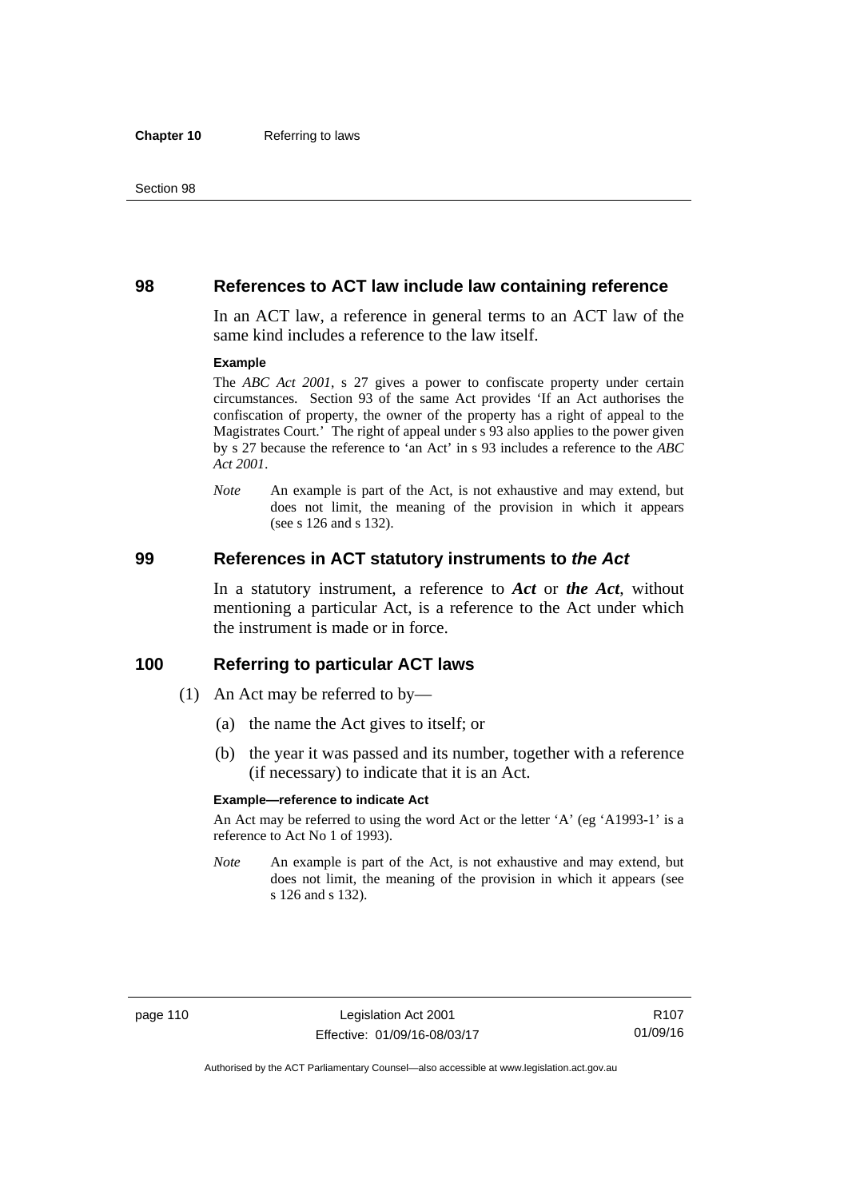## 98 References to ACT law include law containing reference

In an ACT law, a reference in general terms to an ACT law of the same kind includes a reference to the law itself.

**Example**

The *ABC Act 2001*, s 27 gives a power to confiscate property under certain circumstances. Section 93 of the same Act provides 'If an Act authorises the confiscation of property, the owner of the property has a right of appeal to the Magistrates Court.' The right of appeal under s 93 also applies to the power given by s 27 because the reference to 'an Act' in s 93 includes a reference to the *ABC Act 2001*.

*Note* An example is part of the Act, is not exhaustive and may extend, but does not limit, the meaning of the provision in which it appears (see s 126 and s 132).

## 99 References in ACT statutory instruments to *the Act*

In a statutory instrument, a reference to ***Act*** or ***the Act***, without mentioning a particular Act, is a reference to the Act under which the instrument is made or in force.

## 100 Referring to particular ACT laws

(1) An Act may be referred to by—

(a) the name the Act gives to itself; or

(b) the year it was passed and its number, together with a reference (if necessary) to indicate that it is an Act.

**Example—reference to indicate Act**

An Act may be referred to using the word Act or the letter 'A' (eg 'A1993-1' is a reference to Act No 1 of 1993).

*Note* An example is part of the Act, is not exhaustive and may extend, but does not limit, the meaning of the provision in which it appears (see s 126 and s 132).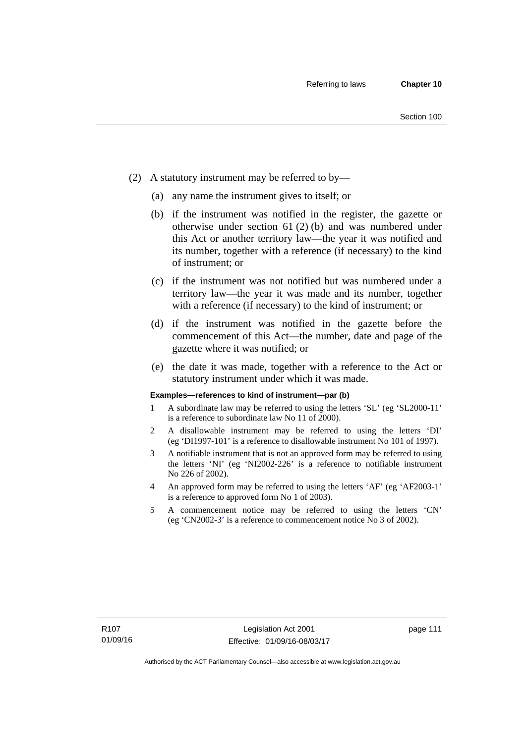(2) A statutory instrument may be referred to by—

(a) any name the instrument gives to itself; or

(b) if the instrument was notified in the register, the gazette or otherwise under section 61 (2) (b) and was numbered under this Act or another territory law—the year it was notified and its number, together with a reference (if necessary) to the kind of instrument; or

(c) if the instrument was not notified but was numbered under a territory law—the year it was made and its number, together with a reference (if necessary) to the kind of instrument; or

(d) if the instrument was notified in the gazette before the commencement of this Act—the number, date and page of the gazette where it was notified; or

(e) the date it was made, together with a reference to the Act or statutory instrument under which it was made.

**Examples—references to kind of instrument—par (b)**

1. A subordinate law may be referred to using the letters 'SL' (eg 'SL2000-11' is a reference to subordinate law No 11 of 2000).
2. A disallowable instrument may be referred to using the letters 'DI' (eg 'DI1997-101' is a reference to disallowable instrument No 101 of 1997).
3. A notifiable instrument that is not an approved form may be referred to using the letters 'NI' (eg 'NI2002-226' is a reference to notifiable instrument No 226 of 2002).
4. An approved form may be referred to using the letters 'AF' (eg 'AF2003-1' is a reference to approved form No 1 of 2003).
5. A commencement notice may be referred to using the letters 'CN' (eg 'CN2002-3' is a reference to commencement notice No 3 of 2002).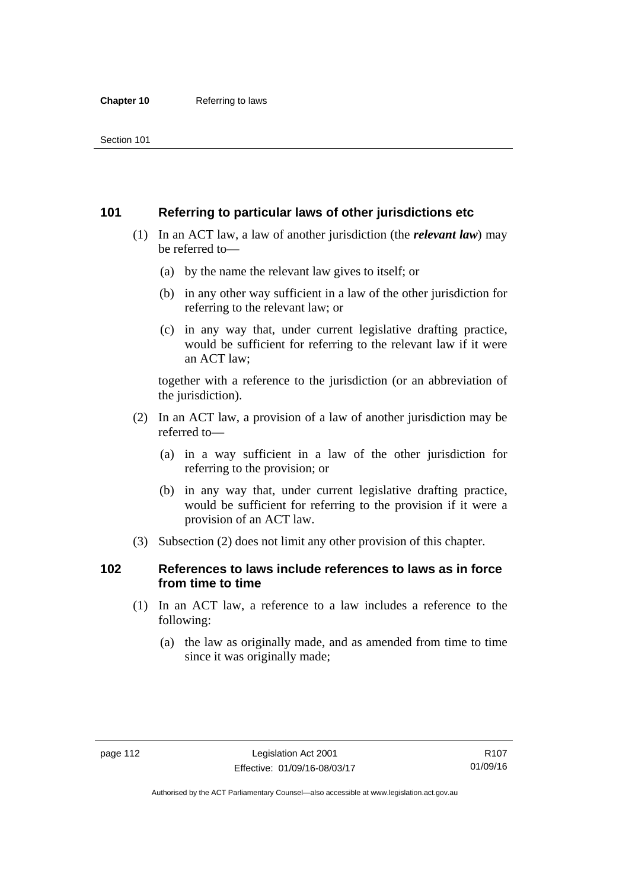## 101 Referring to particular laws of other jurisdictions etc

(1) In an ACT law, a law of another jurisdiction (the ***relevant law***) may be referred to—

(a) by the name the relevant law gives to itself; or

(b) in any other way sufficient in a law of the other jurisdiction for referring to the relevant law; or

(c) in any way that, under current legislative drafting practice, would be sufficient for referring to the relevant law if it were an ACT law;

together with a reference to the jurisdiction (or an abbreviation of the jurisdiction).

(2) In an ACT law, a provision of a law of another jurisdiction may be referred to—

(a) in a way sufficient in a law of the other jurisdiction for referring to the provision; or

(b) in any way that, under current legislative drafting practice, would be sufficient for referring to the provision if it were a provision of an ACT law.

(3) Subsection (2) does not limit any other provision of this chapter.

## 102 References to laws include references to laws as in force from time to time

(1) In an ACT law, a reference to a law includes a reference to the following:

(a) the law as originally made, and as amended from time to time since it was originally made;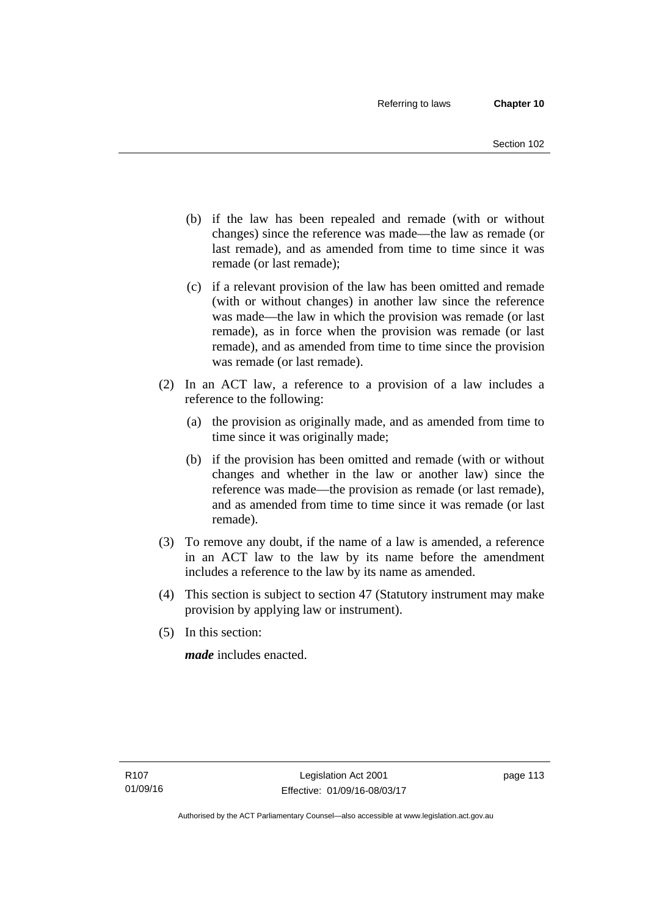(b) if the law has been repealed and remade (with or without changes) since the reference was made—the law as remade (or last remade), and as amended from time to time since it was remade (or last remade);

(c) if a relevant provision of the law has been omitted and remade (with or without changes) in another law since the reference was made—the law in which the provision was remade (or last remade), as in force when the provision was remade (or last remade), and as amended from time to time since the provision was remade (or last remade).

(2) In an ACT law, a reference to a provision of a law includes a reference to the following:

(a) the provision as originally made, and as amended from time to time since it was originally made;

(b) if the provision has been omitted and remade (with or without changes and whether in the law or another law) since the reference was made—the provision as remade (or last remade), and as amended from time to time since it was remade (or last remade).

(3) To remove any doubt, if the name of a law is amended, a reference in an ACT law to the law by its name before the amendment includes a reference to the law by its name as amended.

(4) This section is subject to section 47 (Statutory instrument may make provision by applying law or instrument).

(5) In this section:

***made*** includes enacted.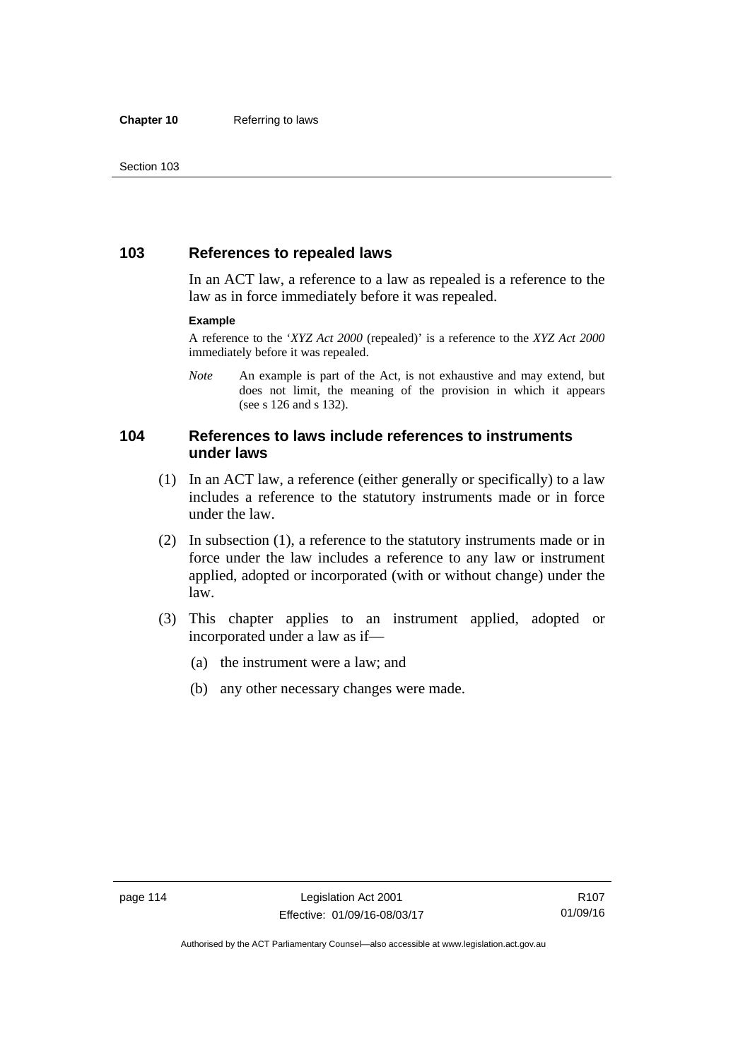## 103 References to repealed laws

In an ACT law, a reference to a law as repealed is a reference to the law as in force immediately before it was repealed.

**Example**

A reference to the '*XYZ Act 2000* (repealed)' is a reference to the *XYZ Act 2000* immediately before it was repealed.

*Note* An example is part of the Act, is not exhaustive and may extend, but does not limit, the meaning of the provision in which it appears (see s 126 and s 132).

## 104 References to laws include references to instruments under laws

(1) In an ACT law, a reference (either generally or specifically) to a law includes a reference to the statutory instruments made or in force under the law.

(2) In subsection (1), a reference to the statutory instruments made or in force under the law includes a reference to any law or instrument applied, adopted or incorporated (with or without change) under the law.

(3) This chapter applies to an instrument applied, adopted or incorporated under a law as if—

(a) the instrument were a law; and

(b) any other necessary changes were made.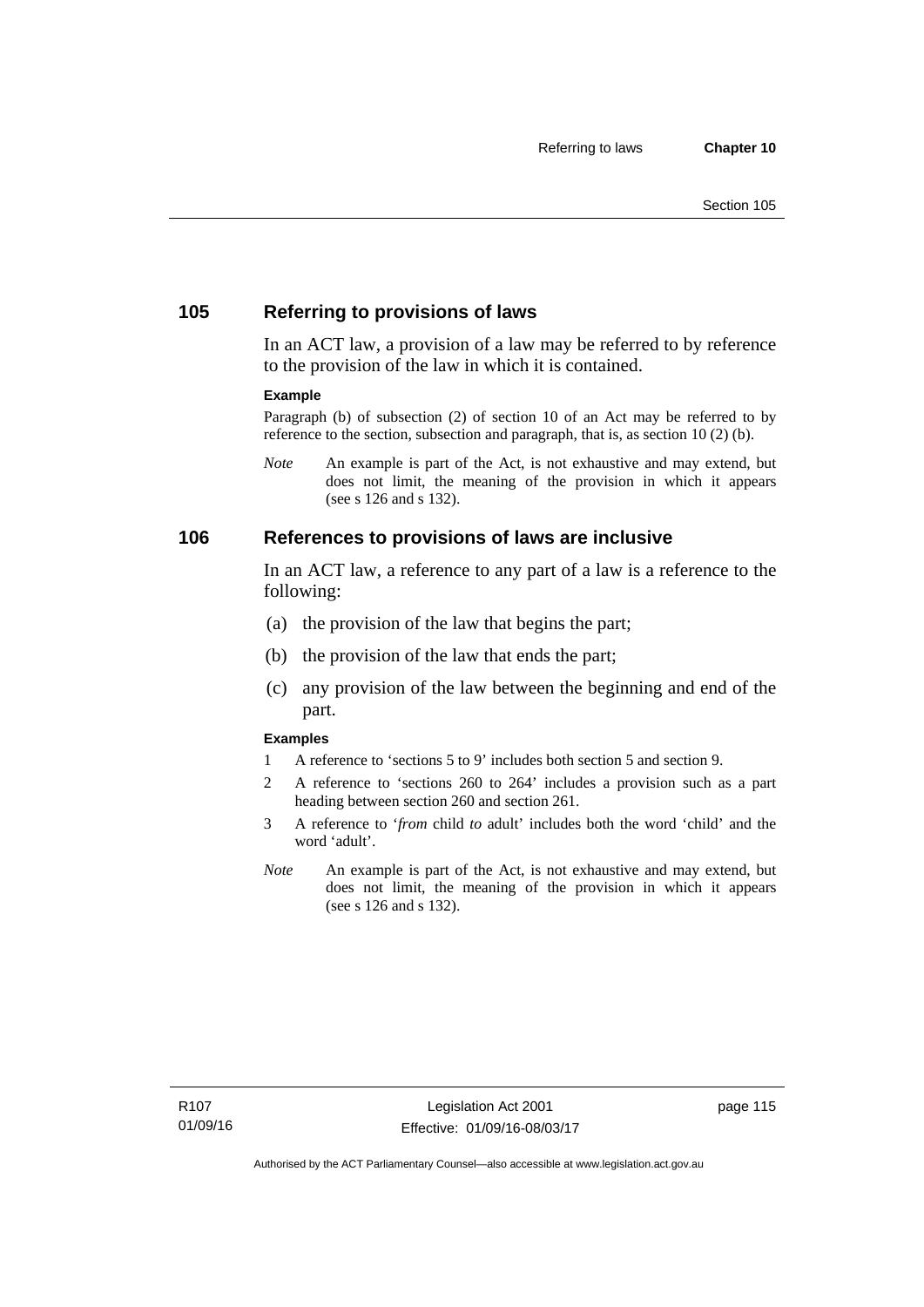## 105 Referring to provisions of laws

In an ACT law, a provision of a law may be referred to by reference to the provision of the law in which it is contained.

**Example**

Paragraph (b) of subsection (2) of section 10 of an Act may be referred to by reference to the section, subsection and paragraph, that is, as section 10 (2) (b).

*Note* An example is part of the Act, is not exhaustive and may extend, but does not limit, the meaning of the provision in which it appears (see s 126 and s 132).

## 106 References to provisions of laws are inclusive

In an ACT law, a reference to any part of a law is a reference to the following:

(a) the provision of the law that begins the part;

(b) the provision of the law that ends the part;

(c) any provision of the law between the beginning and end of the part.

**Examples**

1 A reference to 'sections 5 to 9' includes both section 5 and section 9.

2 A reference to 'sections 260 to 264' includes a provision such as a part heading between section 260 and section 261.

3 A reference to '*from* child *to* adult' includes both the word 'child' and the word 'adult'.

*Note* An example is part of the Act, is not exhaustive and may extend, but does not limit, the meaning of the provision in which it appears (see s 126 and s 132).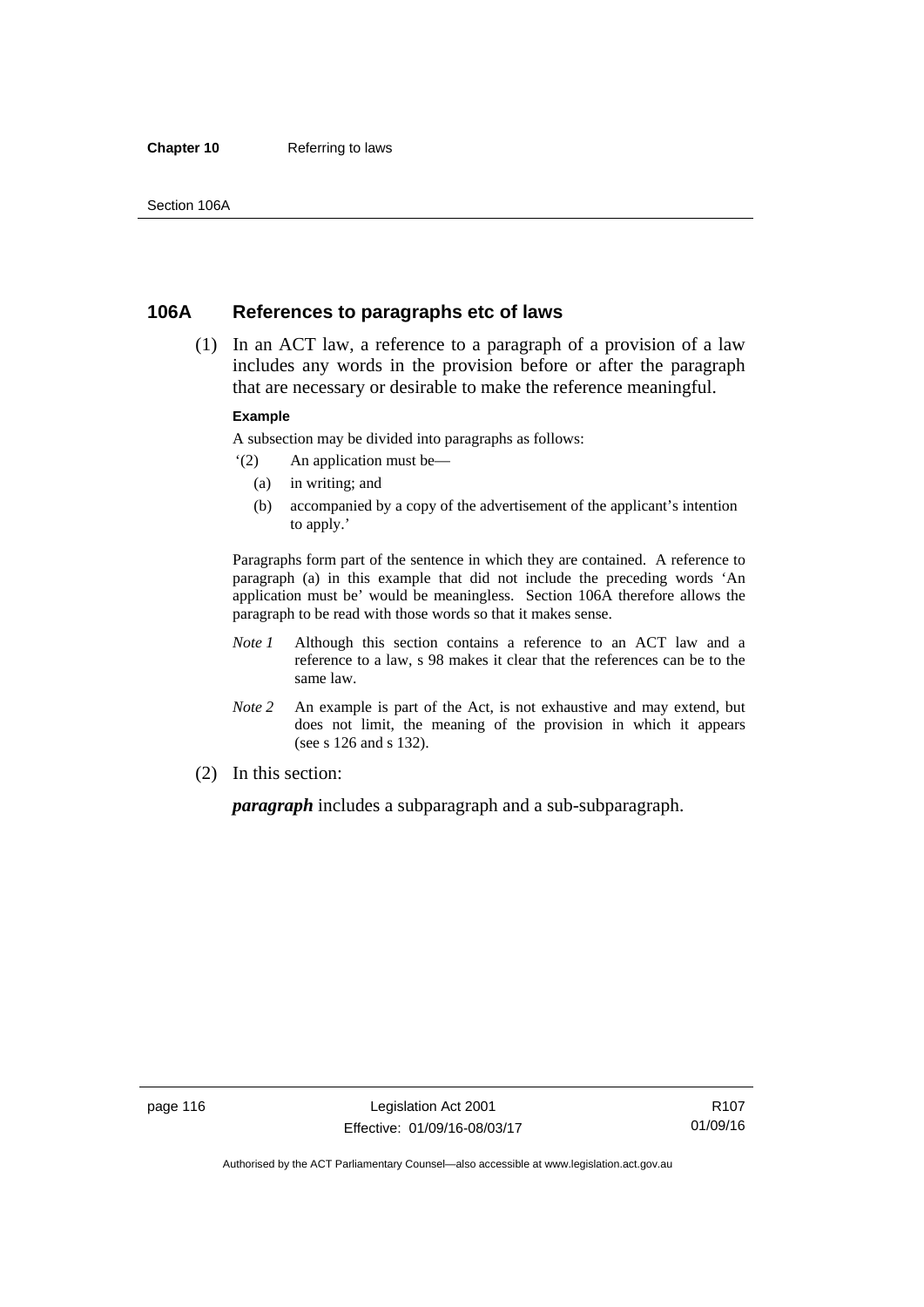## 106A References to paragraphs etc of laws

(1) In an ACT law, a reference to a paragraph of a provision of a law includes any words in the provision before or after the paragraph that are necessary or desirable to make the reference meaningful.

**Example**

A subsection may be divided into paragraphs as follows:

'(2) An application must be—

(a) in writing; and

(b) accompanied by a copy of the advertisement of the applicant's intention to apply.'

Paragraphs form part of the sentence in which they are contained. A reference to paragraph (a) in this example that did not include the preceding words 'An application must be' would be meaningless. Section 106A therefore allows the paragraph to be read with those words so that it makes sense.

*Note 1* Although this section contains a reference to an ACT law and a reference to a law, s 98 makes it clear that the references can be to the same law.

*Note 2* An example is part of the Act, is not exhaustive and may extend, but does not limit, the meaning of the provision in which it appears (see s 126 and s 132).

(2) In this section:

***paragraph*** includes a subparagraph and a sub-subparagraph.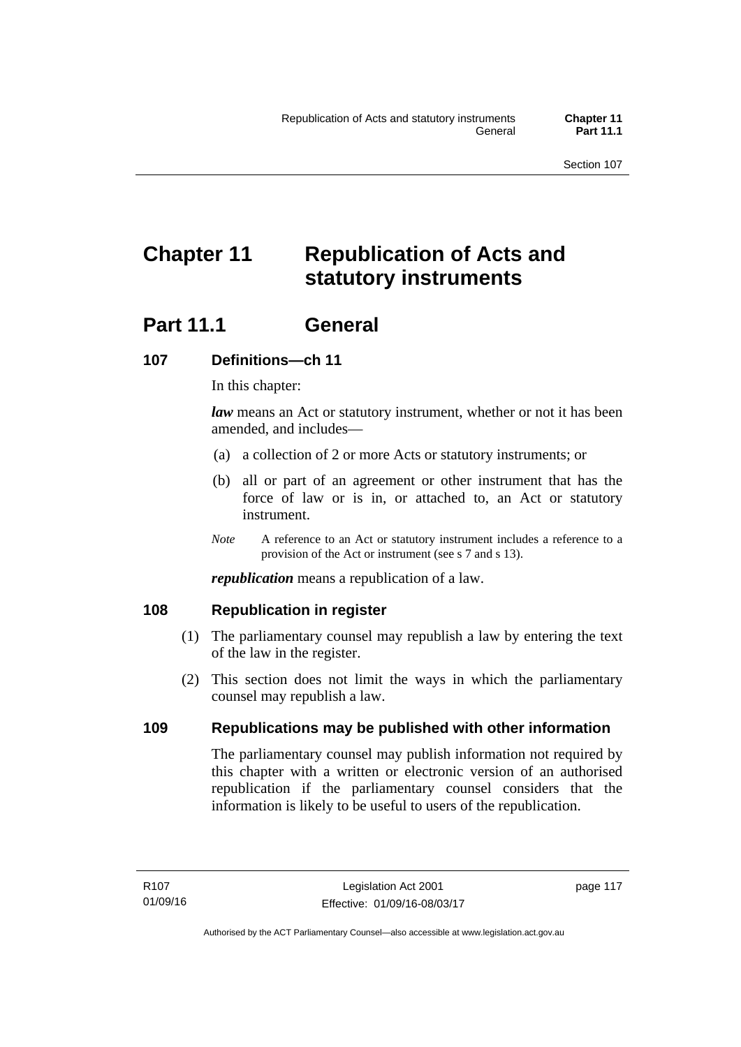# Chapter 11 Republication of Acts and statutory instruments

## Part 11.1 General

### 107 Definitions—ch 11

In this chapter:

***law*** means an Act or statutory instrument, whether or not it has been amended, and includes—

(a) a collection of 2 or more Acts or statutory instruments; or

(b) all or part of an agreement or other instrument that has the force of law or is in, or attached to, an Act or statutory instrument.

*Note* A reference to an Act or statutory instrument includes a reference to a provision of the Act or instrument (see s 7 and s 13).

***republication*** means a republication of a law.

### 108 Republication in register

(1) The parliamentary counsel may republish a law by entering the text of the law in the register.

(2) This section does not limit the ways in which the parliamentary counsel may republish a law.

### 109 Republications may be published with other information

The parliamentary counsel may publish information not required by this chapter with a written or electronic version of an authorised republication if the parliamentary counsel considers that the information is likely to be useful to users of the republication.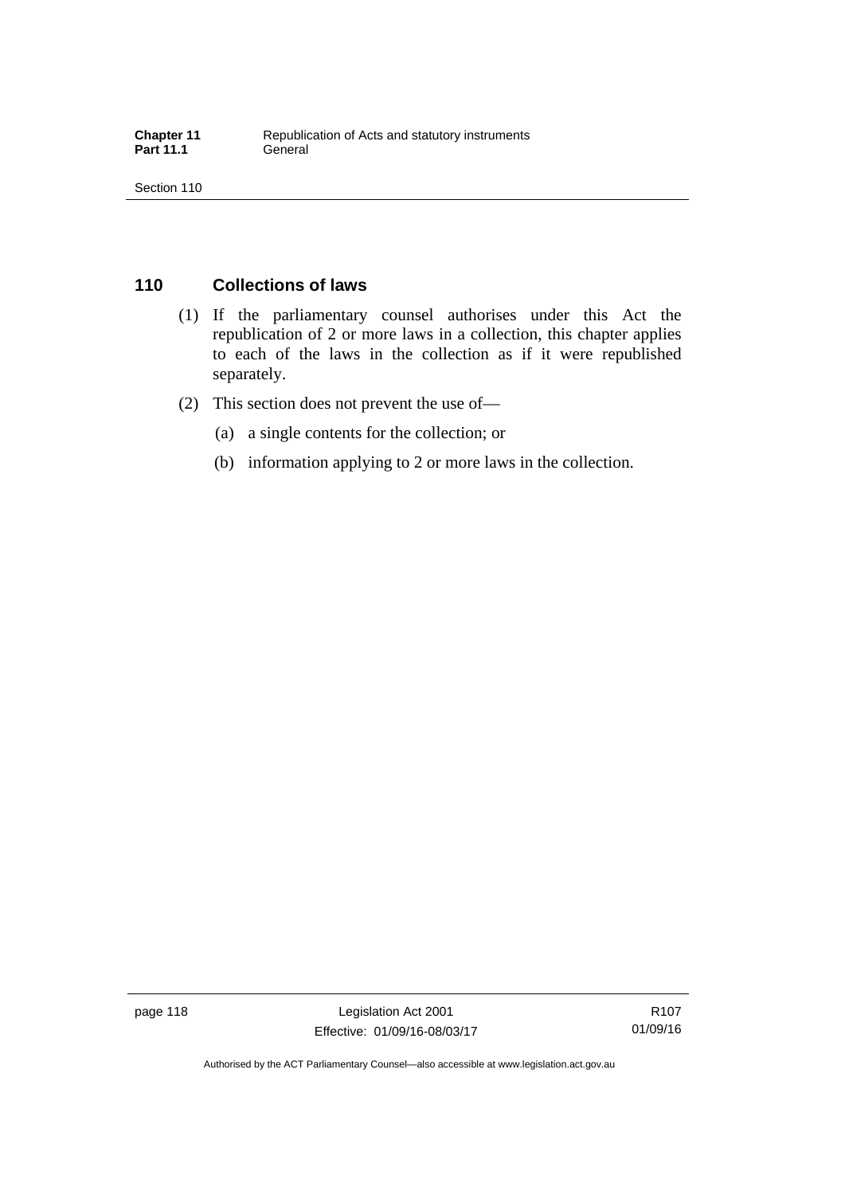## 110 Collections of laws

(1) If the parliamentary counsel authorises under this Act the republication of 2 or more laws in a collection, this chapter applies to each of the laws in the collection as if it were republished separately.

(2) This section does not prevent the use of—

  (a) a single contents for the collection; or

  (b) information applying to 2 or more laws in the collection.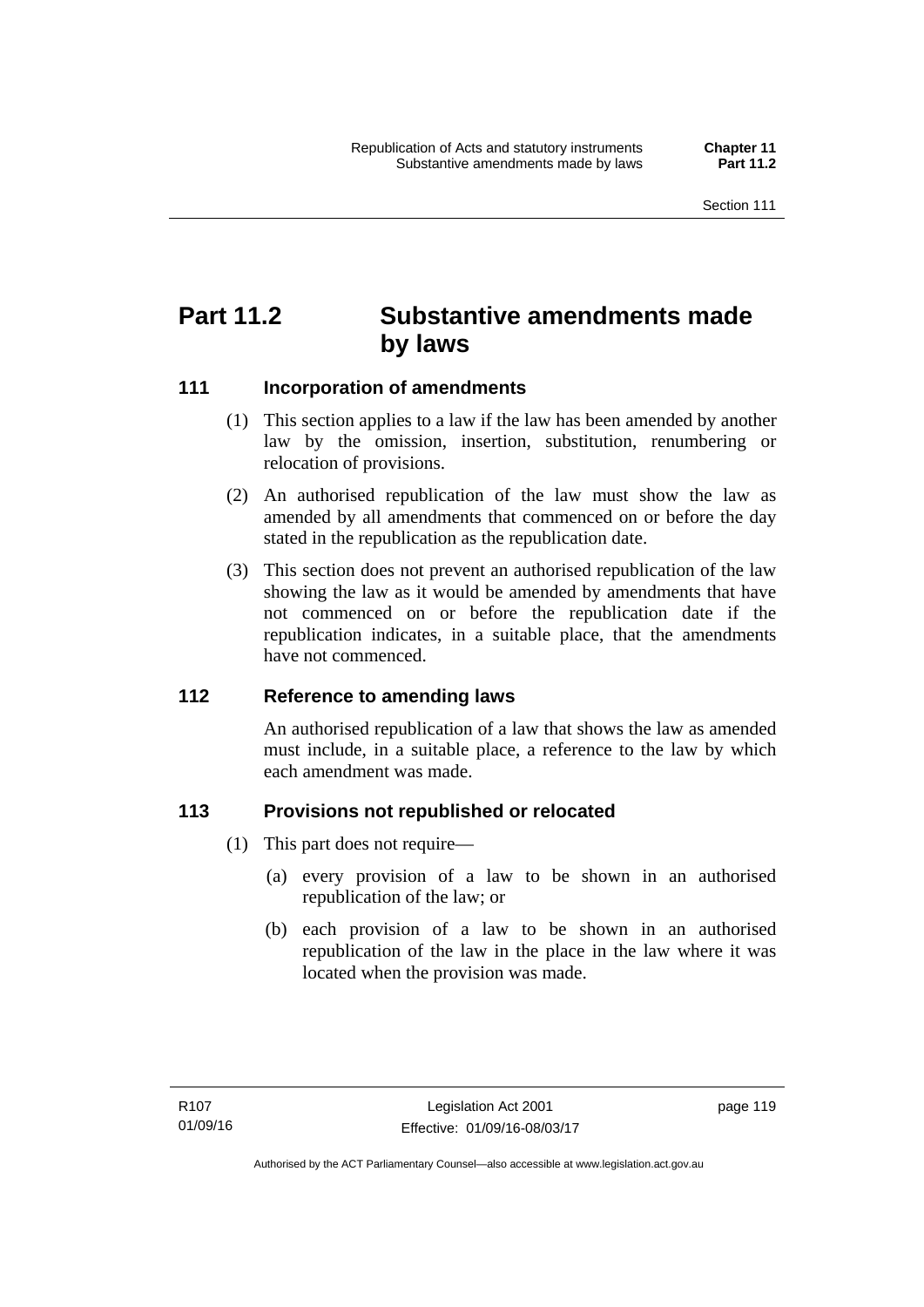# Part 11.2 Substantive amendments made by laws

## 111 Incorporation of amendments

(1) This section applies to a law if the law has been amended by another law by the omission, insertion, substitution, renumbering or relocation of provisions.

(2) An authorised republication of the law must show the law as amended by all amendments that commenced on or before the day stated in the republication as the republication date.

(3) This section does not prevent an authorised republication of the law showing the law as it would be amended by amendments that have not commenced on or before the republication date if the republication indicates, in a suitable place, that the amendments have not commenced.

## 112 Reference to amending laws

An authorised republication of a law that shows the law as amended must include, in a suitable place, a reference to the law by which each amendment was made.

## 113 Provisions not republished or relocated

(1) This part does not require—

(a) every provision of a law to be shown in an authorised republication of the law; or

(b) each provision of a law to be shown in an authorised republication of the law in the place in the law where it was located when the provision was made.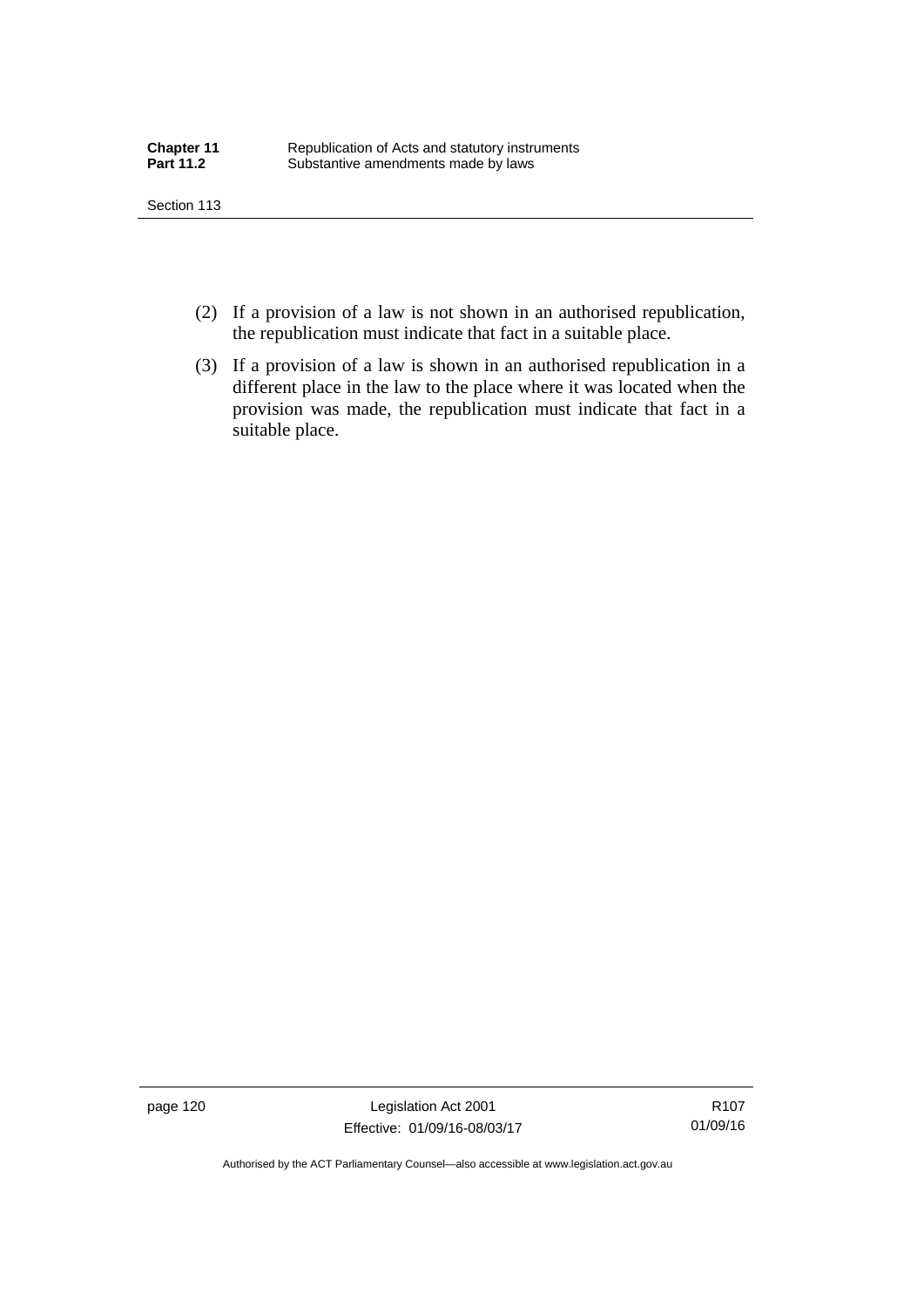(2) If a provision of a law is not shown in an authorised republication, the republication must indicate that fact in a suitable place.

(3) If a provision of a law is shown in an authorised republication in a different place in the law to the place where it was located when the provision was made, the republication must indicate that fact in a suitable place.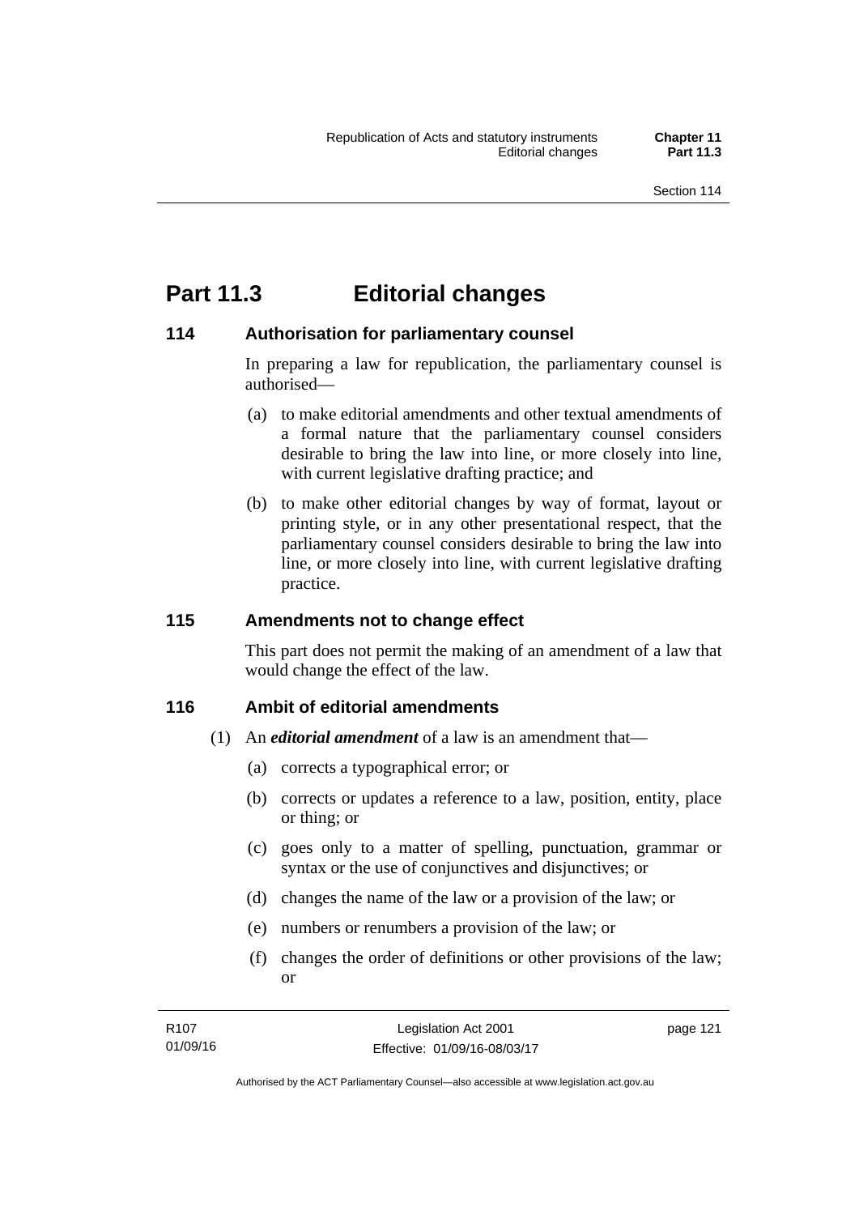# Part 11.3 Editorial changes

## 114 Authorisation for parliamentary counsel

In preparing a law for republication, the parliamentary counsel is authorised—

(a) to make editorial amendments and other textual amendments of a formal nature that the parliamentary counsel considers desirable to bring the law into line, or more closely into line, with current legislative drafting practice; and

(b) to make other editorial changes by way of format, layout or printing style, or in any other presentational respect, that the parliamentary counsel considers desirable to bring the law into line, or more closely into line, with current legislative drafting practice.

## 115 Amendments not to change effect

This part does not permit the making of an amendment of a law that would change the effect of the law.

## 116 Ambit of editorial amendments

(1) An ***editorial amendment*** of a law is an amendment that—

(a) corrects a typographical error; or

(b) corrects or updates a reference to a law, position, entity, place or thing; or

(c) goes only to a matter of spelling, punctuation, grammar or syntax or the use of conjunctives and disjunctives; or

(d) changes the name of the law or a provision of the law; or

(e) numbers or renumbers a provision of the law; or

(f) changes the order of definitions or other provisions of the law; or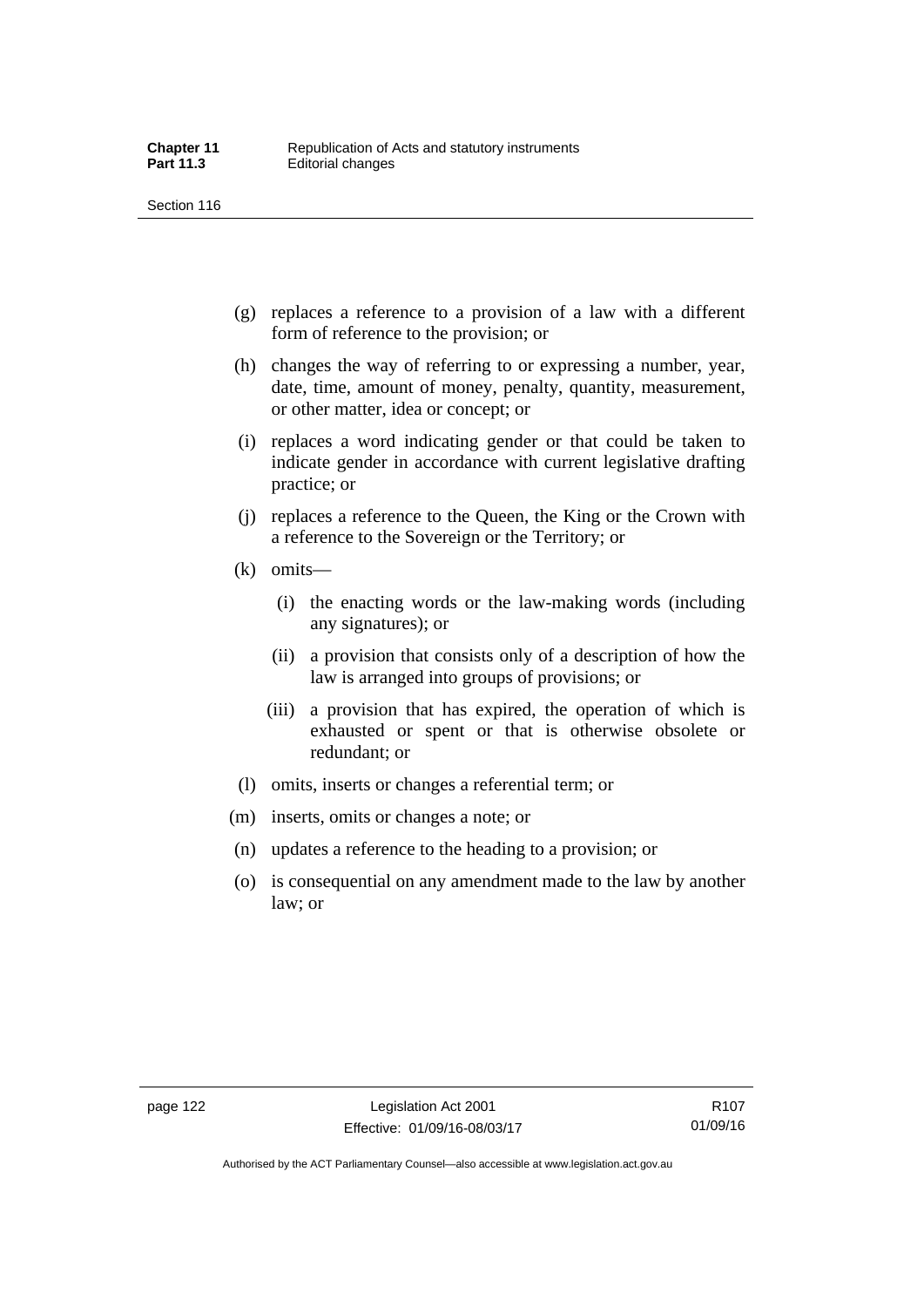(g) replaces a reference to a provision of a law with a different form of reference to the provision; or

(h) changes the way of referring to or expressing a number, year, date, time, amount of money, penalty, quantity, measurement, or other matter, idea or concept; or

(i) replaces a word indicating gender or that could be taken to indicate gender in accordance with current legislative drafting practice; or

(j) replaces a reference to the Queen, the King or the Crown with a reference to the Sovereign or the Territory; or

(k) omits—

   (i) the enacting words or the law-making words (including any signatures); or

   (ii) a provision that consists only of a description of how the law is arranged into groups of provisions; or

   (iii) a provision that has expired, the operation of which is exhausted or spent or that is otherwise obsolete or redundant; or

(l) omits, inserts or changes a referential term; or

(m) inserts, omits or changes a note; or

(n) updates a reference to the heading to a provision; or

(o) is consequential on any amendment made to the law by another law; or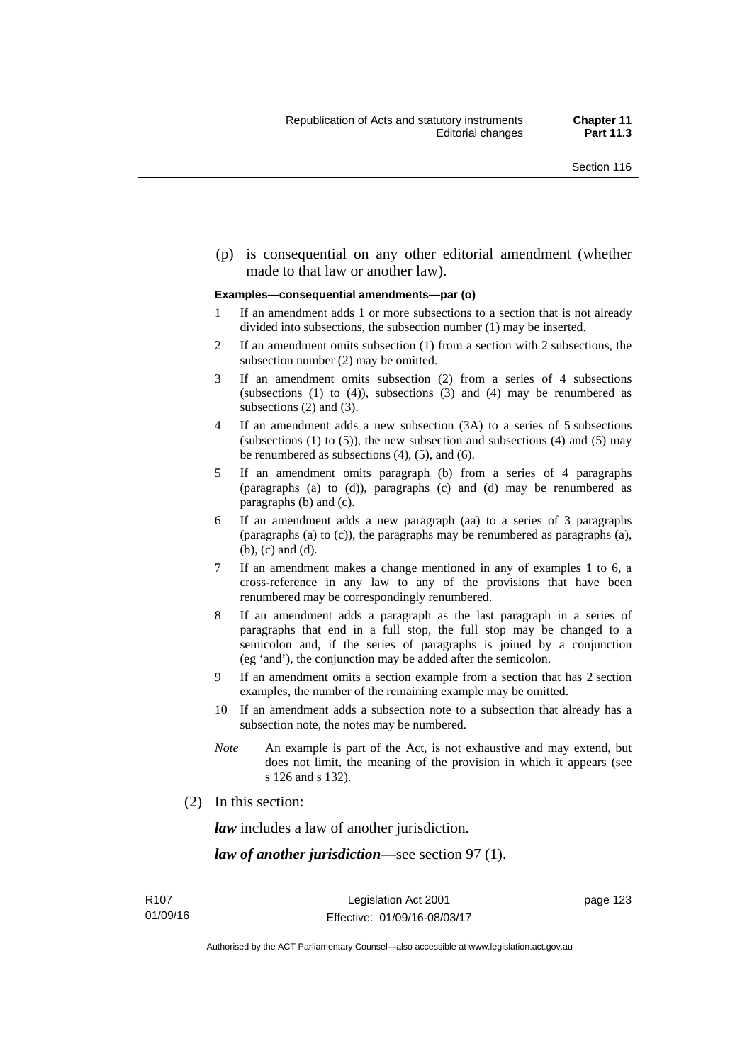(p) is consequential on any other editorial amendment (whether made to that law or another law).

**Examples—consequential amendments—par (o)**

1. If an amendment adds 1 or more subsections to a section that is not already divided into subsections, the subsection number (1) may be inserted.
2. If an amendment omits subsection (1) from a section with 2 subsections, the subsection number (2) may be omitted.
3. If an amendment omits subsection (2) from a series of 4 subsections (subsections (1) to (4)), subsections (3) and (4) may be renumbered as subsections (2) and (3).
4. If an amendment adds a new subsection (3A) to a series of 5 subsections (subsections (1) to (5)), the new subsection and subsections (4) and (5) may be renumbered as subsections (4), (5), and (6).
5. If an amendment omits paragraph (b) from a series of 4 paragraphs (paragraphs (a) to (d)), paragraphs (c) and (d) may be renumbered as paragraphs (b) and (c).
6. If an amendment adds a new paragraph (aa) to a series of 3 paragraphs (paragraphs (a) to (c)), the paragraphs may be renumbered as paragraphs (a), (b), (c) and (d).
7. If an amendment makes a change mentioned in any of examples 1 to 6, a cross-reference in any law to any of the provisions that have been renumbered may be correspondingly renumbered.
8. If an amendment adds a paragraph as the last paragraph in a series of paragraphs that end in a full stop, the full stop may be changed to a semicolon and, if the series of paragraphs is joined by a conjunction (eg 'and'), the conjunction may be added after the semicolon.
9. If an amendment omits a section example from a section that has 2 section examples, the number of the remaining example may be omitted.
10. If an amendment adds a subsection note to a subsection that already has a subsection note, the notes may be numbered.

*Note* An example is part of the Act, is not exhaustive and may extend, but does not limit, the meaning of the provision in which it appears (see s 126 and s 132).

(2) In this section:

***law*** includes a law of another jurisdiction.

***law of another jurisdiction***—see section 97 (1).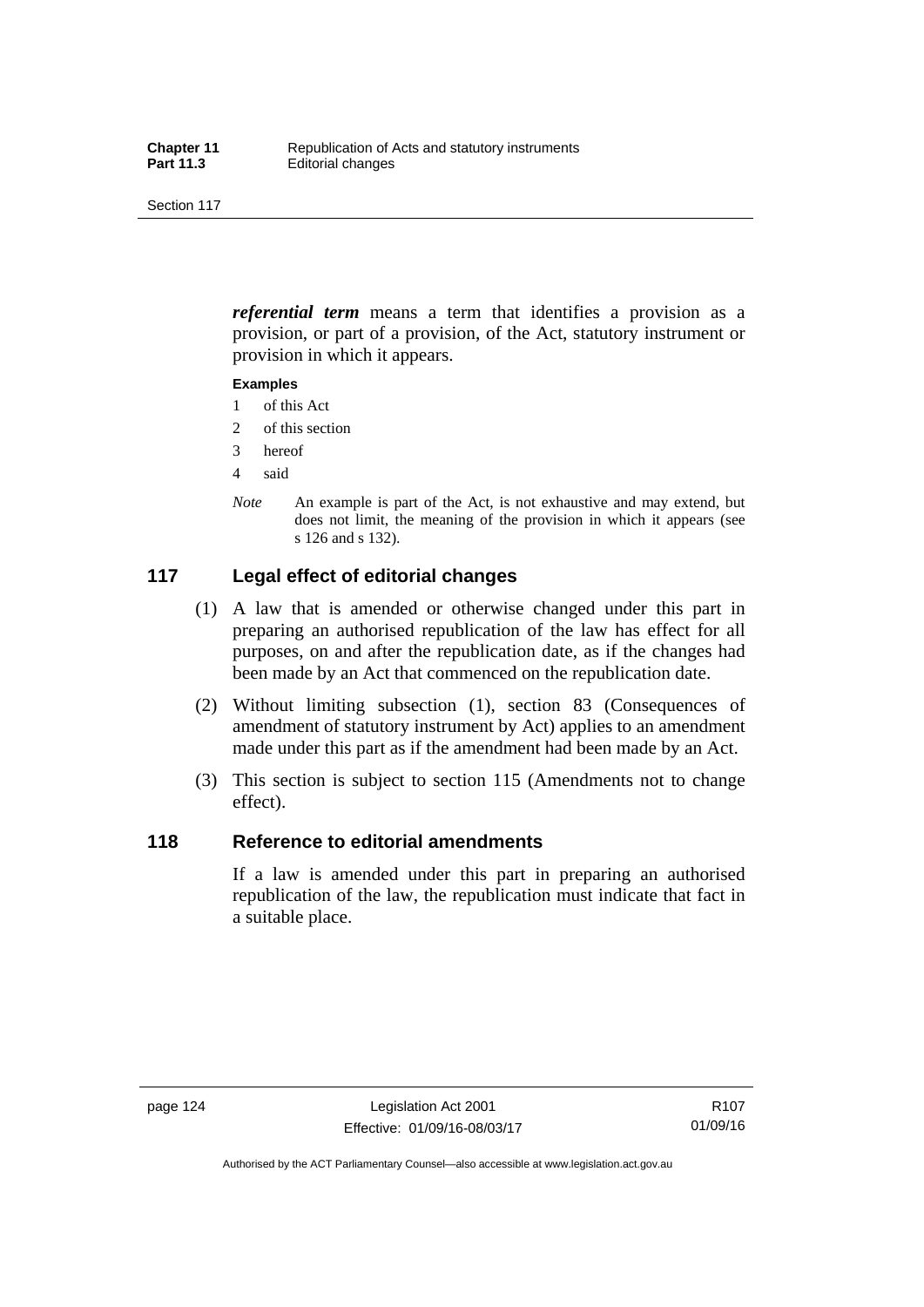***referential term*** means a term that identifies a provision as a provision, or part of a provision, of the Act, statutory instrument or provision in which it appears.

**Examples**

1 of this Act

2 of this section

3 hereof

4 said

*Note* An example is part of the Act, is not exhaustive and may extend, but does not limit, the meaning of the provision in which it appears (see s 126 and s 132).

## 117 Legal effect of editorial changes

(1) A law that is amended or otherwise changed under this part in preparing an authorised republication of the law has effect for all purposes, on and after the republication date, as if the changes had been made by an Act that commenced on the republication date.

(2) Without limiting subsection (1), section 83 (Consequences of amendment of statutory instrument by Act) applies to an amendment made under this part as if the amendment had been made by an Act.

(3) This section is subject to section 115 (Amendments not to change effect).

## 118 Reference to editorial amendments

If a law is amended under this part in preparing an authorised republication of the law, the republication must indicate that fact in a suitable place.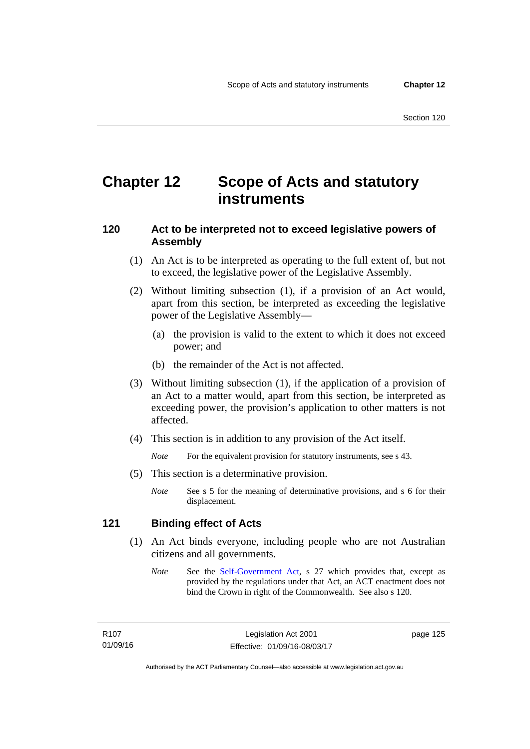# Chapter 12 Scope of Acts and statutory instruments

## 120 Act to be interpreted not to exceed legislative powers of Assembly

(1) An Act is to be interpreted as operating to the full extent of, but not to exceed, the legislative power of the Legislative Assembly.

(2) Without limiting subsection (1), if a provision of an Act would, apart from this section, be interpreted as exceeding the legislative power of the Legislative Assembly—

(a) the provision is valid to the extent to which it does not exceed power; and

(b) the remainder of the Act is not affected.

(3) Without limiting subsection (1), if the application of a provision of an Act to a matter would, apart from this section, be interpreted as exceeding power, the provision's application to other matters is not affected.

(4) This section is in addition to any provision of the Act itself.

*Note* For the equivalent provision for statutory instruments, see s 43.

(5) This section is a determinative provision.

*Note* See s 5 for the meaning of determinative provisions, and s 6 for their displacement.

## 121 Binding effect of Acts

(1) An Act binds everyone, including people who are not Australian citizens and all governments.

*Note* See the Self-Government Act, s 27 which provides that, except as provided by the regulations under that Act, an ACT enactment does not bind the Crown in right of the Commonwealth. See also s 120.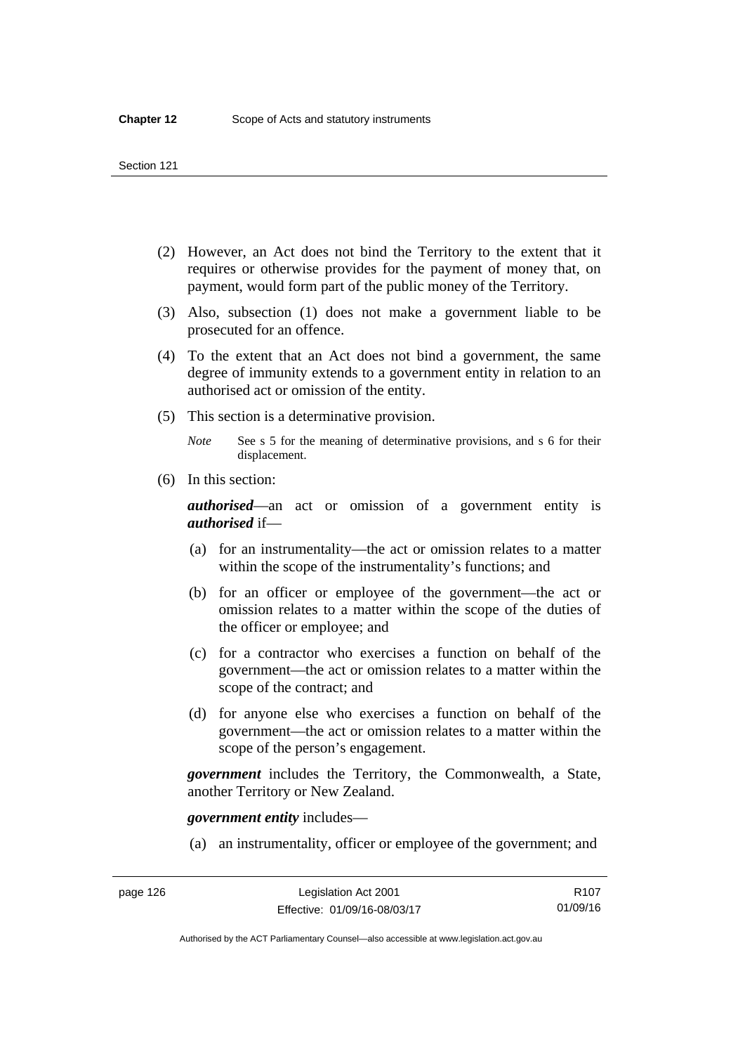(2) However, an Act does not bind the Territory to the extent that it requires or otherwise provides for the payment of money that, on payment, would form part of the public money of the Territory.

(3) Also, subsection (1) does not make a government liable to be prosecuted for an offence.

(4) To the extent that an Act does not bind a government, the same degree of immunity extends to a government entity in relation to an authorised act or omission of the entity.

(5) This section is a determinative provision.

*Note* See s 5 for the meaning of determinative provisions, and s 6 for their displacement.

(6) In this section:

***authorised***—an act or omission of a government entity is ***authorised*** if—

(a) for an instrumentality—the act or omission relates to a matter within the scope of the instrumentality's functions; and

(b) for an officer or employee of the government—the act or omission relates to a matter within the scope of the duties of the officer or employee; and

(c) for a contractor who exercises a function on behalf of the government—the act or omission relates to a matter within the scope of the contract; and

(d) for anyone else who exercises a function on behalf of the government—the act or omission relates to a matter within the scope of the person's engagement.

***government*** includes the Territory, the Commonwealth, a State, another Territory or New Zealand.

***government entity*** includes—

(a) an instrumentality, officer or employee of the government; and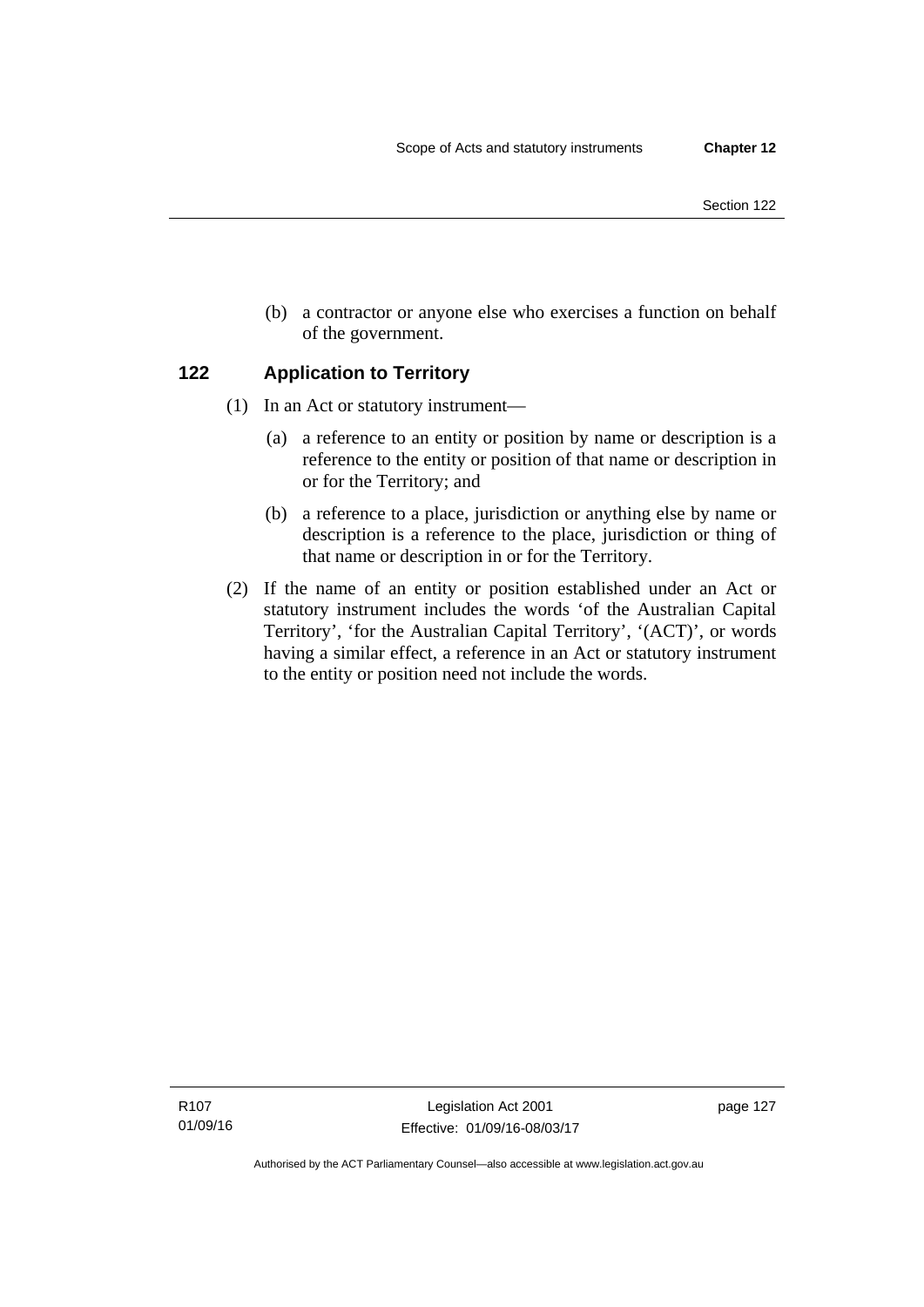(b) a contractor or anyone else who exercises a function on behalf of the government.

## 122 Application to Territory

(1) In an Act or statutory instrument—

(a) a reference to an entity or position by name or description is a reference to the entity or position of that name or description in or for the Territory; and

(b) a reference to a place, jurisdiction or anything else by name or description is a reference to the place, jurisdiction or thing of that name or description in or for the Territory.

(2) If the name of an entity or position established under an Act or statutory instrument includes the words 'of the Australian Capital Territory', 'for the Australian Capital Territory', '(ACT)', or words having a similar effect, a reference in an Act or statutory instrument to the entity or position need not include the words.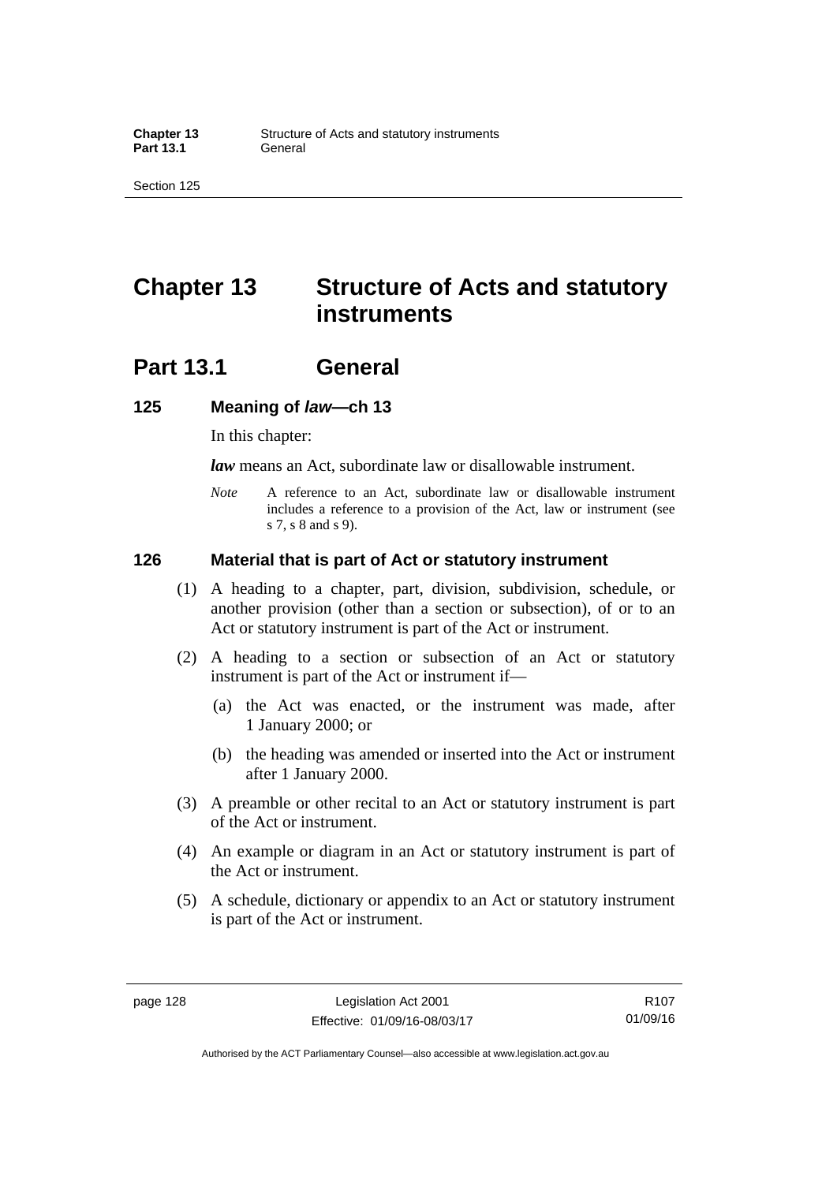# Chapter 13 Structure of Acts and statutory instruments

## Part 13.1 General

### 125 Meaning of *law*—ch 13

In this chapter:

***law*** means an Act, subordinate law or disallowable instrument.

*Note* A reference to an Act, subordinate law or disallowable instrument includes a reference to a provision of the Act, law or instrument (see s 7, s 8 and s 9).

### 126 Material that is part of Act or statutory instrument

(1) A heading to a chapter, part, division, subdivision, schedule, or another provision (other than a section or subsection), of or to an Act or statutory instrument is part of the Act or instrument.

(2) A heading to a section or subsection of an Act or statutory instrument is part of the Act or instrument if—

(a) the Act was enacted, or the instrument was made, after 1 January 2000; or

(b) the heading was amended or inserted into the Act or instrument after 1 January 2000.

(3) A preamble or other recital to an Act or statutory instrument is part of the Act or instrument.

(4) An example or diagram in an Act or statutory instrument is part of the Act or instrument.

(5) A schedule, dictionary or appendix to an Act or statutory instrument is part of the Act or instrument.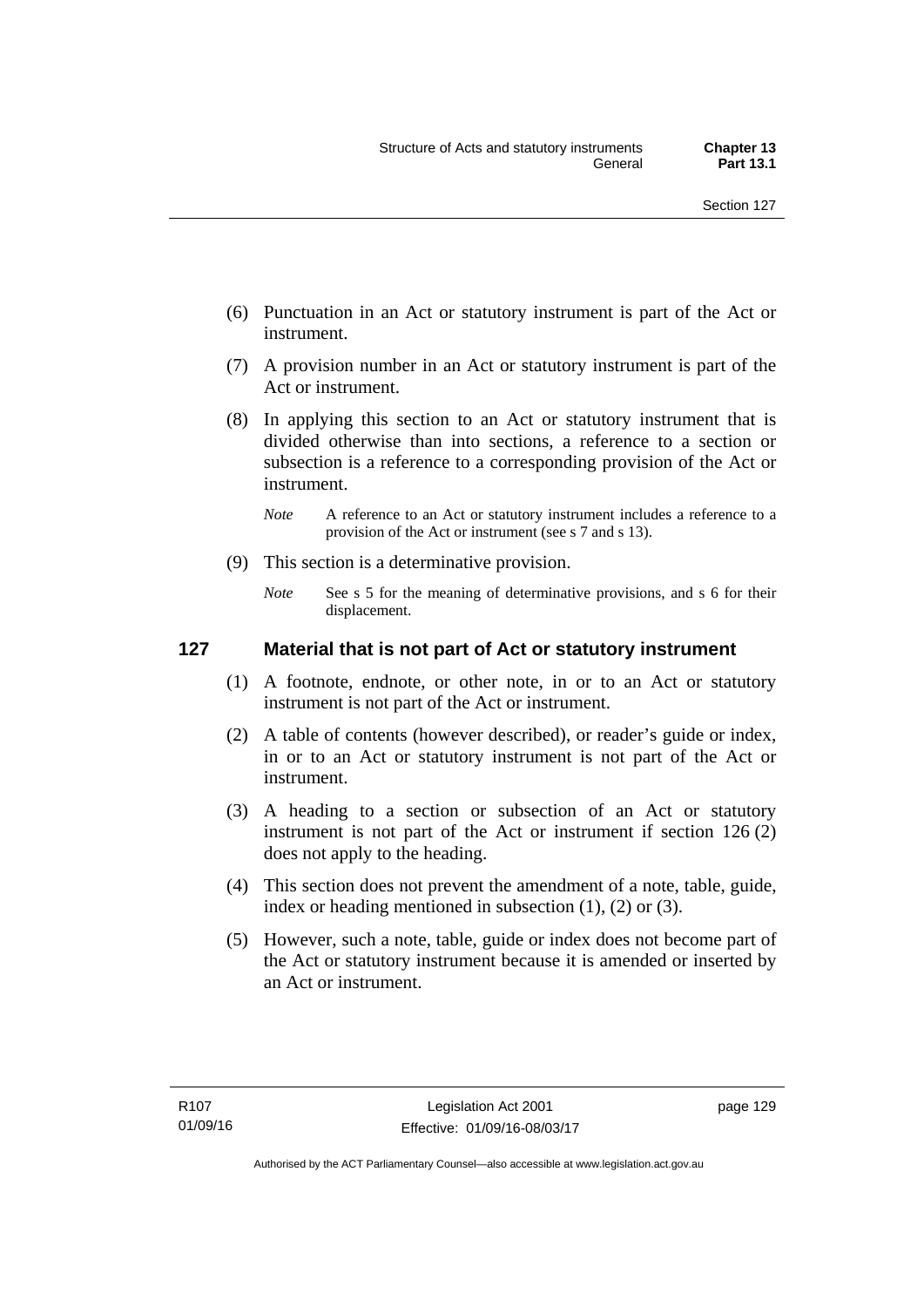(6) Punctuation in an Act or statutory instrument is part of the Act or instrument.

(7) A provision number in an Act or statutory instrument is part of the Act or instrument.

(8) In applying this section to an Act or statutory instrument that is divided otherwise than into sections, a reference to a section or subsection is a reference to a corresponding provision of the Act or instrument.

*Note* A reference to an Act or statutory instrument includes a reference to a provision of the Act or instrument (see s 7 and s 13).

(9) This section is a determinative provision.

*Note* See s 5 for the meaning of determinative provisions, and s 6 for their displacement.

### 127 Material that is not part of Act or statutory instrument

(1) A footnote, endnote, or other note, in or to an Act or statutory instrument is not part of the Act or instrument.

(2) A table of contents (however described), or reader's guide or index, in or to an Act or statutory instrument is not part of the Act or instrument.

(3) A heading to a section or subsection of an Act or statutory instrument is not part of the Act or instrument if section 126 (2) does not apply to the heading.

(4) This section does not prevent the amendment of a note, table, guide, index or heading mentioned in subsection (1), (2) or (3).

(5) However, such a note, table, guide or index does not become part of the Act or statutory instrument because it is amended or inserted by an Act or instrument.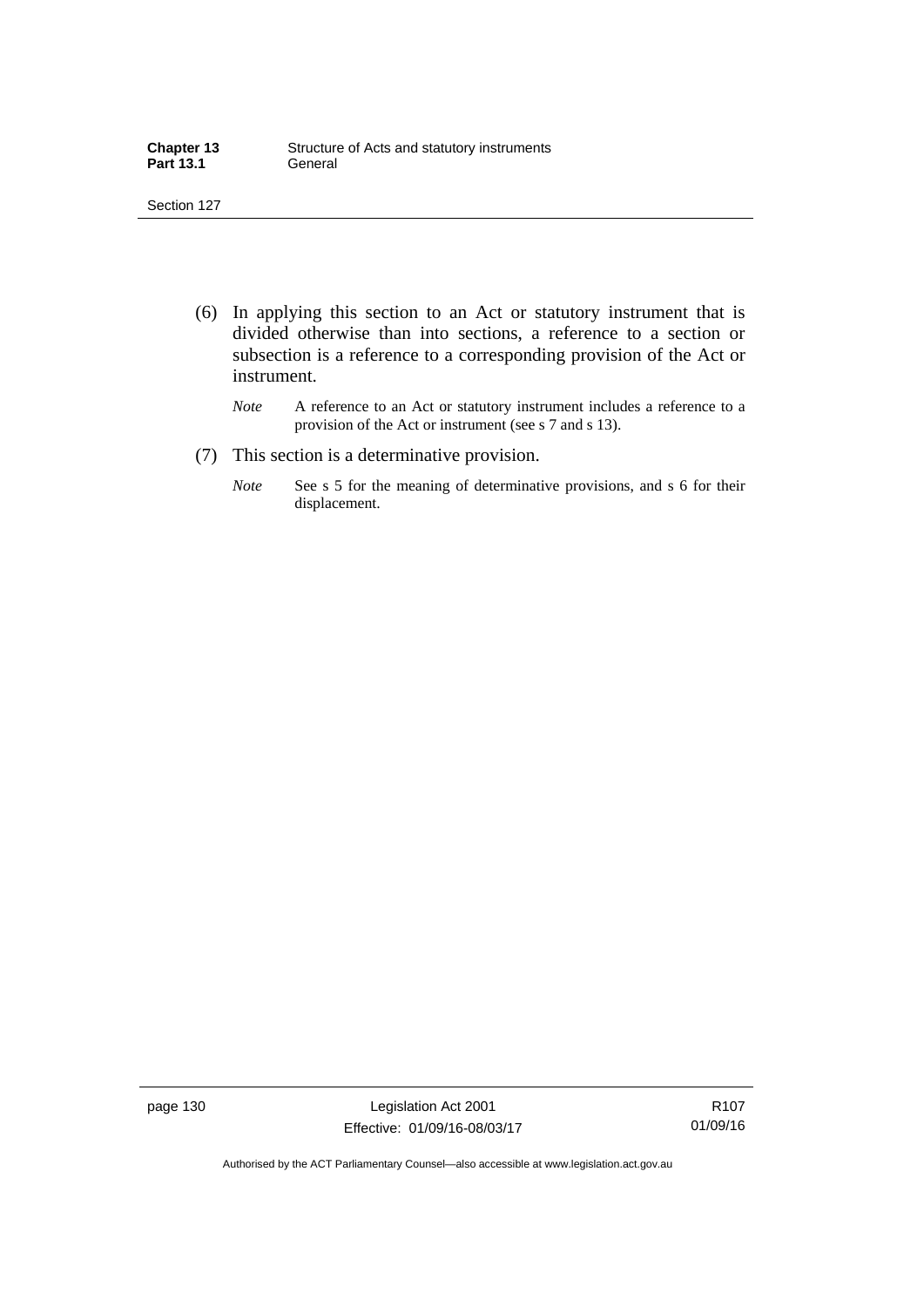(6) In applying this section to an Act or statutory instrument that is divided otherwise than into sections, a reference to a section or subsection is a reference to a corresponding provision of the Act or instrument.

*Note* A reference to an Act or statutory instrument includes a reference to a provision of the Act or instrument (see s 7 and s 13).

(7) This section is a determinative provision.

*Note* See s 5 for the meaning of determinative provisions, and s 6 for their displacement.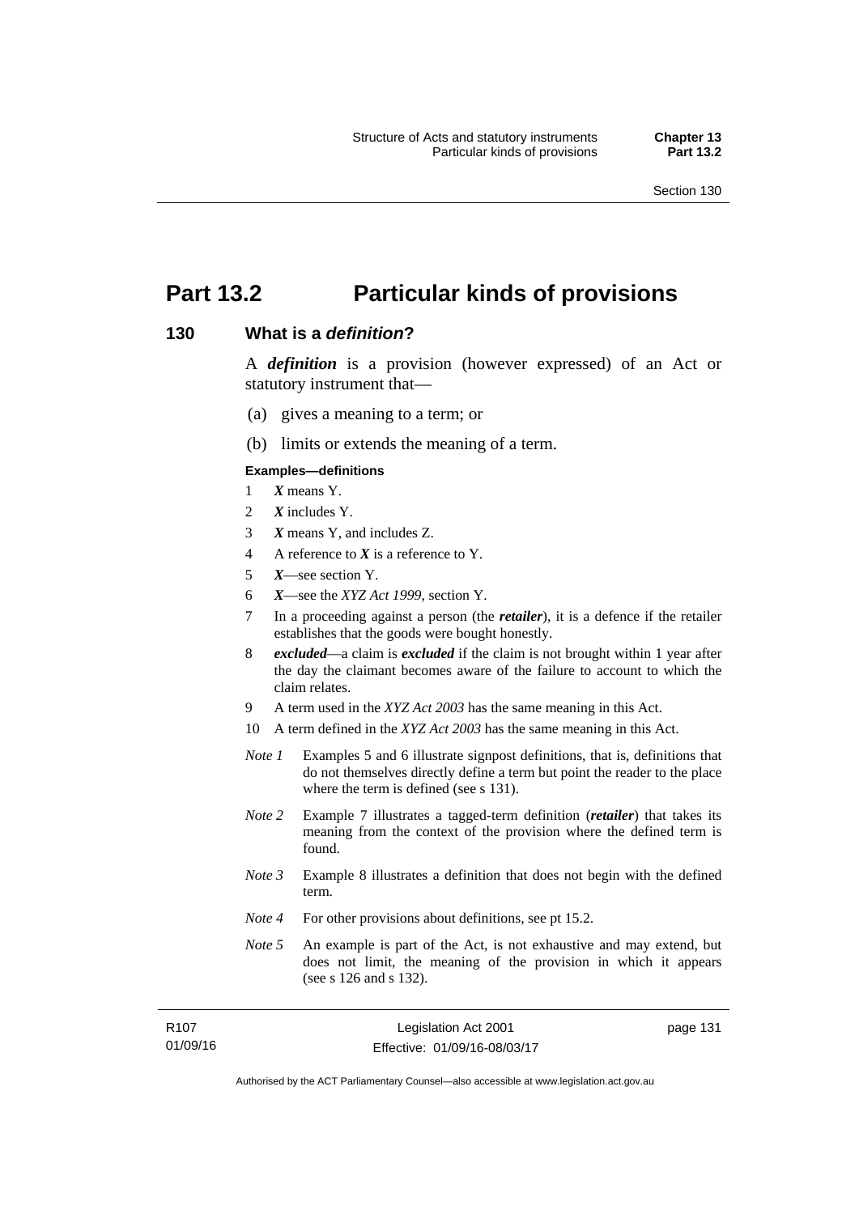# Part 13.2 Particular kinds of provisions

## 130 What is a *definition*?

A ***definition*** is a provision (however expressed) of an Act or statutory instrument that—

(a) gives a meaning to a term; or

(b) limits or extends the meaning of a term.

**Examples—definitions**

1 ***X*** means Y.

2 ***X*** includes Y.

3 ***X*** means Y, and includes Z.

4 A reference to ***X*** is a reference to Y.

5 ***X***—see section Y.

6 ***X***—see the *XYZ Act 1999*, section Y.

7 In a proceeding against a person (the ***retailer***), it is a defence if the retailer establishes that the goods were bought honestly.

8 ***excluded***—a claim is ***excluded*** if the claim is not brought within 1 year after the day the claimant becomes aware of the failure to account to which the claim relates.

9 A term used in the *XYZ Act 2003* has the same meaning in this Act.

10 A term defined in the *XYZ Act 2003* has the same meaning in this Act.

*Note 1* Examples 5 and 6 illustrate signpost definitions, that is, definitions that do not themselves directly define a term but point the reader to the place where the term is defined (see s 131).

*Note 2* Example 7 illustrates a tagged-term definition (***retailer***) that takes its meaning from the context of the provision where the defined term is found.

*Note 3* Example 8 illustrates a definition that does not begin with the defined term.

*Note 4* For other provisions about definitions, see pt 15.2.

*Note 5* An example is part of the Act, is not exhaustive and may extend, but does not limit, the meaning of the provision in which it appears (see s 126 and s 132).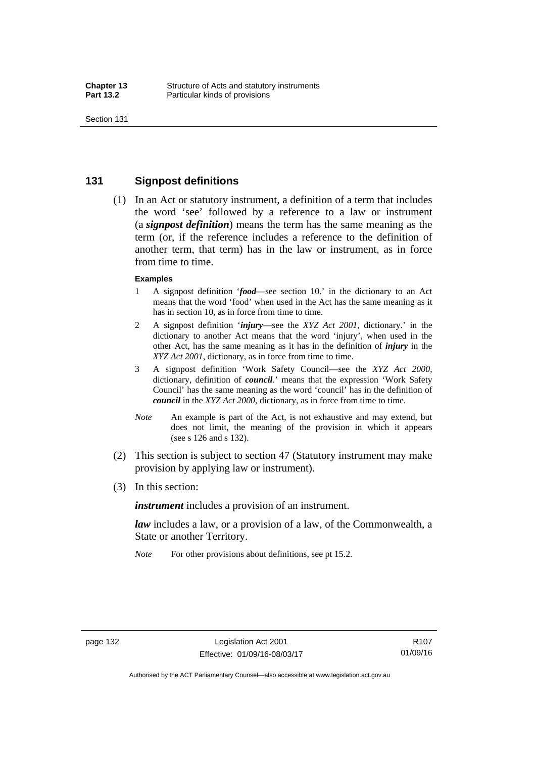## 131 Signpost definitions

(1) In an Act or statutory instrument, a definition of a term that includes the word 'see' followed by a reference to a law or instrument (a ***signpost definition***) means the term has the same meaning as the term (or, if the reference includes a reference to the definition of another term, that term) has in the law or instrument, as in force from time to time.

**Examples**

1. A signpost definition '***food***—see section 10.' in the dictionary to an Act means that the word 'food' when used in the Act has the same meaning as it has in section 10, as in force from time to time.
2. A signpost definition '***injury***—see the *XYZ Act 2001*, dictionary.' in the dictionary to another Act means that the word 'injury', when used in the other Act, has the same meaning as it has in the definition of ***injury*** in the *XYZ Act 2001*, dictionary, as in force from time to time.
3. A signpost definition 'Work Safety Council—see the *XYZ Act 2000*, dictionary, definition of ***council***.' means that the expression 'Work Safety Council' has the same meaning as the word 'council' has in the definition of ***council*** in the *XYZ Act 2000*, dictionary, as in force from time to time.

*Note* An example is part of the Act, is not exhaustive and may extend, but does not limit, the meaning of the provision in which it appears (see s 126 and s 132).

(2) This section is subject to section 47 (Statutory instrument may make provision by applying law or instrument).

(3) In this section:

***instrument*** includes a provision of an instrument.

***law*** includes a law, or a provision of a law, of the Commonwealth, a State or another Territory.

*Note* For other provisions about definitions, see pt 15.2.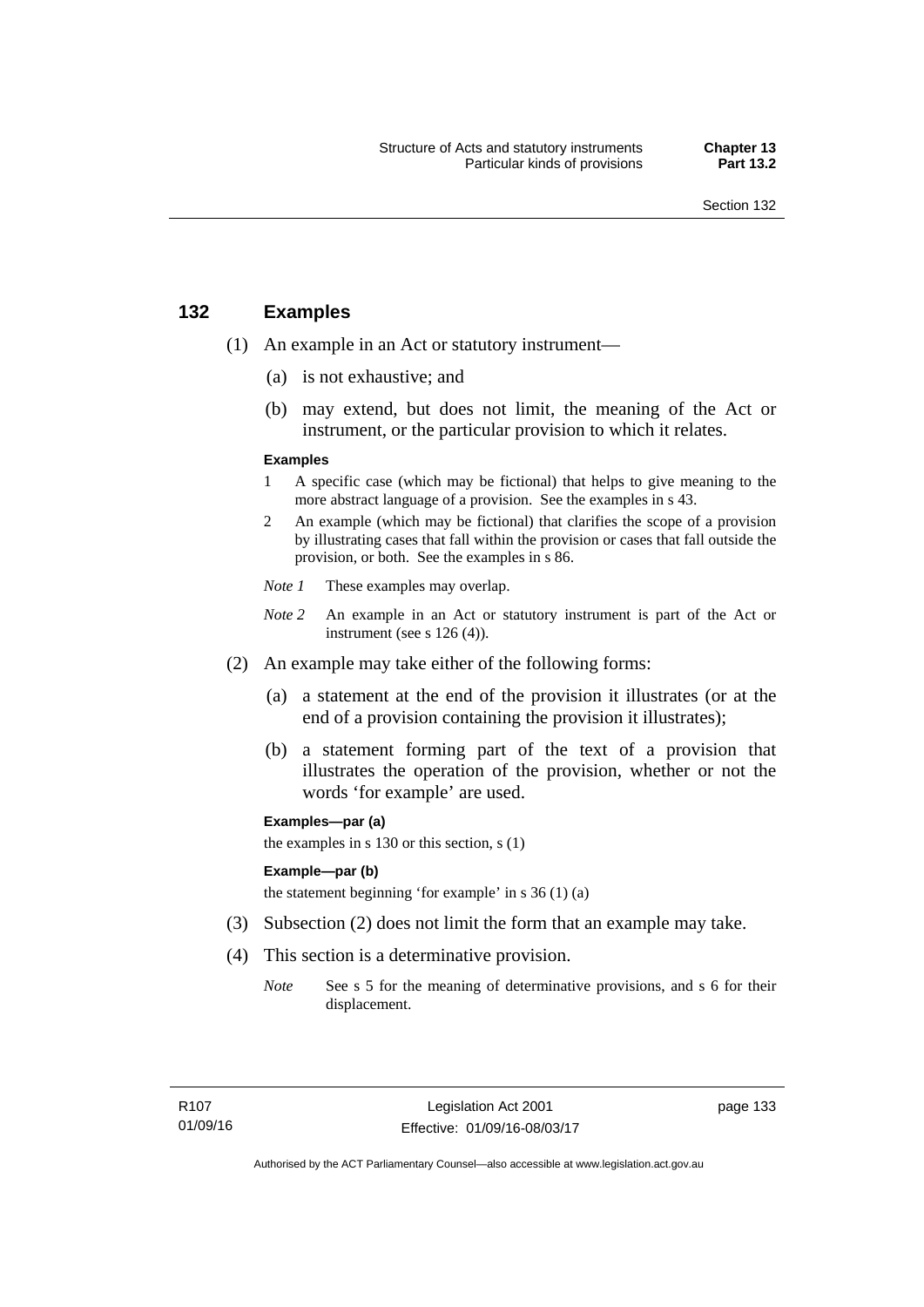## 132 Examples

(1) An example in an Act or statutory instrument—

(a) is not exhaustive; and

(b) may extend, but does not limit, the meaning of the Act or instrument, or the particular provision to which it relates.

**Examples**

1 A specific case (which may be fictional) that helps to give meaning to the more abstract language of a provision. See the examples in s 43.

2 An example (which may be fictional) that clarifies the scope of a provision by illustrating cases that fall within the provision or cases that fall outside the provision, or both. See the examples in s 86.

*Note 1* These examples may overlap.

*Note 2* An example in an Act or statutory instrument is part of the Act or instrument (see s 126 (4)).

(2) An example may take either of the following forms:

(a) a statement at the end of the provision it illustrates (or at the end of a provision containing the provision it illustrates);

(b) a statement forming part of the text of a provision that illustrates the operation of the provision, whether or not the words 'for example' are used.

**Examples—par (a)**

the examples in s 130 or this section, s (1)

**Example—par (b)**

the statement beginning 'for example' in s 36 (1) (a)

(3) Subsection (2) does not limit the form that an example may take.

(4) This section is a determinative provision.

*Note* See s 5 for the meaning of determinative provisions, and s 6 for their displacement.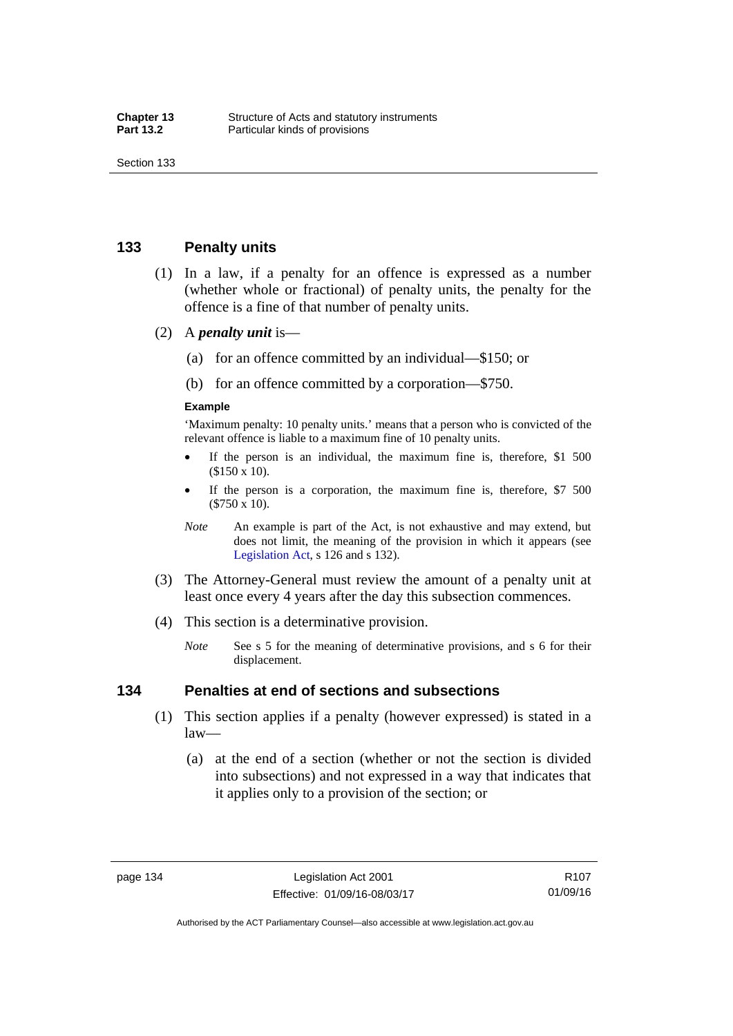## 133 Penalty units

(1) In a law, if a penalty for an offence is expressed as a number (whether whole or fractional) of penalty units, the penalty for the offence is a fine of that number of penalty units.

(2) A ***penalty unit*** is—

(a) for an offence committed by an individual—$150; or

(b) for an offence committed by a corporation—$750.

**Example**

'Maximum penalty: 10 penalty units.' means that a person who is convicted of the relevant offence is liable to a maximum fine of 10 penalty units.

- If the person is an individual, the maximum fine is, therefore, $1 500 ($150 x 10).
- If the person is a corporation, the maximum fine is, therefore, $7 500 ($750 x 10).

*Note* An example is part of the Act, is not exhaustive and may extend, but does not limit, the meaning of the provision in which it appears (see Legislation Act, s 126 and s 132).

(3) The Attorney-General must review the amount of a penalty unit at least once every 4 years after the day this subsection commences.

(4) This section is a determinative provision.

*Note* See s 5 for the meaning of determinative provisions, and s 6 for their displacement.

## 134 Penalties at end of sections and subsections

(1) This section applies if a penalty (however expressed) is stated in a law—

(a) at the end of a section (whether or not the section is divided into subsections) and not expressed in a way that indicates that it applies only to a provision of the section; or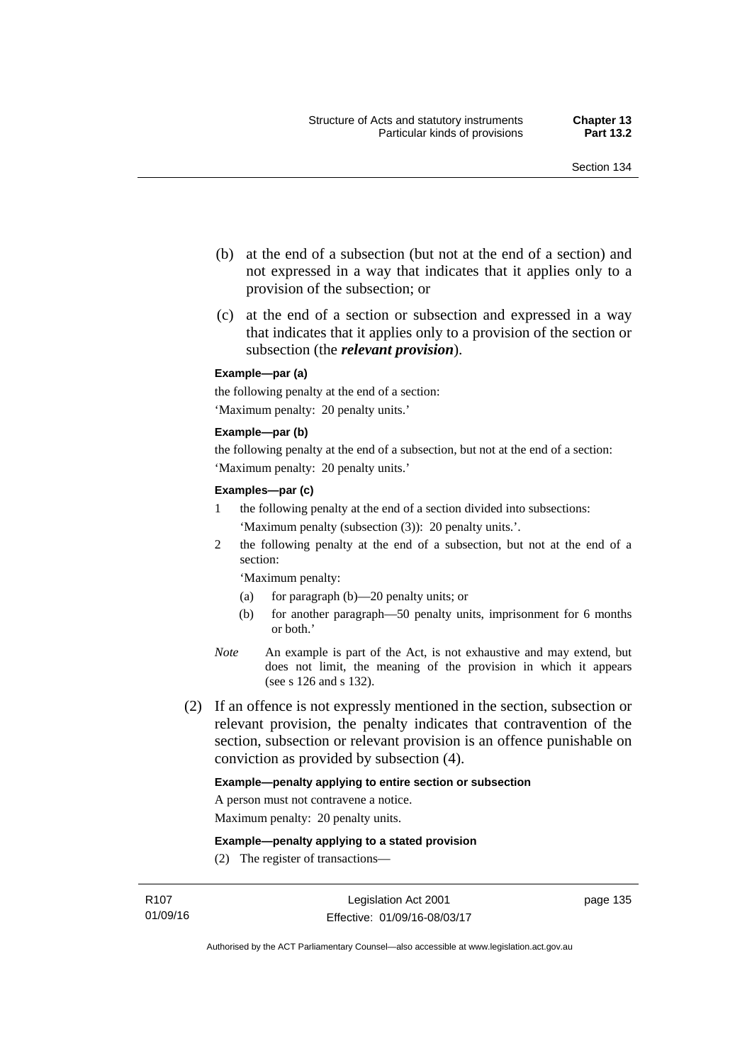(b) at the end of a subsection (but not at the end of a section) and not expressed in a way that indicates that it applies only to a provision of the subsection; or

(c) at the end of a section or subsection and expressed in a way that indicates that it applies only to a provision of the section or subsection (the ***relevant provision***).

**Example—par (a)**

the following penalty at the end of a section:

'Maximum penalty: 20 penalty units.'

**Example—par (b)**

the following penalty at the end of a subsection, but not at the end of a section:

'Maximum penalty: 20 penalty units.'

**Examples—par (c)**

1 the following penalty at the end of a section divided into subsections:

'Maximum penalty (subsection (3)): 20 penalty units.'.

2 the following penalty at the end of a subsection, but not at the end of a section:

'Maximum penalty:

(a) for paragraph (b)—20 penalty units; or

(b) for another paragraph—50 penalty units, imprisonment for 6 months or both.'

*Note* An example is part of the Act, is not exhaustive and may extend, but does not limit, the meaning of the provision in which it appears (see s 126 and s 132).

(2) If an offence is not expressly mentioned in the section, subsection or relevant provision, the penalty indicates that contravention of the section, subsection or relevant provision is an offence punishable on conviction as provided by subsection (4).

**Example—penalty applying to entire section or subsection**

A person must not contravene a notice.

Maximum penalty: 20 penalty units.

**Example—penalty applying to a stated provision**

(2) The register of transactions—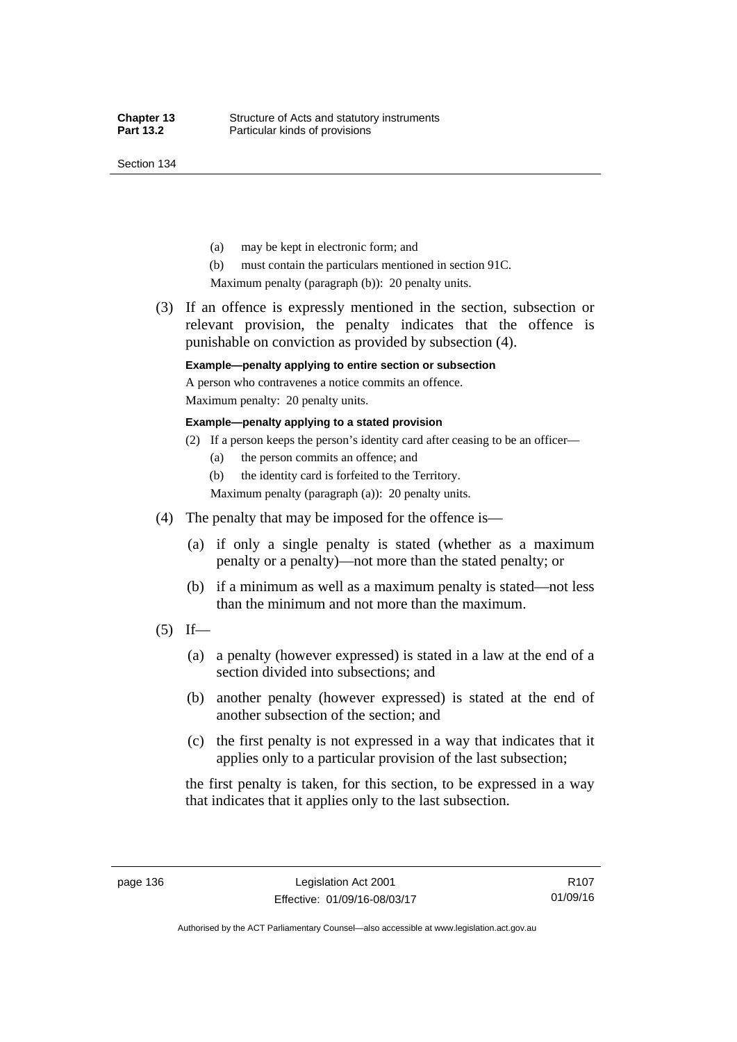(a) may be kept in electronic form; and

(b) must contain the particulars mentioned in section 91C.

Maximum penalty (paragraph (b)): 20 penalty units.

(3) If an offence is expressly mentioned in the section, subsection or relevant provision, the penalty indicates that the offence is punishable on conviction as provided by subsection (4).

**Example—penalty applying to entire section or subsection**

A person who contravenes a notice commits an offence.

Maximum penalty: 20 penalty units.

**Example—penalty applying to a stated provision**

(2) If a person keeps the person's identity card after ceasing to be an officer—

(a) the person commits an offence; and

(b) the identity card is forfeited to the Territory.

Maximum penalty (paragraph (a)): 20 penalty units.

(4) The penalty that may be imposed for the offence is—

(a) if only a single penalty is stated (whether as a maximum penalty or a penalty)—not more than the stated penalty; or

(b) if a minimum as well as a maximum penalty is stated—not less than the minimum and not more than the maximum.

(5) If—

(a) a penalty (however expressed) is stated in a law at the end of a section divided into subsections; and

(b) another penalty (however expressed) is stated at the end of another subsection of the section; and

(c) the first penalty is not expressed in a way that indicates that it applies only to a particular provision of the last subsection;

the first penalty is taken, for this section, to be expressed in a way that indicates that it applies only to the last subsection.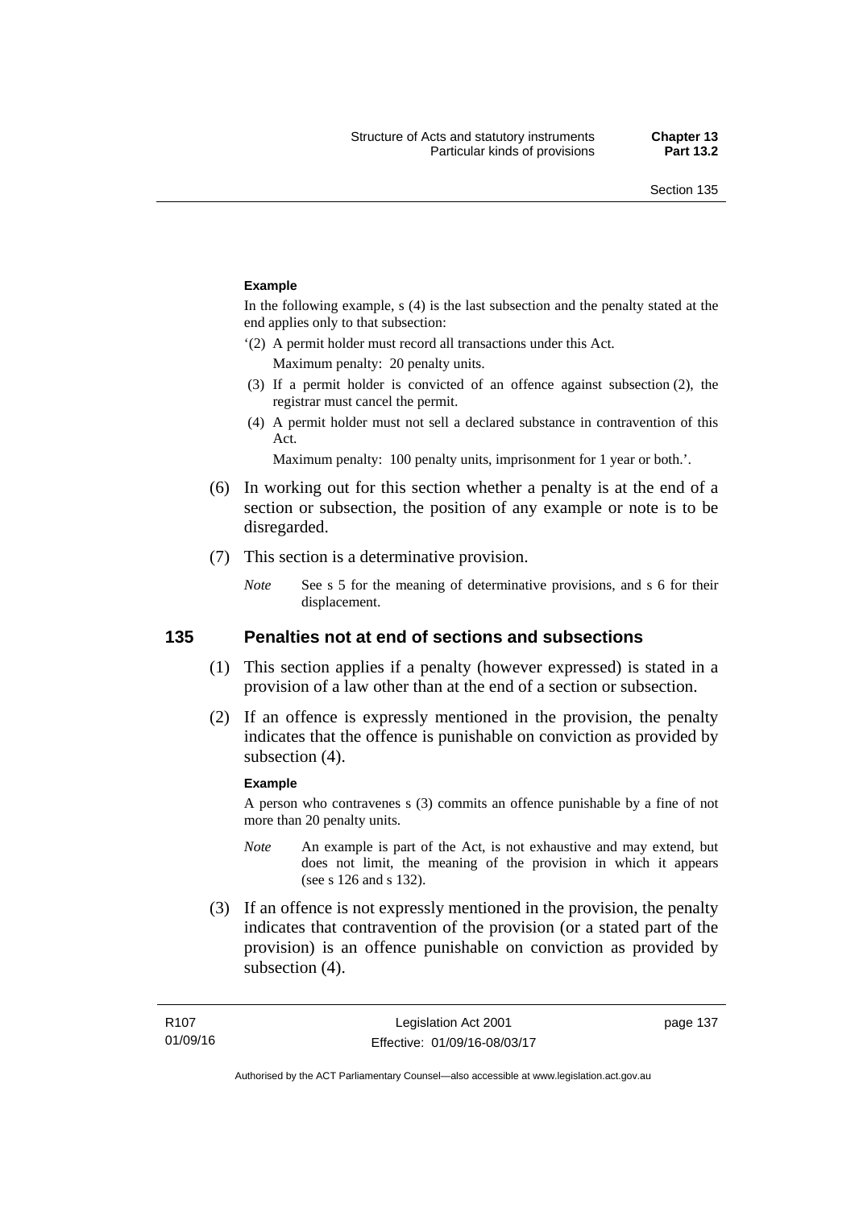**Example**

In the following example, s (4) is the last subsection and the penalty stated at the end applies only to that subsection:

'(2) A permit holder must record all transactions under this Act.

Maximum penalty: 20 penalty units.

(3) If a permit holder is convicted of an offence against subsection (2), the registrar must cancel the permit.

(4) A permit holder must not sell a declared substance in contravention of this Act.

Maximum penalty: 100 penalty units, imprisonment for 1 year or both.'.

(6) In working out for this section whether a penalty is at the end of a section or subsection, the position of any example or note is to be disregarded.

(7) This section is a determinative provision.

*Note* See s 5 for the meaning of determinative provisions, and s 6 for their displacement.

## 135 Penalties not at end of sections and subsections

(1) This section applies if a penalty (however expressed) is stated in a provision of a law other than at the end of a section or subsection.

(2) If an offence is expressly mentioned in the provision, the penalty indicates that the offence is punishable on conviction as provided by subsection (4).

**Example**

A person who contravenes s (3) commits an offence punishable by a fine of not more than 20 penalty units.

*Note* An example is part of the Act, is not exhaustive and may extend, but does not limit, the meaning of the provision in which it appears (see s 126 and s 132).

(3) If an offence is not expressly mentioned in the provision, the penalty indicates that contravention of the provision (or a stated part of the provision) is an offence punishable on conviction as provided by subsection (4).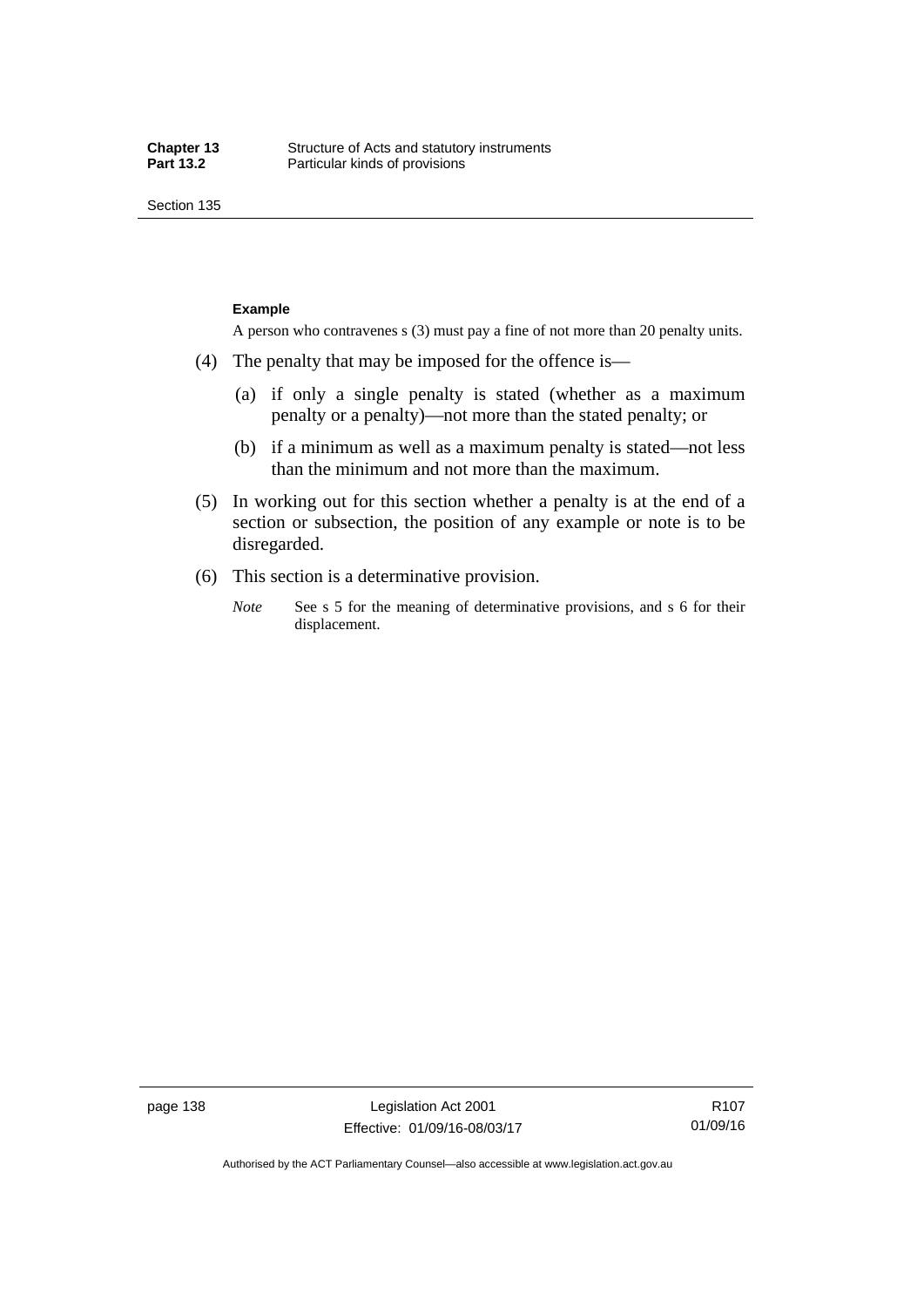**Example**

A person who contravenes s (3) must pay a fine of not more than 20 penalty units.

(4) The penalty that may be imposed for the offence is—

(a) if only a single penalty is stated (whether as a maximum penalty or a penalty)—not more than the stated penalty; or

(b) if a minimum as well as a maximum penalty is stated—not less than the minimum and not more than the maximum.

(5) In working out for this section whether a penalty is at the end of a section or subsection, the position of any example or note is to be disregarded.

(6) This section is a determinative provision.

*Note* See s 5 for the meaning of determinative provisions, and s 6 for their displacement.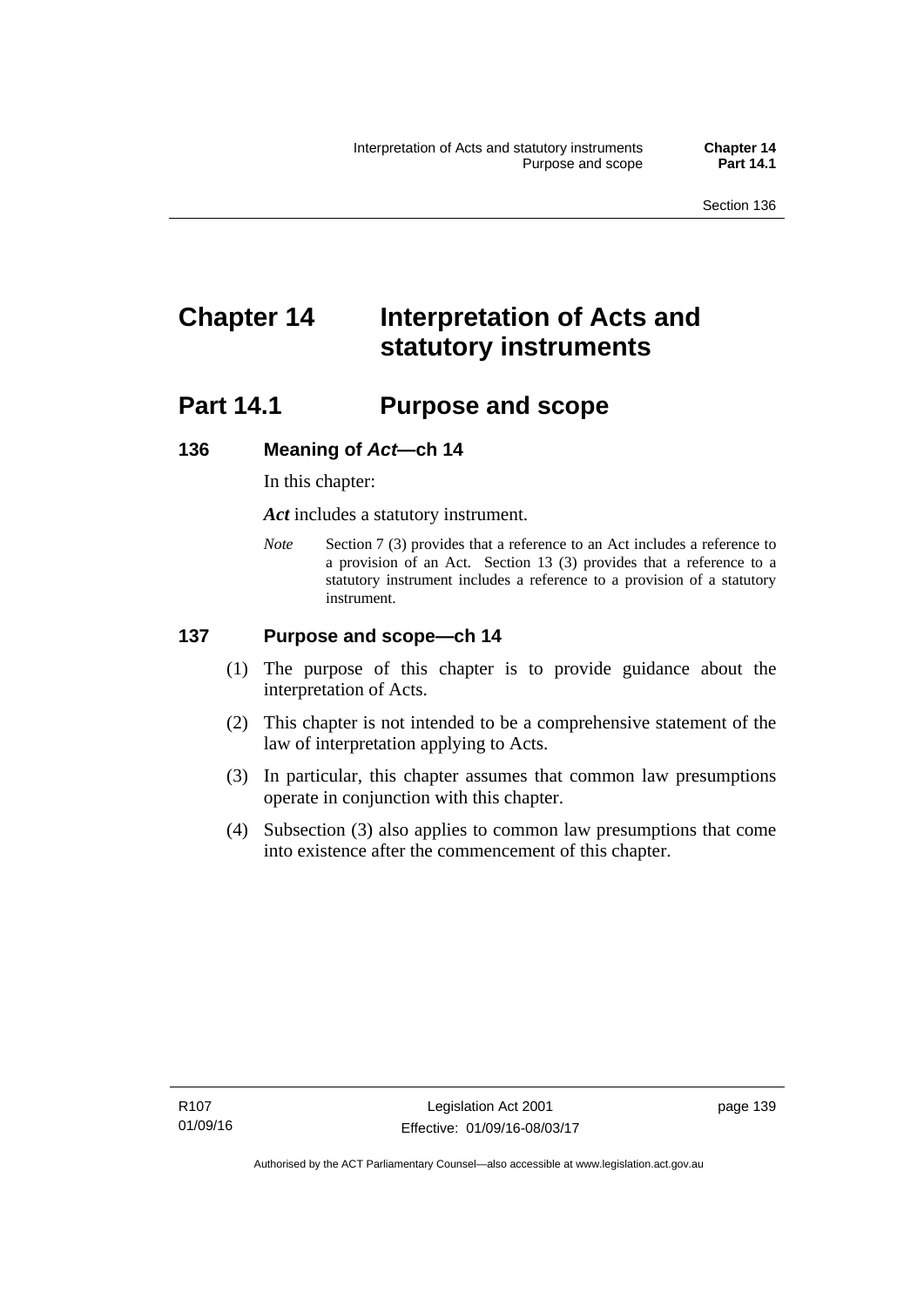# Chapter 14 Interpretation of Acts and statutory instruments

## Part 14.1 Purpose and scope

### 136 Meaning of *Act*—ch 14

In this chapter:

***Act*** includes a statutory instrument.

*Note* Section 7 (3) provides that a reference to an Act includes a reference to a provision of an Act. Section 13 (3) provides that a reference to a statutory instrument includes a reference to a provision of a statutory instrument.

### 137 Purpose and scope—ch 14

(1) The purpose of this chapter is to provide guidance about the interpretation of Acts.

(2) This chapter is not intended to be a comprehensive statement of the law of interpretation applying to Acts.

(3) In particular, this chapter assumes that common law presumptions operate in conjunction with this chapter.

(4) Subsection (3) also applies to common law presumptions that come into existence after the commencement of this chapter.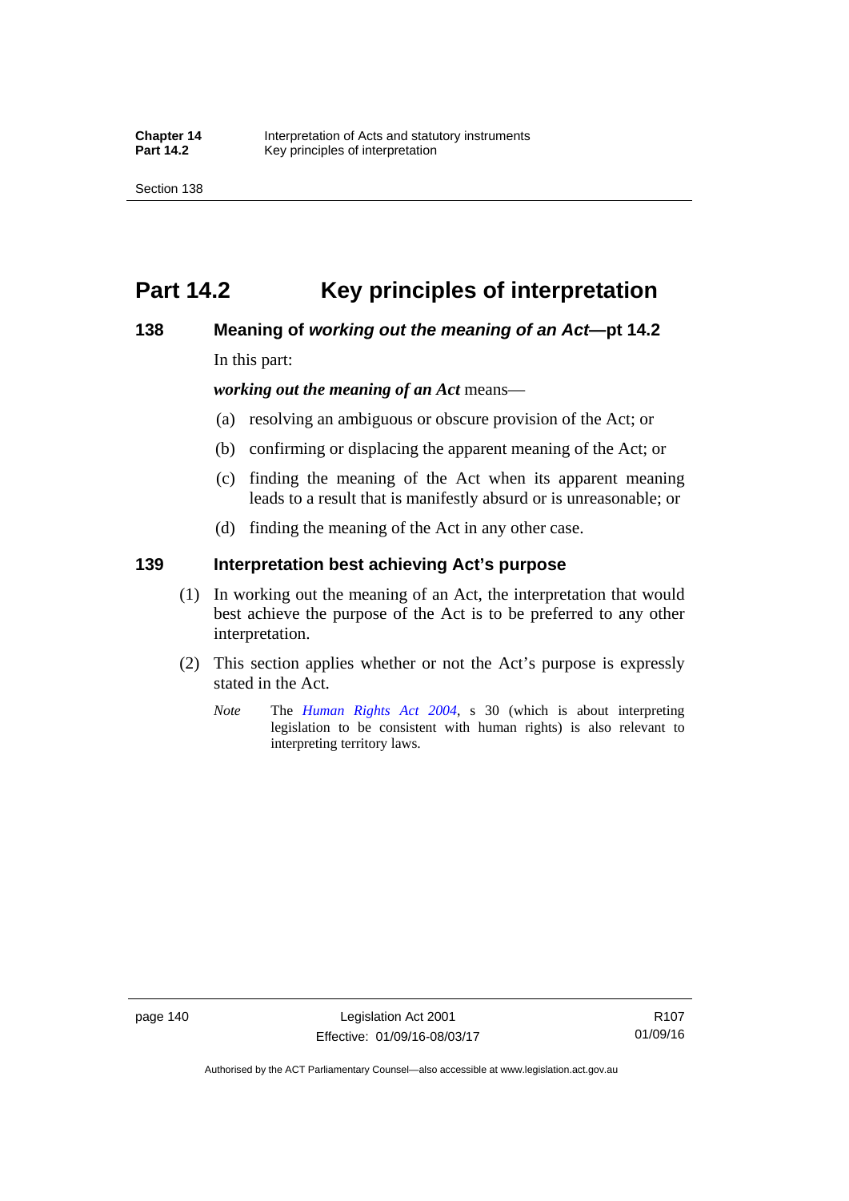# Part 14.2 Key principles of interpretation

## 138 Meaning of *working out the meaning of an Act*—pt 14.2

In this part:

***working out the meaning of an Act*** means—

(a) resolving an ambiguous or obscure provision of the Act; or

(b) confirming or displacing the apparent meaning of the Act; or

(c) finding the meaning of the Act when its apparent meaning leads to a result that is manifestly absurd or is unreasonable; or

(d) finding the meaning of the Act in any other case.

## 139 Interpretation best achieving Act's purpose

(1) In working out the meaning of an Act, the interpretation that would best achieve the purpose of the Act is to be preferred to any other interpretation.

(2) This section applies whether or not the Act's purpose is expressly stated in the Act.

*Note* The *Human Rights Act 2004*, s 30 (which is about interpreting legislation to be consistent with human rights) is also relevant to interpreting territory laws.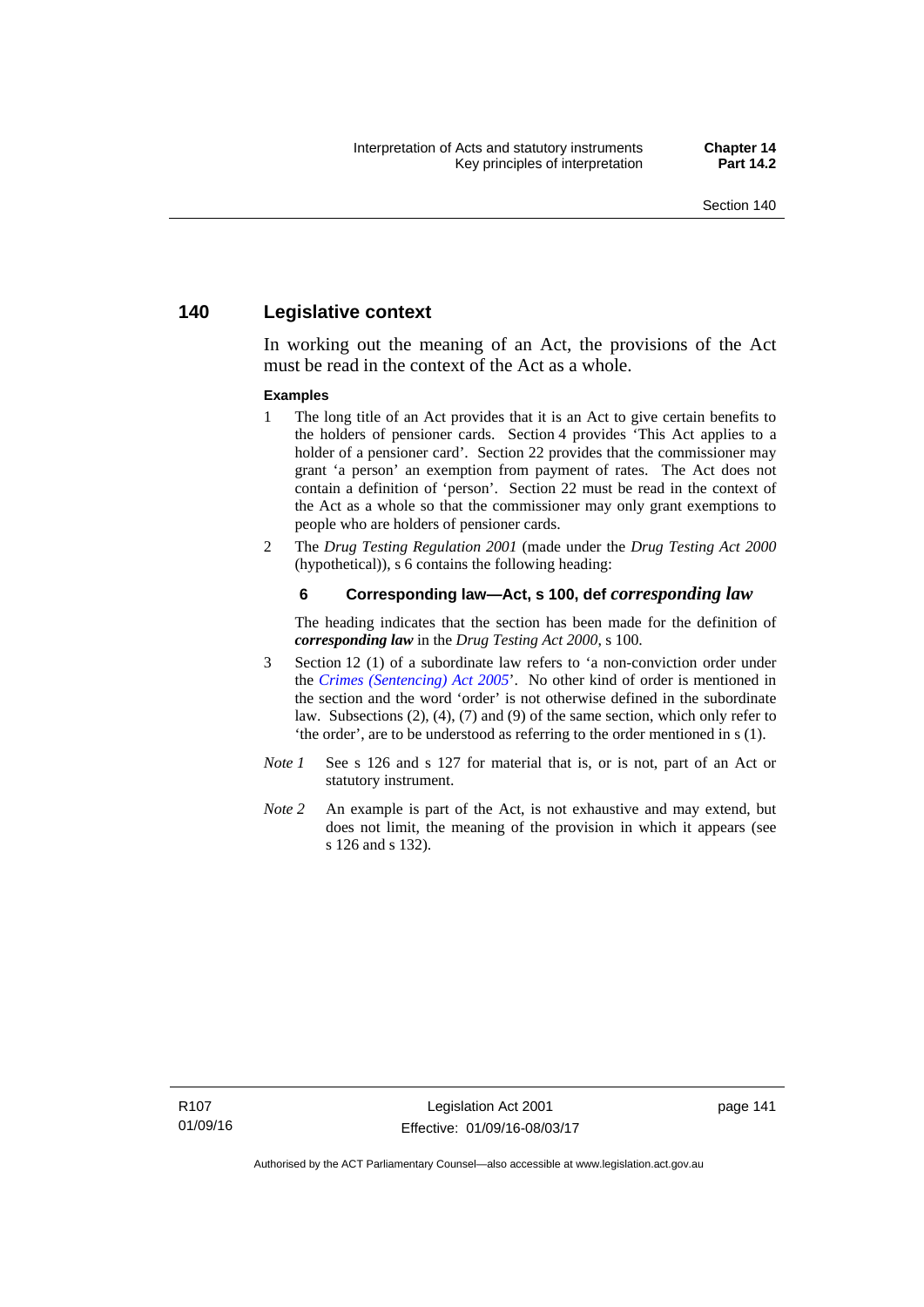## 140 Legislative context

In working out the meaning of an Act, the provisions of the Act must be read in the context of the Act as a whole.

**Examples**

1 The long title of an Act provides that it is an Act to give certain benefits to the holders of pensioner cards. Section 4 provides 'This Act applies to a holder of a pensioner card'. Section 22 provides that the commissioner may grant 'a person' an exemption from payment of rates. The Act does not contain a definition of 'person'. Section 22 must be read in the context of the Act as a whole so that the commissioner may only grant exemptions to people who are holders of pensioner cards.

2 The *Drug Testing Regulation 2001* (made under the *Drug Testing Act 2000* (hypothetical)), s 6 contains the following heading:

**6 Corresponding law—Act, s 100, def *corresponding law***

The heading indicates that the section has been made for the definition of ***corresponding law*** in the *Drug Testing Act 2000*, s 100.

3 Section 12 (1) of a subordinate law refers to 'a non-conviction order under the *Crimes (Sentencing) Act 2005*'. No other kind of order is mentioned in the section and the word 'order' is not otherwise defined in the subordinate law. Subsections (2), (4), (7) and (9) of the same section, which only refer to 'the order', are to be understood as referring to the order mentioned in s (1).

*Note 1* See s 126 and s 127 for material that is, or is not, part of an Act or statutory instrument.

*Note 2* An example is part of the Act, is not exhaustive and may extend, but does not limit, the meaning of the provision in which it appears (see s 126 and s 132).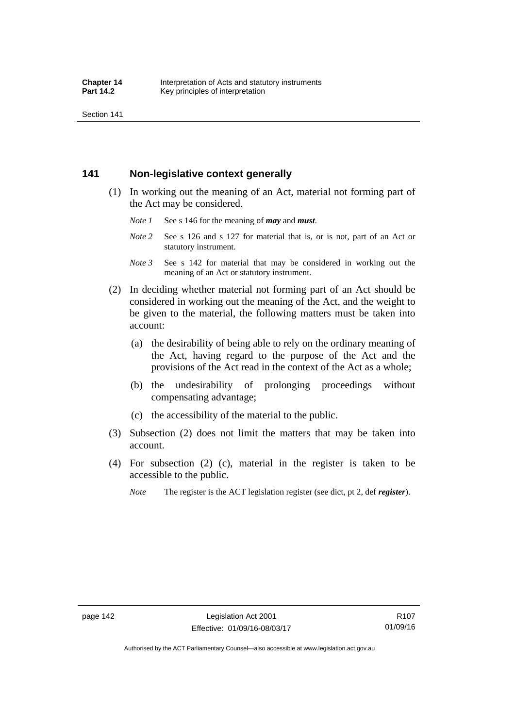## 141 Non-legislative context generally

(1) In working out the meaning of an Act, material not forming part of the Act may be considered.

*Note 1* See s 146 for the meaning of ***may*** and ***must***.

*Note 2* See s 126 and s 127 for material that is, or is not, part of an Act or statutory instrument.

*Note 3* See s 142 for material that may be considered in working out the meaning of an Act or statutory instrument.

(2) In deciding whether material not forming part of an Act should be considered in working out the meaning of the Act, and the weight to be given to the material, the following matters must be taken into account:

(a) the desirability of being able to rely on the ordinary meaning of the Act, having regard to the purpose of the Act and the provisions of the Act read in the context of the Act as a whole;

(b) the undesirability of prolonging proceedings without compensating advantage;

(c) the accessibility of the material to the public.

(3) Subsection (2) does not limit the matters that may be taken into account.

(4) For subsection (2) (c), material in the register is taken to be accessible to the public.

*Note* The register is the ACT legislation register (see dict, pt 2, def ***register***).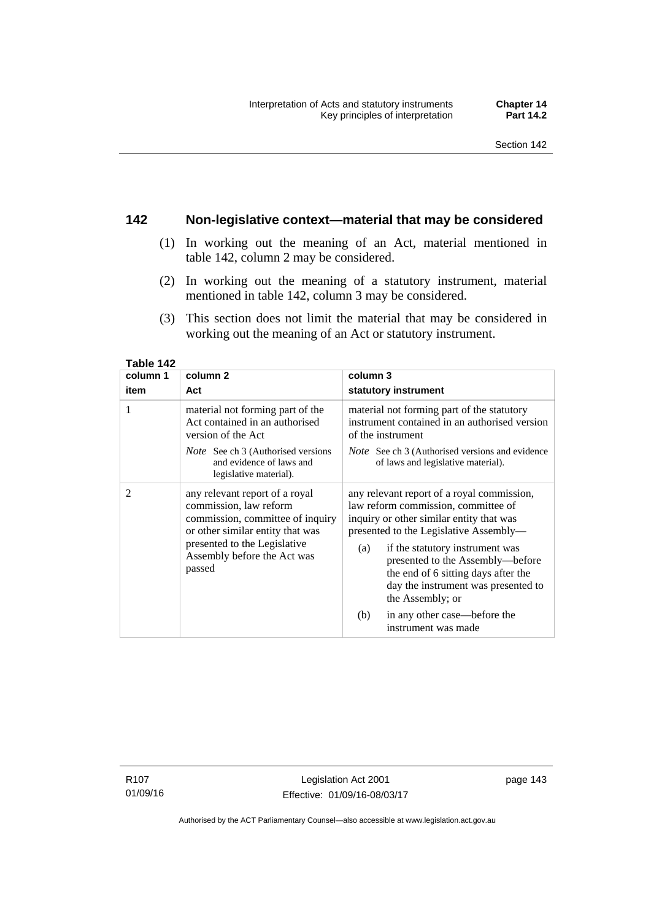## 142 Non-legislative context—material that may be considered

(1) In working out the meaning of an Act, material mentioned in table 142, column 2 may be considered.

(2) In working out the meaning of a statutory instrument, material mentioned in table 142, column 3 may be considered.

(3) This section does not limit the material that may be considered in working out the meaning of an Act or statutory instrument.

**Table 142**

| column 1<br>item | column 2<br>Act | column 3<br>statutory instrument |
|---|---|---|
| 1 | material not forming part of the Act contained in an authorised version of the Act<br>*Note* See ch 3 (Authorised versions and evidence of laws and legislative material). | material not forming part of the statutory instrument contained in an authorised version of the instrument<br>*Note* See ch 3 (Authorised versions and evidence of laws and legislative material). |
| 2 | any relevant report of a royal commission, law reform commission, committee of inquiry or other similar entity that was presented to the Legislative Assembly before the Act was passed | any relevant report of a royal commission, law reform commission, committee of inquiry or other similar entity that was presented to the Legislative Assembly—<br>(a) if the statutory instrument was presented to the Assembly—before the end of 6 sitting days after the day the instrument was presented to the Assembly; or<br>(b) in any other case—before the instrument was made |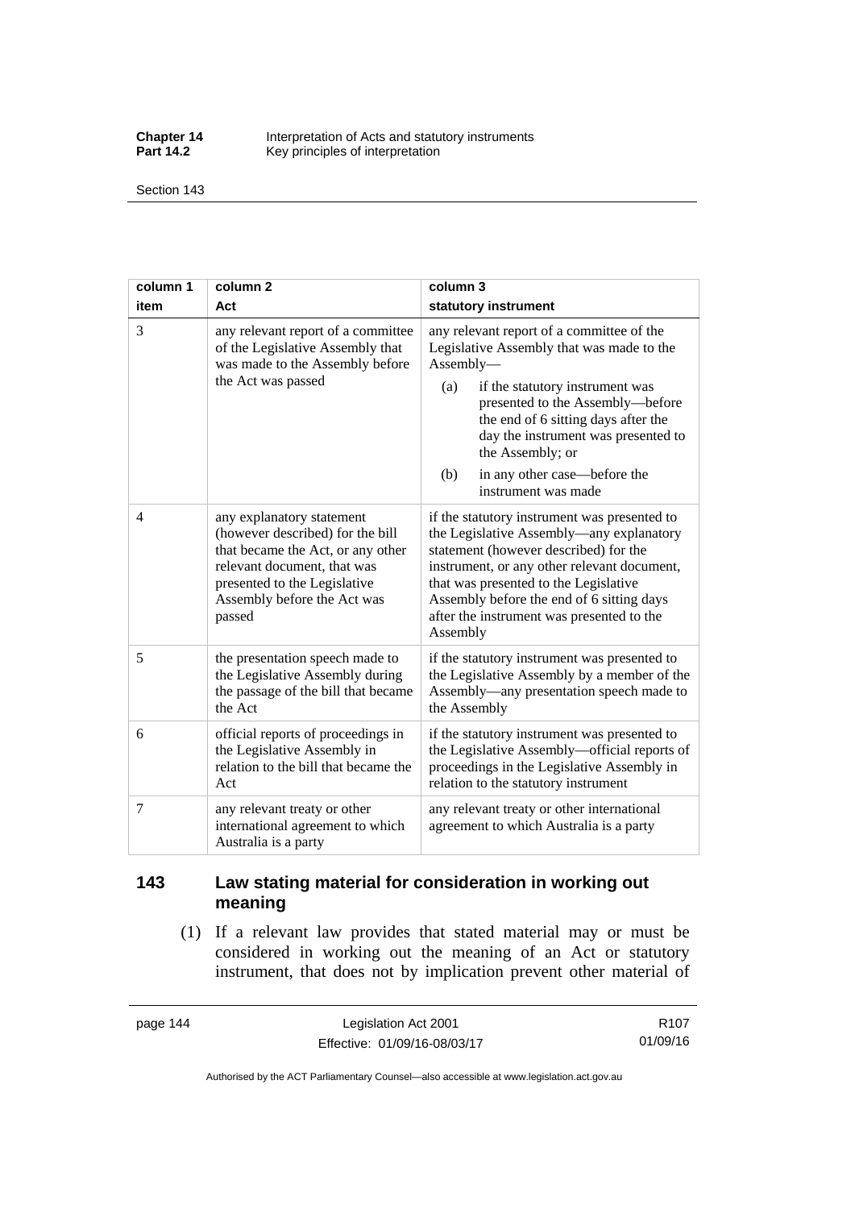| column 1 item | column 2 Act | column 3 statutory instrument |
|---|---|---|
| 3 | any relevant report of a committee of the Legislative Assembly that was made to the Assembly before the Act was passed | any relevant report of a committee of the Legislative Assembly that was made to the Assembly— (a) if the statutory instrument was presented to the Assembly—before the end of 6 sitting days after the day the instrument was presented to the Assembly; or (b) in any other case—before the instrument was made |
| 4 | any explanatory statement (however described) for the bill that became the Act, or any other relevant document, that was presented to the Legislative Assembly before the Act was passed | if the statutory instrument was presented to the Legislative Assembly—any explanatory statement (however described) for the instrument, or any other relevant document, that was presented to the Legislative Assembly before the end of 6 sitting days after the instrument was presented to the Assembly |
| 5 | the presentation speech made to the Legislative Assembly during the passage of the bill that became the Act | if the statutory instrument was presented to the Legislative Assembly by a member of the Assembly—any presentation speech made to the Assembly |
| 6 | official reports of proceedings in the Legislative Assembly in relation to the bill that became the Act | if the statutory instrument was presented to the Legislative Assembly—official reports of proceedings in the Legislative Assembly in relation to the statutory instrument |
| 7 | any relevant treaty or other international agreement to which Australia is a party | any relevant treaty or other international agreement to which Australia is a party |

## 143 Law stating material for consideration in working out meaning

(1) If a relevant law provides that stated material may or must be considered in working out the meaning of an Act or statutory instrument, that does not by implication prevent other material of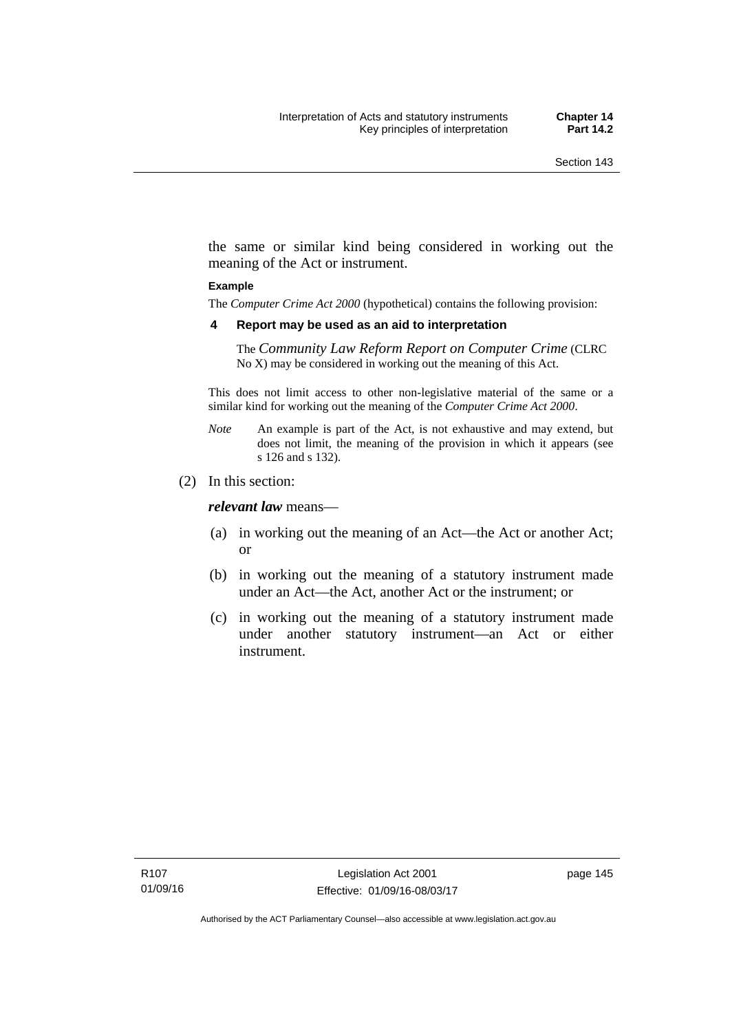the same or similar kind being considered in working out the meaning of the Act or instrument.

**Example**

The *Computer Crime Act 2000* (hypothetical) contains the following provision:

**4 Report may be used as an aid to interpretation**

The *Community Law Reform Report on Computer Crime* (CLRC No X) may be considered in working out the meaning of this Act.

This does not limit access to other non-legislative material of the same or a similar kind for working out the meaning of the *Computer Crime Act 2000*.

*Note* An example is part of the Act, is not exhaustive and may extend, but does not limit, the meaning of the provision in which it appears (see s 126 and s 132).

(2) In this section:

***relevant law*** means—

(a) in working out the meaning of an Act—the Act or another Act; or

(b) in working out the meaning of a statutory instrument made under an Act—the Act, another Act or the instrument; or

(c) in working out the meaning of a statutory instrument made under another statutory instrument—an Act or either instrument.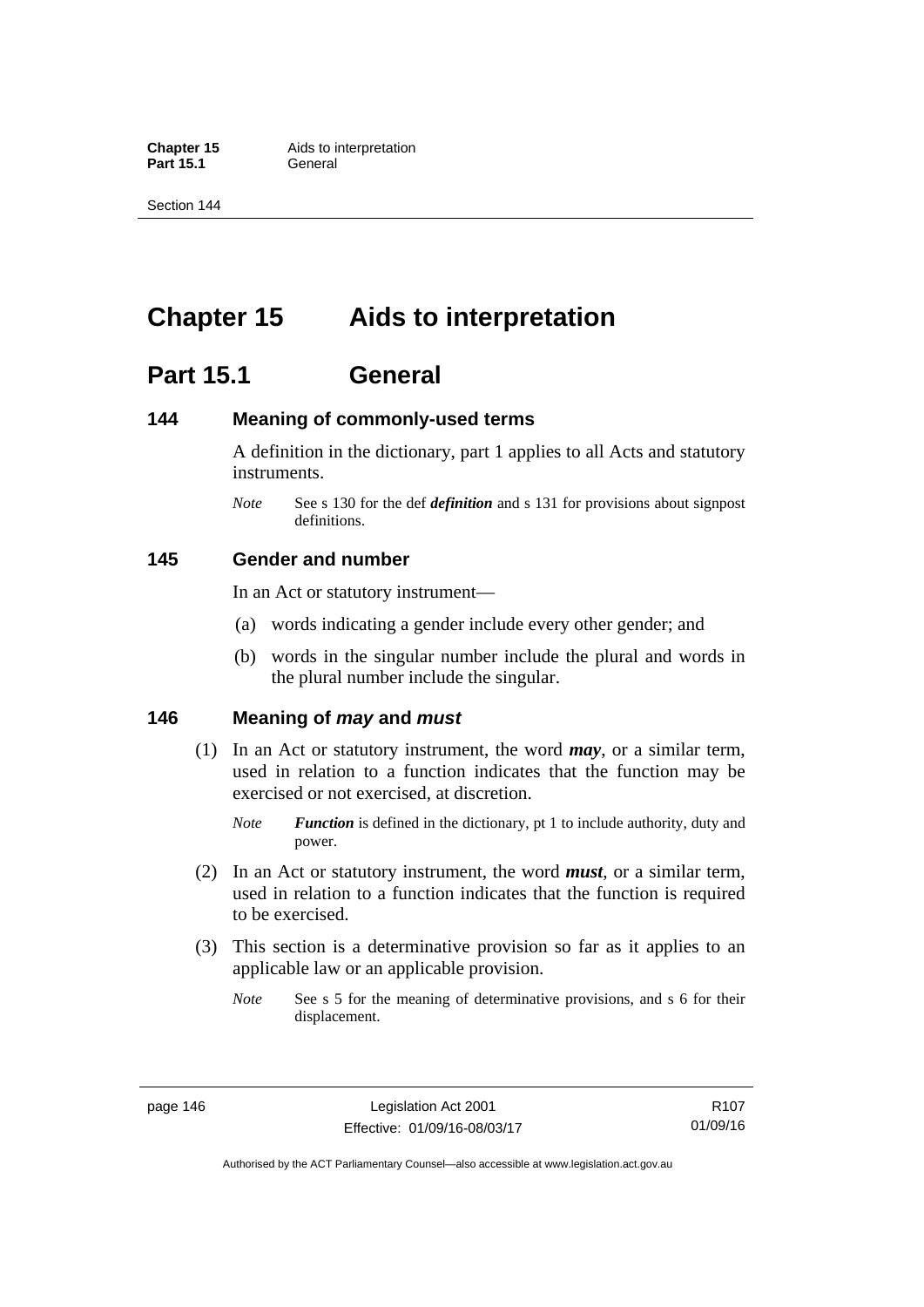# Chapter 15 Aids to interpretation

## Part 15.1 General

### 144 Meaning of commonly-used terms

A definition in the dictionary, part 1 applies to all Acts and statutory instruments.

*Note* See s 130 for the def ***definition*** and s 131 for provisions about signpost definitions.

### 145 Gender and number

In an Act or statutory instrument—

(a) words indicating a gender include every other gender; and

(b) words in the singular number include the plural and words in the plural number include the singular.

### 146 Meaning of *may* and *must*

(1) In an Act or statutory instrument, the word ***may***, or a similar term, used in relation to a function indicates that the function may be exercised or not exercised, at discretion.

*Note* ***Function*** is defined in the dictionary, pt 1 to include authority, duty and power.

(2) In an Act or statutory instrument, the word ***must***, or a similar term, used in relation to a function indicates that the function is required to be exercised.

(3) This section is a determinative provision so far as it applies to an applicable law or an applicable provision.

*Note* See s 5 for the meaning of determinative provisions, and s 6 for their displacement.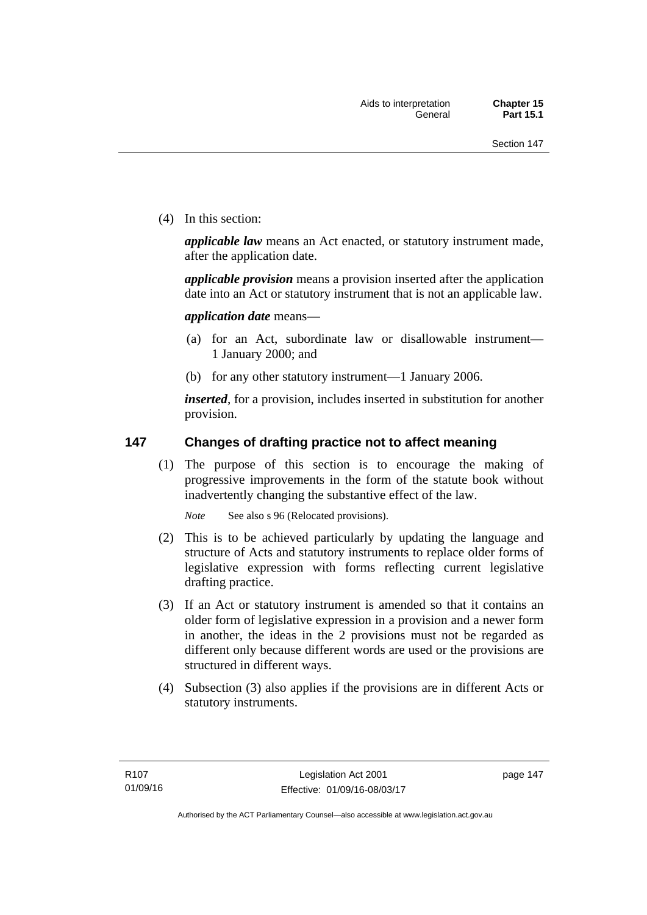(4) In this section:

***applicable law*** means an Act enacted, or statutory instrument made, after the application date.

***applicable provision*** means a provision inserted after the application date into an Act or statutory instrument that is not an applicable law.

***application date*** means—

(a) for an Act, subordinate law or disallowable instrument—1 January 2000; and

(b) for any other statutory instrument—1 January 2006.

***inserted***, for a provision, includes inserted in substitution for another provision.

## 147 Changes of drafting practice not to affect meaning

(1) The purpose of this section is to encourage the making of progressive improvements in the form of the statute book without inadvertently changing the substantive effect of the law.

*Note* See also s 96 (Relocated provisions).

(2) This is to be achieved particularly by updating the language and structure of Acts and statutory instruments to replace older forms of legislative expression with forms reflecting current legislative drafting practice.

(3) If an Act or statutory instrument is amended so that it contains an older form of legislative expression in a provision and a newer form in another, the ideas in the 2 provisions must not be regarded as different only because different words are used or the provisions are structured in different ways.

(4) Subsection (3) also applies if the provisions are in different Acts or statutory instruments.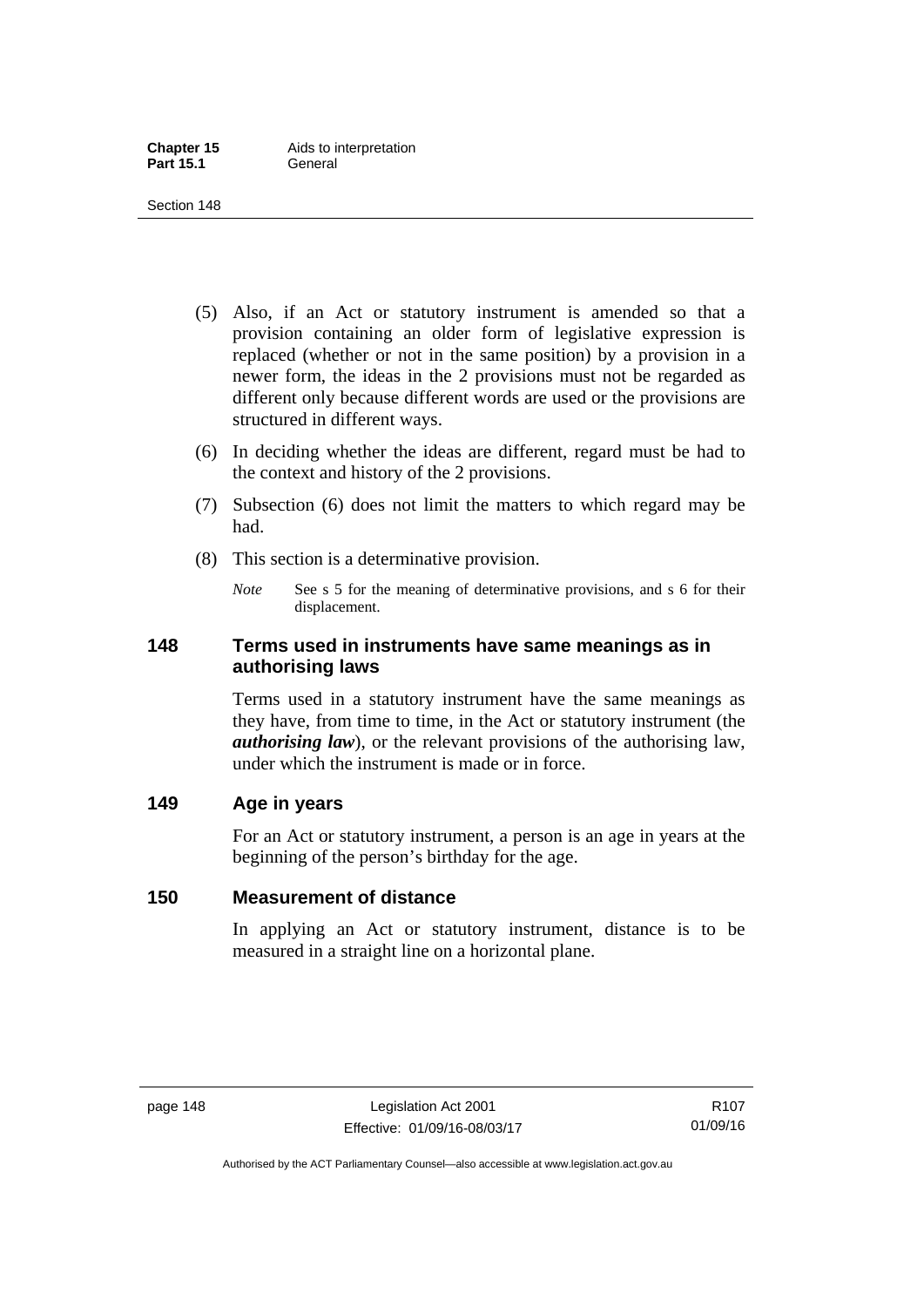(5) Also, if an Act or statutory instrument is amended so that a provision containing an older form of legislative expression is replaced (whether or not in the same position) by a provision in a newer form, the ideas in the 2 provisions must not be regarded as different only because different words are used or the provisions are structured in different ways.

(6) In deciding whether the ideas are different, regard must be had to the context and history of the 2 provisions.

(7) Subsection (6) does not limit the matters to which regard may be had.

(8) This section is a determinative provision.

*Note* See s 5 for the meaning of determinative provisions, and s 6 for their displacement.

## 148 Terms used in instruments have same meanings as in authorising laws

Terms used in a statutory instrument have the same meanings as they have, from time to time, in the Act or statutory instrument (the ***authorising law***), or the relevant provisions of the authorising law, under which the instrument is made or in force.

## 149 Age in years

For an Act or statutory instrument, a person is an age in years at the beginning of the person's birthday for the age.

## 150 Measurement of distance

In applying an Act or statutory instrument, distance is to be measured in a straight line on a horizontal plane.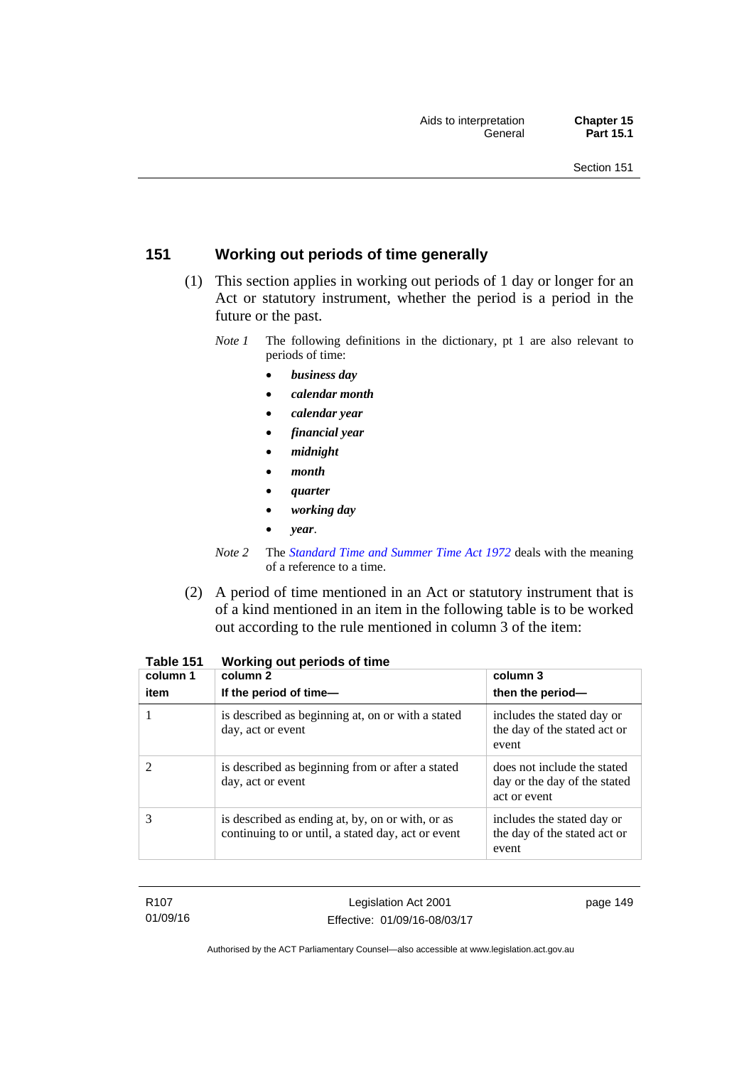## 151 Working out periods of time generally

(1) This section applies in working out periods of 1 day or longer for an Act or statutory instrument, whether the period is a period in the future or the past.

*Note 1* The following definitions in the dictionary, pt 1 are also relevant to periods of time:

- ***business day***
- ***calendar month***
- ***calendar year***
- ***financial year***
- ***midnight***
- ***month***
- ***quarter***
- ***working day***
- ***year***.

*Note 2* The *Standard Time and Summer Time Act 1972* deals with the meaning of a reference to a time.

(2) A period of time mentioned in an Act or statutory instrument that is of a kind mentioned in an item in the following table is to be worked out according to the rule mentioned in column 3 of the item:

**Table 151 Working out periods of time**

| column 1<br>item | column 2<br>If the period of time— | column 3<br>then the period— |
|---|---|---|
| 1 | is described as beginning at, on or with a stated day, act or event | includes the stated day or the day of the stated act or event |
| 2 | is described as beginning from or after a stated day, act or event | does not include the stated day or the day of the stated act or event |
| 3 | is described as ending at, by, on or with, or as continuing to or until, a stated day, act or event | includes the stated day or the day of the stated act or event |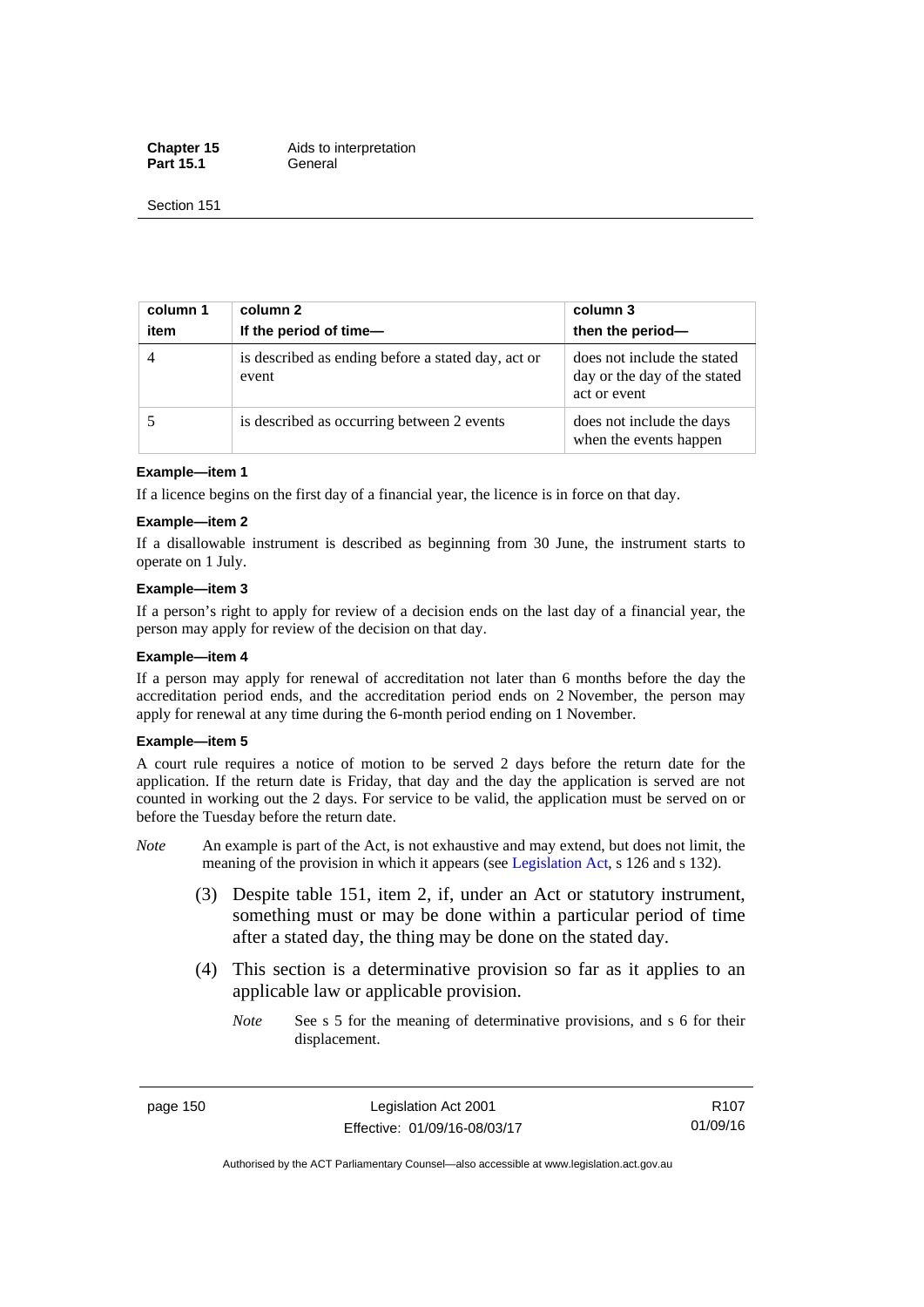| column 1 item | column 2 If the period of time— | column 3 then the period— |
| --- | --- | --- |
| 4 | is described as ending before a stated day, act or event | does not include the stated day or the day of the stated act or event |
| 5 | is described as occurring between 2 events | does not include the days when the events happen |

**Example—item 1**

If a licence begins on the first day of a financial year, the licence is in force on that day.

**Example—item 2**

If a disallowable instrument is described as beginning from 30 June, the instrument starts to operate on 1 July.

**Example—item 3**

If a person's right to apply for review of a decision ends on the last day of a financial year, the person may apply for review of the decision on that day.

**Example—item 4**

If a person may apply for renewal of accreditation not later than 6 months before the day the accreditation period ends, and the accreditation period ends on 2 November, the person may apply for renewal at any time during the 6-month period ending on 1 November.

**Example—item 5**

A court rule requires a notice of motion to be served 2 days before the return date for the application. If the return date is Friday, that day and the day the application is served are not counted in working out the 2 days. For service to be valid, the application must be served on or before the Tuesday before the return date.

*Note* An example is part of the Act, is not exhaustive and may extend, but does not limit, the meaning of the provision in which it appears (see Legislation Act, s 126 and s 132).

(3) Despite table 151, item 2, if, under an Act or statutory instrument, something must or may be done within a particular period of time after a stated day, the thing may be done on the stated day.

(4) This section is a determinative provision so far as it applies to an applicable law or applicable provision.

*Note* See s 5 for the meaning of determinative provisions, and s 6 for their displacement.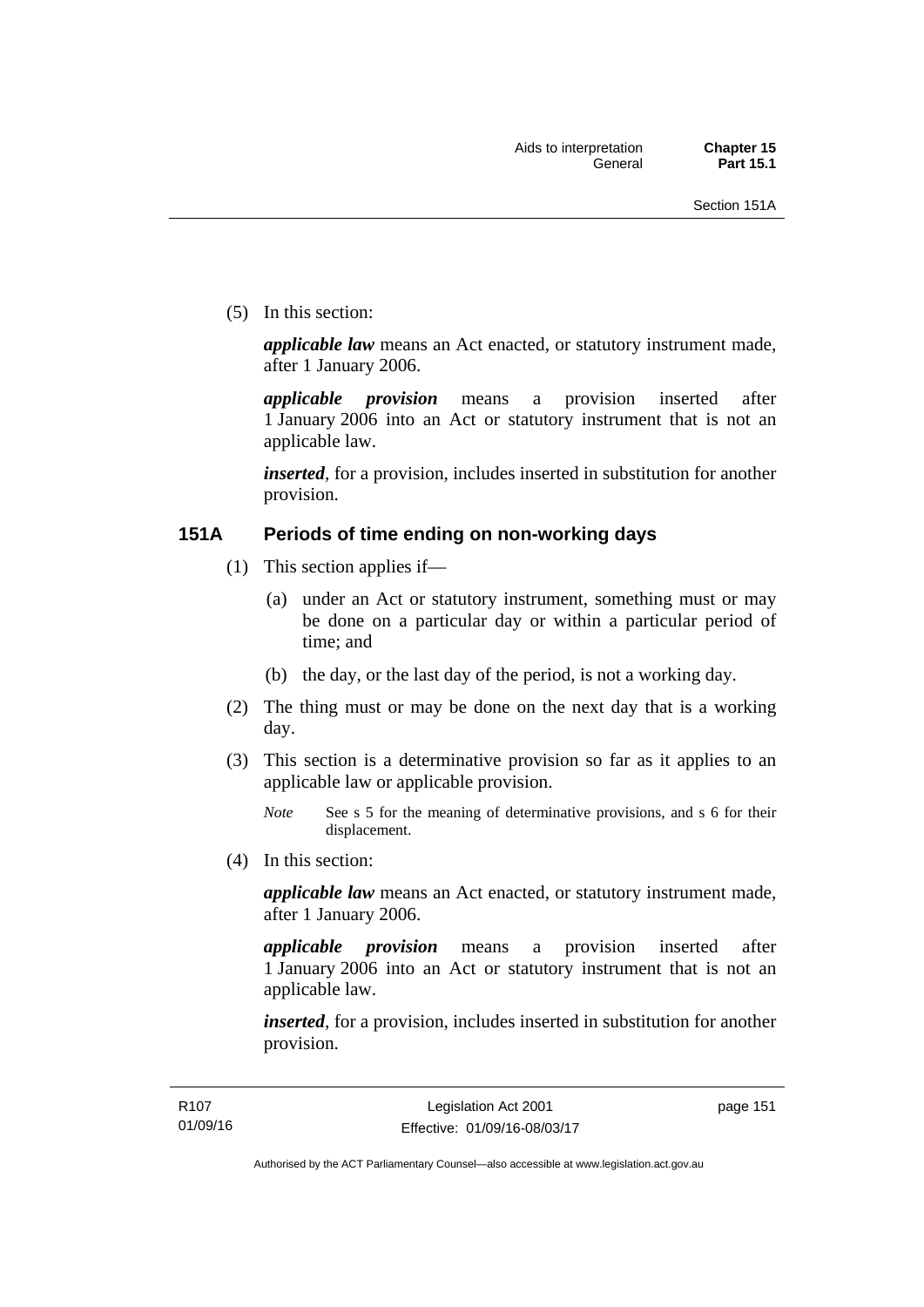(5) In this section:

***applicable law*** means an Act enacted, or statutory instrument made, after 1 January 2006.

***applicable provision*** means a provision inserted after 1 January 2006 into an Act or statutory instrument that is not an applicable law.

***inserted***, for a provision, includes inserted in substitution for another provision.

### 151A Periods of time ending on non-working days

(1) This section applies if—

(a) under an Act or statutory instrument, something must or may be done on a particular day or within a particular period of time; and

(b) the day, or the last day of the period, is not a working day.

(2) The thing must or may be done on the next day that is a working day.

(3) This section is a determinative provision so far as it applies to an applicable law or applicable provision.

*Note* See s 5 for the meaning of determinative provisions, and s 6 for their displacement.

(4) In this section:

***applicable law*** means an Act enacted, or statutory instrument made, after 1 January 2006.

***applicable provision*** means a provision inserted after 1 January 2006 into an Act or statutory instrument that is not an applicable law.

***inserted***, for a provision, includes inserted in substitution for another provision.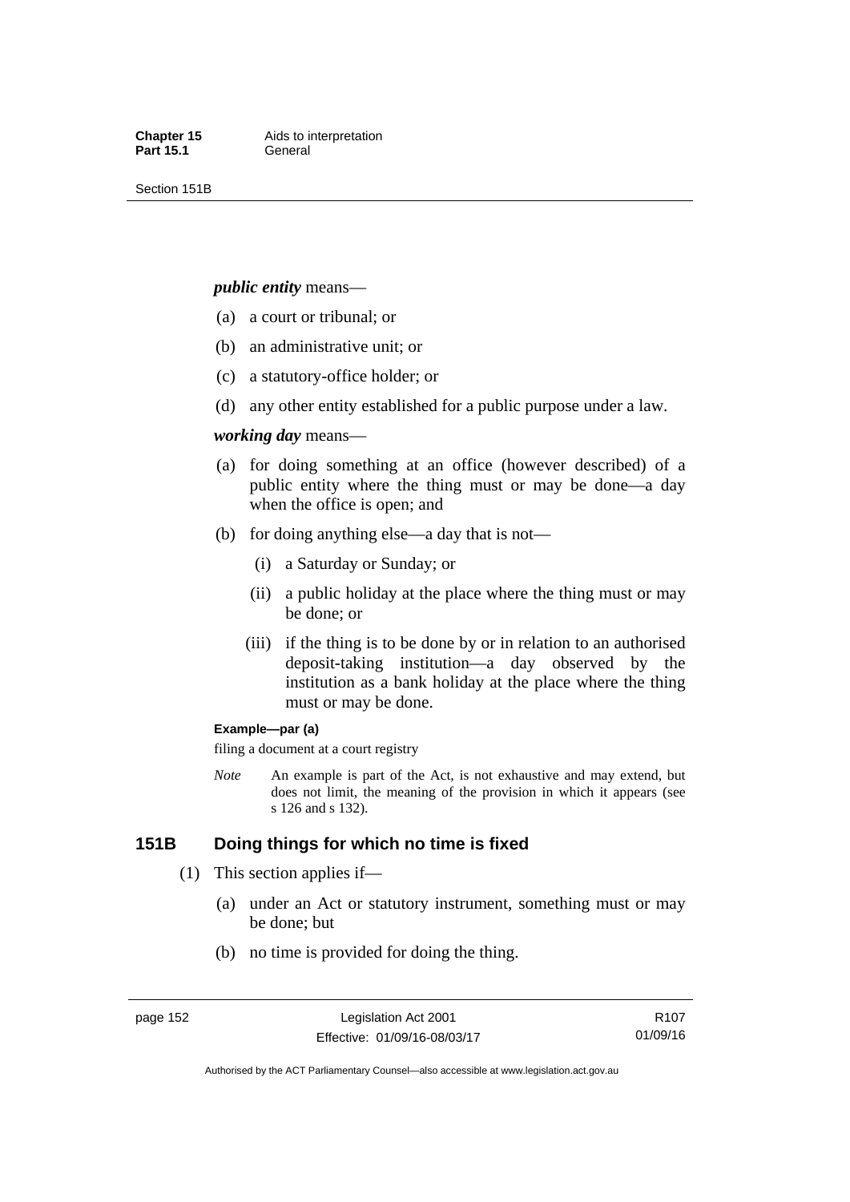***public entity*** means—

(a) a court or tribunal; or

(b) an administrative unit; or

(c) a statutory-office holder; or

(d) any other entity established for a public purpose under a law.

***working day*** means—

(a) for doing something at an office (however described) of a public entity where the thing must or may be done—a day when the office is open; and

(b) for doing anything else—a day that is not—

  (i) a Saturday or Sunday; or

  (ii) a public holiday at the place where the thing must or may be done; or

  (iii) if the thing is to be done by or in relation to an authorised deposit-taking institution—a day observed by the institution as a bank holiday at the place where the thing must or may be done.

**Example—par (a)**

filing a document at a court registry

*Note* An example is part of the Act, is not exhaustive and may extend, but does not limit, the meaning of the provision in which it appears (see s 126 and s 132).

## 151B Doing things for which no time is fixed

(1) This section applies if—

  (a) under an Act or statutory instrument, something must or may be done; but

  (b) no time is provided for doing the thing.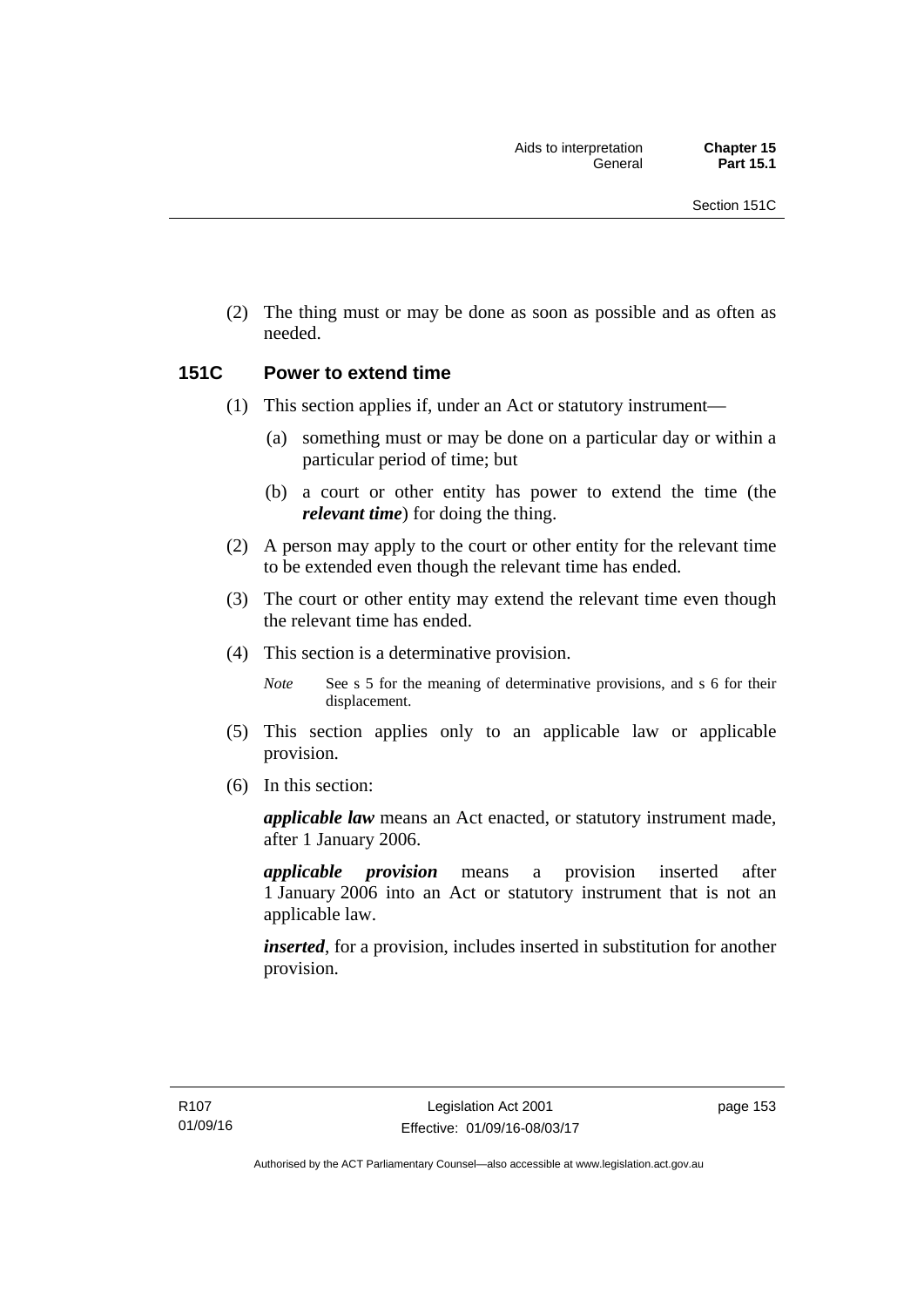(2) The thing must or may be done as soon as possible and as often as needed.

## 151C Power to extend time

(1) This section applies if, under an Act or statutory instrument—

(a) something must or may be done on a particular day or within a particular period of time; but

(b) a court or other entity has power to extend the time (the ***relevant time***) for doing the thing.

(2) A person may apply to the court or other entity for the relevant time to be extended even though the relevant time has ended.

(3) The court or other entity may extend the relevant time even though the relevant time has ended.

(4) This section is a determinative provision.

*Note* See s 5 for the meaning of determinative provisions, and s 6 for their displacement.

(5) This section applies only to an applicable law or applicable provision.

(6) In this section:

***applicable law*** means an Act enacted, or statutory instrument made, after 1 January 2006.

***applicable provision*** means a provision inserted after 1 January 2006 into an Act or statutory instrument that is not an applicable law.

***inserted***, for a provision, includes inserted in substitution for another provision.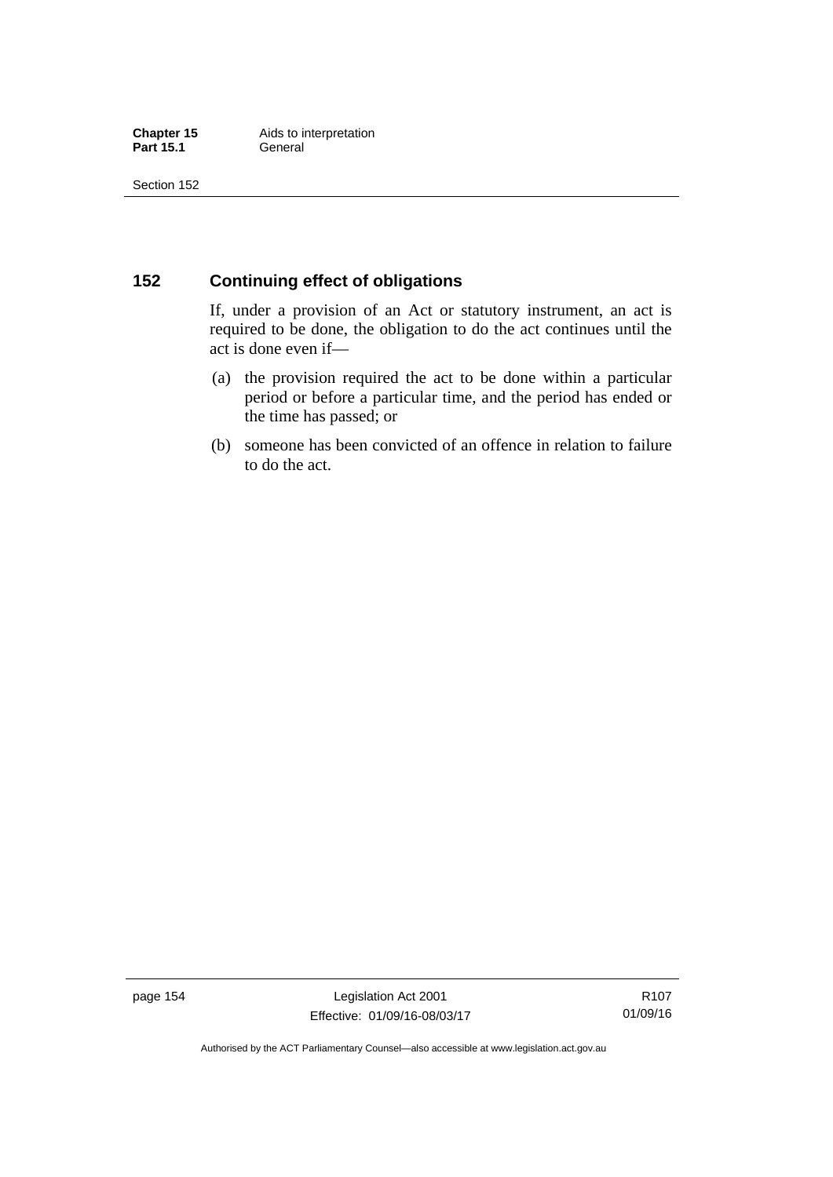## 152 Continuing effect of obligations

If, under a provision of an Act or statutory instrument, an act is required to be done, the obligation to do the act continues until the act is done even if—

(a) the provision required the act to be done within a particular period or before a particular time, and the period has ended or the time has passed; or

(b) someone has been convicted of an offence in relation to failure to do the act.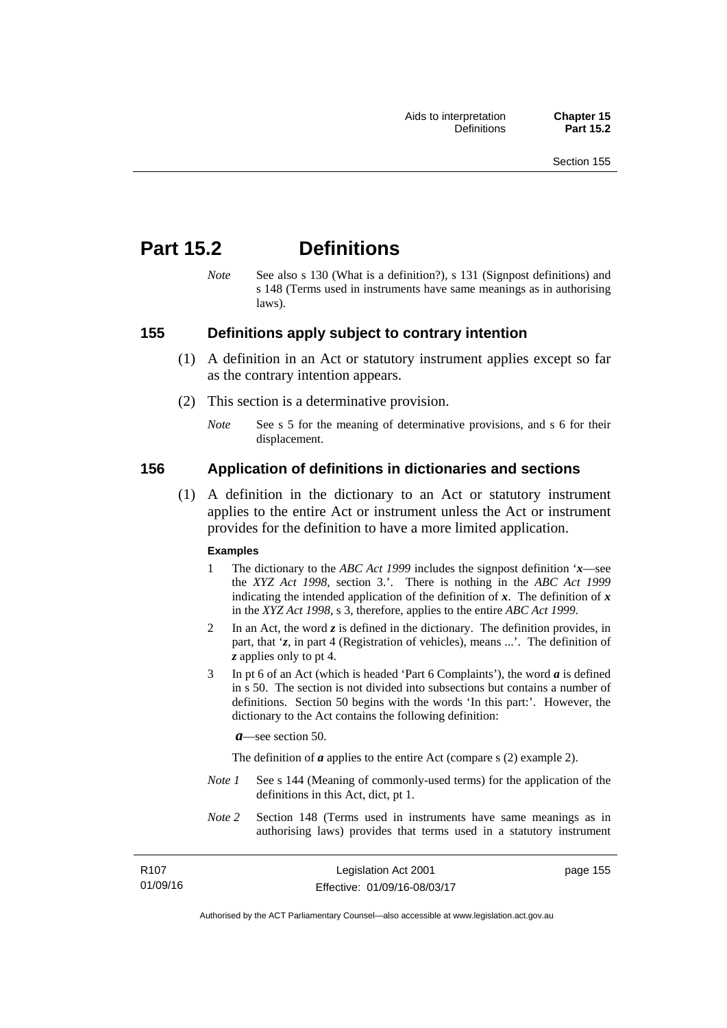# Part 15.2 Definitions

*Note* See also s 130 (What is a definition?), s 131 (Signpost definitions) and s 148 (Terms used in instruments have same meanings as in authorising laws).

## 155 Definitions apply subject to contrary intention

(1) A definition in an Act or statutory instrument applies except so far as the contrary intention appears.

(2) This section is a determinative provision.

*Note* See s 5 for the meaning of determinative provisions, and s 6 for their displacement.

## 156 Application of definitions in dictionaries and sections

(1) A definition in the dictionary to an Act or statutory instrument applies to the entire Act or instrument unless the Act or instrument provides for the definition to have a more limited application.

**Examples**

1 The dictionary to the *ABC Act 1999* includes the signpost definition '***x***—see the *XYZ Act 1998*, section 3.'. There is nothing in the *ABC Act 1999* indicating the intended application of the definition of ***x***. The definition of ***x*** in the *XYZ Act 1998*, s 3, therefore, applies to the entire *ABC Act 1999*.

2 In an Act, the word ***z*** is defined in the dictionary. The definition provides, in part, that '***z***, in part 4 (Registration of vehicles), means ...'. The definition of ***z*** applies only to pt 4.

3 In pt 6 of an Act (which is headed 'Part 6 Complaints'), the word ***a*** is defined in s 50. The section is not divided into subsections but contains a number of definitions. Section 50 begins with the words 'In this part:'. However, the dictionary to the Act contains the following definition:

***a***—see section 50.

The definition of ***a*** applies to the entire Act (compare s (2) example 2).

*Note 1* See s 144 (Meaning of commonly-used terms) for the application of the definitions in this Act, dict, pt 1.

*Note 2* Section 148 (Terms used in instruments have same meanings as in authorising laws) provides that terms used in a statutory instrument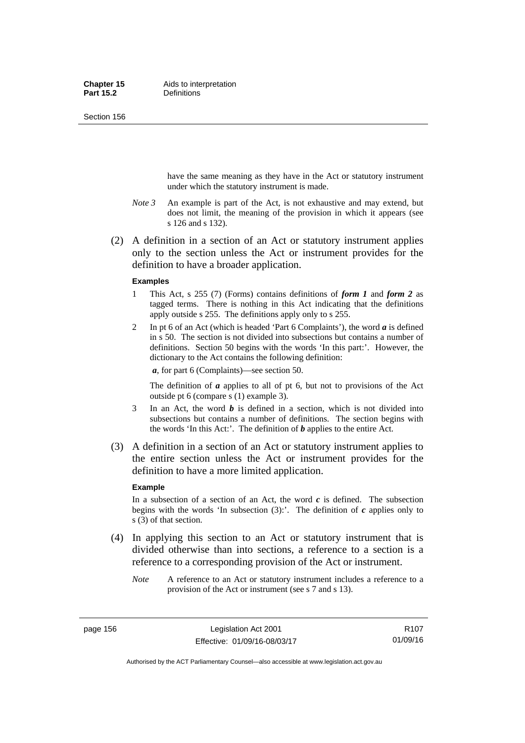have the same meaning as they have in the Act or statutory instrument under which the statutory instrument is made.

*Note 3* An example is part of the Act, is not exhaustive and may extend, but does not limit, the meaning of the provision in which it appears (see s 126 and s 132).

(2) A definition in a section of an Act or statutory instrument applies only to the section unless the Act or instrument provides for the definition to have a broader application.

**Examples**

1 This Act, s 255 (7) (Forms) contains definitions of ***form 1*** and ***form 2*** as tagged terms. There is nothing in this Act indicating that the definitions apply outside s 255. The definitions apply only to s 255.

2 In pt 6 of an Act (which is headed 'Part 6 Complaints'), the word ***a*** is defined in s 50. The section is not divided into subsections but contains a number of definitions. Section 50 begins with the words 'In this part:'. However, the dictionary to the Act contains the following definition:

***a***, for part 6 (Complaints)—see section 50.

The definition of ***a*** applies to all of pt 6, but not to provisions of the Act outside pt 6 (compare s (1) example 3).

3 In an Act, the word ***b*** is defined in a section, which is not divided into subsections but contains a number of definitions. The section begins with the words 'In this Act:'. The definition of ***b*** applies to the entire Act.

(3) A definition in a section of an Act or statutory instrument applies to the entire section unless the Act or instrument provides for the definition to have a more limited application.

**Example**

In a subsection of a section of an Act, the word ***c*** is defined. The subsection begins with the words 'In subsection (3):'. The definition of ***c*** applies only to s (3) of that section.

(4) In applying this section to an Act or statutory instrument that is divided otherwise than into sections, a reference to a section is a reference to a corresponding provision of the Act or instrument.

*Note* A reference to an Act or statutory instrument includes a reference to a provision of the Act or instrument (see s 7 and s 13).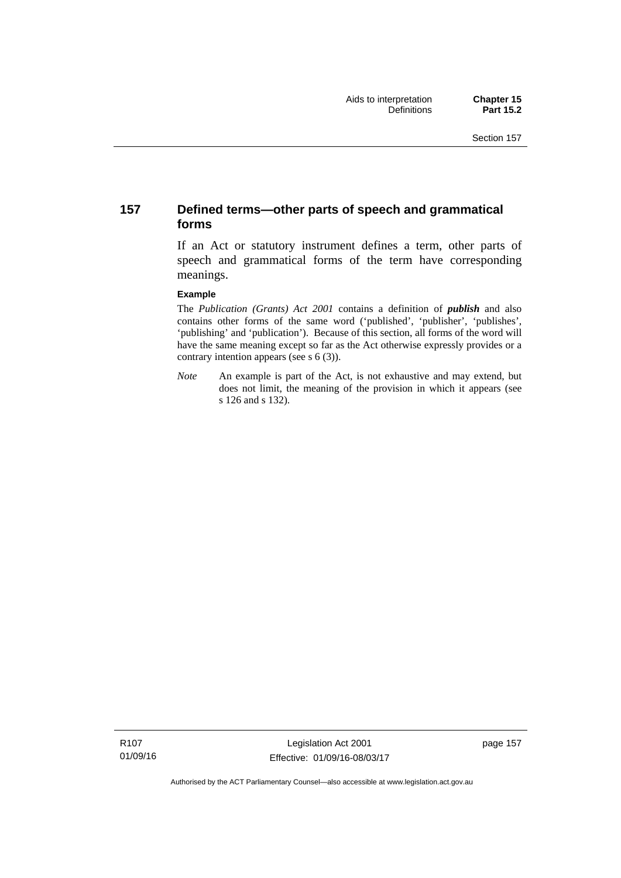## 157 Defined terms—other parts of speech and grammatical forms

If an Act or statutory instrument defines a term, other parts of speech and grammatical forms of the term have corresponding meanings.

**Example**

The *Publication (Grants) Act 2001* contains a definition of ***publish*** and also contains other forms of the same word ('published', 'publisher', 'publishes', 'publishing' and 'publication'). Because of this section, all forms of the word will have the same meaning except so far as the Act otherwise expressly provides or a contrary intention appears (see s 6 (3)).

*Note* An example is part of the Act, is not exhaustive and may extend, but does not limit, the meaning of the provision in which it appears (see s 126 and s 132).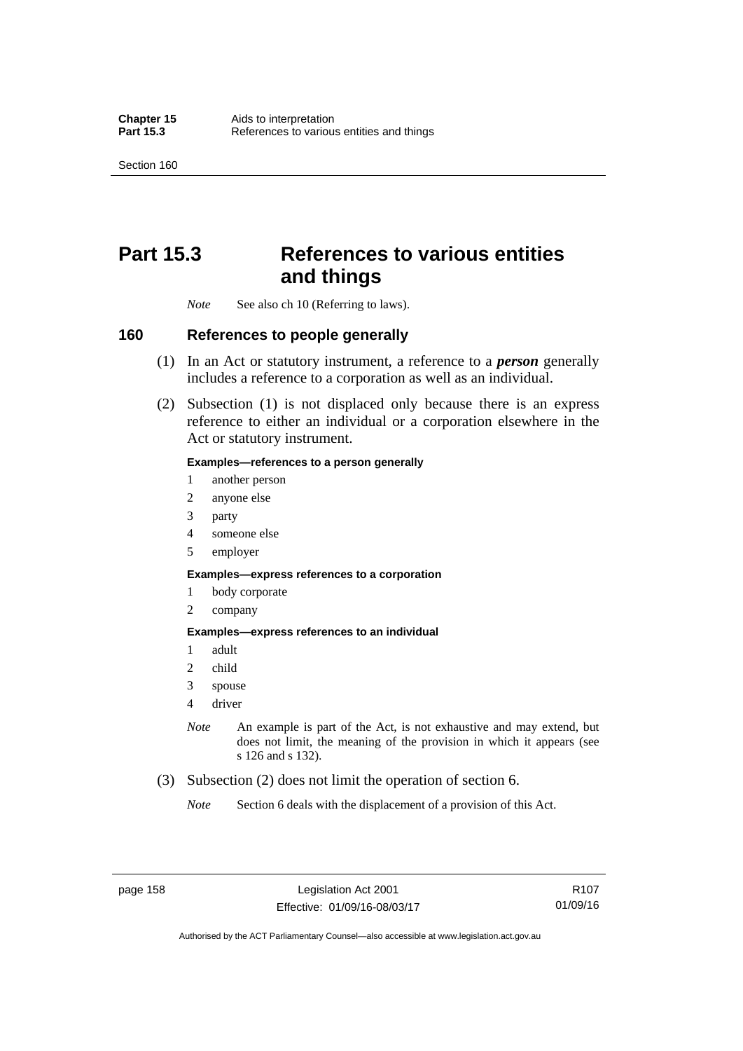# Part 15.3 References to various entities and things

*Note* See also ch 10 (Referring to laws).

## 160 References to people generally

(1) In an Act or statutory instrument, a reference to a ***person*** generally includes a reference to a corporation as well as an individual.

(2) Subsection (1) is not displaced only because there is an express reference to either an individual or a corporation elsewhere in the Act or statutory instrument.

**Examples—references to a person generally**

1 another person

2 anyone else

3 party

4 someone else

5 employer

**Examples—express references to a corporation**

1 body corporate

2 company

**Examples—express references to an individual**

1 adult

2 child

3 spouse

4 driver

*Note* An example is part of the Act, is not exhaustive and may extend, but does not limit, the meaning of the provision in which it appears (see s 126 and s 132).

(3) Subsection (2) does not limit the operation of section 6.

*Note* Section 6 deals with the displacement of a provision of this Act.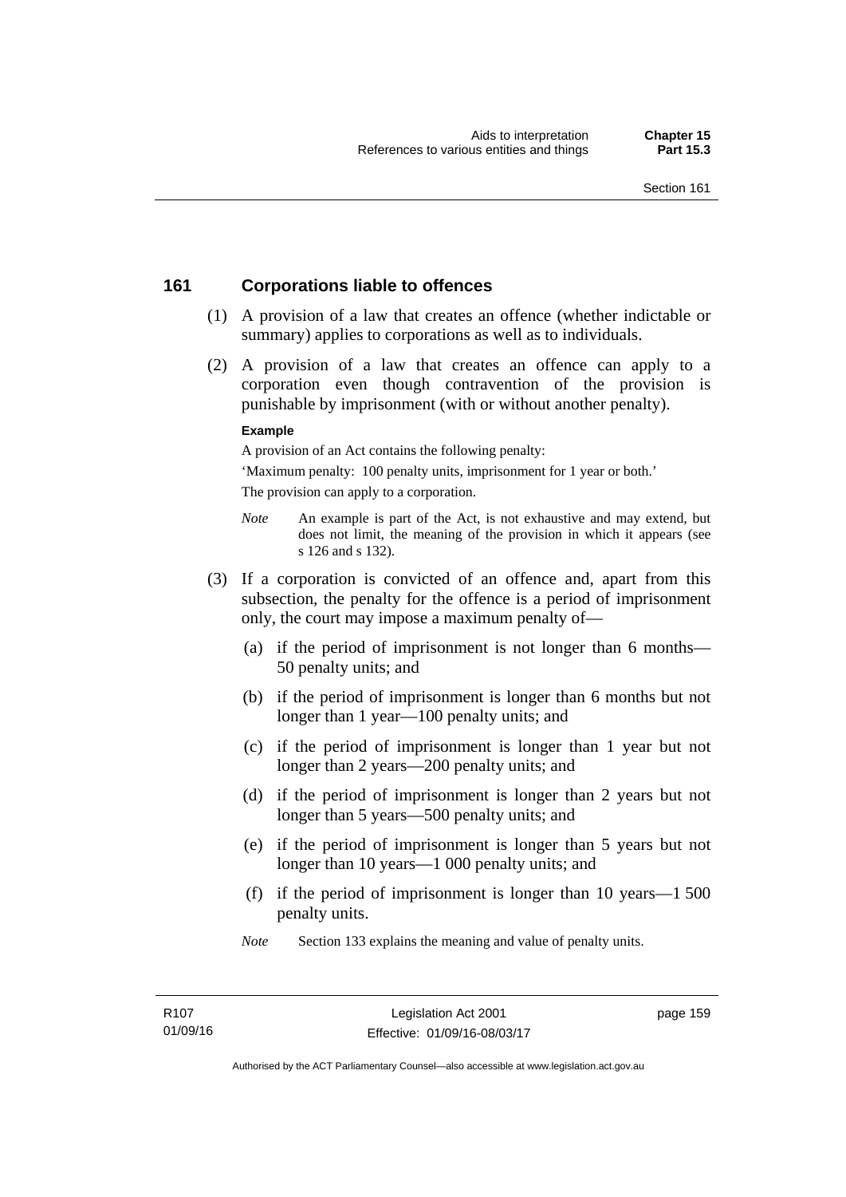## 161 Corporations liable to offences

(1) A provision of a law that creates an offence (whether indictable or summary) applies to corporations as well as to individuals.

(2) A provision of a law that creates an offence can apply to a corporation even though contravention of the provision is punishable by imprisonment (with or without another penalty).

**Example**

A provision of an Act contains the following penalty:

'Maximum penalty: 100 penalty units, imprisonment for 1 year or both.'

The provision can apply to a corporation.

*Note* An example is part of the Act, is not exhaustive and may extend, but does not limit, the meaning of the provision in which it appears (see s 126 and s 132).

(3) If a corporation is convicted of an offence and, apart from this subsection, the penalty for the offence is a period of imprisonment only, the court may impose a maximum penalty of—

(a) if the period of imprisonment is not longer than 6 months—50 penalty units; and

(b) if the period of imprisonment is longer than 6 months but not longer than 1 year—100 penalty units; and

(c) if the period of imprisonment is longer than 1 year but not longer than 2 years—200 penalty units; and

(d) if the period of imprisonment is longer than 2 years but not longer than 5 years—500 penalty units; and

(e) if the period of imprisonment is longer than 5 years but not longer than 10 years—1 000 penalty units; and

(f) if the period of imprisonment is longer than 10 years—1 500 penalty units.

*Note* Section 133 explains the meaning and value of penalty units.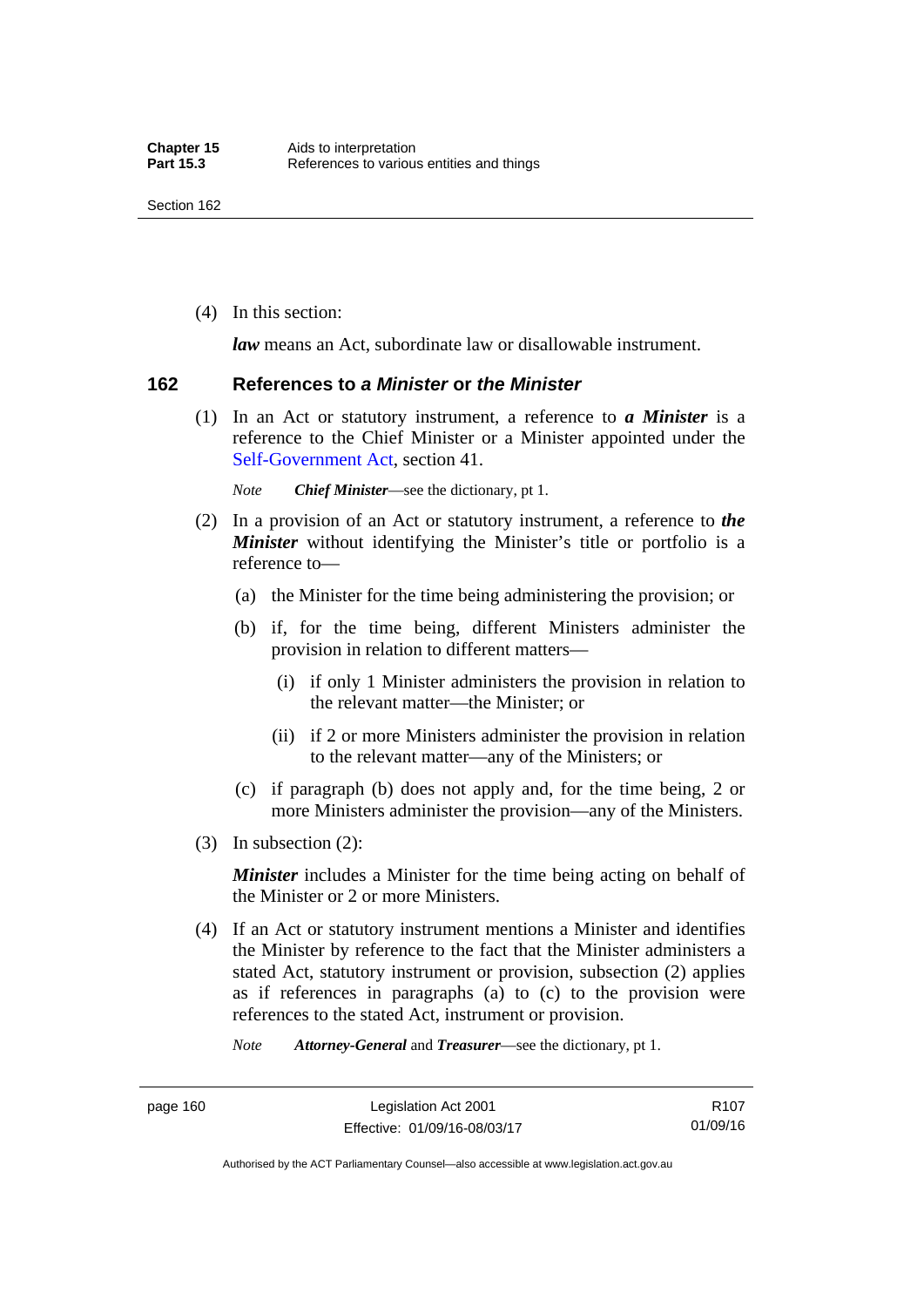(4) In this section:

***law*** means an Act, subordinate law or disallowable instrument.

### 162 References to *a Minister* or *the Minister*

(1) In an Act or statutory instrument, a reference to ***a Minister*** is a reference to the Chief Minister or a Minister appointed under the Self-Government Act, section 41.

*Note* ***Chief Minister***—see the dictionary, pt 1.

(2) In a provision of an Act or statutory instrument, a reference to ***the Minister*** without identifying the Minister's title or portfolio is a reference to—

(a) the Minister for the time being administering the provision; or

(b) if, for the time being, different Ministers administer the provision in relation to different matters—

(i) if only 1 Minister administers the provision in relation to the relevant matter—the Minister; or

(ii) if 2 or more Ministers administer the provision in relation to the relevant matter—any of the Ministers; or

(c) if paragraph (b) does not apply and, for the time being, 2 or more Ministers administer the provision—any of the Ministers.

(3) In subsection (2):

***Minister*** includes a Minister for the time being acting on behalf of the Minister or 2 or more Ministers.

(4) If an Act or statutory instrument mentions a Minister and identifies the Minister by reference to the fact that the Minister administers a stated Act, statutory instrument or provision, subsection (2) applies as if references in paragraphs (a) to (c) to the provision were references to the stated Act, instrument or provision.

*Note* ***Attorney-General*** and ***Treasurer***—see the dictionary, pt 1.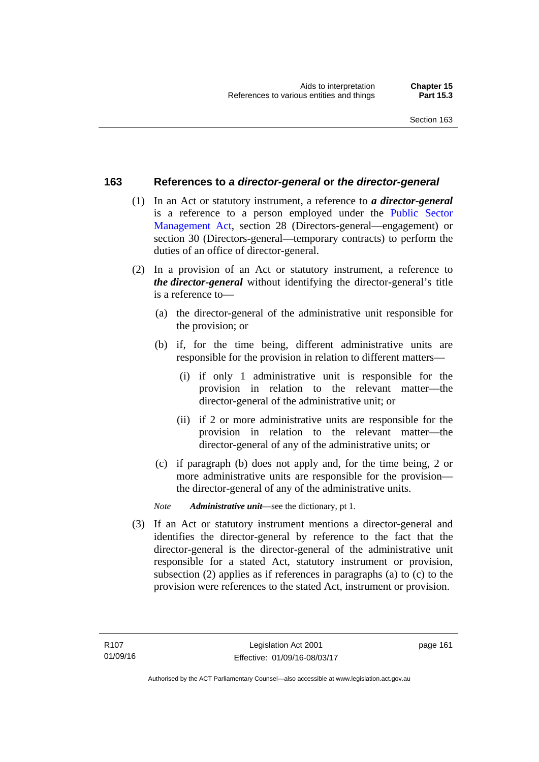## 163 References to *a director-general* or *the director-general*

(1) In an Act or statutory instrument, a reference to ***a director-general*** is a reference to a person employed under the Public Sector Management Act, section 28 (Directors-general—engagement) or section 30 (Directors-general—temporary contracts) to perform the duties of an office of director-general.

(2) In a provision of an Act or statutory instrument, a reference to ***the director-general*** without identifying the director-general's title is a reference to—

(a) the director-general of the administrative unit responsible for the provision; or

(b) if, for the time being, different administrative units are responsible for the provision in relation to different matters—

(i) if only 1 administrative unit is responsible for the provision in relation to the relevant matter—the director-general of the administrative unit; or

(ii) if 2 or more administrative units are responsible for the provision in relation to the relevant matter—the director-general of any of the administrative units; or

(c) if paragraph (b) does not apply and, for the time being, 2 or more administrative units are responsible for the provision—the director-general of any of the administrative units.

*Note* ***Administrative unit***—see the dictionary, pt 1.

(3) If an Act or statutory instrument mentions a director-general and identifies the director-general by reference to the fact that the director-general is the director-general of the administrative unit responsible for a stated Act, statutory instrument or provision, subsection (2) applies as if references in paragraphs (a) to (c) to the provision were references to the stated Act, instrument or provision.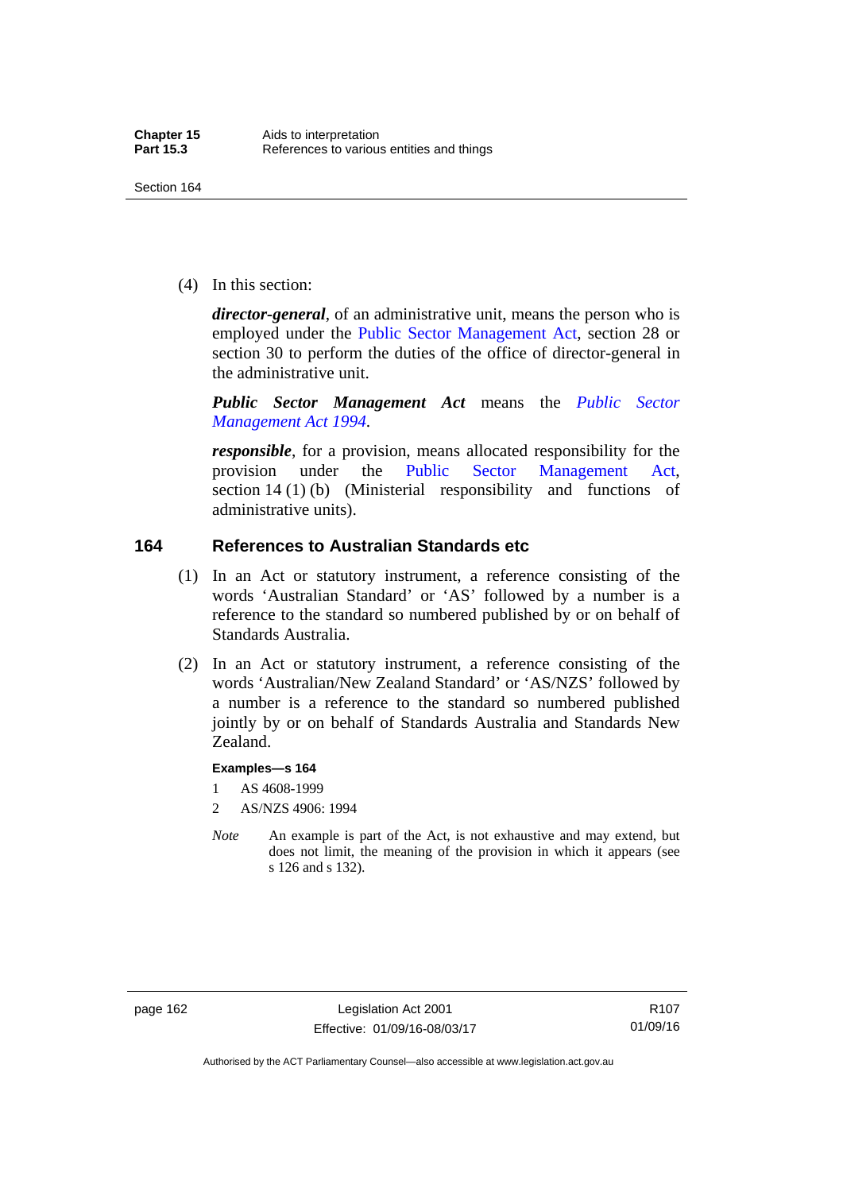(4) In this section:

***director-general***, of an administrative unit, means the person who is employed under the Public Sector Management Act, section 28 or section 30 to perform the duties of the office of director-general in the administrative unit.

***Public Sector Management Act*** means the *Public Sector Management Act 1994*.

***responsible***, for a provision, means allocated responsibility for the provision under the Public Sector Management Act, section 14 (1) (b) (Ministerial responsibility and functions of administrative units).

## 164 References to Australian Standards etc

(1) In an Act or statutory instrument, a reference consisting of the words 'Australian Standard' or 'AS' followed by a number is a reference to the standard so numbered published by or on behalf of Standards Australia.

(2) In an Act or statutory instrument, a reference consisting of the words 'Australian/New Zealand Standard' or 'AS/NZS' followed by a number is a reference to the standard so numbered published jointly by or on behalf of Standards Australia and Standards New Zealand.

**Examples—s 164**

1 AS 4608-1999

2 AS/NZS 4906: 1994

*Note* An example is part of the Act, is not exhaustive and may extend, but does not limit, the meaning of the provision in which it appears (see s 126 and s 132).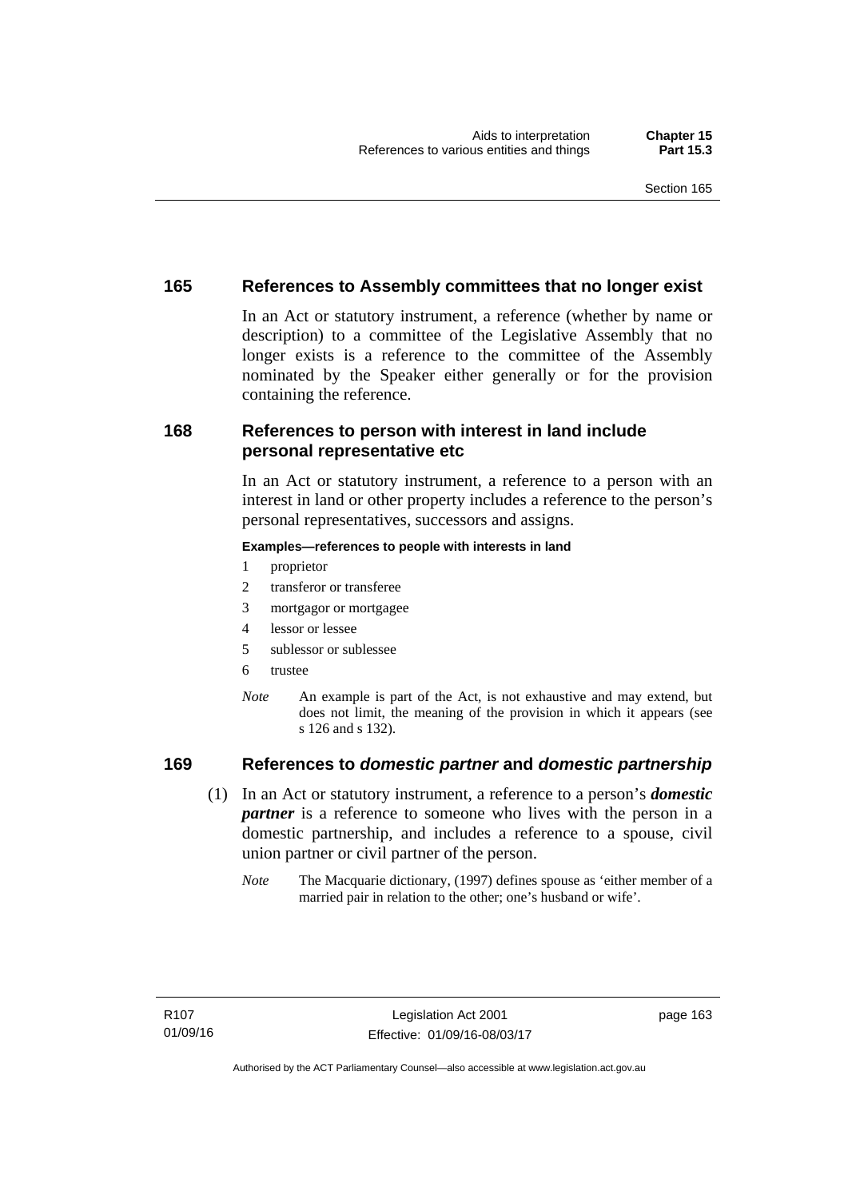## 165 References to Assembly committees that no longer exist

In an Act or statutory instrument, a reference (whether by name or description) to a committee of the Legislative Assembly that no longer exists is a reference to the committee of the Assembly nominated by the Speaker either generally or for the provision containing the reference.

## 168 References to person with interest in land include personal representative etc

In an Act or statutory instrument, a reference to a person with an interest in land or other property includes a reference to the person's personal representatives, successors and assigns.

**Examples—references to people with interests in land**

1 proprietor

2 transferor or transferee

3 mortgagor or mortgagee

4 lessor or lessee

5 sublessor or sublessee

6 trustee

*Note* An example is part of the Act, is not exhaustive and may extend, but does not limit, the meaning of the provision in which it appears (see s 126 and s 132).

## 169 References to *domestic partner* and *domestic partnership*

(1) In an Act or statutory instrument, a reference to a person's ***domestic partner*** is a reference to someone who lives with the person in a domestic partnership, and includes a reference to a spouse, civil union partner or civil partner of the person.

*Note* The Macquarie dictionary, (1997) defines spouse as 'either member of a married pair in relation to the other; one's husband or wife'.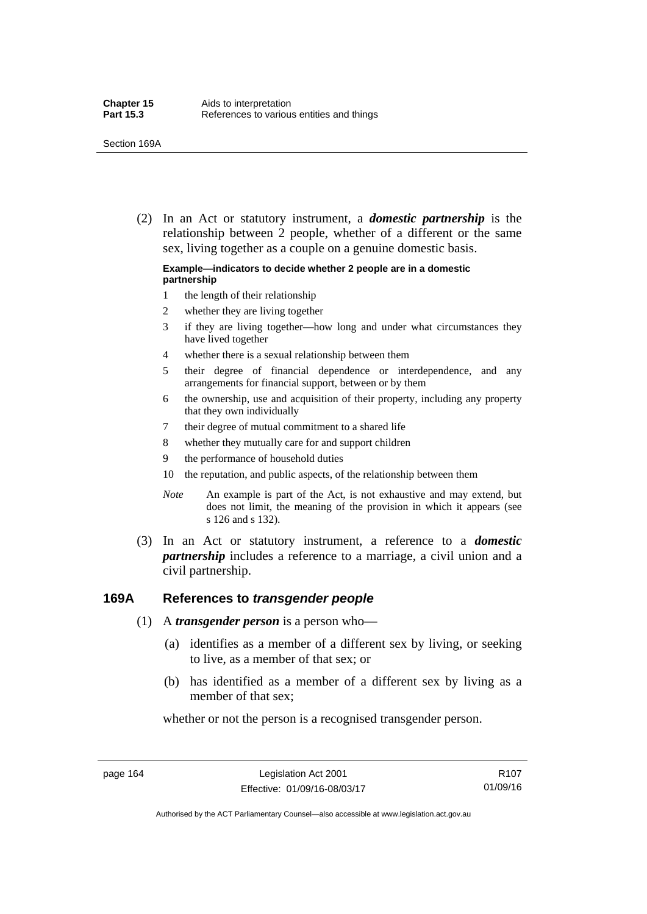(2) In an Act or statutory instrument, a ***domestic partnership*** is the relationship between 2 people, whether of a different or the same sex, living together as a couple on a genuine domestic basis.

**Example—indicators to decide whether 2 people are in a domestic partnership**

1 the length of their relationship
2 whether they are living together
3 if they are living together—how long and under what circumstances they have lived together
4 whether there is a sexual relationship between them
5 their degree of financial dependence or interdependence, and any arrangements for financial support, between or by them
6 the ownership, use and acquisition of their property, including any property that they own individually
7 their degree of mutual commitment to a shared life
8 whether they mutually care for and support children
9 the performance of household duties
10 the reputation, and public aspects, of the relationship between them

*Note* An example is part of the Act, is not exhaustive and may extend, but does not limit, the meaning of the provision in which it appears (see s 126 and s 132).

(3) In an Act or statutory instrument, a reference to a ***domestic partnership*** includes a reference to a marriage, a civil union and a civil partnership.

## 169A References to *transgender people*

(1) A ***transgender person*** is a person who—

(a) identifies as a member of a different sex by living, or seeking to live, as a member of that sex; or

(b) has identified as a member of a different sex by living as a member of that sex;

whether or not the person is a recognised transgender person.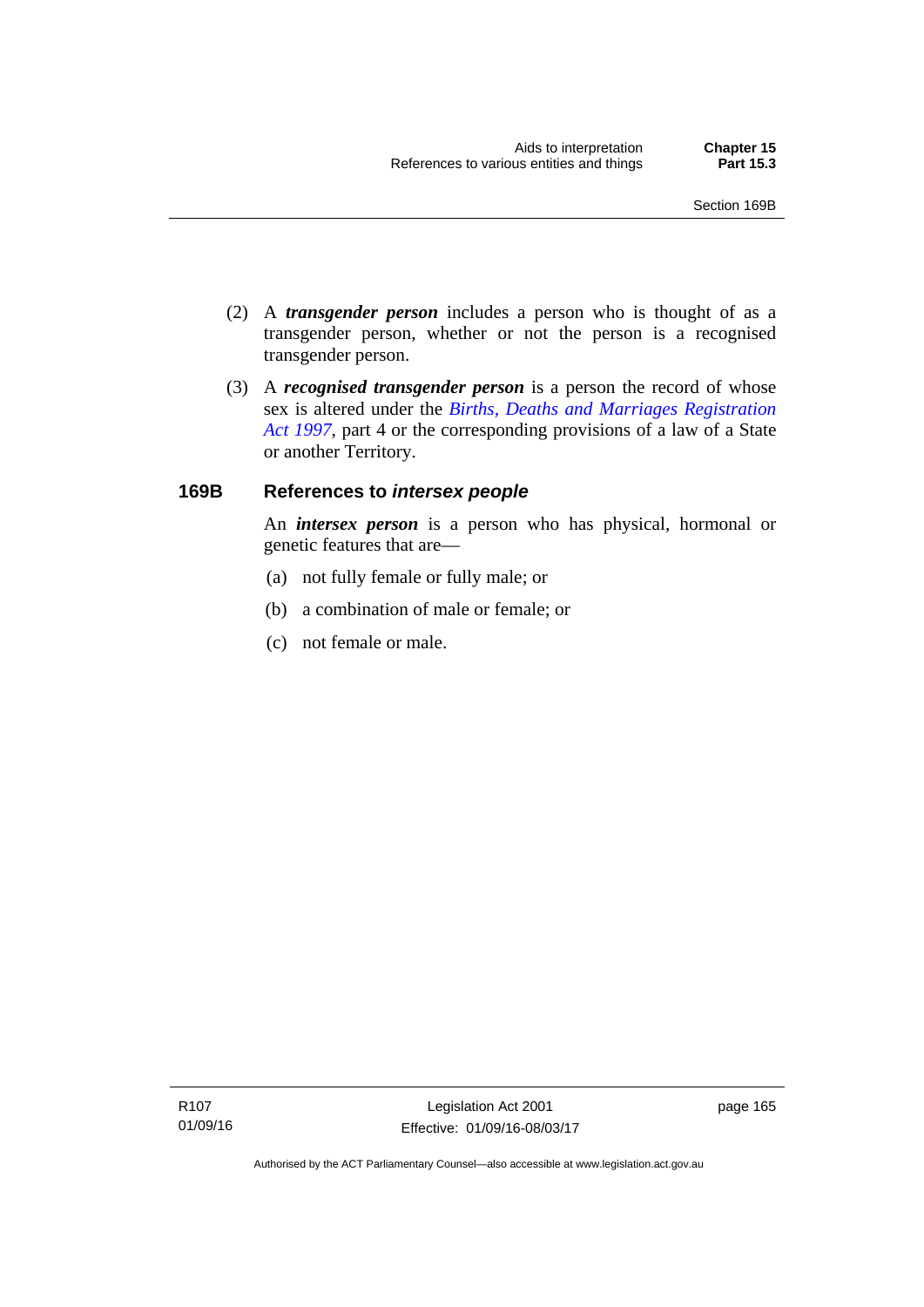(2) A ***transgender person*** includes a person who is thought of as a transgender person, whether or not the person is a recognised transgender person.

(3) A ***recognised transgender person*** is a person the record of whose sex is altered under the *Births, Deaths and Marriages Registration Act 1997*, part 4 or the corresponding provisions of a law of a State or another Territory.

### 169B References to *intersex people*

An ***intersex person*** is a person who has physical, hormonal or genetic features that are—

(a) not fully female or fully male; or

(b) a combination of male or female; or

(c) not female or male.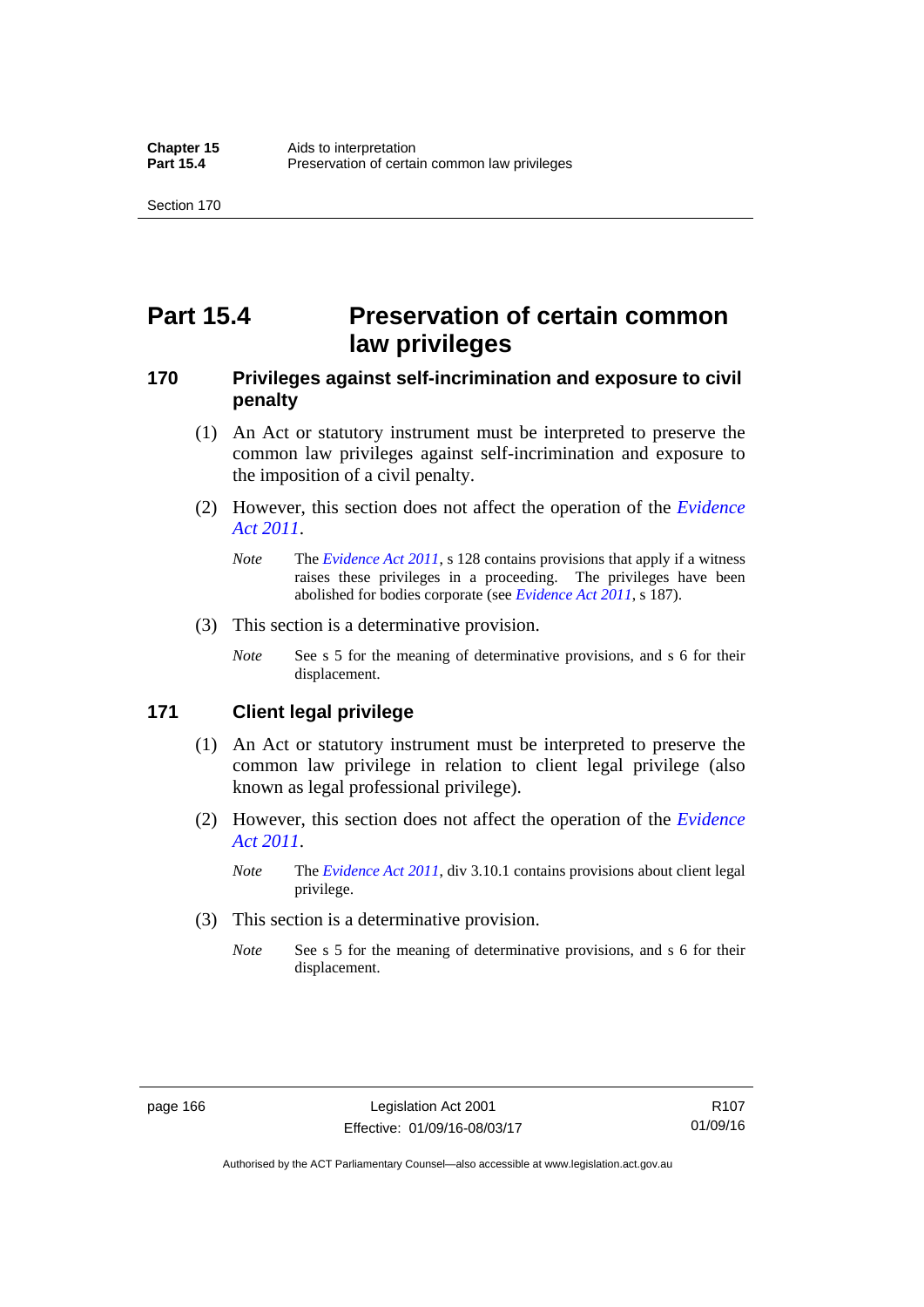# Part 15.4 Preservation of certain common law privileges

## 170 Privileges against self-incrimination and exposure to civil penalty

(1) An Act or statutory instrument must be interpreted to preserve the common law privileges against self-incrimination and exposure to the imposition of a civil penalty.

(2) However, this section does not affect the operation of the *Evidence Act 2011*.

*Note* The *Evidence Act 2011*, s 128 contains provisions that apply if a witness raises these privileges in a proceeding. The privileges have been abolished for bodies corporate (see *Evidence Act 2011*, s 187).

(3) This section is a determinative provision.

*Note* See s 5 for the meaning of determinative provisions, and s 6 for their displacement.

## 171 Client legal privilege

(1) An Act or statutory instrument must be interpreted to preserve the common law privilege in relation to client legal privilege (also known as legal professional privilege).

(2) However, this section does not affect the operation of the *Evidence Act 2011*.

*Note* The *Evidence Act 2011*, div 3.10.1 contains provisions about client legal privilege.

(3) This section is a determinative provision.

*Note* See s 5 for the meaning of determinative provisions, and s 6 for their displacement.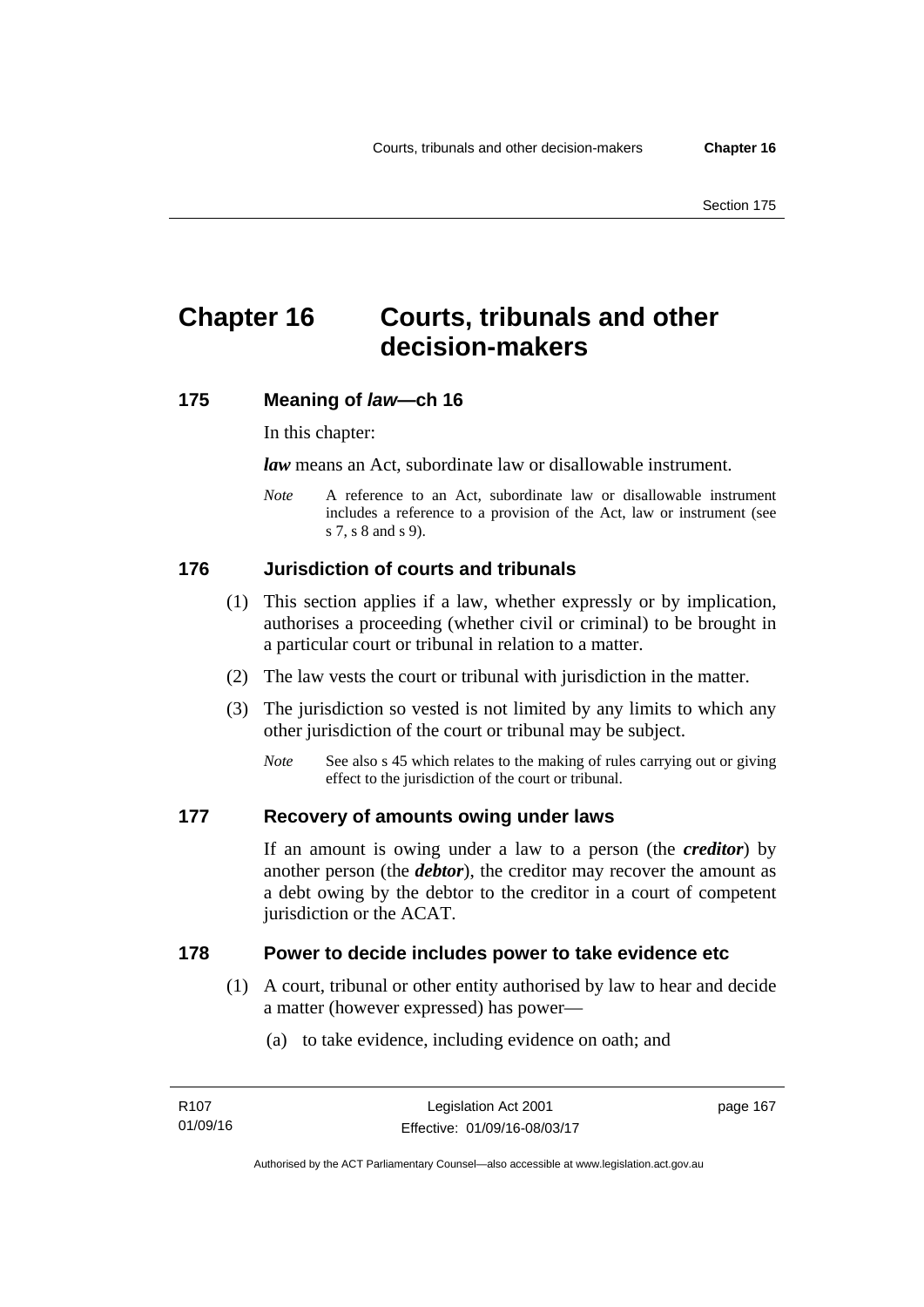# Chapter 16 Courts, tribunals and other decision-makers

## 175 Meaning of *law*—ch 16

In this chapter:

***law*** means an Act, subordinate law or disallowable instrument.

*Note* A reference to an Act, subordinate law or disallowable instrument includes a reference to a provision of the Act, law or instrument (see s 7, s 8 and s 9).

## 176 Jurisdiction of courts and tribunals

(1) This section applies if a law, whether expressly or by implication, authorises a proceeding (whether civil or criminal) to be brought in a particular court or tribunal in relation to a matter.

(2) The law vests the court or tribunal with jurisdiction in the matter.

(3) The jurisdiction so vested is not limited by any limits to which any other jurisdiction of the court or tribunal may be subject.

*Note* See also s 45 which relates to the making of rules carrying out or giving effect to the jurisdiction of the court or tribunal.

## 177 Recovery of amounts owing under laws

If an amount is owing under a law to a person (the ***creditor***) by another person (the ***debtor***), the creditor may recover the amount as a debt owing by the debtor to the creditor in a court of competent jurisdiction or the ACAT.

## 178 Power to decide includes power to take evidence etc

(1) A court, tribunal or other entity authorised by law to hear and decide a matter (however expressed) has power—

(a) to take evidence, including evidence on oath; and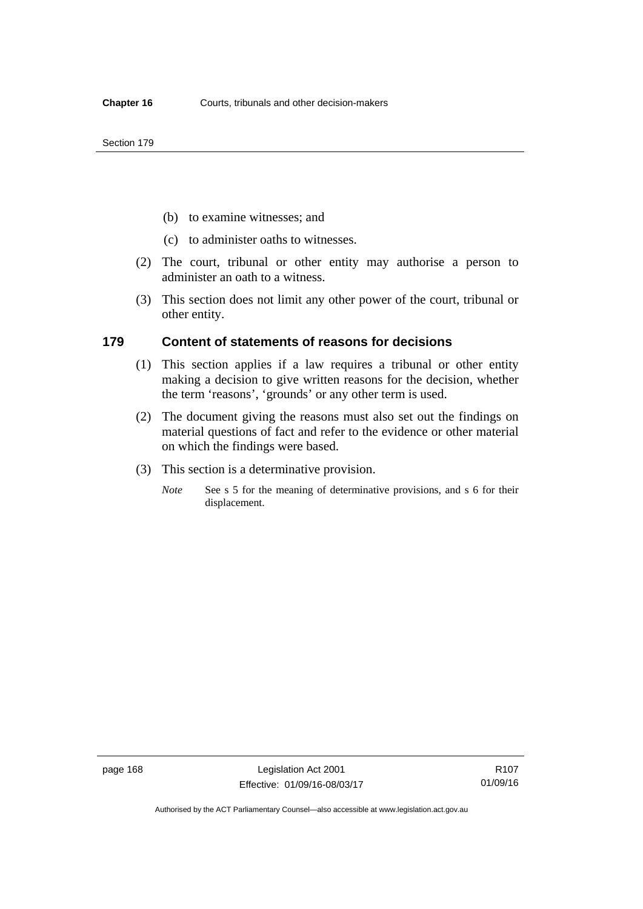(b) to examine witnesses; and

(c) to administer oaths to witnesses.

(2) The court, tribunal or other entity may authorise a person to administer an oath to a witness.

(3) This section does not limit any other power of the court, tribunal or other entity.

### 179 Content of statements of reasons for decisions

(1) This section applies if a law requires a tribunal or other entity making a decision to give written reasons for the decision, whether the term 'reasons', 'grounds' or any other term is used.

(2) The document giving the reasons must also set out the findings on material questions of fact and refer to the evidence or other material on which the findings were based.

(3) This section is a determinative provision.

*Note* See s 5 for the meaning of determinative provisions, and s 6 for their displacement.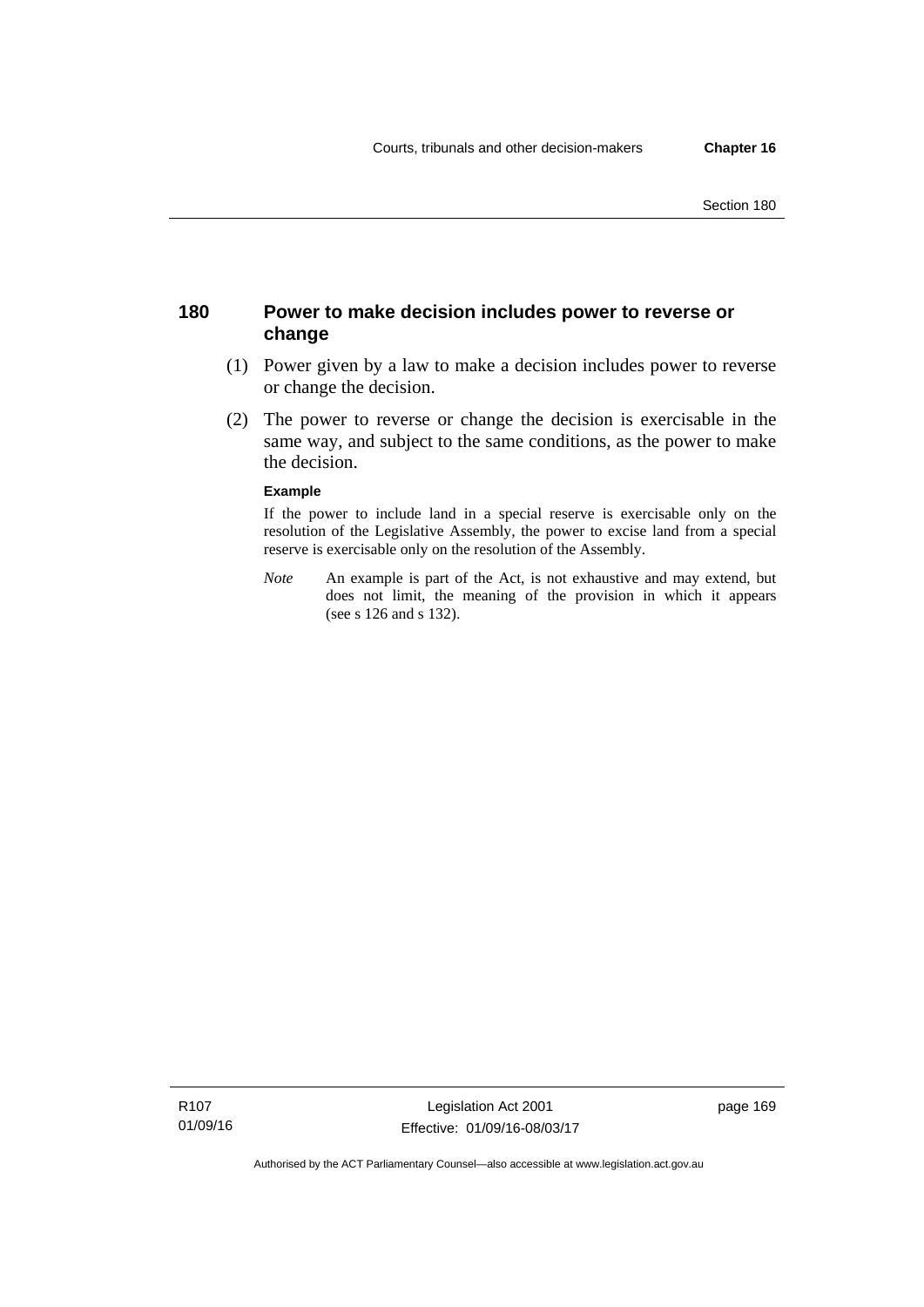## 180 Power to make decision includes power to reverse or change

(1) Power given by a law to make a decision includes power to reverse or change the decision.

(2) The power to reverse or change the decision is exercisable in the same way, and subject to the same conditions, as the power to make the decision.

**Example**

If the power to include land in a special reserve is exercisable only on the resolution of the Legislative Assembly, the power to excise land from a special reserve is exercisable only on the resolution of the Assembly.

*Note* An example is part of the Act, is not exhaustive and may extend, but does not limit, the meaning of the provision in which it appears (see s 126 and s 132).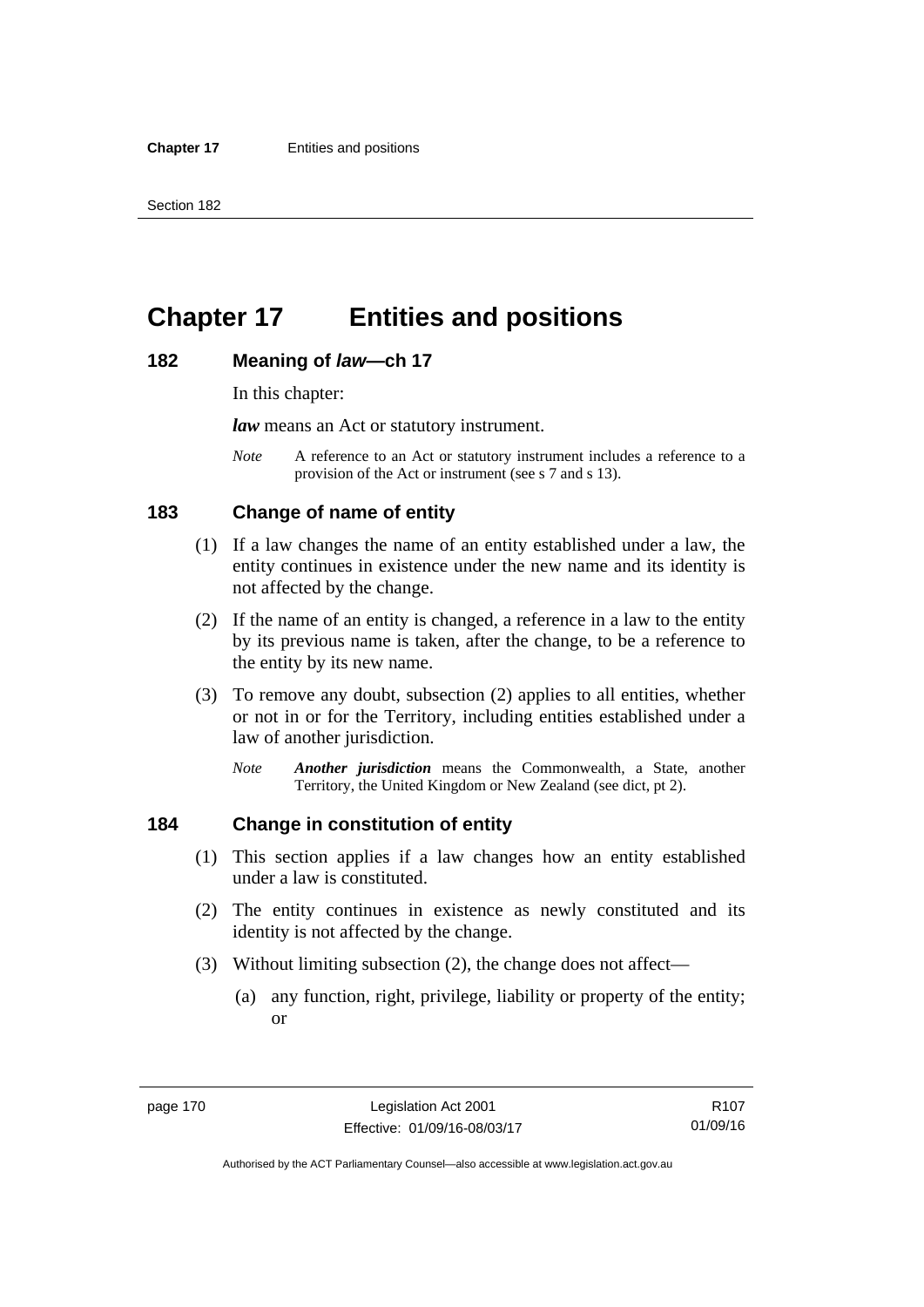# Chapter 17 Entities and positions

## 182 Meaning of *law*—ch 17

In this chapter:

***law*** means an Act or statutory instrument.

*Note* A reference to an Act or statutory instrument includes a reference to a provision of the Act or instrument (see s 7 and s 13).

## 183 Change of name of entity

(1) If a law changes the name of an entity established under a law, the entity continues in existence under the new name and its identity is not affected by the change.

(2) If the name of an entity is changed, a reference in a law to the entity by its previous name is taken, after the change, to be a reference to the entity by its new name.

(3) To remove any doubt, subsection (2) applies to all entities, whether or not in or for the Territory, including entities established under a law of another jurisdiction.

*Note* ***Another jurisdiction*** means the Commonwealth, a State, another Territory, the United Kingdom or New Zealand (see dict, pt 2).

## 184 Change in constitution of entity

(1) This section applies if a law changes how an entity established under a law is constituted.

(2) The entity continues in existence as newly constituted and its identity is not affected by the change.

(3) Without limiting subsection (2), the change does not affect—

(a) any function, right, privilege, liability or property of the entity; or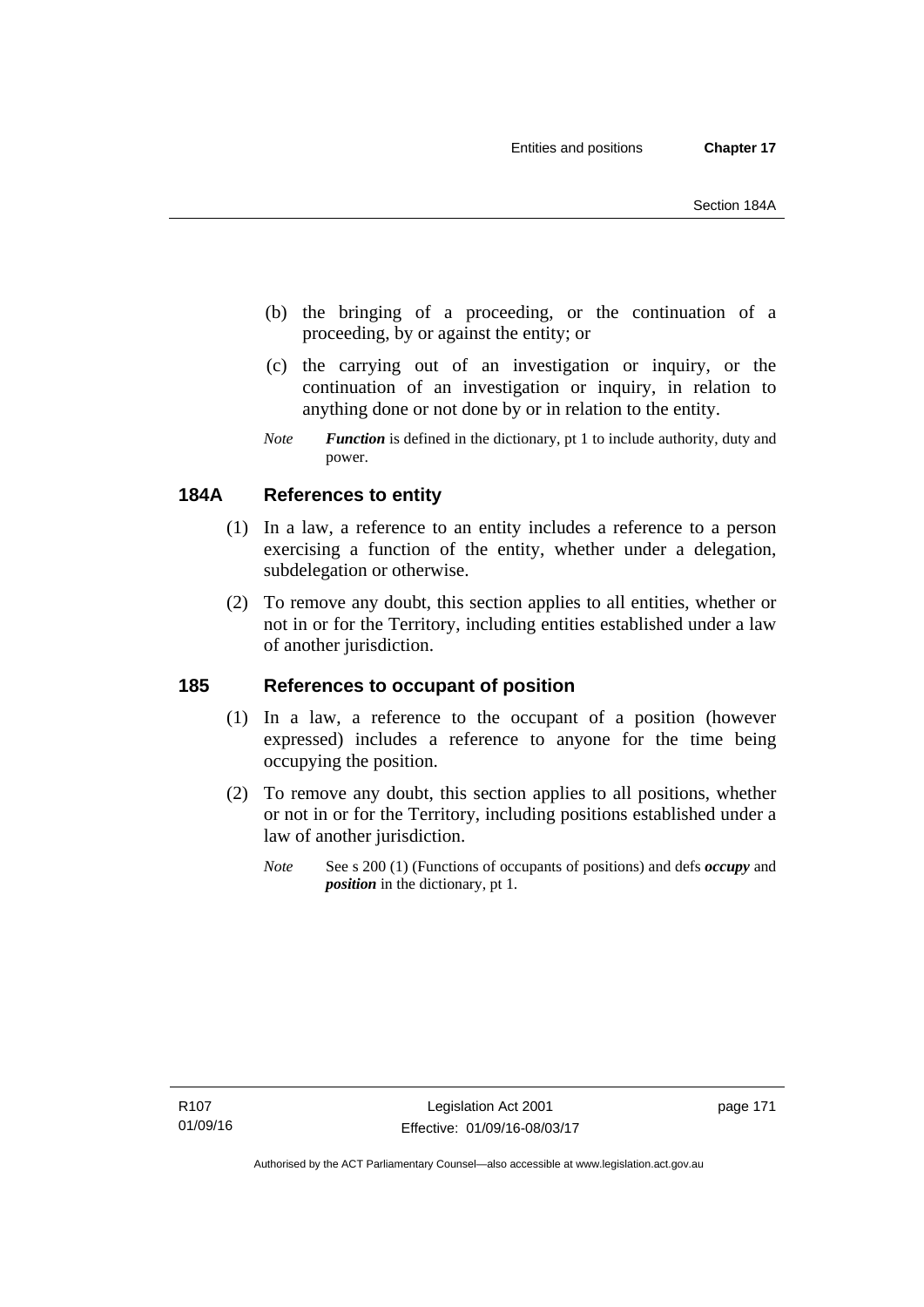(b) the bringing of a proceeding, or the continuation of a proceeding, by or against the entity; or

(c) the carrying out of an investigation or inquiry, or the continuation of an investigation or inquiry, in relation to anything done or not done by or in relation to the entity.

*Note* ***Function*** is defined in the dictionary, pt 1 to include authority, duty and power.

## 184A References to entity

(1) In a law, a reference to an entity includes a reference to a person exercising a function of the entity, whether under a delegation, subdelegation or otherwise.

(2) To remove any doubt, this section applies to all entities, whether or not in or for the Territory, including entities established under a law of another jurisdiction.

## 185 References to occupant of position

(1) In a law, a reference to the occupant of a position (however expressed) includes a reference to anyone for the time being occupying the position.

(2) To remove any doubt, this section applies to all positions, whether or not in or for the Territory, including positions established under a law of another jurisdiction.

*Note* See s 200 (1) (Functions of occupants of positions) and defs ***occupy*** and ***position*** in the dictionary, pt 1.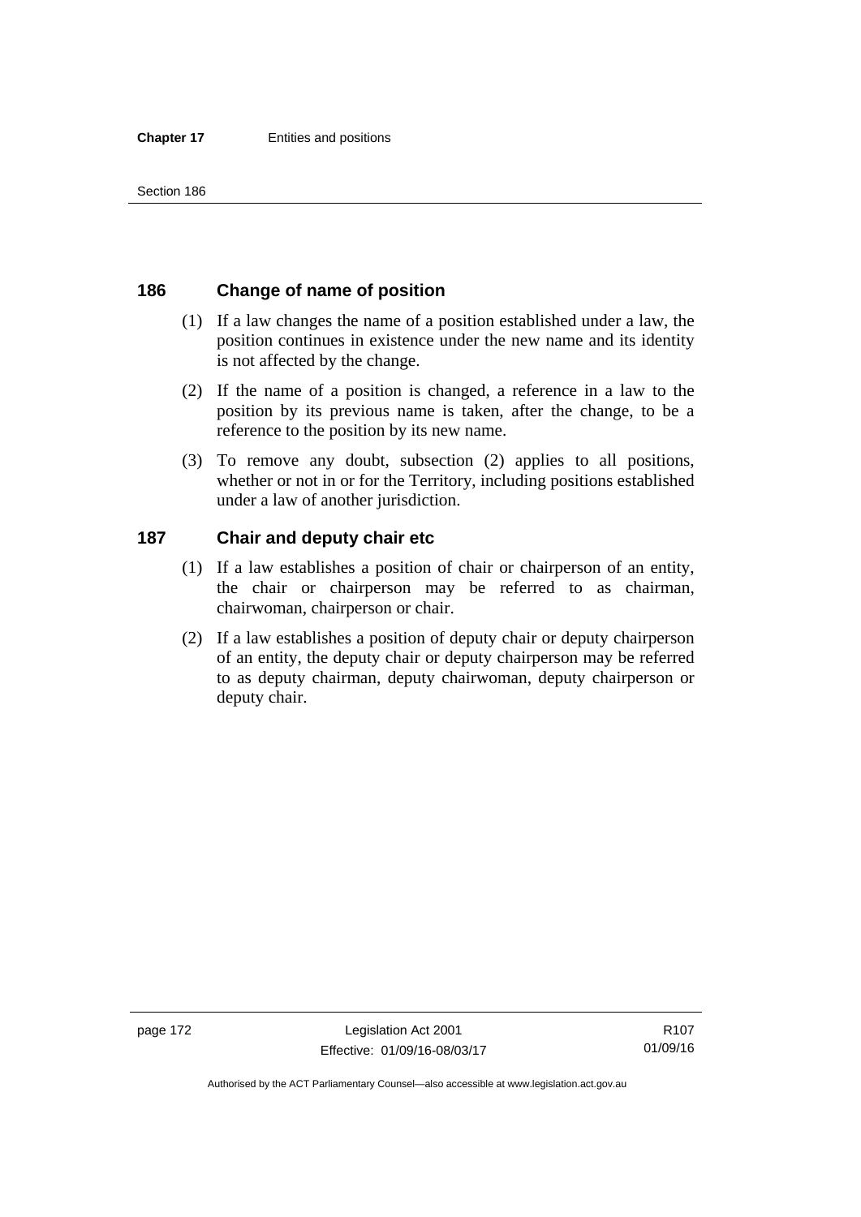## 186 Change of name of position

(1) If a law changes the name of a position established under a law, the position continues in existence under the new name and its identity is not affected by the change.

(2) If the name of a position is changed, a reference in a law to the position by its previous name is taken, after the change, to be a reference to the position by its new name.

(3) To remove any doubt, subsection (2) applies to all positions, whether or not in or for the Territory, including positions established under a law of another jurisdiction.

## 187 Chair and deputy chair etc

(1) If a law establishes a position of chair or chairperson of an entity, the chair or chairperson may be referred to as chairman, chairwoman, chairperson or chair.

(2) If a law establishes a position of deputy chair or deputy chairperson of an entity, the deputy chair or deputy chairperson may be referred to as deputy chairman, deputy chairwoman, deputy chairperson or deputy chair.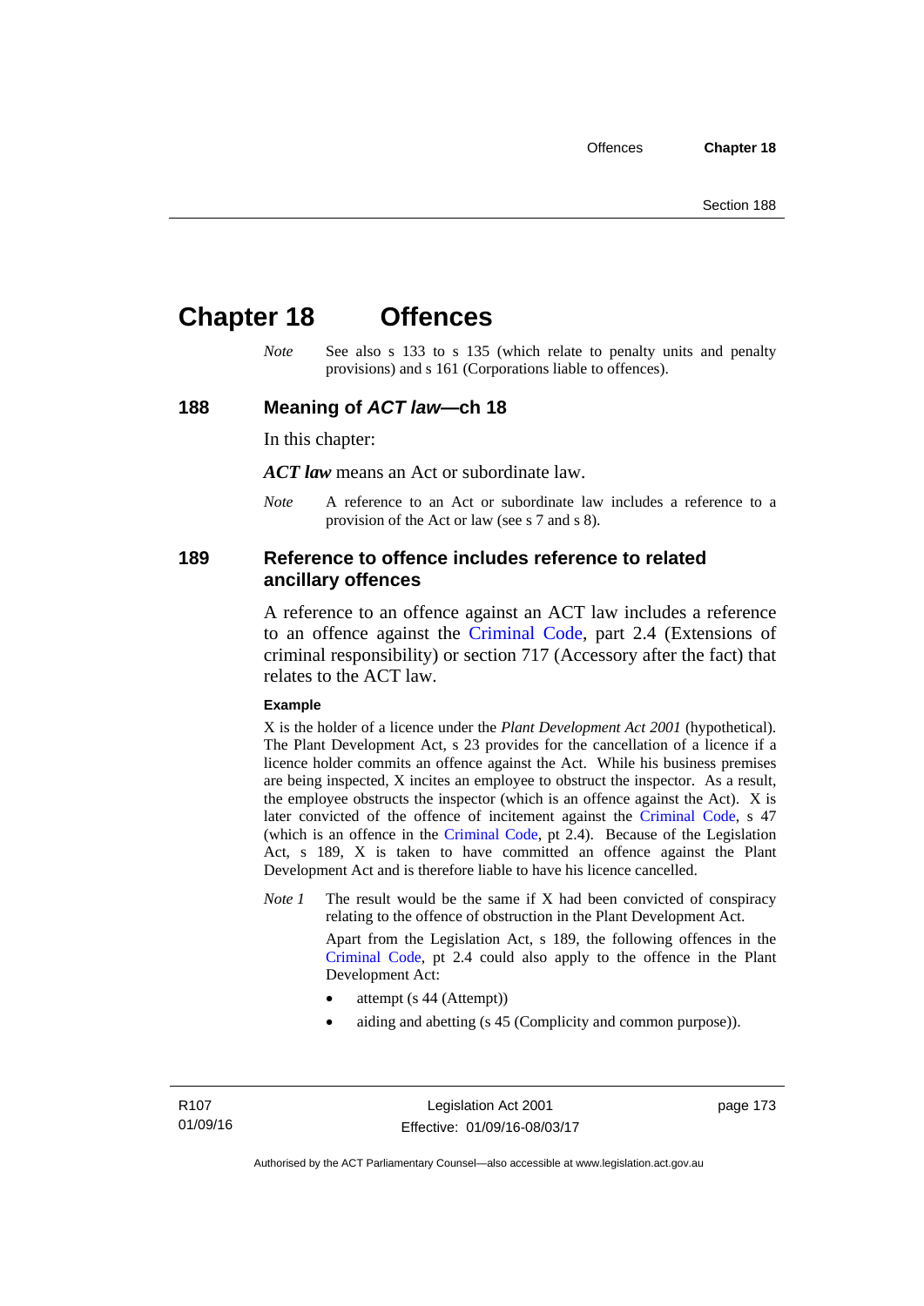# Chapter 18 Offences

*Note* See also s 133 to s 135 (which relate to penalty units and penalty provisions) and s 161 (Corporations liable to offences).

## 188 Meaning of *ACT law*—ch 18

In this chapter:

***ACT law*** means an Act or subordinate law.

*Note* A reference to an Act or subordinate law includes a reference to a provision of the Act or law (see s 7 and s 8).

## 189 Reference to offence includes reference to related ancillary offences

A reference to an offence against an ACT law includes a reference to an offence against the Criminal Code, part 2.4 (Extensions of criminal responsibility) or section 717 (Accessory after the fact) that relates to the ACT law.

**Example**

X is the holder of a licence under the *Plant Development Act 2001* (hypothetical). The Plant Development Act, s 23 provides for the cancellation of a licence if a licence holder commits an offence against the Act. While his business premises are being inspected, X incites an employee to obstruct the inspector. As a result, the employee obstructs the inspector (which is an offence against the Act). X is later convicted of the offence of incitement against the Criminal Code, s 47 (which is an offence in the Criminal Code, pt 2.4). Because of the Legislation Act, s 189, X is taken to have committed an offence against the Plant Development Act and is therefore liable to have his licence cancelled.

*Note 1* The result would be the same if X had been convicted of conspiracy relating to the offence of obstruction in the Plant Development Act.

Apart from the Legislation Act, s 189, the following offences in the Criminal Code, pt 2.4 could also apply to the offence in the Plant Development Act:

- attempt (s 44 (Attempt))
- aiding and abetting (s 45 (Complicity and common purpose)).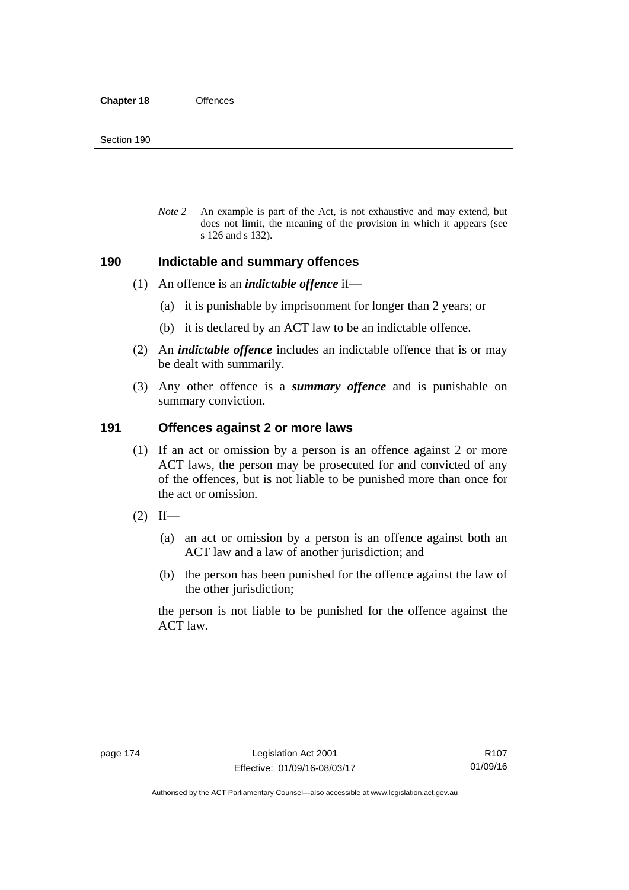*Note 2* An example is part of the Act, is not exhaustive and may extend, but does not limit, the meaning of the provision in which it appears (see s 126 and s 132).

## 190 Indictable and summary offences

(1) An offence is an ***indictable offence*** if—

(a) it is punishable by imprisonment for longer than 2 years; or

(b) it is declared by an ACT law to be an indictable offence.

(2) An ***indictable offence*** includes an indictable offence that is or may be dealt with summarily.

(3) Any other offence is a ***summary offence*** and is punishable on summary conviction.

## 191 Offences against 2 or more laws

(1) If an act or omission by a person is an offence against 2 or more ACT laws, the person may be prosecuted for and convicted of any of the offences, but is not liable to be punished more than once for the act or omission.

(2) If—

(a) an act or omission by a person is an offence against both an ACT law and a law of another jurisdiction; and

(b) the person has been punished for the offence against the law of the other jurisdiction;

the person is not liable to be punished for the offence against the ACT law.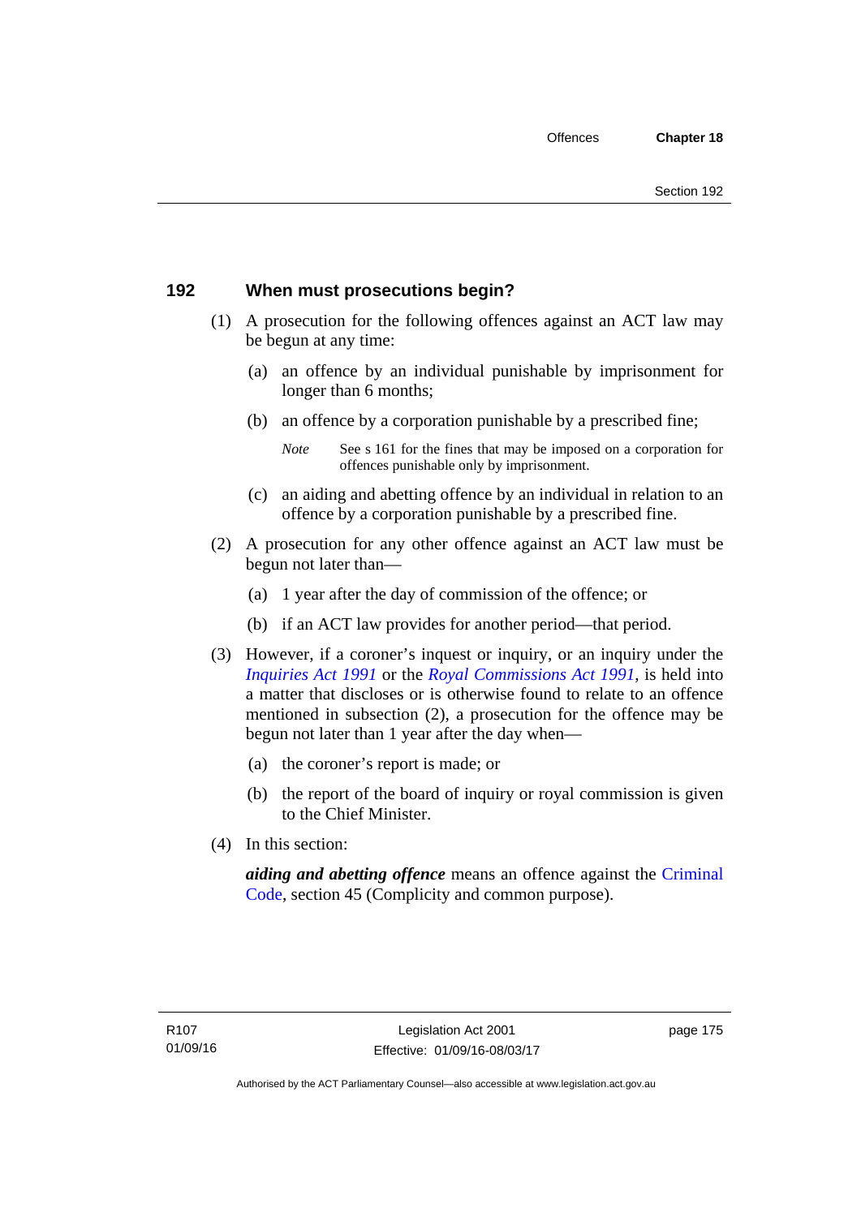## 192 When must prosecutions begin?

(1) A prosecution for the following offences against an ACT law may be begun at any time:

(a) an offence by an individual punishable by imprisonment for longer than 6 months;

(b) an offence by a corporation punishable by a prescribed fine;

*Note* See s 161 for the fines that may be imposed on a corporation for offences punishable only by imprisonment.

(c) an aiding and abetting offence by an individual in relation to an offence by a corporation punishable by a prescribed fine.

(2) A prosecution for any other offence against an ACT law must be begun not later than—

(a) 1 year after the day of commission of the offence; or

(b) if an ACT law provides for another period—that period.

(3) However, if a coroner's inquest or inquiry, or an inquiry under the *Inquiries Act 1991* or the *Royal Commissions Act 1991*, is held into a matter that discloses or is otherwise found to relate to an offence mentioned in subsection (2), a prosecution for the offence may be begun not later than 1 year after the day when—

(a) the coroner's report is made; or

(b) the report of the board of inquiry or royal commission is given to the Chief Minister.

(4) In this section:

***aiding and abetting offence*** means an offence against the Criminal Code, section 45 (Complicity and common purpose).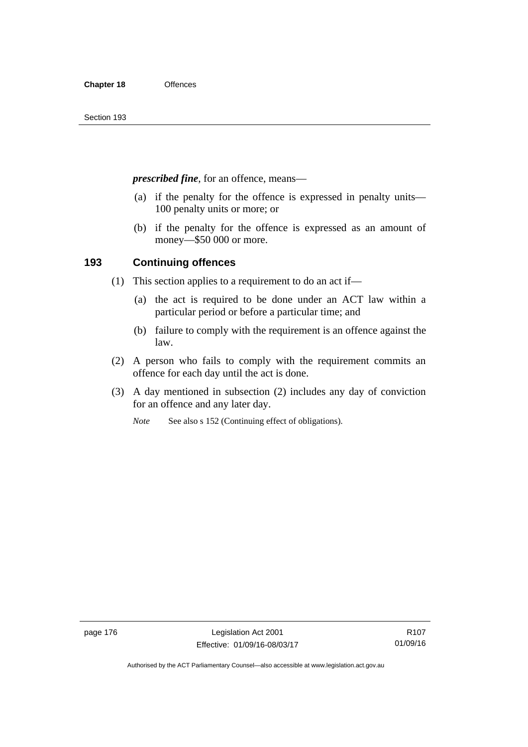***prescribed fine***, for an offence, means—

(a) if the penalty for the offence is expressed in penalty units—100 penalty units or more; or

(b) if the penalty for the offence is expressed as an amount of money—$50 000 or more.

## 193 Continuing offences

(1) This section applies to a requirement to do an act if—

(a) the act is required to be done under an ACT law within a particular period or before a particular time; and

(b) failure to comply with the requirement is an offence against the law.

(2) A person who fails to comply with the requirement commits an offence for each day until the act is done.

(3) A day mentioned in subsection (2) includes any day of conviction for an offence and any later day.

*Note* See also s 152 (Continuing effect of obligations).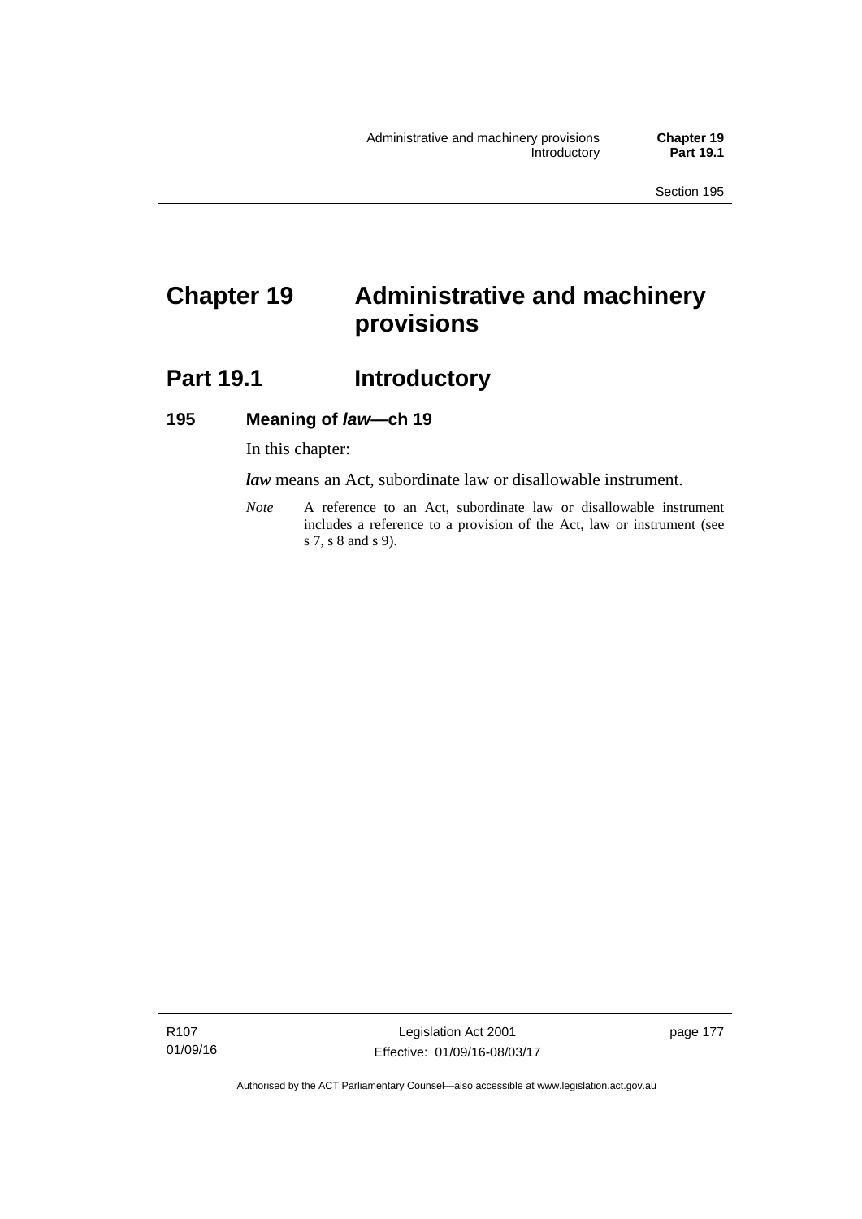# Chapter 19 Administrative and machinery provisions

## Part 19.1 Introductory

### 195 Meaning of *law*—ch 19

In this chapter:

***law*** means an Act, subordinate law or disallowable instrument.

*Note* A reference to an Act, subordinate law or disallowable instrument includes a reference to a provision of the Act, law or instrument (see s 7, s 8 and s 9).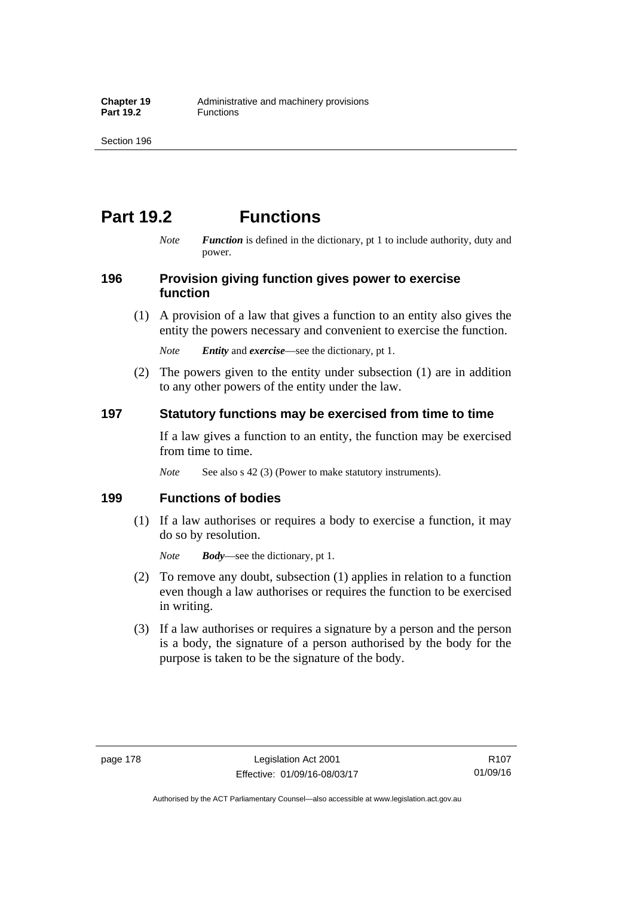# Part 19.2 Functions

*Note* ***Function*** is defined in the dictionary, pt 1 to include authority, duty and power.

### 196 Provision giving function gives power to exercise function

(1) A provision of a law that gives a function to an entity also gives the entity the powers necessary and convenient to exercise the function.

*Note* ***Entity*** and ***exercise***—see the dictionary, pt 1.

(2) The powers given to the entity under subsection (1) are in addition to any other powers of the entity under the law.

### 197 Statutory functions may be exercised from time to time

If a law gives a function to an entity, the function may be exercised from time to time.

*Note* See also s 42 (3) (Power to make statutory instruments).

### 199 Functions of bodies

(1) If a law authorises or requires a body to exercise a function, it may do so by resolution.

*Note* ***Body***—see the dictionary, pt 1.

(2) To remove any doubt, subsection (1) applies in relation to a function even though a law authorises or requires the function to be exercised in writing.

(3) If a law authorises or requires a signature by a person and the person is a body, the signature of a person authorised by the body for the purpose is taken to be the signature of the body.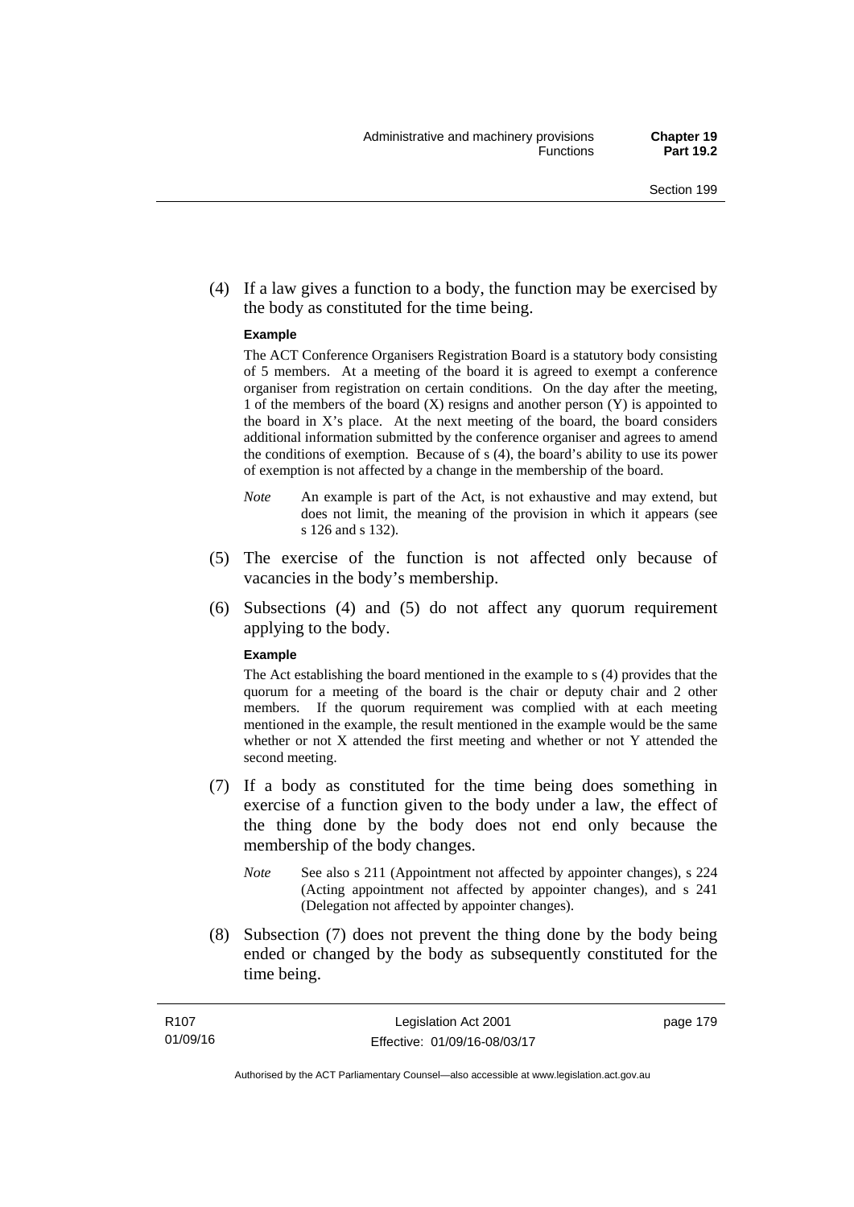(4) If a law gives a function to a body, the function may be exercised by the body as constituted for the time being.

**Example**

The ACT Conference Organisers Registration Board is a statutory body consisting of 5 members. At a meeting of the board it is agreed to exempt a conference organiser from registration on certain conditions. On the day after the meeting, 1 of the members of the board (X) resigns and another person (Y) is appointed to the board in X's place. At the next meeting of the board, the board considers additional information submitted by the conference organiser and agrees to amend the conditions of exemption. Because of s (4), the board's ability to use its power of exemption is not affected by a change in the membership of the board.

*Note* An example is part of the Act, is not exhaustive and may extend, but does not limit, the meaning of the provision in which it appears (see s 126 and s 132).

(5) The exercise of the function is not affected only because of vacancies in the body's membership.

(6) Subsections (4) and (5) do not affect any quorum requirement applying to the body.

**Example**

The Act establishing the board mentioned in the example to s (4) provides that the quorum for a meeting of the board is the chair or deputy chair and 2 other members. If the quorum requirement was complied with at each meeting mentioned in the example, the result mentioned in the example would be the same whether or not X attended the first meeting and whether or not Y attended the second meeting.

(7) If a body as constituted for the time being does something in exercise of a function given to the body under a law, the effect of the thing done by the body does not end only because the membership of the body changes.

*Note* See also s 211 (Appointment not affected by appointer changes), s 224 (Acting appointment not affected by appointer changes), and s 241 (Delegation not affected by appointer changes).

(8) Subsection (7) does not prevent the thing done by the body being ended or changed by the body as subsequently constituted for the time being.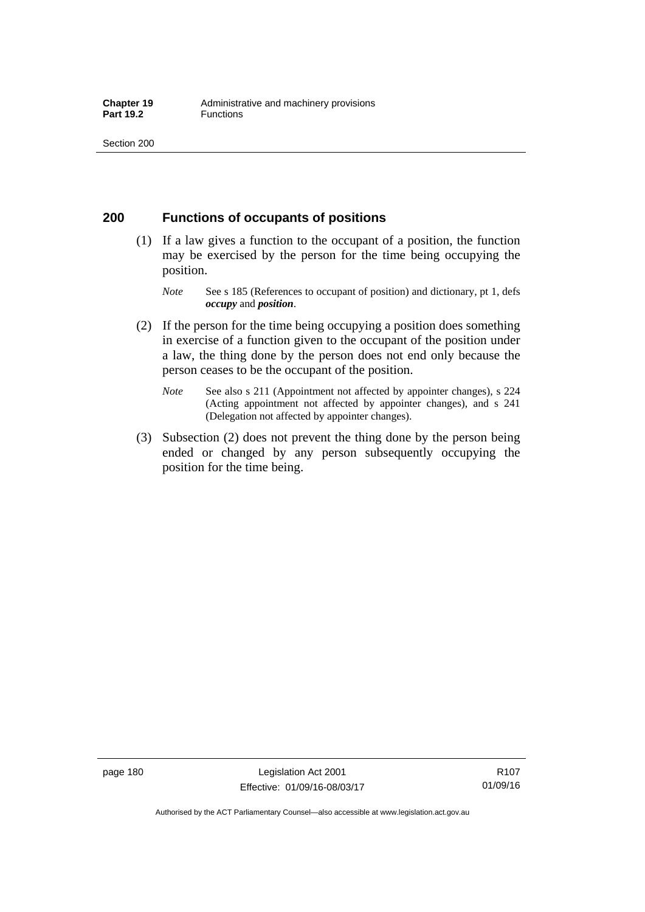## 200 Functions of occupants of positions

(1) If a law gives a function to the occupant of a position, the function may be exercised by the person for the time being occupying the position.

*Note* See s 185 (References to occupant of position) and dictionary, pt 1, defs ***occupy*** and ***position***.

(2) If the person for the time being occupying a position does something in exercise of a function given to the occupant of the position under a law, the thing done by the person does not end only because the person ceases to be the occupant of the position.

*Note* See also s 211 (Appointment not affected by appointer changes), s 224 (Acting appointment not affected by appointer changes), and s 241 (Delegation not affected by appointer changes).

(3) Subsection (2) does not prevent the thing done by the person being ended or changed by any person subsequently occupying the position for the time being.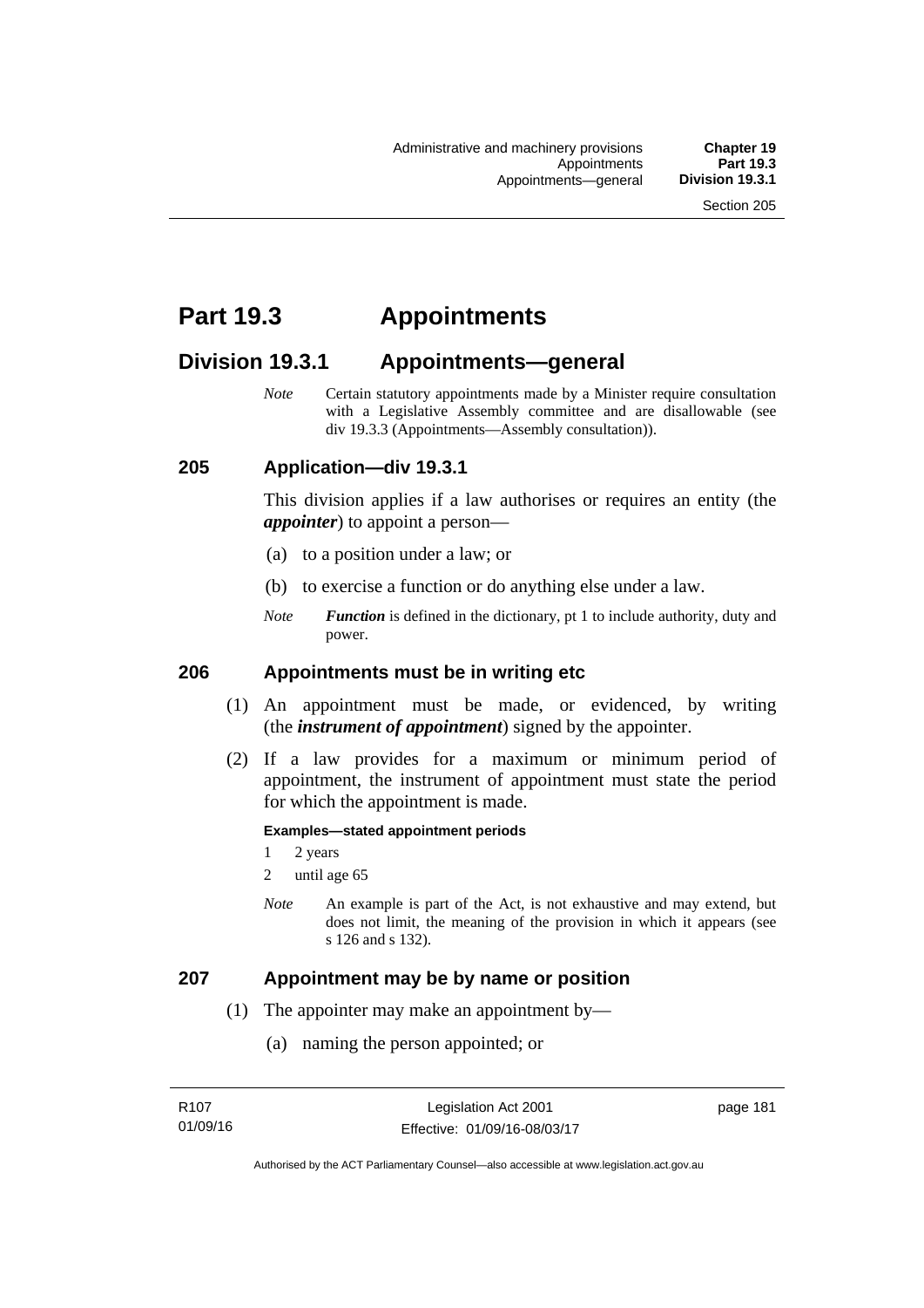# Part 19.3 Appointments

## Division 19.3.1 Appointments—general

*Note* Certain statutory appointments made by a Minister require consultation with a Legislative Assembly committee and are disallowable (see div 19.3.3 (Appointments—Assembly consultation)).

### 205 Application—div 19.3.1

This division applies if a law authorises or requires an entity (the ***appointer***) to appoint a person—

(a) to a position under a law; or

(b) to exercise a function or do anything else under a law.

*Note* ***Function*** is defined in the dictionary, pt 1 to include authority, duty and power.

### 206 Appointments must be in writing etc

(1) An appointment must be made, or evidenced, by writing (the ***instrument of appointment***) signed by the appointer.

(2) If a law provides for a maximum or minimum period of appointment, the instrument of appointment must state the period for which the appointment is made.

**Examples—stated appointment periods**

1 2 years

2 until age 65

*Note* An example is part of the Act, is not exhaustive and may extend, but does not limit, the meaning of the provision in which it appears (see s 126 and s 132).

### 207 Appointment may be by name or position

(1) The appointer may make an appointment by—

(a) naming the person appointed; or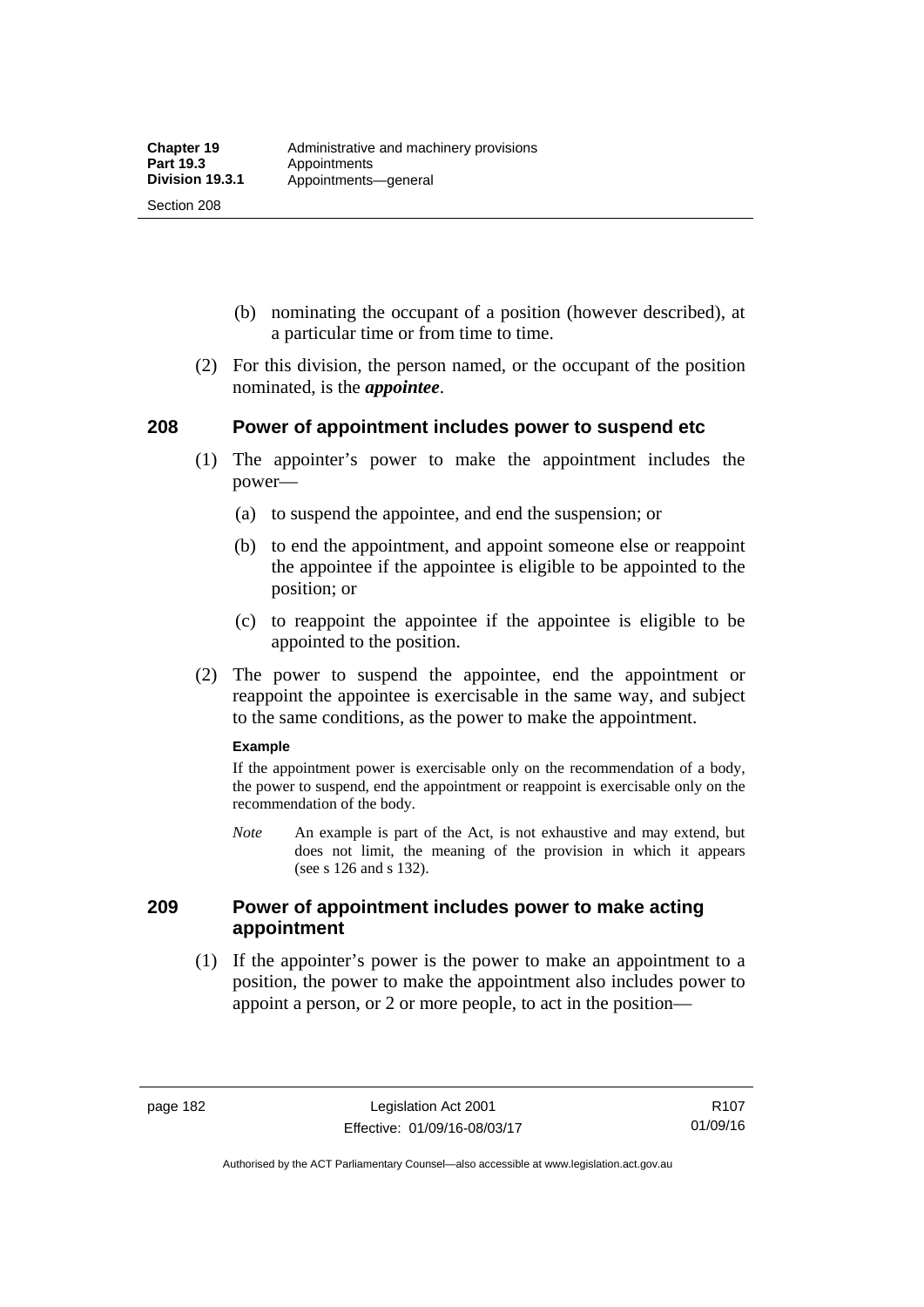(b) nominating the occupant of a position (however described), at a particular time or from time to time.

(2) For this division, the person named, or the occupant of the position nominated, is the ***appointee***.

## 208 Power of appointment includes power to suspend etc

(1) The appointer's power to make the appointment includes the power—

(a) to suspend the appointee, and end the suspension; or

(b) to end the appointment, and appoint someone else or reappoint the appointee if the appointee is eligible to be appointed to the position; or

(c) to reappoint the appointee if the appointee is eligible to be appointed to the position.

(2) The power to suspend the appointee, end the appointment or reappoint the appointee is exercisable in the same way, and subject to the same conditions, as the power to make the appointment.

**Example**

If the appointment power is exercisable only on the recommendation of a body, the power to suspend, end the appointment or reappoint is exercisable only on the recommendation of the body.

*Note* An example is part of the Act, is not exhaustive and may extend, but does not limit, the meaning of the provision in which it appears (see s 126 and s 132).

## 209 Power of appointment includes power to make acting appointment

(1) If the appointer's power is the power to make an appointment to a position, the power to make the appointment also includes power to appoint a person, or 2 or more people, to act in the position—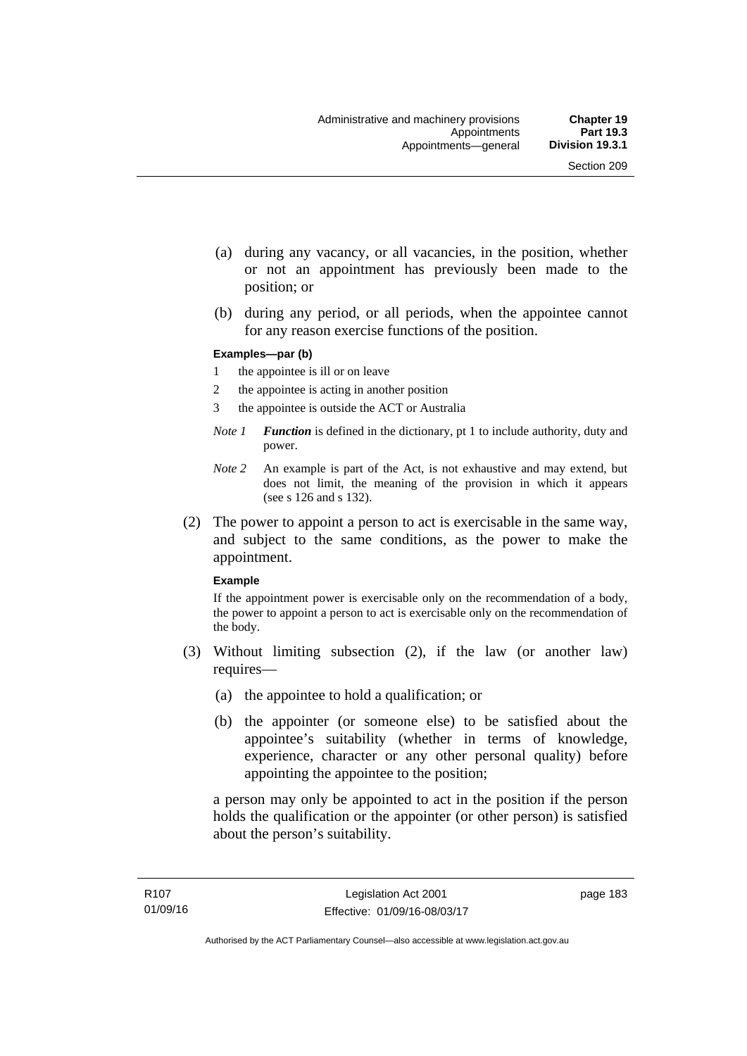(a) during any vacancy, or all vacancies, in the position, whether or not an appointment has previously been made to the position; or

(b) during any period, or all periods, when the appointee cannot for any reason exercise functions of the position.

**Examples—par (b)**

1 the appointee is ill or on leave

2 the appointee is acting in another position

3 the appointee is outside the ACT or Australia

*Note 1* ***Function*** is defined in the dictionary, pt 1 to include authority, duty and power.

*Note 2* An example is part of the Act, is not exhaustive and may extend, but does not limit, the meaning of the provision in which it appears (see s 126 and s 132).

(2) The power to appoint a person to act is exercisable in the same way, and subject to the same conditions, as the power to make the appointment.

**Example**

If the appointment power is exercisable only on the recommendation of a body, the power to appoint a person to act is exercisable only on the recommendation of the body.

(3) Without limiting subsection (2), if the law (or another law) requires—

(a) the appointee to hold a qualification; or

(b) the appointer (or someone else) to be satisfied about the appointee's suitability (whether in terms of knowledge, experience, character or any other personal quality) before appointing the appointee to the position;

a person may only be appointed to act in the position if the person holds the qualification or the appointer (or other person) is satisfied about the person's suitability.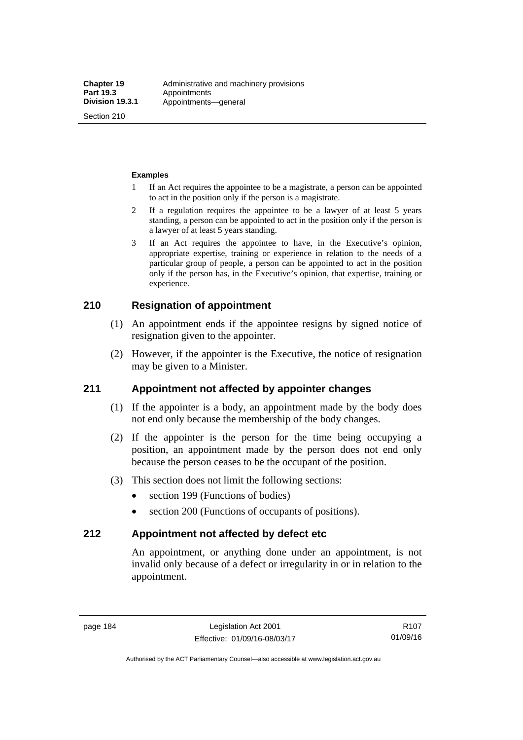**Examples**

1 If an Act requires the appointee to be a magistrate, a person can be appointed to act in the position only if the person is a magistrate.

2 If a regulation requires the appointee to be a lawyer of at least 5 years standing, a person can be appointed to act in the position only if the person is a lawyer of at least 5 years standing.

3 If an Act requires the appointee to have, in the Executive's opinion, appropriate expertise, training or experience in relation to the needs of a particular group of people, a person can be appointed to act in the position only if the person has, in the Executive's opinion, that expertise, training or experience.

## 210 Resignation of appointment

(1) An appointment ends if the appointee resigns by signed notice of resignation given to the appointer.

(2) However, if the appointer is the Executive, the notice of resignation may be given to a Minister.

## 211 Appointment not affected by appointer changes

(1) If the appointer is a body, an appointment made by the body does not end only because the membership of the body changes.

(2) If the appointer is the person for the time being occupying a position, an appointment made by the person does not end only because the person ceases to be the occupant of the position.

(3) This section does not limit the following sections:

- section 199 (Functions of bodies)
- section 200 (Functions of occupants of positions).

## 212 Appointment not affected by defect etc

An appointment, or anything done under an appointment, is not invalid only because of a defect or irregularity in or in relation to the appointment.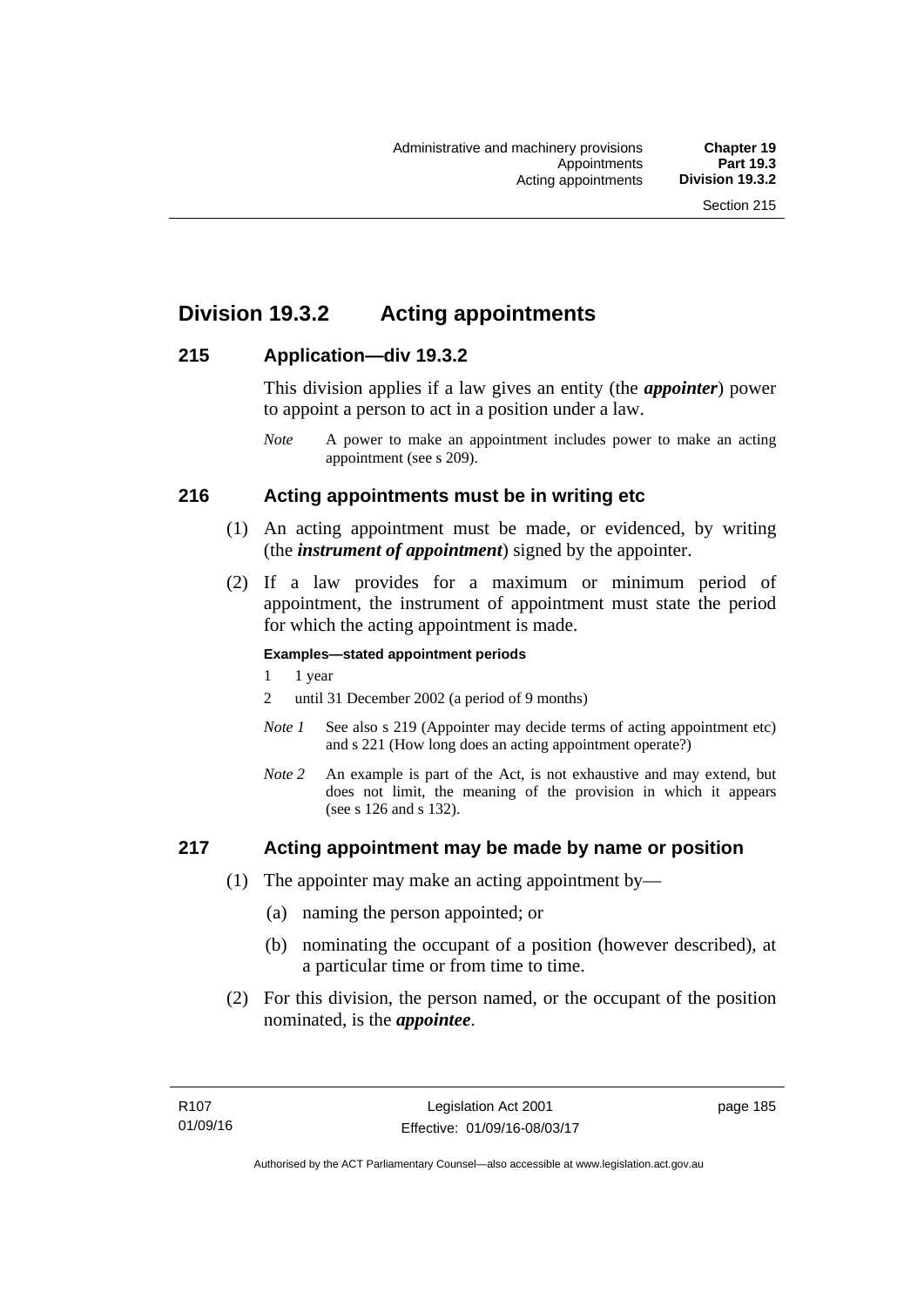# Division 19.3.2 Acting appointments

## 215 Application—div 19.3.2

This division applies if a law gives an entity (the ***appointer***) power to appoint a person to act in a position under a law.

*Note* A power to make an appointment includes power to make an acting appointment (see s 209).

## 216 Acting appointments must be in writing etc

(1) An acting appointment must be made, or evidenced, by writing (the ***instrument of appointment***) signed by the appointer.

(2) If a law provides for a maximum or minimum period of appointment, the instrument of appointment must state the period for which the acting appointment is made.

**Examples—stated appointment periods**

1 1 year

2 until 31 December 2002 (a period of 9 months)

*Note 1* See also s 219 (Appointer may decide terms of acting appointment etc) and s 221 (How long does an acting appointment operate?)

*Note 2* An example is part of the Act, is not exhaustive and may extend, but does not limit, the meaning of the provision in which it appears (see s 126 and s 132).

## 217 Acting appointment may be made by name or position

(1) The appointer may make an acting appointment by—

(a) naming the person appointed; or

(b) nominating the occupant of a position (however described), at a particular time or from time to time.

(2) For this division, the person named, or the occupant of the position nominated, is the ***appointee***.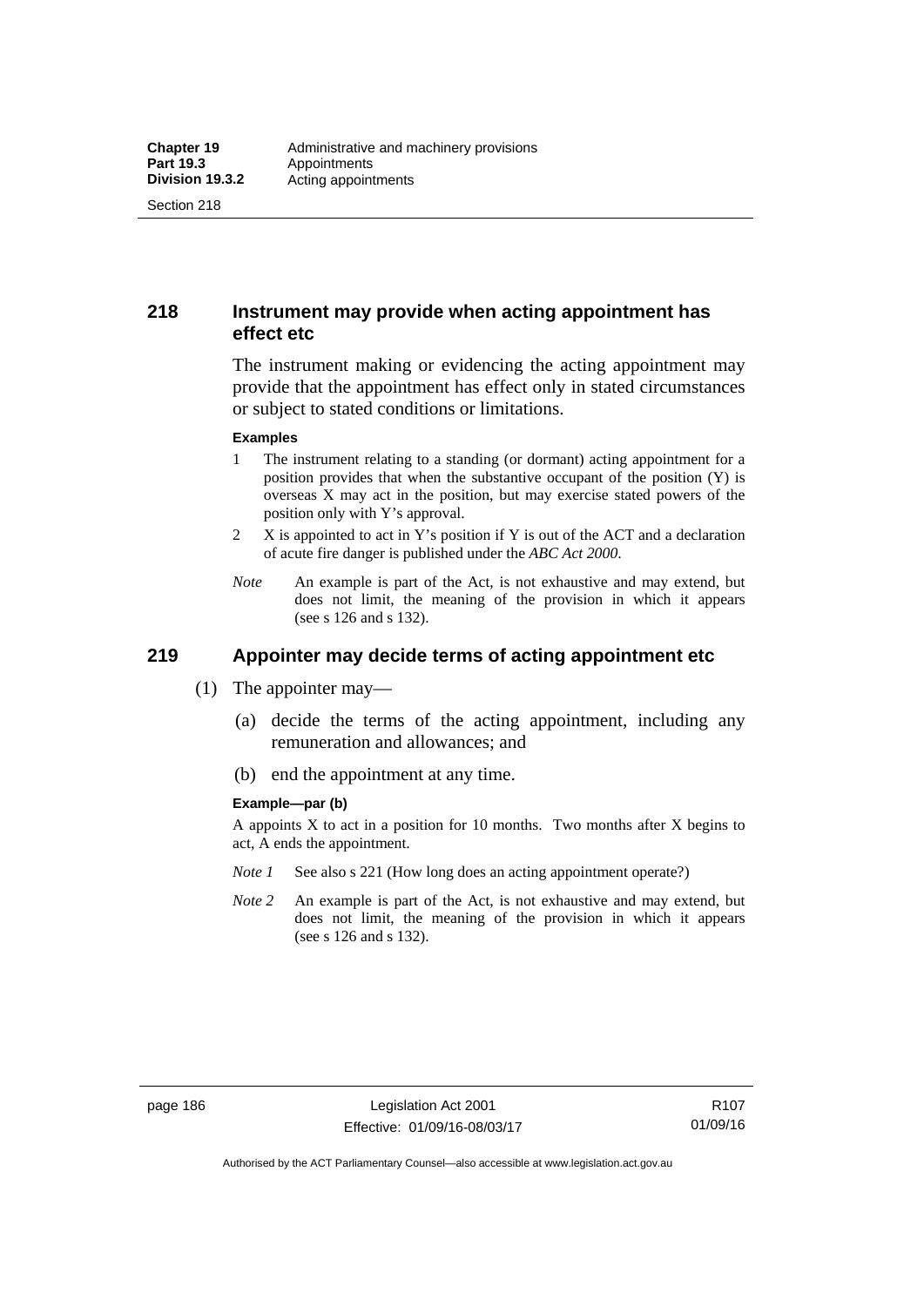## 218 Instrument may provide when acting appointment has effect etc

The instrument making or evidencing the acting appointment may provide that the appointment has effect only in stated circumstances or subject to stated conditions or limitations.

**Examples**

1 The instrument relating to a standing (or dormant) acting appointment for a position provides that when the substantive occupant of the position (Y) is overseas X may act in the position, but may exercise stated powers of the position only with Y's approval.

2 X is appointed to act in Y's position if Y is out of the ACT and a declaration of acute fire danger is published under the *ABC Act 2000*.

*Note* An example is part of the Act, is not exhaustive and may extend, but does not limit, the meaning of the provision in which it appears (see s 126 and s 132).

## 219 Appointer may decide terms of acting appointment etc

(1) The appointer may—

(a) decide the terms of the acting appointment, including any remuneration and allowances; and

(b) end the appointment at any time.

**Example—par (b)**

A appoints X to act in a position for 10 months. Two months after X begins to act, A ends the appointment.

*Note 1* See also s 221 (How long does an acting appointment operate?)

*Note 2* An example is part of the Act, is not exhaustive and may extend, but does not limit, the meaning of the provision in which it appears (see s 126 and s 132).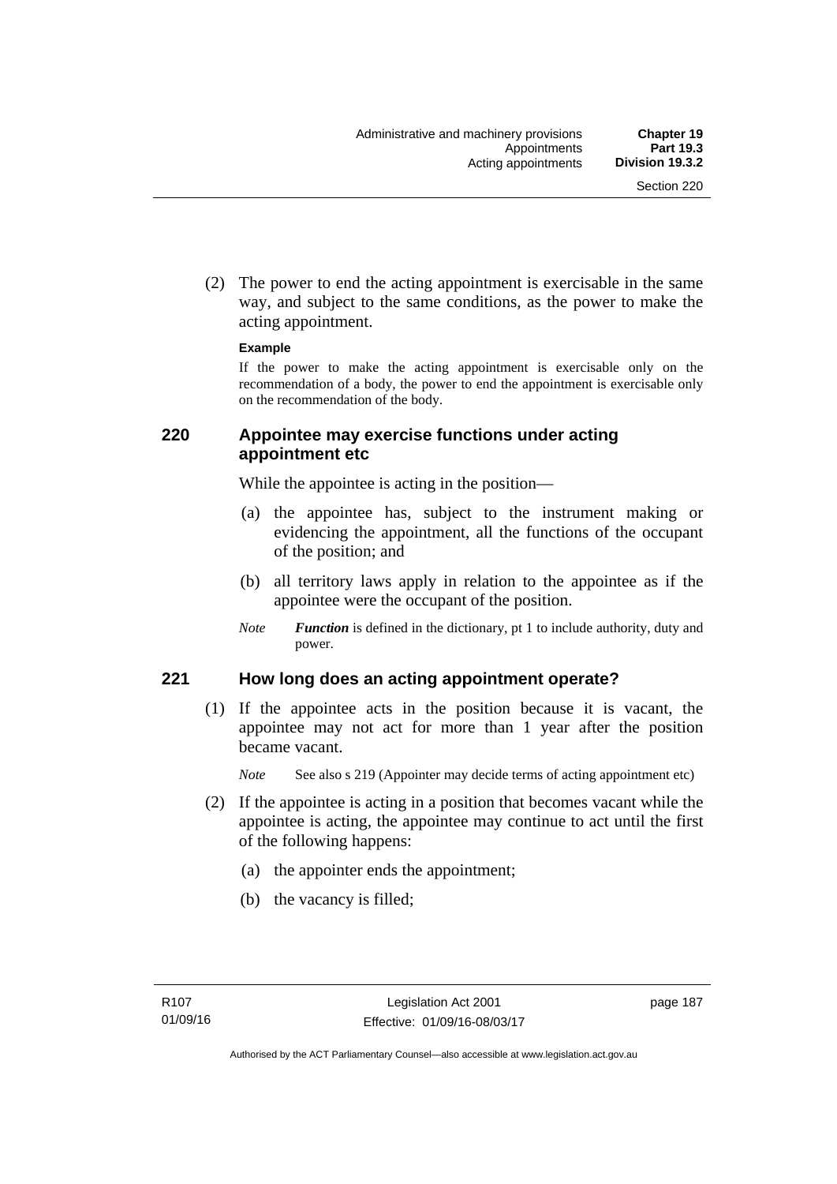(2) The power to end the acting appointment is exercisable in the same way, and subject to the same conditions, as the power to make the acting appointment.

**Example**

If the power to make the acting appointment is exercisable only on the recommendation of a body, the power to end the appointment is exercisable only on the recommendation of the body.

## 220 Appointee may exercise functions under acting appointment etc

While the appointee is acting in the position—

(a) the appointee has, subject to the instrument making or evidencing the appointment, all the functions of the occupant of the position; and

(b) all territory laws apply in relation to the appointee as if the appointee were the occupant of the position.

*Note* ***Function*** is defined in the dictionary, pt 1 to include authority, duty and power.

## 221 How long does an acting appointment operate?

(1) If the appointee acts in the position because it is vacant, the appointee may not act for more than 1 year after the position became vacant.

*Note* See also s 219 (Appointer may decide terms of acting appointment etc)

(2) If the appointee is acting in a position that becomes vacant while the appointee is acting, the appointee may continue to act until the first of the following happens:

(a) the appointer ends the appointment;

(b) the vacancy is filled;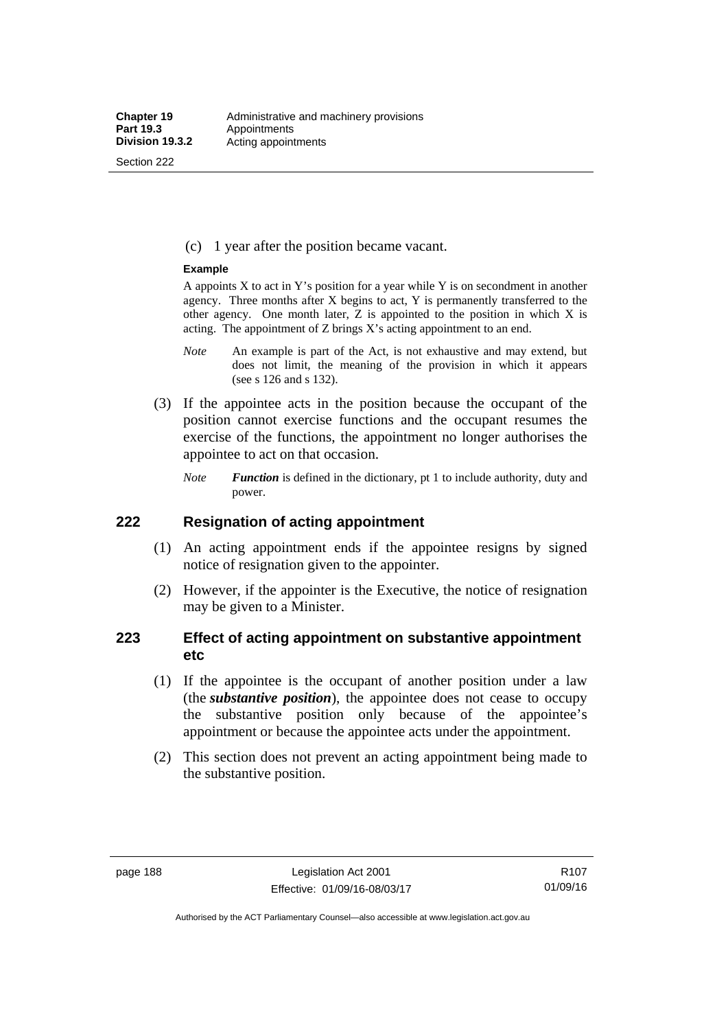(c) 1 year after the position became vacant.

**Example**

A appoints X to act in Y's position for a year while Y is on secondment in another agency. Three months after X begins to act, Y is permanently transferred to the other agency. One month later, Z is appointed to the position in which X is acting. The appointment of Z brings X's acting appointment to an end.

*Note* An example is part of the Act, is not exhaustive and may extend, but does not limit, the meaning of the provision in which it appears (see s 126 and s 132).

(3) If the appointee acts in the position because the occupant of the position cannot exercise functions and the occupant resumes the exercise of the functions, the appointment no longer authorises the appointee to act on that occasion.

*Note* ***Function*** is defined in the dictionary, pt 1 to include authority, duty and power.

## 222 Resignation of acting appointment

(1) An acting appointment ends if the appointee resigns by signed notice of resignation given to the appointer.

(2) However, if the appointer is the Executive, the notice of resignation may be given to a Minister.

## 223 Effect of acting appointment on substantive appointment etc

(1) If the appointee is the occupant of another position under a law (the ***substantive position***), the appointee does not cease to occupy the substantive position only because of the appointee's appointment or because the appointee acts under the appointment.

(2) This section does not prevent an acting appointment being made to the substantive position.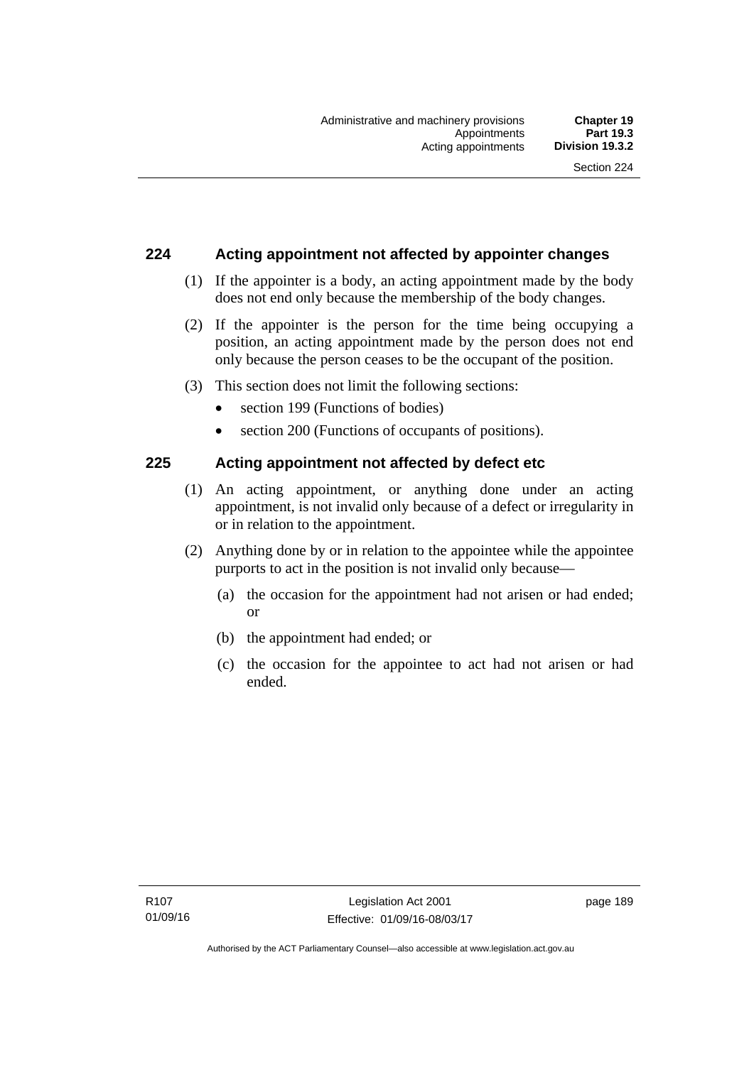## 224 Acting appointment not affected by appointer changes

(1) If the appointer is a body, an acting appointment made by the body does not end only because the membership of the body changes.

(2) If the appointer is the person for the time being occupying a position, an acting appointment made by the person does not end only because the person ceases to be the occupant of the position.

(3) This section does not limit the following sections:

- section 199 (Functions of bodies)
- section 200 (Functions of occupants of positions).

## 225 Acting appointment not affected by defect etc

(1) An acting appointment, or anything done under an acting appointment, is not invalid only because of a defect or irregularity in or in relation to the appointment.

(2) Anything done by or in relation to the appointee while the appointee purports to act in the position is not invalid only because—

(a) the occasion for the appointment had not arisen or had ended; or

(b) the appointment had ended; or

(c) the occasion for the appointee to act had not arisen or had ended.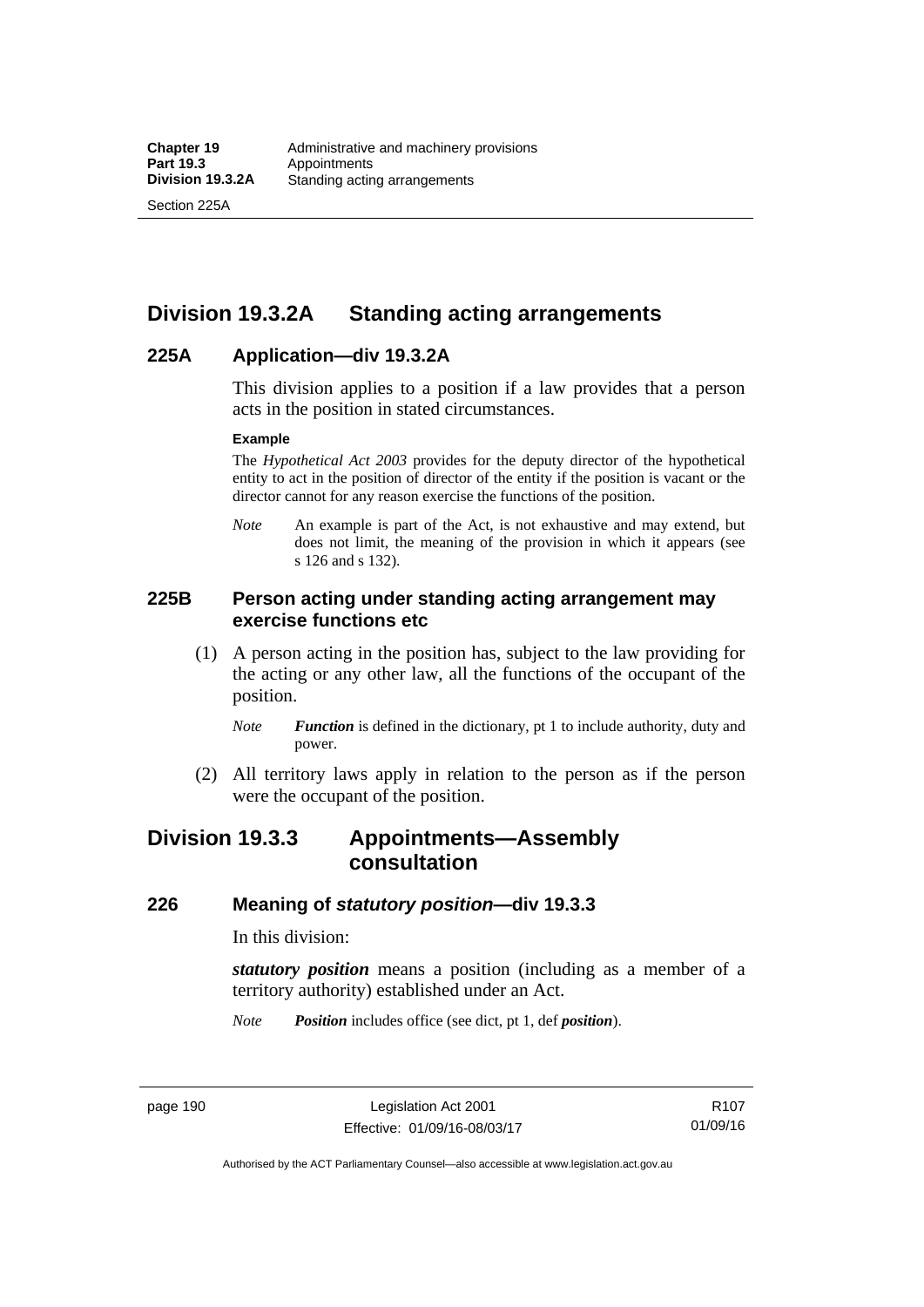## Division 19.3.2A Standing acting arrangements

### 225A Application—div 19.3.2A

This division applies to a position if a law provides that a person acts in the position in stated circumstances.

**Example**

The *Hypothetical Act 2003* provides for the deputy director of the hypothetical entity to act in the position of director of the entity if the position is vacant or the director cannot for any reason exercise the functions of the position.

*Note* An example is part of the Act, is not exhaustive and may extend, but does not limit, the meaning of the provision in which it appears (see s 126 and s 132).

### 225B Person acting under standing acting arrangement may exercise functions etc

(1) A person acting in the position has, subject to the law providing for the acting or any other law, all the functions of the occupant of the position.

*Note* ***Function*** is defined in the dictionary, pt 1 to include authority, duty and power.

(2) All territory laws apply in relation to the person as if the person were the occupant of the position.

## Division 19.3.3 Appointments—Assembly consultation

### 226 Meaning of *statutory position*—div 19.3.3

In this division:

***statutory position*** means a position (including as a member of a territory authority) established under an Act.

*Note* ***Position*** includes office (see dict, pt 1, def ***position***).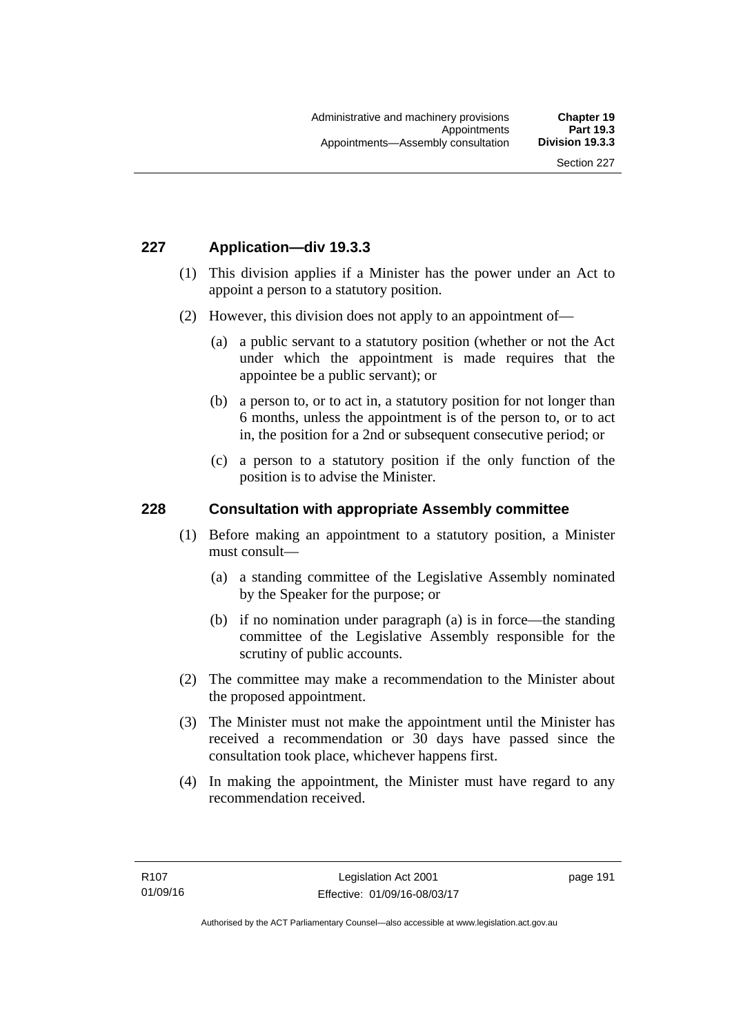## 227 Application—div 19.3.3

(1) This division applies if a Minister has the power under an Act to appoint a person to a statutory position.

(2) However, this division does not apply to an appointment of—

(a) a public servant to a statutory position (whether or not the Act under which the appointment is made requires that the appointee be a public servant); or

(b) a person to, or to act in, a statutory position for not longer than 6 months, unless the appointment is of the person to, or to act in, the position for a 2nd or subsequent consecutive period; or

(c) a person to a statutory position if the only function of the position is to advise the Minister.

## 228 Consultation with appropriate Assembly committee

(1) Before making an appointment to a statutory position, a Minister must consult—

(a) a standing committee of the Legislative Assembly nominated by the Speaker for the purpose; or

(b) if no nomination under paragraph (a) is in force—the standing committee of the Legislative Assembly responsible for the scrutiny of public accounts.

(2) The committee may make a recommendation to the Minister about the proposed appointment.

(3) The Minister must not make the appointment until the Minister has received a recommendation or 30 days have passed since the consultation took place, whichever happens first.

(4) In making the appointment, the Minister must have regard to any recommendation received.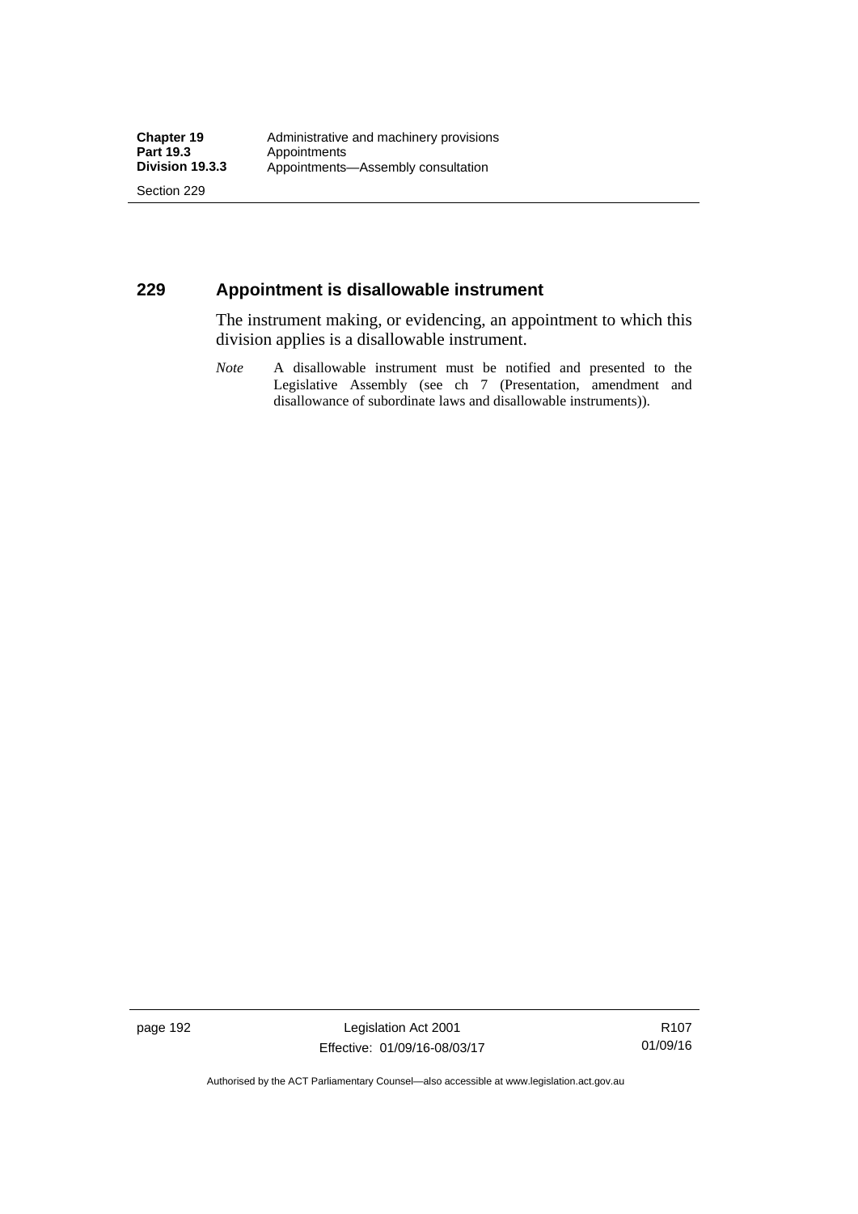## 229 Appointment is disallowable instrument

The instrument making, or evidencing, an appointment to which this division applies is a disallowable instrument.

*Note* A disallowable instrument must be notified and presented to the Legislative Assembly (see ch 7 (Presentation, amendment and disallowance of subordinate laws and disallowable instruments)).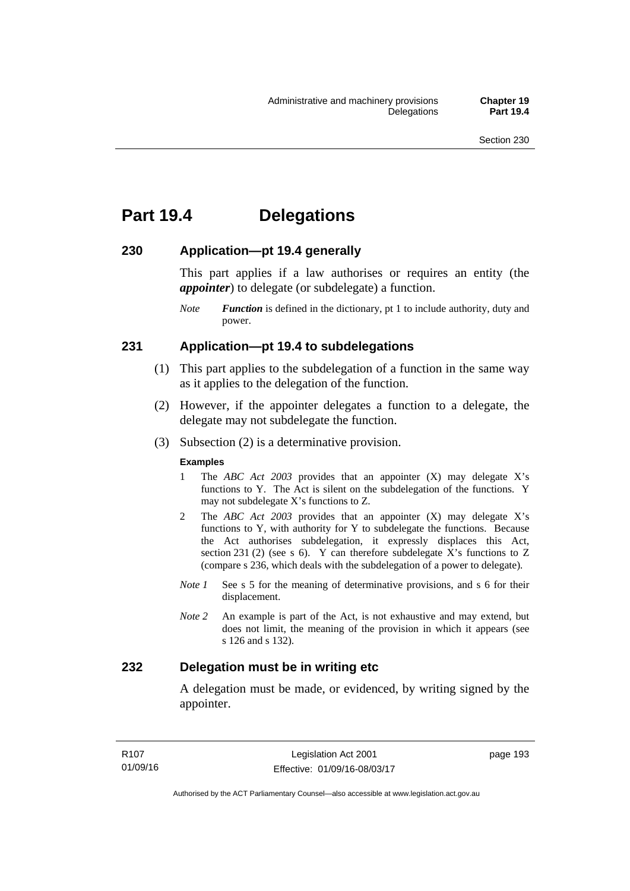# Part 19.4 Delegations

## 230 Application—pt 19.4 generally

This part applies if a law authorises or requires an entity (the ***appointer***) to delegate (or subdelegate) a function.

*Note* ***Function*** is defined in the dictionary, pt 1 to include authority, duty and power.

## 231 Application—pt 19.4 to subdelegations

(1) This part applies to the subdelegation of a function in the same way as it applies to the delegation of the function.

(2) However, if the appointer delegates a function to a delegate, the delegate may not subdelegate the function.

(3) Subsection (2) is a determinative provision.

**Examples**

1. The *ABC Act 2003* provides that an appointer (X) may delegate X's functions to Y. The Act is silent on the subdelegation of the functions. Y may not subdelegate X's functions to Z.
2. The *ABC Act 2003* provides that an appointer (X) may delegate X's functions to Y, with authority for Y to subdelegate the functions. Because the Act authorises subdelegation, it expressly displaces this Act, section 231 (2) (see s 6). Y can therefore subdelegate X's functions to Z (compare s 236, which deals with the subdelegation of a power to delegate).

*Note 1* See s 5 for the meaning of determinative provisions, and s 6 for their displacement.

*Note 2* An example is part of the Act, is not exhaustive and may extend, but does not limit, the meaning of the provision in which it appears (see s 126 and s 132).

## 232 Delegation must be in writing etc

A delegation must be made, or evidenced, by writing signed by the appointer.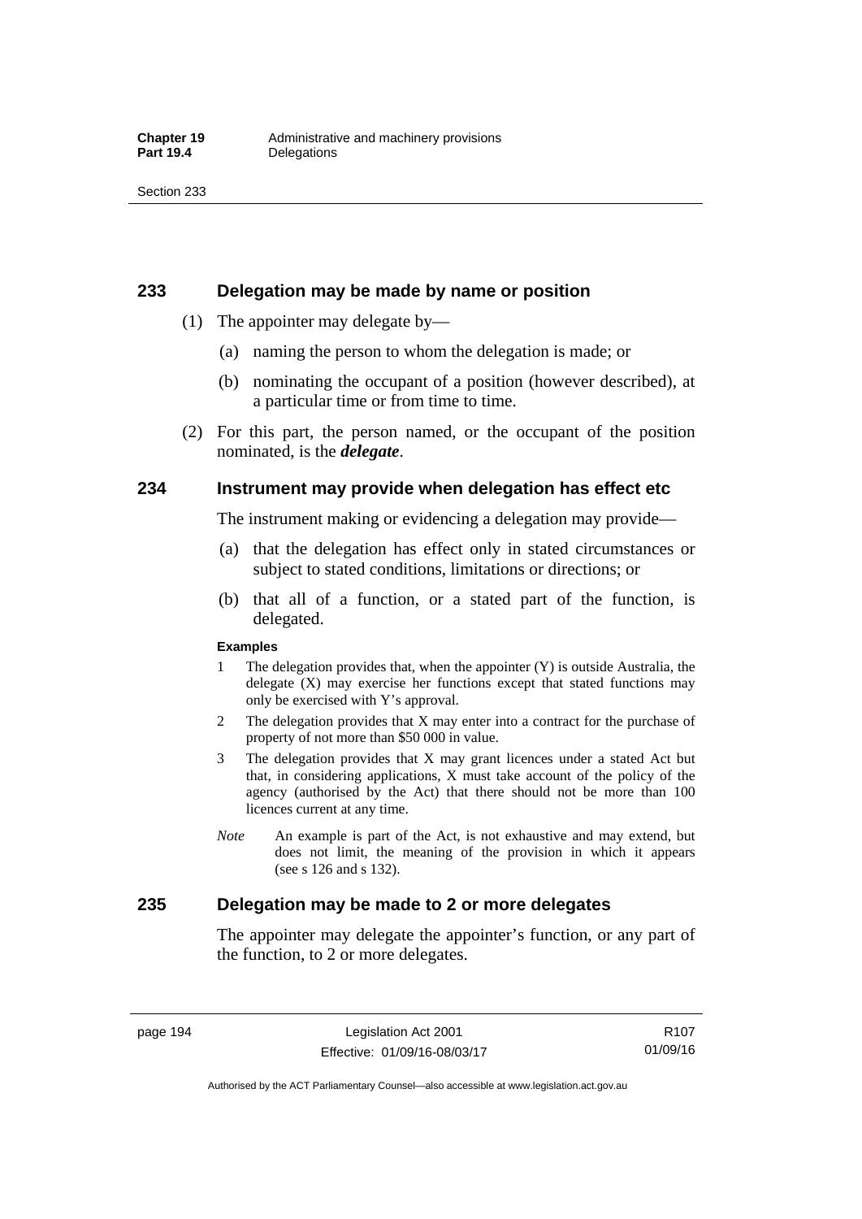## 233 Delegation may be made by name or position

(1) The appointer may delegate by—

(a) naming the person to whom the delegation is made; or

(b) nominating the occupant of a position (however described), at a particular time or from time to time.

(2) For this part, the person named, or the occupant of the position nominated, is the ***delegate***.

## 234 Instrument may provide when delegation has effect etc

The instrument making or evidencing a delegation may provide—

(a) that the delegation has effect only in stated circumstances or subject to stated conditions, limitations or directions; or

(b) that all of a function, or a stated part of the function, is delegated.

**Examples**

1 The delegation provides that, when the appointer (Y) is outside Australia, the delegate (X) may exercise her functions except that stated functions may only be exercised with Y's approval.

2 The delegation provides that X may enter into a contract for the purchase of property of not more than $50 000 in value.

3 The delegation provides that X may grant licences under a stated Act but that, in considering applications, X must take account of the policy of the agency (authorised by the Act) that there should not be more than 100 licences current at any time.

*Note* An example is part of the Act, is not exhaustive and may extend, but does not limit, the meaning of the provision in which it appears (see s 126 and s 132).

## 235 Delegation may be made to 2 or more delegates

The appointer may delegate the appointer's function, or any part of the function, to 2 or more delegates.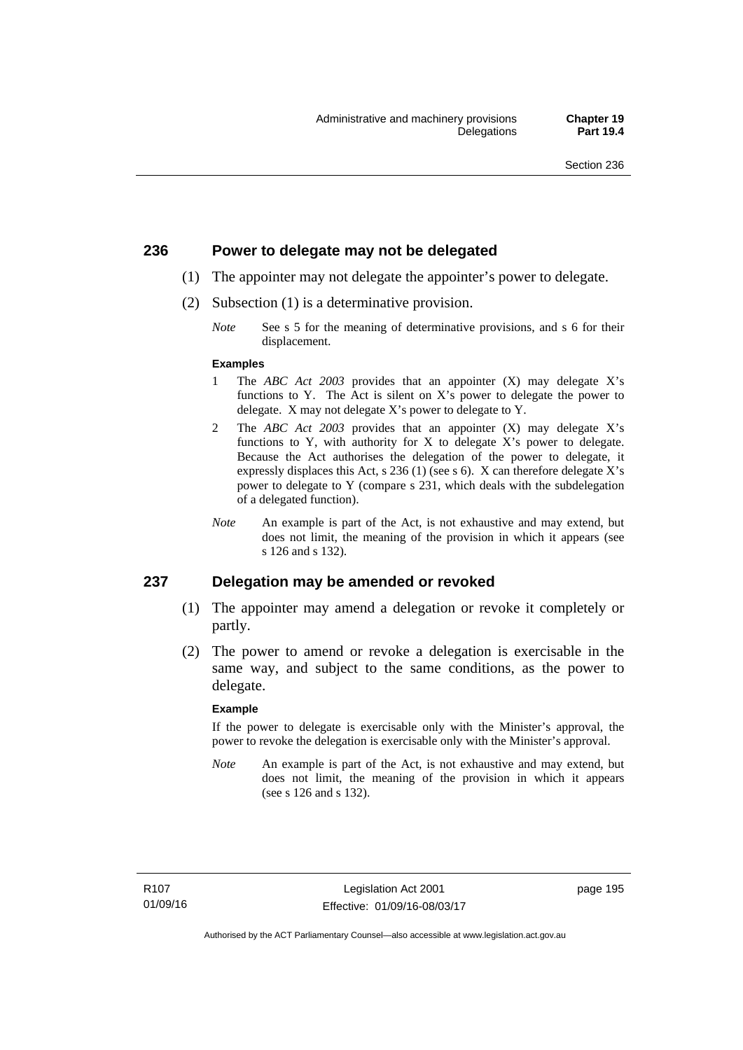## 236 Power to delegate may not be delegated

(1) The appointer may not delegate the appointer's power to delegate.

(2) Subsection (1) is a determinative provision.

*Note* See s 5 for the meaning of determinative provisions, and s 6 for their displacement.

**Examples**

1 The *ABC Act 2003* provides that an appointer (X) may delegate X's functions to Y. The Act is silent on X's power to delegate the power to delegate. X may not delegate X's power to delegate to Y.

2 The *ABC Act 2003* provides that an appointer (X) may delegate X's functions to Y, with authority for X to delegate X's power to delegate. Because the Act authorises the delegation of the power to delegate, it expressly displaces this Act, s 236 (1) (see s 6). X can therefore delegate X's power to delegate to Y (compare s 231, which deals with the subdelegation of a delegated function).

*Note* An example is part of the Act, is not exhaustive and may extend, but does not limit, the meaning of the provision in which it appears (see s 126 and s 132).

## 237 Delegation may be amended or revoked

(1) The appointer may amend a delegation or revoke it completely or partly.

(2) The power to amend or revoke a delegation is exercisable in the same way, and subject to the same conditions, as the power to delegate.

**Example**

If the power to delegate is exercisable only with the Minister's approval, the power to revoke the delegation is exercisable only with the Minister's approval.

*Note* An example is part of the Act, is not exhaustive and may extend, but does not limit, the meaning of the provision in which it appears (see s 126 and s 132).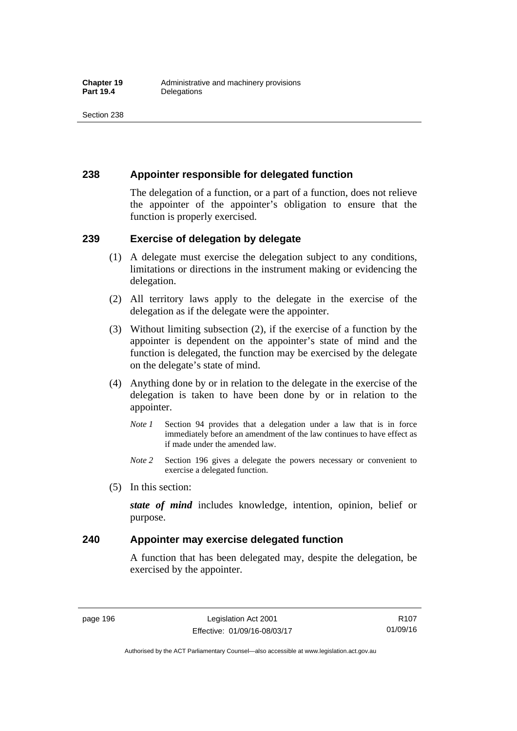## 238 Appointer responsible for delegated function

The delegation of a function, or a part of a function, does not relieve the appointer of the appointer's obligation to ensure that the function is properly exercised.

## 239 Exercise of delegation by delegate

(1) A delegate must exercise the delegation subject to any conditions, limitations or directions in the instrument making or evidencing the delegation.

(2) All territory laws apply to the delegate in the exercise of the delegation as if the delegate were the appointer.

(3) Without limiting subsection (2), if the exercise of a function by the appointer is dependent on the appointer's state of mind and the function is delegated, the function may be exercised by the delegate on the delegate's state of mind.

(4) Anything done by or in relation to the delegate in the exercise of the delegation is taken to have been done by or in relation to the appointer.

*Note 1* Section 94 provides that a delegation under a law that is in force immediately before an amendment of the law continues to have effect as if made under the amended law.

*Note 2* Section 196 gives a delegate the powers necessary or convenient to exercise a delegated function.

(5) In this section:

***state of mind*** includes knowledge, intention, opinion, belief or purpose.

## 240 Appointer may exercise delegated function

A function that has been delegated may, despite the delegation, be exercised by the appointer.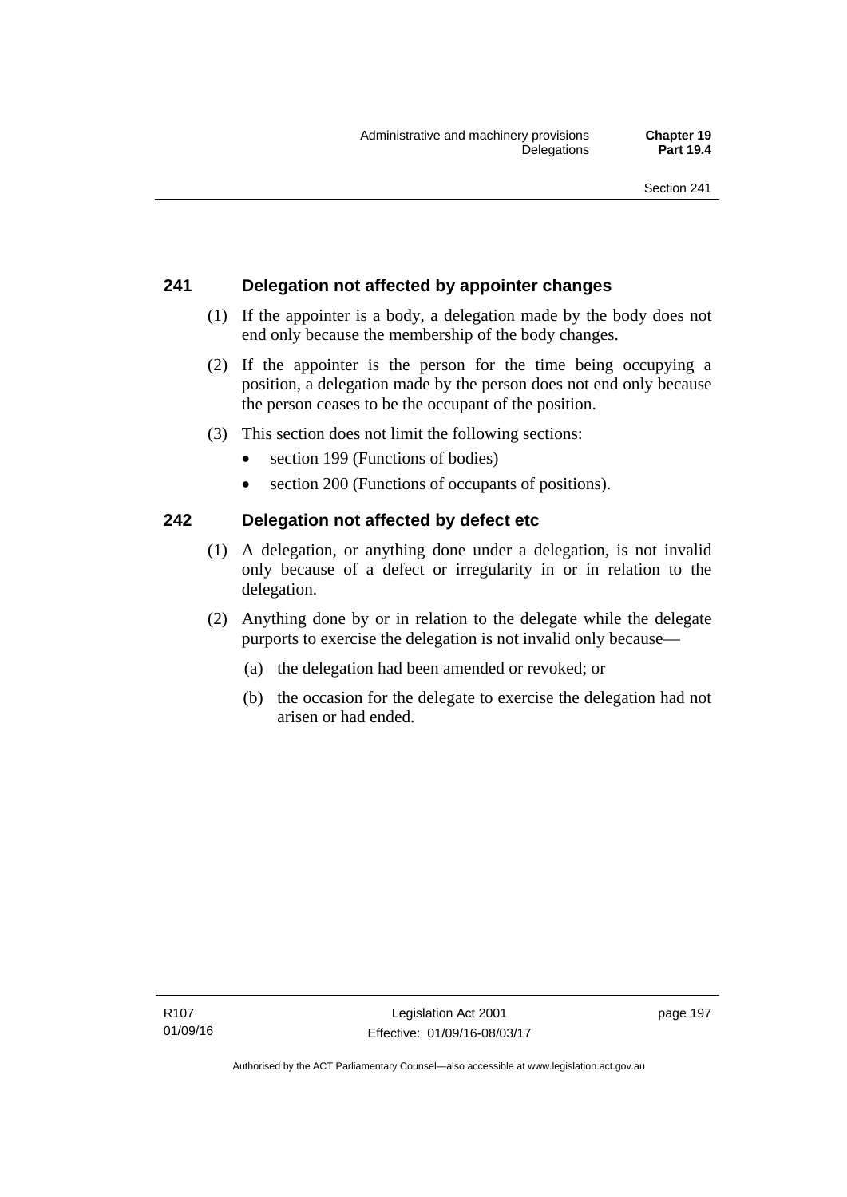## 241 Delegation not affected by appointer changes

(1) If the appointer is a body, a delegation made by the body does not end only because the membership of the body changes.

(2) If the appointer is the person for the time being occupying a position, a delegation made by the person does not end only because the person ceases to be the occupant of the position.

(3) This section does not limit the following sections:

- section 199 (Functions of bodies)
- section 200 (Functions of occupants of positions).

## 242 Delegation not affected by defect etc

(1) A delegation, or anything done under a delegation, is not invalid only because of a defect or irregularity in or in relation to the delegation.

(2) Anything done by or in relation to the delegate while the delegate purports to exercise the delegation is not invalid only because—

(a) the delegation had been amended or revoked; or

(b) the occasion for the delegate to exercise the delegation had not arisen or had ended.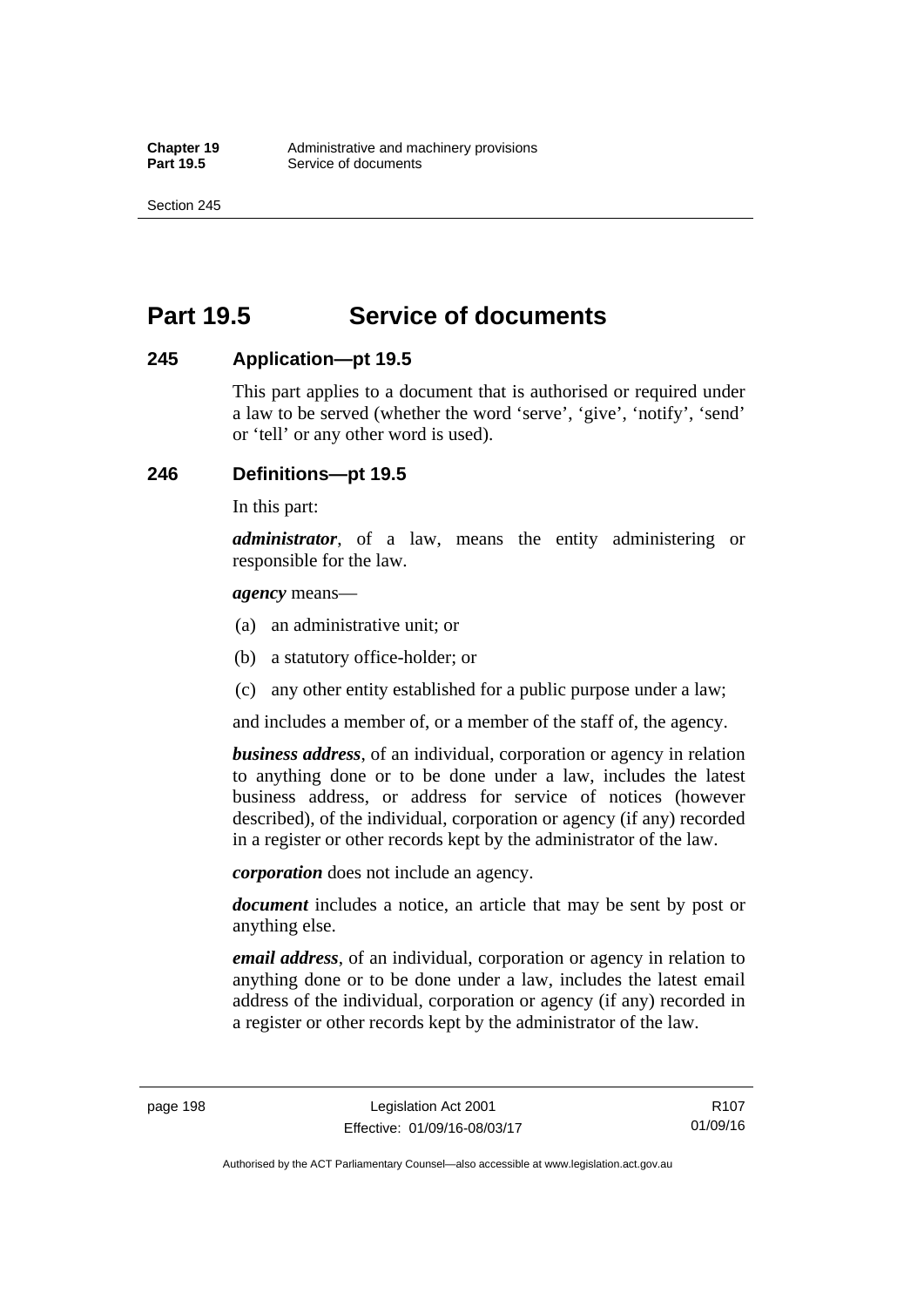# Part 19.5 Service of documents

## 245 Application—pt 19.5

This part applies to a document that is authorised or required under a law to be served (whether the word 'serve', 'give', 'notify', 'send' or 'tell' or any other word is used).

## 246 Definitions—pt 19.5

In this part:

***administrator***, of a law, means the entity administering or responsible for the law.

***agency*** means—

(a) an administrative unit; or

(b) a statutory office-holder; or

(c) any other entity established for a public purpose under a law;

and includes a member of, or a member of the staff of, the agency.

***business address***, of an individual, corporation or agency in relation to anything done or to be done under a law, includes the latest business address, or address for service of notices (however described), of the individual, corporation or agency (if any) recorded in a register or other records kept by the administrator of the law.

***corporation*** does not include an agency.

***document*** includes a notice, an article that may be sent by post or anything else.

***email address***, of an individual, corporation or agency in relation to anything done or to be done under a law, includes the latest email address of the individual, corporation or agency (if any) recorded in a register or other records kept by the administrator of the law.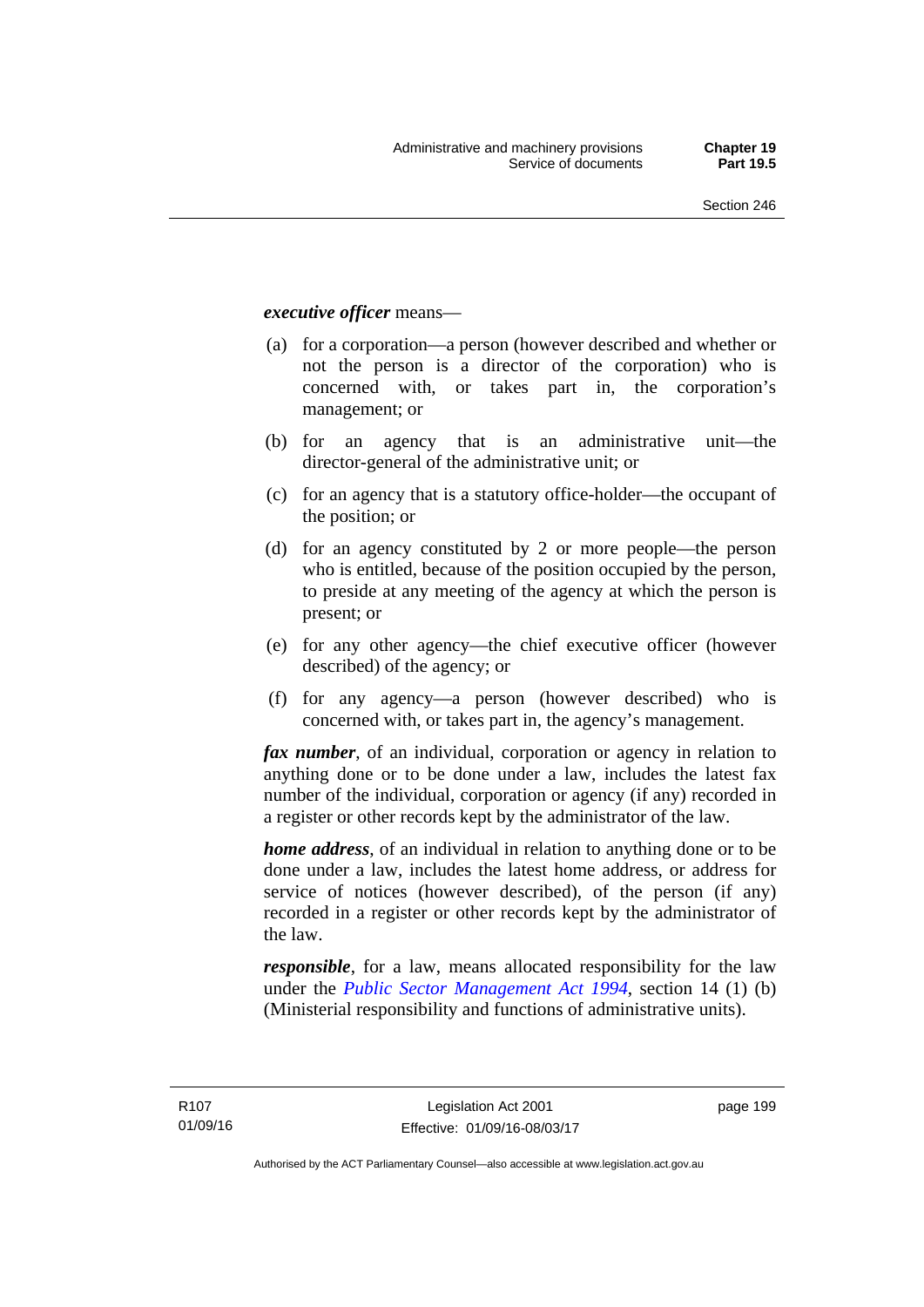***executive officer*** means—

(a) for a corporation—a person (however described and whether or not the person is a director of the corporation) who is concerned with, or takes part in, the corporation's management; or

(b) for an agency that is an administrative unit—the director-general of the administrative unit; or

(c) for an agency that is a statutory office-holder—the occupant of the position; or

(d) for an agency constituted by 2 or more people—the person who is entitled, because of the position occupied by the person, to preside at any meeting of the agency at which the person is present; or

(e) for any other agency—the chief executive officer (however described) of the agency; or

(f) for any agency—a person (however described) who is concerned with, or takes part in, the agency's management.

***fax number***, of an individual, corporation or agency in relation to anything done or to be done under a law, includes the latest fax number of the individual, corporation or agency (if any) recorded in a register or other records kept by the administrator of the law.

***home address***, of an individual in relation to anything done or to be done under a law, includes the latest home address, or address for service of notices (however described), of the person (if any) recorded in a register or other records kept by the administrator of the law.

***responsible***, for a law, means allocated responsibility for the law under the *Public Sector Management Act 1994*, section 14 (1) (b) (Ministerial responsibility and functions of administrative units).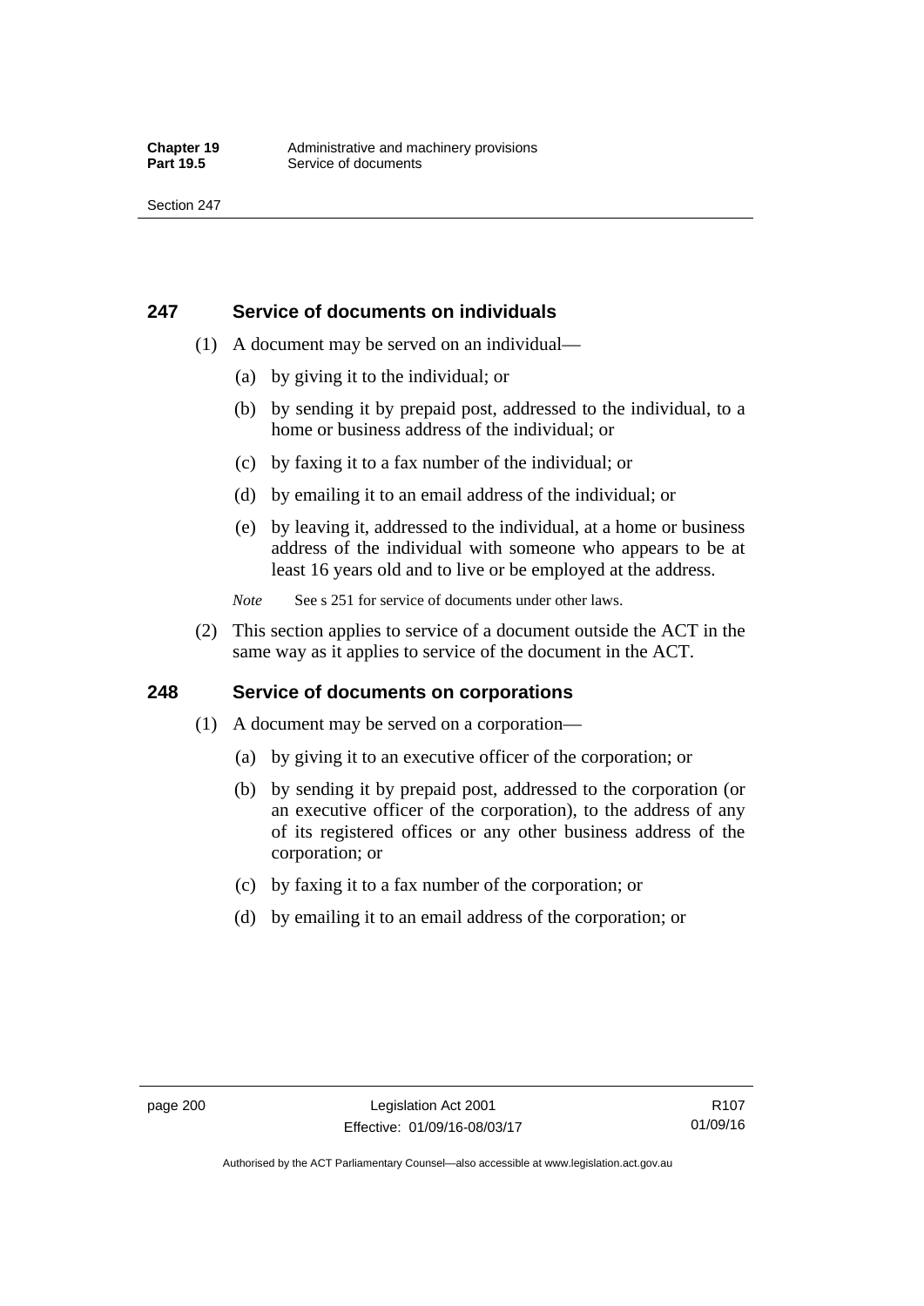## 247 Service of documents on individuals

(1) A document may be served on an individual—

(a) by giving it to the individual; or

(b) by sending it by prepaid post, addressed to the individual, to a home or business address of the individual; or

(c) by faxing it to a fax number of the individual; or

(d) by emailing it to an email address of the individual; or

(e) by leaving it, addressed to the individual, at a home or business address of the individual with someone who appears to be at least 16 years old and to live or be employed at the address.

*Note* See s 251 for service of documents under other laws.

(2) This section applies to service of a document outside the ACT in the same way as it applies to service of the document in the ACT.

## 248 Service of documents on corporations

(1) A document may be served on a corporation—

(a) by giving it to an executive officer of the corporation; or

(b) by sending it by prepaid post, addressed to the corporation (or an executive officer of the corporation), to the address of any of its registered offices or any other business address of the corporation; or

(c) by faxing it to a fax number of the corporation; or

(d) by emailing it to an email address of the corporation; or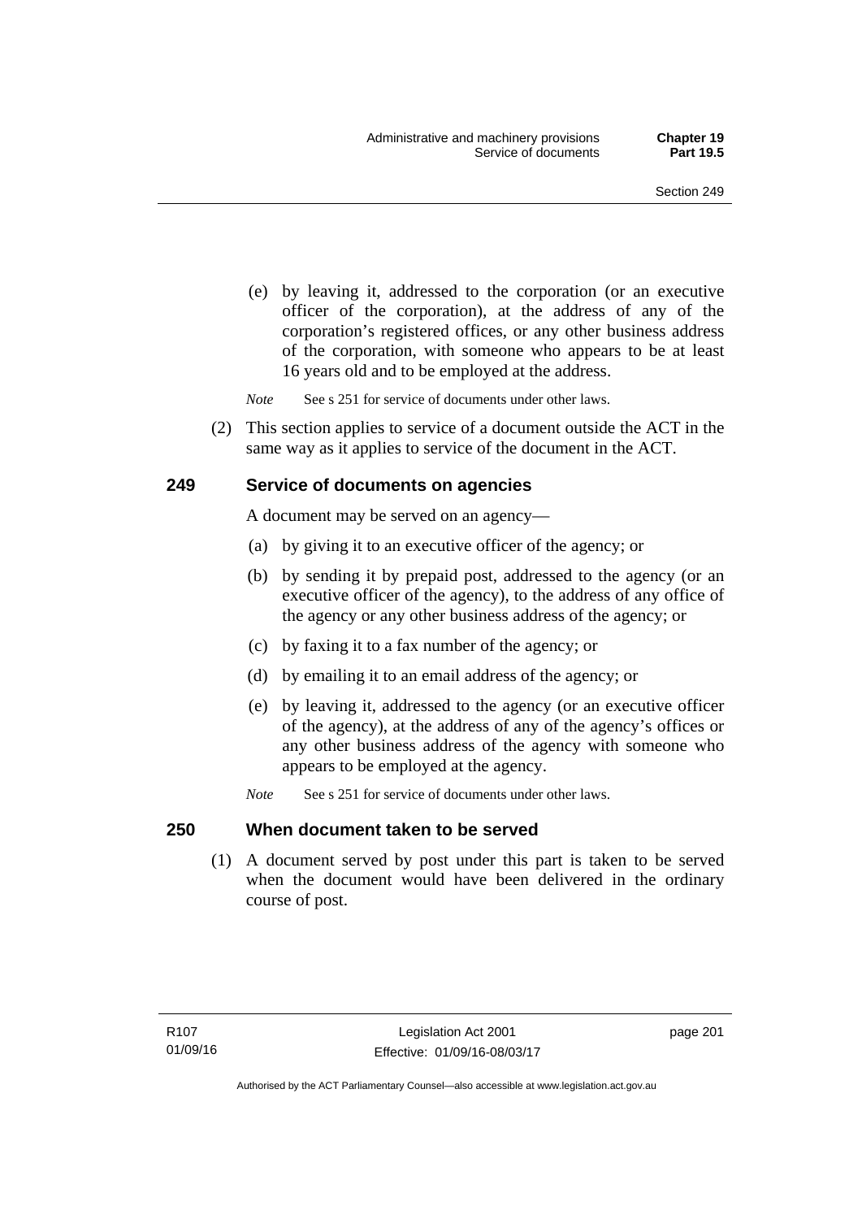(e) by leaving it, addressed to the corporation (or an executive officer of the corporation), at the address of any of the corporation's registered offices, or any other business address of the corporation, with someone who appears to be at least 16 years old and to be employed at the address.

*Note* See s 251 for service of documents under other laws.

(2) This section applies to service of a document outside the ACT in the same way as it applies to service of the document in the ACT.

## 249 Service of documents on agencies

A document may be served on an agency—

(a) by giving it to an executive officer of the agency; or

(b) by sending it by prepaid post, addressed to the agency (or an executive officer of the agency), to the address of any office of the agency or any other business address of the agency; or

(c) by faxing it to a fax number of the agency; or

(d) by emailing it to an email address of the agency; or

(e) by leaving it, addressed to the agency (or an executive officer of the agency), at the address of any of the agency's offices or any other business address of the agency with someone who appears to be employed at the agency.

*Note* See s 251 for service of documents under other laws.

## 250 When document taken to be served

(1) A document served by post under this part is taken to be served when the document would have been delivered in the ordinary course of post.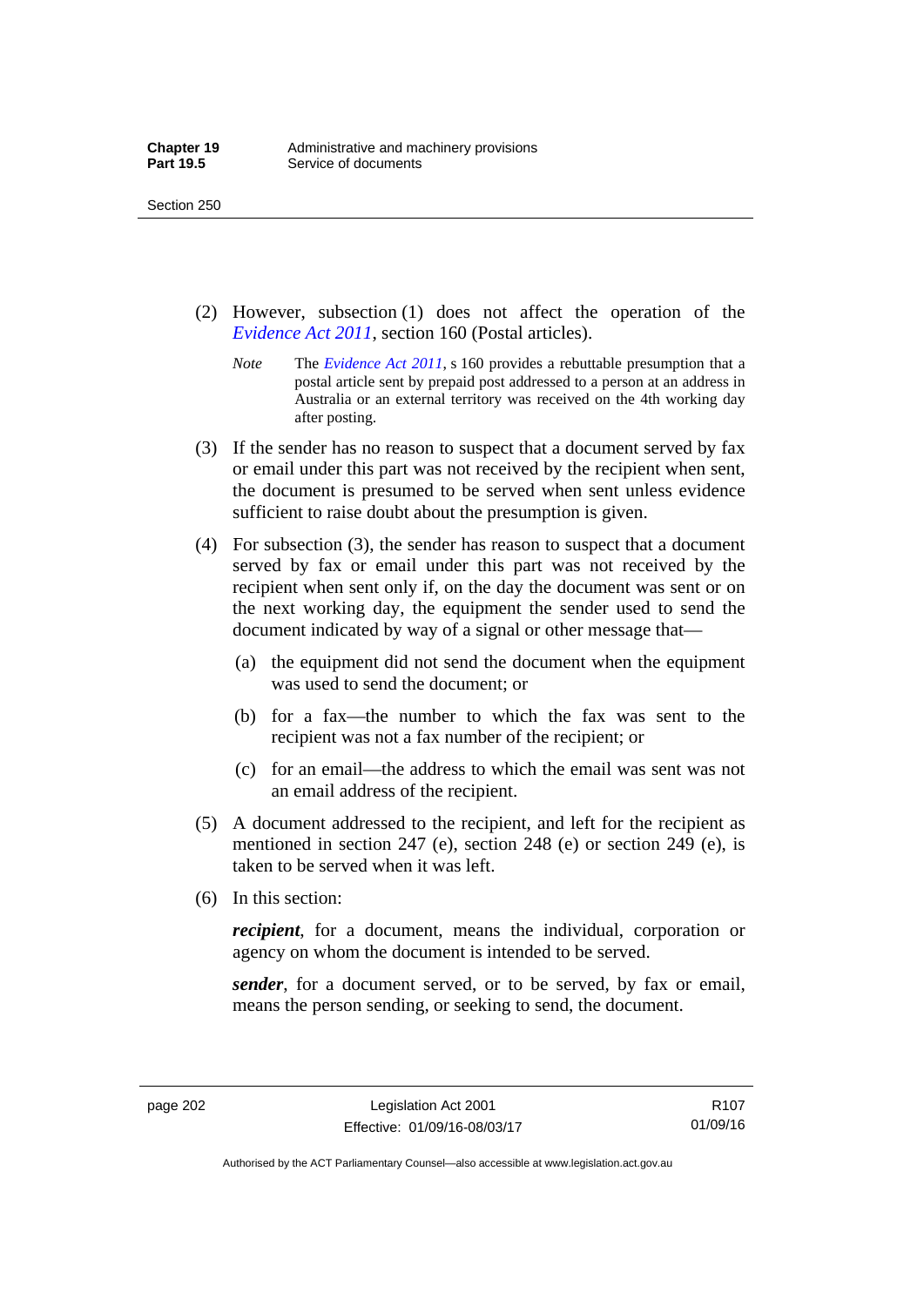(2) However, subsection (1) does not affect the operation of the *Evidence Act 2011*, section 160 (Postal articles).

*Note* The *Evidence Act 2011*, s 160 provides a rebuttable presumption that a postal article sent by prepaid post addressed to a person at an address in Australia or an external territory was received on the 4th working day after posting.

(3) If the sender has no reason to suspect that a document served by fax or email under this part was not received by the recipient when sent, the document is presumed to be served when sent unless evidence sufficient to raise doubt about the presumption is given.

(4) For subsection (3), the sender has reason to suspect that a document served by fax or email under this part was not received by the recipient when sent only if, on the day the document was sent or on the next working day, the equipment the sender used to send the document indicated by way of a signal or other message that—

(a) the equipment did not send the document when the equipment was used to send the document; or

(b) for a fax—the number to which the fax was sent to the recipient was not a fax number of the recipient; or

(c) for an email—the address to which the email was sent was not an email address of the recipient.

(5) A document addressed to the recipient, and left for the recipient as mentioned in section 247 (e), section 248 (e) or section 249 (e), is taken to be served when it was left.

(6) In this section:

***recipient***, for a document, means the individual, corporation or agency on whom the document is intended to be served.

***sender***, for a document served, or to be served, by fax or email, means the person sending, or seeking to send, the document.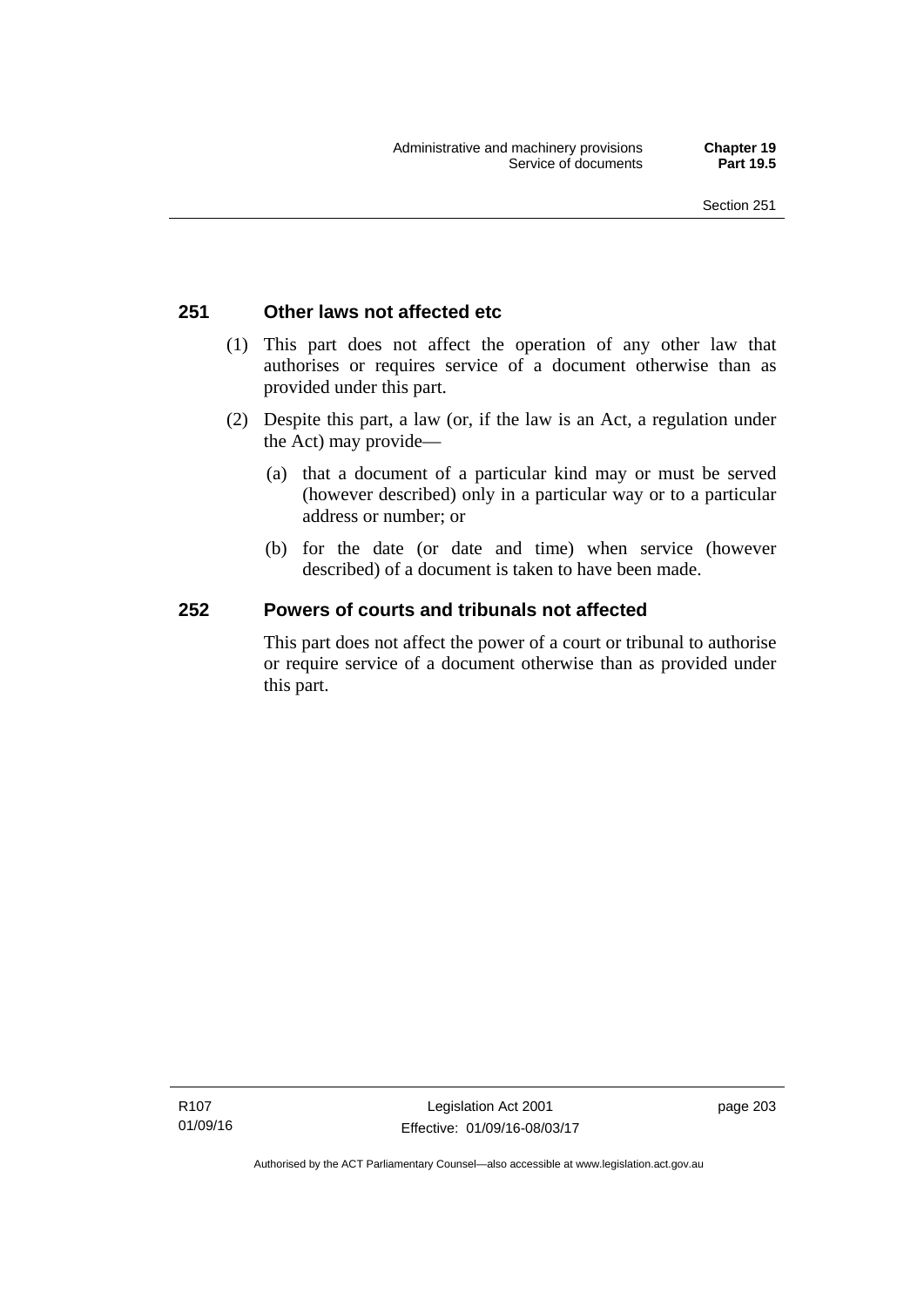## 251 Other laws not affected etc

(1) This part does not affect the operation of any other law that authorises or requires service of a document otherwise than as provided under this part.

(2) Despite this part, a law (or, if the law is an Act, a regulation under the Act) may provide—

(a) that a document of a particular kind may or must be served (however described) only in a particular way or to a particular address or number; or

(b) for the date (or date and time) when service (however described) of a document is taken to have been made.

## 252 Powers of courts and tribunals not affected

This part does not affect the power of a court or tribunal to authorise or require service of a document otherwise than as provided under this part.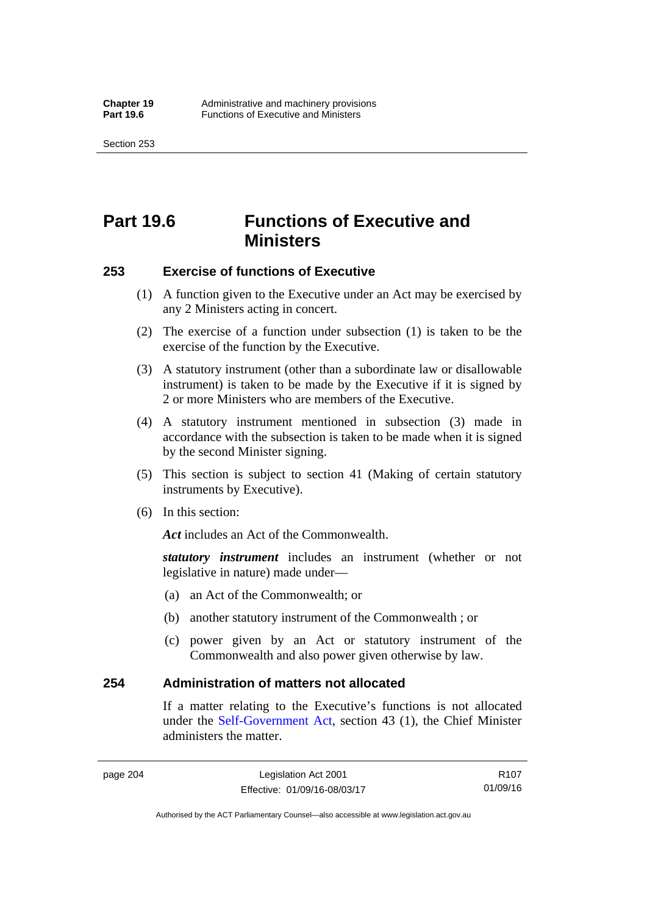# Part 19.6 Functions of Executive and Ministers

## 253 Exercise of functions of Executive

(1) A function given to the Executive under an Act may be exercised by any 2 Ministers acting in concert.

(2) The exercise of a function under subsection (1) is taken to be the exercise of the function by the Executive.

(3) A statutory instrument (other than a subordinate law or disallowable instrument) is taken to be made by the Executive if it is signed by 2 or more Ministers who are members of the Executive.

(4) A statutory instrument mentioned in subsection (3) made in accordance with the subsection is taken to be made when it is signed by the second Minister signing.

(5) This section is subject to section 41 (Making of certain statutory instruments by Executive).

(6) In this section:

***Act*** includes an Act of the Commonwealth.

***statutory instrument*** includes an instrument (whether or not legislative in nature) made under—

(a) an Act of the Commonwealth; or

(b) another statutory instrument of the Commonwealth ; or

(c) power given by an Act or statutory instrument of the Commonwealth and also power given otherwise by law.

## 254 Administration of matters not allocated

If a matter relating to the Executive's functions is not allocated under the Self-Government Act, section 43 (1), the Chief Minister administers the matter.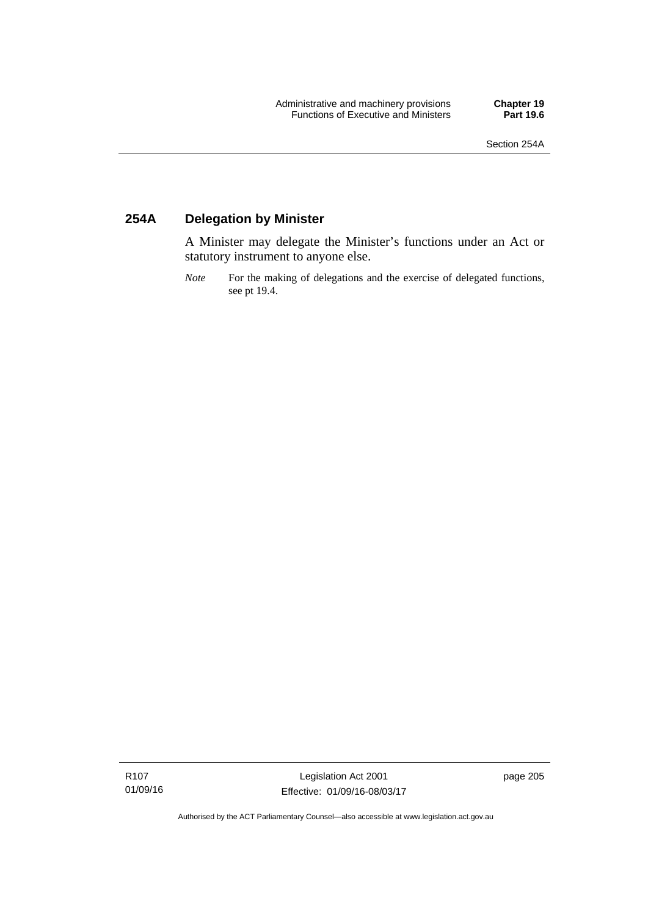## 254A Delegation by Minister

A Minister may delegate the Minister's functions under an Act or statutory instrument to anyone else.

*Note* For the making of delegations and the exercise of delegated functions, see pt 19.4.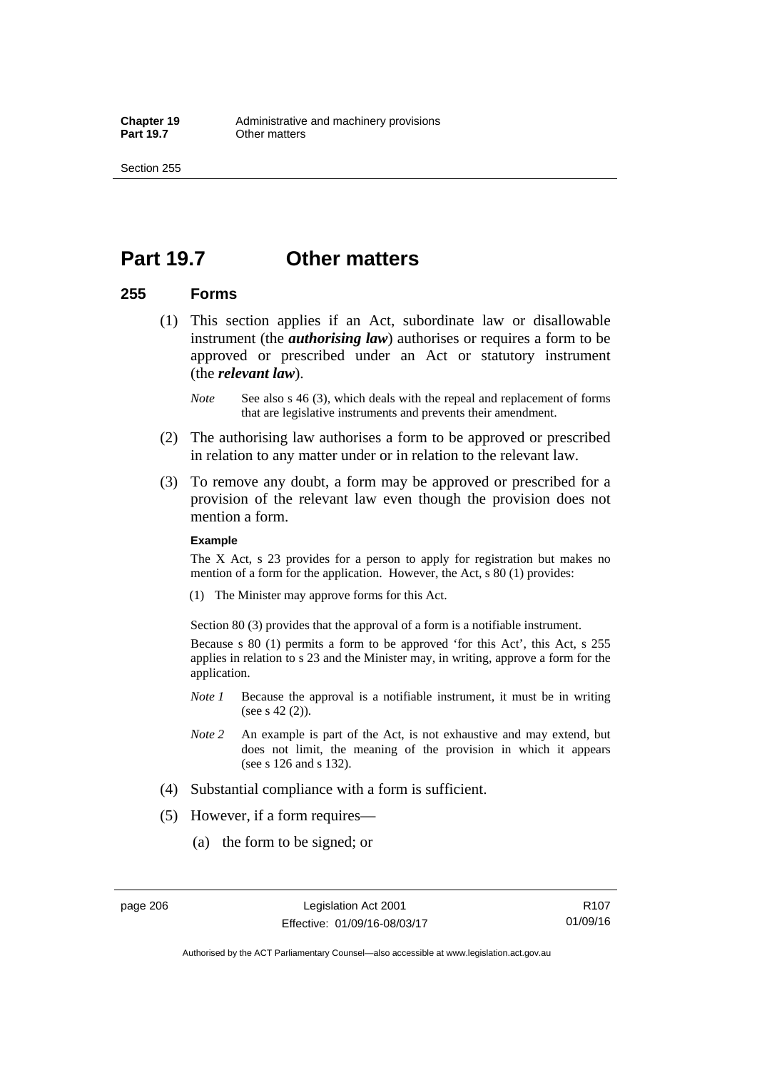# Part 19.7 Other matters

## 255 Forms

(1) This section applies if an Act, subordinate law or disallowable instrument (the ***authorising law***) authorises or requires a form to be approved or prescribed under an Act or statutory instrument (the ***relevant law***).

*Note* See also s 46 (3), which deals with the repeal and replacement of forms that are legislative instruments and prevents their amendment.

(2) The authorising law authorises a form to be approved or prescribed in relation to any matter under or in relation to the relevant law.

(3) To remove any doubt, a form may be approved or prescribed for a provision of the relevant law even though the provision does not mention a form.

**Example**

The X Act, s 23 provides for a person to apply for registration but makes no mention of a form for the application. However, the Act, s 80 (1) provides:

(1) The Minister may approve forms for this Act.

Section 80 (3) provides that the approval of a form is a notifiable instrument.

Because s 80 (1) permits a form to be approved 'for this Act', this Act, s 255 applies in relation to s 23 and the Minister may, in writing, approve a form for the application.

*Note 1* Because the approval is a notifiable instrument, it must be in writing (see s 42 (2)).

*Note 2* An example is part of the Act, is not exhaustive and may extend, but does not limit, the meaning of the provision in which it appears (see s 126 and s 132).

(4) Substantial compliance with a form is sufficient.

(5) However, if a form requires—

(a) the form to be signed; or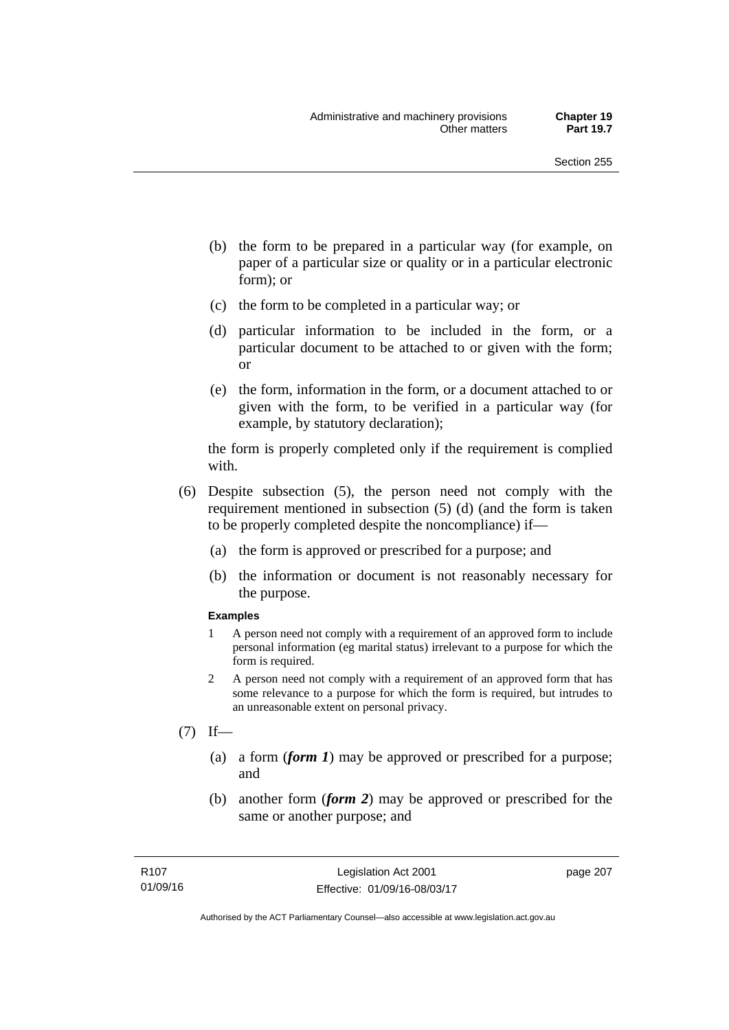(b) the form to be prepared in a particular way (for example, on paper of a particular size or quality or in a particular electronic form); or

(c) the form to be completed in a particular way; or

(d) particular information to be included in the form, or a particular document to be attached to or given with the form; or

(e) the form, information in the form, or a document attached to or given with the form, to be verified in a particular way (for example, by statutory declaration);

the form is properly completed only if the requirement is complied with.

(6) Despite subsection (5), the person need not comply with the requirement mentioned in subsection (5) (d) (and the form is taken to be properly completed despite the noncompliance) if—

(a) the form is approved or prescribed for a purpose; and

(b) the information or document is not reasonably necessary for the purpose.

**Examples**

1 A person need not comply with a requirement of an approved form to include personal information (eg marital status) irrelevant to a purpose for which the form is required.

2 A person need not comply with a requirement of an approved form that has some relevance to a purpose for which the form is required, but intrudes to an unreasonable extent on personal privacy.

(7) If—

(a) a form (***form 1***) may be approved or prescribed for a purpose; and

(b) another form (***form 2***) may be approved or prescribed for the same or another purpose; and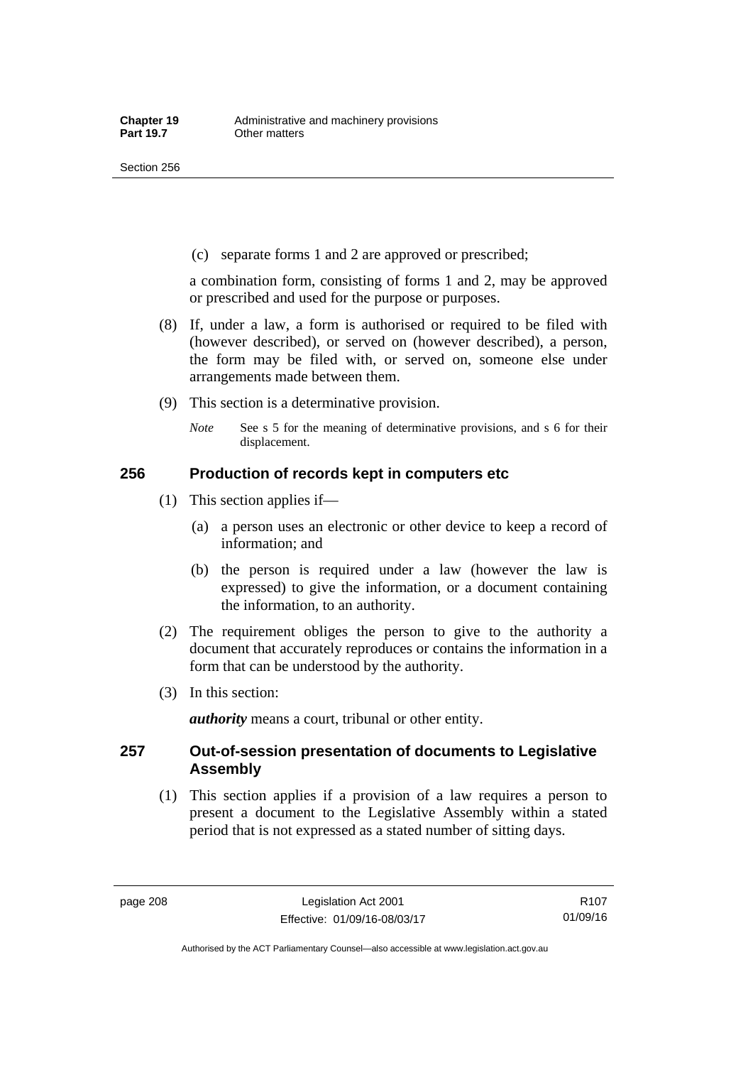(c) separate forms 1 and 2 are approved or prescribed;

a combination form, consisting of forms 1 and 2, may be approved or prescribed and used for the purpose or purposes.

(8) If, under a law, a form is authorised or required to be filed with (however described), or served on (however described), a person, the form may be filed with, or served on, someone else under arrangements made between them.

(9) This section is a determinative provision.

*Note* See s 5 for the meaning of determinative provisions, and s 6 for their displacement.

## 256 Production of records kept in computers etc

(1) This section applies if—

(a) a person uses an electronic or other device to keep a record of information; and

(b) the person is required under a law (however the law is expressed) to give the information, or a document containing the information, to an authority.

(2) The requirement obliges the person to give to the authority a document that accurately reproduces or contains the information in a form that can be understood by the authority.

(3) In this section:

***authority*** means a court, tribunal or other entity.

## 257 Out-of-session presentation of documents to Legislative Assembly

(1) This section applies if a provision of a law requires a person to present a document to the Legislative Assembly within a stated period that is not expressed as a stated number of sitting days.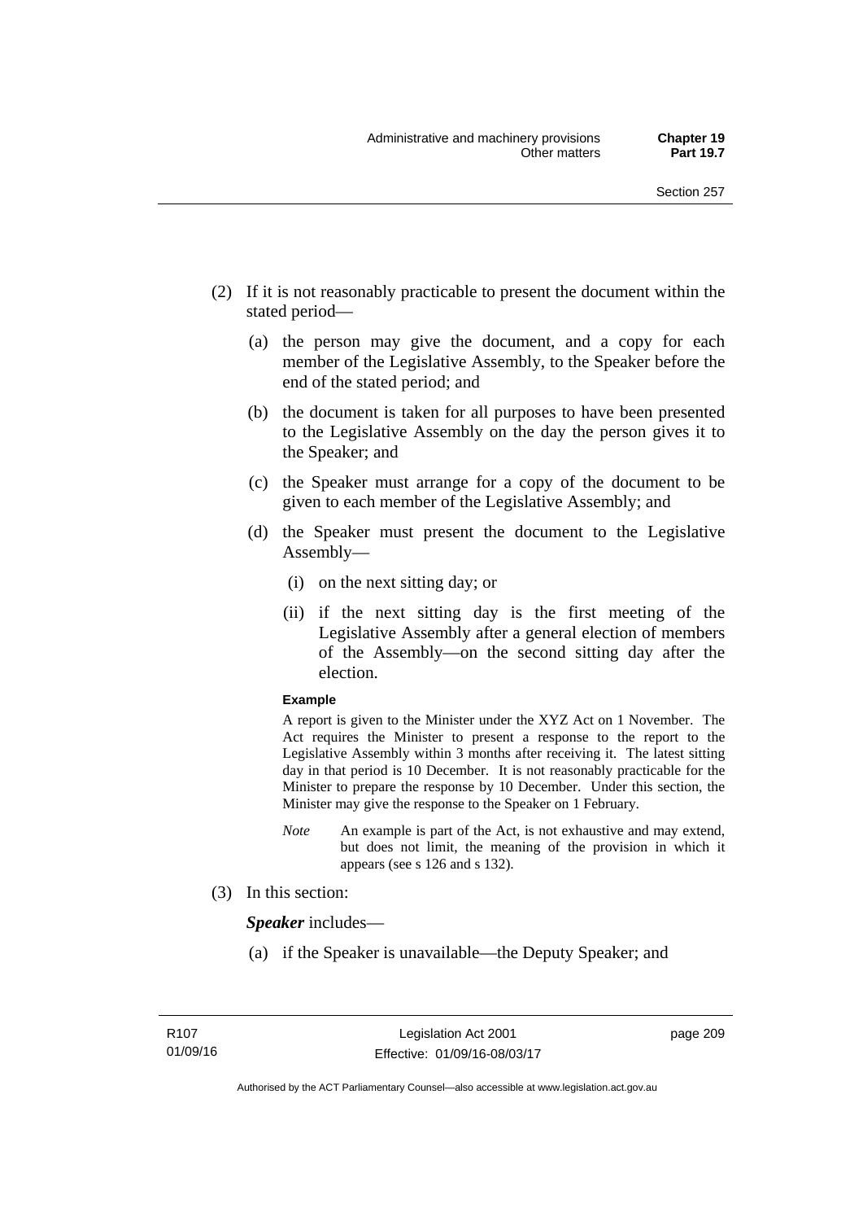(2) If it is not reasonably practicable to present the document within the stated period—

(a) the person may give the document, and a copy for each member of the Legislative Assembly, to the Speaker before the end of the stated period; and

(b) the document is taken for all purposes to have been presented to the Legislative Assembly on the day the person gives it to the Speaker; and

(c) the Speaker must arrange for a copy of the document to be given to each member of the Legislative Assembly; and

(d) the Speaker must present the document to the Legislative Assembly—

(i) on the next sitting day; or

(ii) if the next sitting day is the first meeting of the Legislative Assembly after a general election of members of the Assembly—on the second sitting day after the election.

**Example**

A report is given to the Minister under the XYZ Act on 1 November. The Act requires the Minister to present a response to the report to the Legislative Assembly within 3 months after receiving it. The latest sitting day in that period is 10 December. It is not reasonably practicable for the Minister to prepare the response by 10 December. Under this section, the Minister may give the response to the Speaker on 1 February.

*Note* An example is part of the Act, is not exhaustive and may extend, but does not limit, the meaning of the provision in which it appears (see s 126 and s 132).

(3) In this section:

***Speaker*** includes—

(a) if the Speaker is unavailable—the Deputy Speaker; and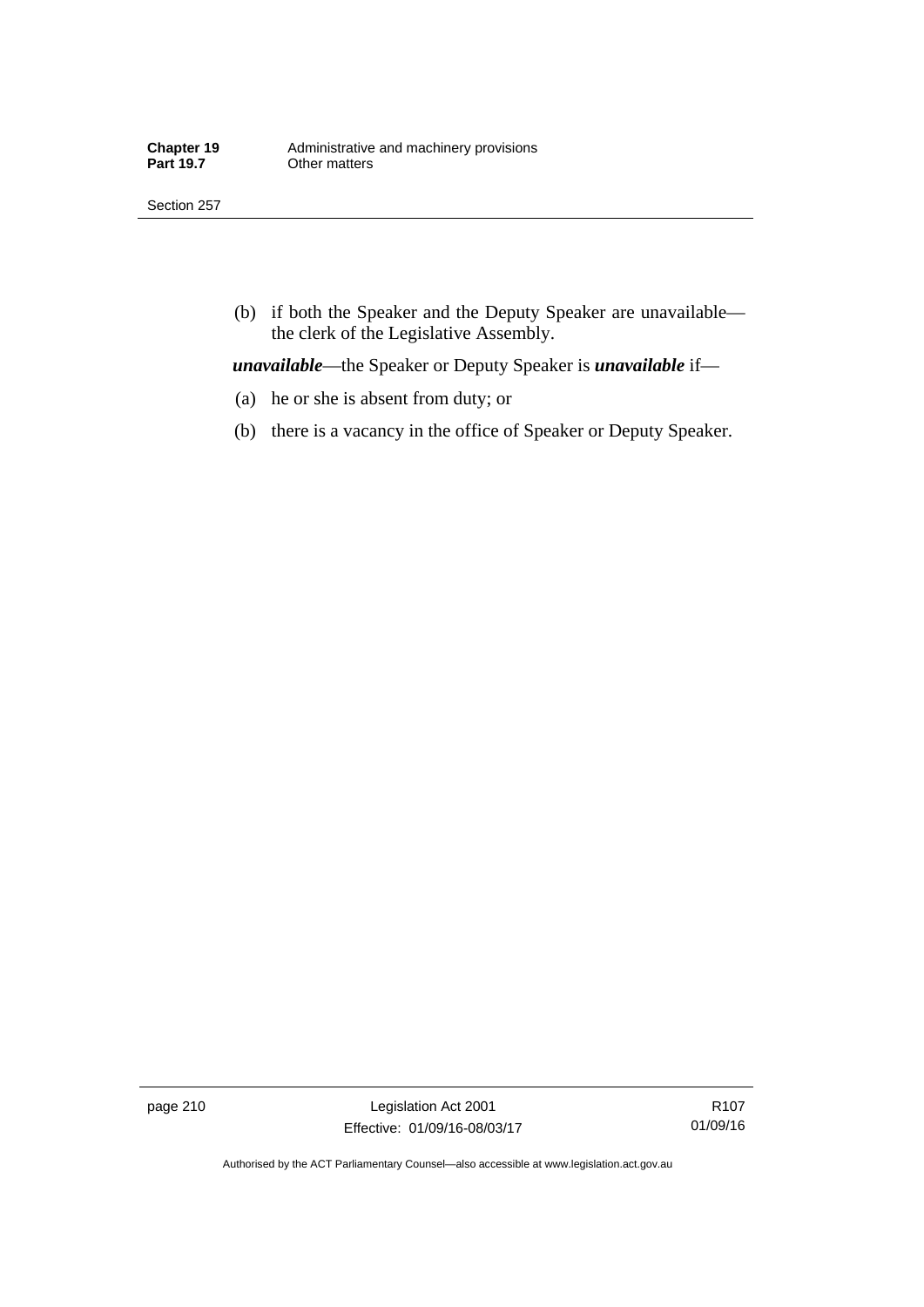(b) if both the Speaker and the Deputy Speaker are unavailable—the clerk of the Legislative Assembly.

***unavailable***—the Speaker or Deputy Speaker is ***unavailable*** if—

(a) he or she is absent from duty; or

(b) there is a vacancy in the office of Speaker or Deputy Speaker.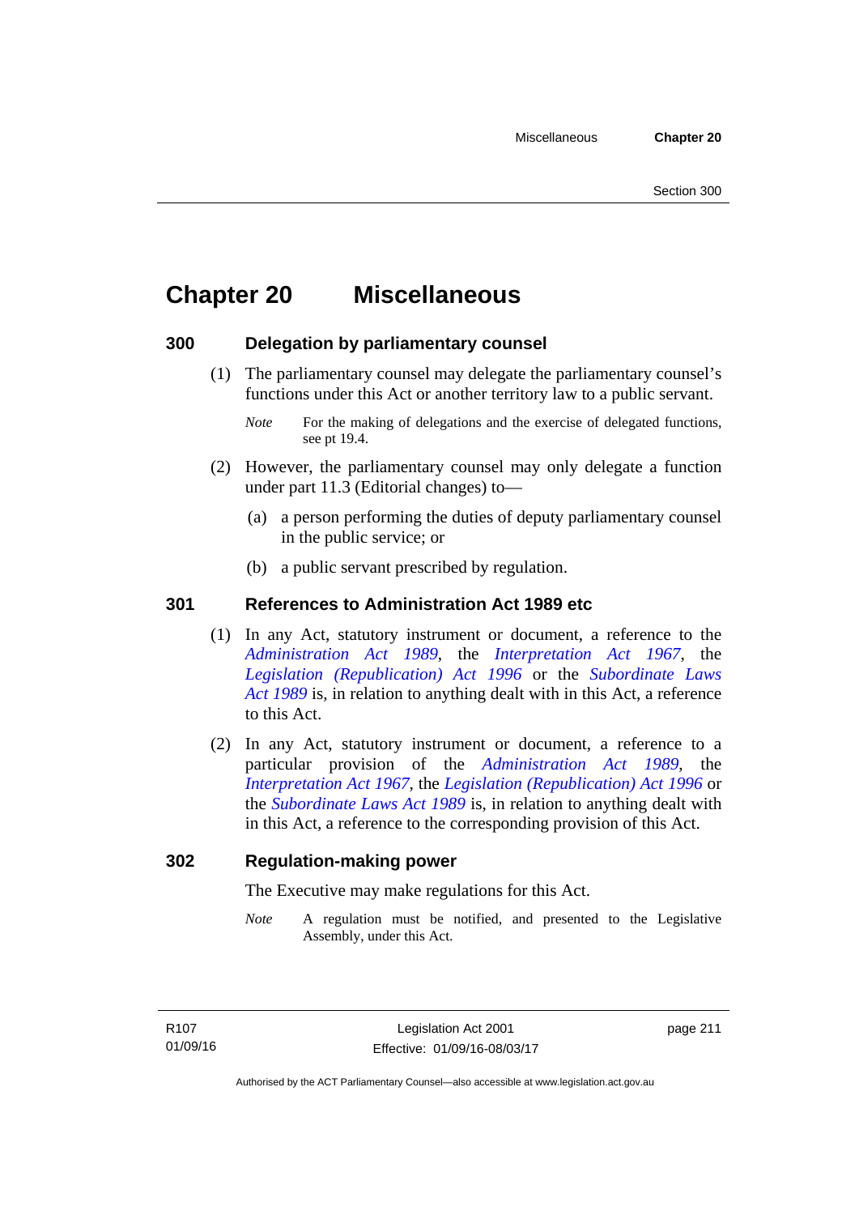# Chapter 20 Miscellaneous

## 300 Delegation by parliamentary counsel

(1) The parliamentary counsel may delegate the parliamentary counsel's functions under this Act or another territory law to a public servant.

*Note* For the making of delegations and the exercise of delegated functions, see pt 19.4.

(2) However, the parliamentary counsel may only delegate a function under part 11.3 (Editorial changes) to—

(a) a person performing the duties of deputy parliamentary counsel in the public service; or

(b) a public servant prescribed by regulation.

## 301 References to Administration Act 1989 etc

(1) In any Act, statutory instrument or document, a reference to the *Administration Act 1989*, the *Interpretation Act 1967*, the *Legislation (Republication) Act 1996* or the *Subordinate Laws Act 1989* is, in relation to anything dealt with in this Act, a reference to this Act.

(2) In any Act, statutory instrument or document, a reference to a particular provision of the *Administration Act 1989*, the *Interpretation Act 1967*, the *Legislation (Republication) Act 1996* or the *Subordinate Laws Act 1989* is, in relation to anything dealt with in this Act, a reference to the corresponding provision of this Act.

## 302 Regulation-making power

The Executive may make regulations for this Act.

*Note* A regulation must be notified, and presented to the Legislative Assembly, under this Act.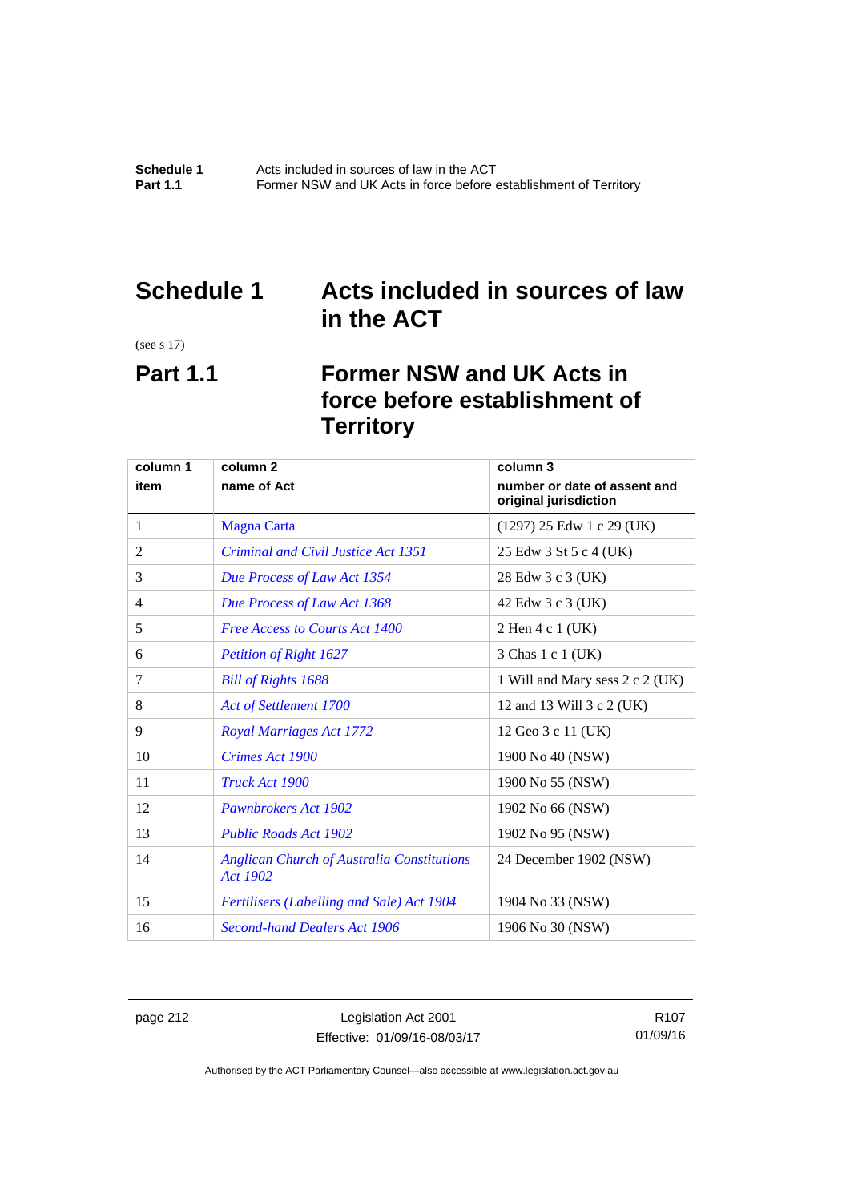# Schedule 1 Acts included in sources of law in the ACT

(see s 17)

## Part 1.1 Former NSW and UK Acts in force before establishment of Territory

| column 1<br>item | column 2<br>name of Act | column 3<br>number or date of assent and original jurisdiction |
|---|---|---|
| 1 | Magna Carta | (1297) 25 Edw 1 c 29 (UK) |
| 2 | *Criminal and Civil Justice Act 1351* | 25 Edw 3 St 5 c 4 (UK) |
| 3 | *Due Process of Law Act 1354* | 28 Edw 3 c 3 (UK) |
| 4 | *Due Process of Law Act 1368* | 42 Edw 3 c 3 (UK) |
| 5 | *Free Access to Courts Act 1400* | 2 Hen 4 c 1 (UK) |
| 6 | *Petition of Right 1627* | 3 Chas 1 c 1 (UK) |
| 7 | *Bill of Rights 1688* | 1 Will and Mary sess 2 c 2 (UK) |
| 8 | *Act of Settlement 1700* | 12 and 13 Will 3 c 2 (UK) |
| 9 | *Royal Marriages Act 1772* | 12 Geo 3 c 11 (UK) |
| 10 | *Crimes Act 1900* | 1900 No 40 (NSW) |
| 11 | *Truck Act 1900* | 1900 No 55 (NSW) |
| 12 | *Pawnbrokers Act 1902* | 1902 No 66 (NSW) |
| 13 | *Public Roads Act 1902* | 1902 No 95 (NSW) |
| 14 | *Anglican Church of Australia Constitutions Act 1902* | 24 December 1902 (NSW) |
| 15 | *Fertilisers (Labelling and Sale) Act 1904* | 1904 No 33 (NSW) |
| 16 | *Second-hand Dealers Act 1906* | 1906 No 30 (NSW) |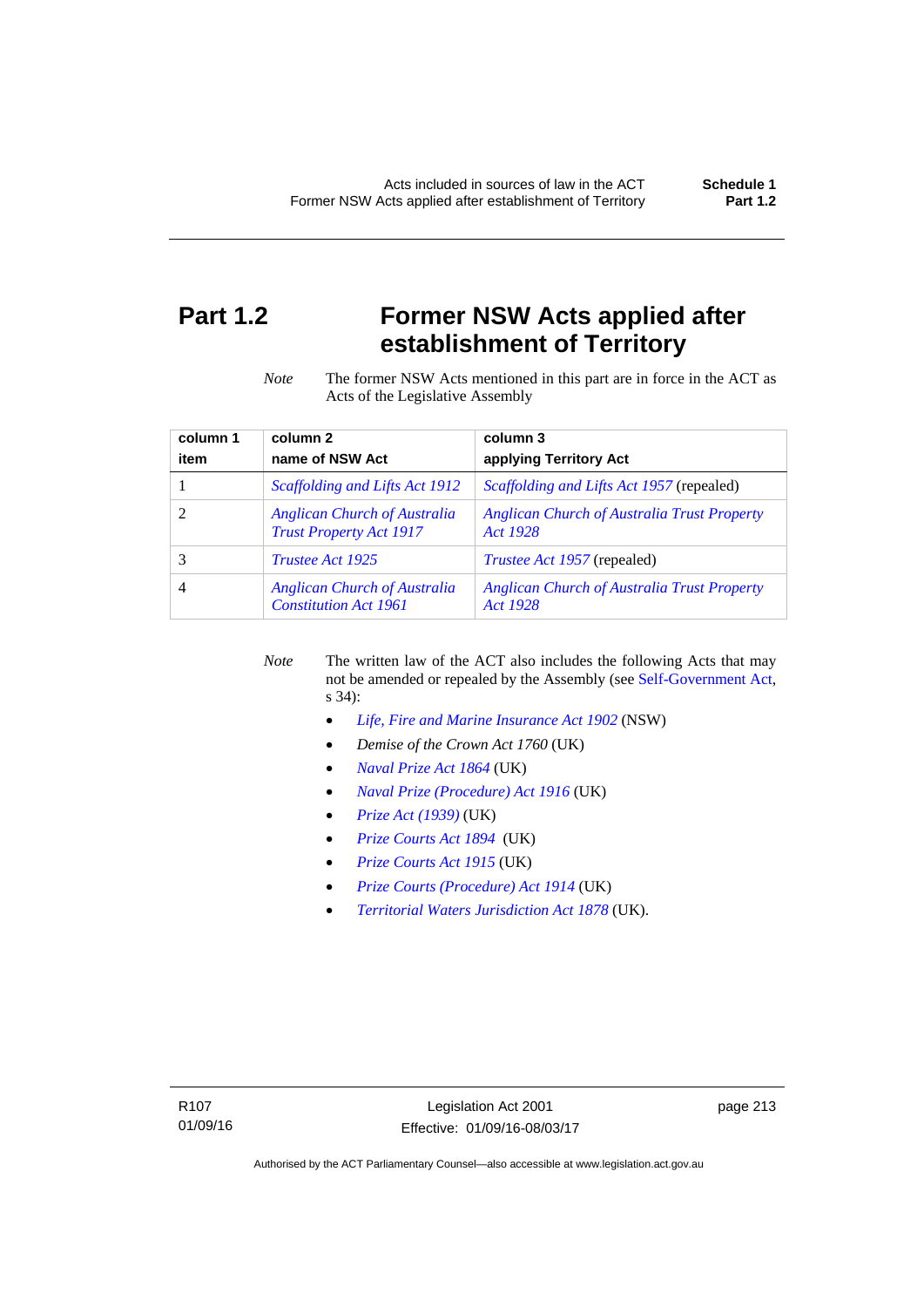# Part 1.2 Former NSW Acts applied after establishment of Territory

*Note* The former NSW Acts mentioned in this part are in force in the ACT as Acts of the Legislative Assembly

| column 1<br>item | column 2<br>name of NSW Act | column 3<br>applying Territory Act |
|---|---|---|
| 1 | *Scaffolding and Lifts Act 1912* | *Scaffolding and Lifts Act 1957* (repealed) |
| 2 | *Anglican Church of Australia Trust Property Act 1917* | *Anglican Church of Australia Trust Property Act 1928* |
| 3 | *Trustee Act 1925* | *Trustee Act 1957* (repealed) |
| 4 | *Anglican Church of Australia Constitution Act 1961* | *Anglican Church of Australia Trust Property Act 1928* |

*Note* The written law of the ACT also includes the following Acts that may not be amended or repealed by the Assembly (see Self-Government Act, s 34):

- *Life, Fire and Marine Insurance Act 1902* (NSW)
- *Demise of the Crown Act 1760* (UK)
- *Naval Prize Act 1864* (UK)
- *Naval Prize (Procedure) Act 1916* (UK)
- *Prize Act (1939)* (UK)
- *Prize Courts Act 1894* (UK)
- *Prize Courts Act 1915* (UK)
- *Prize Courts (Procedure) Act 1914* (UK)
- *Territorial Waters Jurisdiction Act 1878* (UK).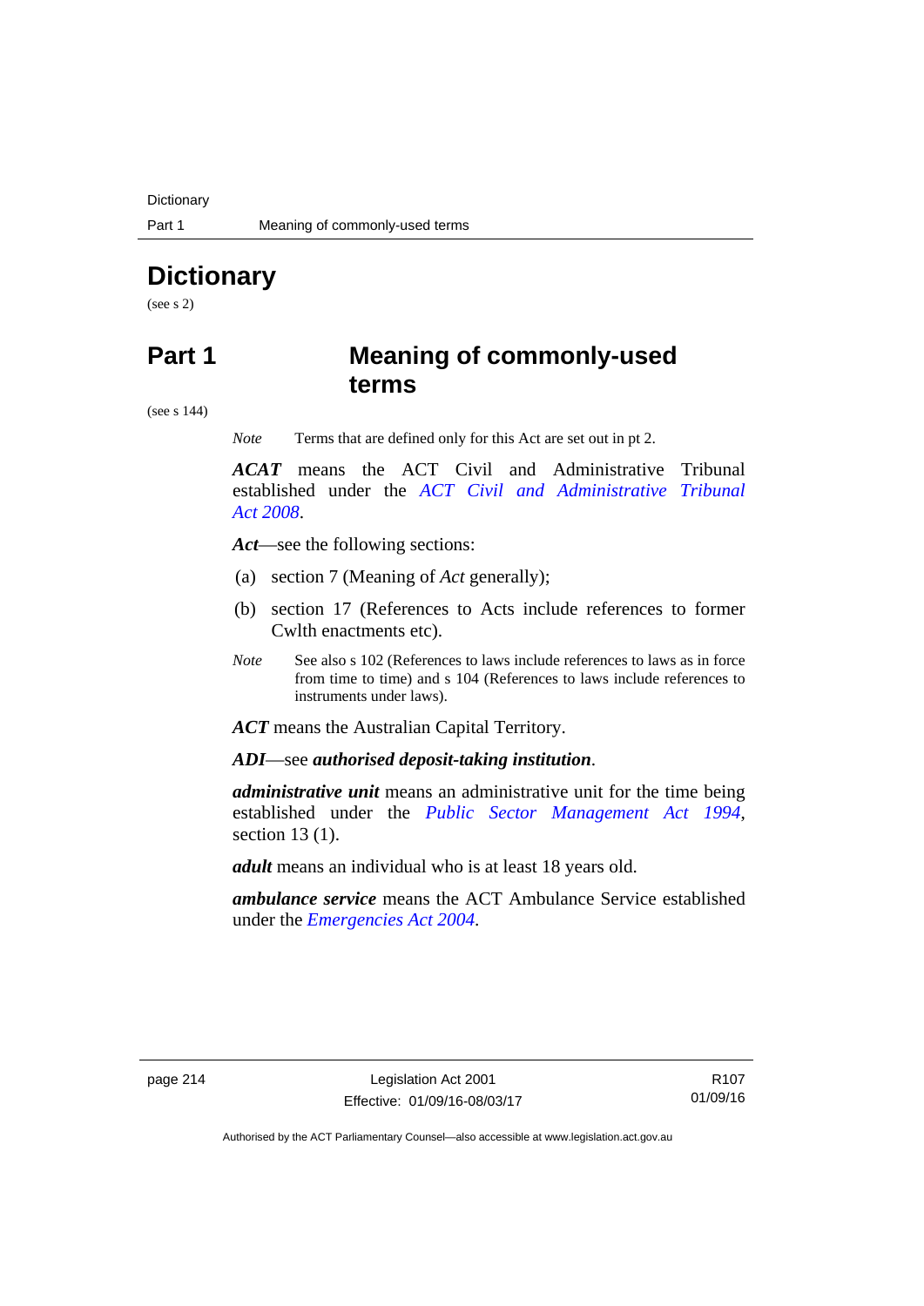# Dictionary

(see s 2)

## Part 1 Meaning of commonly-used terms

(see s 144)

*Note* Terms that are defined only for this Act are set out in pt 2.

***ACAT*** means the ACT Civil and Administrative Tribunal established under the *ACT Civil and Administrative Tribunal Act 2008*.

***Act***—see the following sections:

(a) section 7 (Meaning of *Act* generally);

(b) section 17 (References to Acts include references to former Cwlth enactments etc).

*Note* See also s 102 (References to laws include references to laws as in force from time to time) and s 104 (References to laws include references to instruments under laws).

***ACT*** means the Australian Capital Territory.

***ADI***—see ***authorised deposit-taking institution***.

***administrative unit*** means an administrative unit for the time being established under the *Public Sector Management Act 1994*, section 13 (1).

***adult*** means an individual who is at least 18 years old.

***ambulance service*** means the ACT Ambulance Service established under the *Emergencies Act 2004*.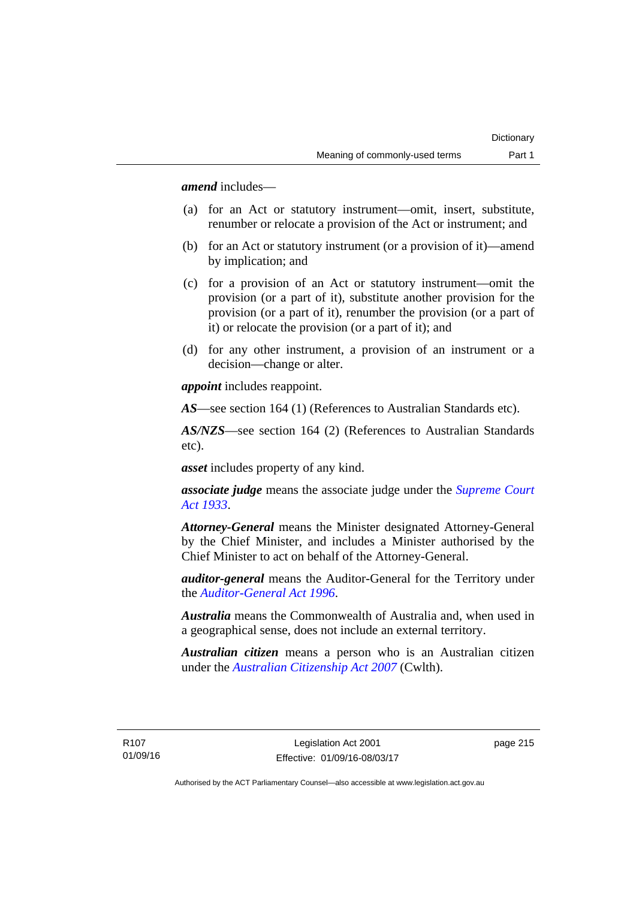***amend*** includes—

(a) for an Act or statutory instrument—omit, insert, substitute, renumber or relocate a provision of the Act or instrument; and

(b) for an Act or statutory instrument (or a provision of it)—amend by implication; and

(c) for a provision of an Act or statutory instrument—omit the provision (or a part of it), substitute another provision for the provision (or a part of it), renumber the provision (or a part of it) or relocate the provision (or a part of it); and

(d) for any other instrument, a provision of an instrument or a decision—change or alter.

***appoint*** includes reappoint.

***AS***—see section 164 (1) (References to Australian Standards etc).

***AS/NZS***—see section 164 (2) (References to Australian Standards etc).

***asset*** includes property of any kind.

***associate judge*** means the associate judge under the *Supreme Court Act 1933*.

***Attorney-General*** means the Minister designated Attorney-General by the Chief Minister, and includes a Minister authorised by the Chief Minister to act on behalf of the Attorney-General.

***auditor-general*** means the Auditor-General for the Territory under the *Auditor-General Act 1996*.

***Australia*** means the Commonwealth of Australia and, when used in a geographical sense, does not include an external territory.

***Australian citizen*** means a person who is an Australian citizen under the *Australian Citizenship Act 2007* (Cwlth).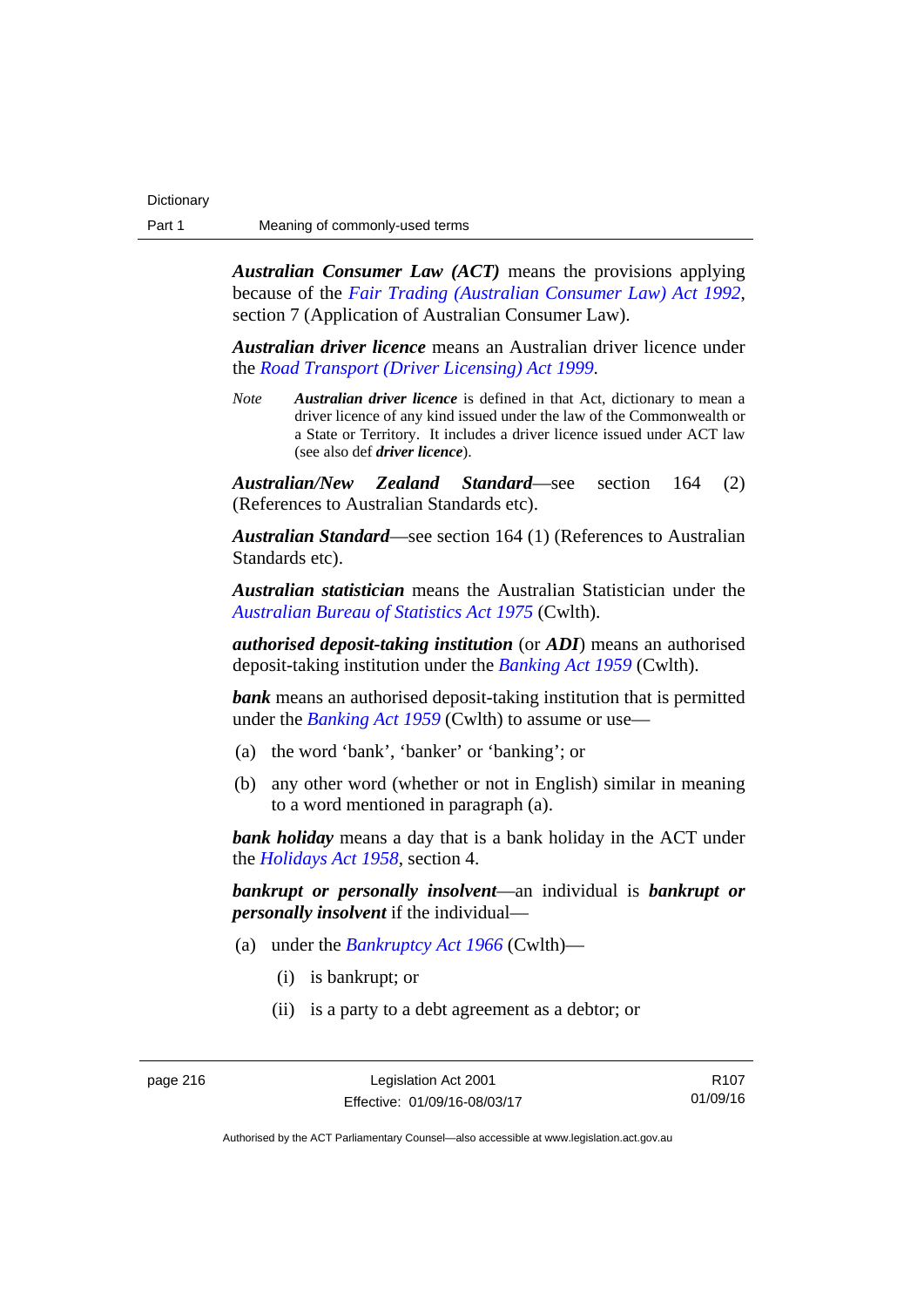***Australian Consumer Law (ACT)*** means the provisions applying because of the *Fair Trading (Australian Consumer Law) Act 1992*, section 7 (Application of Australian Consumer Law).

***Australian driver licence*** means an Australian driver licence under the *Road Transport (Driver Licensing) Act 1999*.

*Note* ***Australian driver licence*** is defined in that Act, dictionary to mean a driver licence of any kind issued under the law of the Commonwealth or a State or Territory. It includes a driver licence issued under ACT law (see also def ***driver licence***).

***Australian/New Zealand Standard***—see section 164 (2) (References to Australian Standards etc).

***Australian Standard***—see section 164 (1) (References to Australian Standards etc).

***Australian statistician*** means the Australian Statistician under the *Australian Bureau of Statistics Act 1975* (Cwlth).

***authorised deposit-taking institution*** (or ***ADI***) means an authorised deposit-taking institution under the *Banking Act 1959* (Cwlth).

***bank*** means an authorised deposit-taking institution that is permitted under the *Banking Act 1959* (Cwlth) to assume or use—

(a) the word 'bank', 'banker' or 'banking'; or

(b) any other word (whether or not in English) similar in meaning to a word mentioned in paragraph (a).

***bank holiday*** means a day that is a bank holiday in the ACT under the *Holidays Act 1958*, section 4.

***bankrupt or personally insolvent***—an individual is ***bankrupt or personally insolvent*** if the individual—

(a) under the *Bankruptcy Act 1966* (Cwlth)—

(i) is bankrupt; or

(ii) is a party to a debt agreement as a debtor; or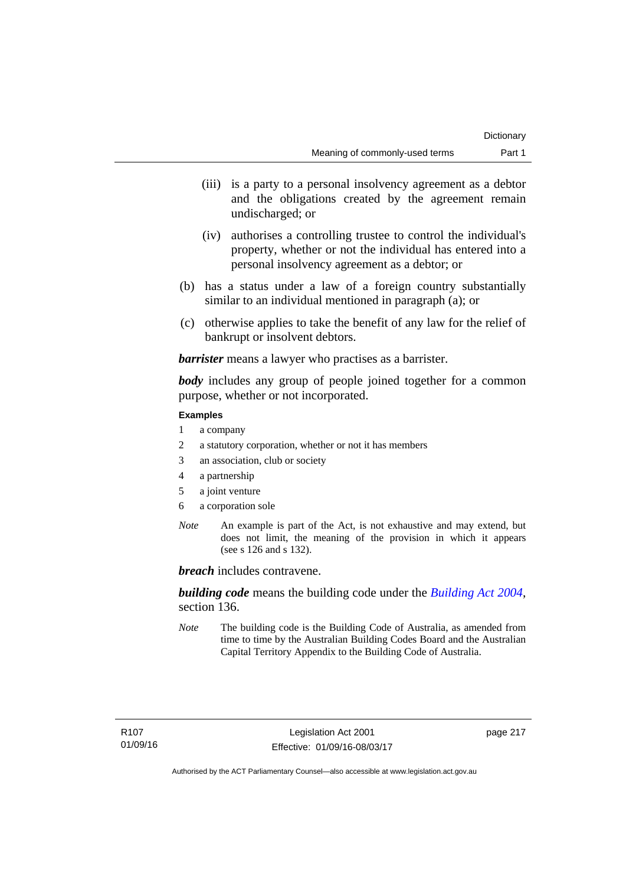(iii) is a party to a personal insolvency agreement as a debtor and the obligations created by the agreement remain undischarged; or

(iv) authorises a controlling trustee to control the individual's property, whether or not the individual has entered into a personal insolvency agreement as a debtor; or

(b) has a status under a law of a foreign country substantially similar to an individual mentioned in paragraph (a); or

(c) otherwise applies to take the benefit of any law for the relief of bankrupt or insolvent debtors.

***barrister*** means a lawyer who practises as a barrister.

***body*** includes any group of people joined together for a common purpose, whether or not incorporated.

**Examples**

1 a company
2 a statutory corporation, whether or not it has members
3 an association, club or society
4 a partnership
5 a joint venture
6 a corporation sole

*Note* An example is part of the Act, is not exhaustive and may extend, but does not limit, the meaning of the provision in which it appears (see s 126 and s 132).

***breach*** includes contravene.

***building code*** means the building code under the *Building Act 2004*, section 136.

*Note* The building code is the Building Code of Australia, as amended from time to time by the Australian Building Codes Board and the Australian Capital Territory Appendix to the Building Code of Australia.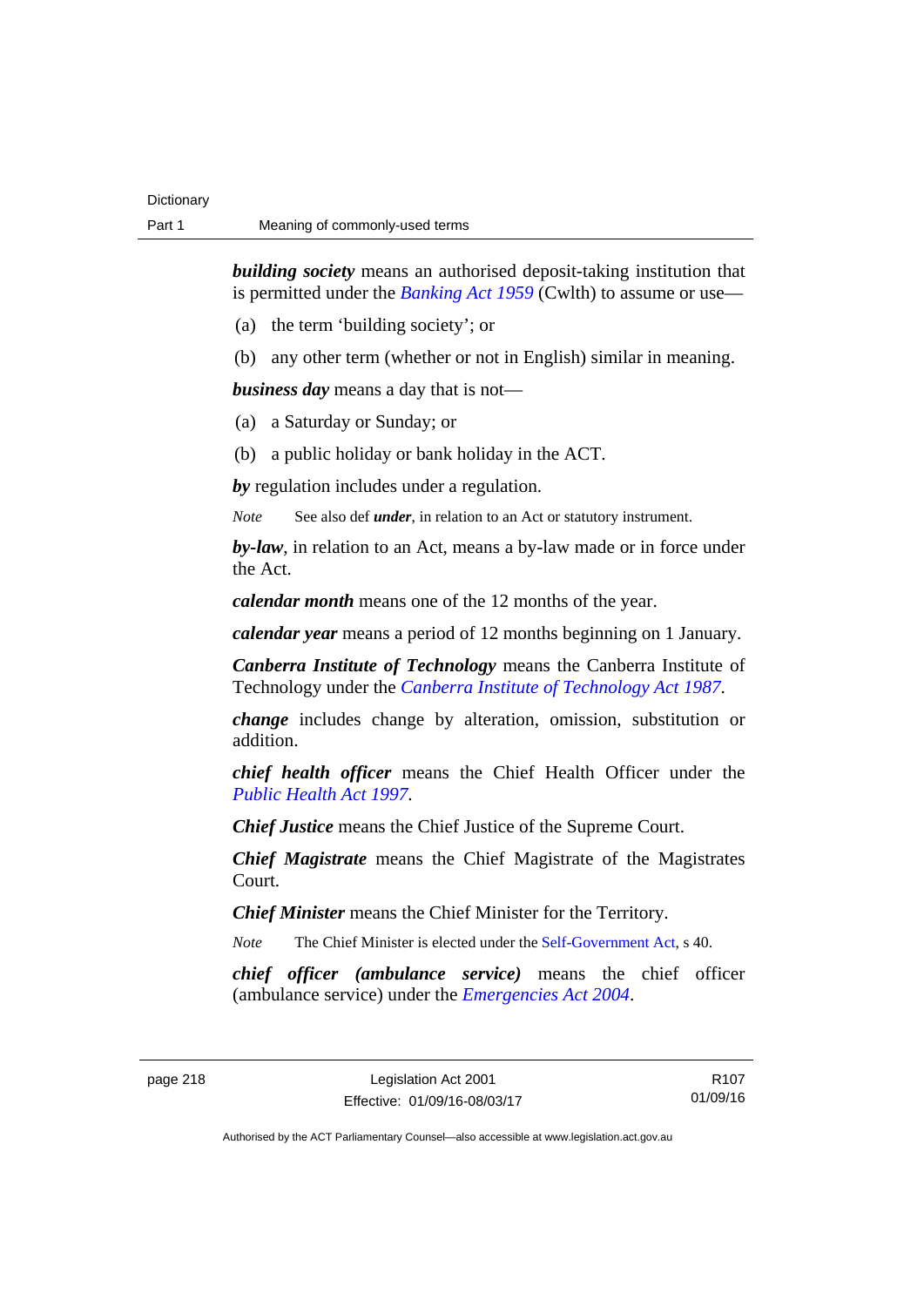***building society*** means an authorised deposit-taking institution that is permitted under the *Banking Act 1959* (Cwlth) to assume or use—

(a) the term 'building society'; or

(b) any other term (whether or not in English) similar in meaning.

***business day*** means a day that is not—

(a) a Saturday or Sunday; or

(b) a public holiday or bank holiday in the ACT.

***by*** regulation includes under a regulation.

*Note* See also def ***under***, in relation to an Act or statutory instrument.

***by-law***, in relation to an Act, means a by-law made or in force under the Act.

***calendar month*** means one of the 12 months of the year.

***calendar year*** means a period of 12 months beginning on 1 January.

***Canberra Institute of Technology*** means the Canberra Institute of Technology under the *Canberra Institute of Technology Act 1987*.

***change*** includes change by alteration, omission, substitution or addition.

***chief health officer*** means the Chief Health Officer under the *Public Health Act 1997*.

***Chief Justice*** means the Chief Justice of the Supreme Court.

***Chief Magistrate*** means the Chief Magistrate of the Magistrates Court.

***Chief Minister*** means the Chief Minister for the Territory.

*Note* The Chief Minister is elected under the Self-Government Act, s 40.

***chief officer (ambulance service)*** means the chief officer (ambulance service) under the *Emergencies Act 2004*.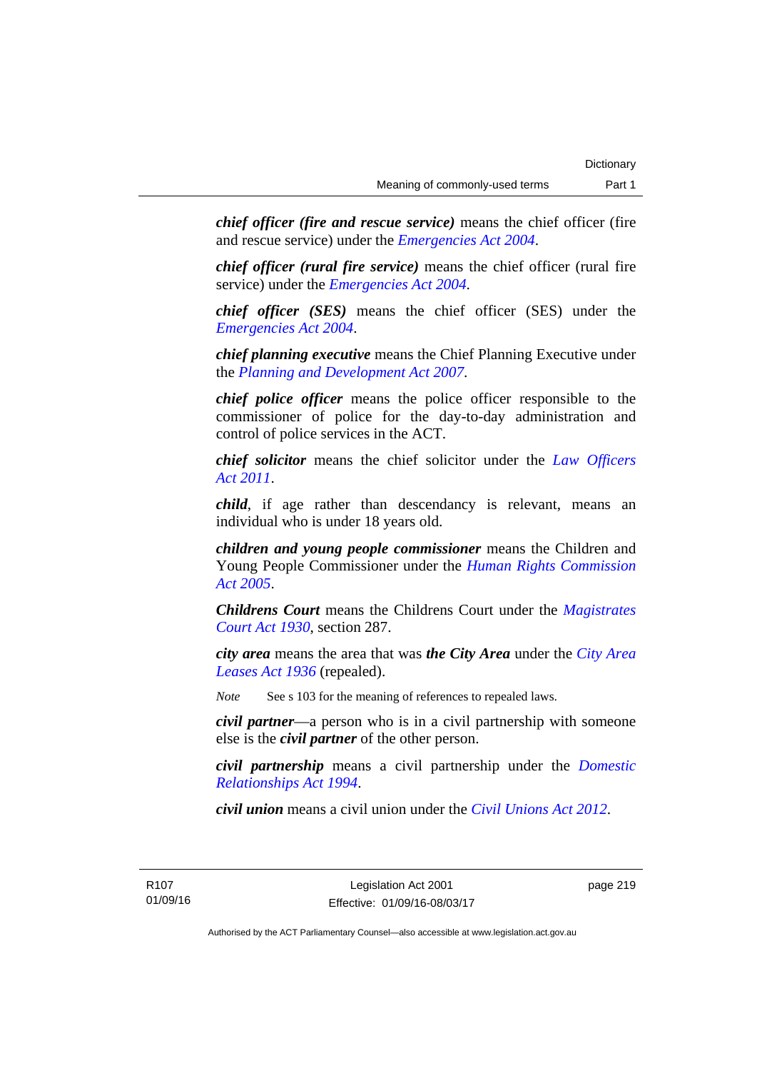***chief officer (fire and rescue service)*** means the chief officer (fire and rescue service) under the *Emergencies Act 2004*.

***chief officer (rural fire service)*** means the chief officer (rural fire service) under the *Emergencies Act 2004*.

***chief officer (SES)*** means the chief officer (SES) under the *Emergencies Act 2004*.

***chief planning executive*** means the Chief Planning Executive under the *Planning and Development Act 2007*.

***chief police officer*** means the police officer responsible to the commissioner of police for the day-to-day administration and control of police services in the ACT.

***chief solicitor*** means the chief solicitor under the *Law Officers Act 2011*.

***child***, if age rather than descendancy is relevant, means an individual who is under 18 years old.

***children and young people commissioner*** means the Children and Young People Commissioner under the *Human Rights Commission Act 2005*.

***Childrens Court*** means the Childrens Court under the *Magistrates Court Act 1930*, section 287.

***city area*** means the area that was ***the City Area*** under the *City Area Leases Act 1936* (repealed).

*Note* See s 103 for the meaning of references to repealed laws.

***civil partner***—a person who is in a civil partnership with someone else is the ***civil partner*** of the other person.

***civil partnership*** means a civil partnership under the *Domestic Relationships Act 1994*.

***civil union*** means a civil union under the *Civil Unions Act 2012*.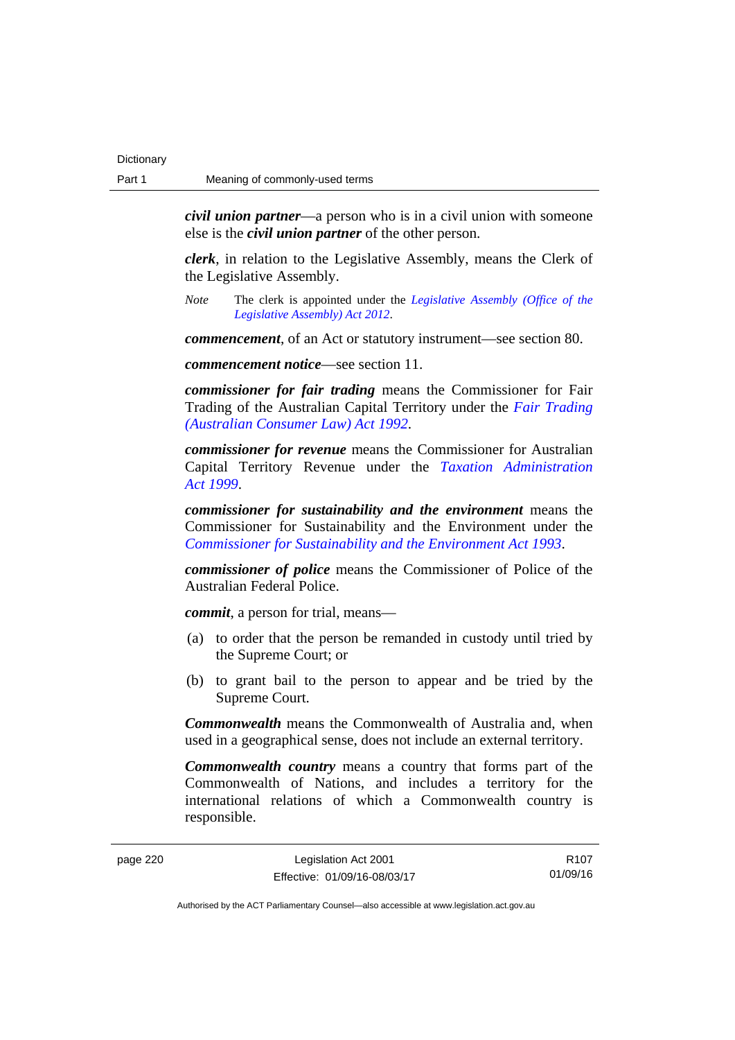***civil union partner***—a person who is in a civil union with someone else is the ***civil union partner*** of the other person.

***clerk***, in relation to the Legislative Assembly, means the Clerk of the Legislative Assembly.

*Note* The clerk is appointed under the *Legislative Assembly (Office of the Legislative Assembly) Act 2012*.

***commencement***, of an Act or statutory instrument—see section 80.

***commencement notice***—see section 11.

***commissioner for fair trading*** means the Commissioner for Fair Trading of the Australian Capital Territory under the *Fair Trading (Australian Consumer Law) Act 1992*.

***commissioner for revenue*** means the Commissioner for Australian Capital Territory Revenue under the *Taxation Administration Act 1999*.

***commissioner for sustainability and the environment*** means the Commissioner for Sustainability and the Environment under the *Commissioner for Sustainability and the Environment Act 1993*.

***commissioner of police*** means the Commissioner of Police of the Australian Federal Police.

***commit***, a person for trial, means—

(a) to order that the person be remanded in custody until tried by the Supreme Court; or

(b) to grant bail to the person to appear and be tried by the Supreme Court.

***Commonwealth*** means the Commonwealth of Australia and, when used in a geographical sense, does not include an external territory.

***Commonwealth country*** means a country that forms part of the Commonwealth of Nations, and includes a territory for the international relations of which a Commonwealth country is responsible.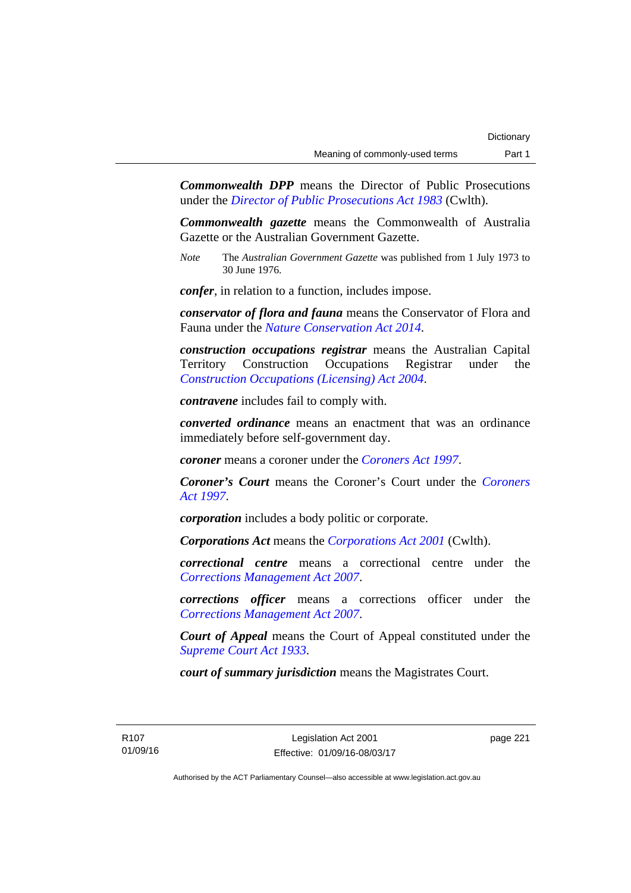***Commonwealth DPP*** means the Director of Public Prosecutions under the *Director of Public Prosecutions Act 1983* (Cwlth).

***Commonwealth gazette*** means the Commonwealth of Australia Gazette or the Australian Government Gazette.

*Note* The *Australian Government Gazette* was published from 1 July 1973 to 30 June 1976.

***confer***, in relation to a function, includes impose.

***conservator of flora and fauna*** means the Conservator of Flora and Fauna under the *Nature Conservation Act 2014*.

***construction occupations registrar*** means the Australian Capital Territory Construction Occupations Registrar under the *Construction Occupations (Licensing) Act 2004*.

***contravene*** includes fail to comply with.

***converted ordinance*** means an enactment that was an ordinance immediately before self-government day.

***coroner*** means a coroner under the *Coroners Act 1997*.

***Coroner's Court*** means the Coroner's Court under the *Coroners Act 1997*.

***corporation*** includes a body politic or corporate.

***Corporations Act*** means the *Corporations Act 2001* (Cwlth).

***correctional centre*** means a correctional centre under the *Corrections Management Act 2007*.

***corrections officer*** means a corrections officer under the *Corrections Management Act 2007*.

***Court of Appeal*** means the Court of Appeal constituted under the *Supreme Court Act 1933*.

***court of summary jurisdiction*** means the Magistrates Court.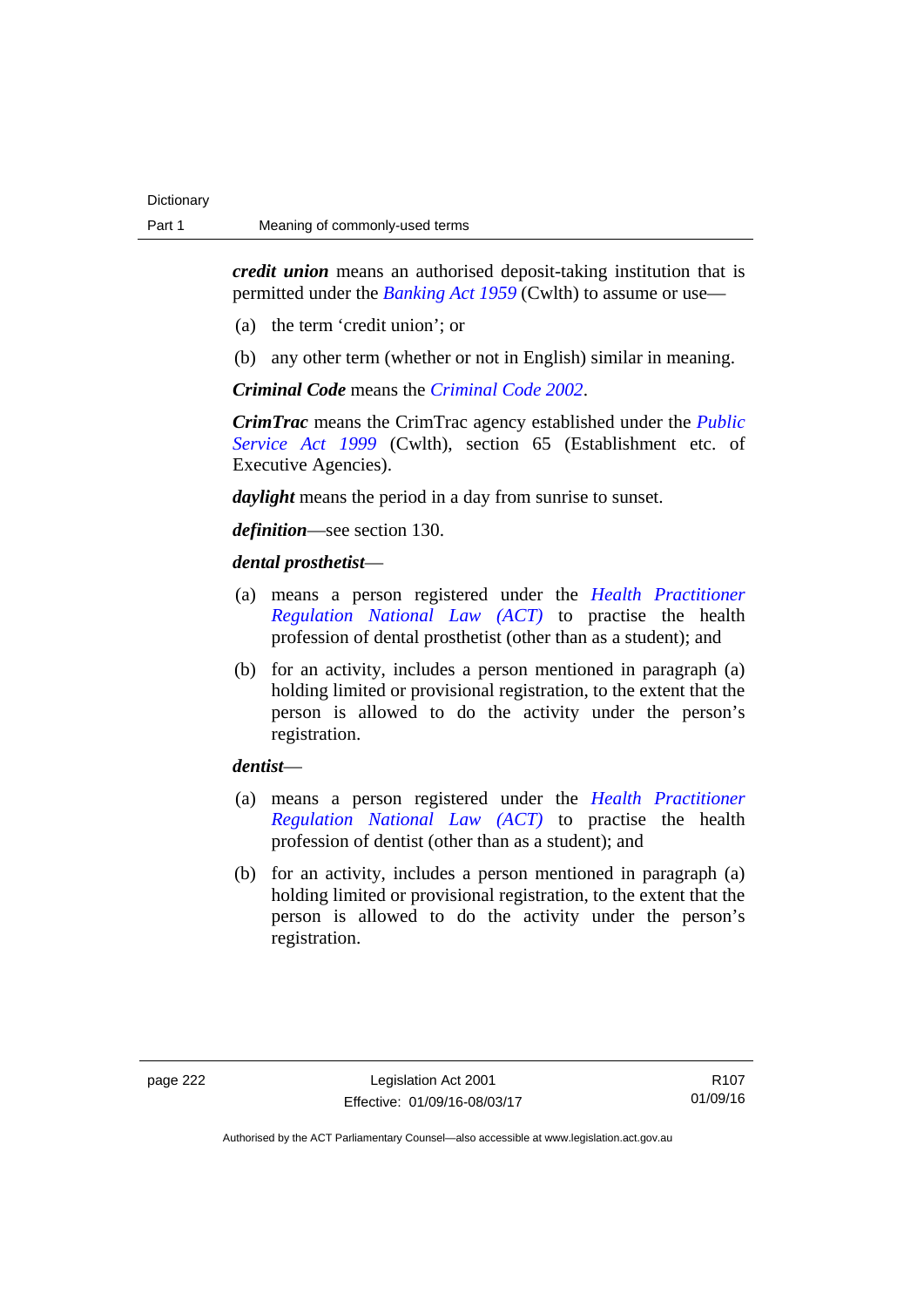***credit union*** means an authorised deposit-taking institution that is permitted under the *Banking Act 1959* (Cwlth) to assume or use—

(a) the term 'credit union'; or

(b) any other term (whether or not in English) similar in meaning.

***Criminal Code*** means the *Criminal Code 2002*.

***CrimTrac*** means the CrimTrac agency established under the *Public Service Act 1999* (Cwlth), section 65 (Establishment etc. of Executive Agencies).

***daylight*** means the period in a day from sunrise to sunset.

***definition***—see section 130.

***dental prosthetist***—

(a) means a person registered under the *Health Practitioner Regulation National Law (ACT)* to practise the health profession of dental prosthetist (other than as a student); and

(b) for an activity, includes a person mentioned in paragraph (a) holding limited or provisional registration, to the extent that the person is allowed to do the activity under the person's registration.

***dentist***—

(a) means a person registered under the *Health Practitioner Regulation National Law (ACT)* to practise the health profession of dentist (other than as a student); and

(b) for an activity, includes a person mentioned in paragraph (a) holding limited or provisional registration, to the extent that the person is allowed to do the activity under the person's registration.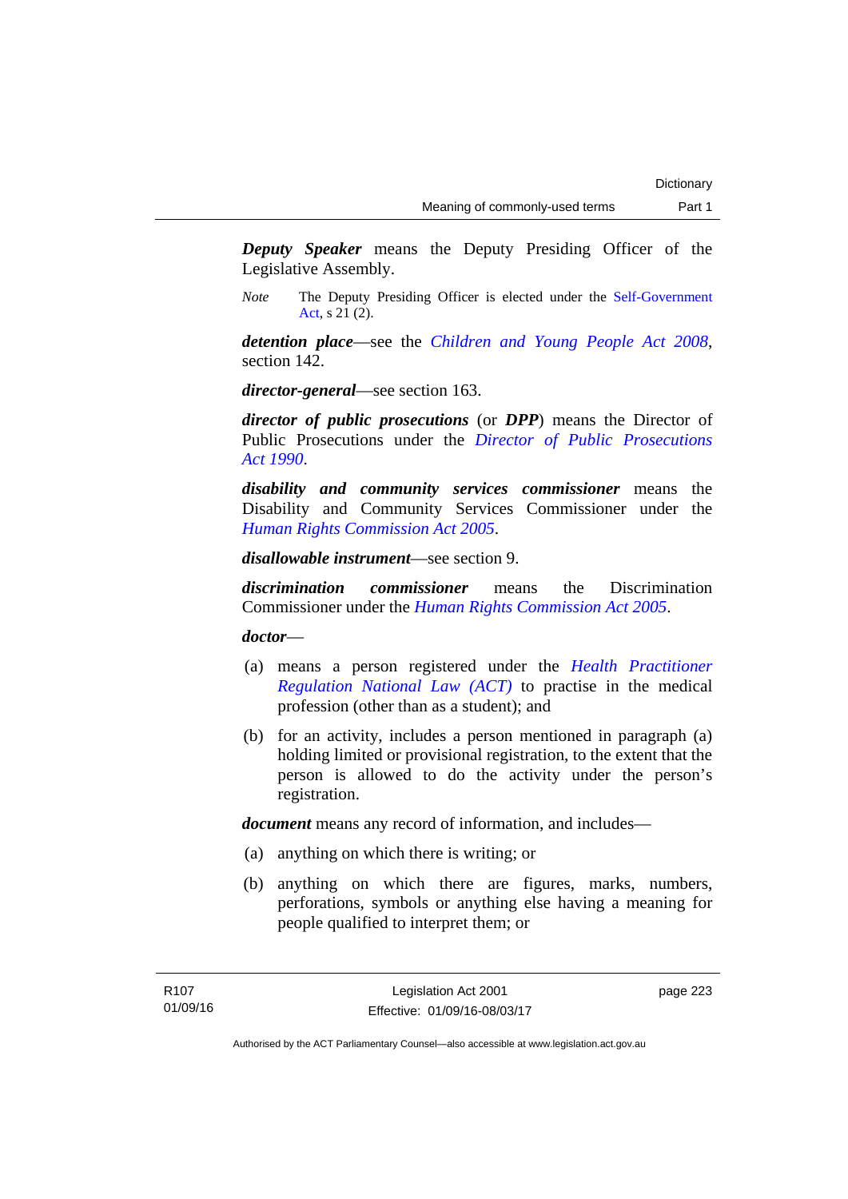***Deputy Speaker*** means the Deputy Presiding Officer of the Legislative Assembly.

*Note* The Deputy Presiding Officer is elected under the Self-Government Act, s 21 (2).

***detention place***—see the *Children and Young People Act 2008*, section 142.

***director-general***—see section 163.

***director of public prosecutions*** (or ***DPP***) means the Director of Public Prosecutions under the *Director of Public Prosecutions Act 1990*.

***disability and community services commissioner*** means the Disability and Community Services Commissioner under the *Human Rights Commission Act 2005*.

***disallowable instrument***—see section 9.

***discrimination commissioner*** means the Discrimination Commissioner under the *Human Rights Commission Act 2005*.

***doctor***—

(a) means a person registered under the *Health Practitioner Regulation National Law (ACT)* to practise in the medical profession (other than as a student); and

(b) for an activity, includes a person mentioned in paragraph (a) holding limited or provisional registration, to the extent that the person is allowed to do the activity under the person's registration.

***document*** means any record of information, and includes—

(a) anything on which there is writing; or

(b) anything on which there are figures, marks, numbers, perforations, symbols or anything else having a meaning for people qualified to interpret them; or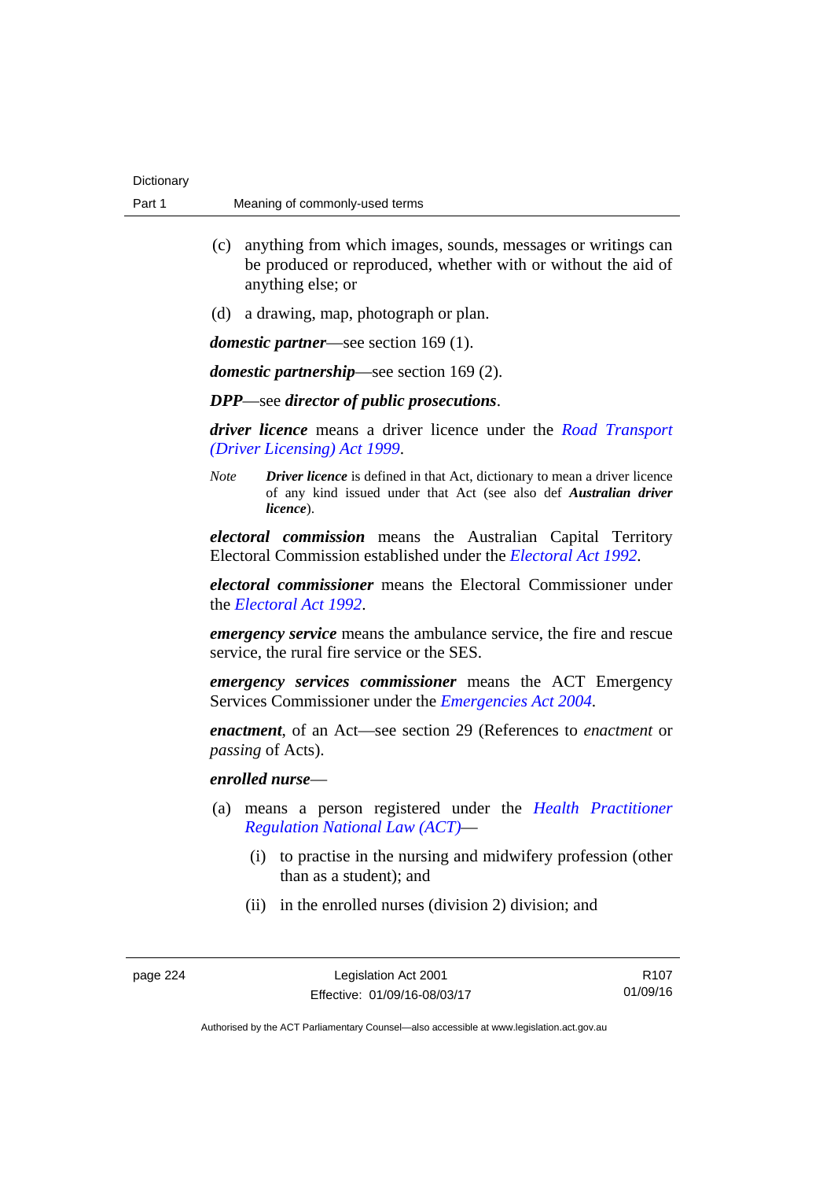(c) anything from which images, sounds, messages or writings can be produced or reproduced, whether with or without the aid of anything else; or

(d) a drawing, map, photograph or plan.

***domestic partner***—see section 169 (1).

***domestic partnership***—see section 169 (2).

***DPP***—see ***director of public prosecutions***.

***driver licence*** means a driver licence under the *Road Transport (Driver Licensing) Act 1999*.

*Note* ***Driver licence*** is defined in that Act, dictionary to mean a driver licence of any kind issued under that Act (see also def ***Australian driver licence***).

***electoral commission*** means the Australian Capital Territory Electoral Commission established under the *Electoral Act 1992*.

***electoral commissioner*** means the Electoral Commissioner under the *Electoral Act 1992*.

***emergency service*** means the ambulance service, the fire and rescue service, the rural fire service or the SES.

***emergency services commissioner*** means the ACT Emergency Services Commissioner under the *Emergencies Act 2004*.

***enactment***, of an Act—see section 29 (References to *enactment* or *passing* of Acts).

***enrolled nurse***—

(a) means a person registered under the *Health Practitioner Regulation National Law (ACT)*—

(i) to practise in the nursing and midwifery profession (other than as a student); and

(ii) in the enrolled nurses (division 2) division; and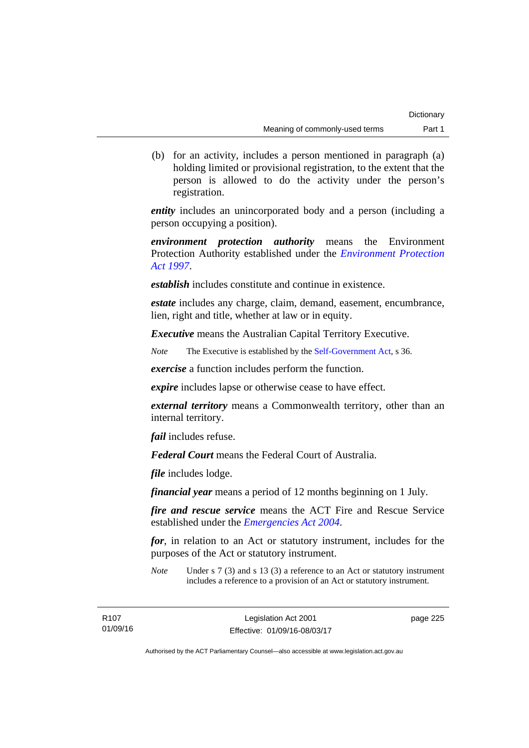(b) for an activity, includes a person mentioned in paragraph (a) holding limited or provisional registration, to the extent that the person is allowed to do the activity under the person's registration.

***entity*** includes an unincorporated body and a person (including a person occupying a position).

***environment protection authority*** means the Environment Protection Authority established under the *Environment Protection Act 1997*.

***establish*** includes constitute and continue in existence.

***estate*** includes any charge, claim, demand, easement, encumbrance, lien, right and title, whether at law or in equity.

***Executive*** means the Australian Capital Territory Executive.

*Note* The Executive is established by the Self-Government Act, s 36.

***exercise*** a function includes perform the function.

***expire*** includes lapse or otherwise cease to have effect.

***external territory*** means a Commonwealth territory, other than an internal territory.

***fail*** includes refuse.

***Federal Court*** means the Federal Court of Australia.

***file*** includes lodge.

***financial year*** means a period of 12 months beginning on 1 July.

***fire and rescue service*** means the ACT Fire and Rescue Service established under the *Emergencies Act 2004*.

***for***, in relation to an Act or statutory instrument, includes for the purposes of the Act or statutory instrument.

*Note* Under s 7 (3) and s 13 (3) a reference to an Act or statutory instrument includes a reference to a provision of an Act or statutory instrument.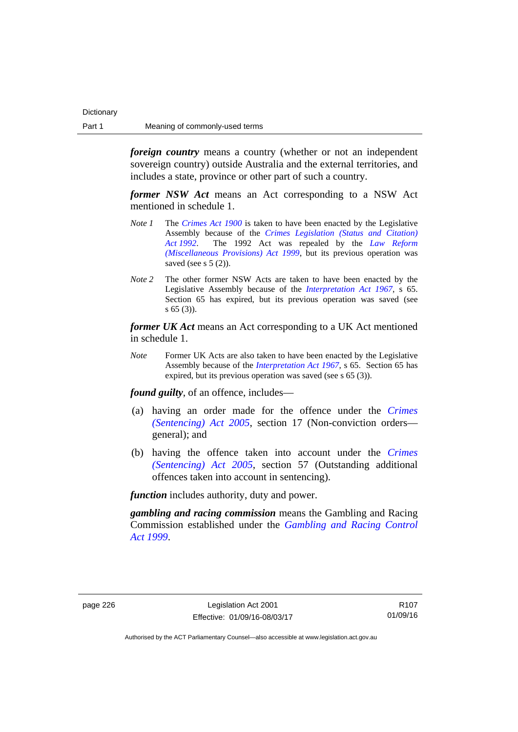***foreign country*** means a country (whether or not an independent sovereign country) outside Australia and the external territories, and includes a state, province or other part of such a country.

***former NSW Act*** means an Act corresponding to a NSW Act mentioned in schedule 1.

*Note 1* The *Crimes Act 1900* is taken to have been enacted by the Legislative Assembly because of the *Crimes Legislation (Status and Citation) Act 1992*. The 1992 Act was repealed by the *Law Reform (Miscellaneous Provisions) Act 1999*, but its previous operation was saved (see s 5 (2)).

*Note 2* The other former NSW Acts are taken to have been enacted by the Legislative Assembly because of the *Interpretation Act 1967*, s 65. Section 65 has expired, but its previous operation was saved (see s 65 (3)).

***former UK Act*** means an Act corresponding to a UK Act mentioned in schedule 1.

*Note* Former UK Acts are also taken to have been enacted by the Legislative Assembly because of the *Interpretation Act 1967*, s 65. Section 65 has expired, but its previous operation was saved (see s 65 (3)).

***found guilty***, of an offence, includes—

(a) having an order made for the offence under the *Crimes (Sentencing) Act 2005*, section 17 (Non-conviction orders—general); and

(b) having the offence taken into account under the *Crimes (Sentencing) Act 2005*, section 57 (Outstanding additional offences taken into account in sentencing).

***function*** includes authority, duty and power.

***gambling and racing commission*** means the Gambling and Racing Commission established under the *Gambling and Racing Control Act 1999*.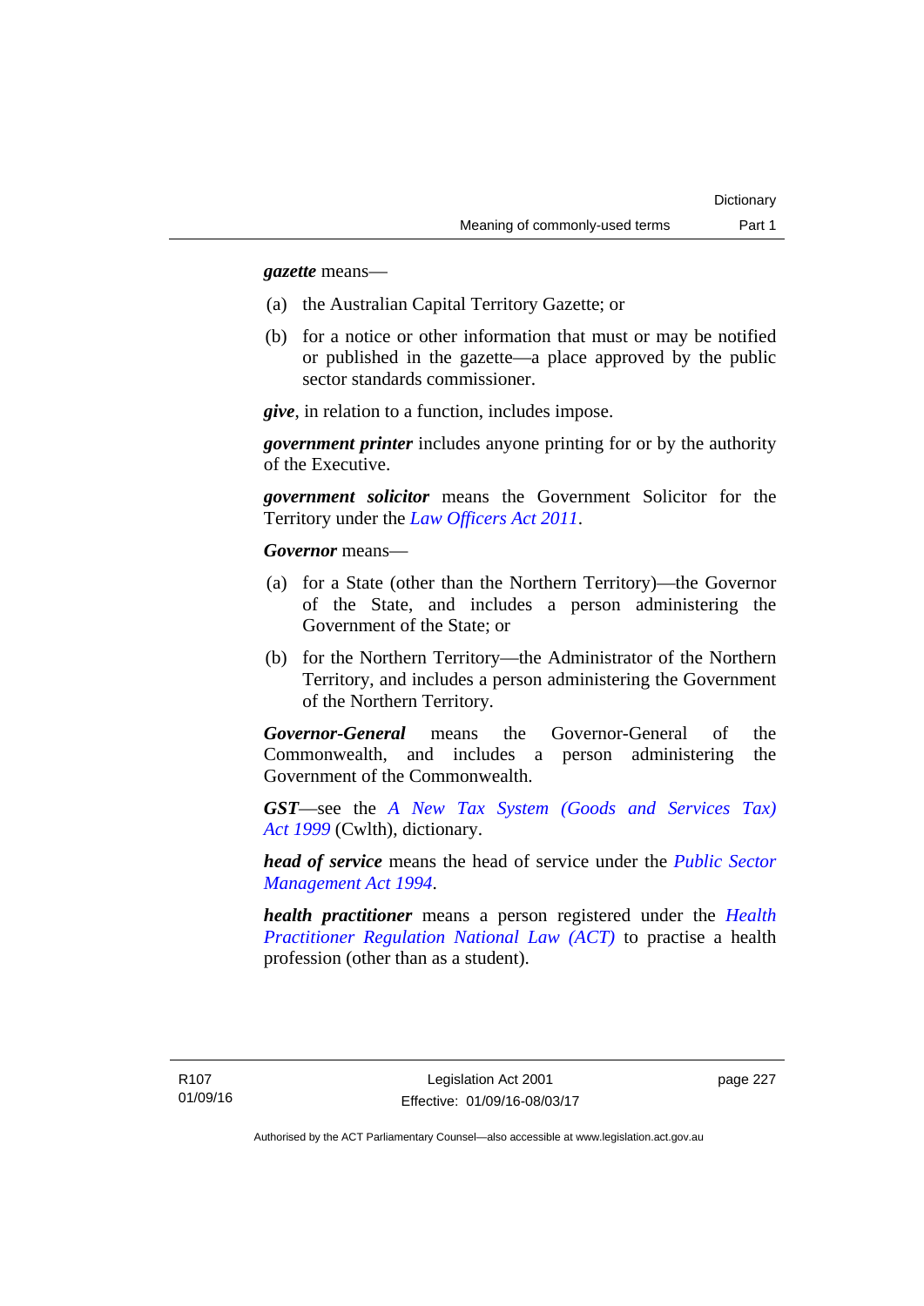***gazette*** means—

(a) the Australian Capital Territory Gazette; or

(b) for a notice or other information that must or may be notified or published in the gazette—a place approved by the public sector standards commissioner.

***give***, in relation to a function, includes impose.

***government printer*** includes anyone printing for or by the authority of the Executive.

***government solicitor*** means the Government Solicitor for the Territory under the *Law Officers Act 2011*.

***Governor*** means—

(a) for a State (other than the Northern Territory)—the Governor of the State, and includes a person administering the Government of the State; or

(b) for the Northern Territory—the Administrator of the Northern Territory, and includes a person administering the Government of the Northern Territory.

***Governor-General*** means the Governor-General of the Commonwealth, and includes a person administering the Government of the Commonwealth.

***GST***—see the *A New Tax System (Goods and Services Tax) Act 1999* (Cwlth), dictionary.

***head of service*** means the head of service under the *Public Sector Management Act 1994*.

***health practitioner*** means a person registered under the *Health Practitioner Regulation National Law (ACT)* to practise a health profession (other than as a student).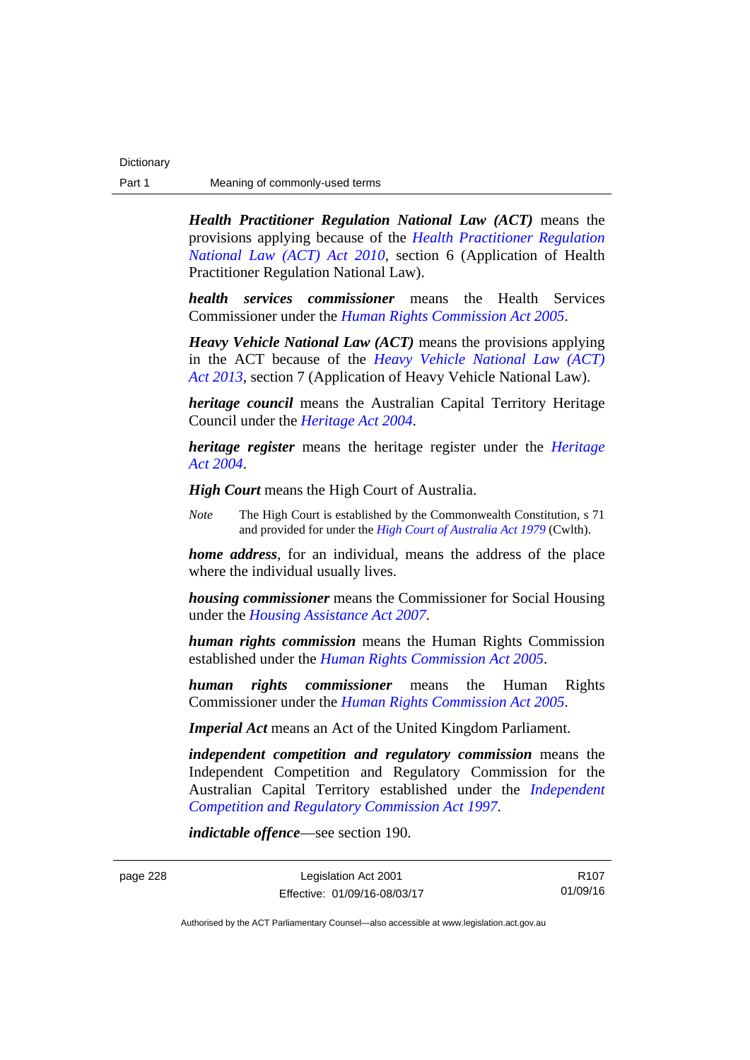***Health Practitioner Regulation National Law (ACT)*** means the provisions applying because of the *Health Practitioner Regulation National Law (ACT) Act 2010*, section 6 (Application of Health Practitioner Regulation National Law).

***health services commissioner*** means the Health Services Commissioner under the *Human Rights Commission Act 2005*.

***Heavy Vehicle National Law (ACT)*** means the provisions applying in the ACT because of the *Heavy Vehicle National Law (ACT) Act 2013*, section 7 (Application of Heavy Vehicle National Law).

***heritage council*** means the Australian Capital Territory Heritage Council under the *Heritage Act 2004*.

***heritage register*** means the heritage register under the *Heritage Act 2004*.

***High Court*** means the High Court of Australia.

*Note* The High Court is established by the Commonwealth Constitution, s 71 and provided for under the *High Court of Australia Act 1979* (Cwlth).

***home address***, for an individual, means the address of the place where the individual usually lives.

***housing commissioner*** means the Commissioner for Social Housing under the *Housing Assistance Act 2007*.

***human rights commission*** means the Human Rights Commission established under the *Human Rights Commission Act 2005*.

***human rights commissioner*** means the Human Rights Commissioner under the *Human Rights Commission Act 2005*.

***Imperial Act*** means an Act of the United Kingdom Parliament.

***independent competition and regulatory commission*** means the Independent Competition and Regulatory Commission for the Australian Capital Territory established under the *Independent Competition and Regulatory Commission Act 1997*.

***indictable offence***—see section 190.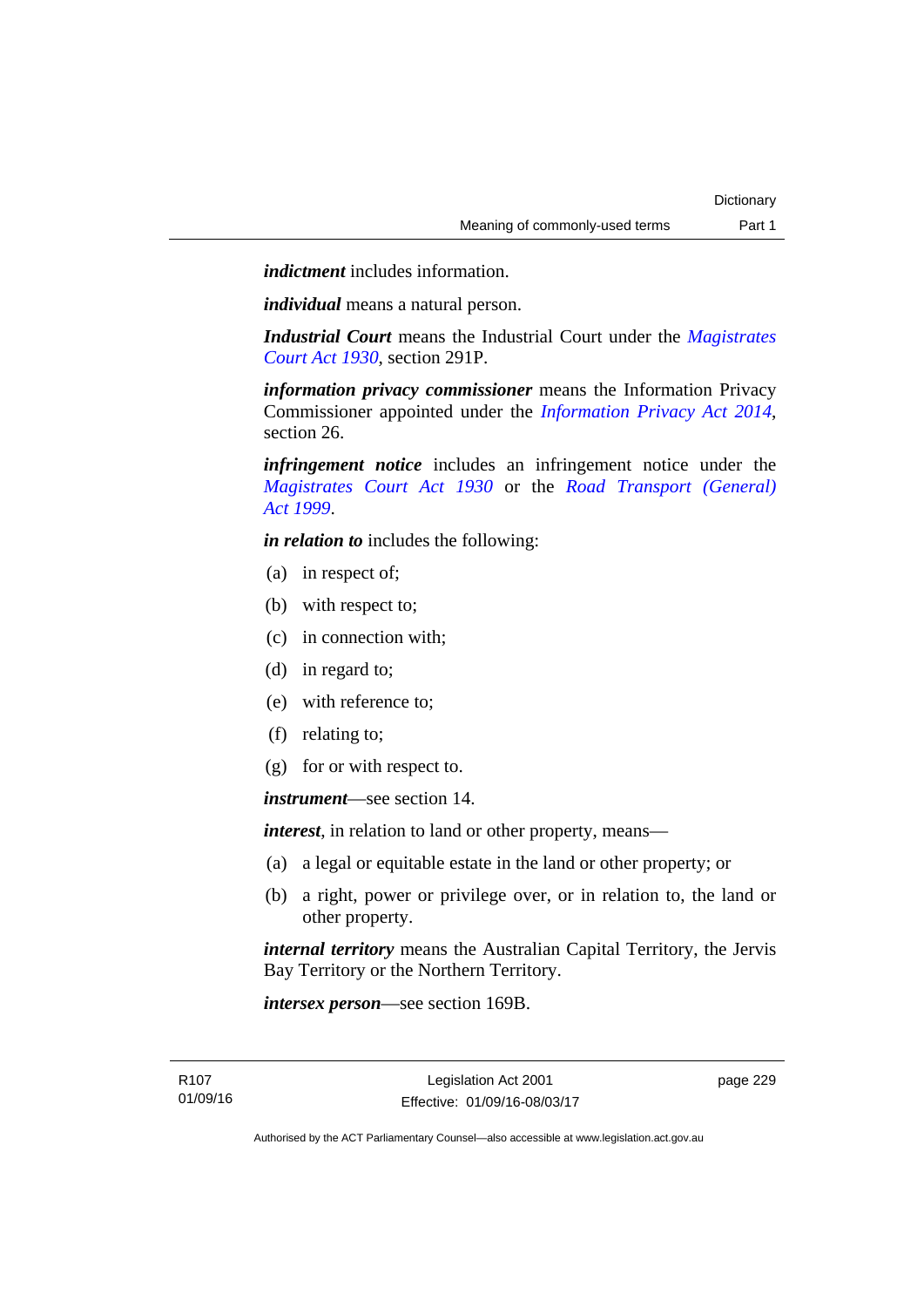***indictment*** includes information.

***individual*** means a natural person.

***Industrial Court*** means the Industrial Court under the *Magistrates Court Act 1930*, section 291P.

***information privacy commissioner*** means the Information Privacy Commissioner appointed under the *Information Privacy Act 2014*, section 26.

***infringement notice*** includes an infringement notice under the *Magistrates Court Act 1930* or the *Road Transport (General) Act 1999*.

***in relation to*** includes the following:

(a) in respect of;

(b) with respect to;

(c) in connection with;

(d) in regard to;

(e) with reference to;

(f) relating to;

(g) for or with respect to.

***instrument***—see section 14.

***interest***, in relation to land or other property, means—

(a) a legal or equitable estate in the land or other property; or

(b) a right, power or privilege over, or in relation to, the land or other property.

***internal territory*** means the Australian Capital Territory, the Jervis Bay Territory or the Northern Territory.

***intersex person***—see section 169B.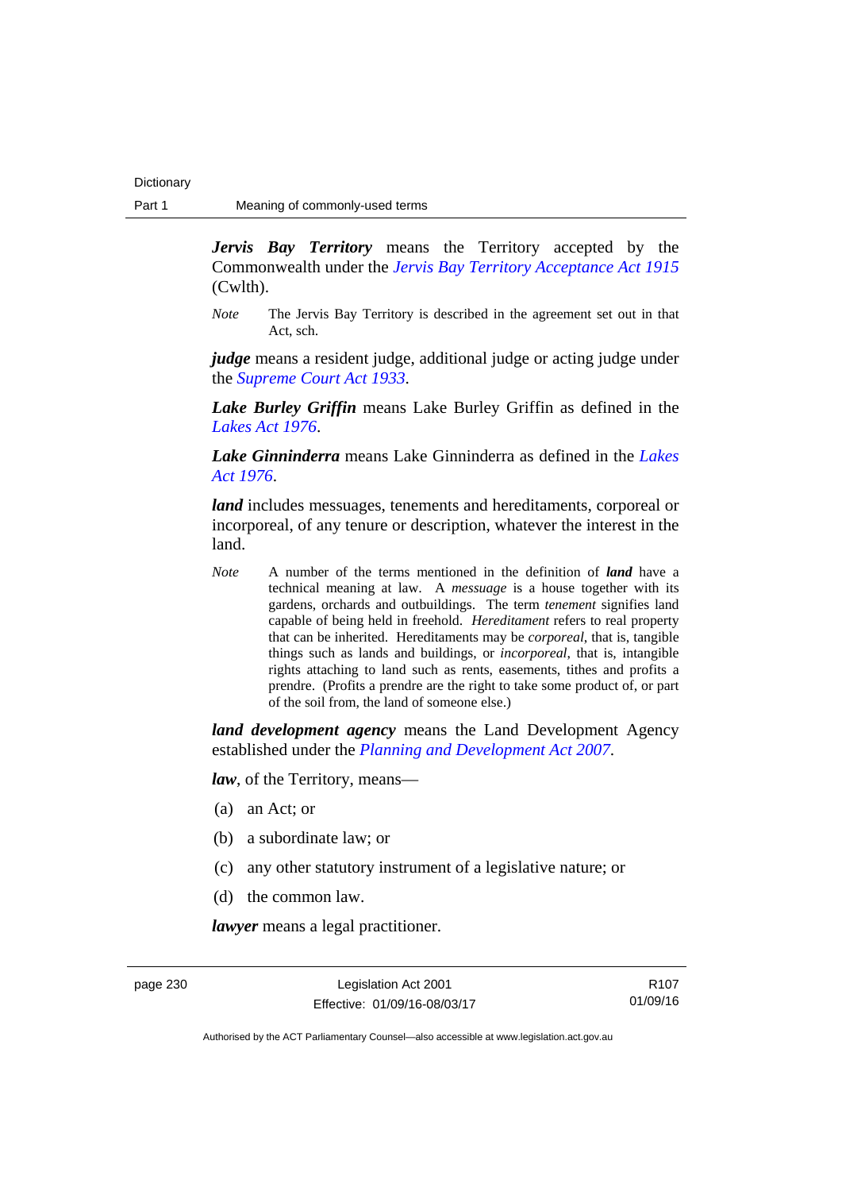***Jervis Bay Territory*** means the Territory accepted by the Commonwealth under the *Jervis Bay Territory Acceptance Act 1915* (Cwlth).

*Note* The Jervis Bay Territory is described in the agreement set out in that Act, sch.

***judge*** means a resident judge, additional judge or acting judge under the *Supreme Court Act 1933*.

***Lake Burley Griffin*** means Lake Burley Griffin as defined in the *Lakes Act 1976*.

***Lake Ginninderra*** means Lake Ginninderra as defined in the *Lakes Act 1976*.

***land*** includes messuages, tenements and hereditaments, corporeal or incorporeal, of any tenure or description, whatever the interest in the land.

*Note* A number of the terms mentioned in the definition of ***land*** have a technical meaning at law. A *messuage* is a house together with its gardens, orchards and outbuildings. The term *tenement* signifies land capable of being held in freehold. *Hereditament* refers to real property that can be inherited. Hereditaments may be *corporeal*, that is, tangible things such as lands and buildings, or *incorporeal*, that is, intangible rights attaching to land such as rents, easements, tithes and profits a prendre. (Profits a prendre are the right to take some product of, or part of the soil from, the land of someone else.)

***land development agency*** means the Land Development Agency established under the *Planning and Development Act 2007*.

***law***, of the Territory, means—

(a) an Act; or

(b) a subordinate law; or

(c) any other statutory instrument of a legislative nature; or

(d) the common law.

***lawyer*** means a legal practitioner.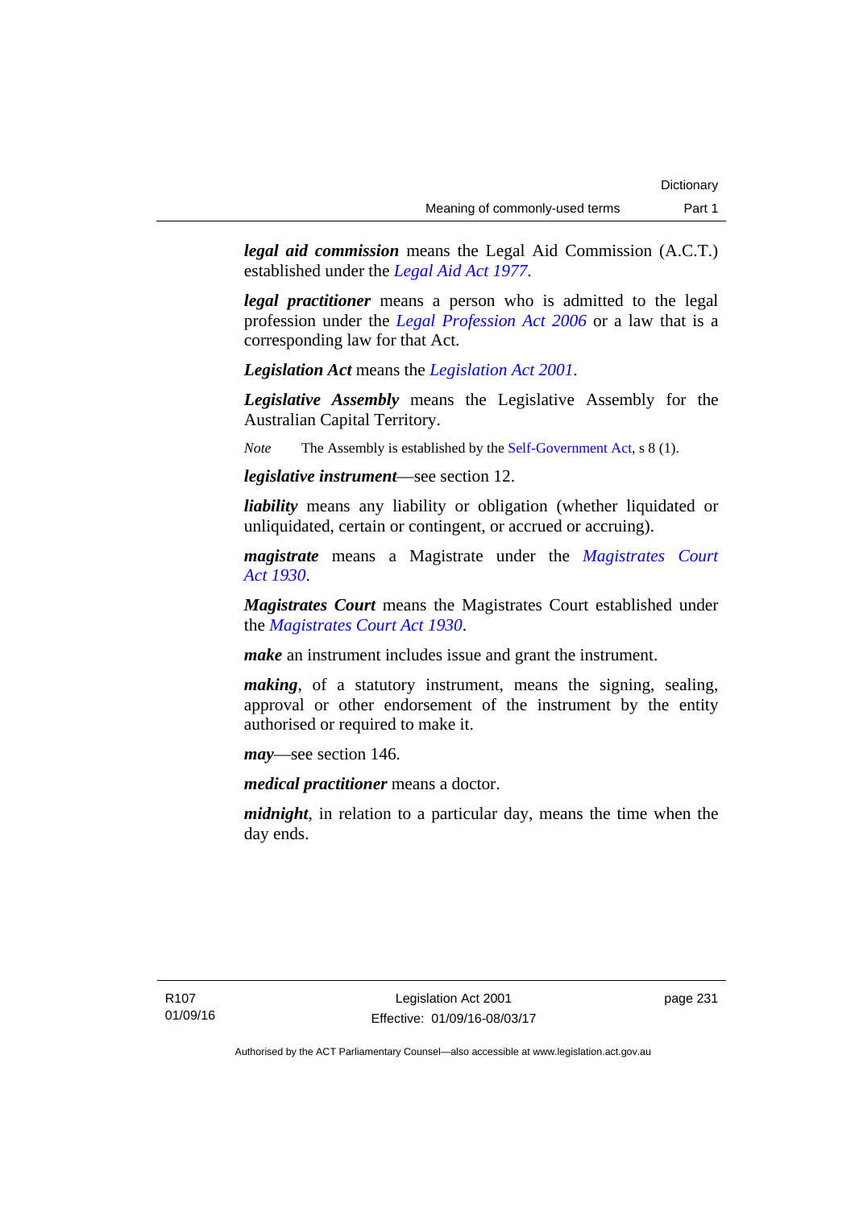***legal aid commission*** means the Legal Aid Commission (A.C.T.) established under the *Legal Aid Act 1977*.

***legal practitioner*** means a person who is admitted to the legal profession under the *Legal Profession Act 2006* or a law that is a corresponding law for that Act.

***Legislation Act*** means the *Legislation Act 2001*.

***Legislative Assembly*** means the Legislative Assembly for the Australian Capital Territory.

*Note* The Assembly is established by the Self-Government Act, s 8 (1).

***legislative instrument***—see section 12.

***liability*** means any liability or obligation (whether liquidated or unliquidated, certain or contingent, or accrued or accruing).

***magistrate*** means a Magistrate under the *Magistrates Court Act 1930*.

***Magistrates Court*** means the Magistrates Court established under the *Magistrates Court Act 1930*.

***make*** an instrument includes issue and grant the instrument.

***making***, of a statutory instrument, means the signing, sealing, approval or other endorsement of the instrument by the entity authorised or required to make it.

***may***—see section 146.

***medical practitioner*** means a doctor.

***midnight***, in relation to a particular day, means the time when the day ends.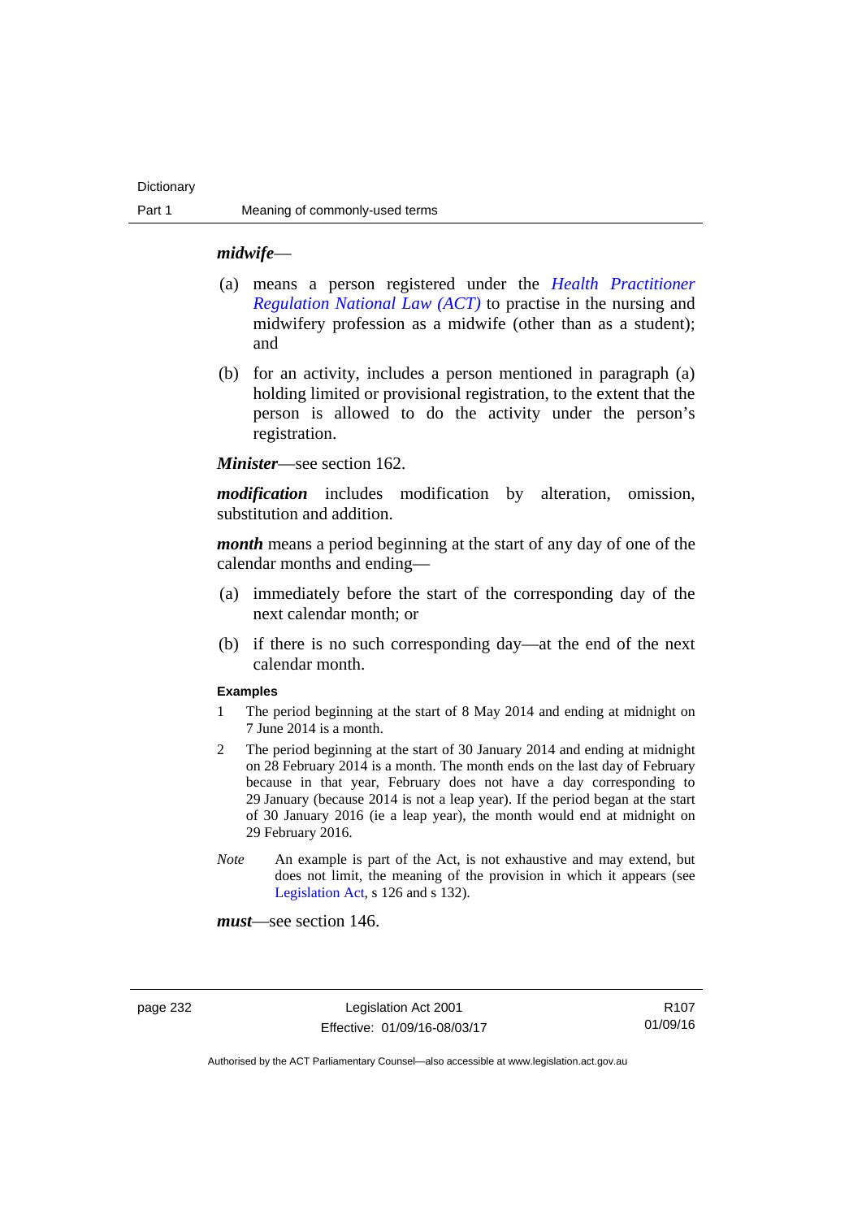***midwife***—

(a) means a person registered under the *Health Practitioner Regulation National Law (ACT)* to practise in the nursing and midwifery profession as a midwife (other than as a student); and

(b) for an activity, includes a person mentioned in paragraph (a) holding limited or provisional registration, to the extent that the person is allowed to do the activity under the person's registration.

***Minister***—see section 162.

***modification*** includes modification by alteration, omission, substitution and addition.

***month*** means a period beginning at the start of any day of one of the calendar months and ending—

(a) immediately before the start of the corresponding day of the next calendar month; or

(b) if there is no such corresponding day—at the end of the next calendar month.

**Examples**

1 The period beginning at the start of 8 May 2014 and ending at midnight on 7 June 2014 is a month.

2 The period beginning at the start of 30 January 2014 and ending at midnight on 28 February 2014 is a month. The month ends on the last day of February because in that year, February does not have a day corresponding to 29 January (because 2014 is not a leap year). If the period began at the start of 30 January 2016 (ie a leap year), the month would end at midnight on 29 February 2016.

*Note* An example is part of the Act, is not exhaustive and may extend, but does not limit, the meaning of the provision in which it appears (see Legislation Act, s 126 and s 132).

***must***—see section 146.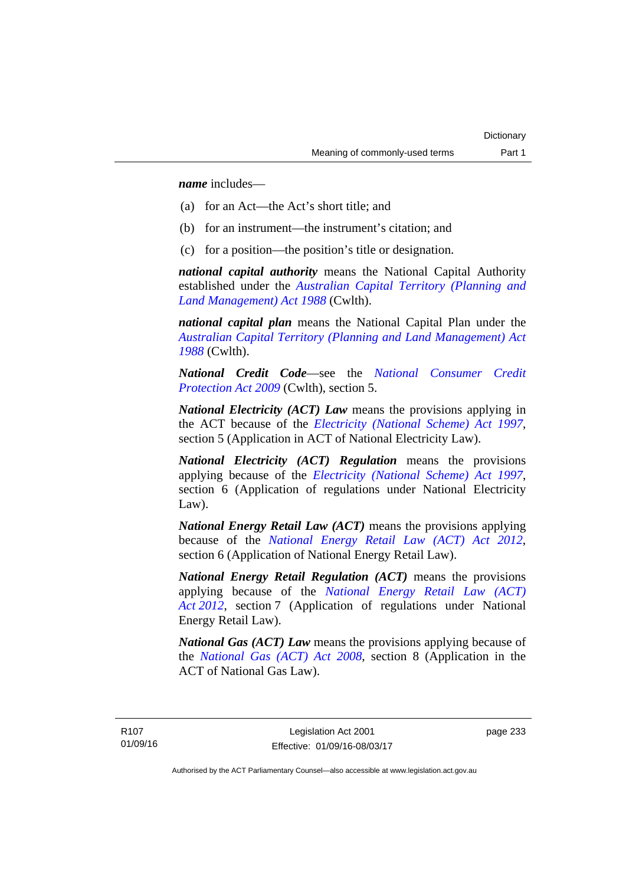***name*** includes—

(a) for an Act—the Act's short title; and

(b) for an instrument—the instrument's citation; and

(c) for a position—the position's title or designation.

***national capital authority*** means the National Capital Authority established under the *Australian Capital Territory (Planning and Land Management) Act 1988* (Cwlth).

***national capital plan*** means the National Capital Plan under the *Australian Capital Territory (Planning and Land Management) Act 1988* (Cwlth).

***National Credit Code***—see the *National Consumer Credit Protection Act 2009* (Cwlth), section 5.

***National Electricity (ACT) Law*** means the provisions applying in the ACT because of the *Electricity (National Scheme) Act 1997*, section 5 (Application in ACT of National Electricity Law).

***National Electricity (ACT) Regulation*** means the provisions applying because of the *Electricity (National Scheme) Act 1997*, section 6 (Application of regulations under National Electricity Law).

***National Energy Retail Law (ACT)*** means the provisions applying because of the *National Energy Retail Law (ACT) Act 2012*, section 6 (Application of National Energy Retail Law).

***National Energy Retail Regulation (ACT)*** means the provisions applying because of the *National Energy Retail Law (ACT) Act 2012*, section 7 (Application of regulations under National Energy Retail Law).

***National Gas (ACT) Law*** means the provisions applying because of the *National Gas (ACT) Act 2008*, section 8 (Application in the ACT of National Gas Law).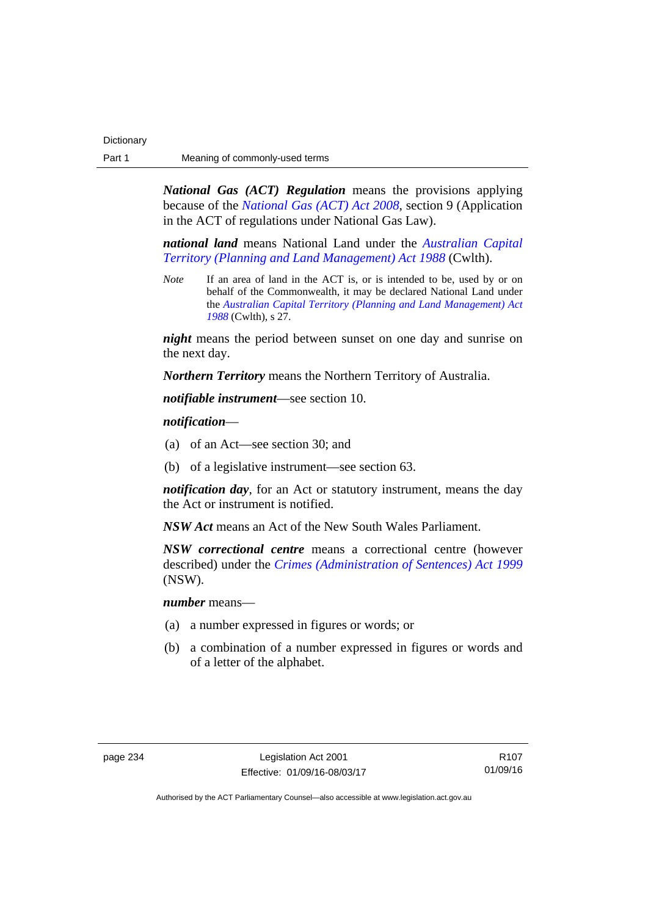***National Gas (ACT) Regulation*** means the provisions applying because of the *National Gas (ACT) Act 2008*, section 9 (Application in the ACT of regulations under National Gas Law).

***national land*** means National Land under the *Australian Capital Territory (Planning and Land Management) Act 1988* (Cwlth).

*Note* If an area of land in the ACT is, or is intended to be, used by or on behalf of the Commonwealth, it may be declared National Land under the *Australian Capital Territory (Planning and Land Management) Act 1988* (Cwlth), s 27.

***night*** means the period between sunset on one day and sunrise on the next day.

***Northern Territory*** means the Northern Territory of Australia.

***notifiable instrument***—see section 10.

***notification***—

(a) of an Act—see section 30; and

(b) of a legislative instrument—see section 63.

***notification day***, for an Act or statutory instrument, means the day the Act or instrument is notified.

***NSW Act*** means an Act of the New South Wales Parliament.

***NSW correctional centre*** means a correctional centre (however described) under the *Crimes (Administration of Sentences) Act 1999* (NSW).

***number*** means—

(a) a number expressed in figures or words; or

(b) a combination of a number expressed in figures or words and of a letter of the alphabet.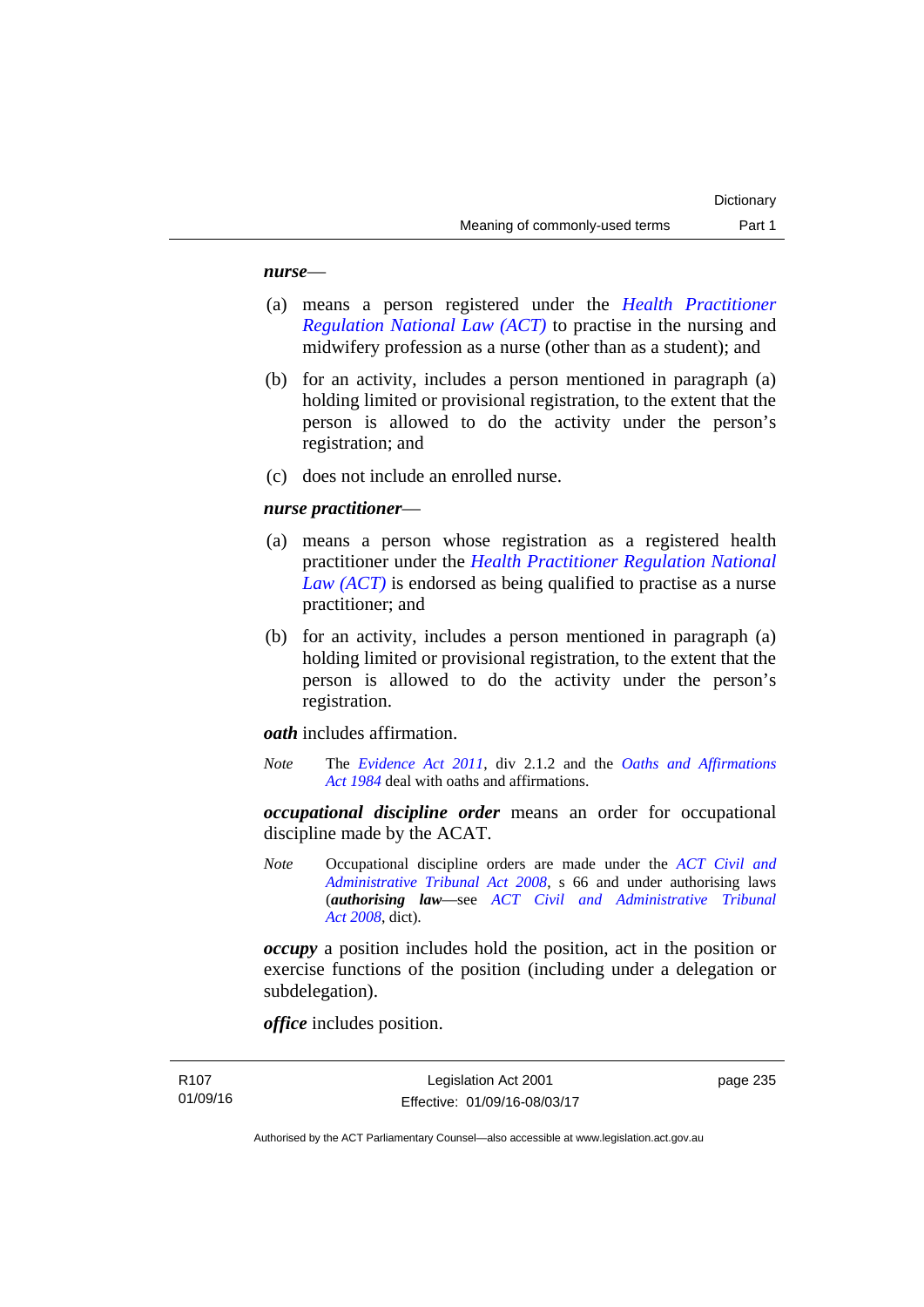***nurse***—

(a) means a person registered under the *Health Practitioner Regulation National Law (ACT)* to practise in the nursing and midwifery profession as a nurse (other than as a student); and

(b) for an activity, includes a person mentioned in paragraph (a) holding limited or provisional registration, to the extent that the person is allowed to do the activity under the person's registration; and

(c) does not include an enrolled nurse.

***nurse practitioner***—

(a) means a person whose registration as a registered health practitioner under the *Health Practitioner Regulation National Law (ACT)* is endorsed as being qualified to practise as a nurse practitioner; and

(b) for an activity, includes a person mentioned in paragraph (a) holding limited or provisional registration, to the extent that the person is allowed to do the activity under the person's registration.

***oath*** includes affirmation.

*Note* The *Evidence Act 2011*, div 2.1.2 and the *Oaths and Affirmations Act 1984* deal with oaths and affirmations.

***occupational discipline order*** means an order for occupational discipline made by the ACAT.

*Note* Occupational discipline orders are made under the *ACT Civil and Administrative Tribunal Act 2008*, s 66 and under authorising laws (***authorising law***—see *ACT Civil and Administrative Tribunal Act 2008*, dict).

***occupy*** a position includes hold the position, act in the position or exercise functions of the position (including under a delegation or subdelegation).

***office*** includes position.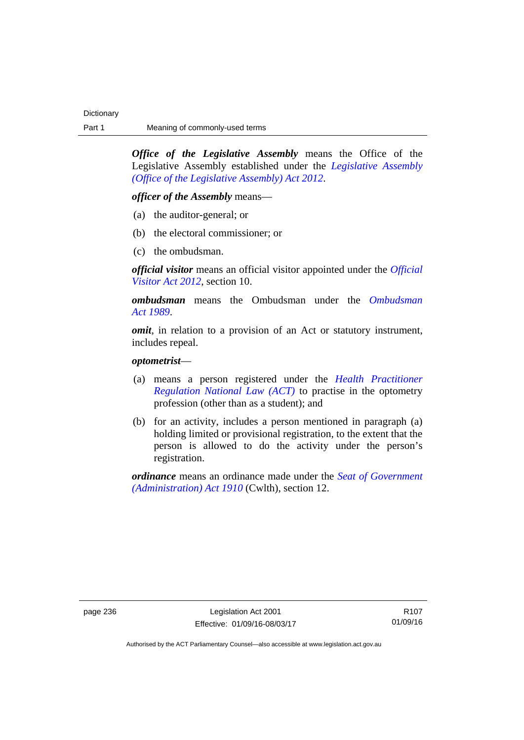***Office of the Legislative Assembly*** means the Office of the Legislative Assembly established under the *Legislative Assembly (Office of the Legislative Assembly) Act 2012*.

***officer of the Assembly*** means—

(a) the auditor-general; or

(b) the electoral commissioner; or

(c) the ombudsman.

***official visitor*** means an official visitor appointed under the *Official Visitor Act 2012*, section 10.

***ombudsman*** means the Ombudsman under the *Ombudsman Act 1989*.

***omit***, in relation to a provision of an Act or statutory instrument, includes repeal.

***optometrist***—

(a) means a person registered under the *Health Practitioner Regulation National Law (ACT)* to practise in the optometry profession (other than as a student); and

(b) for an activity, includes a person mentioned in paragraph (a) holding limited or provisional registration, to the extent that the person is allowed to do the activity under the person's registration.

***ordinance*** means an ordinance made under the *Seat of Government (Administration) Act 1910* (Cwlth), section 12.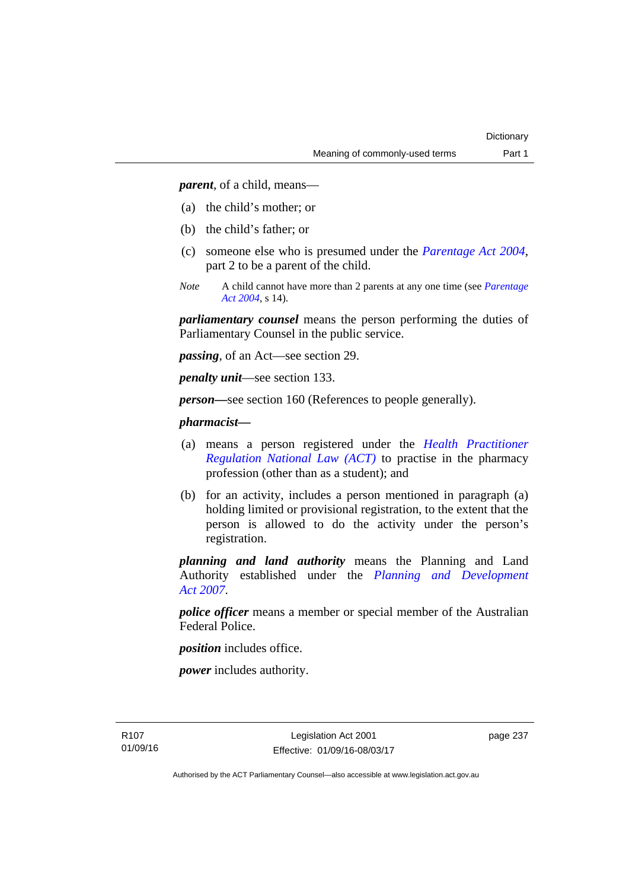***parent***, of a child, means—

(a) the child's mother; or

(b) the child's father; or

(c) someone else who is presumed under the *Parentage Act 2004*, part 2 to be a parent of the child.

*Note* A child cannot have more than 2 parents at any one time (see *Parentage Act 2004*, s 14).

***parliamentary counsel*** means the person performing the duties of Parliamentary Counsel in the public service.

***passing***, of an Act—see section 29.

***penalty unit***—see section 133.

***person***—see section 160 (References to people generally).

***pharmacist***—

(a) means a person registered under the *Health Practitioner Regulation National Law (ACT)* to practise in the pharmacy profession (other than as a student); and

(b) for an activity, includes a person mentioned in paragraph (a) holding limited or provisional registration, to the extent that the person is allowed to do the activity under the person's registration.

***planning and land authority*** means the Planning and Land Authority established under the *Planning and Development Act 2007*.

***police officer*** means a member or special member of the Australian Federal Police.

***position*** includes office.

***power*** includes authority.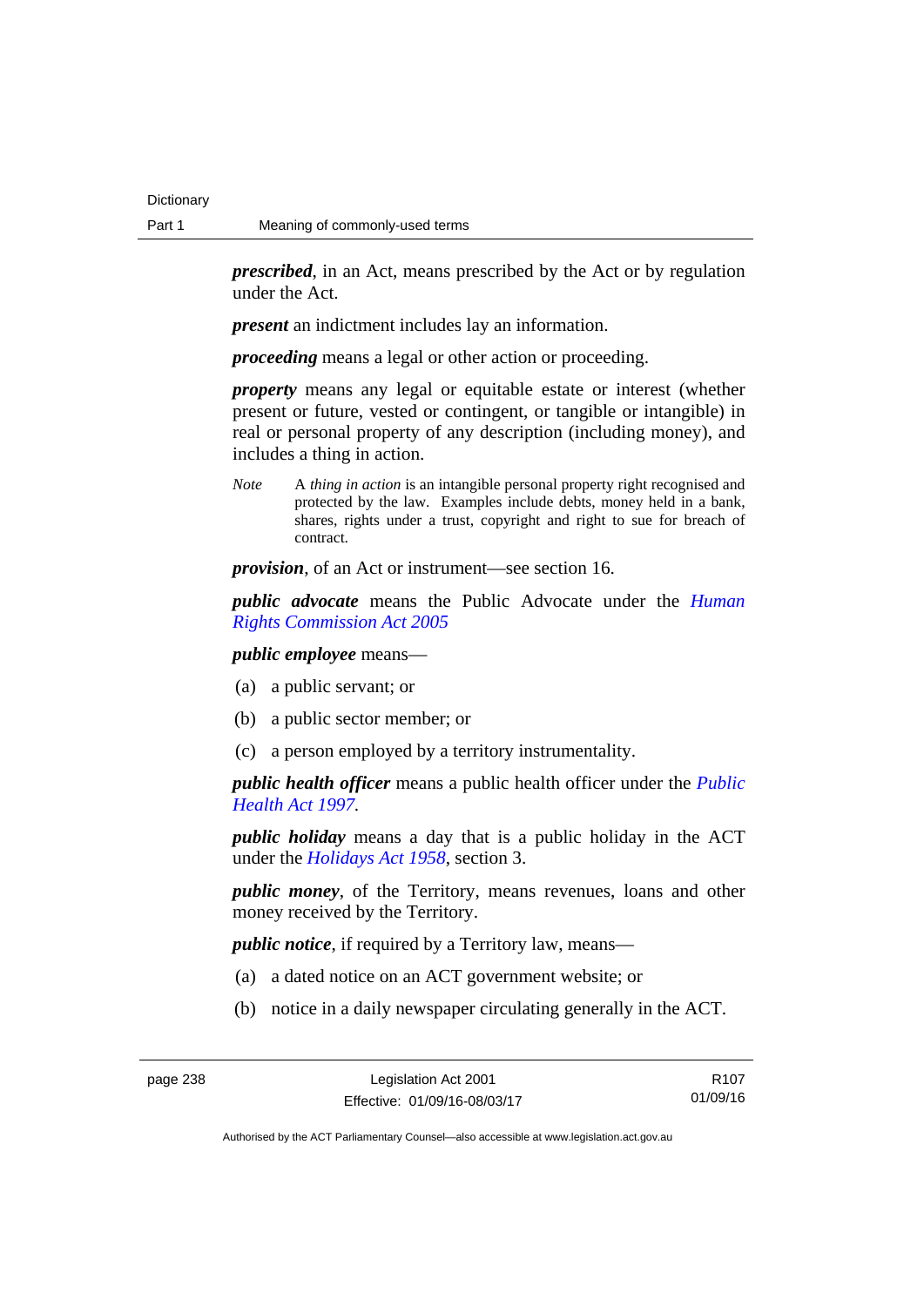***prescribed***, in an Act, means prescribed by the Act or by regulation under the Act.

***present*** an indictment includes lay an information.

***proceeding*** means a legal or other action or proceeding.

***property*** means any legal or equitable estate or interest (whether present or future, vested or contingent, or tangible or intangible) in real or personal property of any description (including money), and includes a thing in action.

*Note* A *thing in action* is an intangible personal property right recognised and protected by the law. Examples include debts, money held in a bank, shares, rights under a trust, copyright and right to sue for breach of contract.

***provision***, of an Act or instrument—see section 16.

***public advocate*** means the Public Advocate under the *Human Rights Commission Act 2005*

***public employee*** means—

(a) a public servant; or

(b) a public sector member; or

(c) a person employed by a territory instrumentality.

***public health officer*** means a public health officer under the *Public Health Act 1997*.

***public holiday*** means a day that is a public holiday in the ACT under the *Holidays Act 1958*, section 3.

***public money***, of the Territory, means revenues, loans and other money received by the Territory.

***public notice***, if required by a Territory law, means—

(a) a dated notice on an ACT government website; or

(b) notice in a daily newspaper circulating generally in the ACT.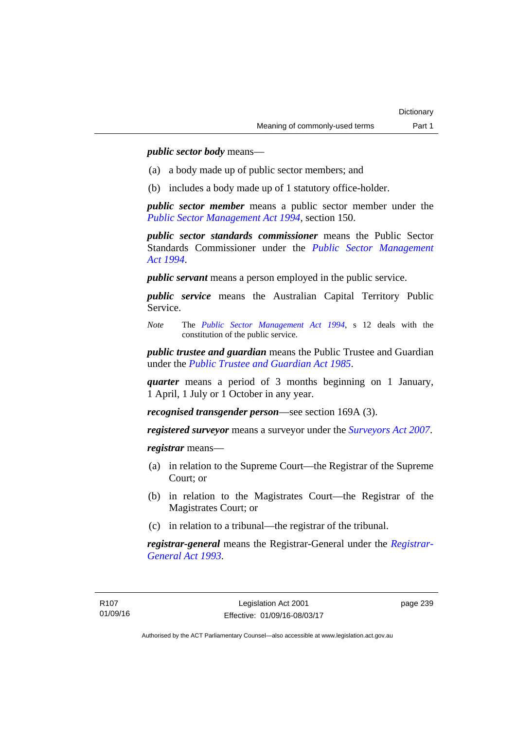***public sector body*** means—

(a) a body made up of public sector members; and

(b) includes a body made up of 1 statutory office-holder.

***public sector member*** means a public sector member under the *Public Sector Management Act 1994*, section 150.

***public sector standards commissioner*** means the Public Sector Standards Commissioner under the *Public Sector Management Act 1994*.

***public servant*** means a person employed in the public service.

***public service*** means the Australian Capital Territory Public Service.

*Note* The *Public Sector Management Act 1994*, s 12 deals with the constitution of the public service.

***public trustee and guardian*** means the Public Trustee and Guardian under the *Public Trustee and Guardian Act 1985*.

***quarter*** means a period of 3 months beginning on 1 January, 1 April, 1 July or 1 October in any year.

***recognised transgender person***—see section 169A (3).

***registered surveyor*** means a surveyor under the *Surveyors Act 2007*.

***registrar*** means—

(a) in relation to the Supreme Court—the Registrar of the Supreme Court; or

(b) in relation to the Magistrates Court—the Registrar of the Magistrates Court; or

(c) in relation to a tribunal—the registrar of the tribunal.

***registrar-general*** means the Registrar-General under the *Registrar-General Act 1993*.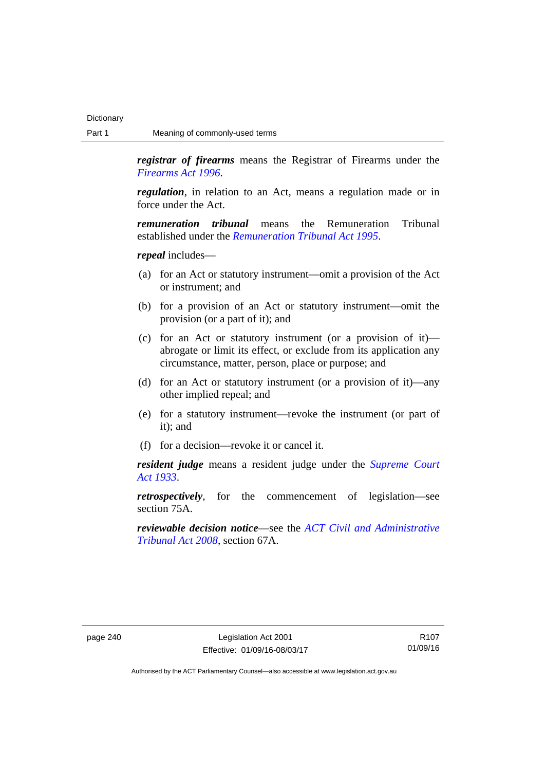***registrar of firearms*** means the Registrar of Firearms under the *Firearms Act 1996*.

***regulation***, in relation to an Act, means a regulation made or in force under the Act.

***remuneration tribunal*** means the Remuneration Tribunal established under the *Remuneration Tribunal Act 1995*.

***repeal*** includes—

(a) for an Act or statutory instrument—omit a provision of the Act or instrument; and

(b) for a provision of an Act or statutory instrument—omit the provision (or a part of it); and

(c) for an Act or statutory instrument (or a provision of it)—abrogate or limit its effect, or exclude from its application any circumstance, matter, person, place or purpose; and

(d) for an Act or statutory instrument (or a provision of it)—any other implied repeal; and

(e) for a statutory instrument—revoke the instrument (or part of it); and

(f) for a decision—revoke it or cancel it.

***resident judge*** means a resident judge under the *Supreme Court Act 1933*.

***retrospectively***, for the commencement of legislation—see section 75A.

***reviewable decision notice***—see the *ACT Civil and Administrative Tribunal Act 2008*, section 67A.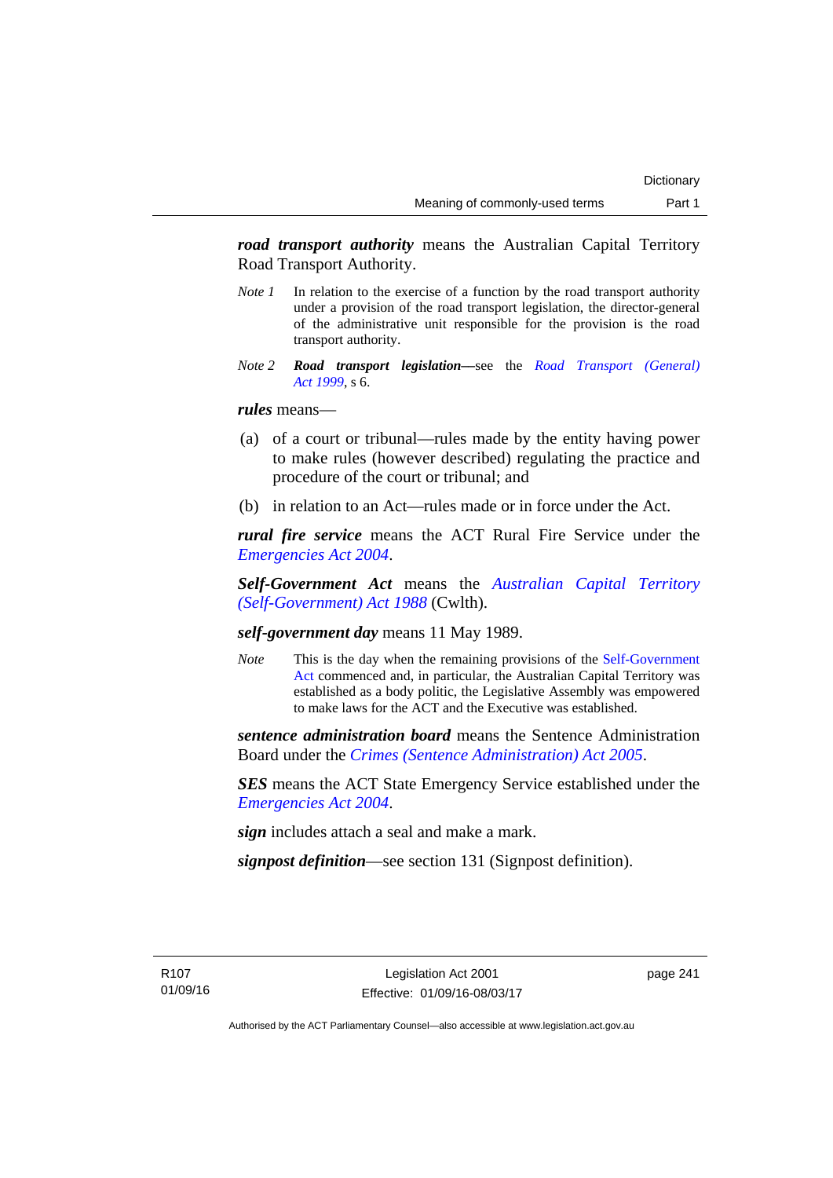***road transport authority*** means the Australian Capital Territory Road Transport Authority.

*Note 1* In relation to the exercise of a function by the road transport authority under a provision of the road transport legislation, the director-general of the administrative unit responsible for the provision is the road transport authority.

*Note 2* ***Road transport legislation***—see the *Road Transport (General) Act 1999*, s 6.

***rules*** means—

(a) of a court or tribunal—rules made by the entity having power to make rules (however described) regulating the practice and procedure of the court or tribunal; and

(b) in relation to an Act—rules made or in force under the Act.

***rural fire service*** means the ACT Rural Fire Service under the *Emergencies Act 2004*.

***Self-Government Act*** means the *Australian Capital Territory (Self-Government) Act 1988* (Cwlth).

***self-government day*** means 11 May 1989.

*Note* This is the day when the remaining provisions of the Self-Government Act commenced and, in particular, the Australian Capital Territory was established as a body politic, the Legislative Assembly was empowered to make laws for the ACT and the Executive was established.

***sentence administration board*** means the Sentence Administration Board under the *Crimes (Sentence Administration) Act 2005*.

***SES*** means the ACT State Emergency Service established under the *Emergencies Act 2004*.

***sign*** includes attach a seal and make a mark.

***signpost definition***—see section 131 (Signpost definition).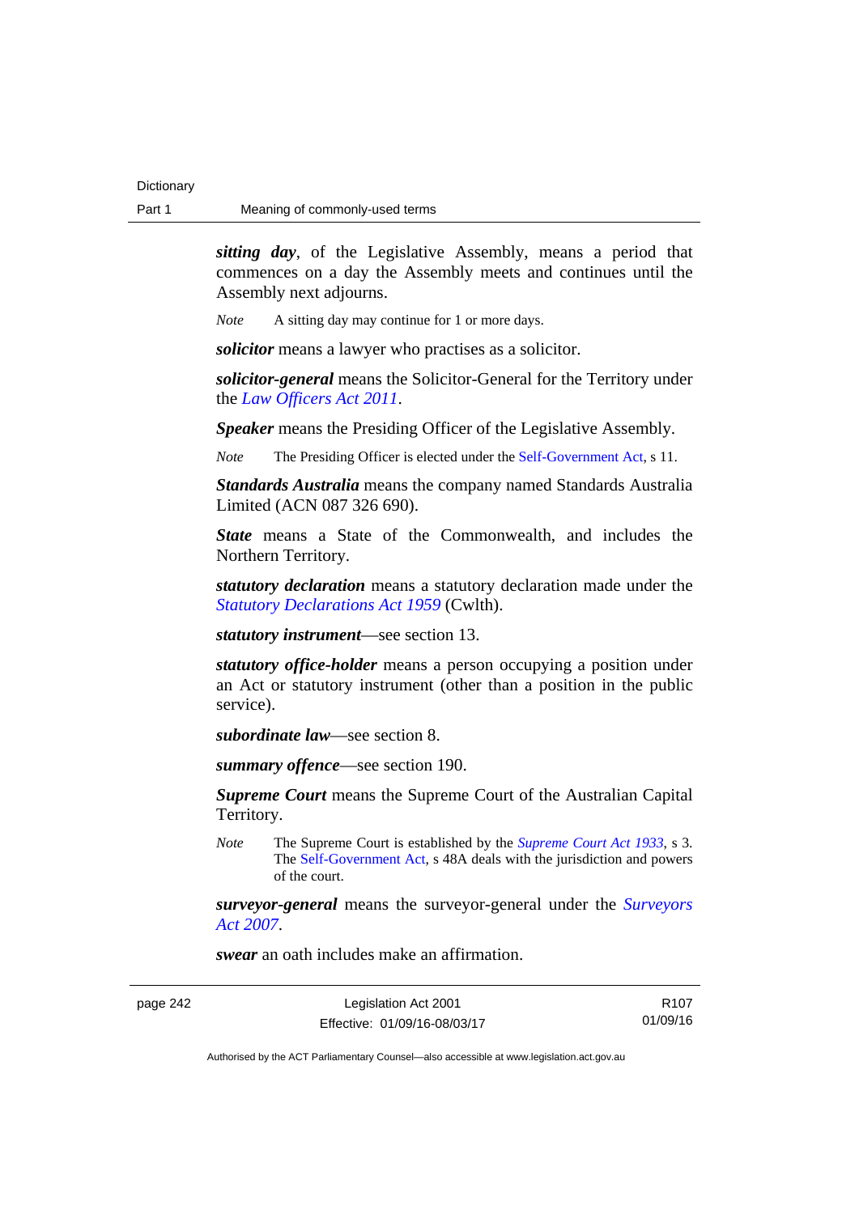***sitting day***, of the Legislative Assembly, means a period that commences on a day the Assembly meets and continues until the Assembly next adjourns.

*Note* A sitting day may continue for 1 or more days.

***solicitor*** means a lawyer who practises as a solicitor.

***solicitor-general*** means the Solicitor-General for the Territory under the *Law Officers Act 2011*.

***Speaker*** means the Presiding Officer of the Legislative Assembly.

*Note* The Presiding Officer is elected under the Self-Government Act, s 11.

***Standards Australia*** means the company named Standards Australia Limited (ACN 087 326 690).

***State*** means a State of the Commonwealth, and includes the Northern Territory.

***statutory declaration*** means a statutory declaration made under the *Statutory Declarations Act 1959* (Cwlth).

***statutory instrument***—see section 13.

***statutory office-holder*** means a person occupying a position under an Act or statutory instrument (other than a position in the public service).

***subordinate law***—see section 8.

***summary offence***—see section 190.

***Supreme Court*** means the Supreme Court of the Australian Capital Territory.

*Note* The Supreme Court is established by the *Supreme Court Act 1933*, s 3. The Self-Government Act, s 48A deals with the jurisdiction and powers of the court.

***surveyor-general*** means the surveyor-general under the *Surveyors Act 2007*.

***swear*** an oath includes make an affirmation.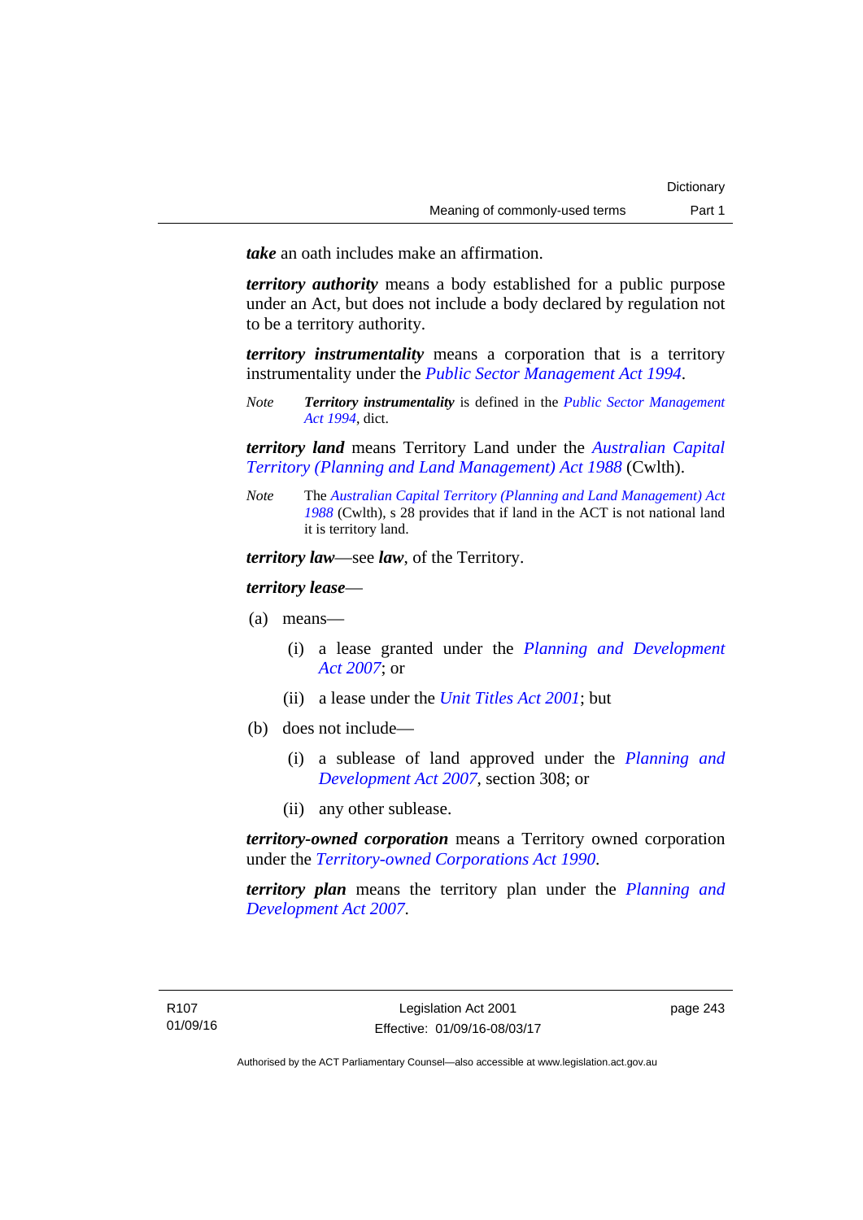***take*** an oath includes make an affirmation.

***territory authority*** means a body established for a public purpose under an Act, but does not include a body declared by regulation not to be a territory authority.

***territory instrumentality*** means a corporation that is a territory instrumentality under the *Public Sector Management Act 1994*.

*Note* ***Territory instrumentality*** is defined in the *Public Sector Management Act 1994*, dict.

***territory land*** means Territory Land under the *Australian Capital Territory (Planning and Land Management) Act 1988* (Cwlth).

*Note* The *Australian Capital Territory (Planning and Land Management) Act 1988* (Cwlth), s 28 provides that if land in the ACT is not national land it is territory land.

***territory law***—see ***law***, of the Territory.

***territory lease***—

(a) means—

 (i) a lease granted under the *Planning and Development Act 2007*; or

 (ii) a lease under the *Unit Titles Act 2001*; but

(b) does not include—

 (i) a sublease of land approved under the *Planning and Development Act 2007*, section 308; or

 (ii) any other sublease.

***territory-owned corporation*** means a Territory owned corporation under the *Territory-owned Corporations Act 1990*.

***territory plan*** means the territory plan under the *Planning and Development Act 2007*.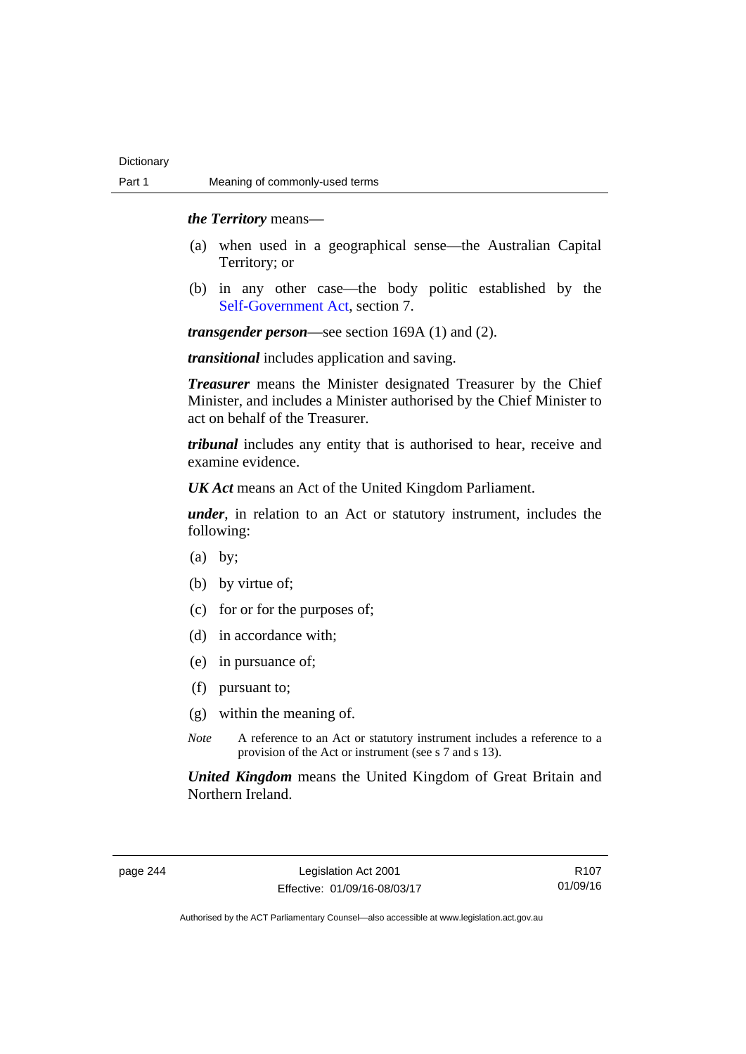***the Territory*** means—

(a) when used in a geographical sense—the Australian Capital Territory; or

(b) in any other case—the body politic established by the Self-Government Act, section 7.

***transgender person***—see section 169A (1) and (2).

***transitional*** includes application and saving.

***Treasurer*** means the Minister designated Treasurer by the Chief Minister, and includes a Minister authorised by the Chief Minister to act on behalf of the Treasurer.

***tribunal*** includes any entity that is authorised to hear, receive and examine evidence.

***UK Act*** means an Act of the United Kingdom Parliament.

***under***, in relation to an Act or statutory instrument, includes the following:

(a) by;

(b) by virtue of;

(c) for or for the purposes of;

(d) in accordance with;

(e) in pursuance of;

(f) pursuant to;

(g) within the meaning of.

*Note* A reference to an Act or statutory instrument includes a reference to a provision of the Act or instrument (see s 7 and s 13).

***United Kingdom*** means the United Kingdom of Great Britain and Northern Ireland.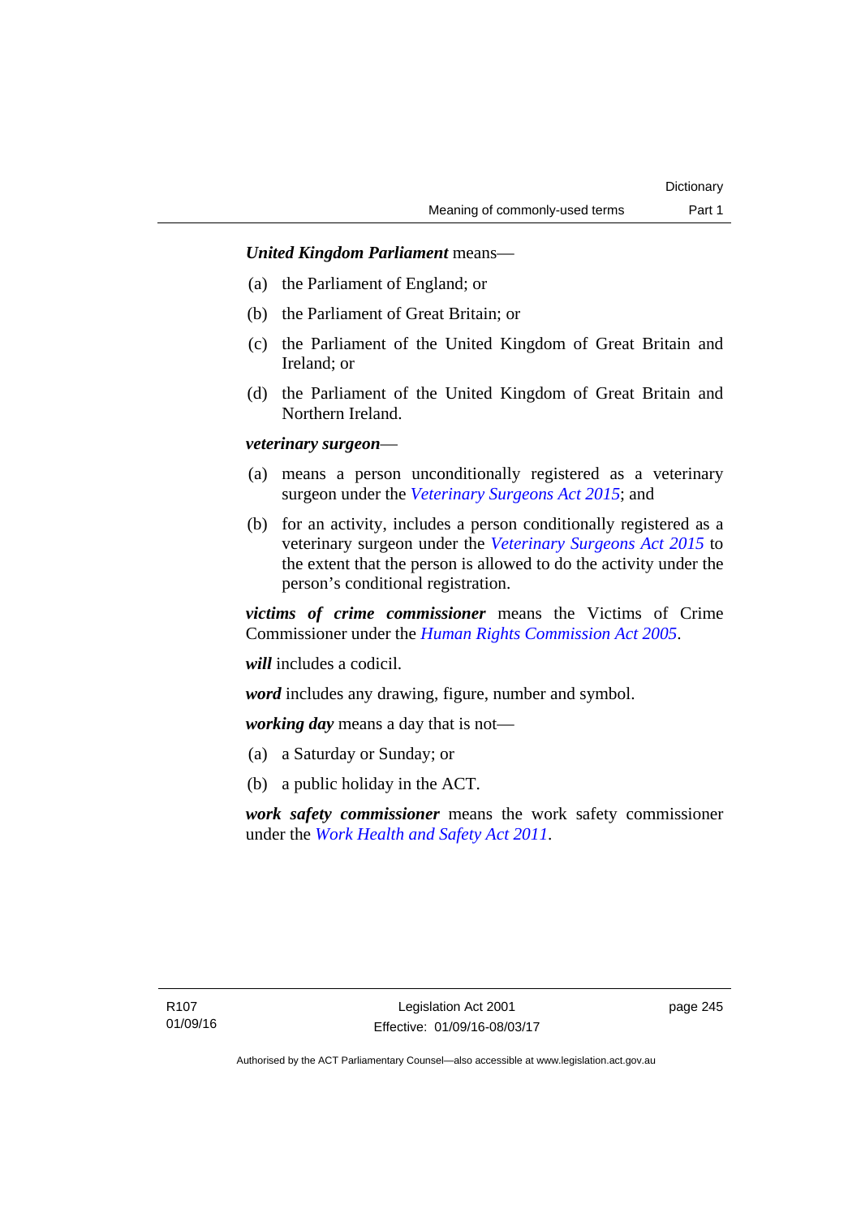***United Kingdom Parliament*** means—

(a) the Parliament of England; or

(b) the Parliament of Great Britain; or

(c) the Parliament of the United Kingdom of Great Britain and Ireland; or

(d) the Parliament of the United Kingdom of Great Britain and Northern Ireland.

***veterinary surgeon***—

(a) means a person unconditionally registered as a veterinary surgeon under the *Veterinary Surgeons Act 2015*; and

(b) for an activity, includes a person conditionally registered as a veterinary surgeon under the *Veterinary Surgeons Act 2015* to the extent that the person is allowed to do the activity under the person's conditional registration.

***victims of crime commissioner*** means the Victims of Crime Commissioner under the *Human Rights Commission Act 2005*.

***will*** includes a codicil.

***word*** includes any drawing, figure, number and symbol.

***working day*** means a day that is not—

(a) a Saturday or Sunday; or

(b) a public holiday in the ACT.

***work safety commissioner*** means the work safety commissioner under the *Work Health and Safety Act 2011*.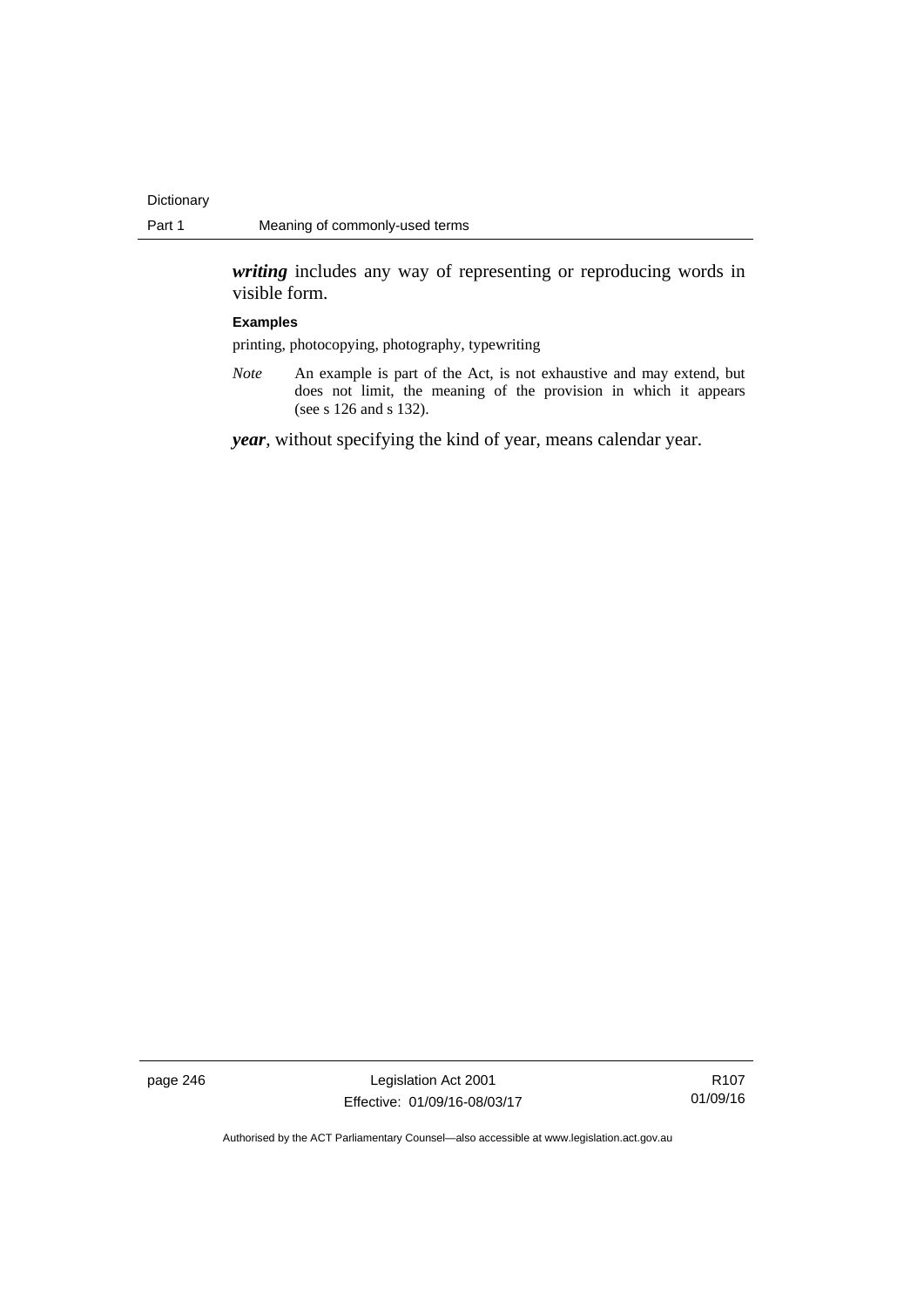***writing*** includes any way of representing or reproducing words in visible form.

**Examples**

printing, photocopying, photography, typewriting

*Note* An example is part of the Act, is not exhaustive and may extend, but does not limit, the meaning of the provision in which it appears (see s 126 and s 132).

***year***, without specifying the kind of year, means calendar year.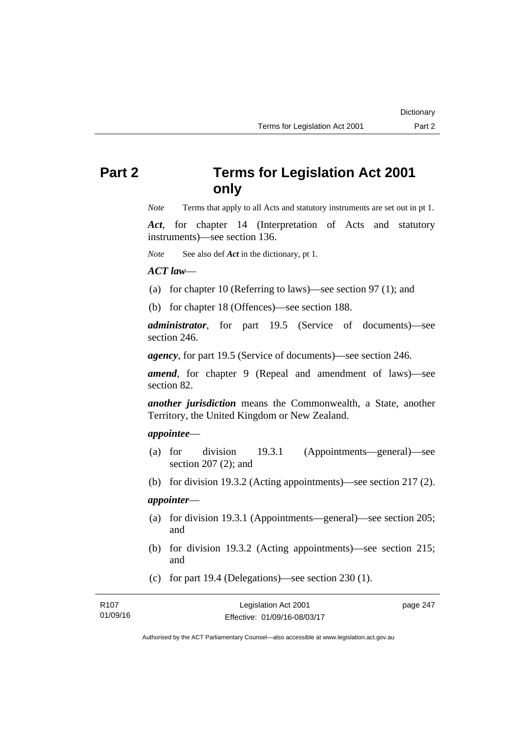# Part 2 Terms for Legislation Act 2001 only

*Note* Terms that apply to all Acts and statutory instruments are set out in pt 1.

***Act***, for chapter 14 (Interpretation of Acts and statutory instruments)—see section 136.

*Note* See also def ***Act*** in the dictionary, pt 1.

***ACT law***—

(a) for chapter 10 (Referring to laws)—see section 97 (1); and

(b) for chapter 18 (Offences)—see section 188.

***administrator***, for part 19.5 (Service of documents)—see section 246.

***agency***, for part 19.5 (Service of documents)—see section 246.

***amend***, for chapter 9 (Repeal and amendment of laws)—see section 82.

***another jurisdiction*** means the Commonwealth, a State, another Territory, the United Kingdom or New Zealand.

***appointee***—

(a) for division 19.3.1 (Appointments—general)—see section 207 (2); and

(b) for division 19.3.2 (Acting appointments)—see section 217 (2).

***appointer***—

(a) for division 19.3.1 (Appointments—general)—see section 205; and

(b) for division 19.3.2 (Acting appointments)—see section 215; and

(c) for part 19.4 (Delegations)—see section 230 (1).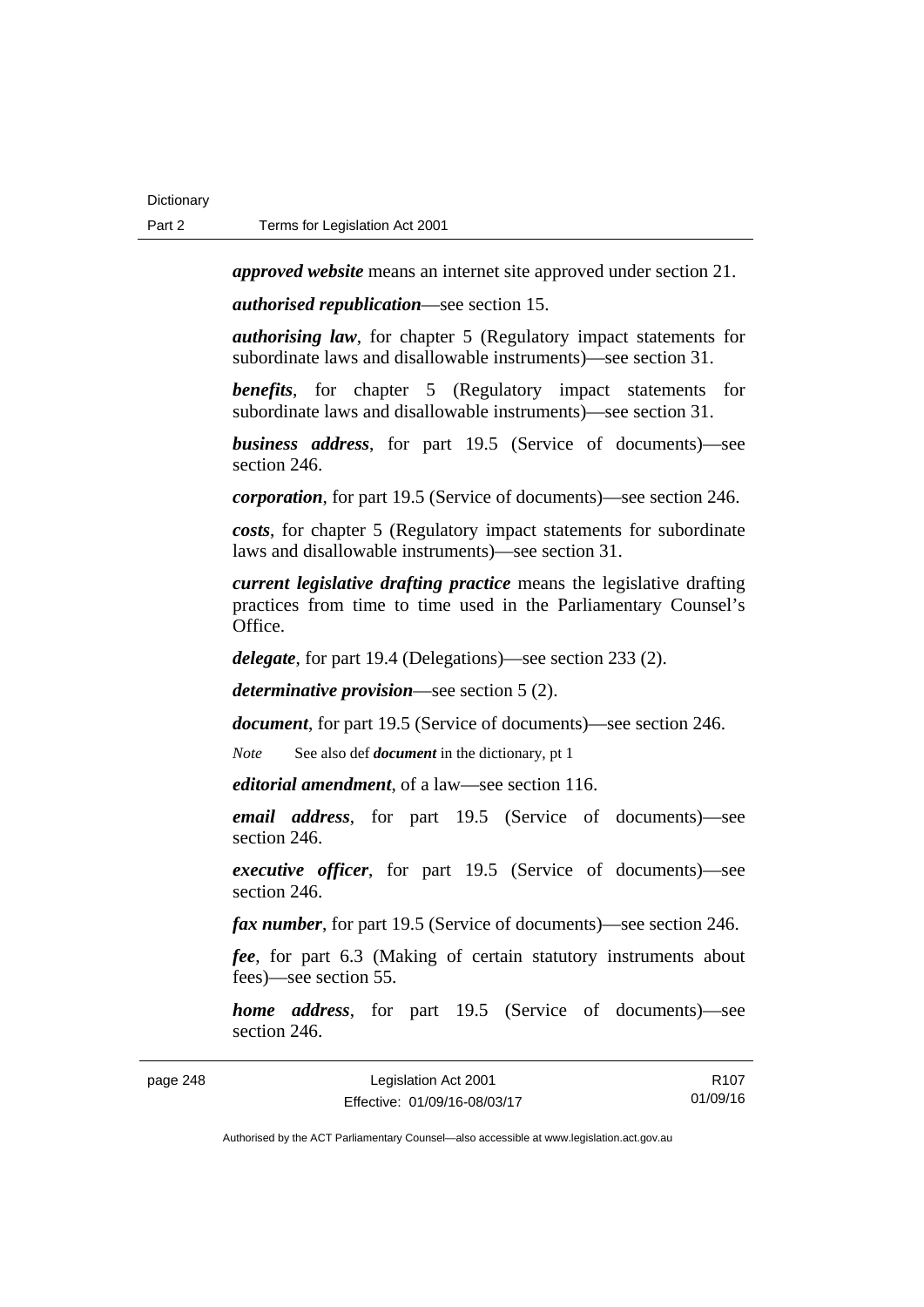***approved website*** means an internet site approved under section 21.

***authorised republication***—see section 15.

***authorising law***, for chapter 5 (Regulatory impact statements for subordinate laws and disallowable instruments)—see section 31.

***benefits***, for chapter 5 (Regulatory impact statements for subordinate laws and disallowable instruments)—see section 31.

***business address***, for part 19.5 (Service of documents)—see section 246.

***corporation***, for part 19.5 (Service of documents)—see section 246.

***costs***, for chapter 5 (Regulatory impact statements for subordinate laws and disallowable instruments)—see section 31.

***current legislative drafting practice*** means the legislative drafting practices from time to time used in the Parliamentary Counsel's Office.

***delegate***, for part 19.4 (Delegations)—see section 233 (2).

***determinative provision***—see section 5 (2).

***document***, for part 19.5 (Service of documents)—see section 246.

*Note* See also def ***document*** in the dictionary, pt 1

***editorial amendment***, of a law—see section 116.

***email address***, for part 19.5 (Service of documents)—see section 246.

***executive officer***, for part 19.5 (Service of documents)—see section 246.

***fax number***, for part 19.5 (Service of documents)—see section 246.

***fee***, for part 6.3 (Making of certain statutory instruments about fees)—see section 55.

***home address***, for part 19.5 (Service of documents)—see section 246.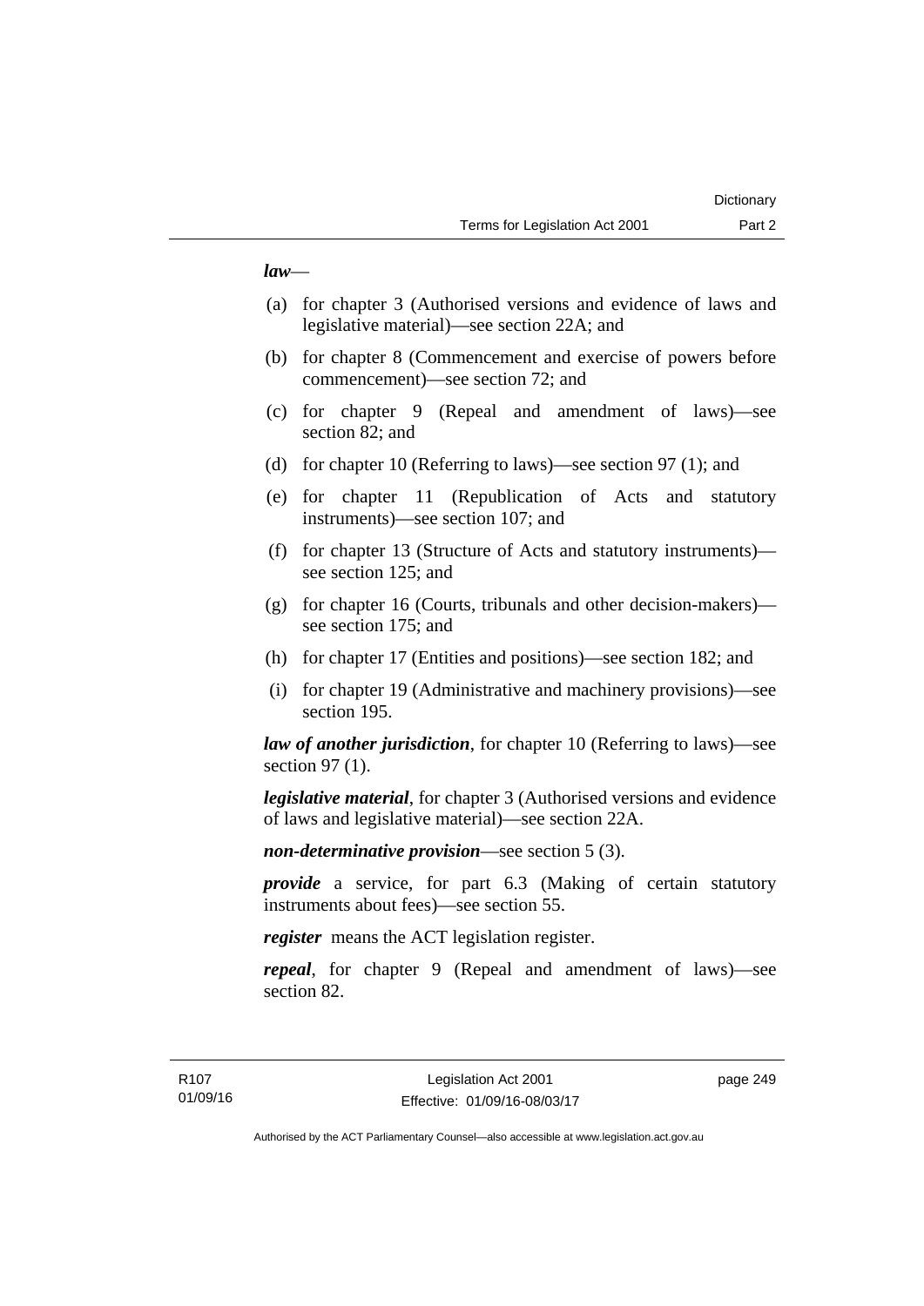***law***—

(a) for chapter 3 (Authorised versions and evidence of laws and legislative material)—see section 22A; and

(b) for chapter 8 (Commencement and exercise of powers before commencement)—see section 72; and

(c) for chapter 9 (Repeal and amendment of laws)—see section 82; and

(d) for chapter 10 (Referring to laws)—see section 97 (1); and

(e) for chapter 11 (Republication of Acts and statutory instruments)—see section 107; and

(f) for chapter 13 (Structure of Acts and statutory instruments)—see section 125; and

(g) for chapter 16 (Courts, tribunals and other decision-makers)—see section 175; and

(h) for chapter 17 (Entities and positions)—see section 182; and

(i) for chapter 19 (Administrative and machinery provisions)—see section 195.

***law of another jurisdiction***, for chapter 10 (Referring to laws)—see section 97 (1).

***legislative material***, for chapter 3 (Authorised versions and evidence of laws and legislative material)—see section 22A.

***non-determinative provision***—see section 5 (3).

***provide*** a service, for part 6.3 (Making of certain statutory instruments about fees)—see section 55.

***register*** means the ACT legislation register.

***repeal***, for chapter 9 (Repeal and amendment of laws)—see section 82.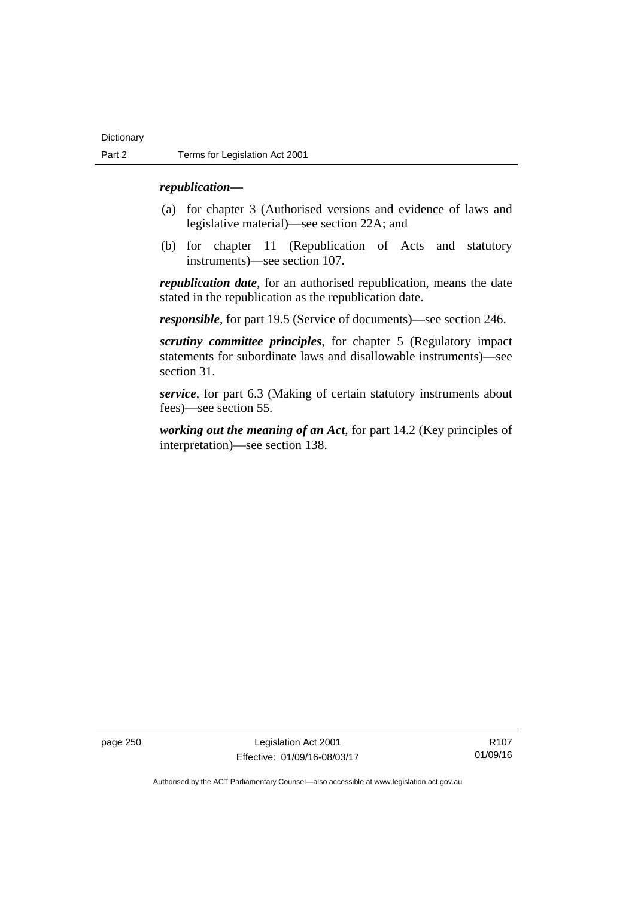***republication***—

(a) for chapter 3 (Authorised versions and evidence of laws and legislative material)—see section 22A; and

(b) for chapter 11 (Republication of Acts and statutory instruments)—see section 107.

***republication date***, for an authorised republication, means the date stated in the republication as the republication date.

***responsible***, for part 19.5 (Service of documents)—see section 246.

***scrutiny committee principles***, for chapter 5 (Regulatory impact statements for subordinate laws and disallowable instruments)—see section 31.

***service***, for part 6.3 (Making of certain statutory instruments about fees)—see section 55.

***working out the meaning of an Act***, for part 14.2 (Key principles of interpretation)—see section 138.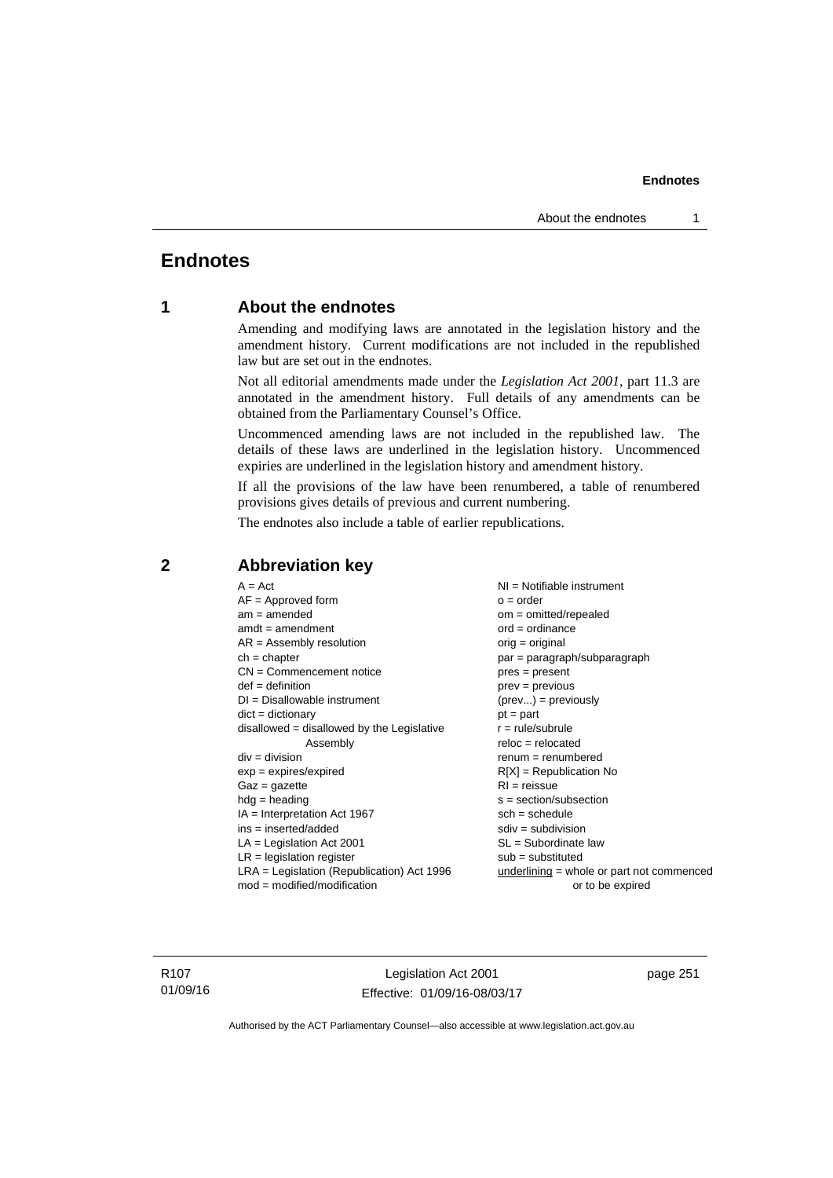# Endnotes

## 1 About the endnotes

Amending and modifying laws are annotated in the legislation history and the amendment history. Current modifications are not included in the republished law but are set out in the endnotes.

Not all editorial amendments made under the *Legislation Act 2001*, part 11.3 are annotated in the amendment history. Full details of any amendments can be obtained from the Parliamentary Counsel's Office.

Uncommenced amending laws are not included in the republished law. The details of these laws are underlined in the legislation history. Uncommenced expiries are underlined in the legislation history and amendment history.

If all the provisions of the law have been renumbered, a table of renumbered provisions gives details of previous and current numbering.

The endnotes also include a table of earlier republications.

## 2 Abbreviation key

A = Act
AF = Approved form
am = amended
amdt = amendment
AR = Assembly resolution
ch = chapter
CN = Commencement notice
def = definition
DI = Disallowable instrument
dict = dictionary
disallowed = disallowed by the Legislative Assembly
div = division
exp = expires/expired
Gaz = gazette
hdg = heading
IA = Interpretation Act 1967
ins = inserted/added
LA = Legislation Act 2001
LR = legislation register
LRA = Legislation (Republication) Act 1996
mod = modified/modification
NI = Notifiable instrument
o = order
om = omitted/repealed
ord = ordinance
orig = original
par = paragraph/subparagraph
pres = present
prev = previous
(prev...) = previously
pt = part
r = rule/subrule
reloc = relocated
renum = renumbered
R[X] = Republication No
RI = reissue
s = section/subsection
sch = schedule
sdiv = subdivision
SL = Subordinate law
sub = substituted
underlining = whole or part not commenced or to be expired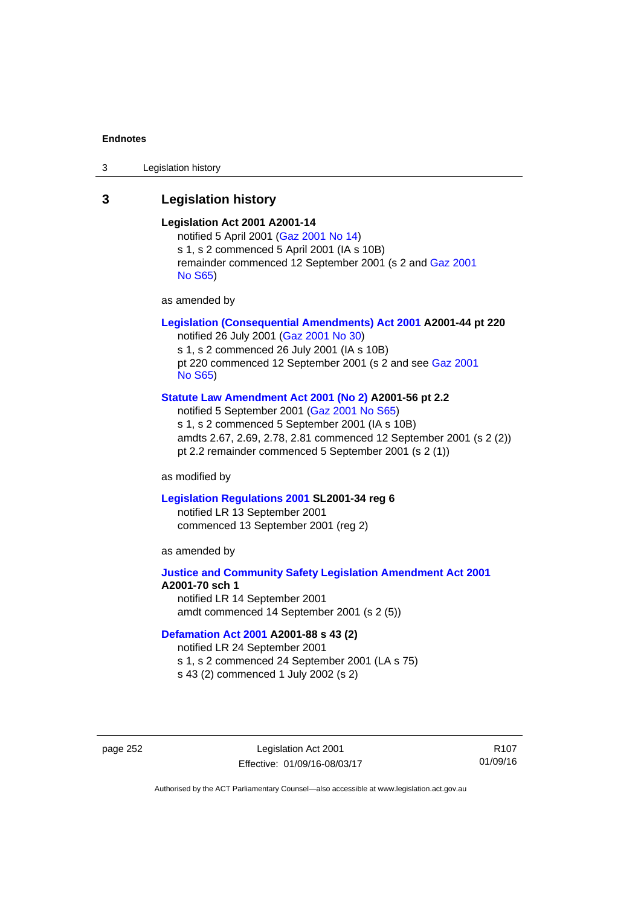## 3 Legislation history

**Legislation Act 2001 A2001-14**

notified 5 April 2001 (Gaz 2001 No 14)
s 1, s 2 commenced 5 April 2001 (IA s 10B)
remainder commenced 12 September 2001 (s 2 and Gaz 2001 No S65)

as amended by

**Legislation (Consequential Amendments) Act 2001 A2001-44 pt 220**

notified 26 July 2001 (Gaz 2001 No 30)
s 1, s 2 commenced 26 July 2001 (IA s 10B)
pt 220 commenced 12 September 2001 (s 2 and see Gaz 2001 No S65)

**Statute Law Amendment Act 2001 (No 2) A2001-56 pt 2.2**

notified 5 September 2001 (Gaz 2001 No S65)
s 1, s 2 commenced 5 September 2001 (IA s 10B)
amdts 2.67, 2.69, 2.78, 2.81 commenced 12 September 2001 (s 2 (2))
pt 2.2 remainder commenced 5 September 2001 (s 2 (1))

as modified by

**Legislation Regulations 2001 SL2001-34 reg 6**

notified LR 13 September 2001
commenced 13 September 2001 (reg 2)

as amended by

**Justice and Community Safety Legislation Amendment Act 2001 A2001-70 sch 1**

notified LR 14 September 2001
amdt commenced 14 September 2001 (s 2 (5))

**Defamation Act 2001 A2001-88 s 43 (2)**

notified LR 24 September 2001
s 1, s 2 commenced 24 September 2001 (LA s 75)
s 43 (2) commenced 1 July 2002 (s 2)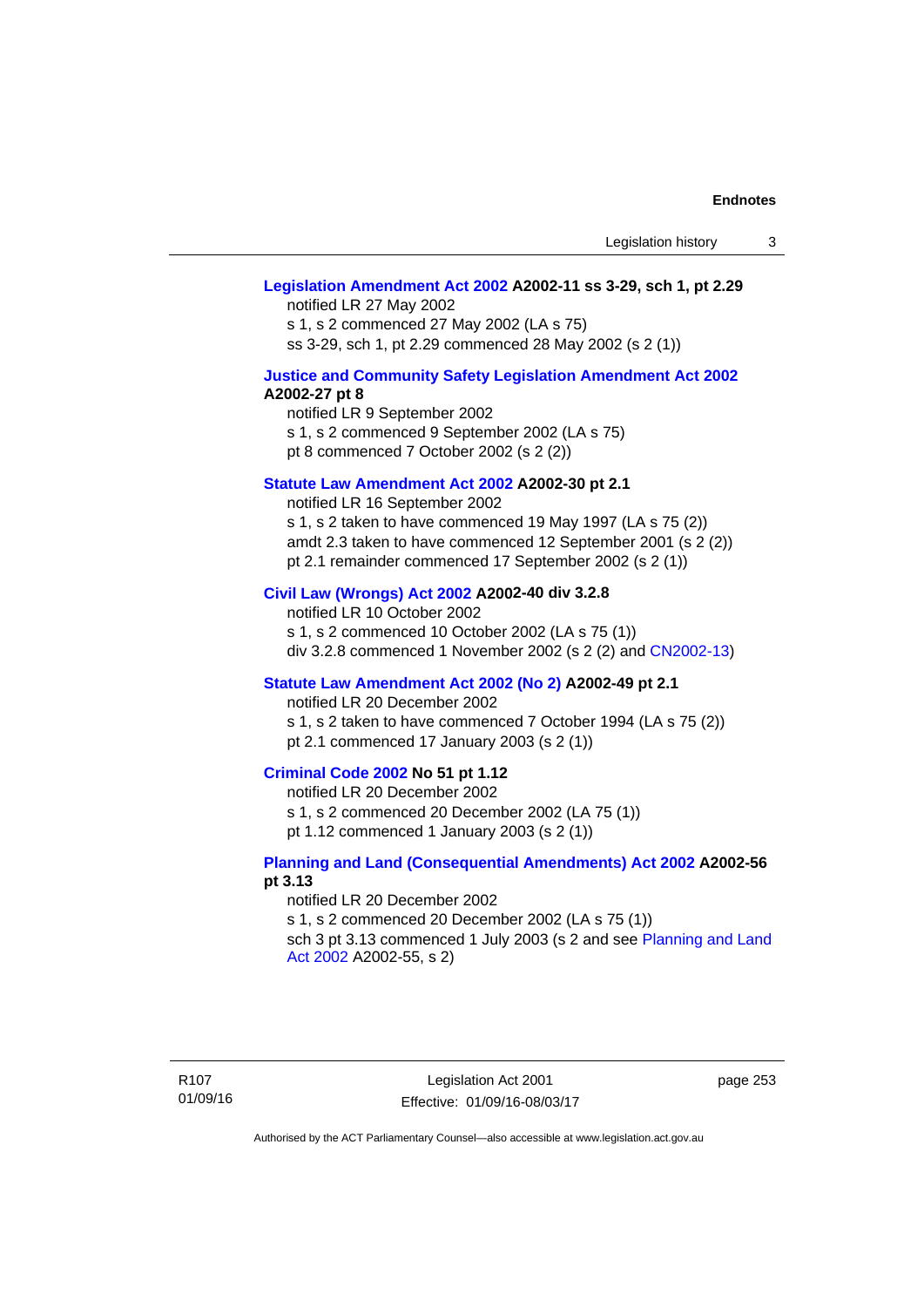**Legislation Amendment Act 2002 A2002-11 ss 3-29, sch 1, pt 2.29**

notified LR 27 May 2002
s 1, s 2 commenced 27 May 2002 (LA s 75)
ss 3-29, sch 1, pt 2.29 commenced 28 May 2002 (s 2 (1))

**Justice and Community Safety Legislation Amendment Act 2002 A2002-27 pt 8**

notified LR 9 September 2002
s 1, s 2 commenced 9 September 2002 (LA s 75)
pt 8 commenced 7 October 2002 (s 2 (2))

**Statute Law Amendment Act 2002 A2002-30 pt 2.1**

notified LR 16 September 2002
s 1, s 2 taken to have commenced 19 May 1997 (LA s 75 (2))
amdt 2.3 taken to have commenced 12 September 2001 (s 2 (2))
pt 2.1 remainder commenced 17 September 2002 (s 2 (1))

**Civil Law (Wrongs) Act 2002 A2002-40 div 3.2.8**

notified LR 10 October 2002
s 1, s 2 commenced 10 October 2002 (LA s 75 (1))
div 3.2.8 commenced 1 November 2002 (s 2 (2) and CN2002-13)

**Statute Law Amendment Act 2002 (No 2) A2002-49 pt 2.1**

notified LR 20 December 2002
s 1, s 2 taken to have commenced 7 October 1994 (LA s 75 (2))
pt 2.1 commenced 17 January 2003 (s 2 (1))

**Criminal Code 2002 No 51 pt 1.12**

notified LR 20 December 2002
s 1, s 2 commenced 20 December 2002 (LA 75 (1))
pt 1.12 commenced 1 January 2003 (s 2 (1))

**Planning and Land (Consequential Amendments) Act 2002 A2002-56 pt 3.13**

notified LR 20 December 2002
s 1, s 2 commenced 20 December 2002 (LA s 75 (1))
sch 3 pt 3.13 commenced 1 July 2003 (s 2 and see Planning and Land Act 2002 A2002-55, s 2)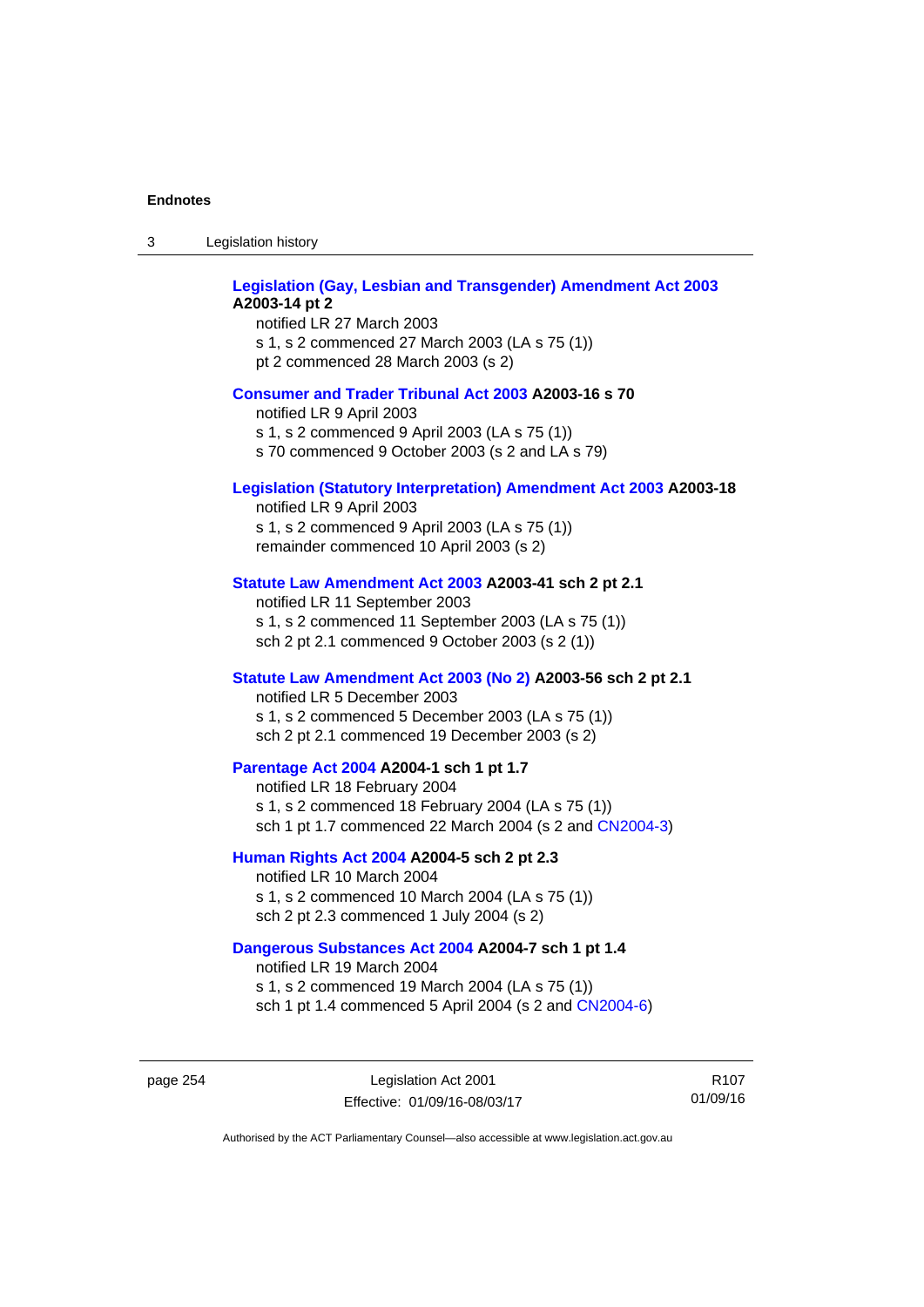**Legislation (Gay, Lesbian and Transgender) Amendment Act 2003 A2003-14 pt 2**

notified LR 27 March 2003
s 1, s 2 commenced 27 March 2003 (LA s 75 (1))
pt 2 commenced 28 March 2003 (s 2)

**Consumer and Trader Tribunal Act 2003 A2003-16 s 70**

notified LR 9 April 2003
s 1, s 2 commenced 9 April 2003 (LA s 75 (1))
s 70 commenced 9 October 2003 (s 2 and LA s 79)

**Legislation (Statutory Interpretation) Amendment Act 2003 A2003-18**

notified LR 9 April 2003
s 1, s 2 commenced 9 April 2003 (LA s 75 (1))
remainder commenced 10 April 2003 (s 2)

**Statute Law Amendment Act 2003 A2003-41 sch 2 pt 2.1**

notified LR 11 September 2003
s 1, s 2 commenced 11 September 2003 (LA s 75 (1))
sch 2 pt 2.1 commenced 9 October 2003 (s 2 (1))

**Statute Law Amendment Act 2003 (No 2) A2003-56 sch 2 pt 2.1**

notified LR 5 December 2003
s 1, s 2 commenced 5 December 2003 (LA s 75 (1))
sch 2 pt 2.1 commenced 19 December 2003 (s 2)

**Parentage Act 2004 A2004-1 sch 1 pt 1.7**

notified LR 18 February 2004
s 1, s 2 commenced 18 February 2004 (LA s 75 (1))
sch 1 pt 1.7 commenced 22 March 2004 (s 2 and CN2004-3)

**Human Rights Act 2004 A2004-5 sch 2 pt 2.3**

notified LR 10 March 2004
s 1, s 2 commenced 10 March 2004 (LA s 75 (1))
sch 2 pt 2.3 commenced 1 July 2004 (s 2)

**Dangerous Substances Act 2004 A2004-7 sch 1 pt 1.4**

notified LR 19 March 2004
s 1, s 2 commenced 19 March 2004 (LA s 75 (1))
sch 1 pt 1.4 commenced 5 April 2004 (s 2 and CN2004-6)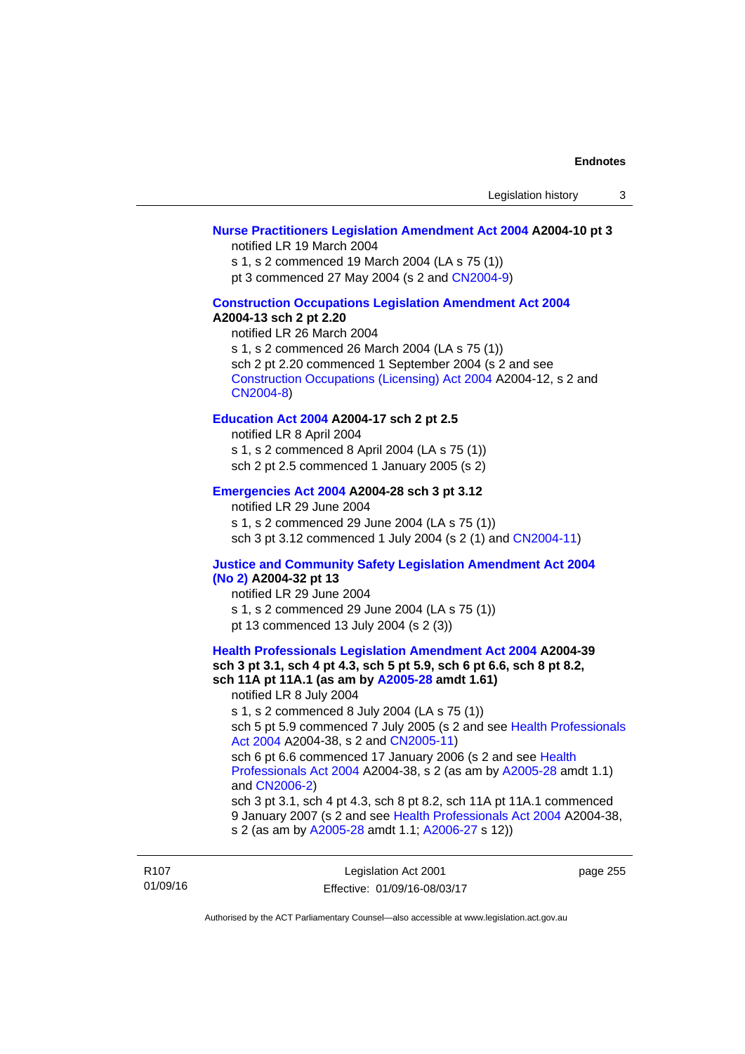**Nurse Practitioners Legislation Amendment Act 2004 A2004-10 pt 3**

notified LR 19 March 2004

s 1, s 2 commenced 19 March 2004 (LA s 75 (1))

pt 3 commenced 27 May 2004 (s 2 and CN2004-9)

**Construction Occupations Legislation Amendment Act 2004 A2004-13 sch 2 pt 2.20**

notified LR 26 March 2004

s 1, s 2 commenced 26 March 2004 (LA s 75 (1))

sch 2 pt 2.20 commenced 1 September 2004 (s 2 and see Construction Occupations (Licensing) Act 2004 A2004-12, s 2 and CN2004-8)

**Education Act 2004 A2004-17 sch 2 pt 2.5**

notified LR 8 April 2004

s 1, s 2 commenced 8 April 2004 (LA s 75 (1))

sch 2 pt 2.5 commenced 1 January 2005 (s 2)

**Emergencies Act 2004 A2004-28 sch 3 pt 3.12**

notified LR 29 June 2004

s 1, s 2 commenced 29 June 2004 (LA s 75 (1))

sch 3 pt 3.12 commenced 1 July 2004 (s 2 (1) and CN2004-11)

**Justice and Community Safety Legislation Amendment Act 2004 (No 2) A2004-32 pt 13**

notified LR 29 June 2004

s 1, s 2 commenced 29 June 2004 (LA s 75 (1))

pt 13 commenced 13 July 2004 (s 2 (3))

**Health Professionals Legislation Amendment Act 2004 A2004-39 sch 3 pt 3.1, sch 4 pt 4.3, sch 5 pt 5.9, sch 6 pt 6.6, sch 8 pt 8.2, sch 11A pt 11A.1 (as am by A2005-28 amdt 1.61)**

notified LR 8 July 2004

s 1, s 2 commenced 8 July 2004 (LA s 75 (1))

sch 5 pt 5.9 commenced 7 July 2005 (s 2 and see Health Professionals Act 2004 A2004-38, s 2 and CN2005-11)

sch 6 pt 6.6 commenced 17 January 2006 (s 2 and see Health Professionals Act 2004 A2004-38, s 2 (as am by A2005-28 amdt 1.1) and CN2006-2)

sch 3 pt 3.1, sch 4 pt 4.3, sch 8 pt 8.2, sch 11A pt 11A.1 commenced 9 January 2007 (s 2 and see Health Professionals Act 2004 A2004-38, s 2 (as am by A2005-28 amdt 1.1; A2006-27 s 12))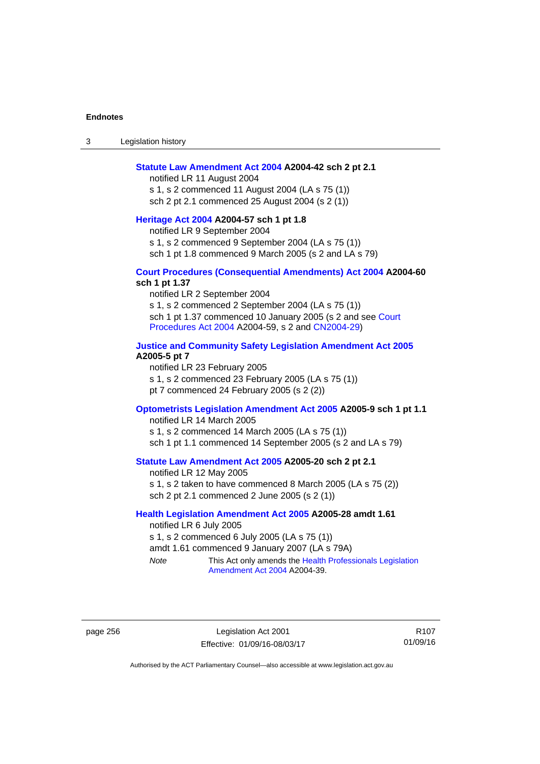**Statute Law Amendment Act 2004 A2004-42 sch 2 pt 2.1**

notified LR 11 August 2004

s 1, s 2 commenced 11 August 2004 (LA s 75 (1))

sch 2 pt 2.1 commenced 25 August 2004 (s 2 (1))

**Heritage Act 2004 A2004-57 sch 1 pt 1.8**

notified LR 9 September 2004

s 1, s 2 commenced 9 September 2004 (LA s 75 (1))

sch 1 pt 1.8 commenced 9 March 2005 (s 2 and LA s 79)

**Court Procedures (Consequential Amendments) Act 2004 A2004-60 sch 1 pt 1.37**

notified LR 2 September 2004

s 1, s 2 commenced 2 September 2004 (LA s 75 (1))

sch 1 pt 1.37 commenced 10 January 2005 (s 2 and see Court Procedures Act 2004 A2004-59, s 2 and CN2004-29)

**Justice and Community Safety Legislation Amendment Act 2005 A2005-5 pt 7**

notified LR 23 February 2005

s 1, s 2 commenced 23 February 2005 (LA s 75 (1))

pt 7 commenced 24 February 2005 (s 2 (2))

**Optometrists Legislation Amendment Act 2005 A2005-9 sch 1 pt 1.1**

notified LR 14 March 2005

s 1, s 2 commenced 14 March 2005 (LA s 75 (1))

sch 1 pt 1.1 commenced 14 September 2005 (s 2 and LA s 79)

**Statute Law Amendment Act 2005 A2005-20 sch 2 pt 2.1**

notified LR 12 May 2005

s 1, s 2 taken to have commenced 8 March 2005 (LA s 75 (2))

sch 2 pt 2.1 commenced 2 June 2005 (s 2 (1))

**Health Legislation Amendment Act 2005 A2005-28 amdt 1.61**

notified LR 6 July 2005

s 1, s 2 commenced 6 July 2005 (LA s 75 (1))

amdt 1.61 commenced 9 January 2007 (LA s 79A)

*Note* This Act only amends the Health Professionals Legislation Amendment Act 2004 A2004-39.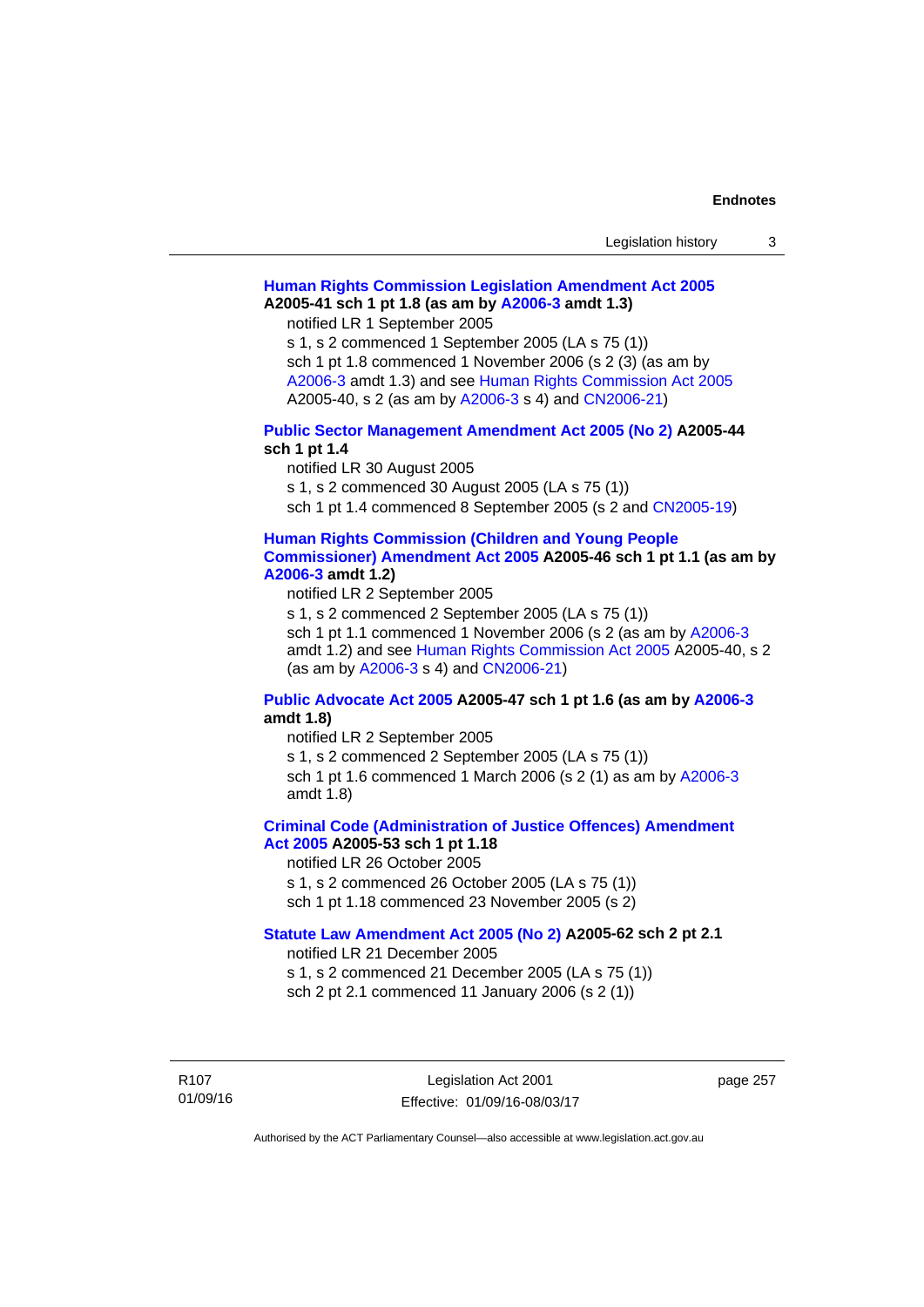**Human Rights Commission Legislation Amendment Act 2005 A2005-41 sch 1 pt 1.8 (as am by A2006-3 amdt 1.3)**

notified LR 1 September 2005

s 1, s 2 commenced 1 September 2005 (LA s 75 (1))

sch 1 pt 1.8 commenced 1 November 2006 (s 2 (3) (as am by A2006-3 amdt 1.3) and see Human Rights Commission Act 2005 A2005-40, s 2 (as am by A2006-3 s 4) and CN2006-21)

**Public Sector Management Amendment Act 2005 (No 2) A2005-44 sch 1 pt 1.4**

notified LR 30 August 2005

s 1, s 2 commenced 30 August 2005 (LA s 75 (1))

sch 1 pt 1.4 commenced 8 September 2005 (s 2 and CN2005-19)

**Human Rights Commission (Children and Young People Commissioner) Amendment Act 2005 A2005-46 sch 1 pt 1.1 (as am by A2006-3 amdt 1.2)**

notified LR 2 September 2005

s 1, s 2 commenced 2 September 2005 (LA s 75 (1))

sch 1 pt 1.1 commenced 1 November 2006 (s 2 (as am by A2006-3 amdt 1.2) and see Human Rights Commission Act 2005 A2005-40, s 2 (as am by A2006-3 s 4) and CN2006-21)

**Public Advocate Act 2005 A2005-47 sch 1 pt 1.6 (as am by A2006-3 amdt 1.8)**

notified LR 2 September 2005

s 1, s 2 commenced 2 September 2005 (LA s 75 (1))

sch 1 pt 1.6 commenced 1 March 2006 (s 2 (1) as am by A2006-3 amdt 1.8)

**Criminal Code (Administration of Justice Offences) Amendment Act 2005 A2005-53 sch 1 pt 1.18**

notified LR 26 October 2005

s 1, s 2 commenced 26 October 2005 (LA s 75 (1))

sch 1 pt 1.18 commenced 23 November 2005 (s 2)

**Statute Law Amendment Act 2005 (No 2) A2005-62 sch 2 pt 2.1**

notified LR 21 December 2005

s 1, s 2 commenced 21 December 2005 (LA s 75 (1))

sch 2 pt 2.1 commenced 11 January 2006 (s 2 (1))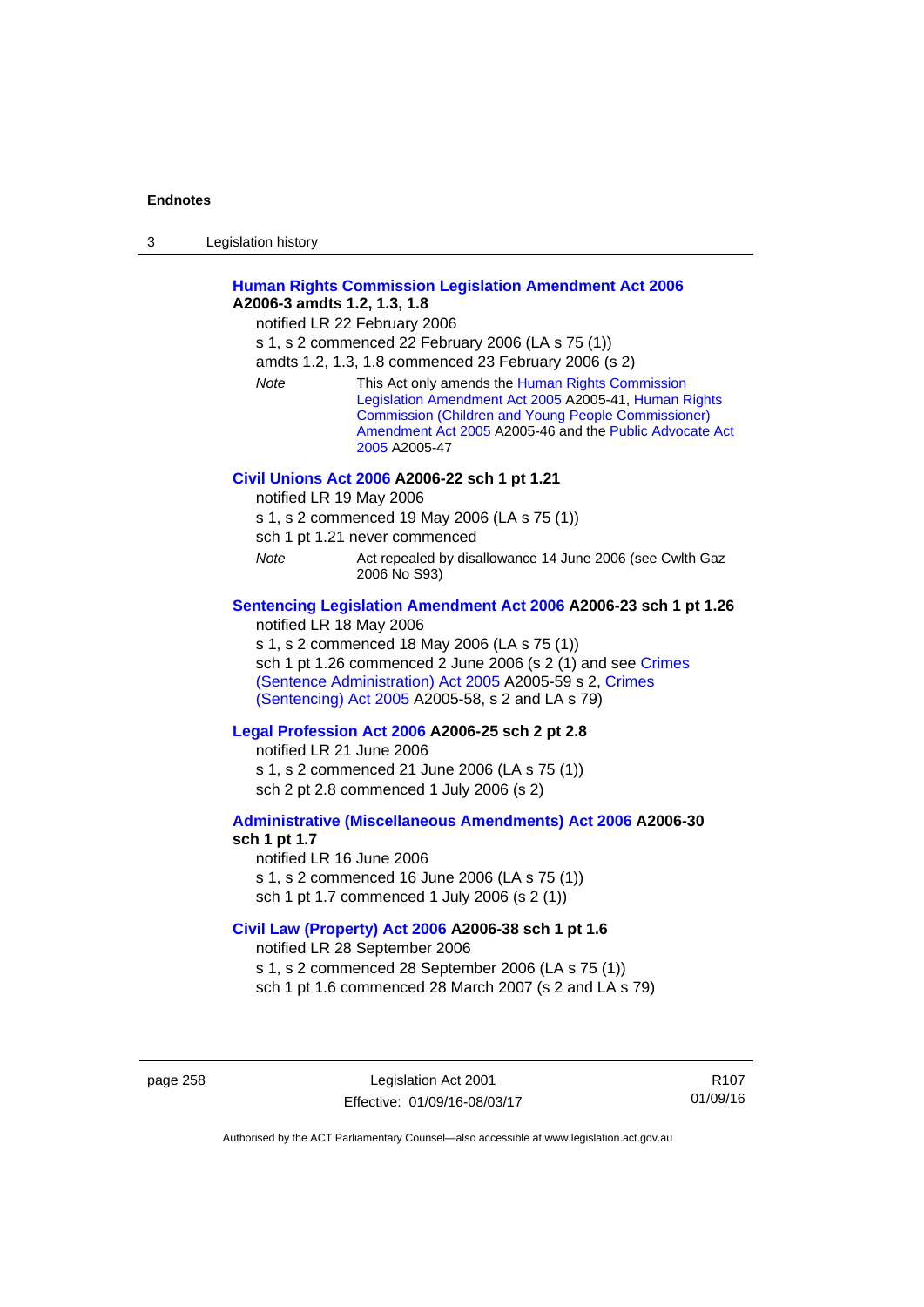**Human Rights Commission Legislation Amendment Act 2006 A2006-3 amdts 1.2, 1.3, 1.8**

notified LR 22 February 2006

s 1, s 2 commenced 22 February 2006 (LA s 75 (1))

amdts 1.2, 1.3, 1.8 commenced 23 February 2006 (s 2)

*Note* This Act only amends the Human Rights Commission Legislation Amendment Act 2005 A2005-41, Human Rights Commission (Children and Young People Commissioner) Amendment Act 2005 A2005-46 and the Public Advocate Act 2005 A2005-47

**Civil Unions Act 2006 A2006-22 sch 1 pt 1.21**

notified LR 19 May 2006

s 1, s 2 commenced 19 May 2006 (LA s 75 (1))

sch 1 pt 1.21 never commenced

*Note* Act repealed by disallowance 14 June 2006 (see Cwlth Gaz 2006 No S93)

**Sentencing Legislation Amendment Act 2006 A2006-23 sch 1 pt 1.26**

notified LR 18 May 2006

s 1, s 2 commenced 18 May 2006 (LA s 75 (1))

sch 1 pt 1.26 commenced 2 June 2006 (s 2 (1) and see Crimes (Sentence Administration) Act 2005 A2005-59 s 2, Crimes (Sentencing) Act 2005 A2005-58, s 2 and LA s 79)

**Legal Profession Act 2006 A2006-25 sch 2 pt 2.8**

notified LR 21 June 2006

s 1, s 2 commenced 21 June 2006 (LA s 75 (1))

sch 2 pt 2.8 commenced 1 July 2006 (s 2)

**Administrative (Miscellaneous Amendments) Act 2006 A2006-30 sch 1 pt 1.7**

notified LR 16 June 2006

s 1, s 2 commenced 16 June 2006 (LA s 75 (1))

sch 1 pt 1.7 commenced 1 July 2006 (s 2 (1))

**Civil Law (Property) Act 2006 A2006-38 sch 1 pt 1.6**

notified LR 28 September 2006

s 1, s 2 commenced 28 September 2006 (LA s 75 (1))

sch 1 pt 1.6 commenced 28 March 2007 (s 2 and LA s 79)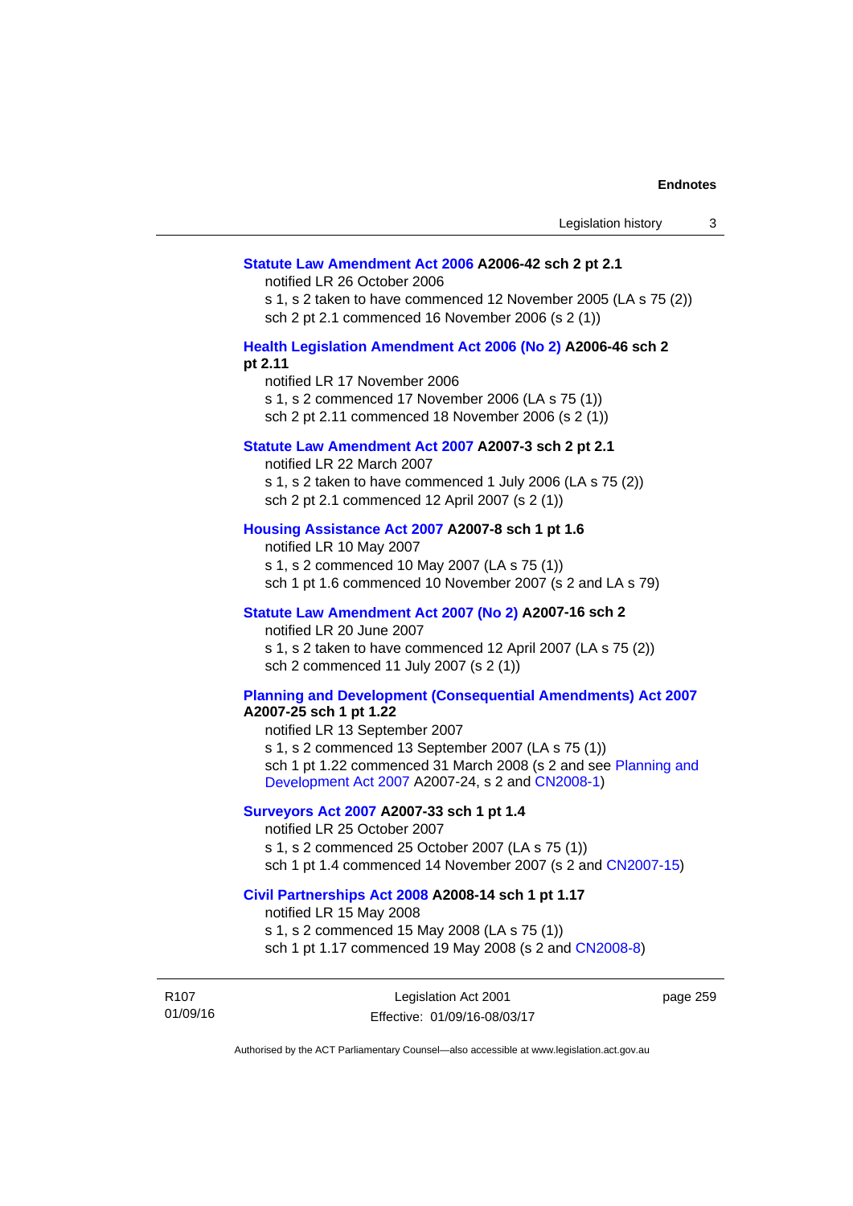**Statute Law Amendment Act 2006 A2006-42 sch 2 pt 2.1**

notified LR 26 October 2006

s 1, s 2 taken to have commenced 12 November 2005 (LA s 75 (2))

sch 2 pt 2.1 commenced 16 November 2006 (s 2 (1))

**Health Legislation Amendment Act 2006 (No 2) A2006-46 sch 2 pt 2.11**

notified LR 17 November 2006

s 1, s 2 commenced 17 November 2006 (LA s 75 (1))

sch 2 pt 2.11 commenced 18 November 2006 (s 2 (1))

**Statute Law Amendment Act 2007 A2007-3 sch 2 pt 2.1**

notified LR 22 March 2007

s 1, s 2 taken to have commenced 1 July 2006 (LA s 75 (2))

sch 2 pt 2.1 commenced 12 April 2007 (s 2 (1))

**Housing Assistance Act 2007 A2007-8 sch 1 pt 1.6**

notified LR 10 May 2007

s 1, s 2 commenced 10 May 2007 (LA s 75 (1))

sch 1 pt 1.6 commenced 10 November 2007 (s 2 and LA s 79)

**Statute Law Amendment Act 2007 (No 2) A2007-16 sch 2**

notified LR 20 June 2007

s 1, s 2 taken to have commenced 12 April 2007 (LA s 75 (2))

sch 2 commenced 11 July 2007 (s 2 (1))

**Planning and Development (Consequential Amendments) Act 2007 A2007-25 sch 1 pt 1.22**

notified LR 13 September 2007

s 1, s 2 commenced 13 September 2007 (LA s 75 (1))

sch 1 pt 1.22 commenced 31 March 2008 (s 2 and see Planning and Development Act 2007 A2007-24, s 2 and CN2008-1)

**Surveyors Act 2007 A2007-33 sch 1 pt 1.4**

notified LR 25 October 2007

s 1, s 2 commenced 25 October 2007 (LA s 75 (1))

sch 1 pt 1.4 commenced 14 November 2007 (s 2 and CN2007-15)

**Civil Partnerships Act 2008 A2008-14 sch 1 pt 1.17**

notified LR 15 May 2008

s 1, s 2 commenced 15 May 2008 (LA s 75 (1))

sch 1 pt 1.17 commenced 19 May 2008 (s 2 and CN2008-8)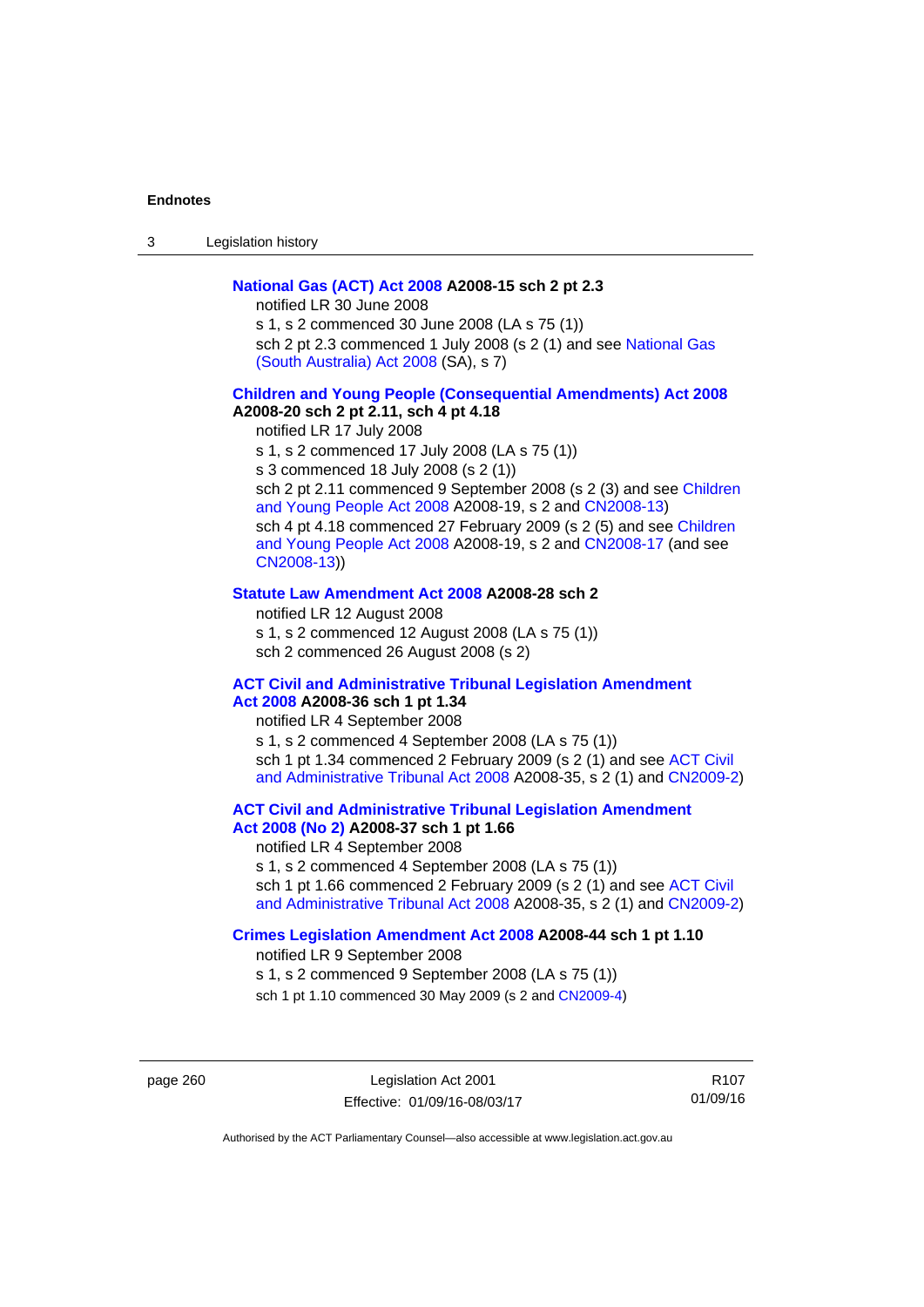**National Gas (ACT) Act 2008 A2008-15 sch 2 pt 2.3**

notified LR 30 June 2008

s 1, s 2 commenced 30 June 2008 (LA s 75 (1))

sch 2 pt 2.3 commenced 1 July 2008 (s 2 (1) and see National Gas (South Australia) Act 2008 (SA), s 7)

**Children and Young People (Consequential Amendments) Act 2008 A2008-20 sch 2 pt 2.11, sch 4 pt 4.18**

notified LR 17 July 2008

s 1, s 2 commenced 17 July 2008 (LA s 75 (1))

s 3 commenced 18 July 2008 (s 2 (1))

sch 2 pt 2.11 commenced 9 September 2008 (s 2 (3) and see Children and Young People Act 2008 A2008-19, s 2 and CN2008-13)

sch 4 pt 4.18 commenced 27 February 2009 (s 2 (5) and see Children and Young People Act 2008 A2008-19, s 2 and CN2008-17 (and see CN2008-13))

**Statute Law Amendment Act 2008 A2008-28 sch 2**

notified LR 12 August 2008

s 1, s 2 commenced 12 August 2008 (LA s 75 (1))

sch 2 commenced 26 August 2008 (s 2)

**ACT Civil and Administrative Tribunal Legislation Amendment Act 2008 A2008-36 sch 1 pt 1.34**

notified LR 4 September 2008

s 1, s 2 commenced 4 September 2008 (LA s 75 (1))

sch 1 pt 1.34 commenced 2 February 2009 (s 2 (1) and see ACT Civil and Administrative Tribunal Act 2008 A2008-35, s 2 (1) and CN2009-2)

**ACT Civil and Administrative Tribunal Legislation Amendment Act 2008 (No 2) A2008-37 sch 1 pt 1.66**

notified LR 4 September 2008

s 1, s 2 commenced 4 September 2008 (LA s 75 (1))

sch 1 pt 1.66 commenced 2 February 2009 (s 2 (1) and see ACT Civil and Administrative Tribunal Act 2008 A2008-35, s 2 (1) and CN2009-2)

**Crimes Legislation Amendment Act 2008 A2008-44 sch 1 pt 1.10**

notified LR 9 September 2008

s 1, s 2 commenced 9 September 2008 (LA s 75 (1))

sch 1 pt 1.10 commenced 30 May 2009 (s 2 and CN2009-4)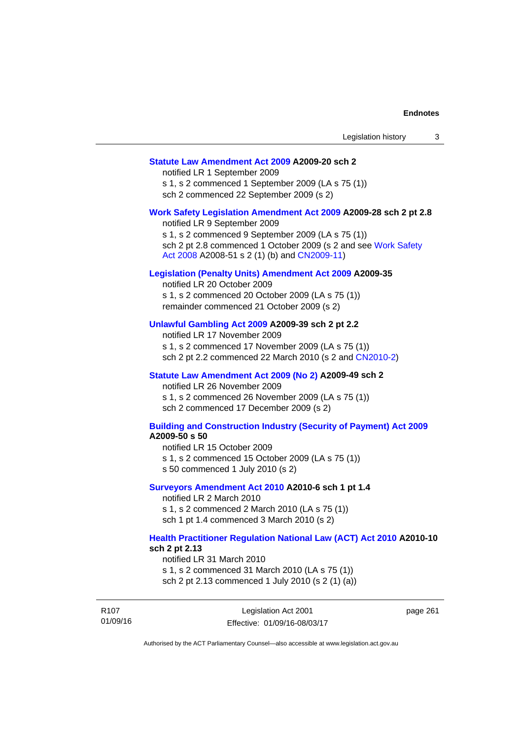**Statute Law Amendment Act 2009 A2009-20 sch 2**

notified LR 1 September 2009

s 1, s 2 commenced 1 September 2009 (LA s 75 (1))

sch 2 commenced 22 September 2009 (s 2)

**Work Safety Legislation Amendment Act 2009 A2009-28 sch 2 pt 2.8**

notified LR 9 September 2009

s 1, s 2 commenced 9 September 2009 (LA s 75 (1))

sch 2 pt 2.8 commenced 1 October 2009 (s 2 and see Work Safety Act 2008 A2008-51 s 2 (1) (b) and CN2009-11)

**Legislation (Penalty Units) Amendment Act 2009 A2009-35**

notified LR 20 October 2009

s 1, s 2 commenced 20 October 2009 (LA s 75 (1))

remainder commenced 21 October 2009 (s 2)

**Unlawful Gambling Act 2009 A2009-39 sch 2 pt 2.2**

notified LR 17 November 2009

s 1, s 2 commenced 17 November 2009 (LA s 75 (1))

sch 2 pt 2.2 commenced 22 March 2010 (s 2 and CN2010-2)

**Statute Law Amendment Act 2009 (No 2) A2009-49 sch 2**

notified LR 26 November 2009

s 1, s 2 commenced 26 November 2009 (LA s 75 (1))

sch 2 commenced 17 December 2009 (s 2)

**Building and Construction Industry (Security of Payment) Act 2009 A2009-50 s 50**

notified LR 15 October 2009

s 1, s 2 commenced 15 October 2009 (LA s 75 (1))

s 50 commenced 1 July 2010 (s 2)

**Surveyors Amendment Act 2010 A2010-6 sch 1 pt 1.4**

notified LR 2 March 2010

s 1, s 2 commenced 2 March 2010 (LA s 75 (1))

sch 1 pt 1.4 commenced 3 March 2010 (s 2)

**Health Practitioner Regulation National Law (ACT) Act 2010 A2010-10 sch 2 pt 2.13**

notified LR 31 March 2010

s 1, s 2 commenced 31 March 2010 (LA s 75 (1))

sch 2 pt 2.13 commenced 1 July 2010 (s 2 (1) (a))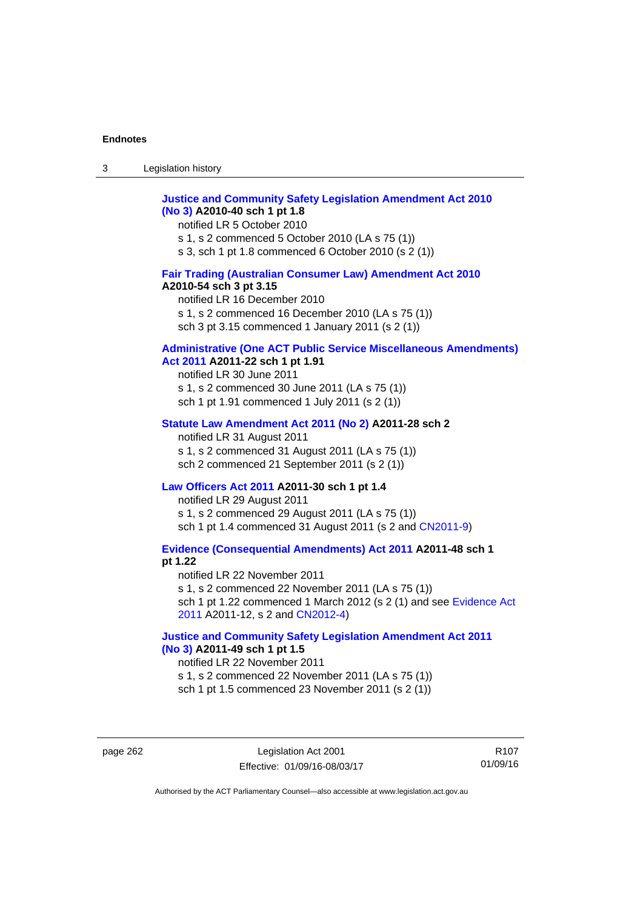**Justice and Community Safety Legislation Amendment Act 2010 (No 3) A2010-40 sch 1 pt 1.8**

notified LR 5 October 2010

s 1, s 2 commenced 5 October 2010 (LA s 75 (1))

s 3, sch 1 pt 1.8 commenced 6 October 2010 (s 2 (1))

**Fair Trading (Australian Consumer Law) Amendment Act 2010 A2010-54 sch 3 pt 3.15**

notified LR 16 December 2010

s 1, s 2 commenced 16 December 2010 (LA s 75 (1))

sch 3 pt 3.15 commenced 1 January 2011 (s 2 (1))

**Administrative (One ACT Public Service Miscellaneous Amendments) Act 2011 A2011-22 sch 1 pt 1.91**

notified LR 30 June 2011

s 1, s 2 commenced 30 June 2011 (LA s 75 (1))

sch 1 pt 1.91 commenced 1 July 2011 (s 2 (1))

**Statute Law Amendment Act 2011 (No 2) A2011-28 sch 2**

notified LR 31 August 2011

s 1, s 2 commenced 31 August 2011 (LA s 75 (1))

sch 2 commenced 21 September 2011 (s 2 (1))

**Law Officers Act 2011 A2011-30 sch 1 pt 1.4**

notified LR 29 August 2011

s 1, s 2 commenced 29 August 2011 (LA s 75 (1))

sch 1 pt 1.4 commenced 31 August 2011 (s 2 and CN2011-9)

**Evidence (Consequential Amendments) Act 2011 A2011-48 sch 1 pt 1.22**

notified LR 22 November 2011

s 1, s 2 commenced 22 November 2011 (LA s 75 (1))

sch 1 pt 1.22 commenced 1 March 2012 (s 2 (1) and see Evidence Act 2011 A2011-12, s 2 and CN2012-4)

**Justice and Community Safety Legislation Amendment Act 2011 (No 3) A2011-49 sch 1 pt 1.5**

notified LR 22 November 2011

s 1, s 2 commenced 22 November 2011 (LA s 75 (1))

sch 1 pt 1.5 commenced 23 November 2011 (s 2 (1))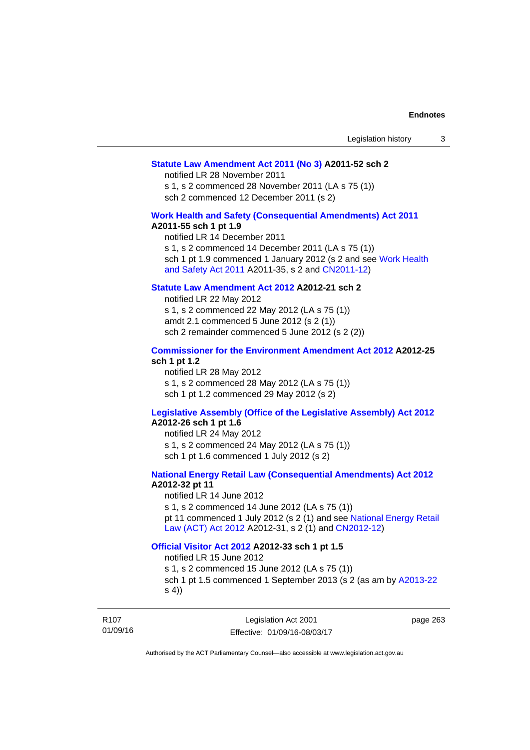**Statute Law Amendment Act 2011 (No 3) A2011-52 sch 2**

notified LR 28 November 2011

s 1, s 2 commenced 28 November 2011 (LA s 75 (1))

sch 2 commenced 12 December 2011 (s 2)

**Work Health and Safety (Consequential Amendments) Act 2011 A2011-55 sch 1 pt 1.9**

notified LR 14 December 2011

s 1, s 2 commenced 14 December 2011 (LA s 75 (1))

sch 1 pt 1.9 commenced 1 January 2012 (s 2 and see Work Health and Safety Act 2011 A2011-35, s 2 and CN2011-12)

**Statute Law Amendment Act 2012 A2012-21 sch 2**

notified LR 22 May 2012

s 1, s 2 commenced 22 May 2012 (LA s 75 (1))

amdt 2.1 commenced 5 June 2012 (s 2 (1))

sch 2 remainder commenced 5 June 2012 (s 2 (2))

**Commissioner for the Environment Amendment Act 2012 A2012-25 sch 1 pt 1.2**

notified LR 28 May 2012

s 1, s 2 commenced 28 May 2012 (LA s 75 (1))

sch 1 pt 1.2 commenced 29 May 2012 (s 2)

**Legislative Assembly (Office of the Legislative Assembly) Act 2012 A2012-26 sch 1 pt 1.6**

notified LR 24 May 2012

s 1, s 2 commenced 24 May 2012 (LA s 75 (1))

sch 1 pt 1.6 commenced 1 July 2012 (s 2)

**National Energy Retail Law (Consequential Amendments) Act 2012 A2012-32 pt 11**

notified LR 14 June 2012

s 1, s 2 commenced 14 June 2012 (LA s 75 (1))

pt 11 commenced 1 July 2012 (s 2 (1) and see National Energy Retail Law (ACT) Act 2012 A2012-31, s 2 (1) and CN2012-12)

**Official Visitor Act 2012 A2012-33 sch 1 pt 1.5**

notified LR 15 June 2012

s 1, s 2 commenced 15 June 2012 (LA s 75 (1))

sch 1 pt 1.5 commenced 1 September 2013 (s 2 (as am by A2013-22 s 4))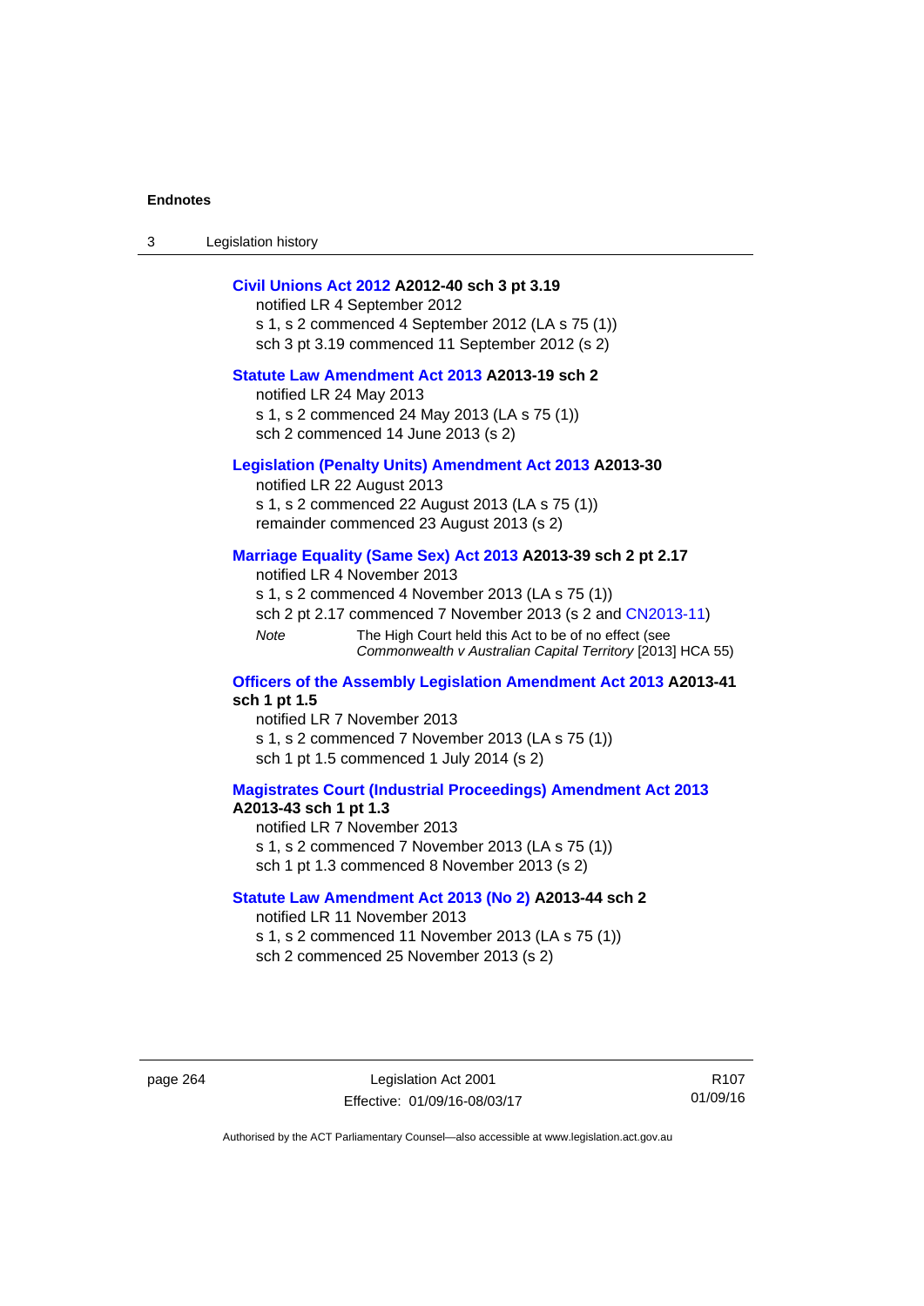**Civil Unions Act 2012 A2012-40 sch 3 pt 3.19**

notified LR 4 September 2012

s 1, s 2 commenced 4 September 2012 (LA s 75 (1))

sch 3 pt 3.19 commenced 11 September 2012 (s 2)

**Statute Law Amendment Act 2013 A2013-19 sch 2**

notified LR 24 May 2013

s 1, s 2 commenced 24 May 2013 (LA s 75 (1))

sch 2 commenced 14 June 2013 (s 2)

**Legislation (Penalty Units) Amendment Act 2013 A2013-30**

notified LR 22 August 2013

s 1, s 2 commenced 22 August 2013 (LA s 75 (1))

remainder commenced 23 August 2013 (s 2)

**Marriage Equality (Same Sex) Act 2013 A2013-39 sch 2 pt 2.17**

notified LR 4 November 2013

s 1, s 2 commenced 4 November 2013 (LA s 75 (1))

sch 2 pt 2.17 commenced 7 November 2013 (s 2 and CN2013-11)

*Note* The High Court held this Act to be of no effect (see *Commonwealth v Australian Capital Territory* [2013] HCA 55)

**Officers of the Assembly Legislation Amendment Act 2013 A2013-41 sch 1 pt 1.5**

notified LR 7 November 2013

s 1, s 2 commenced 7 November 2013 (LA s 75 (1))

sch 1 pt 1.5 commenced 1 July 2014 (s 2)

**Magistrates Court (Industrial Proceedings) Amendment Act 2013 A2013-43 sch 1 pt 1.3**

notified LR 7 November 2013

s 1, s 2 commenced 7 November 2013 (LA s 75 (1))

sch 1 pt 1.3 commenced 8 November 2013 (s 2)

**Statute Law Amendment Act 2013 (No 2) A2013-44 sch 2**

notified LR 11 November 2013

s 1, s 2 commenced 11 November 2013 (LA s 75 (1))

sch 2 commenced 25 November 2013 (s 2)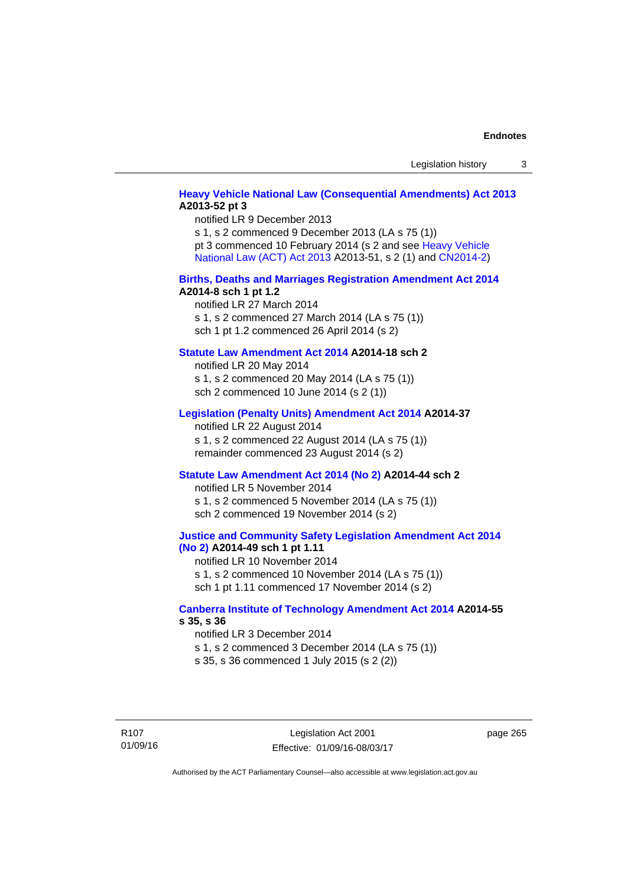**Heavy Vehicle National Law (Consequential Amendments) Act 2013 A2013-52 pt 3**

notified LR 9 December 2013

s 1, s 2 commenced 9 December 2013 (LA s 75 (1))

pt 3 commenced 10 February 2014 (s 2 and see Heavy Vehicle National Law (ACT) Act 2013 A2013-51, s 2 (1) and CN2014-2)

**Births, Deaths and Marriages Registration Amendment Act 2014 A2014-8 sch 1 pt 1.2**

notified LR 27 March 2014

s 1, s 2 commenced 27 March 2014 (LA s 75 (1))

sch 1 pt 1.2 commenced 26 April 2014 (s 2)

**Statute Law Amendment Act 2014 A2014-18 sch 2**

notified LR 20 May 2014

s 1, s 2 commenced 20 May 2014 (LA s 75 (1))

sch 2 commenced 10 June 2014 (s 2 (1))

**Legislation (Penalty Units) Amendment Act 2014 A2014-37**

notified LR 22 August 2014

s 1, s 2 commenced 22 August 2014 (LA s 75 (1))

remainder commenced 23 August 2014 (s 2)

**Statute Law Amendment Act 2014 (No 2) A2014-44 sch 2**

notified LR 5 November 2014

s 1, s 2 commenced 5 November 2014 (LA s 75 (1))

sch 2 commenced 19 November 2014 (s 2)

**Justice and Community Safety Legislation Amendment Act 2014 (No 2) A2014-49 sch 1 pt 1.11**

notified LR 10 November 2014

s 1, s 2 commenced 10 November 2014 (LA s 75 (1))

sch 1 pt 1.11 commenced 17 November 2014 (s 2)

**Canberra Institute of Technology Amendment Act 2014 A2014-55 s 35, s 36**

notified LR 3 December 2014

s 1, s 2 commenced 3 December 2014 (LA s 75 (1))

s 35, s 36 commenced 1 July 2015 (s 2 (2))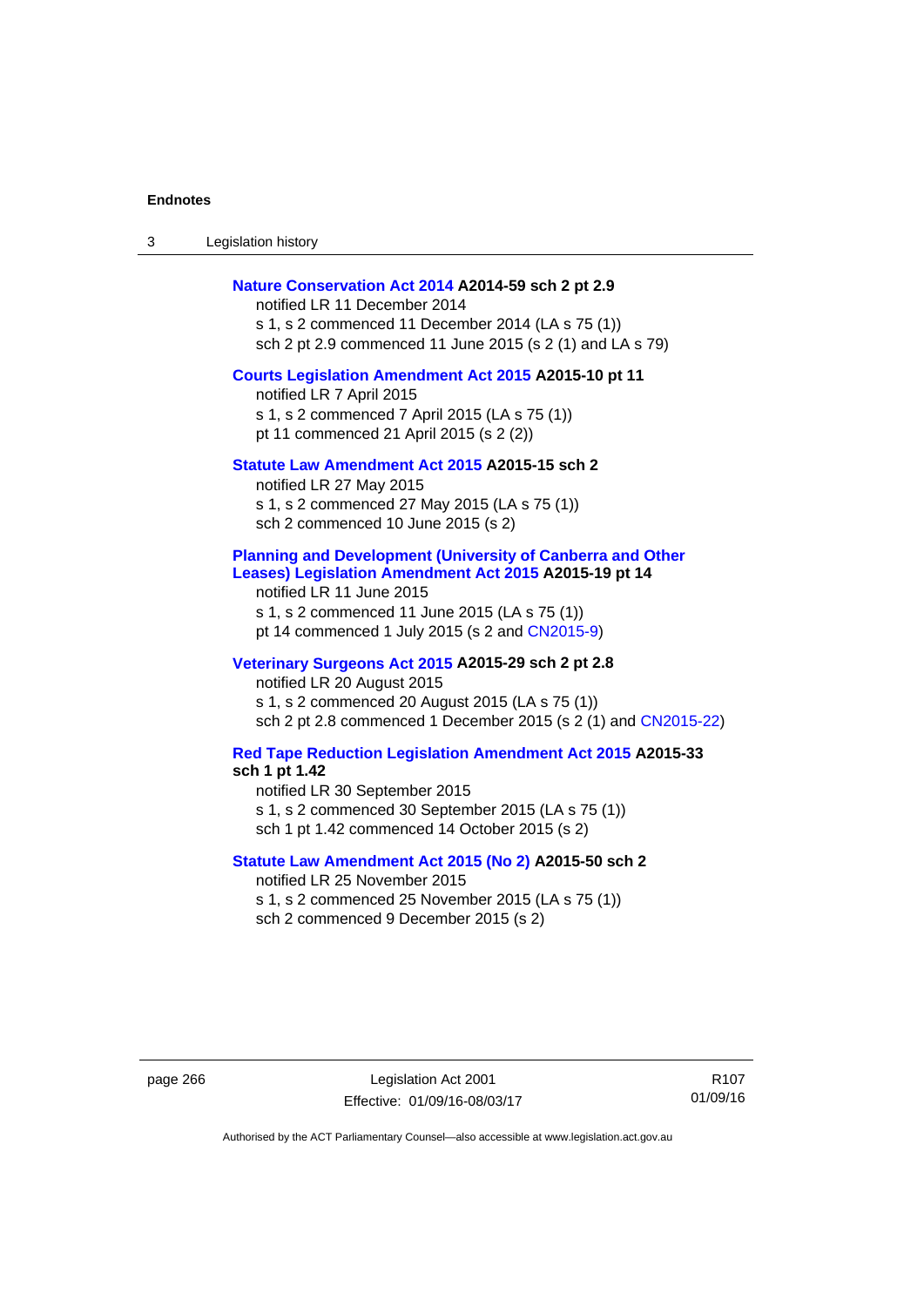**Nature Conservation Act 2014 A2014-59 sch 2 pt 2.9**
notified LR 11 December 2014
s 1, s 2 commenced 11 December 2014 (LA s 75 (1))
sch 2 pt 2.9 commenced 11 June 2015 (s 2 (1) and LA s 79)

**Courts Legislation Amendment Act 2015 A2015-10 pt 11**
notified LR 7 April 2015
s 1, s 2 commenced 7 April 2015 (LA s 75 (1))
pt 11 commenced 21 April 2015 (s 2 (2))

**Statute Law Amendment Act 2015 A2015-15 sch 2**
notified LR 27 May 2015
s 1, s 2 commenced 27 May 2015 (LA s 75 (1))
sch 2 commenced 10 June 2015 (s 2)

**Planning and Development (University of Canberra and Other Leases) Legislation Amendment Act 2015 A2015-19 pt 14**
notified LR 11 June 2015
s 1, s 2 commenced 11 June 2015 (LA s 75 (1))
pt 14 commenced 1 July 2015 (s 2 and CN2015-9)

**Veterinary Surgeons Act 2015 A2015-29 sch 2 pt 2.8**
notified LR 20 August 2015
s 1, s 2 commenced 20 August 2015 (LA s 75 (1))
sch 2 pt 2.8 commenced 1 December 2015 (s 2 (1) and CN2015-22)

**Red Tape Reduction Legislation Amendment Act 2015 A2015-33 sch 1 pt 1.42**
notified LR 30 September 2015
s 1, s 2 commenced 30 September 2015 (LA s 75 (1))
sch 1 pt 1.42 commenced 14 October 2015 (s 2)

**Statute Law Amendment Act 2015 (No 2) A2015-50 sch 2**
notified LR 25 November 2015
s 1, s 2 commenced 25 November 2015 (LA s 75 (1))
sch 2 commenced 9 December 2015 (s 2)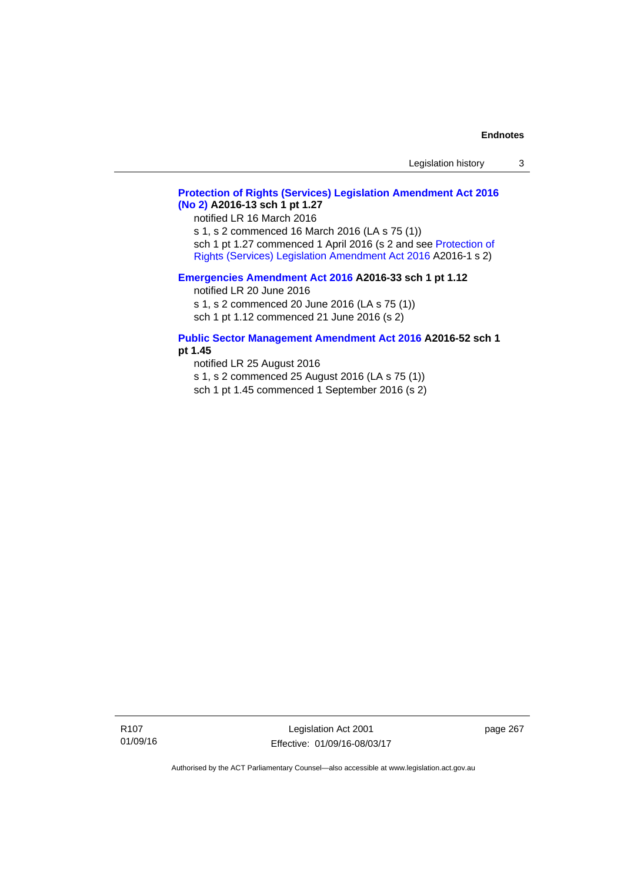**Protection of Rights (Services) Legislation Amendment Act 2016 (No 2) A2016-13 sch 1 pt 1.27**

notified LR 16 March 2016

s 1, s 2 commenced 16 March 2016 (LA s 75 (1))

sch 1 pt 1.27 commenced 1 April 2016 (s 2 and see Protection of Rights (Services) Legislation Amendment Act 2016 A2016-1 s 2)

**Emergencies Amendment Act 2016 A2016-33 sch 1 pt 1.12**

notified LR 20 June 2016

s 1, s 2 commenced 20 June 2016 (LA s 75 (1))

sch 1 pt 1.12 commenced 21 June 2016 (s 2)

**Public Sector Management Amendment Act 2016 A2016-52 sch 1 pt 1.45**

notified LR 25 August 2016

s 1, s 2 commenced 25 August 2016 (LA s 75 (1))

sch 1 pt 1.45 commenced 1 September 2016 (s 2)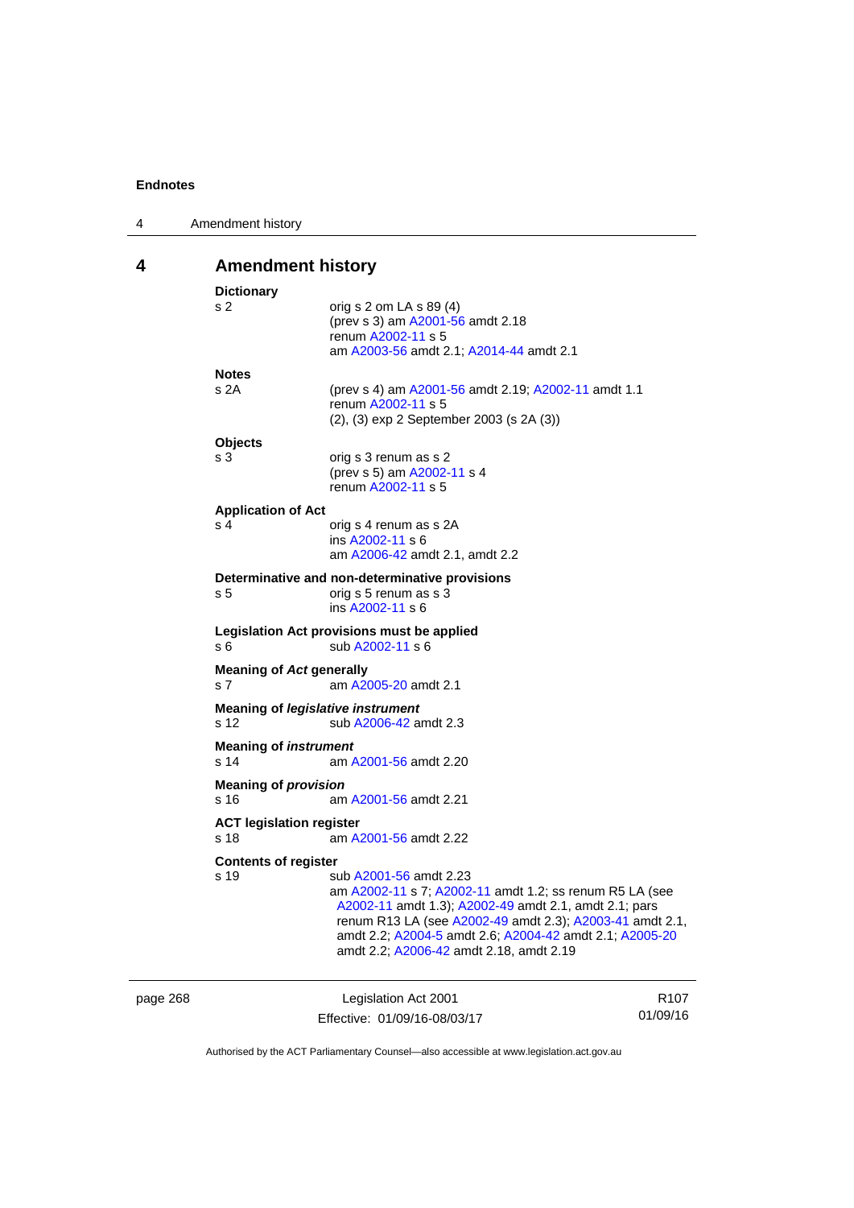# 4 Amendment history

**Dictionary**

s 2 — orig s 2 om LA s 89 (4)
(prev s 3) am A2001-56 amdt 2.18
renum A2002-11 s 5
am A2003-56 amdt 2.1; A2014-44 amdt 2.1

**Notes**

s 2A — (prev s 4) am A2001-56 amdt 2.19; A2002-11 amdt 1.1
renum A2002-11 s 5
(2), (3) exp 2 September 2003 (s 2A (3))

**Objects**

s 3 — orig s 3 renum as s 2
(prev s 5) am A2002-11 s 4
renum A2002-11 s 5

**Application of Act**

s 4 — orig s 4 renum as s 2A
ins A2002-11 s 6
am A2006-42 amdt 2.1, amdt 2.2

**Determinative and non-determinative provisions**

s 5 — orig s 5 renum as s 3
ins A2002-11 s 6

**Legislation Act provisions must be applied**

s 6 — sub A2002-11 s 6

**Meaning of *Act* generally**

s 7 — am A2005-20 amdt 2.1

**Meaning of *legislative instrument***

s 12 — sub A2006-42 amdt 2.3

**Meaning of *instrument***

s 14 — am A2001-56 amdt 2.20

**Meaning of *provision***

s 16 — am A2001-56 amdt 2.21

**ACT legislation register**

s 18 — am A2001-56 amdt 2.22

**Contents of register**

s 19 — sub A2001-56 amdt 2.23
am A2002-11 s 7; A2002-11 amdt 1.2; ss renum R5 LA (see A2002-11 amdt 1.3); A2002-49 amdt 2.1, amdt 2.1; pars renum R13 LA (see A2002-49 amdt 2.3); A2003-41 amdt 2.1, amdt 2.2; A2004-5 amdt 2.6; A2004-42 amdt 2.1; A2005-20 amdt 2.2; A2006-42 amdt 2.18, amdt 2.19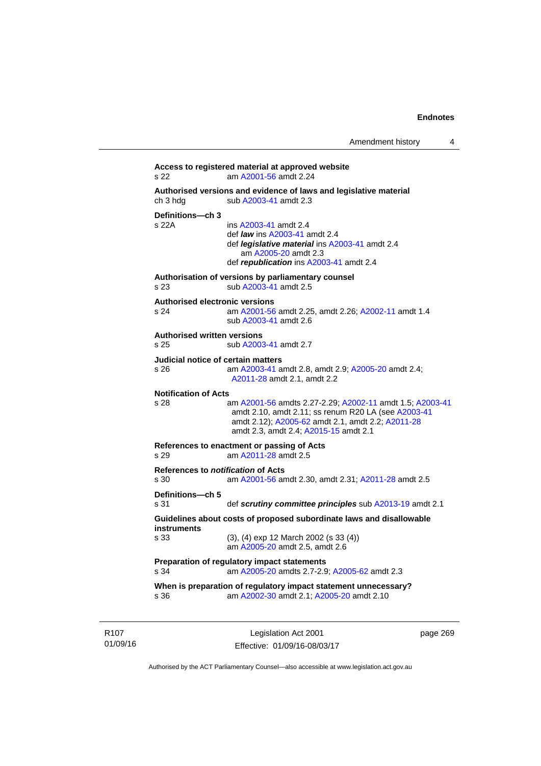**Access to registered material at approved website**
s 22 am A2001-56 amdt 2.24

**Authorised versions and evidence of laws and legislative material**
ch 3 hdg sub A2003-41 amdt 2.3

**Definitions—ch 3**
s 22A ins A2003-41 amdt 2.4
def ***law*** ins A2003-41 amdt 2.4
def ***legislative material*** ins A2003-41 amdt 2.4
am A2005-20 amdt 2.3
def ***republication*** ins A2003-41 amdt 2.4

**Authorisation of versions by parliamentary counsel**
s 23 sub A2003-41 amdt 2.5

**Authorised electronic versions**
s 24 am A2001-56 amdt 2.25, amdt 2.26; A2002-11 amdt 1.4
sub A2003-41 amdt 2.6

**Authorised written versions**
s 25 sub A2003-41 amdt 2.7

**Judicial notice of certain matters**
s 26 am A2003-41 amdt 2.8, amdt 2.9; A2005-20 amdt 2.4; A2011-28 amdt 2.1, amdt 2.2

**Notification of Acts**
s 28 am A2001-56 amdts 2.27-2.29; A2002-11 amdt 1.5; A2003-41 amdt 2.10, amdt 2.11; ss renum R20 LA (see A2003-41 amdt 2.12); A2005-62 amdt 2.1, amdt 2.2; A2011-28 amdt 2.3, amdt 2.4; A2015-15 amdt 2.1

**References to enactment or passing of Acts**
s 29 am A2011-28 amdt 2.5

**References to *notification* of Acts**
s 30 am A2001-56 amdt 2.30, amdt 2.31; A2011-28 amdt 2.5

**Definitions—ch 5**
s 31 def ***scrutiny committee principles*** sub A2013-19 amdt 2.1

**Guidelines about costs of proposed subordinate laws and disallowable instruments**
s 33 (3), (4) exp 12 March 2002 (s 33 (4))
am A2005-20 amdt 2.5, amdt 2.6

**Preparation of regulatory impact statements**
s 34 am A2005-20 amdts 2.7-2.9; A2005-62 amdt 2.3

**When is preparation of regulatory impact statement unnecessary?**
s 36 am A2002-30 amdt 2.1; A2005-20 amdt 2.10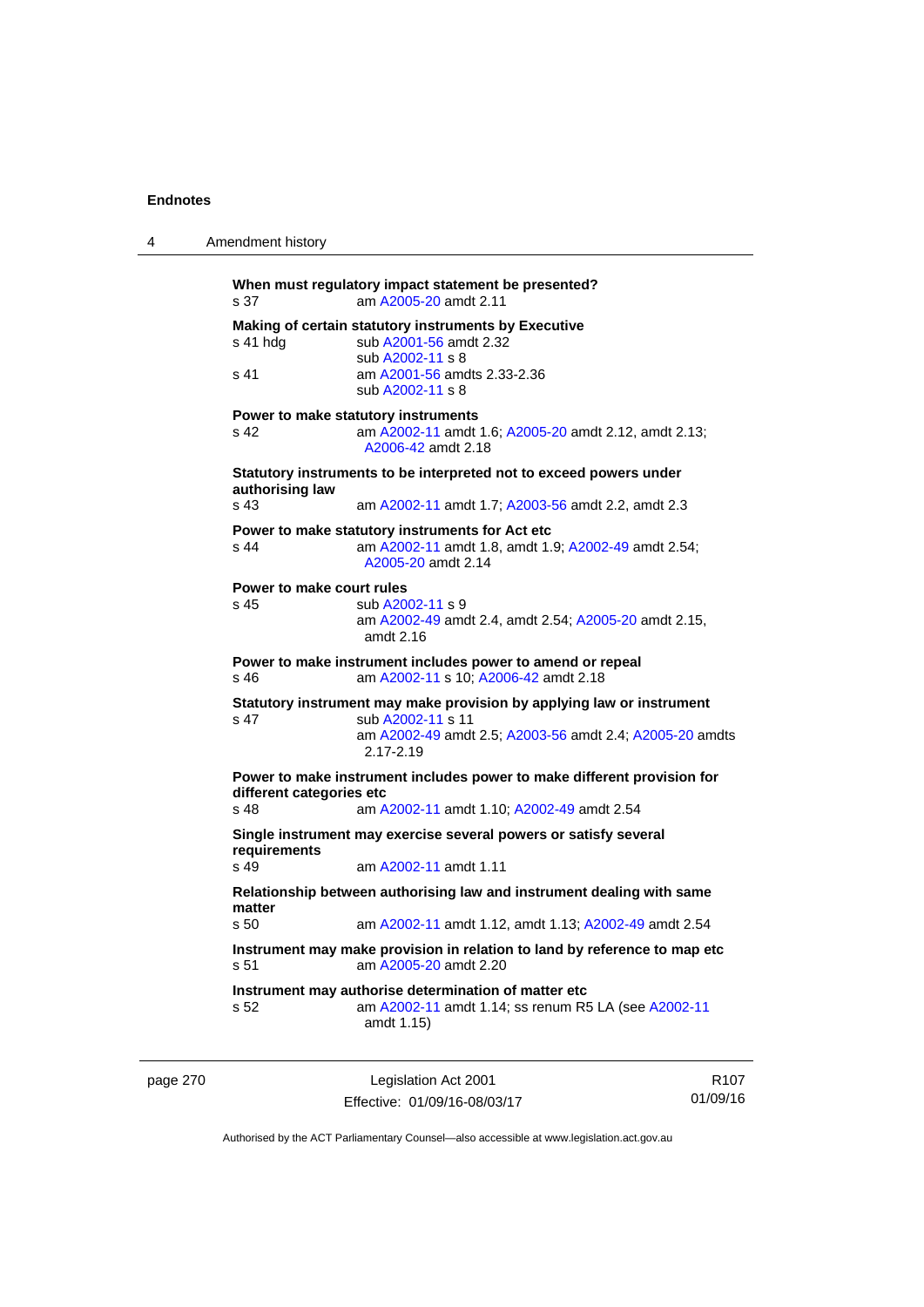**When must regulatory impact statement be presented?**

s 37 am A2005-20 amdt 2.11

**Making of certain statutory instruments by Executive**

s 41 hdg sub A2001-56 amdt 2.32
sub A2002-11 s 8

s 41 am A2001-56 amdts 2.33-2.36
sub A2002-11 s 8

**Power to make statutory instruments**

s 42 am A2002-11 amdt 1.6; A2005-20 amdt 2.12, amdt 2.13; A2006-42 amdt 2.18

**Statutory instruments to be interpreted not to exceed powers under authorising law**

s 43 am A2002-11 amdt 1.7; A2003-56 amdt 2.2, amdt 2.3

**Power to make statutory instruments for Act etc**

s 44 am A2002-11 amdt 1.8, amdt 1.9; A2002-49 amdt 2.54; A2005-20 amdt 2.14

**Power to make court rules**

s 45 sub A2002-11 s 9
am A2002-49 amdt 2.4, amdt 2.54; A2005-20 amdt 2.15, amdt 2.16

**Power to make instrument includes power to amend or repeal**

s 46 am A2002-11 s 10; A2006-42 amdt 2.18

**Statutory instrument may make provision by applying law or instrument**

s 47 sub A2002-11 s 11
am A2002-49 amdt 2.5; A2003-56 amdt 2.4; A2005-20 amdts 2.17-2.19

**Power to make instrument includes power to make different provision for different categories etc**

s 48 am A2002-11 amdt 1.10; A2002-49 amdt 2.54

**Single instrument may exercise several powers or satisfy several requirements**

s 49 am A2002-11 amdt 1.11

**Relationship between authorising law and instrument dealing with same matter**

s 50 am A2002-11 amdt 1.12, amdt 1.13; A2002-49 amdt 2.54

**Instrument may make provision in relation to land by reference to map etc**

s 51 am A2005-20 amdt 2.20

**Instrument may authorise determination of matter etc**

s 52 am A2002-11 amdt 1.14; ss renum R5 LA (see A2002-11 amdt 1.15)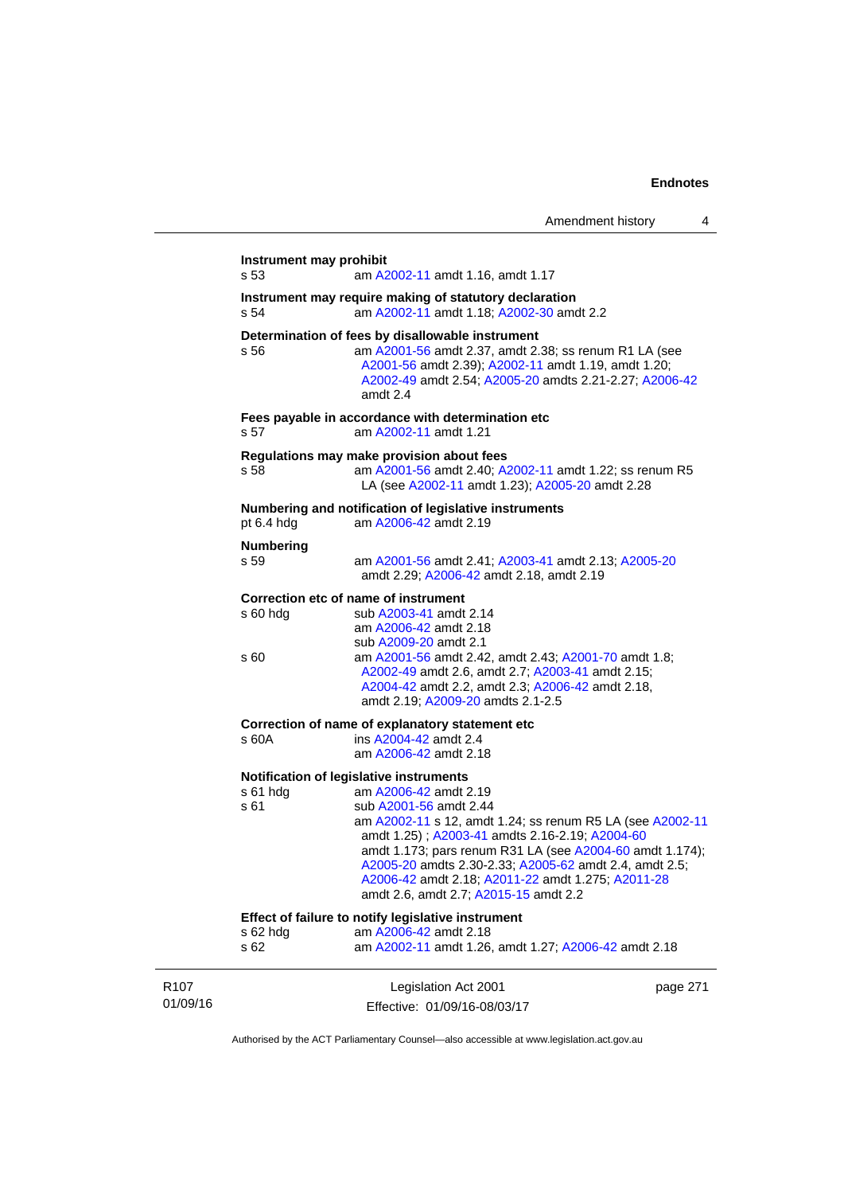**Instrument may prohibit**

s 53 am A2002-11 amdt 1.16, amdt 1.17

**Instrument may require making of statutory declaration**

s 54 am A2002-11 amdt 1.18; A2002-30 amdt 2.2

**Determination of fees by disallowable instrument**

s 56 am A2001-56 amdt 2.37, amdt 2.38; ss renum R1 LA (see A2001-56 amdt 2.39); A2002-11 amdt 1.19, amdt 1.20; A2002-49 amdt 2.54; A2005-20 amdts 2.21-2.27; A2006-42 amdt 2.4

**Fees payable in accordance with determination etc**

s 57 am A2002-11 amdt 1.21

**Regulations may make provision about fees**

s 58 am A2001-56 amdt 2.40; A2002-11 amdt 1.22; ss renum R5 LA (see A2002-11 amdt 1.23); A2005-20 amdt 2.28

**Numbering and notification of legislative instruments**

pt 6.4 hdg am A2006-42 amdt 2.19

**Numbering**

s 59 am A2001-56 amdt 2.41; A2003-41 amdt 2.13; A2005-20 amdt 2.29; A2006-42 amdt 2.18, amdt 2.19

**Correction etc of name of instrument**

s 60 hdg sub A2003-41 amdt 2.14
am A2006-42 amdt 2.18
sub A2009-20 amdt 2.1

s 60 am A2001-56 amdt 2.42, amdt 2.43; A2001-70 amdt 1.8; A2002-49 amdt 2.6, amdt 2.7; A2003-41 amdt 2.15; A2004-42 amdt 2.2, amdt 2.3; A2006-42 amdt 2.18, amdt 2.19; A2009-20 amdts 2.1-2.5

**Correction of name of explanatory statement etc**

s 60A ins A2004-42 amdt 2.4
am A2006-42 amdt 2.18

**Notification of legislative instruments**

s 61 hdg am A2006-42 amdt 2.19

s 61 sub A2001-56 amdt 2.44
am A2002-11 s 12, amdt 1.24; ss renum R5 LA (see A2002-11 amdt 1.25) ; A2003-41 amdts 2.16-2.19; A2004-60 amdt 1.173; pars renum R31 LA (see A2004-60 amdt 1.174); A2005-20 amdts 2.30-2.33; A2005-62 amdt 2.4, amdt 2.5; A2006-42 amdt 2.18; A2011-22 amdt 1.275; A2011-28 amdt 2.6, amdt 2.7; A2015-15 amdt 2.2

**Effect of failure to notify legislative instrument**

s 62 hdg am A2006-42 amdt 2.18

s 62 am A2002-11 amdt 1.26, amdt 1.27; A2006-42 amdt 2.18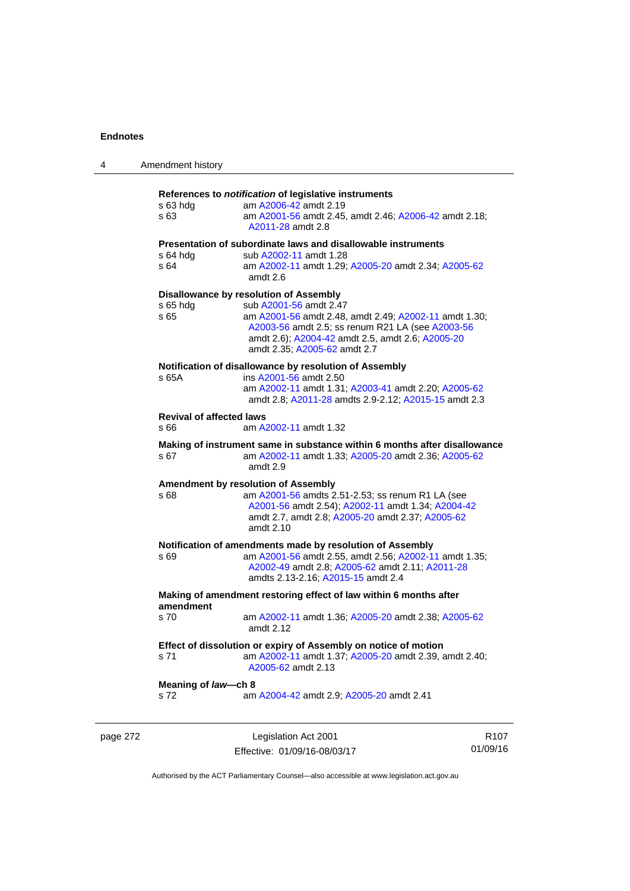**References to *notification* of legislative instruments**

s 63 hdg — am A2006-42 amdt 2.19

s 63 — am A2001-56 amdt 2.45, amdt 2.46; A2006-42 amdt 2.18; A2011-28 amdt 2.8

**Presentation of subordinate laws and disallowable instruments**

s 64 hdg — sub A2002-11 amdt 1.28

s 64 — am A2002-11 amdt 1.29; A2005-20 amdt 2.34; A2005-62 amdt 2.6

**Disallowance by resolution of Assembly**

s 65 hdg — sub A2001-56 amdt 2.47

s 65 — am A2001-56 amdt 2.48, amdt 2.49; A2002-11 amdt 1.30; A2003-56 amdt 2.5; ss renum R21 LA (see A2003-56 amdt 2.6); A2004-42 amdt 2.5, amdt 2.6; A2005-20 amdt 2.35; A2005-62 amdt 2.7

**Notification of disallowance by resolution of Assembly**

s 65A — ins A2001-56 amdt 2.50
am A2002-11 amdt 1.31; A2003-41 amdt 2.20; A2005-62 amdt 2.8; A2011-28 amdts 2.9-2.12; A2015-15 amdt 2.3

**Revival of affected laws**

s 66 — am A2002-11 amdt 1.32

**Making of instrument same in substance within 6 months after disallowance**

s 67 — am A2002-11 amdt 1.33; A2005-20 amdt 2.36; A2005-62 amdt 2.9

**Amendment by resolution of Assembly**

s 68 — am A2001-56 amdts 2.51-2.53; ss renum R1 LA (see A2001-56 amdt 2.54); A2002-11 amdt 1.34; A2004-42 amdt 2.7, amdt 2.8; A2005-20 amdt 2.37; A2005-62 amdt 2.10

**Notification of amendments made by resolution of Assembly**

s 69 — am A2001-56 amdt 2.55, amdt 2.56; A2002-11 amdt 1.35; A2002-49 amdt 2.8; A2005-62 amdt 2.11; A2011-28 amdts 2.13-2.16; A2015-15 amdt 2.4

**Making of amendment restoring effect of law within 6 months after amendment**

s 70 — am A2002-11 amdt 1.36; A2005-20 amdt 2.38; A2005-62 amdt 2.12

**Effect of dissolution or expiry of Assembly on notice of motion**

s 71 — am A2002-11 amdt 1.37; A2005-20 amdt 2.39, amdt 2.40; A2005-62 amdt 2.13

**Meaning of *law*—ch 8**

s 72 — am A2004-42 amdt 2.9; A2005-20 amdt 2.41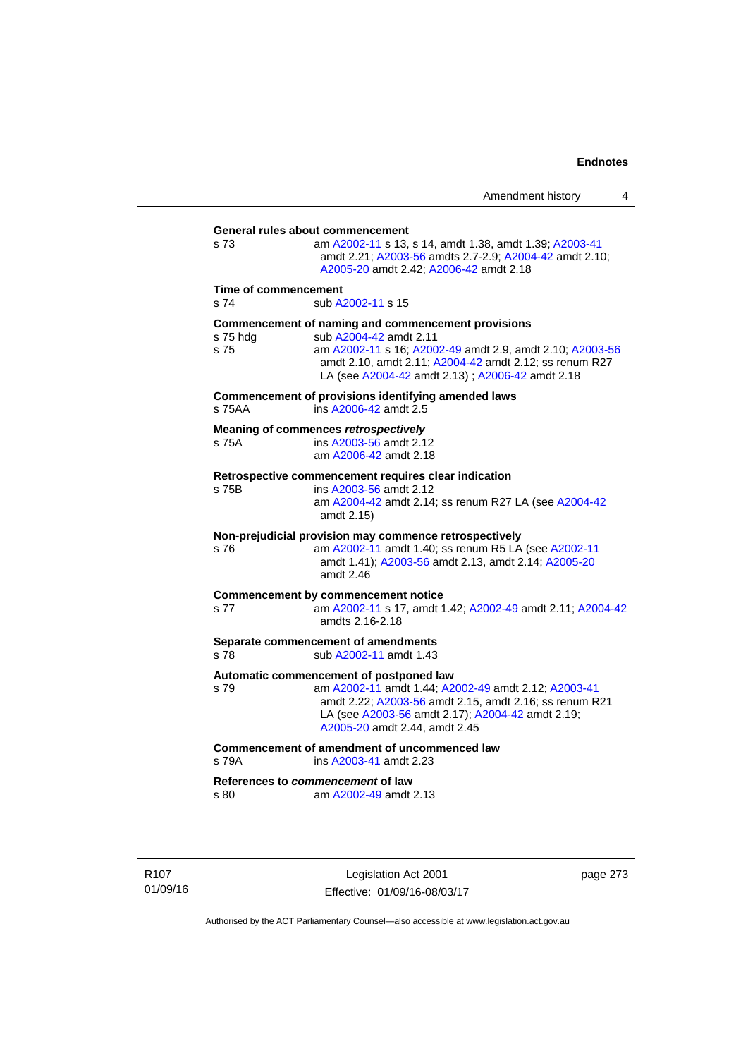**General rules about commencement**

s 73 — am A2002-11 s 13, s 14, amdt 1.38, amdt 1.39; A2003-41 amdt 2.21; A2003-56 amdts 2.7-2.9; A2004-42 amdt 2.10; A2005-20 amdt 2.42; A2006-42 amdt 2.18

**Time of commencement**

s 74 — sub A2002-11 s 15

**Commencement of naming and commencement provisions**

s 75 hdg — sub A2004-42 amdt 2.11

s 75 — am A2002-11 s 16; A2002-49 amdt 2.9, amdt 2.10; A2003-56 amdt 2.10, amdt 2.11; A2004-42 amdt 2.12; ss renum R27 LA (see A2004-42 amdt 2.13) ; A2006-42 amdt 2.18

**Commencement of provisions identifying amended laws**

s 75AA — ins A2006-42 amdt 2.5

**Meaning of commences *retrospectively***

s 75A — ins A2003-56 amdt 2.12
am A2006-42 amdt 2.18

**Retrospective commencement requires clear indication**

s 75B — ins A2003-56 amdt 2.12
am A2004-42 amdt 2.14; ss renum R27 LA (see A2004-42 amdt 2.15)

**Non-prejudicial provision may commence retrospectively**

s 76 — am A2002-11 amdt 1.40; ss renum R5 LA (see A2002-11 amdt 1.41); A2003-56 amdt 2.13, amdt 2.14; A2005-20 amdt 2.46

**Commencement by commencement notice**

s 77 — am A2002-11 s 17, amdt 1.42; A2002-49 amdt 2.11; A2004-42 amdts 2.16-2.18

**Separate commencement of amendments**

s 78 — sub A2002-11 amdt 1.43

**Automatic commencement of postponed law**

s 79 — am A2002-11 amdt 1.44; A2002-49 amdt 2.12; A2003-41 amdt 2.22; A2003-56 amdt 2.15, amdt 2.16; ss renum R21 LA (see A2003-56 amdt 2.17); A2004-42 amdt 2.19; A2005-20 amdt 2.44, amdt 2.45

**Commencement of amendment of uncommenced law**

s 79A — ins A2003-41 amdt 2.23

**References to *commencement* of law**

s 80 — am A2002-49 amdt 2.13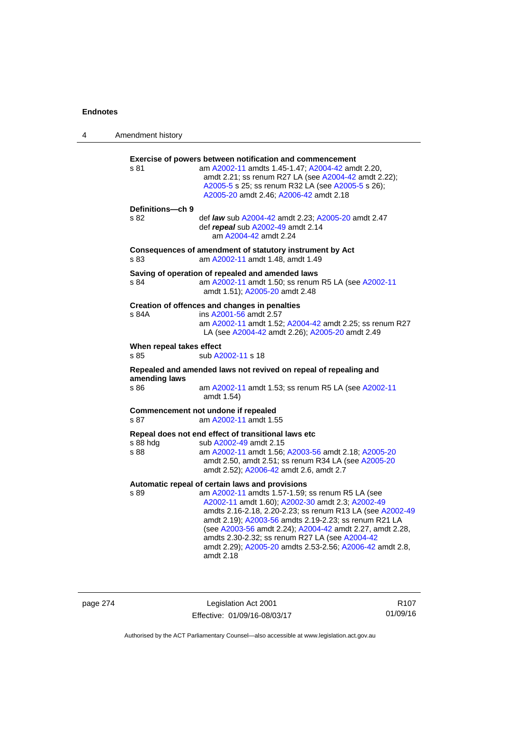**Exercise of powers between notification and commencement**

s 81 am A2002-11 amdts 1.45-1.47; A2004-42 amdt 2.20, amdt 2.21; ss renum R27 LA (see A2004-42 amdt 2.22); A2005-5 s 25; ss renum R32 LA (see A2005-5 s 26); A2005-20 amdt 2.46; A2006-42 amdt 2.18

**Definitions—ch 9**

s 82 def ***law*** sub A2004-42 amdt 2.23; A2005-20 amdt 2.47
def ***repeal*** sub A2002-49 amdt 2.14
am A2004-42 amdt 2.24

**Consequences of amendment of statutory instrument by Act**

s 83 am A2002-11 amdt 1.48, amdt 1.49

**Saving of operation of repealed and amended laws**

s 84 am A2002-11 amdt 1.50; ss renum R5 LA (see A2002-11 amdt 1.51); A2005-20 amdt 2.48

**Creation of offences and changes in penalties**

s 84A ins A2001-56 amdt 2.57
am A2002-11 amdt 1.52; A2004-42 amdt 2.25; ss renum R27 LA (see A2004-42 amdt 2.26); A2005-20 amdt 2.49

**When repeal takes effect**

s 85 sub A2002-11 s 18

**Repealed and amended laws not revived on repeal of repealing and amending laws**

s 86 am A2002-11 amdt 1.53; ss renum R5 LA (see A2002-11 amdt 1.54)

**Commencement not undone if repealed**

s 87 am A2002-11 amdt 1.55

**Repeal does not end effect of transitional laws etc**

s 88 hdg sub A2002-49 amdt 2.15
s 88 am A2002-11 amdt 1.56; A2003-56 amdt 2.18; A2005-20 amdt 2.50, amdt 2.51; ss renum R34 LA (see A2005-20 amdt 2.52); A2006-42 amdt 2.6, amdt 2.7

**Automatic repeal of certain laws and provisions**

s 89 am A2002-11 amdts 1.57-1.59; ss renum R5 LA (see A2002-11 amdt 1.60); A2002-30 amdt 2.3; A2002-49 amdts 2.16-2.18, 2.20-2.23; ss renum R13 LA (see A2002-49 amdt 2.19); A2003-56 amdts 2.19-2.23; ss renum R21 LA (see A2003-56 amdt 2.24); A2004-42 amdt 2.27, amdt 2.28, amdts 2.30-2.32; ss renum R27 LA (see A2004-42 amdt 2.29); A2005-20 amdts 2.53-2.56; A2006-42 amdt 2.8, amdt 2.18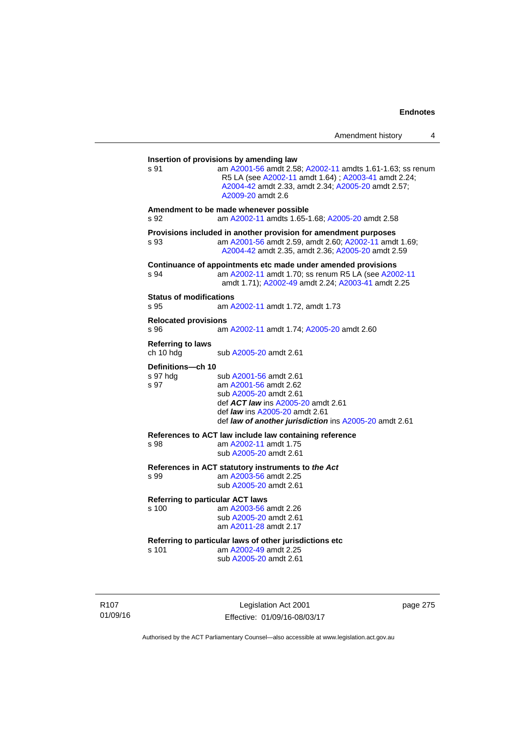**Insertion of provisions by amending law**

s 91 am A2001-56 amdt 2.58; A2002-11 amdts 1.61-1.63; ss renum R5 LA (see A2002-11 amdt 1.64) ; A2003-41 amdt 2.24; A2004-42 amdt 2.33, amdt 2.34; A2005-20 amdt 2.57; A2009-20 amdt 2.6

**Amendment to be made whenever possible**

s 92 am A2002-11 amdts 1.65-1.68; A2005-20 amdt 2.58

**Provisions included in another provision for amendment purposes**

s 93 am A2001-56 amdt 2.59, amdt 2.60; A2002-11 amdt 1.69; A2004-42 amdt 2.35, amdt 2.36; A2005-20 amdt 2.59

**Continuance of appointments etc made under amended provisions**

s 94 am A2002-11 amdt 1.70; ss renum R5 LA (see A2002-11 amdt 1.71); A2002-49 amdt 2.24; A2003-41 amdt 2.25

**Status of modifications**

s 95 am A2002-11 amdt 1.72, amdt 1.73

**Relocated provisions**

s 96 am A2002-11 amdt 1.74; A2005-20 amdt 2.60

**Referring to laws**

ch 10 hdg sub A2005-20 amdt 2.61

**Definitions—ch 10**

s 97 hdg sub A2001-56 amdt 2.61
s 97 am A2001-56 amdt 2.62
sub A2005-20 amdt 2.61
def ***ACT law*** ins A2005-20 amdt 2.61
def ***law*** ins A2005-20 amdt 2.61
def ***law of another jurisdiction*** ins A2005-20 amdt 2.61

**References to ACT law include law containing reference**

s 98 am A2002-11 amdt 1.75
sub A2005-20 amdt 2.61

**References in ACT statutory instruments to *the Act***

s 99 am A2003-56 amdt 2.25
sub A2005-20 amdt 2.61

**Referring to particular ACT laws**

s 100 am A2003-56 amdt 2.26
sub A2005-20 amdt 2.61
am A2011-28 amdt 2.17

**Referring to particular laws of other jurisdictions etc**

s 101 am A2002-49 amdt 2.25
sub A2005-20 amdt 2.61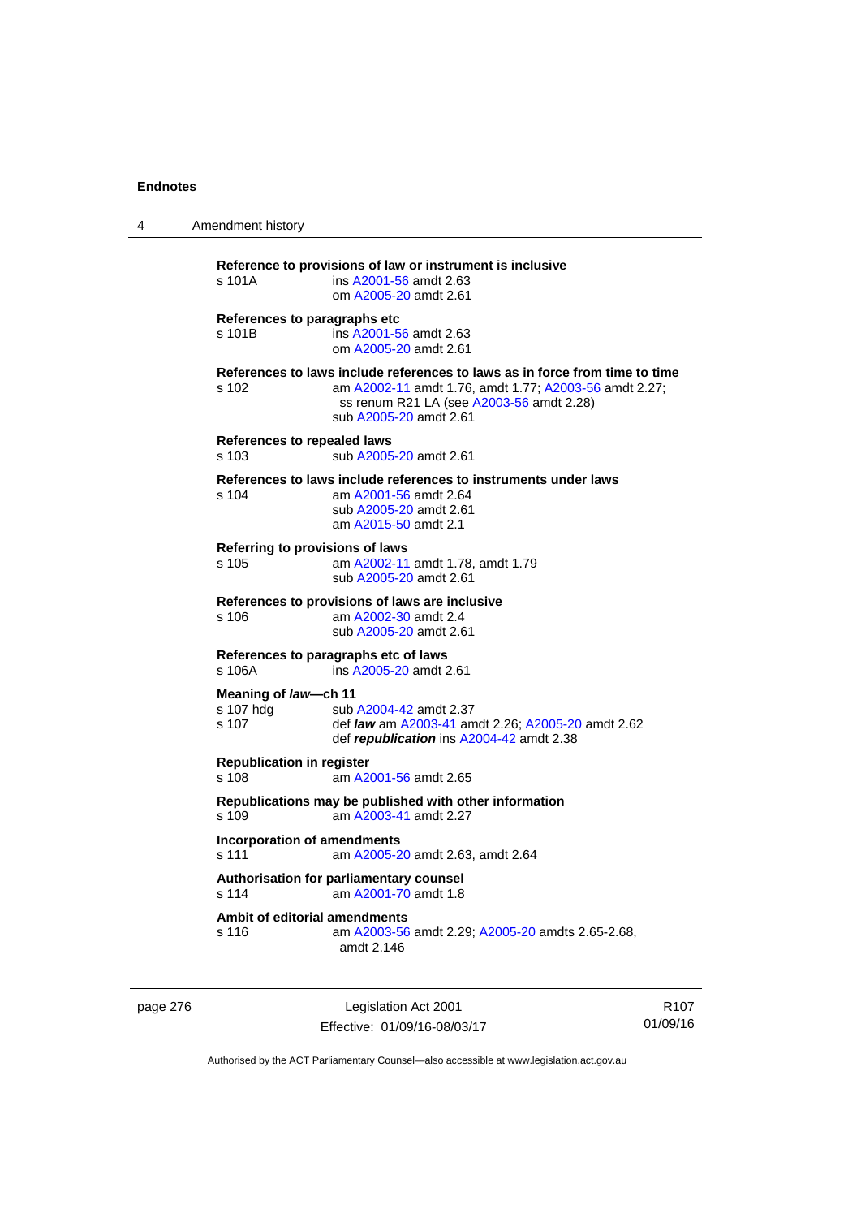**Reference to provisions of law or instrument is inclusive**

s 101A ins A2001-56 amdt 2.63
om A2005-20 amdt 2.61

**References to paragraphs etc**

s 101B ins A2001-56 amdt 2.63
om A2005-20 amdt 2.61

**References to laws include references to laws as in force from time to time**

s 102 am A2002-11 amdt 1.76, amdt 1.77; A2003-56 amdt 2.27;
ss renum R21 LA (see A2003-56 amdt 2.28)
sub A2005-20 amdt 2.61

**References to repealed laws**

s 103 sub A2005-20 amdt 2.61

**References to laws include references to instruments under laws**

s 104 am A2001-56 amdt 2.64
sub A2005-20 amdt 2.61
am A2015-50 amdt 2.1

**Referring to provisions of laws**

s 105 am A2002-11 amdt 1.78, amdt 1.79
sub A2005-20 amdt 2.61

**References to provisions of laws are inclusive**

s 106 am A2002-30 amdt 2.4
sub A2005-20 amdt 2.61

**References to paragraphs etc of laws**

s 106A ins A2005-20 amdt 2.61

**Meaning of *law*—ch 11**

s 107 hdg sub A2004-42 amdt 2.37
s 107 def ***law*** am A2003-41 amdt 2.26; A2005-20 amdt 2.62
def ***republication*** ins A2004-42 amdt 2.38

**Republication in register**

s 108 am A2001-56 amdt 2.65

**Republications may be published with other information**

s 109 am A2003-41 amdt 2.27

**Incorporation of amendments**

s 111 am A2005-20 amdt 2.63, amdt 2.64

**Authorisation for parliamentary counsel**

s 114 am A2001-70 amdt 1.8

**Ambit of editorial amendments**

s 116 am A2003-56 amdt 2.29; A2005-20 amdts 2.65-2.68,
amdt 2.146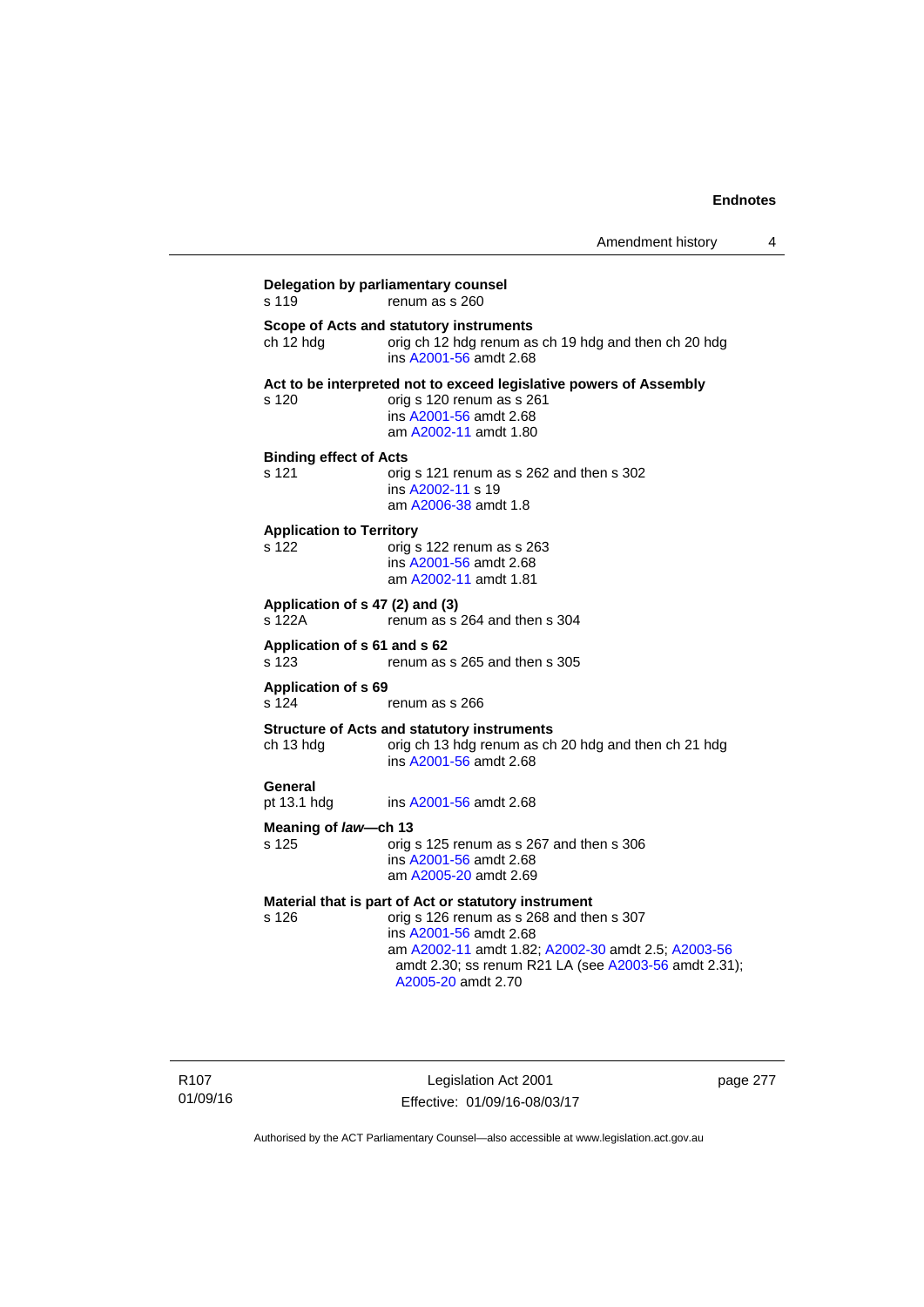**Delegation by parliamentary counsel**
s 119 renum as s 260

**Scope of Acts and statutory instruments**
ch 12 hdg orig ch 12 hdg renum as ch 19 hdg and then ch 20 hdg
ins A2001-56 amdt 2.68

**Act to be interpreted not to exceed legislative powers of Assembly**
s 120 orig s 120 renum as s 261
ins A2001-56 amdt 2.68
am A2002-11 amdt 1.80

**Binding effect of Acts**
s 121 orig s 121 renum as s 262 and then s 302
ins A2002-11 s 19
am A2006-38 amdt 1.8

**Application to Territory**
s 122 orig s 122 renum as s 263
ins A2001-56 amdt 2.68
am A2002-11 amdt 1.81

**Application of s 47 (2) and (3)**
s 122A renum as s 264 and then s 304

**Application of s 61 and s 62**
s 123 renum as s 265 and then s 305

**Application of s 69**
s 124 renum as s 266

**Structure of Acts and statutory instruments**
ch 13 hdg orig ch 13 hdg renum as ch 20 hdg and then ch 21 hdg
ins A2001-56 amdt 2.68

**General**
pt 13.1 hdg ins A2001-56 amdt 2.68

**Meaning of *law*—ch 13**
s 125 orig s 125 renum as s 267 and then s 306
ins A2001-56 amdt 2.68
am A2005-20 amdt 2.69

**Material that is part of Act or statutory instrument**
s 126 orig s 126 renum as s 268 and then s 307
ins A2001-56 amdt 2.68
am A2002-11 amdt 1.82; A2002-30 amdt 2.5; A2003-56 amdt 2.30; ss renum R21 LA (see A2003-56 amdt 2.31); A2005-20 amdt 2.70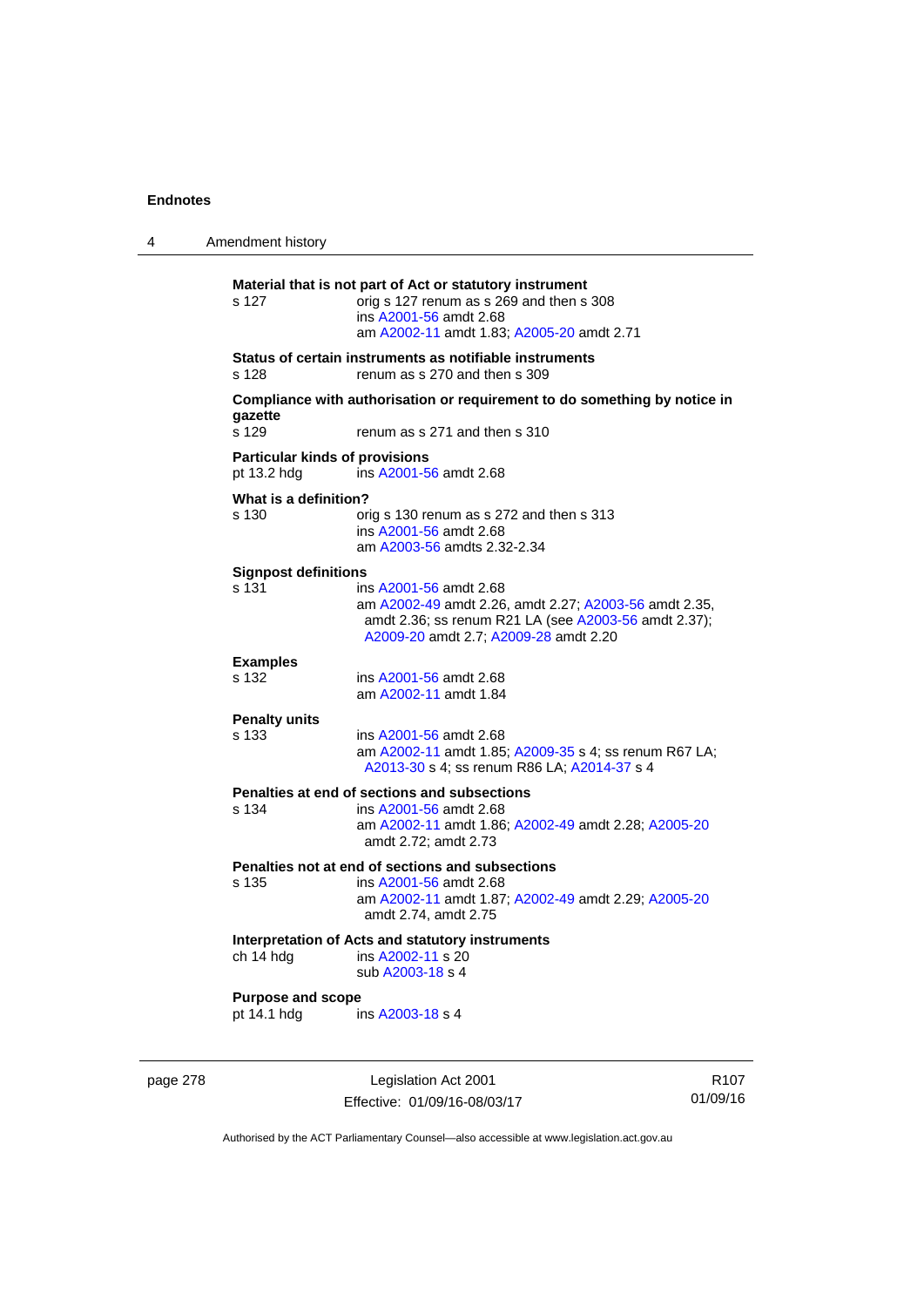**Material that is not part of Act or statutory instrument**

s 127 — orig s 127 renum as s 269 and then s 308
ins A2001-56 amdt 2.68
am A2002-11 amdt 1.83; A2005-20 amdt 2.71

**Status of certain instruments as notifiable instruments**

s 128 — renum as s 270 and then s 309

**Compliance with authorisation or requirement to do something by notice in gazette**

s 129 — renum as s 271 and then s 310

**Particular kinds of provisions**

pt 13.2 hdg — ins A2001-56 amdt 2.68

**What is a definition?**

s 130 — orig s 130 renum as s 272 and then s 313
ins A2001-56 amdt 2.68
am A2003-56 amdts 2.32-2.34

**Signpost definitions**

s 131 — ins A2001-56 amdt 2.68
am A2002-49 amdt 2.26, amdt 2.27; A2003-56 amdt 2.35, amdt 2.36; ss renum R21 LA (see A2003-56 amdt 2.37); A2009-20 amdt 2.7; A2009-28 amdt 2.20

**Examples**

s 132 — ins A2001-56 amdt 2.68
am A2002-11 amdt 1.84

**Penalty units**

s 133 — ins A2001-56 amdt 2.68
am A2002-11 amdt 1.85; A2009-35 s 4; ss renum R67 LA; A2013-30 s 4; ss renum R86 LA; A2014-37 s 4

**Penalties at end of sections and subsections**

s 134 — ins A2001-56 amdt 2.68
am A2002-11 amdt 1.86; A2002-49 amdt 2.28; A2005-20 amdt 2.72; amdt 2.73

**Penalties not at end of sections and subsections**

s 135 — ins A2001-56 amdt 2.68
am A2002-11 amdt 1.87; A2002-49 amdt 2.29; A2005-20 amdt 2.74, amdt 2.75

**Interpretation of Acts and statutory instruments**

ch 14 hdg — ins A2002-11 s 20
sub A2003-18 s 4

**Purpose and scope**

pt 14.1 hdg — ins A2003-18 s 4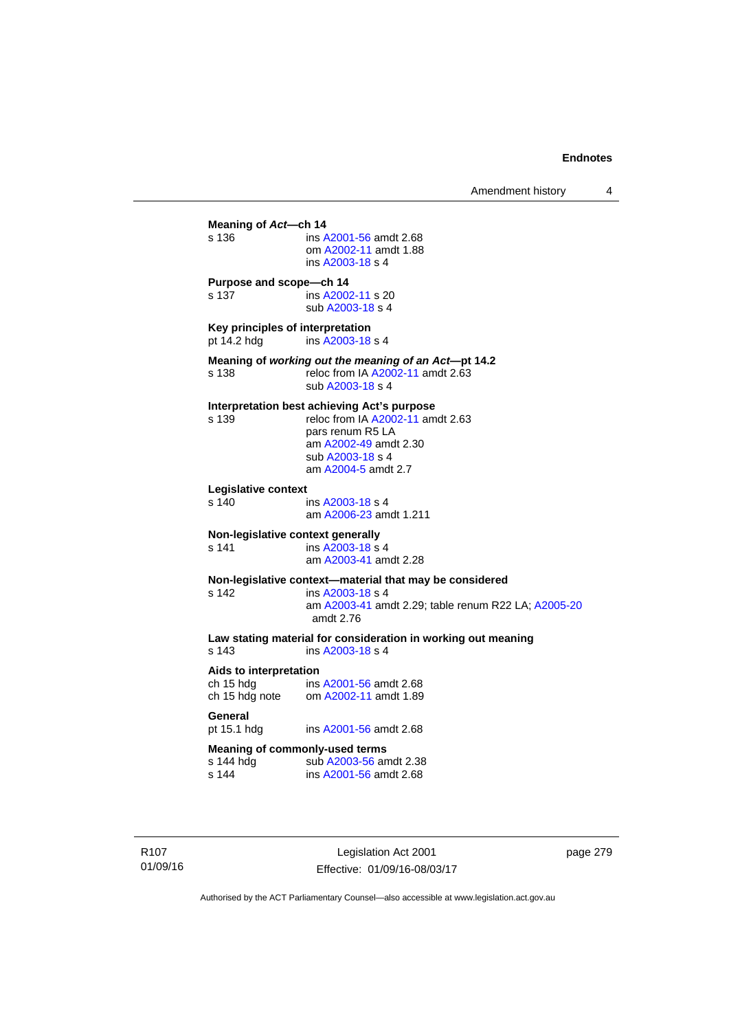**Meaning of *Act*—ch 14**

s 136 ins A2001-56 amdt 2.68
om A2002-11 amdt 1.88
ins A2003-18 s 4

**Purpose and scope—ch 14**

s 137 ins A2002-11 s 20
sub A2003-18 s 4

**Key principles of interpretation**

pt 14.2 hdg ins A2003-18 s 4

**Meaning of *working out the meaning of an Act*—pt 14.2**

s 138 reloc from IA A2002-11 amdt 2.63
sub A2003-18 s 4

**Interpretation best achieving Act's purpose**

s 139 reloc from IA A2002-11 amdt 2.63
pars renum R5 LA
am A2002-49 amdt 2.30
sub A2003-18 s 4
am A2004-5 amdt 2.7

**Legislative context**

s 140 ins A2003-18 s 4
am A2006-23 amdt 1.211

**Non-legislative context generally**

s 141 ins A2003-18 s 4
am A2003-41 amdt 2.28

**Non-legislative context—material that may be considered**

s 142 ins A2003-18 s 4
am A2003-41 amdt 2.29; table renum R22 LA; A2005-20 amdt 2.76

**Law stating material for consideration in working out meaning**

s 143 ins A2003-18 s 4

**Aids to interpretation**

ch 15 hdg ins A2001-56 amdt 2.68
ch 15 hdg note om A2002-11 amdt 1.89

**General**

pt 15.1 hdg ins A2001-56 amdt 2.68

**Meaning of commonly-used terms**

s 144 hdg sub A2003-56 amdt 2.38
s 144 ins A2001-56 amdt 2.68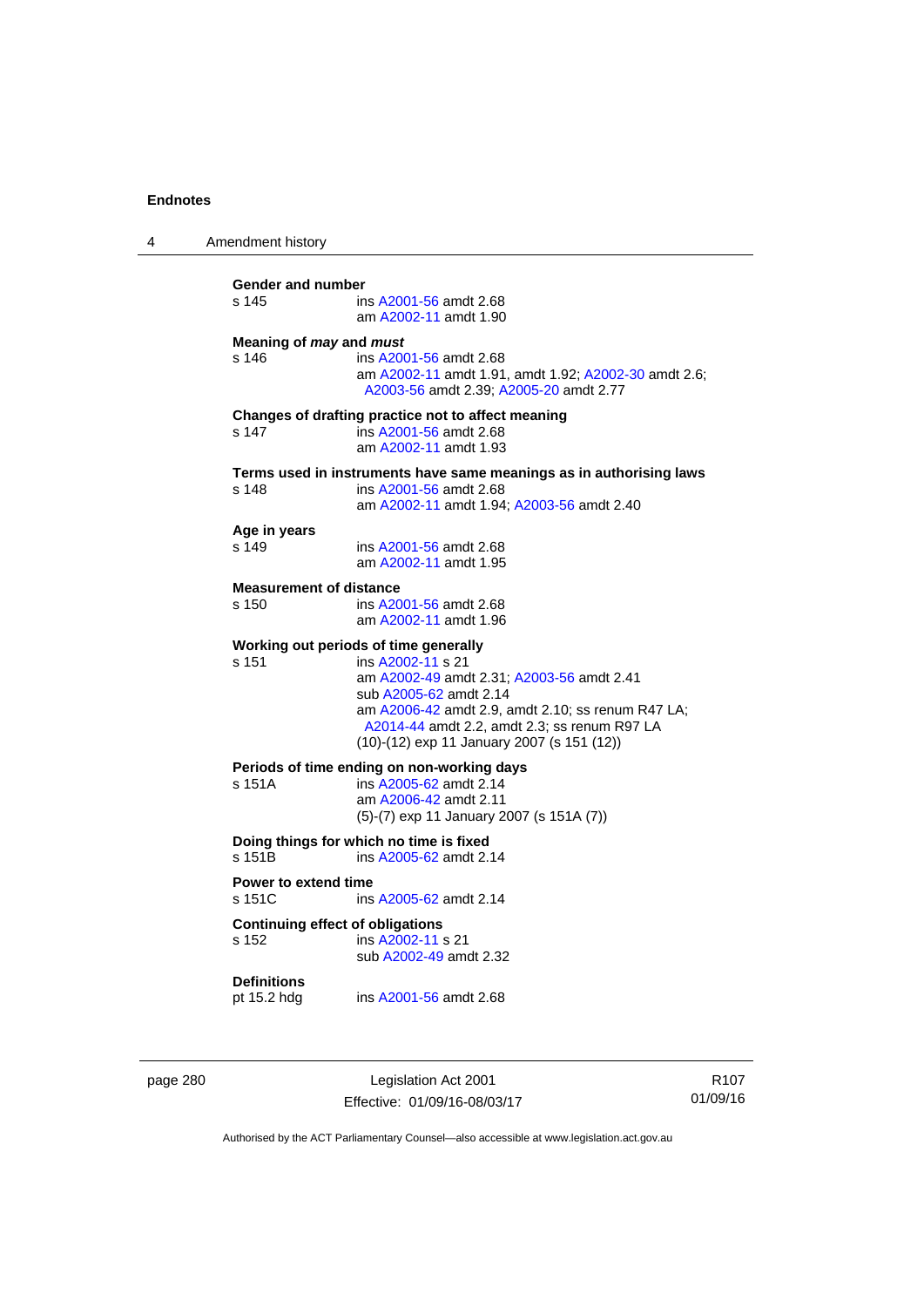**Gender and number**

s 145 ins A2001-56 amdt 2.68
am A2002-11 amdt 1.90

**Meaning of *may* and *must***

s 146 ins A2001-56 amdt 2.68
am A2002-11 amdt 1.91, amdt 1.92; A2002-30 amdt 2.6; A2003-56 amdt 2.39; A2005-20 amdt 2.77

**Changes of drafting practice not to affect meaning**

s 147 ins A2001-56 amdt 2.68
am A2002-11 amdt 1.93

**Terms used in instruments have same meanings as in authorising laws**

s 148 ins A2001-56 amdt 2.68
am A2002-11 amdt 1.94; A2003-56 amdt 2.40

**Age in years**

s 149 ins A2001-56 amdt 2.68
am A2002-11 amdt 1.95

**Measurement of distance**

s 150 ins A2001-56 amdt 2.68
am A2002-11 amdt 1.96

**Working out periods of time generally**

s 151 ins A2002-11 s 21
am A2002-49 amdt 2.31; A2003-56 amdt 2.41
sub A2005-62 amdt 2.14
am A2006-42 amdt 2.9, amdt 2.10; ss renum R47 LA; A2014-44 amdt 2.2, amdt 2.3; ss renum R97 LA
(10)-(12) exp 11 January 2007 (s 151 (12))

**Periods of time ending on non-working days**

s 151A ins A2005-62 amdt 2.14
am A2006-42 amdt 2.11
(5)-(7) exp 11 January 2007 (s 151A (7))

**Doing things for which no time is fixed**

s 151B ins A2005-62 amdt 2.14

**Power to extend time**

s 151C ins A2005-62 amdt 2.14

**Continuing effect of obligations**

s 152 ins A2002-11 s 21
sub A2002-49 amdt 2.32

**Definitions**

pt 15.2 hdg ins A2001-56 amdt 2.68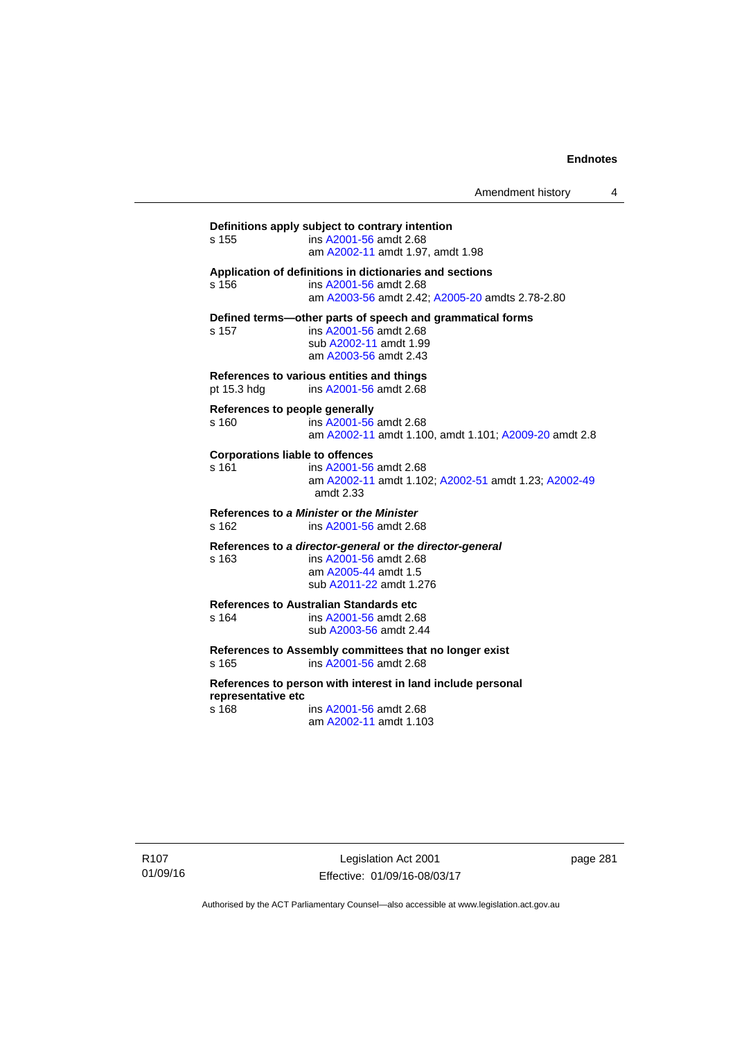**Definitions apply subject to contrary intention**

s 155 ins A2001-56 amdt 2.68
am A2002-11 amdt 1.97, amdt 1.98

**Application of definitions in dictionaries and sections**

s 156 ins A2001-56 amdt 2.68
am A2003-56 amdt 2.42; A2005-20 amdts 2.78-2.80

**Defined terms—other parts of speech and grammatical forms**

s 157 ins A2001-56 amdt 2.68
sub A2002-11 amdt 1.99
am A2003-56 amdt 2.43

**References to various entities and things**

pt 15.3 hdg ins A2001-56 amdt 2.68

**References to people generally**

s 160 ins A2001-56 amdt 2.68
am A2002-11 amdt 1.100, amdt 1.101; A2009-20 amdt 2.8

**Corporations liable to offences**

s 161 ins A2001-56 amdt 2.68
am A2002-11 amdt 1.102; A2002-51 amdt 1.23; A2002-49 amdt 2.33

**References to *a Minister* or *the Minister***

s 162 ins A2001-56 amdt 2.68

**References to *a director-general* or *the director-general***

s 163 ins A2001-56 amdt 2.68
am A2005-44 amdt 1.5
sub A2011-22 amdt 1.276

**References to Australian Standards etc**

s 164 ins A2001-56 amdt 2.68
sub A2003-56 amdt 2.44

**References to Assembly committees that no longer exist**

s 165 ins A2001-56 amdt 2.68

**References to person with interest in land include personal representative etc**

s 168 ins A2001-56 amdt 2.68
am A2002-11 amdt 1.103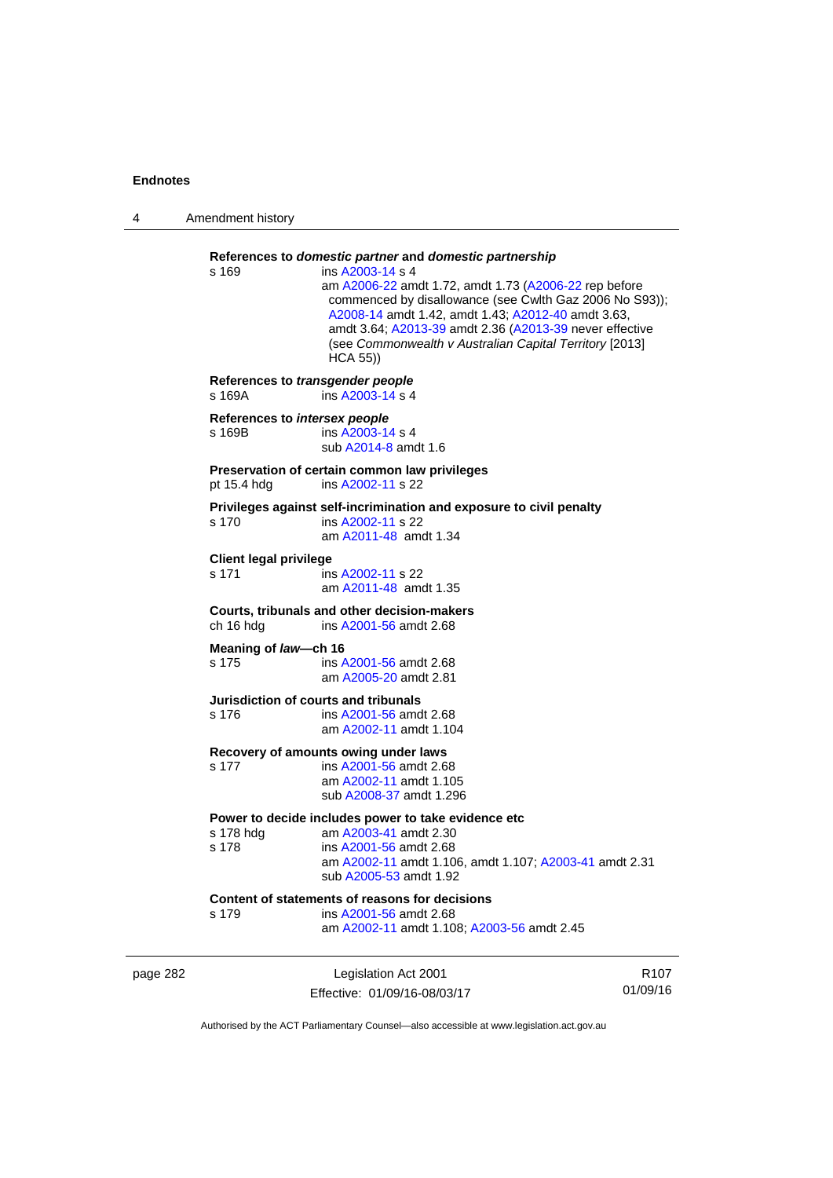**References to *domestic partner* and *domestic partnership***

s 169 ins A2003-14 s 4
am A2006-22 amdt 1.72, amdt 1.73 (A2006-22 rep before commenced by disallowance (see Cwlth Gaz 2006 No S93)); A2008-14 amdt 1.42, amdt 1.43; A2012-40 amdt 3.63, amdt 3.64; A2013-39 amdt 2.36 (A2013-39 never effective (see *Commonwealth v Australian Capital Territory* [2013] HCA 55))

**References to *transgender people***

s 169A ins A2003-14 s 4

**References to *intersex people***

s 169B ins A2003-14 s 4
sub A2014-8 amdt 1.6

**Preservation of certain common law privileges**

pt 15.4 hdg ins A2002-11 s 22

**Privileges against self-incrimination and exposure to civil penalty**

s 170 ins A2002-11 s 22
am A2011-48 amdt 1.34

**Client legal privilege**

s 171 ins A2002-11 s 22
am A2011-48 amdt 1.35

**Courts, tribunals and other decision-makers**

ch 16 hdg ins A2001-56 amdt 2.68

**Meaning of *law*—ch 16**

s 175 ins A2001-56 amdt 2.68
am A2005-20 amdt 2.81

**Jurisdiction of courts and tribunals**

s 176 ins A2001-56 amdt 2.68
am A2002-11 amdt 1.104

**Recovery of amounts owing under laws**

s 177 ins A2001-56 amdt 2.68
am A2002-11 amdt 1.105
sub A2008-37 amdt 1.296

**Power to decide includes power to take evidence etc**

s 178 hdg am A2003-41 amdt 2.30
s 178 ins A2001-56 amdt 2.68
am A2002-11 amdt 1.106, amdt 1.107; A2003-41 amdt 2.31
sub A2005-53 amdt 1.92

**Content of statements of reasons for decisions**

s 179 ins A2001-56 amdt 2.68
am A2002-11 amdt 1.108; A2003-56 amdt 2.45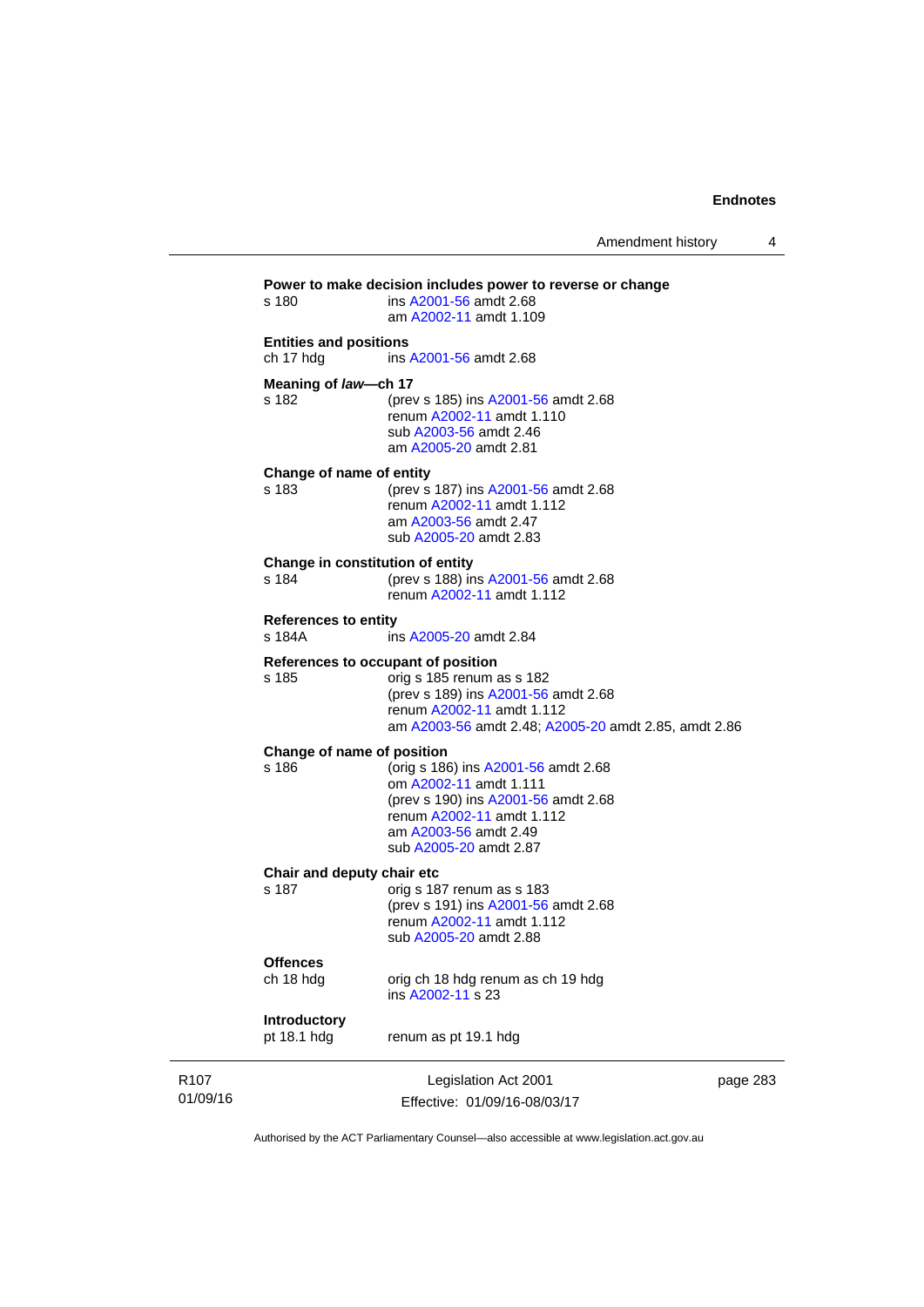**Power to make decision includes power to reverse or change**

s 180 ins A2001-56 amdt 2.68
am A2002-11 amdt 1.109

**Entities and positions**

ch 17 hdg ins A2001-56 amdt 2.68

**Meaning of *law*—ch 17**

s 182 (prev s 185) ins A2001-56 amdt 2.68
renum A2002-11 amdt 1.110
sub A2003-56 amdt 2.46
am A2005-20 amdt 2.81

**Change of name of entity**

s 183 (prev s 187) ins A2001-56 amdt 2.68
renum A2002-11 amdt 1.112
am A2003-56 amdt 2.47
sub A2005-20 amdt 2.83

**Change in constitution of entity**

s 184 (prev s 188) ins A2001-56 amdt 2.68
renum A2002-11 amdt 1.112

**References to entity**

s 184A ins A2005-20 amdt 2.84

**References to occupant of position**

s 185 orig s 185 renum as s 182
(prev s 189) ins A2001-56 amdt 2.68
renum A2002-11 amdt 1.112
am A2003-56 amdt 2.48; A2005-20 amdt 2.85, amdt 2.86

**Change of name of position**

s 186 (orig s 186) ins A2001-56 amdt 2.68
om A2002-11 amdt 1.111
(prev s 190) ins A2001-56 amdt 2.68
renum A2002-11 amdt 1.112
am A2003-56 amdt 2.49
sub A2005-20 amdt 2.87

**Chair and deputy chair etc**

s 187 orig s 187 renum as s 183
(prev s 191) ins A2001-56 amdt 2.68
renum A2002-11 amdt 1.112
sub A2005-20 amdt 2.88

**Offences**

ch 18 hdg orig ch 18 hdg renum as ch 19 hdg
ins A2002-11 s 23

**Introductory**

pt 18.1 hdg renum as pt 19.1 hdg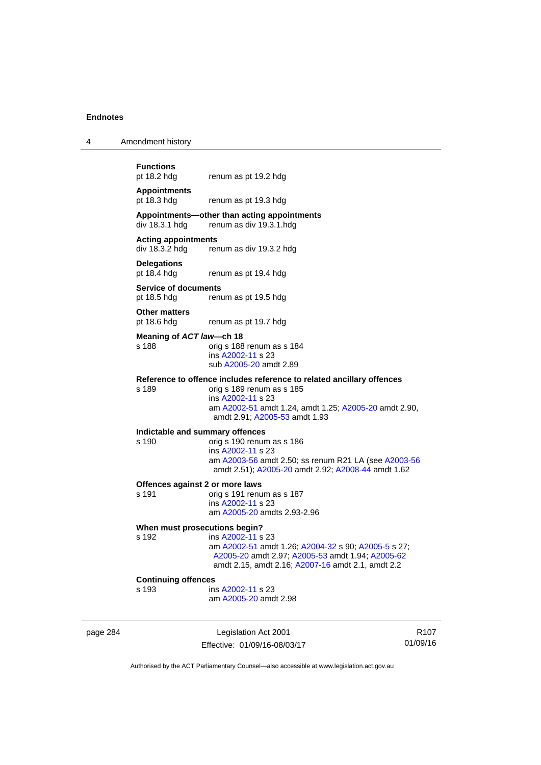**Functions**

pt 18.2 hdg renum as pt 19.2 hdg

**Appointments**

pt 18.3 hdg renum as pt 19.3 hdg

**Appointments—other than acting appointments**

div 18.3.1 hdg renum as div 19.3.1.hdg

**Acting appointments**

div 18.3.2 hdg renum as div 19.3.2 hdg

**Delegations**

pt 18.4 hdg renum as pt 19.4 hdg

**Service of documents**

pt 18.5 hdg renum as pt 19.5 hdg

**Other matters**

pt 18.6 hdg renum as pt 19.7 hdg

**Meaning of *ACT law*—ch 18**

s 188 orig s 188 renum as s 184
ins A2002-11 s 23
sub A2005-20 amdt 2.89

**Reference to offence includes reference to related ancillary offences**

s 189 orig s 189 renum as s 185
ins A2002-11 s 23
am A2002-51 amdt 1.24, amdt 1.25; A2005-20 amdt 2.90, amdt 2.91; A2005-53 amdt 1.93

**Indictable and summary offences**

s 190 orig s 190 renum as s 186
ins A2002-11 s 23
am A2003-56 amdt 2.50; ss renum R21 LA (see A2003-56 amdt 2.51); A2005-20 amdt 2.92; A2008-44 amdt 1.62

**Offences against 2 or more laws**

s 191 orig s 191 renum as s 187
ins A2002-11 s 23
am A2005-20 amdts 2.93-2.96

**When must prosecutions begin?**

s 192 ins A2002-11 s 23
am A2002-51 amdt 1.26; A2004-32 s 90; A2005-5 s 27; A2005-20 amdt 2.97; A2005-53 amdt 1.94; A2005-62 amdt 2.15, amdt 2.16; A2007-16 amdt 2.1, amdt 2.2

**Continuing offences**

s 193 ins A2002-11 s 23
am A2005-20 amdt 2.98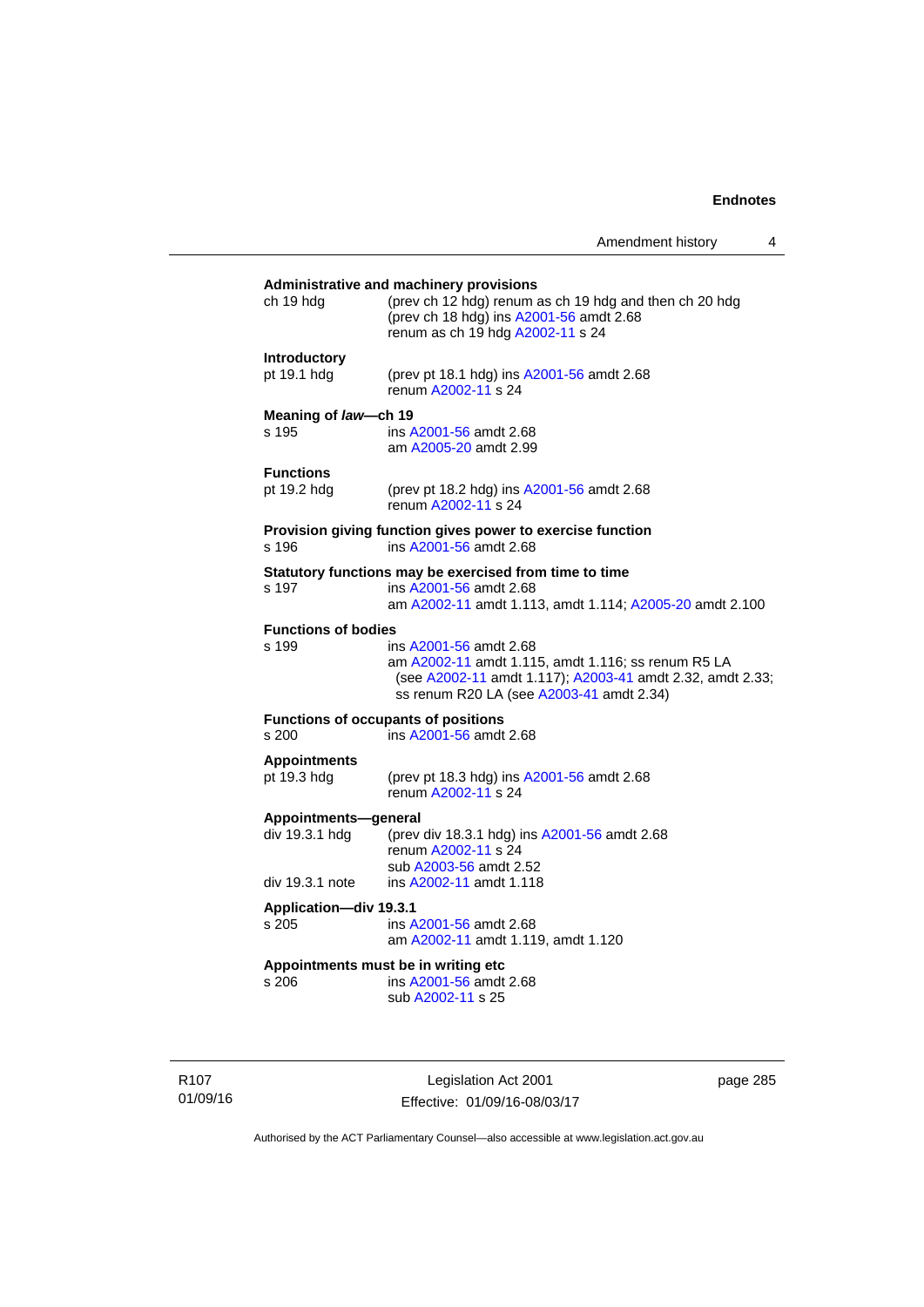**Administrative and machinery provisions**

ch 19 hdg — (prev ch 12 hdg) renum as ch 19 hdg and then ch 20 hdg
(prev ch 18 hdg) ins A2001-56 amdt 2.68
renum as ch 19 hdg A2002-11 s 24

**Introductory**

pt 19.1 hdg — (prev pt 18.1 hdg) ins A2001-56 amdt 2.68
renum A2002-11 s 24

**Meaning of *law*—ch 19**

s 195 — ins A2001-56 amdt 2.68
am A2005-20 amdt 2.99

**Functions**

pt 19.2 hdg — (prev pt 18.2 hdg) ins A2001-56 amdt 2.68
renum A2002-11 s 24

**Provision giving function gives power to exercise function**

s 196 — ins A2001-56 amdt 2.68

**Statutory functions may be exercised from time to time**

s 197 — ins A2001-56 amdt 2.68
am A2002-11 amdt 1.113, amdt 1.114; A2005-20 amdt 2.100

**Functions of bodies**

s 199 — ins A2001-56 amdt 2.68
am A2002-11 amdt 1.115, amdt 1.116; ss renum R5 LA (see A2002-11 amdt 1.117); A2003-41 amdt 2.32, amdt 2.33; ss renum R20 LA (see A2003-41 amdt 2.34)

**Functions of occupants of positions**

s 200 — ins A2001-56 amdt 2.68

**Appointments**

pt 19.3 hdg — (prev pt 18.3 hdg) ins A2001-56 amdt 2.68
renum A2002-11 s 24

**Appointments—general**

div 19.3.1 hdg — (prev div 18.3.1 hdg) ins A2001-56 amdt 2.68
renum A2002-11 s 24
sub A2003-56 amdt 2.52

div 19.3.1 note — ins A2002-11 amdt 1.118

**Application—div 19.3.1**

s 205 — ins A2001-56 amdt 2.68
am A2002-11 amdt 1.119, amdt 1.120

**Appointments must be in writing etc**

s 206 — ins A2001-56 amdt 2.68
sub A2002-11 s 25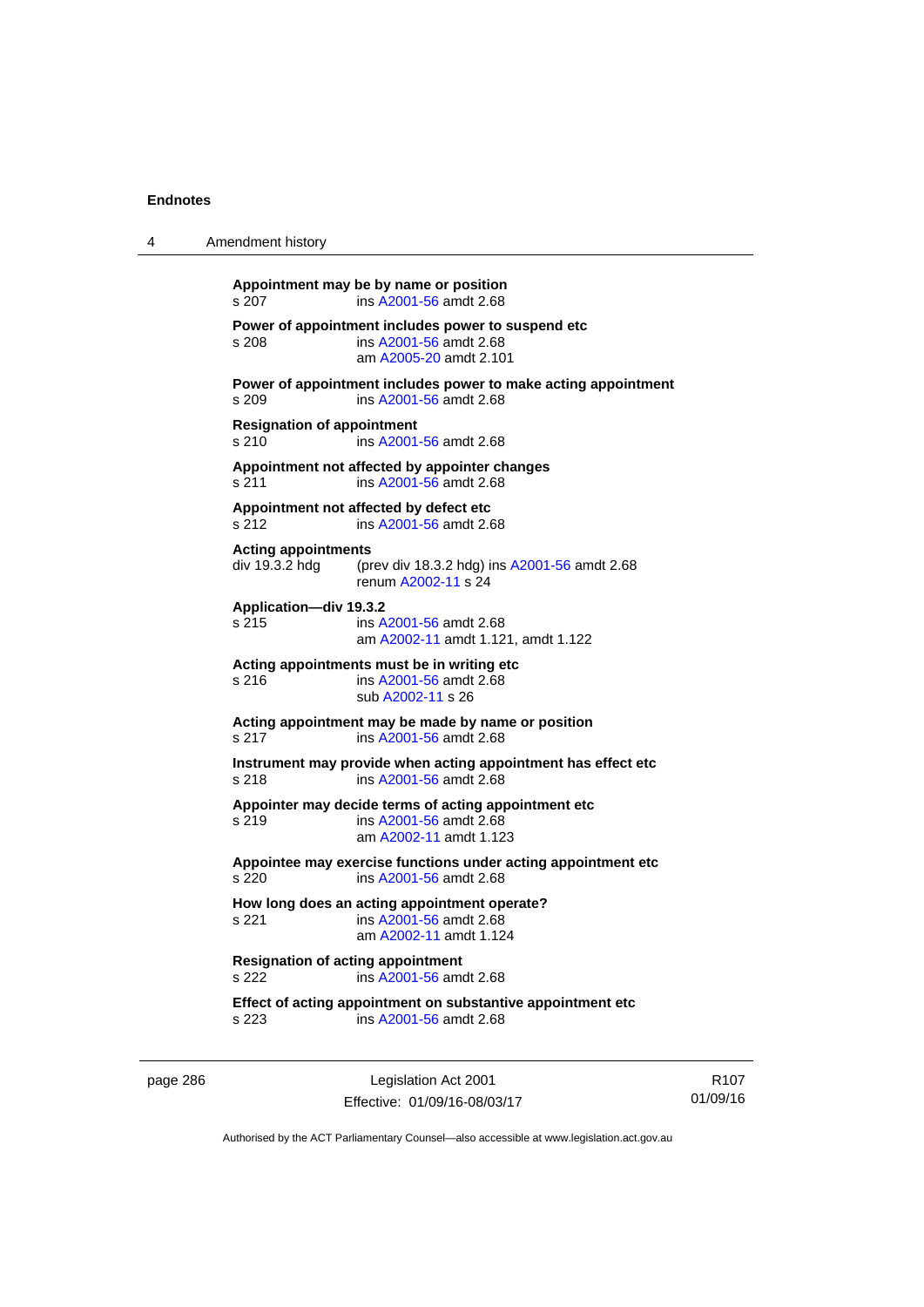**Appointment may be by name or position**
s 207 ins A2001-56 amdt 2.68

**Power of appointment includes power to suspend etc**
s 208 ins A2001-56 amdt 2.68
am A2005-20 amdt 2.101

**Power of appointment includes power to make acting appointment**
s 209 ins A2001-56 amdt 2.68

**Resignation of appointment**
s 210 ins A2001-56 amdt 2.68

**Appointment not affected by appointer changes**
s 211 ins A2001-56 amdt 2.68

**Appointment not affected by defect etc**
s 212 ins A2001-56 amdt 2.68

**Acting appointments**
div 19.3.2 hdg (prev div 18.3.2 hdg) ins A2001-56 amdt 2.68
renum A2002-11 s 24

**Application—div 19.3.2**
s 215 ins A2001-56 amdt 2.68
am A2002-11 amdt 1.121, amdt 1.122

**Acting appointments must be in writing etc**
s 216 ins A2001-56 amdt 2.68
sub A2002-11 s 26

**Acting appointment may be made by name or position**
s 217 ins A2001-56 amdt 2.68

**Instrument may provide when acting appointment has effect etc**
s 218 ins A2001-56 amdt 2.68

**Appointer may decide terms of acting appointment etc**
s 219 ins A2001-56 amdt 2.68
am A2002-11 amdt 1.123

**Appointee may exercise functions under acting appointment etc**
s 220 ins A2001-56 amdt 2.68

**How long does an acting appointment operate?**
s 221 ins A2001-56 amdt 2.68
am A2002-11 amdt 1.124

**Resignation of acting appointment**
s 222 ins A2001-56 amdt 2.68

**Effect of acting appointment on substantive appointment etc**
s 223 ins A2001-56 amdt 2.68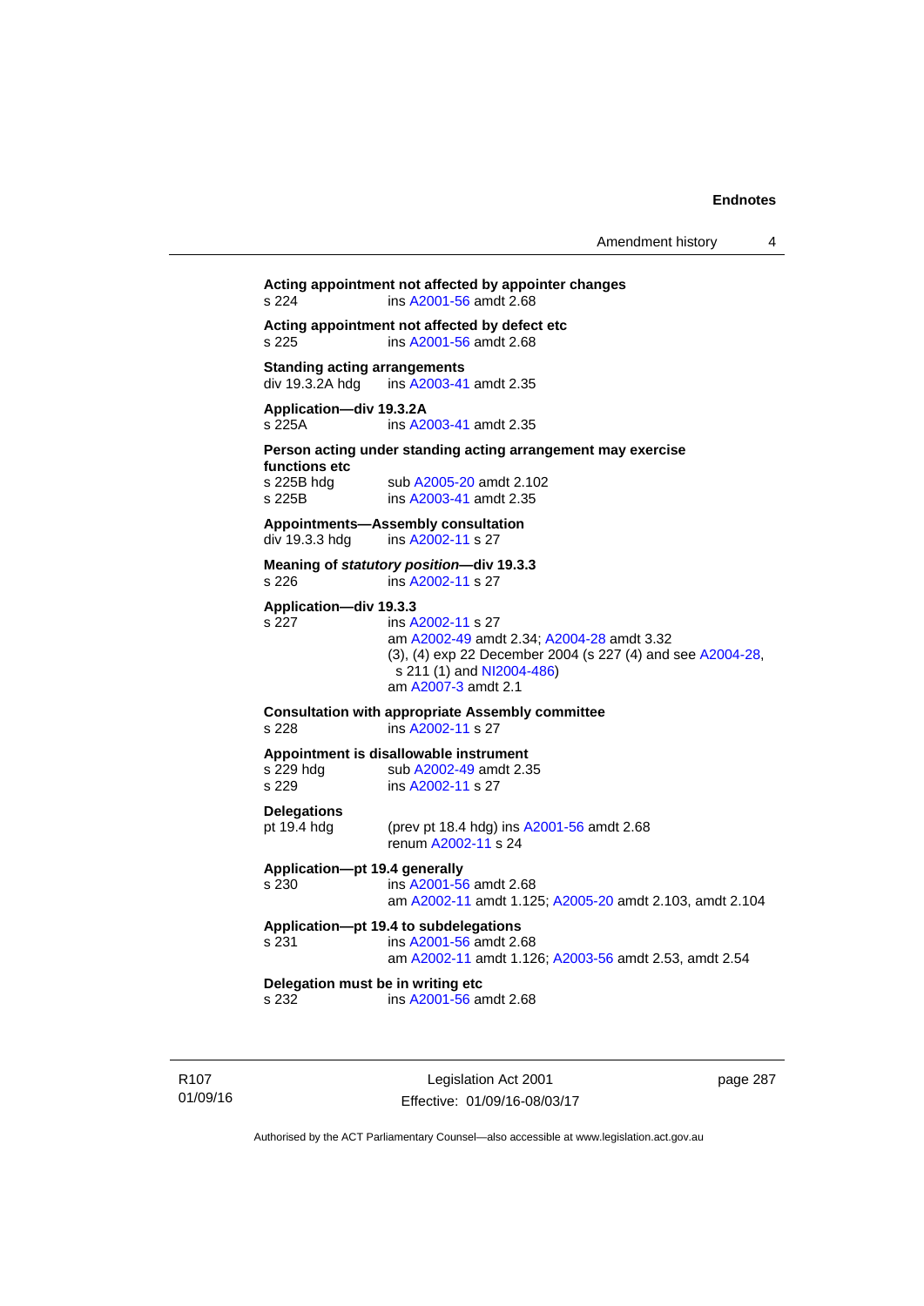**Acting appointment not affected by appointer changes**
s 224 ins A2001-56 amdt 2.68

**Acting appointment not affected by defect etc**
s 225 ins A2001-56 amdt 2.68

**Standing acting arrangements**
div 19.3.2A hdg ins A2003-41 amdt 2.35

**Application—div 19.3.2A**
s 225A ins A2003-41 amdt 2.35

**Person acting under standing acting arrangement may exercise functions etc**
s 225B hdg sub A2005-20 amdt 2.102
s 225B ins A2003-41 amdt 2.35

**Appointments—Assembly consultation**
div 19.3.3 hdg ins A2002-11 s 27

**Meaning of *statutory position*—div 19.3.3**
s 226 ins A2002-11 s 27

**Application—div 19.3.3**
s 227 ins A2002-11 s 27
am A2002-49 amdt 2.34; A2004-28 amdt 3.32
(3), (4) exp 22 December 2004 (s 227 (4) and see A2004-28, s 211 (1) and NI2004-486)
am A2007-3 amdt 2.1

**Consultation with appropriate Assembly committee**
s 228 ins A2002-11 s 27

**Appointment is disallowable instrument**
s 229 hdg sub A2002-49 amdt 2.35
s 229 ins A2002-11 s 27

**Delegations**
pt 19.4 hdg (prev pt 18.4 hdg) ins A2001-56 amdt 2.68
renum A2002-11 s 24

**Application—pt 19.4 generally**
s 230 ins A2001-56 amdt 2.68
am A2002-11 amdt 1.125; A2005-20 amdt 2.103, amdt 2.104

**Application—pt 19.4 to subdelegations**
s 231 ins A2001-56 amdt 2.68
am A2002-11 amdt 1.126; A2003-56 amdt 2.53, amdt 2.54

**Delegation must be in writing etc**
s 232 ins A2001-56 amdt 2.68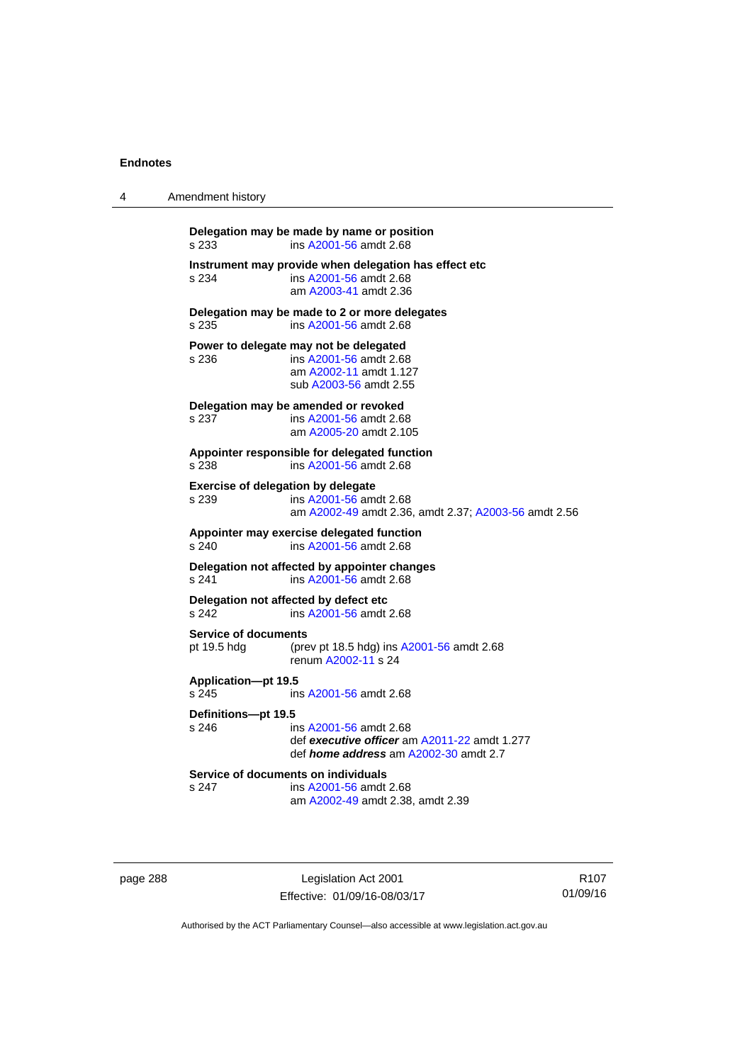**Delegation may be made by name or position**
s 233 ins A2001-56 amdt 2.68

**Instrument may provide when delegation has effect etc**
s 234 ins A2001-56 amdt 2.68
am A2003-41 amdt 2.36

**Delegation may be made to 2 or more delegates**
s 235 ins A2001-56 amdt 2.68

**Power to delegate may not be delegated**
s 236 ins A2001-56 amdt 2.68
am A2002-11 amdt 1.127
sub A2003-56 amdt 2.55

**Delegation may be amended or revoked**
s 237 ins A2001-56 amdt 2.68
am A2005-20 amdt 2.105

**Appointer responsible for delegated function**
s 238 ins A2001-56 amdt 2.68

**Exercise of delegation by delegate**
s 239 ins A2001-56 amdt 2.68
am A2002-49 amdt 2.36, amdt 2.37; A2003-56 amdt 2.56

**Appointer may exercise delegated function**
s 240 ins A2001-56 amdt 2.68

**Delegation not affected by appointer changes**
s 241 ins A2001-56 amdt 2.68

**Delegation not affected by defect etc**
s 242 ins A2001-56 amdt 2.68

**Service of documents**
pt 19.5 hdg (prev pt 18.5 hdg) ins A2001-56 amdt 2.68
renum A2002-11 s 24

**Application—pt 19.5**
s 245 ins A2001-56 amdt 2.68

**Definitions—pt 19.5**
s 246 ins A2001-56 amdt 2.68
def ***executive officer*** am A2011-22 amdt 1.277
def ***home address*** am A2002-30 amdt 2.7

**Service of documents on individuals**
s 247 ins A2001-56 amdt 2.68
am A2002-49 amdt 2.38, amdt 2.39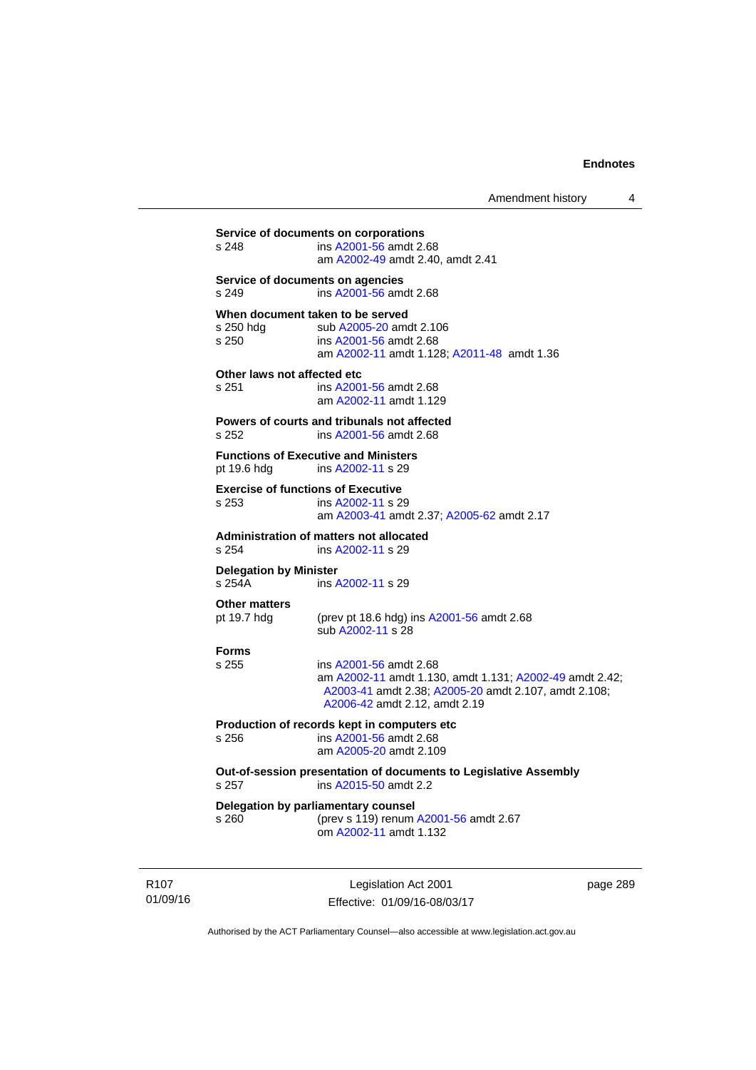**Service of documents on corporations**
s 248 ins A2001-56 amdt 2.68
am A2002-49 amdt 2.40, amdt 2.41

**Service of documents on agencies**
s 249 ins A2001-56 amdt 2.68

**When document taken to be served**
s 250 hdg sub A2005-20 amdt 2.106
s 250 ins A2001-56 amdt 2.68
am A2002-11 amdt 1.128; A2011-48 amdt 1.36

**Other laws not affected etc**
s 251 ins A2001-56 amdt 2.68
am A2002-11 amdt 1.129

**Powers of courts and tribunals not affected**
s 252 ins A2001-56 amdt 2.68

**Functions of Executive and Ministers**
pt 19.6 hdg ins A2002-11 s 29

**Exercise of functions of Executive**
s 253 ins A2002-11 s 29
am A2003-41 amdt 2.37; A2005-62 amdt 2.17

**Administration of matters not allocated**
s 254 ins A2002-11 s 29

**Delegation by Minister**
s 254A ins A2002-11 s 29

**Other matters**
pt 19.7 hdg (prev pt 18.6 hdg) ins A2001-56 amdt 2.68
sub A2002-11 s 28

**Forms**
s 255 ins A2001-56 amdt 2.68
am A2002-11 amdt 1.130, amdt 1.131; A2002-49 amdt 2.42; A2003-41 amdt 2.38; A2005-20 amdt 2.107, amdt 2.108; A2006-42 amdt 2.12, amdt 2.19

**Production of records kept in computers etc**
s 256 ins A2001-56 amdt 2.68
am A2005-20 amdt 2.109

**Out-of-session presentation of documents to Legislative Assembly**
s 257 ins A2015-50 amdt 2.2

**Delegation by parliamentary counsel**
s 260 (prev s 119) renum A2001-56 amdt 2.67
om A2002-11 amdt 1.132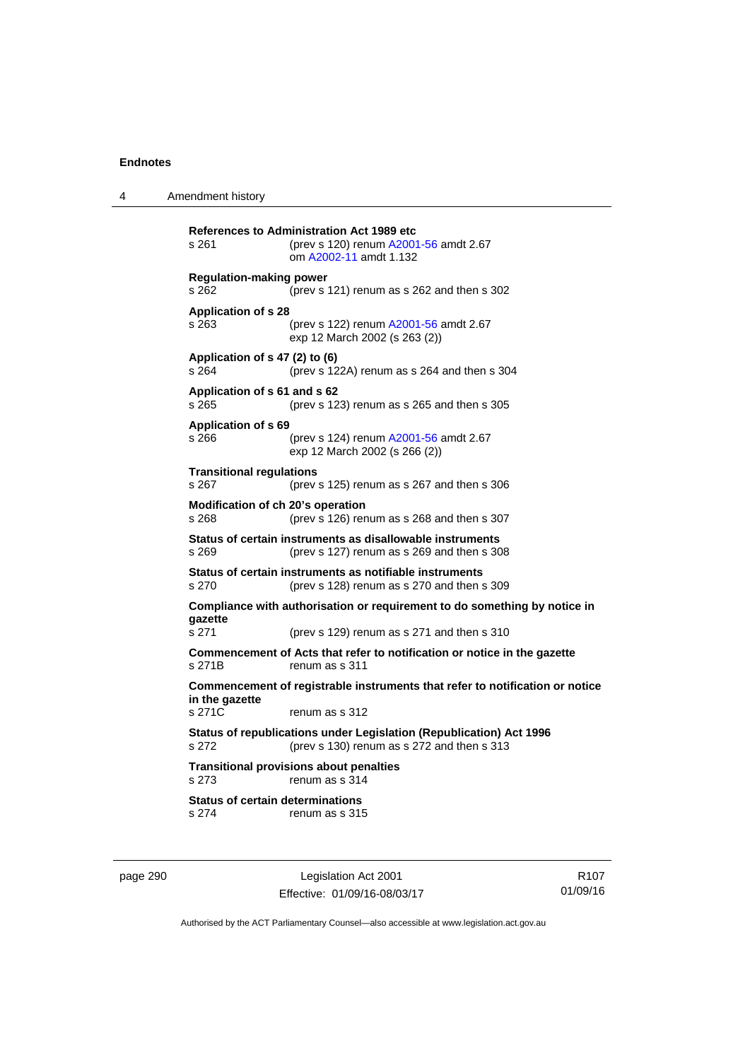**References to Administration Act 1989 etc**
s 261 (prev s 120) renum A2001-56 amdt 2.67
om A2002-11 amdt 1.132

**Regulation-making power**
s 262 (prev s 121) renum as s 262 and then s 302

**Application of s 28**
s 263 (prev s 122) renum A2001-56 amdt 2.67
exp 12 March 2002 (s 263 (2))

**Application of s 47 (2) to (6)**
s 264 (prev s 122A) renum as s 264 and then s 304

**Application of s 61 and s 62**
s 265 (prev s 123) renum as s 265 and then s 305

**Application of s 69**
s 266 (prev s 124) renum A2001-56 amdt 2.67
exp 12 March 2002 (s 266 (2))

**Transitional regulations**
s 267 (prev s 125) renum as s 267 and then s 306

**Modification of ch 20's operation**
s 268 (prev s 126) renum as s 268 and then s 307

**Status of certain instruments as disallowable instruments**
s 269 (prev s 127) renum as s 269 and then s 308

**Status of certain instruments as notifiable instruments**
s 270 (prev s 128) renum as s 270 and then s 309

**Compliance with authorisation or requirement to do something by notice in gazette**
s 271 (prev s 129) renum as s 271 and then s 310

**Commencement of Acts that refer to notification or notice in the gazette**
s 271B renum as s 311

**Commencement of registrable instruments that refer to notification or notice in the gazette**
s 271C renum as s 312

**Status of republications under Legislation (Republication) Act 1996**
s 272 (prev s 130) renum as s 272 and then s 313

**Transitional provisions about penalties**
s 273 renum as s 314

**Status of certain determinations**
s 274 renum as s 315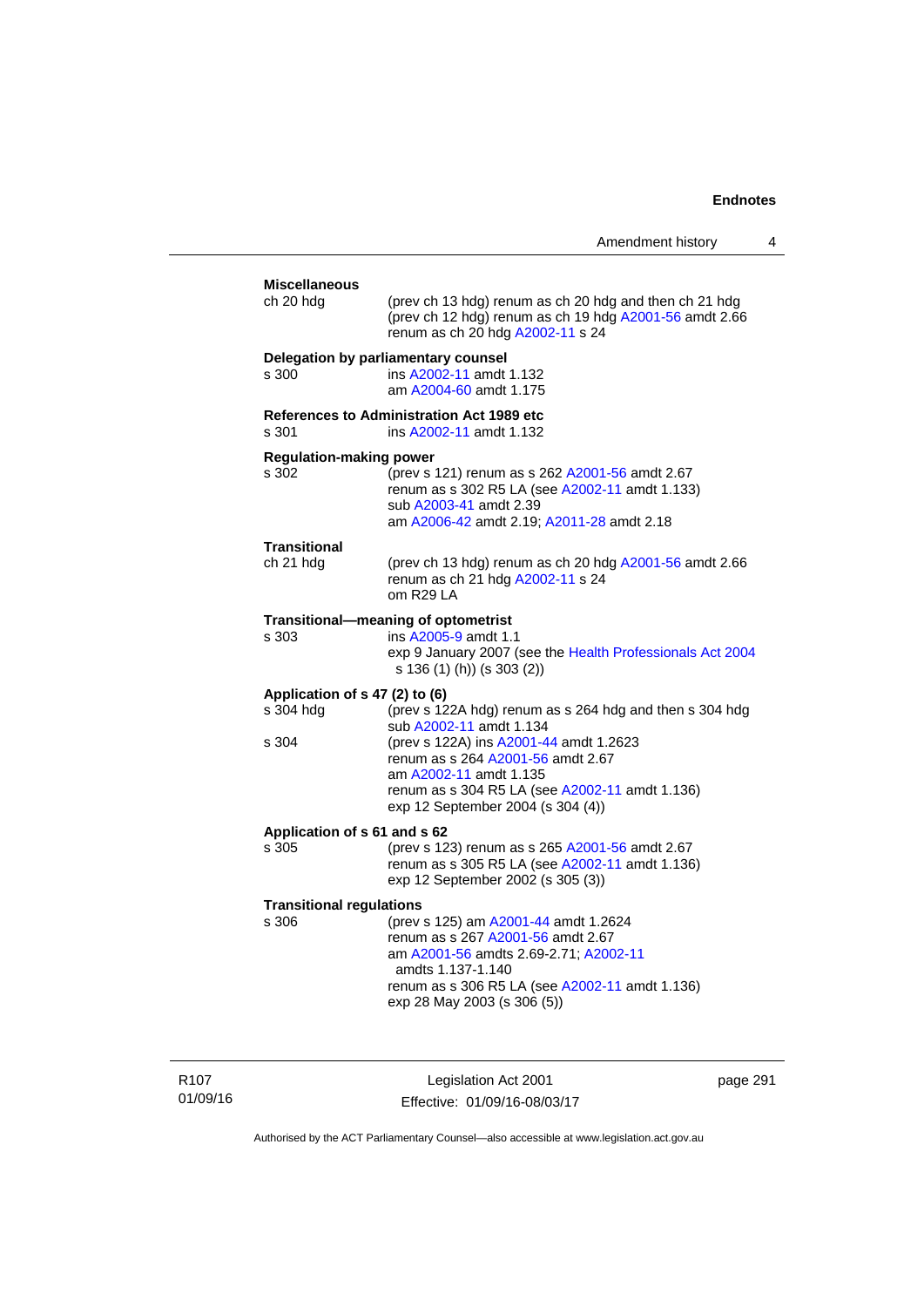**Miscellaneous**

ch 20 hdg — (prev ch 13 hdg) renum as ch 20 hdg and then ch 21 hdg
(prev ch 12 hdg) renum as ch 19 hdg A2001-56 amdt 2.66
renum as ch 20 hdg A2002-11 s 24

**Delegation by parliamentary counsel**

s 300 — ins A2002-11 amdt 1.132
am A2004-60 amdt 1.175

**References to Administration Act 1989 etc**

s 301 — ins A2002-11 amdt 1.132

**Regulation-making power**

s 302 — (prev s 121) renum as s 262 A2001-56 amdt 2.67
renum as s 302 R5 LA (see A2002-11 amdt 1.133)
sub A2003-41 amdt 2.39
am A2006-42 amdt 2.19; A2011-28 amdt 2.18

**Transitional**

ch 21 hdg — (prev ch 13 hdg) renum as ch 20 hdg A2001-56 amdt 2.66
renum as ch 21 hdg A2002-11 s 24
om R29 LA

**Transitional—meaning of optometrist**

s 303 — ins A2005-9 amdt 1.1
exp 9 January 2007 (see the Health Professionals Act 2004 s 136 (1) (h)) (s 303 (2))

**Application of s 47 (2) to (6)**

s 304 hdg — (prev s 122A hdg) renum as s 264 hdg and then s 304 hdg
sub A2002-11 amdt 1.134

s 304 — (prev s 122A) ins A2001-44 amdt 1.2623
renum as s 264 A2001-56 amdt 2.67
am A2002-11 amdt 1.135
renum as s 304 R5 LA (see A2002-11 amdt 1.136)
exp 12 September 2004 (s 304 (4))

**Application of s 61 and s 62**

s 305 — (prev s 123) renum as s 265 A2001-56 amdt 2.67
renum as s 305 R5 LA (see A2002-11 amdt 1.136)
exp 12 September 2002 (s 305 (3))

**Transitional regulations**

s 306 — (prev s 125) am A2001-44 amdt 1.2624
renum as s 267 A2001-56 amdt 2.67
am A2001-56 amdts 2.69-2.71; A2002-11 amdts 1.137-1.140
renum as s 306 R5 LA (see A2002-11 amdt 1.136)
exp 28 May 2003 (s 306 (5))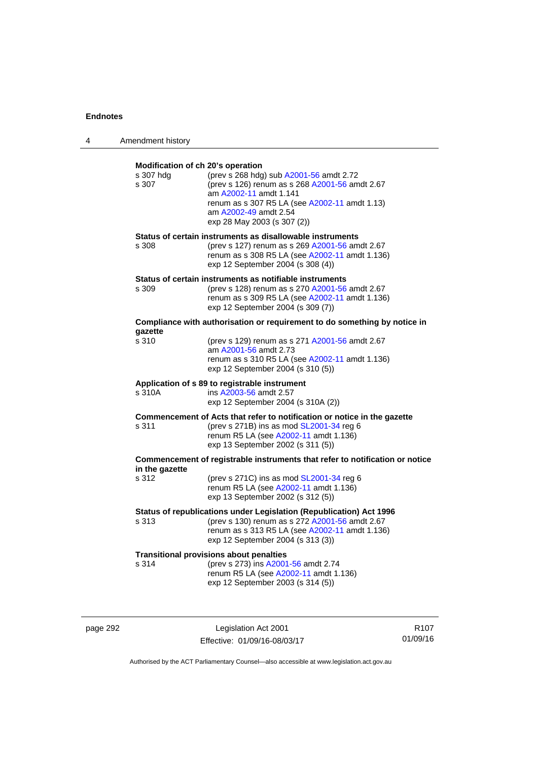**Modification of ch 20's operation**

s 307 hdg (prev s 268 hdg) sub A2001-56 amdt 2.72

s 307 (prev s 126) renum as s 268 A2001-56 amdt 2.67
am A2002-11 amdt 1.141
renum as s 307 R5 LA (see A2002-11 amdt 1.13)
am A2002-49 amdt 2.54
exp 28 May 2003 (s 307 (2))

**Status of certain instruments as disallowable instruments**

s 308 (prev s 127) renum as s 269 A2001-56 amdt 2.67
renum as s 308 R5 LA (see A2002-11 amdt 1.136)
exp 12 September 2004 (s 308 (4))

**Status of certain instruments as notifiable instruments**

s 309 (prev s 128) renum as s 270 A2001-56 amdt 2.67
renum as s 309 R5 LA (see A2002-11 amdt 1.136)
exp 12 September 2004 (s 309 (7))

**Compliance with authorisation or requirement to do something by notice in gazette**

s 310 (prev s 129) renum as s 271 A2001-56 amdt 2.67
am A2001-56 amdt 2.73
renum as s 310 R5 LA (see A2002-11 amdt 1.136)
exp 12 September 2004 (s 310 (5))

**Application of s 89 to registrable instrument**

s 310A ins A2003-56 amdt 2.57
exp 12 September 2004 (s 310A (2))

**Commencement of Acts that refer to notification or notice in the gazette**

s 311 (prev s 271B) ins as mod SL2001-34 reg 6
renum R5 LA (see A2002-11 amdt 1.136)
exp 13 September 2002 (s 311 (5))

**Commencement of registrable instruments that refer to notification or notice in the gazette**

s 312 (prev s 271C) ins as mod SL2001-34 reg 6
renum R5 LA (see A2002-11 amdt 1.136)
exp 13 September 2002 (s 312 (5))

**Status of republications under Legislation (Republication) Act 1996**

s 313 (prev s 130) renum as s 272 A2001-56 amdt 2.67
renum as s 313 R5 LA (see A2002-11 amdt 1.136)
exp 12 September 2004 (s 313 (3))

**Transitional provisions about penalties**

s 314 (prev s 273) ins A2001-56 amdt 2.74
renum R5 LA (see A2002-11 amdt 1.136)
exp 12 September 2003 (s 314 (5))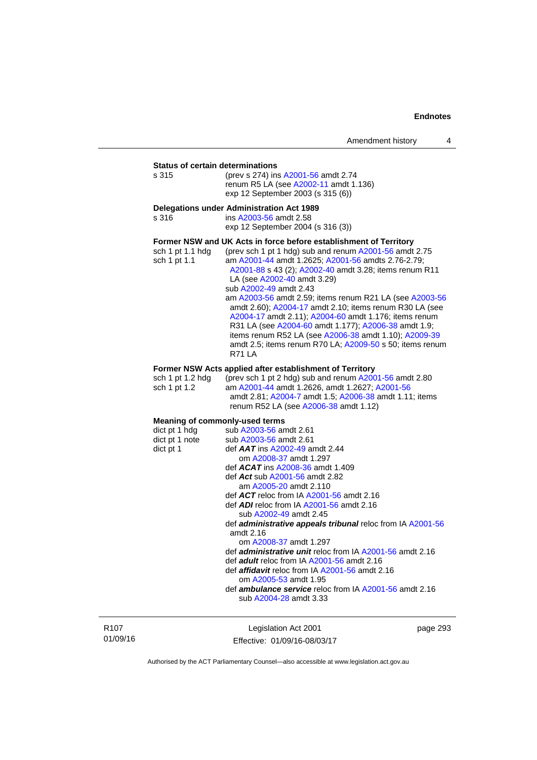**Status of certain determinations**

s 315 (prev s 274) ins A2001-56 amdt 2.74
renum R5 LA (see A2002-11 amdt 1.136)
exp 12 September 2003 (s 315 (6))

**Delegations under Administration Act 1989**

s 316 ins A2003-56 amdt 2.58
exp 12 September 2004 (s 316 (3))

**Former NSW and UK Acts in force before establishment of Territory**

sch 1 pt 1.1 hdg (prev sch 1 pt 1 hdg) sub and renum A2001-56 amdt 2.75

sch 1 pt 1.1 am A2001-44 amdt 1.2625; A2001-56 amdts 2.76-2.79; A2001-88 s 43 (2); A2002-40 amdt 3.28; items renum R11 LA (see A2002-40 amdt 3.29)
sub A2002-49 amdt 2.43
am A2003-56 amdt 2.59; items renum R21 LA (see A2003-56 amdt 2.60); A2004-17 amdt 2.10; items renum R30 LA (see A2004-17 amdt 2.11); A2004-60 amdt 1.176; items renum R31 LA (see A2004-60 amdt 1.177); A2006-38 amdt 1.9; items renum R52 LA (see A2006-38 amdt 1.10); A2009-39 amdt 2.5; items renum R70 LA; A2009-50 s 50; items renum R71 LA

**Former NSW Acts applied after establishment of Territory**

sch 1 pt 1.2 hdg (prev sch 1 pt 2 hdg) sub and renum A2001-56 amdt 2.80

sch 1 pt 1.2 am A2001-44 amdt 1.2626, amdt 1.2627; A2001-56 amdt 2.81; A2004-7 amdt 1.5; A2006-38 amdt 1.11; items renum R52 LA (see A2006-38 amdt 1.12)

**Meaning of commonly-used terms**

dict pt 1 hdg sub A2003-56 amdt 2.61

dict pt 1 note sub A2003-56 amdt 2.61

dict pt 1 def ***AAT*** ins A2002-49 amdt 2.44
om A2008-37 amdt 1.297
def ***ACAT*** ins A2008-36 amdt 1.409
def ***Act*** sub A2001-56 amdt 2.82
am A2005-20 amdt 2.110
def ***ACT*** reloc from IA A2001-56 amdt 2.16
def ***ADI*** reloc from IA A2001-56 amdt 2.16
sub A2002-49 amdt 2.45
def ***administrative appeals tribunal*** reloc from IA A2001-56 amdt 2.16
om A2008-37 amdt 1.297
def ***administrative unit*** reloc from IA A2001-56 amdt 2.16
def ***adult*** reloc from IA A2001-56 amdt 2.16
def ***affidavit*** reloc from IA A2001-56 amdt 2.16
om A2005-53 amdt 1.95
def ***ambulance service*** reloc from IA A2001-56 amdt 2.16
sub A2004-28 amdt 3.33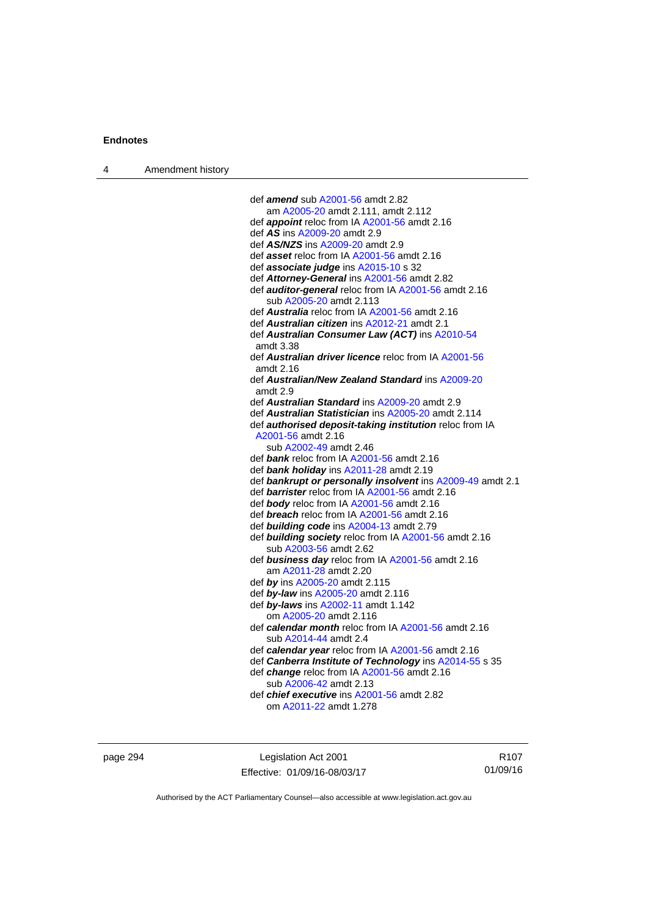def ***amend*** sub A2001-56 amdt 2.82
  am A2005-20 amdt 2.111, amdt 2.112
def ***appoint*** reloc from IA A2001-56 amdt 2.16
def ***AS*** ins A2009-20 amdt 2.9
def ***AS/NZS*** ins A2009-20 amdt 2.9
def ***asset*** reloc from IA A2001-56 amdt 2.16
def ***associate judge*** ins A2015-10 s 32
def ***Attorney-General*** ins A2001-56 amdt 2.82
def ***auditor-general*** reloc from IA A2001-56 amdt 2.16
  sub A2005-20 amdt 2.113
def ***Australia*** reloc from IA A2001-56 amdt 2.16
def ***Australian citizen*** ins A2012-21 amdt 2.1
def ***Australian Consumer Law (ACT)*** ins A2010-54 amdt 3.38
def ***Australian driver licence*** reloc from IA A2001-56 amdt 2.16
def ***Australian/New Zealand Standard*** ins A2009-20 amdt 2.9
def ***Australian Standard*** ins A2009-20 amdt 2.9
def ***Australian Statistician*** ins A2005-20 amdt 2.114
def ***authorised deposit-taking institution*** reloc from IA A2001-56 amdt 2.16
  sub A2002-49 amdt 2.46
def ***bank*** reloc from IA A2001-56 amdt 2.16
def ***bank holiday*** ins A2011-28 amdt 2.19
def ***bankrupt or personally insolvent*** ins A2009-49 amdt 2.1
def ***barrister*** reloc from IA A2001-56 amdt 2.16
def ***body*** reloc from IA A2001-56 amdt 2.16
def ***breach*** reloc from IA A2001-56 amdt 2.16
def ***building code*** ins A2004-13 amdt 2.79
def ***building society*** reloc from IA A2001-56 amdt 2.16
  sub A2003-56 amdt 2.62
def ***business day*** reloc from IA A2001-56 amdt 2.16
  am A2011-28 amdt 2.20
def ***by*** ins A2005-20 amdt 2.115
def ***by-law*** ins A2005-20 amdt 2.116
def ***by-laws*** ins A2002-11 amdt 1.142
  om A2005-20 amdt 2.116
def ***calendar month*** reloc from IA A2001-56 amdt 2.16
  sub A2014-44 amdt 2.4
def ***calendar year*** reloc from IA A2001-56 amdt 2.16
def ***Canberra Institute of Technology*** ins A2014-55 s 35
def ***change*** reloc from IA A2001-56 amdt 2.16
  sub A2006-42 amdt 2.13
def ***chief executive*** ins A2001-56 amdt 2.82
  om A2011-22 amdt 1.278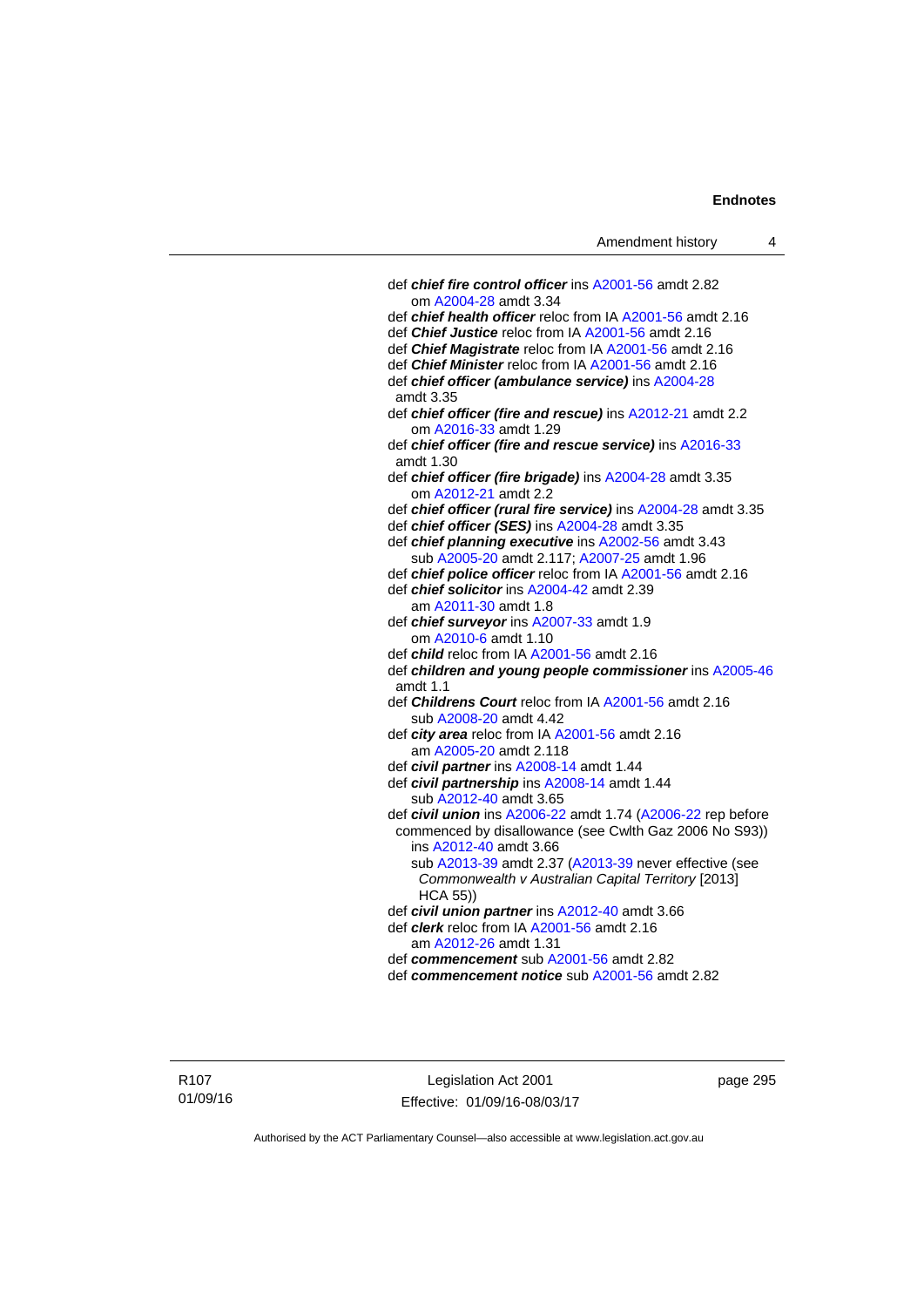def ***chief fire control officer*** ins A2001-56 amdt 2.82
om A2004-28 amdt 3.34

def ***chief health officer*** reloc from IA A2001-56 amdt 2.16

def ***Chief Justice*** reloc from IA A2001-56 amdt 2.16

def ***Chief Magistrate*** reloc from IA A2001-56 amdt 2.16

def ***Chief Minister*** reloc from IA A2001-56 amdt 2.16

def ***chief officer (ambulance service)*** ins A2004-28 amdt 3.35

def ***chief officer (fire and rescue)*** ins A2012-21 amdt 2.2
om A2016-33 amdt 1.29

def ***chief officer (fire and rescue service)*** ins A2016-33 amdt 1.30

def ***chief officer (fire brigade)*** ins A2004-28 amdt 3.35
om A2012-21 amdt 2.2

def ***chief officer (rural fire service)*** ins A2004-28 amdt 3.35

def ***chief officer (SES)*** ins A2004-28 amdt 3.35

def ***chief planning executive*** ins A2002-56 amdt 3.43
sub A2005-20 amdt 2.117; A2007-25 amdt 1.96

def ***chief police officer*** reloc from IA A2001-56 amdt 2.16

def ***chief solicitor*** ins A2004-42 amdt 2.39
am A2011-30 amdt 1.8

def ***chief surveyor*** ins A2007-33 amdt 1.9
om A2010-6 amdt 1.10

def ***child*** reloc from IA A2001-56 amdt 2.16

def ***children and young people commissioner*** ins A2005-46 amdt 1.1

def ***Childrens Court*** reloc from IA A2001-56 amdt 2.16
sub A2008-20 amdt 4.42

def ***city area*** reloc from IA A2001-56 amdt 2.16
am A2005-20 amdt 2.118

def ***civil partner*** ins A2008-14 amdt 1.44

def ***civil partnership*** ins A2008-14 amdt 1.44
sub A2012-40 amdt 3.65

def ***civil union*** ins A2006-22 amdt 1.74 (A2006-22 rep before commenced by disallowance (see Cwlth Gaz 2006 No S93))
ins A2012-40 amdt 3.66
sub A2013-39 amdt 2.37 (A2013-39 never effective (see *Commonwealth v Australian Capital Territory* [2013] HCA 55))

def ***civil union partner*** ins A2012-40 amdt 3.66

def ***clerk*** reloc from IA A2001-56 amdt 2.16
am A2012-26 amdt 1.31

def ***commencement*** sub A2001-56 amdt 2.82

def ***commencement notice*** sub A2001-56 amdt 2.82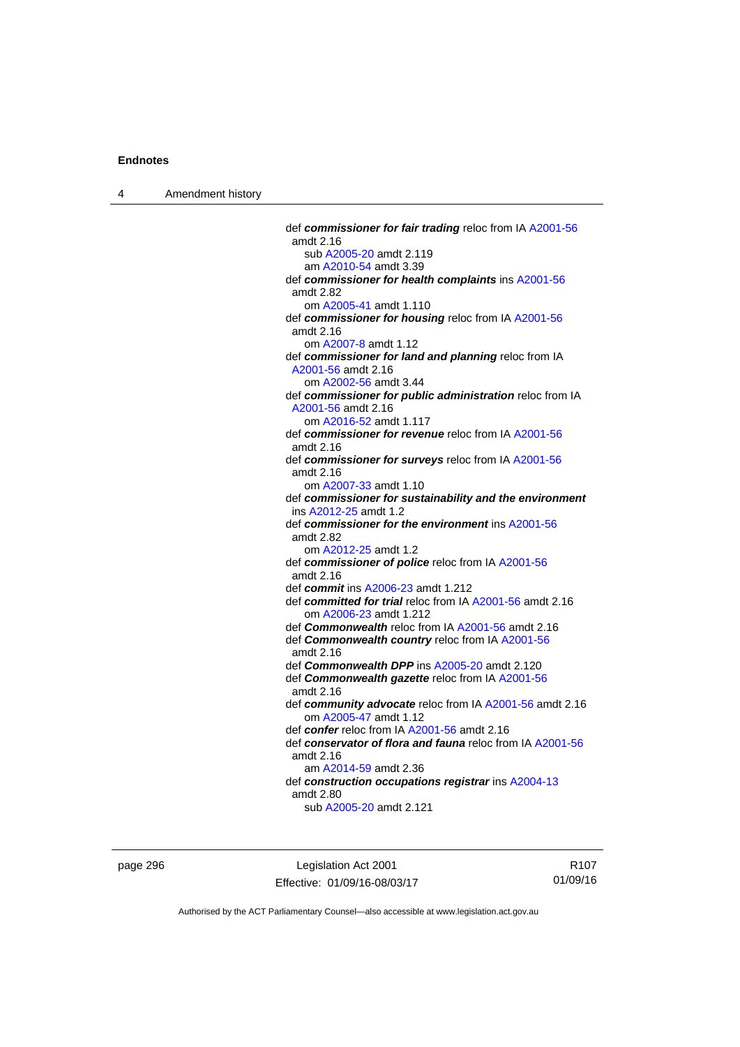def ***commissioner for fair trading*** reloc from IA A2001-56 amdt 2.16
sub A2005-20 amdt 2.119
am A2010-54 amdt 3.39

def ***commissioner for health complaints*** ins A2001-56 amdt 2.82
om A2005-41 amdt 1.110

def ***commissioner for housing*** reloc from IA A2001-56 amdt 2.16
om A2007-8 amdt 1.12

def ***commissioner for land and planning*** reloc from IA A2001-56 amdt 2.16
om A2002-56 amdt 3.44

def ***commissioner for public administration*** reloc from IA A2001-56 amdt 2.16
om A2016-52 amdt 1.117

def ***commissioner for revenue*** reloc from IA A2001-56 amdt 2.16

def ***commissioner for surveys*** reloc from IA A2001-56 amdt 2.16
om A2007-33 amdt 1.10

def ***commissioner for sustainability and the environment*** ins A2012-25 amdt 1.2

def ***commissioner for the environment*** ins A2001-56 amdt 2.82
om A2012-25 amdt 1.2

def ***commissioner of police*** reloc from IA A2001-56 amdt 2.16

def ***commit*** ins A2006-23 amdt 1.212

def ***committed for trial*** reloc from IA A2001-56 amdt 2.16
om A2006-23 amdt 1.212

def ***Commonwealth*** reloc from IA A2001-56 amdt 2.16

def ***Commonwealth country*** reloc from IA A2001-56 amdt 2.16

def ***Commonwealth DPP*** ins A2005-20 amdt 2.120

def ***Commonwealth gazette*** reloc from IA A2001-56 amdt 2.16

def ***community advocate*** reloc from IA A2001-56 amdt 2.16
om A2005-47 amdt 1.12

def ***confer*** reloc from IA A2001-56 amdt 2.16

def ***conservator of flora and fauna*** reloc from IA A2001-56 amdt 2.16
am A2014-59 amdt 2.36

def ***construction occupations registrar*** ins A2004-13 amdt 2.80
sub A2005-20 amdt 2.121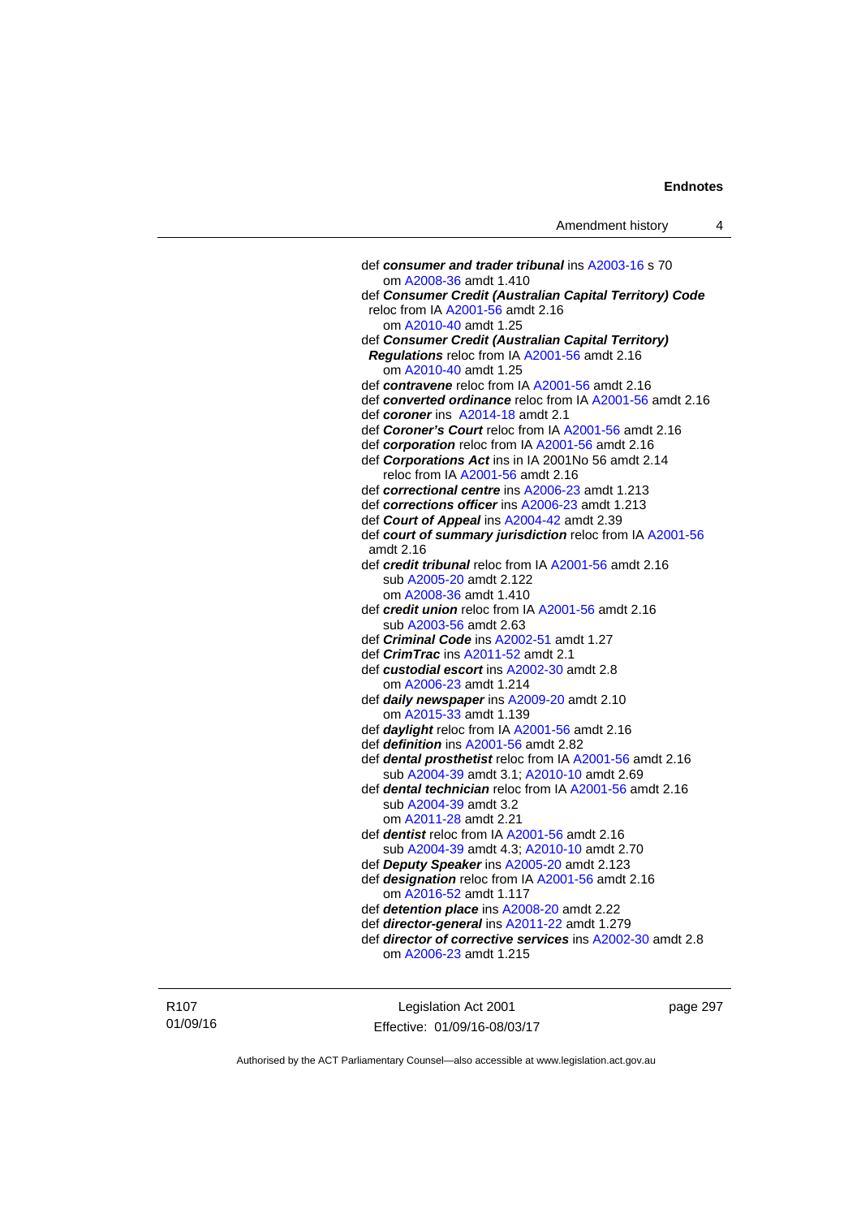def ***consumer and trader tribunal*** ins A2003-16 s 70
om A2008-36 amdt 1.410

def ***Consumer Credit (Australian Capital Territory) Code*** reloc from IA A2001-56 amdt 2.16
om A2010-40 amdt 1.25

def ***Consumer Credit (Australian Capital Territory) Regulations*** reloc from IA A2001-56 amdt 2.16
om A2010-40 amdt 1.25

def ***contravene*** reloc from IA A2001-56 amdt 2.16

def ***converted ordinance*** reloc from IA A2001-56 amdt 2.16

def ***coroner*** ins A2014-18 amdt 2.1

def ***Coroner's Court*** reloc from IA A2001-56 amdt 2.16

def ***corporation*** reloc from IA A2001-56 amdt 2.16

def ***Corporations Act*** ins in IA 2001No 56 amdt 2.14
reloc from IA A2001-56 amdt 2.16

def ***correctional centre*** ins A2006-23 amdt 1.213

def ***corrections officer*** ins A2006-23 amdt 1.213

def ***Court of Appeal*** ins A2004-42 amdt 2.39

def ***court of summary jurisdiction*** reloc from IA A2001-56 amdt 2.16

def ***credit tribunal*** reloc from IA A2001-56 amdt 2.16
sub A2005-20 amdt 2.122
om A2008-36 amdt 1.410

def ***credit union*** reloc from IA A2001-56 amdt 2.16
sub A2003-56 amdt 2.63

def ***Criminal Code*** ins A2002-51 amdt 1.27

def ***CrimTrac*** ins A2011-52 amdt 2.1

def ***custodial escort*** ins A2002-30 amdt 2.8
om A2006-23 amdt 1.214

def ***daily newspaper*** ins A2009-20 amdt 2.10
om A2015-33 amdt 1.139

def ***daylight*** reloc from IA A2001-56 amdt 2.16

def ***definition*** ins A2001-56 amdt 2.82

def ***dental prosthetist*** reloc from IA A2001-56 amdt 2.16
sub A2004-39 amdt 3.1; A2010-10 amdt 2.69

def ***dental technician*** reloc from IA A2001-56 amdt 2.16
sub A2004-39 amdt 3.2
om A2011-28 amdt 2.21

def ***dentist*** reloc from IA A2001-56 amdt 2.16
sub A2004-39 amdt 4.3; A2010-10 amdt 2.70

def ***Deputy Speaker*** ins A2005-20 amdt 2.123

def ***designation*** reloc from IA A2001-56 amdt 2.16
om A2016-52 amdt 1.117

def ***detention place*** ins A2008-20 amdt 2.22

def ***director-general*** ins A2011-22 amdt 1.279

def ***director of corrective services*** ins A2002-30 amdt 2.8
om A2006-23 amdt 1.215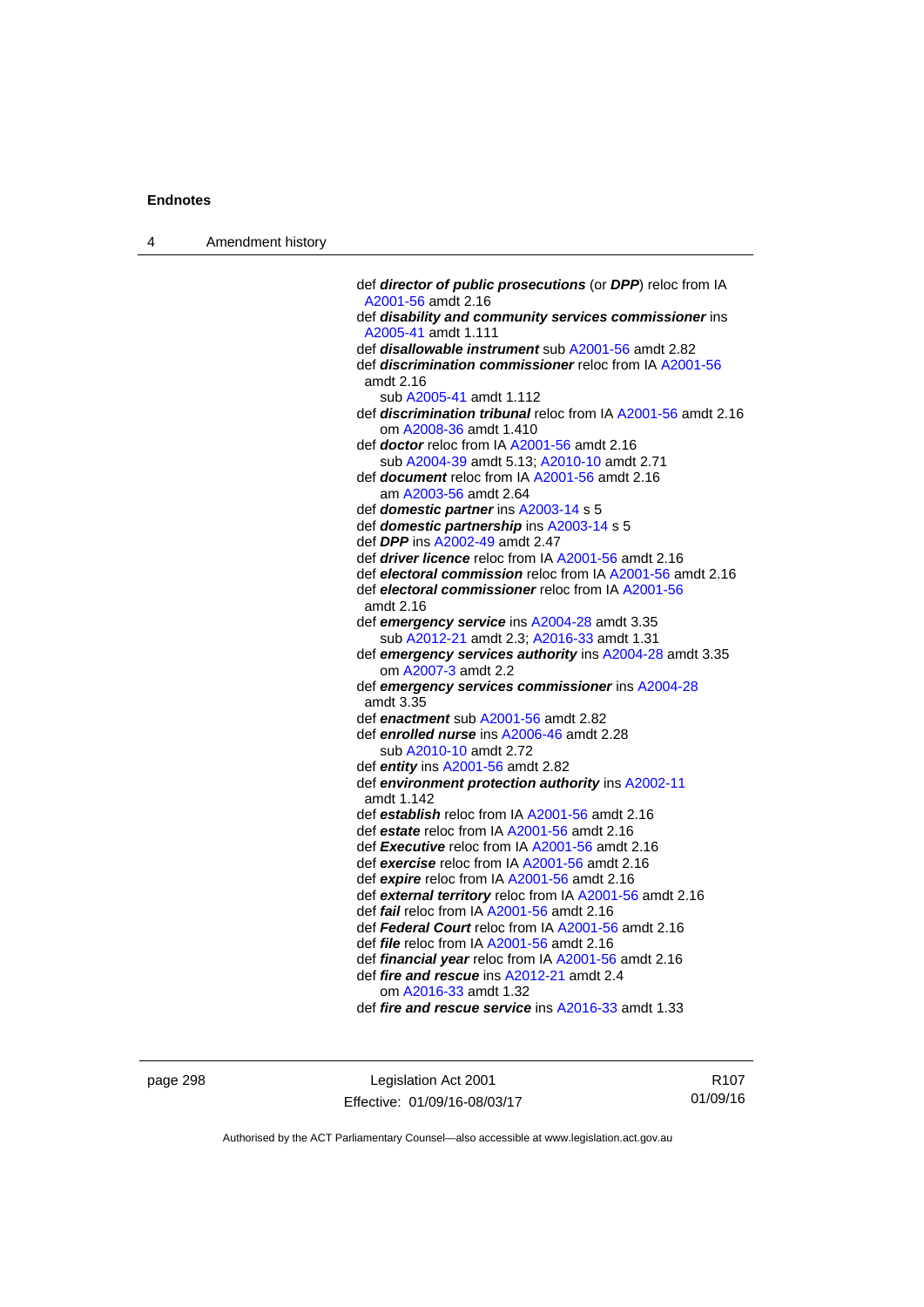def ***director of public prosecutions*** (or ***DPP***) reloc from IA A2001-56 amdt 2.16

def ***disability and community services commissioner*** ins A2005-41 amdt 1.111

def ***disallowable instrument*** sub A2001-56 amdt 2.82

def ***discrimination commissioner*** reloc from IA A2001-56 amdt 2.16
  sub A2005-41 amdt 1.112

def ***discrimination tribunal*** reloc from IA A2001-56 amdt 2.16
  om A2008-36 amdt 1.410

def ***doctor*** reloc from IA A2001-56 amdt 2.16
  sub A2004-39 amdt 5.13; A2010-10 amdt 2.71

def ***document*** reloc from IA A2001-56 amdt 2.16
  am A2003-56 amdt 2.64

def ***domestic partner*** ins A2003-14 s 5

def ***domestic partnership*** ins A2003-14 s 5

def ***DPP*** ins A2002-49 amdt 2.47

def ***driver licence*** reloc from IA A2001-56 amdt 2.16

def ***electoral commission*** reloc from IA A2001-56 amdt 2.16

def ***electoral commissioner*** reloc from IA A2001-56 amdt 2.16

def ***emergency service*** ins A2004-28 amdt 3.35
  sub A2012-21 amdt 2.3; A2016-33 amdt 1.31

def ***emergency services authority*** ins A2004-28 amdt 3.35
  om A2007-3 amdt 2.2

def ***emergency services commissioner*** ins A2004-28 amdt 3.35

def ***enactment*** sub A2001-56 amdt 2.82

def ***enrolled nurse*** ins A2006-46 amdt 2.28
  sub A2010-10 amdt 2.72

def ***entity*** ins A2001-56 amdt 2.82

def ***environment protection authority*** ins A2002-11 amdt 1.142

def ***establish*** reloc from IA A2001-56 amdt 2.16

def ***estate*** reloc from IA A2001-56 amdt 2.16

def ***Executive*** reloc from IA A2001-56 amdt 2.16

def ***exercise*** reloc from IA A2001-56 amdt 2.16

def ***expire*** reloc from IA A2001-56 amdt 2.16

def ***external territory*** reloc from IA A2001-56 amdt 2.16

def ***fail*** reloc from IA A2001-56 amdt 2.16

def ***Federal Court*** reloc from IA A2001-56 amdt 2.16

def ***file*** reloc from IA A2001-56 amdt 2.16

def ***financial year*** reloc from IA A2001-56 amdt 2.16

def ***fire and rescue*** ins A2012-21 amdt 2.4
  om A2016-33 amdt 1.32

def ***fire and rescue service*** ins A2016-33 amdt 1.33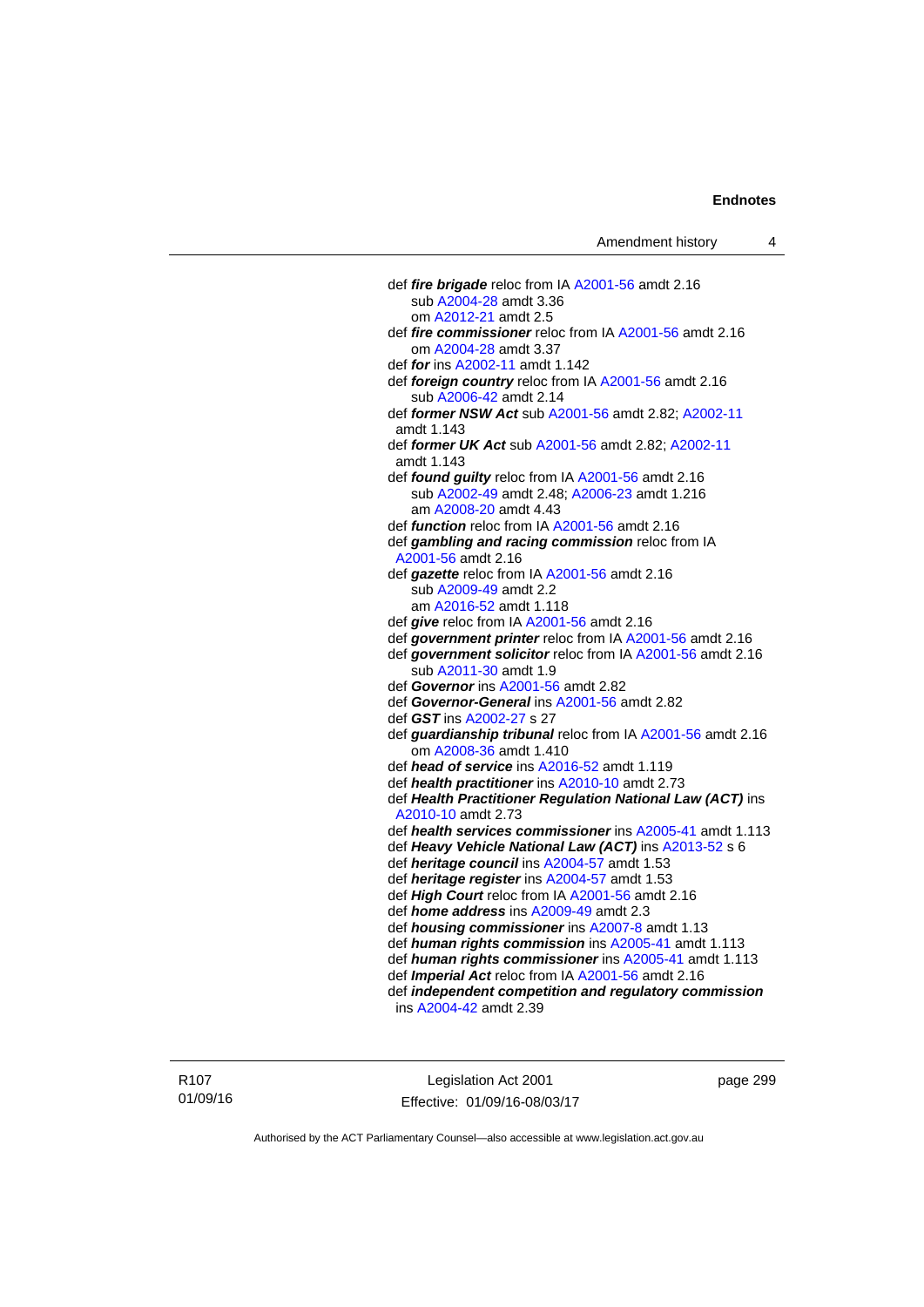def ***fire brigade*** reloc from IA A2001-56 amdt 2.16
sub A2004-28 amdt 3.36
om A2012-21 amdt 2.5

def ***fire commissioner*** reloc from IA A2001-56 amdt 2.16
om A2004-28 amdt 3.37

def ***for*** ins A2002-11 amdt 1.142

def ***foreign country*** reloc from IA A2001-56 amdt 2.16
sub A2006-42 amdt 2.14

def ***former NSW Act*** sub A2001-56 amdt 2.82; A2002-11 amdt 1.143

def ***former UK Act*** sub A2001-56 amdt 2.82; A2002-11 amdt 1.143

def ***found guilty*** reloc from IA A2001-56 amdt 2.16
sub A2002-49 amdt 2.48; A2006-23 amdt 1.216
am A2008-20 amdt 4.43

def ***function*** reloc from IA A2001-56 amdt 2.16

def ***gambling and racing commission*** reloc from IA A2001-56 amdt 2.16

def ***gazette*** reloc from IA A2001-56 amdt 2.16
sub A2009-49 amdt 2.2
am A2016-52 amdt 1.118

def ***give*** reloc from IA A2001-56 amdt 2.16

def ***government printer*** reloc from IA A2001-56 amdt 2.16

def ***government solicitor*** reloc from IA A2001-56 amdt 2.16
sub A2011-30 amdt 1.9

def ***Governor*** ins A2001-56 amdt 2.82

def ***Governor-General*** ins A2001-56 amdt 2.82

def ***GST*** ins A2002-27 s 27

def ***guardianship tribunal*** reloc from IA A2001-56 amdt 2.16
om A2008-36 amdt 1.410

def ***head of service*** ins A2016-52 amdt 1.119

def ***health practitioner*** ins A2010-10 amdt 2.73

def ***Health Practitioner Regulation National Law (ACT)*** ins A2010-10 amdt 2.73

def ***health services commissioner*** ins A2005-41 amdt 1.113

def ***Heavy Vehicle National Law (ACT)*** ins A2013-52 s 6

def ***heritage council*** ins A2004-57 amdt 1.53

def ***heritage register*** ins A2004-57 amdt 1.53

def ***High Court*** reloc from IA A2001-56 amdt 2.16

def ***home address*** ins A2009-49 amdt 2.3

def ***housing commissioner*** ins A2007-8 amdt 1.13

def ***human rights commission*** ins A2005-41 amdt 1.113

def ***human rights commissioner*** ins A2005-41 amdt 1.113

def ***Imperial Act*** reloc from IA A2001-56 amdt 2.16

def ***independent competition and regulatory commission*** ins A2004-42 amdt 2.39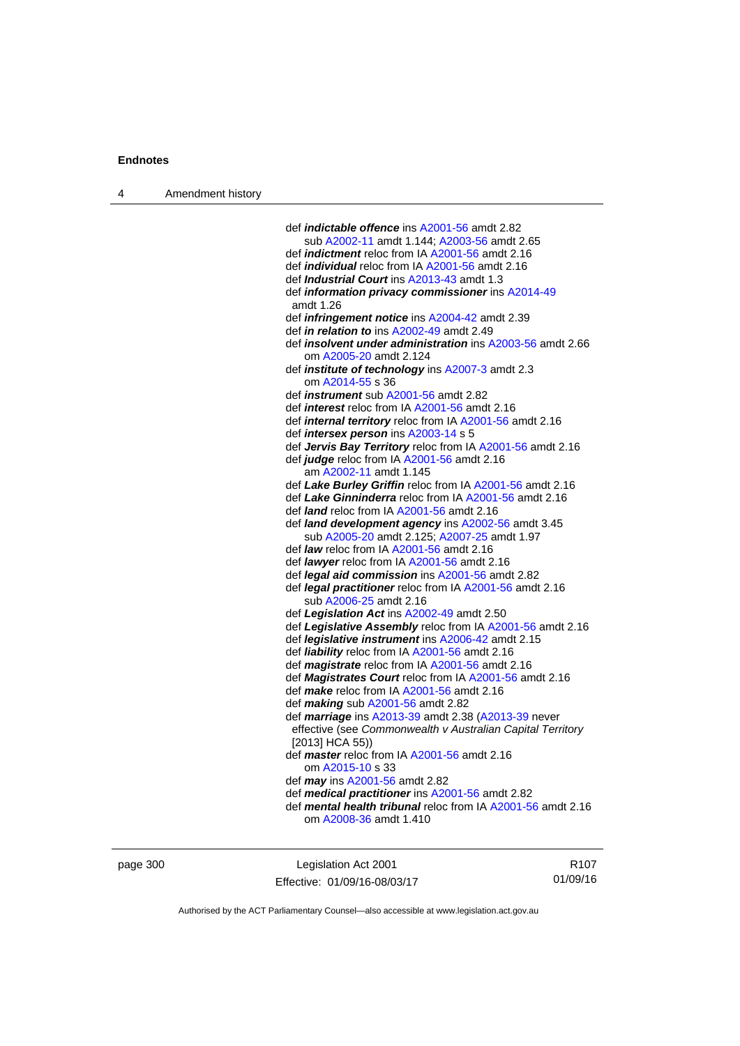def ***indictable offence*** ins A2001-56 amdt 2.82
  sub A2002-11 amdt 1.144; A2003-56 amdt 2.65
def ***indictment*** reloc from IA A2001-56 amdt 2.16
def ***individual*** reloc from IA A2001-56 amdt 2.16
def ***Industrial Court*** ins A2013-43 amdt 1.3
def ***information privacy commissioner*** ins A2014-49 amdt 1.26
def ***infringement notice*** ins A2004-42 amdt 2.39
def ***in relation to*** ins A2002-49 amdt 2.49
def ***insolvent under administration*** ins A2003-56 amdt 2.66
  om A2005-20 amdt 2.124
def ***institute of technology*** ins A2007-3 amdt 2.3
  om A2014-55 s 36
def ***instrument*** sub A2001-56 amdt 2.82
def ***interest*** reloc from IA A2001-56 amdt 2.16
def ***internal territory*** reloc from IA A2001-56 amdt 2.16
def ***intersex person*** ins A2003-14 s 5
def ***Jervis Bay Territory*** reloc from IA A2001-56 amdt 2.16
def ***judge*** reloc from IA A2001-56 amdt 2.16
  am A2002-11 amdt 1.145
def ***Lake Burley Griffin*** reloc from IA A2001-56 amdt 2.16
def ***Lake Ginninderra*** reloc from IA A2001-56 amdt 2.16
def ***land*** reloc from IA A2001-56 amdt 2.16
def ***land development agency*** ins A2002-56 amdt 3.45
  sub A2005-20 amdt 2.125; A2007-25 amdt 1.97
def ***law*** reloc from IA A2001-56 amdt 2.16
def ***lawyer*** reloc from IA A2001-56 amdt 2.16
def ***legal aid commission*** ins A2001-56 amdt 2.82
def ***legal practitioner*** reloc from IA A2001-56 amdt 2.16
  sub A2006-25 amdt 2.16
def ***Legislation Act*** ins A2002-49 amdt 2.50
def ***Legislative Assembly*** reloc from IA A2001-56 amdt 2.16
def ***legislative instrument*** ins A2006-42 amdt 2.15
def ***liability*** reloc from IA A2001-56 amdt 2.16
def ***magistrate*** reloc from IA A2001-56 amdt 2.16
def ***Magistrates Court*** reloc from IA A2001-56 amdt 2.16
def ***make*** reloc from IA A2001-56 amdt 2.16
def ***making*** sub A2001-56 amdt 2.82
def ***marriage*** ins A2013-39 amdt 2.38 (A2013-39 never effective (see *Commonwealth v Australian Capital Territory* [2013] HCA 55))
def ***master*** reloc from IA A2001-56 amdt 2.16
  om A2015-10 s 33
def ***may*** ins A2001-56 amdt 2.82
def ***medical practitioner*** ins A2001-56 amdt 2.82
def ***mental health tribunal*** reloc from IA A2001-56 amdt 2.16
  om A2008-36 amdt 1.410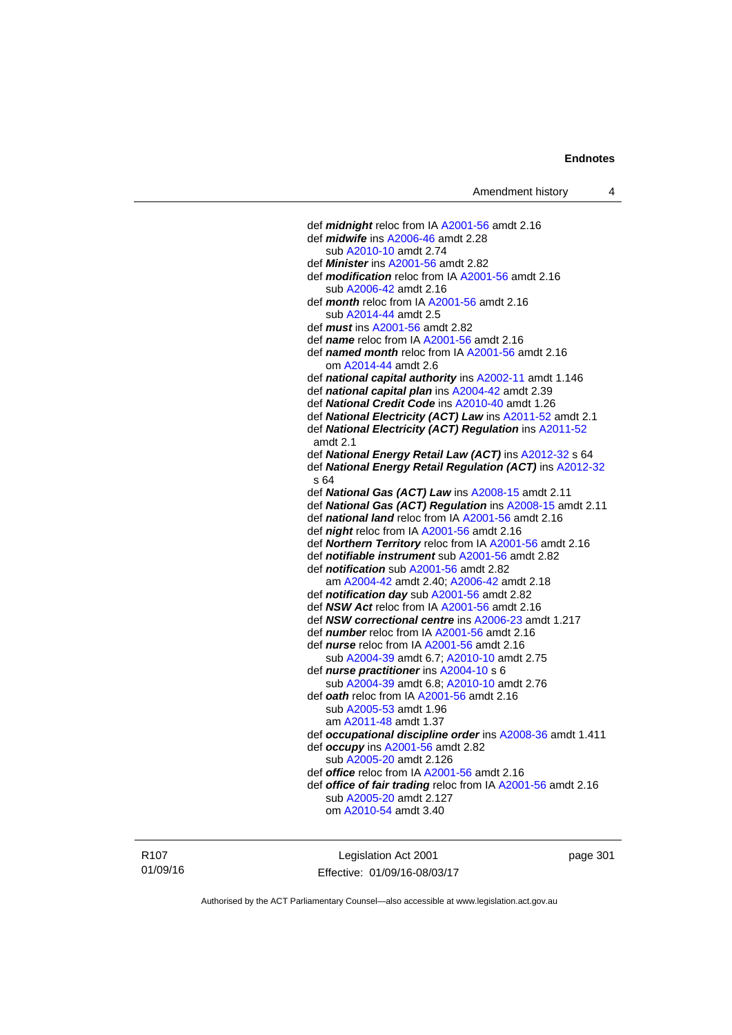def ***midnight*** reloc from IA A2001-56 amdt 2.16
def ***midwife*** ins A2006-46 amdt 2.28
    sub A2010-10 amdt 2.74
def ***Minister*** ins A2001-56 amdt 2.82
def ***modification*** reloc from IA A2001-56 amdt 2.16
    sub A2006-42 amdt 2.16
def ***month*** reloc from IA A2001-56 amdt 2.16
    sub A2014-44 amdt 2.5
def ***must*** ins A2001-56 amdt 2.82
def ***name*** reloc from IA A2001-56 amdt 2.16
def ***named month*** reloc from IA A2001-56 amdt 2.16
    om A2014-44 amdt 2.6
def ***national capital authority*** ins A2002-11 amdt 1.146
def ***national capital plan*** ins A2004-42 amdt 2.39
def ***National Credit Code*** ins A2010-40 amdt 1.26
def ***National Electricity (ACT) Law*** ins A2011-52 amdt 2.1
def ***National Electricity (ACT) Regulation*** ins A2011-52 amdt 2.1
def ***National Energy Retail Law (ACT)*** ins A2012-32 s 64
def ***National Energy Retail Regulation (ACT)*** ins A2012-32 s 64
def ***National Gas (ACT) Law*** ins A2008-15 amdt 2.11
def ***National Gas (ACT) Regulation*** ins A2008-15 amdt 2.11
def ***national land*** reloc from IA A2001-56 amdt 2.16
def ***night*** reloc from IA A2001-56 amdt 2.16
def ***Northern Territory*** reloc from IA A2001-56 amdt 2.16
def ***notifiable instrument*** sub A2001-56 amdt 2.82
def ***notification*** sub A2001-56 amdt 2.82
    am A2004-42 amdt 2.40; A2006-42 amdt 2.18
def ***notification day*** sub A2001-56 amdt 2.82
def ***NSW Act*** reloc from IA A2001-56 amdt 2.16
def ***NSW correctional centre*** ins A2006-23 amdt 1.217
def ***number*** reloc from IA A2001-56 amdt 2.16
def ***nurse*** reloc from IA A2001-56 amdt 2.16
    sub A2004-39 amdt 6.7; A2010-10 amdt 2.75
def ***nurse practitioner*** ins A2004-10 s 6
    sub A2004-39 amdt 6.8; A2010-10 amdt 2.76
def ***oath*** reloc from IA A2001-56 amdt 2.16
    sub A2005-53 amdt 1.96
    am A2011-48 amdt 1.37
def ***occupational discipline order*** ins A2008-36 amdt 1.411
def ***occupy*** ins A2001-56 amdt 2.82
    sub A2005-20 amdt 2.126
def ***office*** reloc from IA A2001-56 amdt 2.16
def ***office of fair trading*** reloc from IA A2001-56 amdt 2.16
    sub A2005-20 amdt 2.127
    om A2010-54 amdt 3.40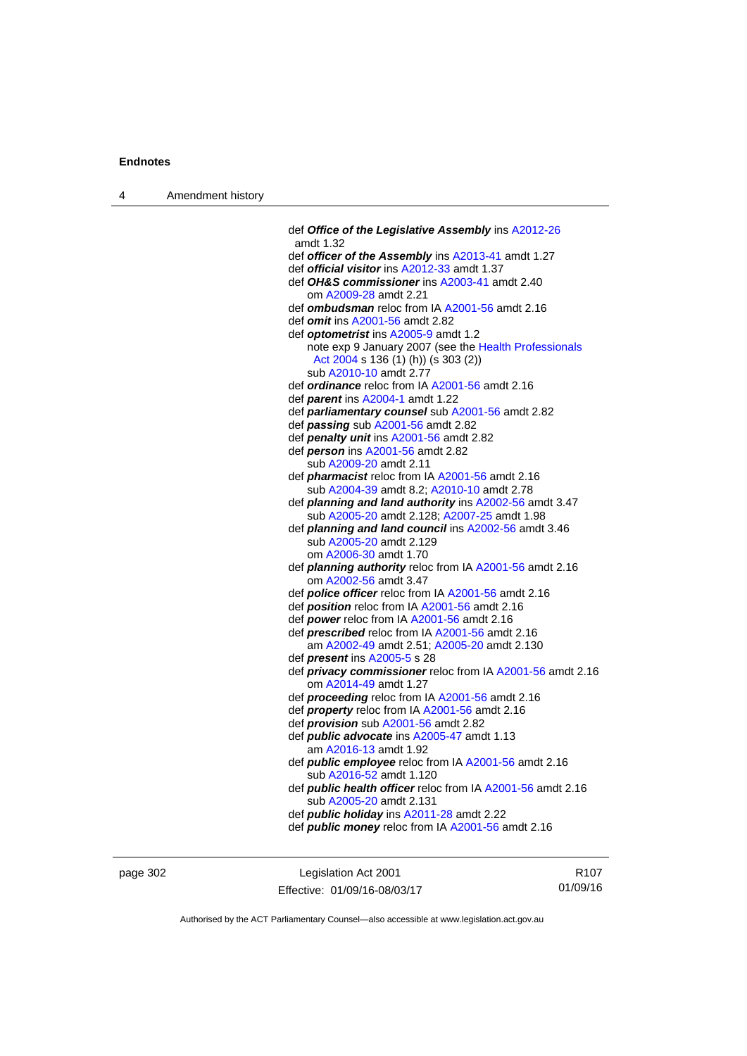def ***Office of the Legislative Assembly*** ins A2012-26 amdt 1.32

def ***officer of the Assembly*** ins A2013-41 amdt 1.27

def ***official visitor*** ins A2012-33 amdt 1.37

def ***OH&S commissioner*** ins A2003-41 amdt 2.40
  om A2009-28 amdt 2.21

def ***ombudsman*** reloc from IA A2001-56 amdt 2.16

def ***omit*** ins A2001-56 amdt 2.82

def ***optometrist*** ins A2005-9 amdt 1.2
  note exp 9 January 2007 (see the Health Professionals Act 2004 s 136 (1) (h)) (s 303 (2))
  sub A2010-10 amdt 2.77

def ***ordinance*** reloc from IA A2001-56 amdt 2.16

def ***parent*** ins A2004-1 amdt 1.22

def ***parliamentary counsel*** sub A2001-56 amdt 2.82

def ***passing*** sub A2001-56 amdt 2.82

def ***penalty unit*** ins A2001-56 amdt 2.82

def ***person*** ins A2001-56 amdt 2.82
  sub A2009-20 amdt 2.11

def ***pharmacist*** reloc from IA A2001-56 amdt 2.16
  sub A2004-39 amdt 8.2; A2010-10 amdt 2.78

def ***planning and land authority*** ins A2002-56 amdt 3.47
  sub A2005-20 amdt 2.128; A2007-25 amdt 1.98

def ***planning and land council*** ins A2002-56 amdt 3.46
  sub A2005-20 amdt 2.129
  om A2006-30 amdt 1.70

def ***planning authority*** reloc from IA A2001-56 amdt 2.16
  om A2002-56 amdt 3.47

def ***police officer*** reloc from IA A2001-56 amdt 2.16

def ***position*** reloc from IA A2001-56 amdt 2.16

def ***power*** reloc from IA A2001-56 amdt 2.16

def ***prescribed*** reloc from IA A2001-56 amdt 2.16
  am A2002-49 amdt 2.51; A2005-20 amdt 2.130

def ***present*** ins A2005-5 s 28

def ***privacy commissioner*** reloc from IA A2001-56 amdt 2.16
  om A2014-49 amdt 1.27

def ***proceeding*** reloc from IA A2001-56 amdt 2.16

def ***property*** reloc from IA A2001-56 amdt 2.16

def ***provision*** sub A2001-56 amdt 2.82

def ***public advocate*** ins A2005-47 amdt 1.13
  am A2016-13 amdt 1.92

def ***public employee*** reloc from IA A2001-56 amdt 2.16
  sub A2016-52 amdt 1.120

def ***public health officer*** reloc from IA A2001-56 amdt 2.16
  sub A2005-20 amdt 2.131

def ***public holiday*** ins A2011-28 amdt 2.22

def ***public money*** reloc from IA A2001-56 amdt 2.16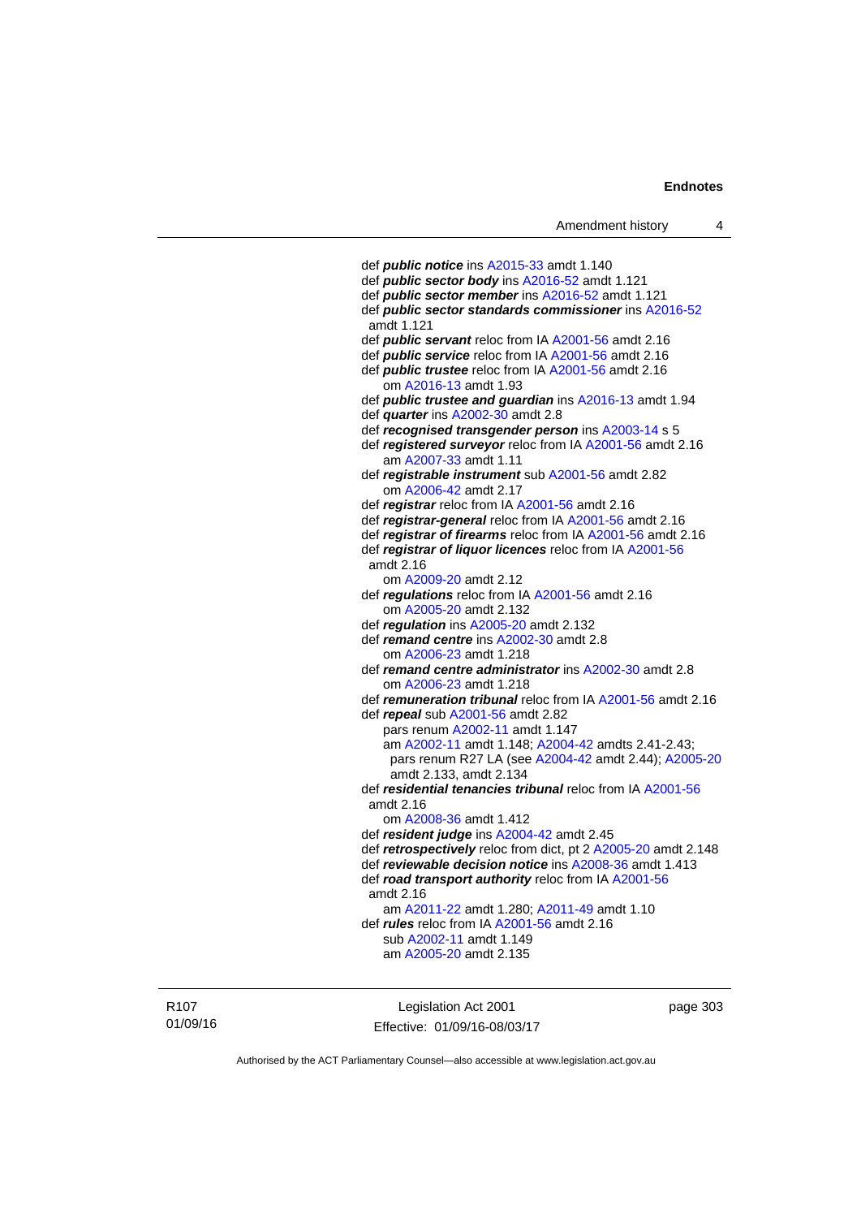def ***public notice*** ins A2015-33 amdt 1.140
def ***public sector body*** ins A2016-52 amdt 1.121
def ***public sector member*** ins A2016-52 amdt 1.121
def ***public sector standards commissioner*** ins A2016-52 amdt 1.121
def ***public servant*** reloc from IA A2001-56 amdt 2.16
def ***public service*** reloc from IA A2001-56 amdt 2.16
def ***public trustee*** reloc from IA A2001-56 amdt 2.16
  om A2016-13 amdt 1.93
def ***public trustee and guardian*** ins A2016-13 amdt 1.94
def ***quarter*** ins A2002-30 amdt 2.8
def ***recognised transgender person*** ins A2003-14 s 5
def ***registered surveyor*** reloc from IA A2001-56 amdt 2.16
  am A2007-33 amdt 1.11
def ***registrable instrument*** sub A2001-56 amdt 2.82
  om A2006-42 amdt 2.17
def ***registrar*** reloc from IA A2001-56 amdt 2.16
def ***registrar-general*** reloc from IA A2001-56 amdt 2.16
def ***registrar of firearms*** reloc from IA A2001-56 amdt 2.16
def ***registrar of liquor licences*** reloc from IA A2001-56 amdt 2.16
  om A2009-20 amdt 2.12
def ***regulations*** reloc from IA A2001-56 amdt 2.16
  om A2005-20 amdt 2.132
def ***regulation*** ins A2005-20 amdt 2.132
def ***remand centre*** ins A2002-30 amdt 2.8
  om A2006-23 amdt 1.218
def ***remand centre administrator*** ins A2002-30 amdt 2.8
  om A2006-23 amdt 1.218
def ***remuneration tribunal*** reloc from IA A2001-56 amdt 2.16
def ***repeal*** sub A2001-56 amdt 2.82
  pars renum A2002-11 amdt 1.147
  am A2002-11 amdt 1.148; A2004-42 amdts 2.41-2.43; pars renum R27 LA (see A2004-42 amdt 2.44); A2005-20 amdt 2.133, amdt 2.134
def ***residential tenancies tribunal*** reloc from IA A2001-56 amdt 2.16
  om A2008-36 amdt 1.412
def ***resident judge*** ins A2004-42 amdt 2.45
def ***retrospectively*** reloc from dict, pt 2 A2005-20 amdt 2.148
def ***reviewable decision notice*** ins A2008-36 amdt 1.413
def ***road transport authority*** reloc from IA A2001-56 amdt 2.16
  am A2011-22 amdt 1.280; A2011-49 amdt 1.10
def ***rules*** reloc from IA A2001-56 amdt 2.16
  sub A2002-11 amdt 1.149
  am A2005-20 amdt 2.135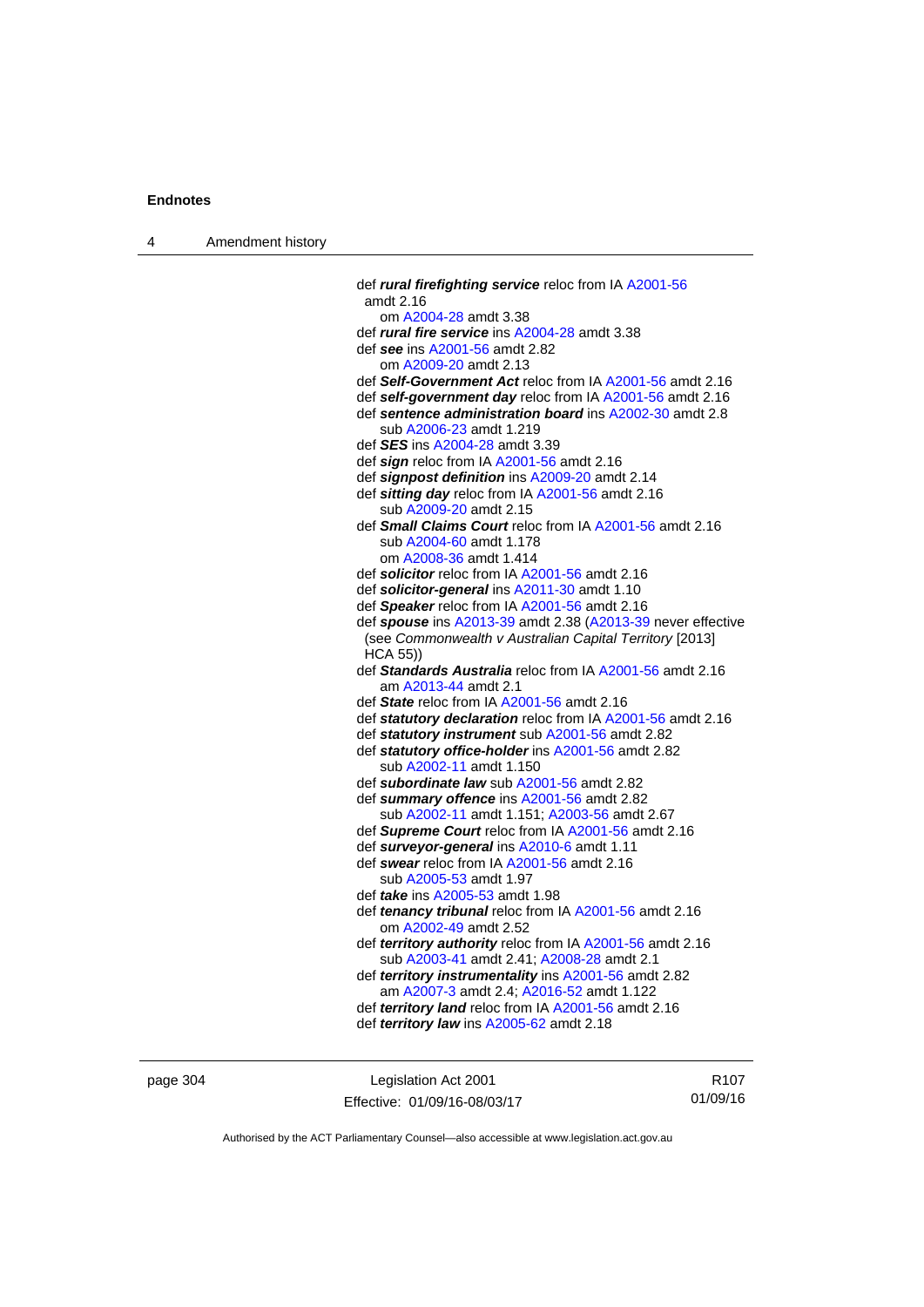def ***rural firefighting service*** reloc from IA A2001-56 amdt 2.16
om A2004-28 amdt 3.38
def ***rural fire service*** ins A2004-28 amdt 3.38
def ***see*** ins A2001-56 amdt 2.82
om A2009-20 amdt 2.13
def ***Self-Government Act*** reloc from IA A2001-56 amdt 2.16
def ***self-government day*** reloc from IA A2001-56 amdt 2.16
def ***sentence administration board*** ins A2002-30 amdt 2.8
sub A2006-23 amdt 1.219
def ***SES*** ins A2004-28 amdt 3.39
def ***sign*** reloc from IA A2001-56 amdt 2.16
def ***signpost definition*** ins A2009-20 amdt 2.14
def ***sitting day*** reloc from IA A2001-56 amdt 2.16
sub A2009-20 amdt 2.15
def ***Small Claims Court*** reloc from IA A2001-56 amdt 2.16
sub A2004-60 amdt 1.178
om A2008-36 amdt 1.414
def ***solicitor*** reloc from IA A2001-56 amdt 2.16
def ***solicitor-general*** ins A2011-30 amdt 1.10
def ***Speaker*** reloc from IA A2001-56 amdt 2.16
def ***spouse*** ins A2013-39 amdt 2.38 (A2013-39 never effective (see *Commonwealth v Australian Capital Territory* [2013] HCA 55))
def ***Standards Australia*** reloc from IA A2001-56 amdt 2.16
am A2013-44 amdt 2.1
def ***State*** reloc from IA A2001-56 amdt 2.16
def ***statutory declaration*** reloc from IA A2001-56 amdt 2.16
def ***statutory instrument*** sub A2001-56 amdt 2.82
def ***statutory office-holder*** ins A2001-56 amdt 2.82
sub A2002-11 amdt 1.150
def ***subordinate law*** sub A2001-56 amdt 2.82
def ***summary offence*** ins A2001-56 amdt 2.82
sub A2002-11 amdt 1.151; A2003-56 amdt 2.67
def ***Supreme Court*** reloc from IA A2001-56 amdt 2.16
def ***surveyor-general*** ins A2010-6 amdt 1.11
def ***swear*** reloc from IA A2001-56 amdt 2.16
sub A2005-53 amdt 1.97
def ***take*** ins A2005-53 amdt 1.98
def ***tenancy tribunal*** reloc from IA A2001-56 amdt 2.16
om A2002-49 amdt 2.52
def ***territory authority*** reloc from IA A2001-56 amdt 2.16
sub A2003-41 amdt 2.41; A2008-28 amdt 2.1
def ***territory instrumentality*** ins A2001-56 amdt 2.82
am A2007-3 amdt 2.4; A2016-52 amdt 1.122
def ***territory land*** reloc from IA A2001-56 amdt 2.16
def ***territory law*** ins A2005-62 amdt 2.18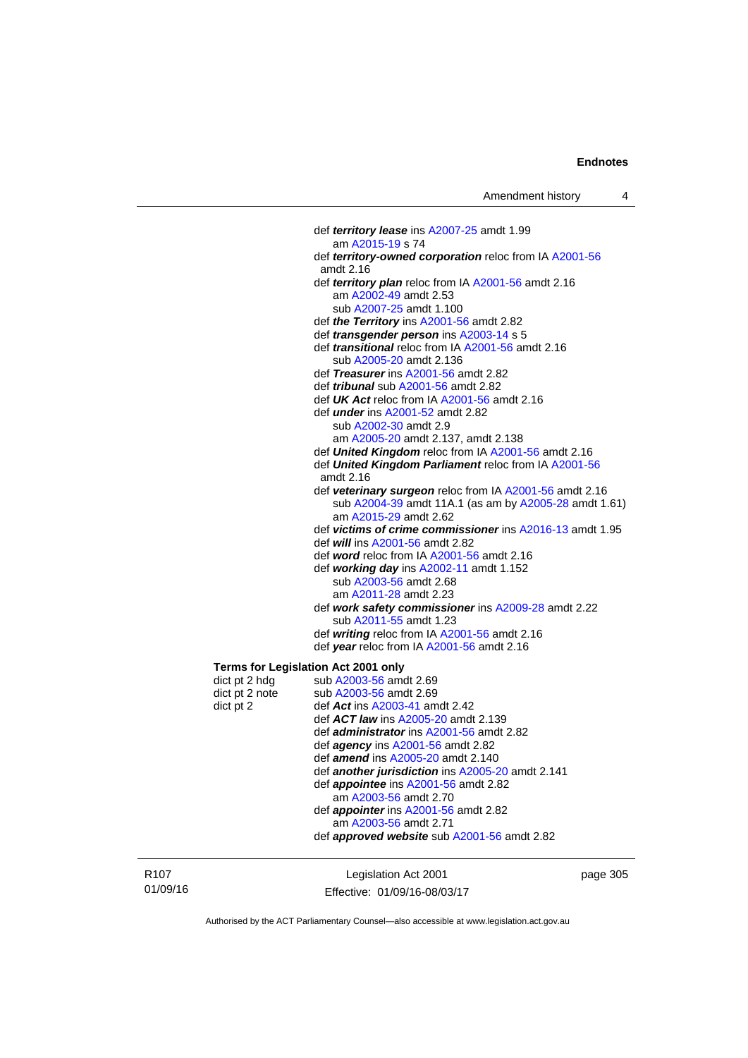def ***territory lease*** ins A2007-25 amdt 1.99
am A2015-19 s 74
def ***territory-owned corporation*** reloc from IA A2001-56 amdt 2.16
def ***territory plan*** reloc from IA A2001-56 amdt 2.16
am A2002-49 amdt 2.53
sub A2007-25 amdt 1.100
def ***the Territory*** ins A2001-56 amdt 2.82
def ***transgender person*** ins A2003-14 s 5
def ***transitional*** reloc from IA A2001-56 amdt 2.16
sub A2005-20 amdt 2.136
def ***Treasurer*** ins A2001-56 amdt 2.82
def ***tribunal*** sub A2001-56 amdt 2.82
def ***UK Act*** reloc from IA A2001-56 amdt 2.16
def ***under*** ins A2001-52 amdt 2.82
sub A2002-30 amdt 2.9
am A2005-20 amdt 2.137, amdt 2.138
def ***United Kingdom*** reloc from IA A2001-56 amdt 2.16
def ***United Kingdom Parliament*** reloc from IA A2001-56 amdt 2.16
def ***veterinary surgeon*** reloc from IA A2001-56 amdt 2.16
sub A2004-39 amdt 11A.1 (as am by A2005-28 amdt 1.61)
am A2015-29 amdt 2.62
def ***victims of crime commissioner*** ins A2016-13 amdt 1.95
def ***will*** ins A2001-56 amdt 2.82
def ***word*** reloc from IA A2001-56 amdt 2.16
def ***working day*** ins A2002-11 amdt 1.152
sub A2003-56 amdt 2.68
am A2011-28 amdt 2.23
def ***work safety commissioner*** ins A2009-28 amdt 2.22
sub A2011-55 amdt 1.23
def ***writing*** reloc from IA A2001-56 amdt 2.16
def ***year*** reloc from IA A2001-56 amdt 2.16

**Terms for Legislation Act 2001 only**

dict pt 2 hdg sub A2003-56 amdt 2.69
dict pt 2 note sub A2003-56 amdt 2.69
dict pt 2 def ***Act*** ins A2003-41 amdt 2.42
def ***ACT law*** ins A2005-20 amdt 2.139
def ***administrator*** ins A2001-56 amdt 2.82
def ***agency*** ins A2001-56 amdt 2.82
def ***amend*** ins A2005-20 amdt 2.140
def ***another jurisdiction*** ins A2005-20 amdt 2.141
def ***appointee*** ins A2001-56 amdt 2.82
am A2003-56 amdt 2.70
def ***appointer*** ins A2001-56 amdt 2.82
am A2003-56 amdt 2.71
def ***approved website*** sub A2001-56 amdt 2.82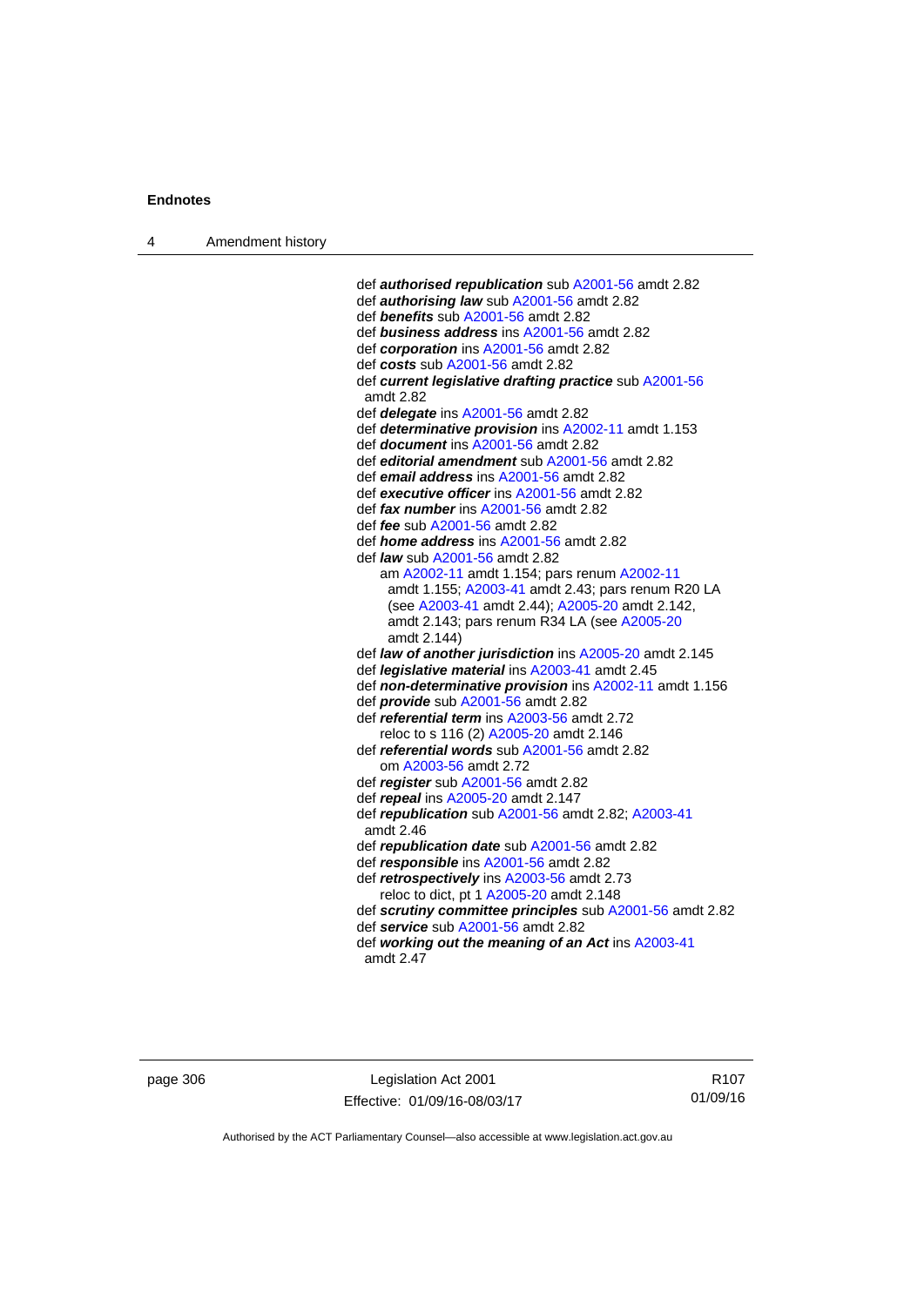def ***authorised republication*** sub A2001-56 amdt 2.82
def ***authorising law*** sub A2001-56 amdt 2.82
def ***benefits*** sub A2001-56 amdt 2.82
def ***business address*** ins A2001-56 amdt 2.82
def ***corporation*** ins A2001-56 amdt 2.82
def ***costs*** sub A2001-56 amdt 2.82
def ***current legislative drafting practice*** sub A2001-56 amdt 2.82
def ***delegate*** ins A2001-56 amdt 2.82
def ***determinative provision*** ins A2002-11 amdt 1.153
def ***document*** ins A2001-56 amdt 2.82
def ***editorial amendment*** sub A2001-56 amdt 2.82
def ***email address*** ins A2001-56 amdt 2.82
def ***executive officer*** ins A2001-56 amdt 2.82
def ***fax number*** ins A2001-56 amdt 2.82
def ***fee*** sub A2001-56 amdt 2.82
def ***home address*** ins A2001-56 amdt 2.82
def ***law*** sub A2001-56 amdt 2.82
    am A2002-11 amdt 1.154; pars renum A2002-11 amdt 1.155; A2003-41 amdt 2.43; pars renum R20 LA (see A2003-41 amdt 2.44); A2005-20 amdt 2.142, amdt 2.143; pars renum R34 LA (see A2005-20 amdt 2.144)
def ***law of another jurisdiction*** ins A2005-20 amdt 2.145
def ***legislative material*** ins A2003-41 amdt 2.45
def ***non-determinative provision*** ins A2002-11 amdt 1.156
def ***provide*** sub A2001-56 amdt 2.82
def ***referential term*** ins A2003-56 amdt 2.72
    reloc to s 116 (2) A2005-20 amdt 2.146
def ***referential words*** sub A2001-56 amdt 2.82
    om A2003-56 amdt 2.72
def ***register*** sub A2001-56 amdt 2.82
def ***repeal*** ins A2005-20 amdt 2.147
def ***republication*** sub A2001-56 amdt 2.82; A2003-41 amdt 2.46
def ***republication date*** sub A2001-56 amdt 2.82
def ***responsible*** ins A2001-56 amdt 2.82
def ***retrospectively*** ins A2003-56 amdt 2.73
    reloc to dict, pt 1 A2005-20 amdt 2.148
def ***scrutiny committee principles*** sub A2001-56 amdt 2.82
def ***service*** sub A2001-56 amdt 2.82
def ***working out the meaning of an Act*** ins A2003-41 amdt 2.47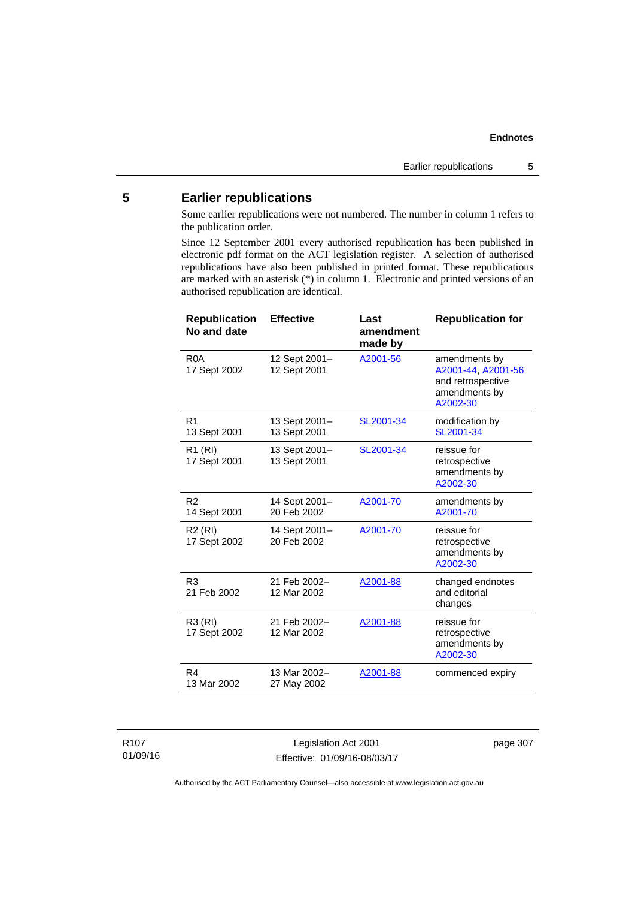## 5 Earlier republications

Some earlier republications were not numbered. The number in column 1 refers to the publication order.

Since 12 September 2001 every authorised republication has been published in electronic pdf format on the ACT legislation register. A selection of authorised republications have also been published in printed format. These republications are marked with an asterisk (*) in column 1. Electronic and printed versions of an authorised republication are identical.

| Republication No and date | Effective | Last amendment made by | Republication for |
|---|---|---|---|
| R0A<br>17 Sept 2002 | 12 Sept 2001–<br>12 Sept 2001 | A2001-56 | amendments by A2001-44, A2001-56 and retrospective amendments by A2002-30 |
| R1<br>13 Sept 2001 | 13 Sept 2001–<br>13 Sept 2001 | SL2001-34 | modification by SL2001-34 |
| R1 (RI)<br>17 Sept 2001 | 13 Sept 2001–<br>13 Sept 2001 | SL2001-34 | reissue for retrospective amendments by A2002-30 |
| R2<br>14 Sept 2001 | 14 Sept 2001–<br>20 Feb 2002 | A2001-70 | amendments by A2001-70 |
| R2 (RI)<br>17 Sept 2002 | 14 Sept 2001–<br>20 Feb 2002 | A2001-70 | reissue for retrospective amendments by A2002-30 |
| R3<br>21 Feb 2002 | 21 Feb 2002–<br>12 Mar 2002 | A2001-88 | changed endnotes and editorial changes |
| R3 (RI)<br>17 Sept 2002 | 21 Feb 2002–<br>12 Mar 2002 | A2001-88 | reissue for retrospective amendments by A2002-30 |
| R4<br>13 Mar 2002 | 13 Mar 2002–<br>27 May 2002 | A2001-88 | commenced expiry |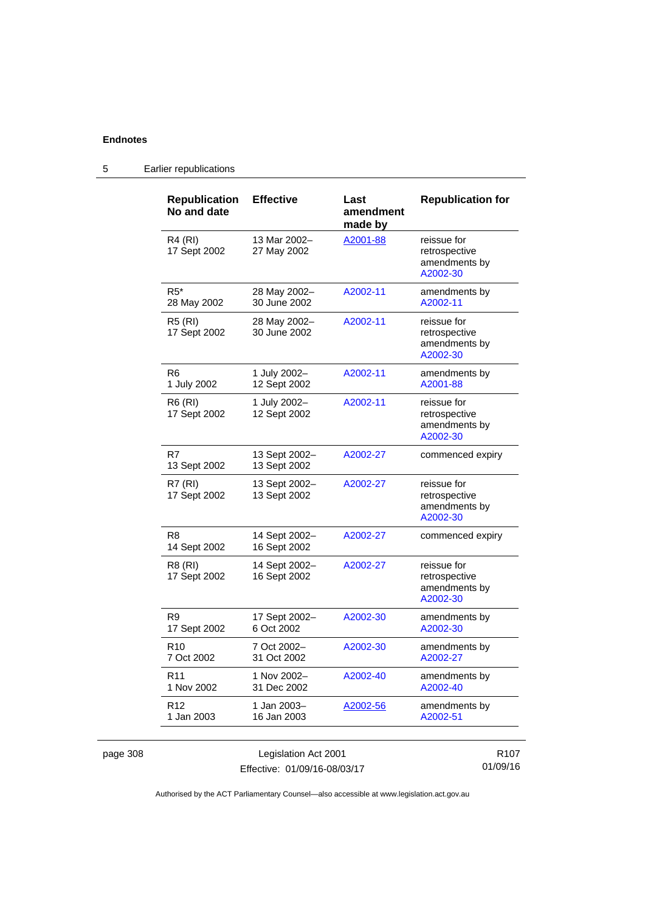## 5 Earlier republications

| Republication No and date | Effective | Last amendment made by | Republication for |
|---|---|---|---|
| R4 (RI) 17 Sept 2002 | 13 Mar 2002– 27 May 2002 | A2001-88 | reissue for retrospective amendments by A2002-30 |
| R5* 28 May 2002 | 28 May 2002– 30 June 2002 | A2002-11 | amendments by A2002-11 |
| R5 (RI) 17 Sept 2002 | 28 May 2002– 30 June 2002 | A2002-11 | reissue for retrospective amendments by A2002-30 |
| R6 1 July 2002 | 1 July 2002– 12 Sept 2002 | A2002-11 | amendments by A2001-88 |
| R6 (RI) 17 Sept 2002 | 1 July 2002– 12 Sept 2002 | A2002-11 | reissue for retrospective amendments by A2002-30 |
| R7 13 Sept 2002 | 13 Sept 2002– 13 Sept 2002 | A2002-27 | commenced expiry |
| R7 (RI) 17 Sept 2002 | 13 Sept 2002– 13 Sept 2002 | A2002-27 | reissue for retrospective amendments by A2002-30 |
| R8 14 Sept 2002 | 14 Sept 2002– 16 Sept 2002 | A2002-27 | commenced expiry |
| R8 (RI) 17 Sept 2002 | 14 Sept 2002– 16 Sept 2002 | A2002-27 | reissue for retrospective amendments by A2002-30 |
| R9 17 Sept 2002 | 17 Sept 2002– 6 Oct 2002 | A2002-30 | amendments by A2002-30 |
| R10 7 Oct 2002 | 7 Oct 2002– 31 Oct 2002 | A2002-30 | amendments by A2002-27 |
| R11 1 Nov 2002 | 1 Nov 2002– 31 Dec 2002 | A2002-40 | amendments by A2002-40 |
| R12 1 Jan 2003 | 1 Jan 2003– 16 Jan 2003 | A2002-56 | amendments by A2002-51 |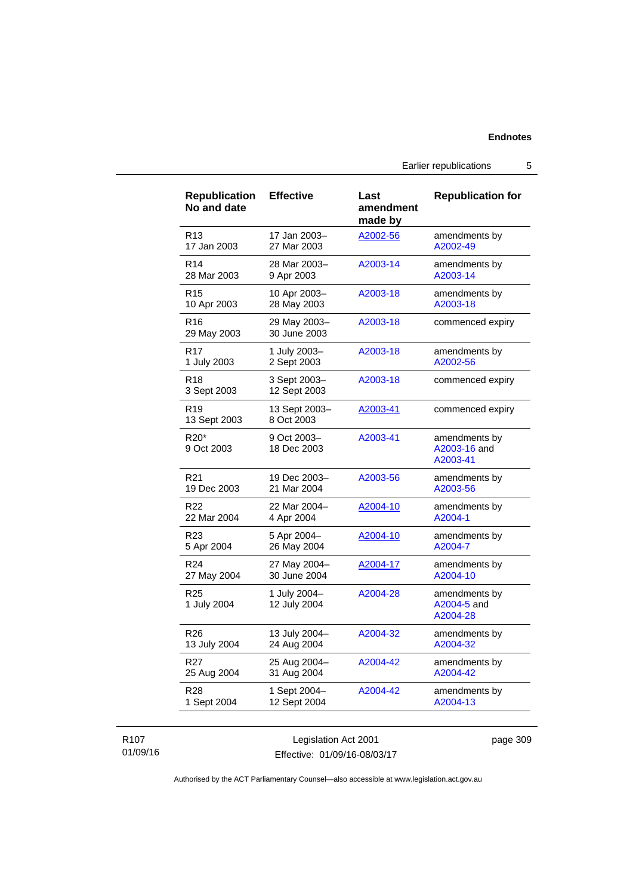| Republication No and date | Effective | Last amendment made by | Republication for |
|---|---|---|---|
| R13<br>17 Jan 2003 | 17 Jan 2003–<br>27 Mar 2003 | A2002-56 | amendments by A2002-49 |
| R14<br>28 Mar 2003 | 28 Mar 2003–<br>9 Apr 2003 | A2003-14 | amendments by A2003-14 |
| R15<br>10 Apr 2003 | 10 Apr 2003–<br>28 May 2003 | A2003-18 | amendments by A2003-18 |
| R16<br>29 May 2003 | 29 May 2003–<br>30 June 2003 | A2003-18 | commenced expiry |
| R17<br>1 July 2003 | 1 July 2003–<br>2 Sept 2003 | A2003-18 | amendments by A2002-56 |
| R18<br>3 Sept 2003 | 3 Sept 2003–<br>12 Sept 2003 | A2003-18 | commenced expiry |
| R19<br>13 Sept 2003 | 13 Sept 2003–<br>8 Oct 2003 | A2003-41 | commenced expiry |
| R20*<br>9 Oct 2003 | 9 Oct 2003–<br>18 Dec 2003 | A2003-41 | amendments by A2003-16 and A2003-41 |
| R21<br>19 Dec 2003 | 19 Dec 2003–<br>21 Mar 2004 | A2003-56 | amendments by A2003-56 |
| R22<br>22 Mar 2004 | 22 Mar 2004–<br>4 Apr 2004 | A2004-10 | amendments by A2004-1 |
| R23<br>5 Apr 2004 | 5 Apr 2004–<br>26 May 2004 | A2004-10 | amendments by A2004-7 |
| R24<br>27 May 2004 | 27 May 2004–<br>30 June 2004 | A2004-17 | amendments by A2004-10 |
| R25<br>1 July 2004 | 1 July 2004–<br>12 July 2004 | A2004-28 | amendments by A2004-5 and A2004-28 |
| R26<br>13 July 2004 | 13 July 2004–<br>24 Aug 2004 | A2004-32 | amendments by A2004-32 |
| R27<br>25 Aug 2004 | 25 Aug 2004–<br>31 Aug 2004 | A2004-42 | amendments by A2004-42 |
| R28<br>1 Sept 2004 | 1 Sept 2004–<br>12 Sept 2004 | A2004-42 | amendments by A2004-13 |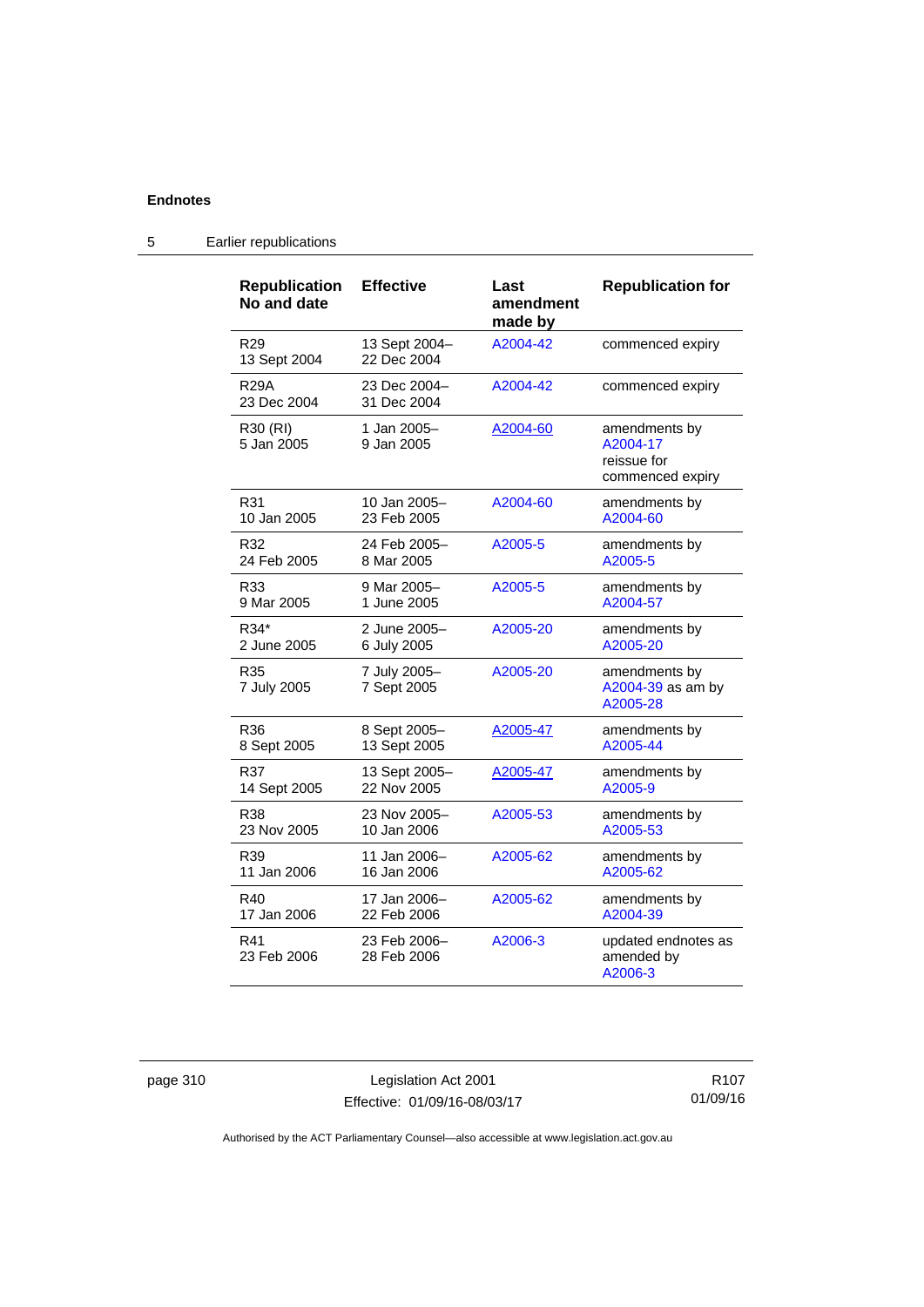## Endnotes

### 5 Earlier republications

| Republication No and date | Effective | Last amendment made by | Republication for |
|---|---|---|---|
| R29<br>13 Sept 2004 | 13 Sept 2004–<br>22 Dec 2004 | A2004-42 | commenced expiry |
| R29A<br>23 Dec 2004 | 23 Dec 2004–<br>31 Dec 2004 | A2004-42 | commenced expiry |
| R30 (RI)<br>5 Jan 2005 | 1 Jan 2005–<br>9 Jan 2005 | A2004-60 | amendments by A2004-17<br>reissue for commenced expiry |
| R31<br>10 Jan 2005 | 10 Jan 2005–<br>23 Feb 2005 | A2004-60 | amendments by A2004-60 |
| R32<br>24 Feb 2005 | 24 Feb 2005–<br>8 Mar 2005 | A2005-5 | amendments by A2005-5 |
| R33<br>9 Mar 2005 | 9 Mar 2005–<br>1 June 2005 | A2005-5 | amendments by A2004-57 |
| R34*<br>2 June 2005 | 2 June 2005–<br>6 July 2005 | A2005-20 | amendments by A2005-20 |
| R35<br>7 July 2005 | 7 July 2005–<br>7 Sept 2005 | A2005-20 | amendments by A2004-39 as am by A2005-28 |
| R36<br>8 Sept 2005 | 8 Sept 2005–<br>13 Sept 2005 | A2005-47 | amendments by A2005-44 |
| R37<br>14 Sept 2005 | 13 Sept 2005–<br>22 Nov 2005 | A2005-47 | amendments by A2005-9 |
| R38<br>23 Nov 2005 | 23 Nov 2005–<br>10 Jan 2006 | A2005-53 | amendments by A2005-53 |
| R39<br>11 Jan 2006 | 11 Jan 2006–<br>16 Jan 2006 | A2005-62 | amendments by A2005-62 |
| R40<br>17 Jan 2006 | 17 Jan 2006–<br>22 Feb 2006 | A2005-62 | amendments by A2004-39 |
| R41<br>23 Feb 2006 | 23 Feb 2006–<br>28 Feb 2006 | A2006-3 | updated endnotes as amended by A2006-3 |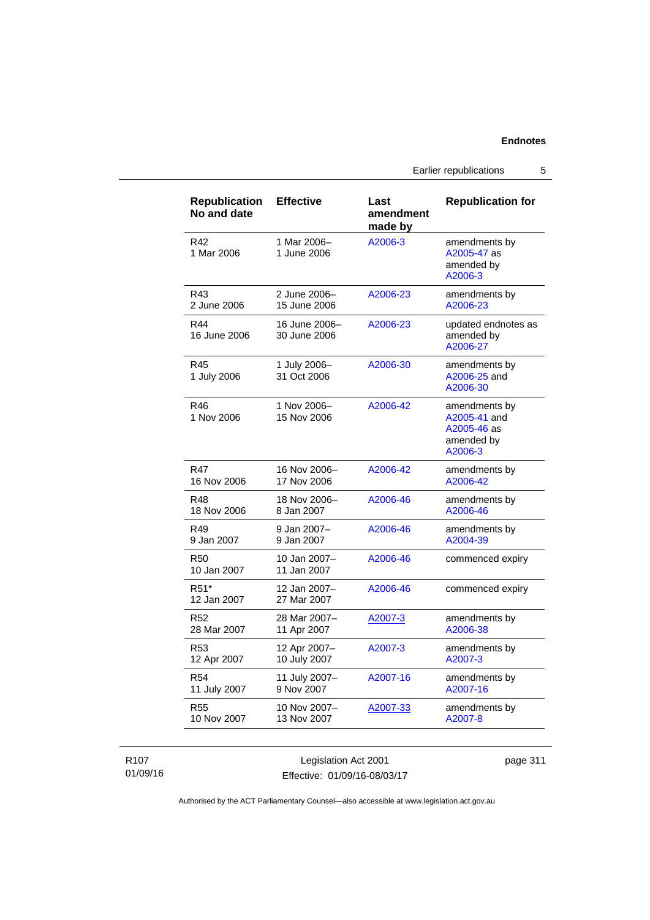| Republication No and date | Effective | Last amendment made by | Republication for |
|---|---|---|---|
| R42<br>1 Mar 2006 | 1 Mar 2006–<br>1 June 2006 | A2006-3 | amendments by A2005-47 as amended by A2006-3 |
| R43<br>2 June 2006 | 2 June 2006–<br>15 June 2006 | A2006-23 | amendments by A2006-23 |
| R44<br>16 June 2006 | 16 June 2006–<br>30 June 2006 | A2006-23 | updated endnotes as amended by A2006-27 |
| R45<br>1 July 2006 | 1 July 2006–<br>31 Oct 2006 | A2006-30 | amendments by A2006-25 and A2006-30 |
| R46<br>1 Nov 2006 | 1 Nov 2006–<br>15 Nov 2006 | A2006-42 | amendments by A2005-41 and A2005-46 as amended by A2006-3 |
| R47<br>16 Nov 2006 | 16 Nov 2006–<br>17 Nov 2006 | A2006-42 | amendments by A2006-42 |
| R48<br>18 Nov 2006 | 18 Nov 2006–<br>8 Jan 2007 | A2006-46 | amendments by A2006-46 |
| R49<br>9 Jan 2007 | 9 Jan 2007–<br>9 Jan 2007 | A2006-46 | amendments by A2004-39 |
| R50<br>10 Jan 2007 | 10 Jan 2007–<br>11 Jan 2007 | A2006-46 | commenced expiry |
| R51*<br>12 Jan 2007 | 12 Jan 2007–<br>27 Mar 2007 | A2006-46 | commenced expiry |
| R52<br>28 Mar 2007 | 28 Mar 2007–<br>11 Apr 2007 | A2007-3 | amendments by A2006-38 |
| R53<br>12 Apr 2007 | 12 Apr 2007–<br>10 July 2007 | A2007-3 | amendments by A2007-3 |
| R54<br>11 July 2007 | 11 July 2007–<br>9 Nov 2007 | A2007-16 | amendments by A2007-16 |
| R55<br>10 Nov 2007 | 10 Nov 2007–<br>13 Nov 2007 | A2007-33 | amendments by A2007-8 |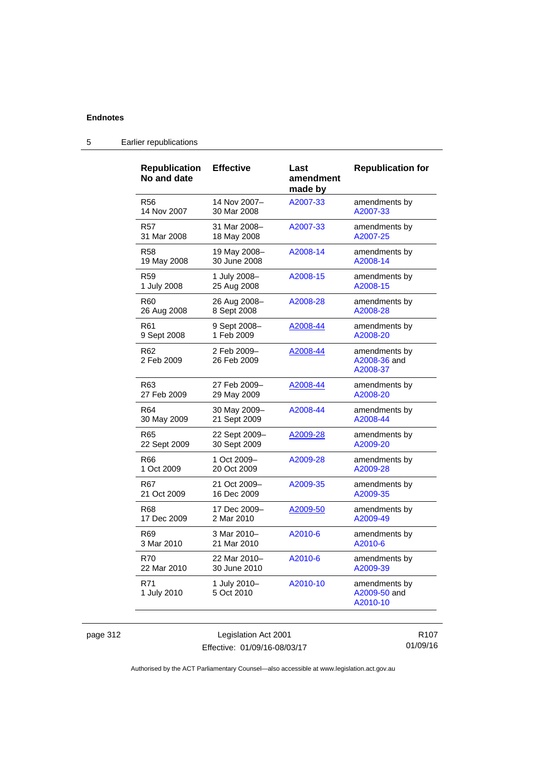## Endnotes

### 5 Earlier republications

| Republication No and date | Effective | Last amendment made by | Republication for |
|---|---|---|---|
| R56<br>14 Nov 2007 | 14 Nov 2007–<br>30 Mar 2008 | A2007-33 | amendments by A2007-33 |
| R57<br>31 Mar 2008 | 31 Mar 2008–<br>18 May 2008 | A2007-33 | amendments by A2007-25 |
| R58<br>19 May 2008 | 19 May 2008–<br>30 June 2008 | A2008-14 | amendments by A2008-14 |
| R59<br>1 July 2008 | 1 July 2008–<br>25 Aug 2008 | A2008-15 | amendments by A2008-15 |
| R60<br>26 Aug 2008 | 26 Aug 2008–<br>8 Sept 2008 | A2008-28 | amendments by A2008-28 |
| R61<br>9 Sept 2008 | 9 Sept 2008–<br>1 Feb 2009 | A2008-44 | amendments by A2008-20 |
| R62<br>2 Feb 2009 | 2 Feb 2009–<br>26 Feb 2009 | A2008-44 | amendments by A2008-36 and A2008-37 |
| R63<br>27 Feb 2009 | 27 Feb 2009–<br>29 May 2009 | A2008-44 | amendments by A2008-20 |
| R64<br>30 May 2009 | 30 May 2009–<br>21 Sept 2009 | A2008-44 | amendments by A2008-44 |
| R65<br>22 Sept 2009 | 22 Sept 2009–<br>30 Sept 2009 | A2009-28 | amendments by A2009-20 |
| R66<br>1 Oct 2009 | 1 Oct 2009–<br>20 Oct 2009 | A2009-28 | amendments by A2009-28 |
| R67<br>21 Oct 2009 | 21 Oct 2009–<br>16 Dec 2009 | A2009-35 | amendments by A2009-35 |
| R68<br>17 Dec 2009 | 17 Dec 2009–<br>2 Mar 2010 | A2009-50 | amendments by A2009-49 |
| R69<br>3 Mar 2010 | 3 Mar 2010–<br>21 Mar 2010 | A2010-6 | amendments by A2010-6 |
| R70<br>22 Mar 2010 | 22 Mar 2010–<br>30 June 2010 | A2010-6 | amendments by A2009-39 |
| R71<br>1 July 2010 | 1 July 2010–<br>5 Oct 2010 | A2010-10 | amendments by A2009-50 and A2010-10 |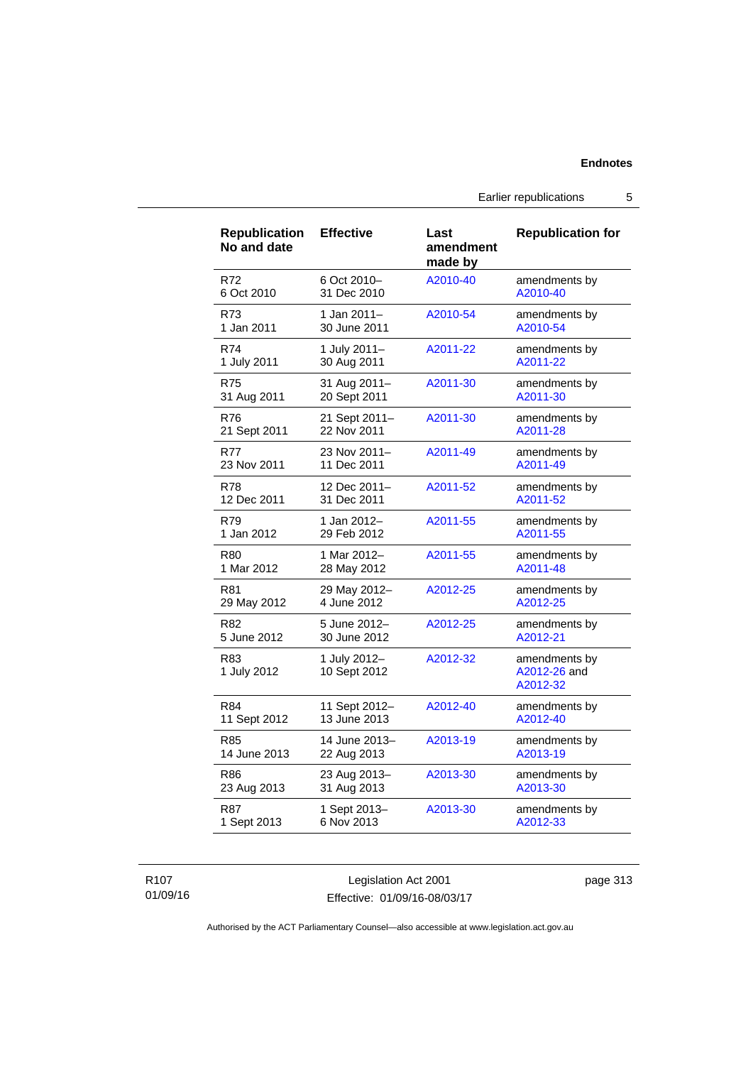| Republication No and date | Effective | Last amendment made by | Republication for |
|---|---|---|---|
| R72 6 Oct 2010 | 6 Oct 2010– 31 Dec 2010 | A2010-40 | amendments by A2010-40 |
| R73 1 Jan 2011 | 1 Jan 2011– 30 June 2011 | A2010-54 | amendments by A2010-54 |
| R74 1 July 2011 | 1 July 2011– 30 Aug 2011 | A2011-22 | amendments by A2011-22 |
| R75 31 Aug 2011 | 31 Aug 2011– 20 Sept 2011 | A2011-30 | amendments by A2011-30 |
| R76 21 Sept 2011 | 21 Sept 2011– 22 Nov 2011 | A2011-30 | amendments by A2011-28 |
| R77 23 Nov 2011 | 23 Nov 2011– 11 Dec 2011 | A2011-49 | amendments by A2011-49 |
| R78 12 Dec 2011 | 12 Dec 2011– 31 Dec 2011 | A2011-52 | amendments by A2011-52 |
| R79 1 Jan 2012 | 1 Jan 2012– 29 Feb 2012 | A2011-55 | amendments by A2011-55 |
| R80 1 Mar 2012 | 1 Mar 2012– 28 May 2012 | A2011-55 | amendments by A2011-48 |
| R81 29 May 2012 | 29 May 2012– 4 June 2012 | A2012-25 | amendments by A2012-25 |
| R82 5 June 2012 | 5 June 2012– 30 June 2012 | A2012-25 | amendments by A2012-21 |
| R83 1 July 2012 | 1 July 2012– 10 Sept 2012 | A2012-32 | amendments by A2012-26 and A2012-32 |
| R84 11 Sept 2012 | 11 Sept 2012– 13 June 2013 | A2012-40 | amendments by A2012-40 |
| R85 14 June 2013 | 14 June 2013– 22 Aug 2013 | A2013-19 | amendments by A2013-19 |
| R86 23 Aug 2013 | 23 Aug 2013– 31 Aug 2013 | A2013-30 | amendments by A2013-30 |
| R87 1 Sept 2013 | 1 Sept 2013– 6 Nov 2013 | A2013-30 | amendments by A2012-33 |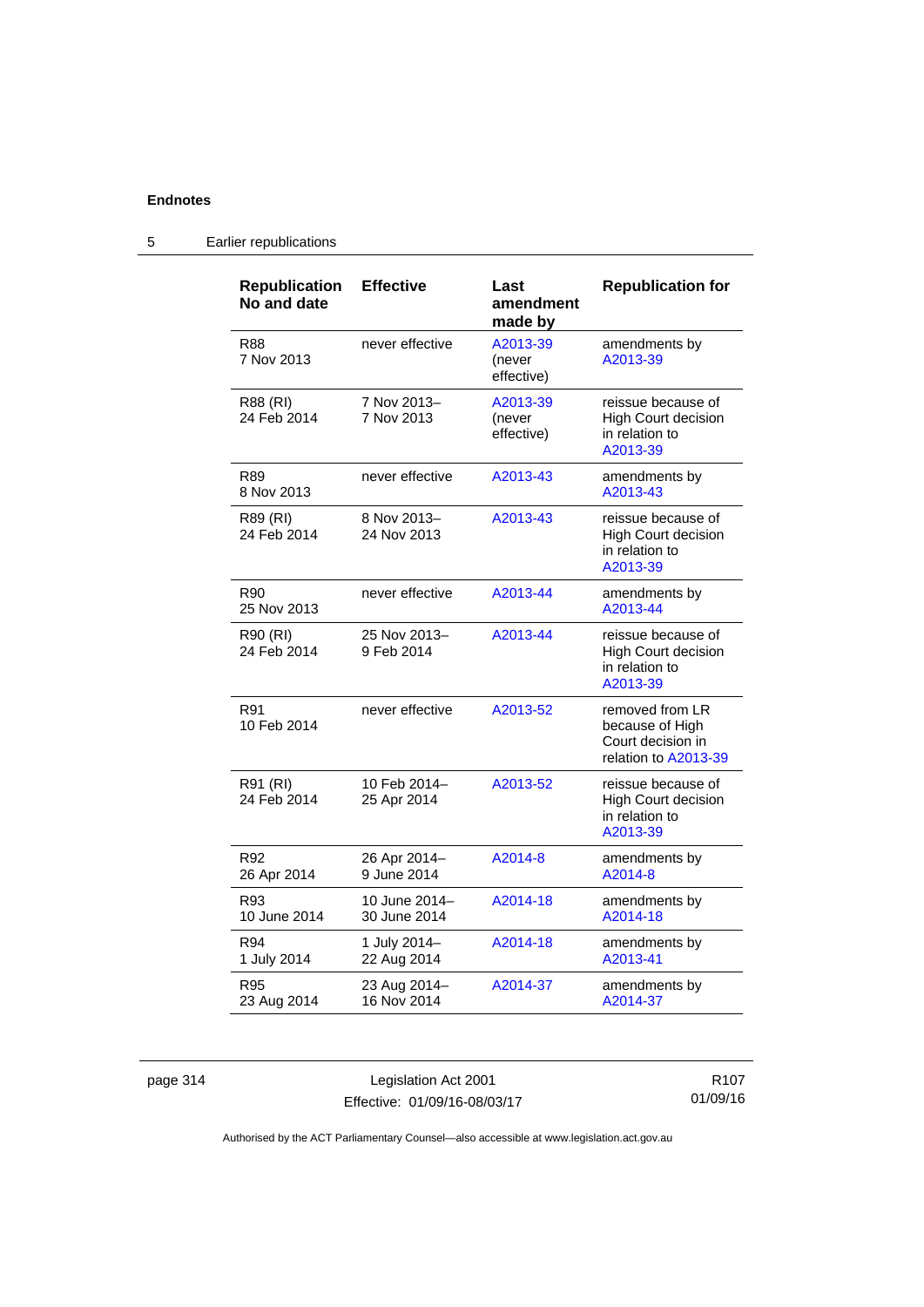**Endnotes**

## 5 Earlier republications

| Republication No and date | Effective | Last amendment made by | Republication for |
|---|---|---|---|
| R88<br>7 Nov 2013 | never effective | A2013-39<br>(never effective) | amendments by A2013-39 |
| R88 (RI)<br>24 Feb 2014 | 7 Nov 2013–<br>7 Nov 2013 | A2013-39<br>(never effective) | reissue because of High Court decision in relation to A2013-39 |
| R89<br>8 Nov 2013 | never effective | A2013-43 | amendments by A2013-43 |
| R89 (RI)<br>24 Feb 2014 | 8 Nov 2013–<br>24 Nov 2013 | A2013-43 | reissue because of High Court decision in relation to A2013-39 |
| R90<br>25 Nov 2013 | never effective | A2013-44 | amendments by A2013-44 |
| R90 (RI)<br>24 Feb 2014 | 25 Nov 2013–<br>9 Feb 2014 | A2013-44 | reissue because of High Court decision in relation to A2013-39 |
| R91<br>10 Feb 2014 | never effective | A2013-52 | removed from LR because of High Court decision in relation to A2013-39 |
| R91 (RI)<br>24 Feb 2014 | 10 Feb 2014–<br>25 Apr 2014 | A2013-52 | reissue because of High Court decision in relation to A2013-39 |
| R92<br>26 Apr 2014 | 26 Apr 2014–<br>9 June 2014 | A2014-8 | amendments by A2014-8 |
| R93<br>10 June 2014 | 10 June 2014–<br>30 June 2014 | A2014-18 | amendments by A2014-18 |
| R94<br>1 July 2014 | 1 July 2014–<br>22 Aug 2014 | A2014-18 | amendments by A2013-41 |
| R95<br>23 Aug 2014 | 23 Aug 2014–<br>16 Nov 2014 | A2014-37 | amendments by A2014-37 |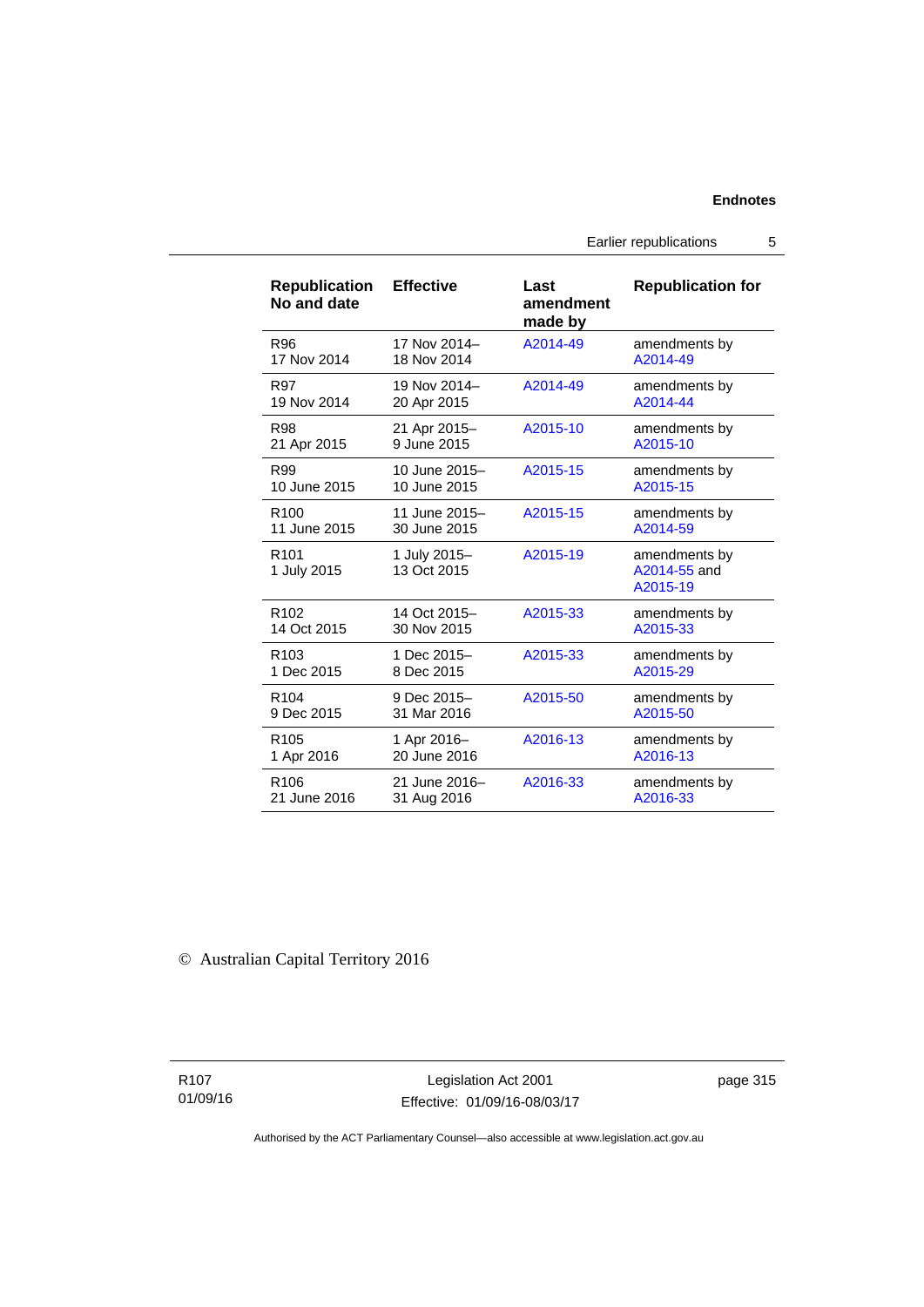| Republication No and date | Effective | Last amendment made by | Republication for |
|---|---|---|---|
| R96<br>17 Nov 2014 | 17 Nov 2014–<br>18 Nov 2014 | A2014-49 | amendments by A2014-49 |
| R97<br>19 Nov 2014 | 19 Nov 2014–<br>20 Apr 2015 | A2014-49 | amendments by A2014-44 |
| R98<br>21 Apr 2015 | 21 Apr 2015–<br>9 June 2015 | A2015-10 | amendments by A2015-10 |
| R99<br>10 June 2015 | 10 June 2015–<br>10 June 2015 | A2015-15 | amendments by A2015-15 |
| R100<br>11 June 2015 | 11 June 2015–<br>30 June 2015 | A2015-15 | amendments by A2014-59 |
| R101<br>1 July 2015 | 1 July 2015–<br>13 Oct 2015 | A2015-19 | amendments by A2014-55 and A2015-19 |
| R102<br>14 Oct 2015 | 14 Oct 2015–<br>30 Nov 2015 | A2015-33 | amendments by A2015-33 |
| R103<br>1 Dec 2015 | 1 Dec 2015–<br>8 Dec 2015 | A2015-33 | amendments by A2015-29 |
| R104<br>9 Dec 2015 | 9 Dec 2015–<br>31 Mar 2016 | A2015-50 | amendments by A2015-50 |
| R105<br>1 Apr 2016 | 1 Apr 2016–<br>20 June 2016 | A2016-13 | amendments by A2016-13 |
| R106<br>21 June 2016 | 21 June 2016–<br>31 Aug 2016 | A2016-33 | amendments by A2016-33 |

© Australian Capital Territory 2016